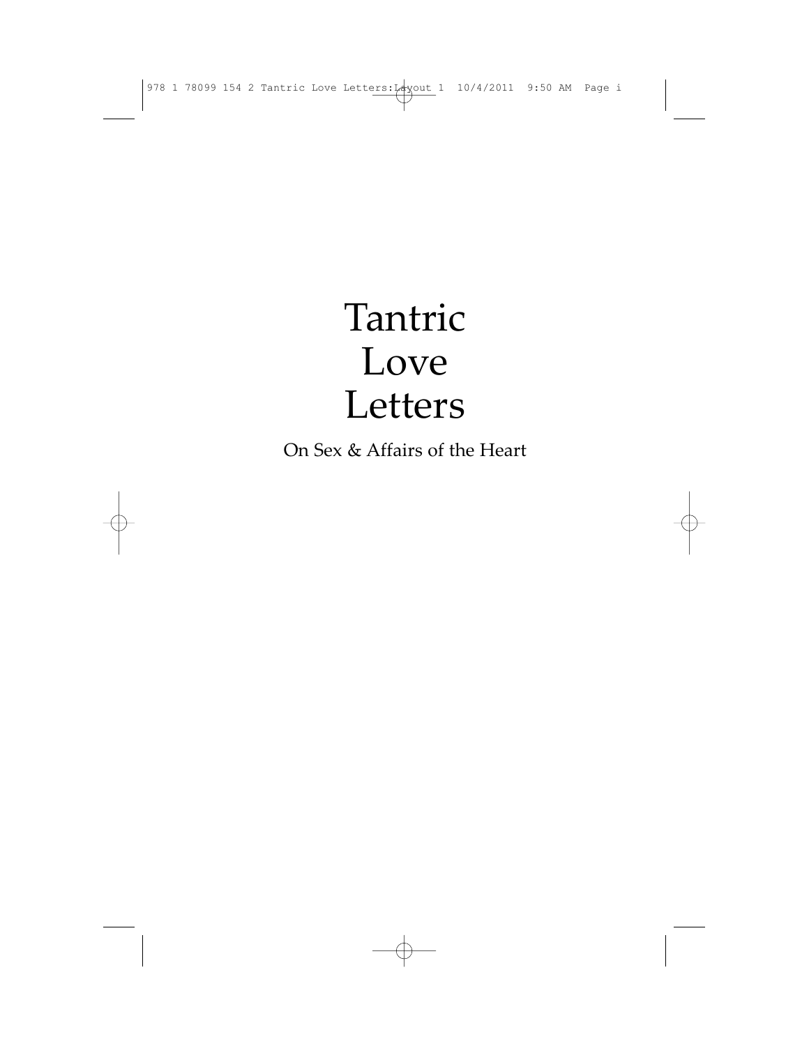# Tantric Love Letters

On Sex & Affairs of the Heart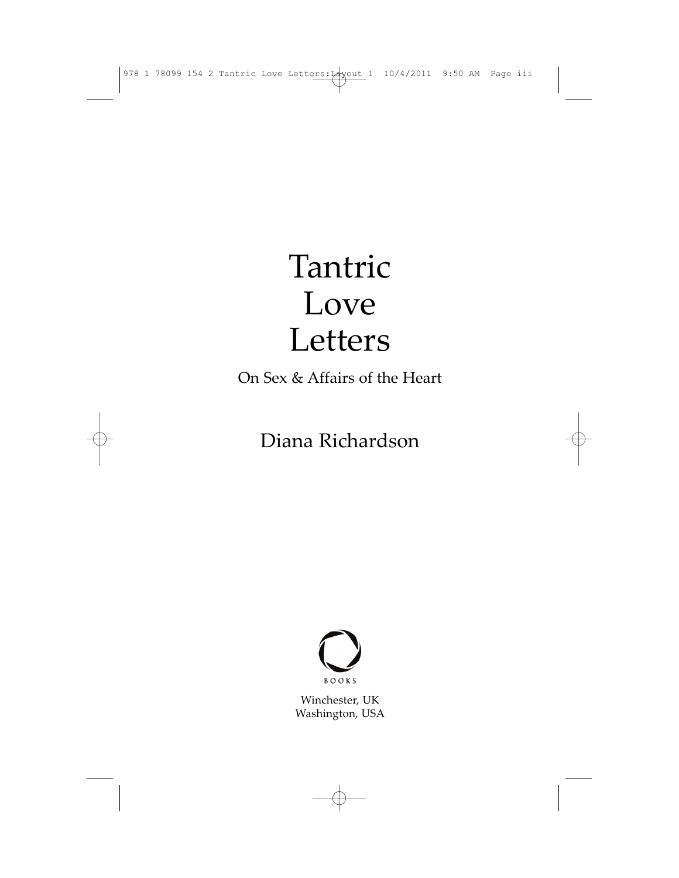# Tantric Love Letters

On Sex & Affairs of the Heart

Diana Richardson

BOOKS

Winchester, UK
Washington, USA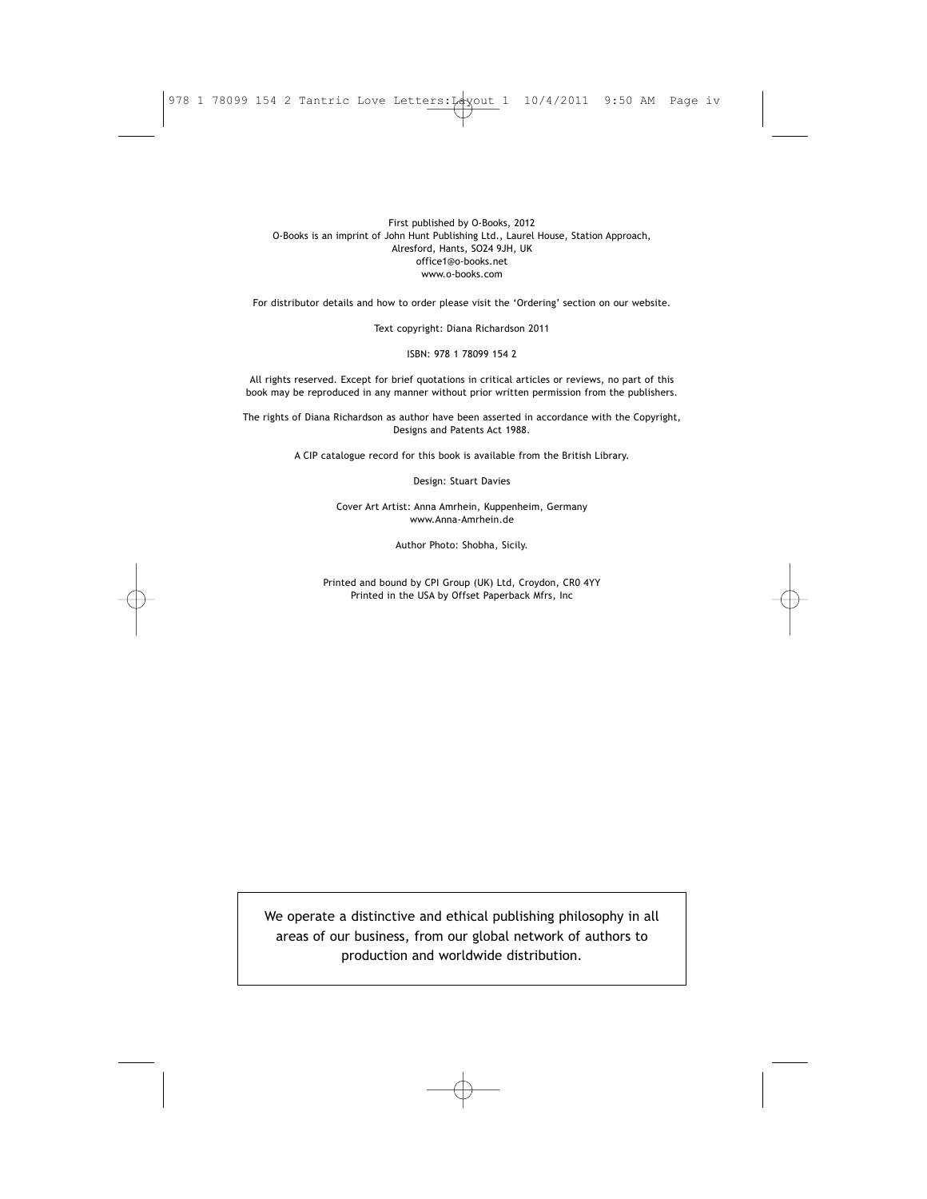First published by O-Books, 2012
O-Books is an imprint of John Hunt Publishing Ltd., Laurel House, Station Approach, Alresford, Hants, SO24 9JH, UK
office1@o-books.net
www.o-books.com

For distributor details and how to order please visit the 'Ordering' section on our website.

Text copyright: Diana Richardson 2011

ISBN: 978 1 78099 154 2

All rights reserved. Except for brief quotations in critical articles or reviews, no part of this book may be reproduced in any manner without prior written permission from the publishers.

The rights of Diana Richardson as author have been asserted in accordance with the Copyright, Designs and Patents Act 1988.

A CIP catalogue record for this book is available from the British Library.

Design: Stuart Davies

Cover Art Artist: Anna Amrhein, Kuppenheim, Germany
www.Anna-Amrhein.de

Author Photo: Shobha, Sicily.

Printed and bound by CPI Group (UK) Ltd, Croydon, CR0 4YY
Printed in the USA by Offset Paperback Mfrs, Inc

We operate a distinctive and ethical publishing philosophy in all areas of our business, from our global network of authors to production and worldwide distribution.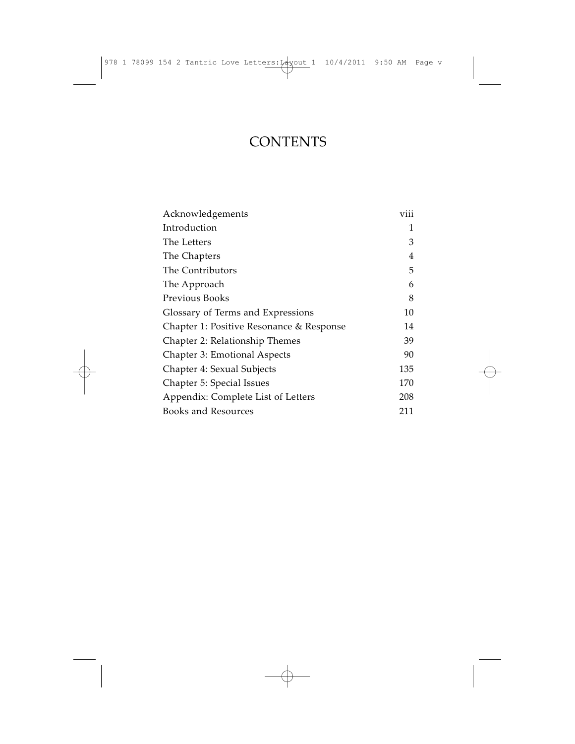# CONTENTS

| | |
|---|---|
| Acknowledgements | viii |
| Introduction | 1 |
| The Letters | 3 |
| The Chapters | 4 |
| The Contributors | 5 |
| The Approach | 6 |
| Previous Books | 8 |
| Glossary of Terms and Expressions | 10 |
| Chapter 1: Positive Resonance & Response | 14 |
| Chapter 2: Relationship Themes | 39 |
| Chapter 3: Emotional Aspects | 90 |
| Chapter 4: Sexual Subjects | 135 |
| Chapter 5: Special Issues | 170 |
| Appendix: Complete List of Letters | 208 |
| Books and Resources | 211 |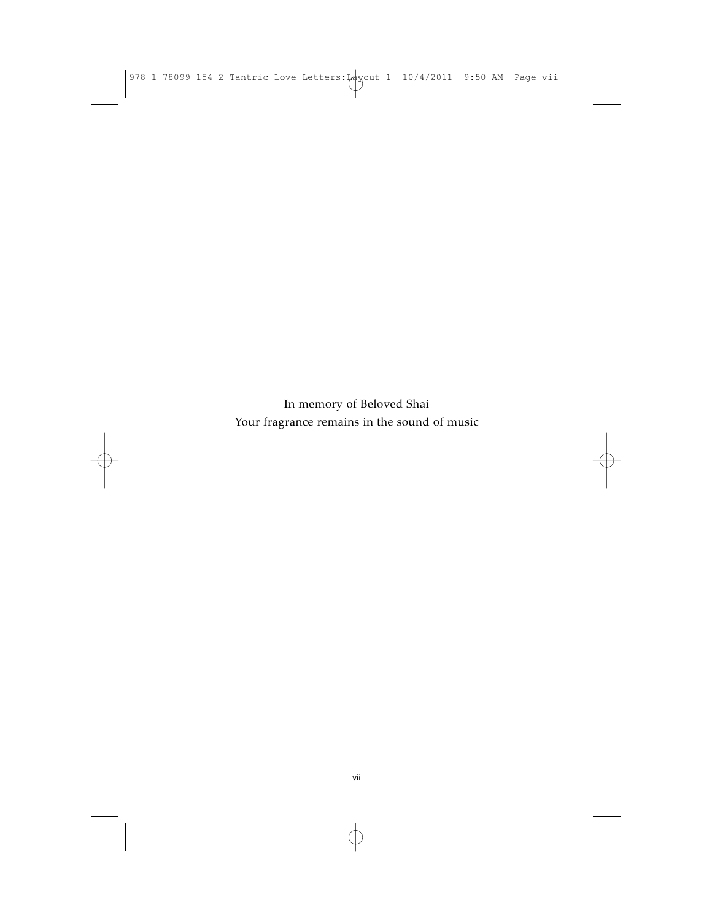In memory of Beloved Shai
Your fragrance remains in the sound of music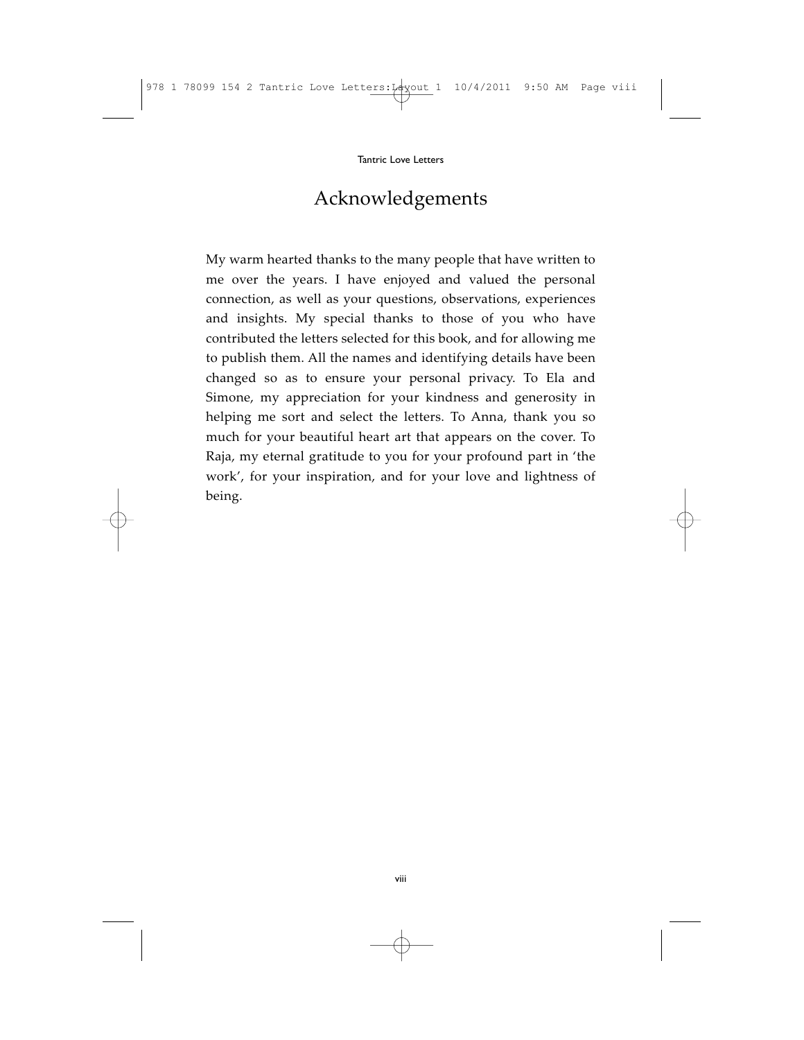# Acknowledgements

My warm hearted thanks to the many people that have written to me over the years. I have enjoyed and valued the personal connection, as well as your questions, observations, experiences and insights. My special thanks to those of you who have contributed the letters selected for this book, and for allowing me to publish them. All the names and identifying details have been changed so as to ensure your personal privacy. To Ela and Simone, my appreciation for your kindness and generosity in helping me sort and select the letters. To Anna, thank you so much for your beautiful heart art that appears on the cover. To Raja, my eternal gratitude to you for your profound part in 'the work', for your inspiration, and for your love and lightness of being.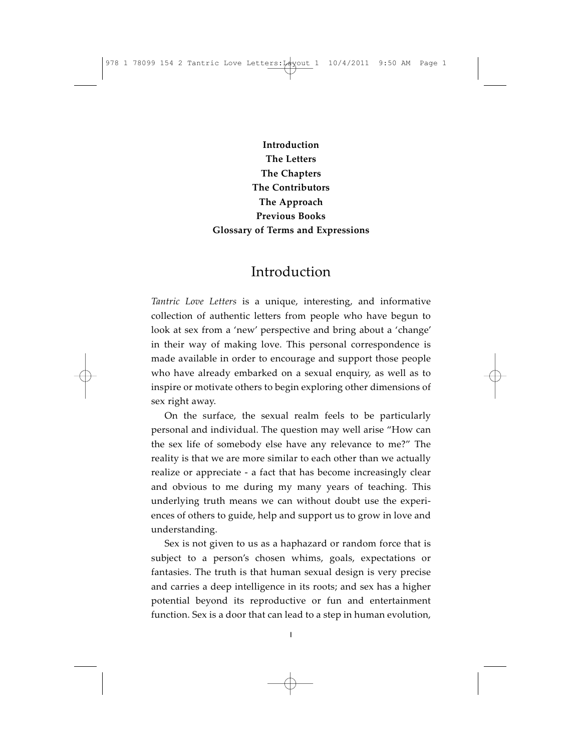**Introduction**
**The Letters**
**The Chapters**
**The Contributors**
**The Approach**
**Previous Books**
**Glossary of Terms and Expressions**

# Introduction

*Tantric Love Letters* is a unique, interesting, and informative collection of authentic letters from people who have begun to look at sex from a 'new' perspective and bring about a 'change' in their way of making love. This personal correspondence is made available in order to encourage and support those people who have already embarked on a sexual enquiry, as well as to inspire or motivate others to begin exploring other dimensions of sex right away.

On the surface, the sexual realm feels to be particularly personal and individual. The question may well arise "How can the sex life of somebody else have any relevance to me?" The reality is that we are more similar to each other than we actually realize or appreciate - a fact that has become increasingly clear and obvious to me during my many years of teaching. This underlying truth means we can without doubt use the experiences of others to guide, help and support us to grow in love and understanding.

Sex is not given to us as a haphazard or random force that is subject to a person's chosen whims, goals, expectations or fantasies. The truth is that human sexual design is very precise and carries a deep intelligence in its roots; and sex has a higher potential beyond its reproductive or fun and entertainment function. Sex is a door that can lead to a step in human evolution,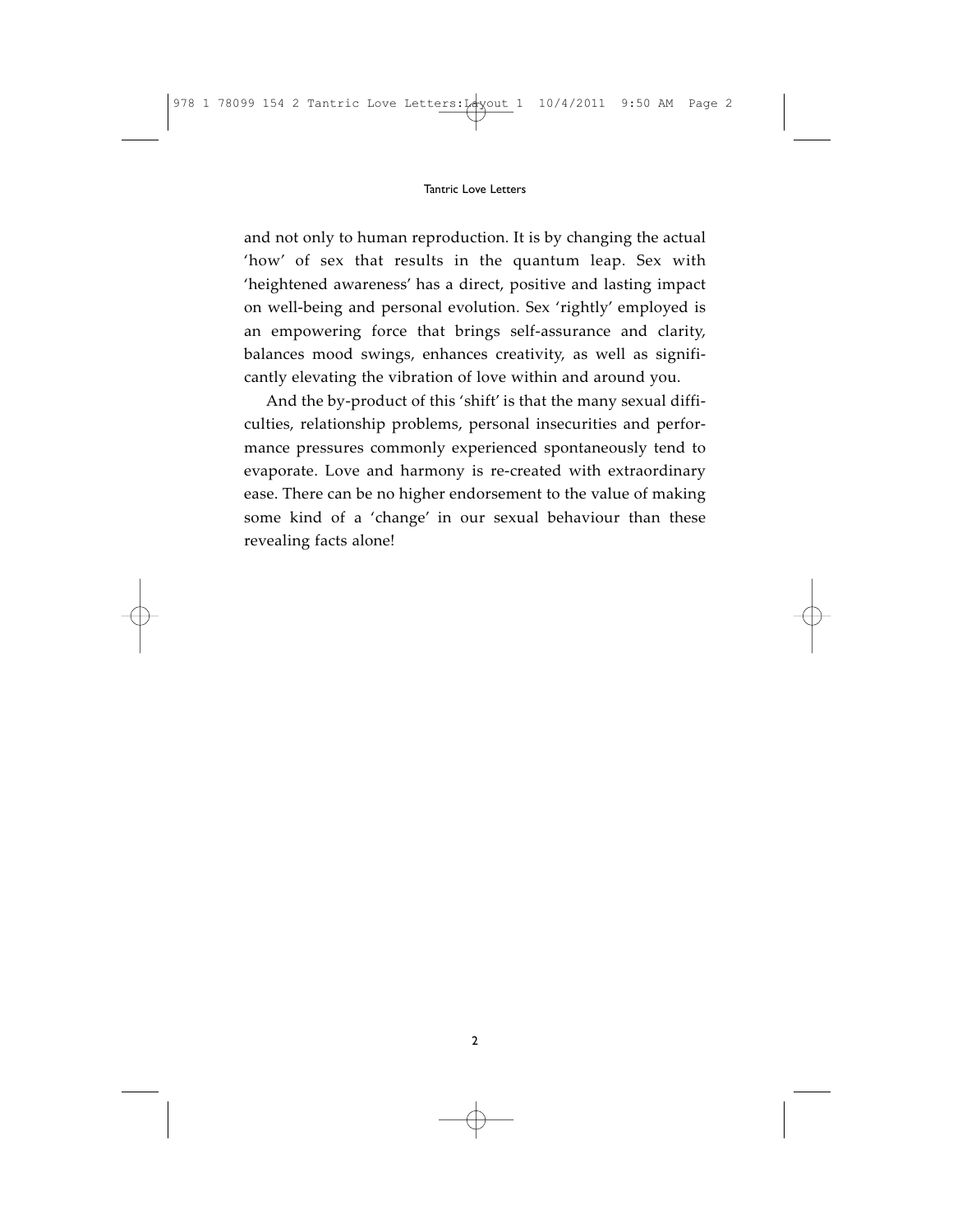and not only to human reproduction. It is by changing the actual 'how' of sex that results in the quantum leap. Sex with 'heightened awareness' has a direct, positive and lasting impact on well-being and personal evolution. Sex 'rightly' employed is an empowering force that brings self-assurance and clarity, balances mood swings, enhances creativity, as well as significantly elevating the vibration of love within and around you.

And the by-product of this 'shift' is that the many sexual difficulties, relationship problems, personal insecurities and performance pressures commonly experienced spontaneously tend to evaporate. Love and harmony is re-created with extraordinary ease. There can be no higher endorsement to the value of making some kind of a 'change' in our sexual behaviour than these revealing facts alone!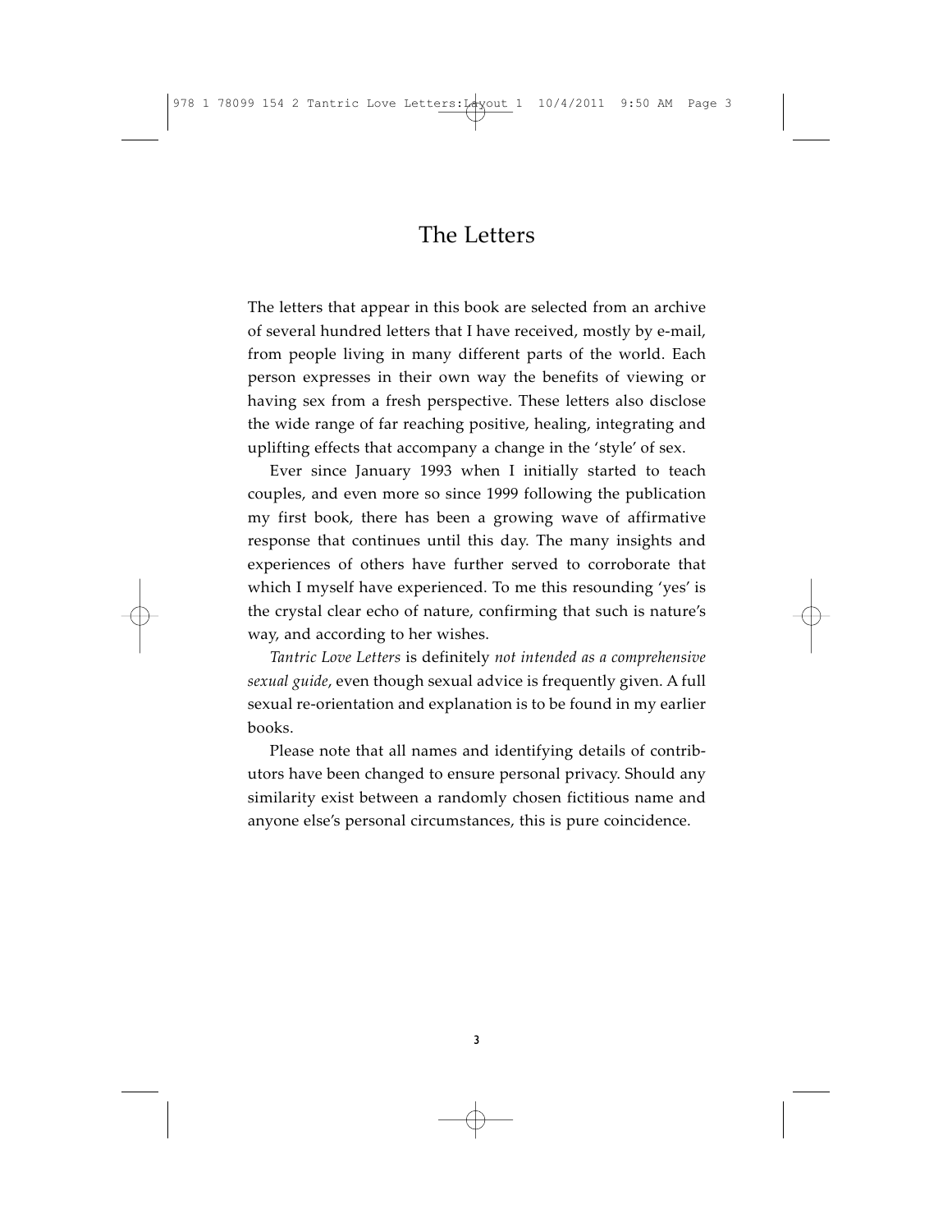# The Letters

The letters that appear in this book are selected from an archive of several hundred letters that I have received, mostly by e-mail, from people living in many different parts of the world. Each person expresses in their own way the benefits of viewing or having sex from a fresh perspective. These letters also disclose the wide range of far reaching positive, healing, integrating and uplifting effects that accompany a change in the 'style' of sex.

Ever since January 1993 when I initially started to teach couples, and even more so since 1999 following the publication my first book, there has been a growing wave of affirmative response that continues until this day. The many insights and experiences of others have further served to corroborate that which I myself have experienced. To me this resounding 'yes' is the crystal clear echo of nature, confirming that such is nature's way, and according to her wishes.

*Tantric Love Letters* is definitely *not intended as a comprehensive sexual guide*, even though sexual advice is frequently given. A full sexual re-orientation and explanation is to be found in my earlier books.

Please note that all names and identifying details of contributors have been changed to ensure personal privacy. Should any similarity exist between a randomly chosen fictitious name and anyone else's personal circumstances, this is pure coincidence.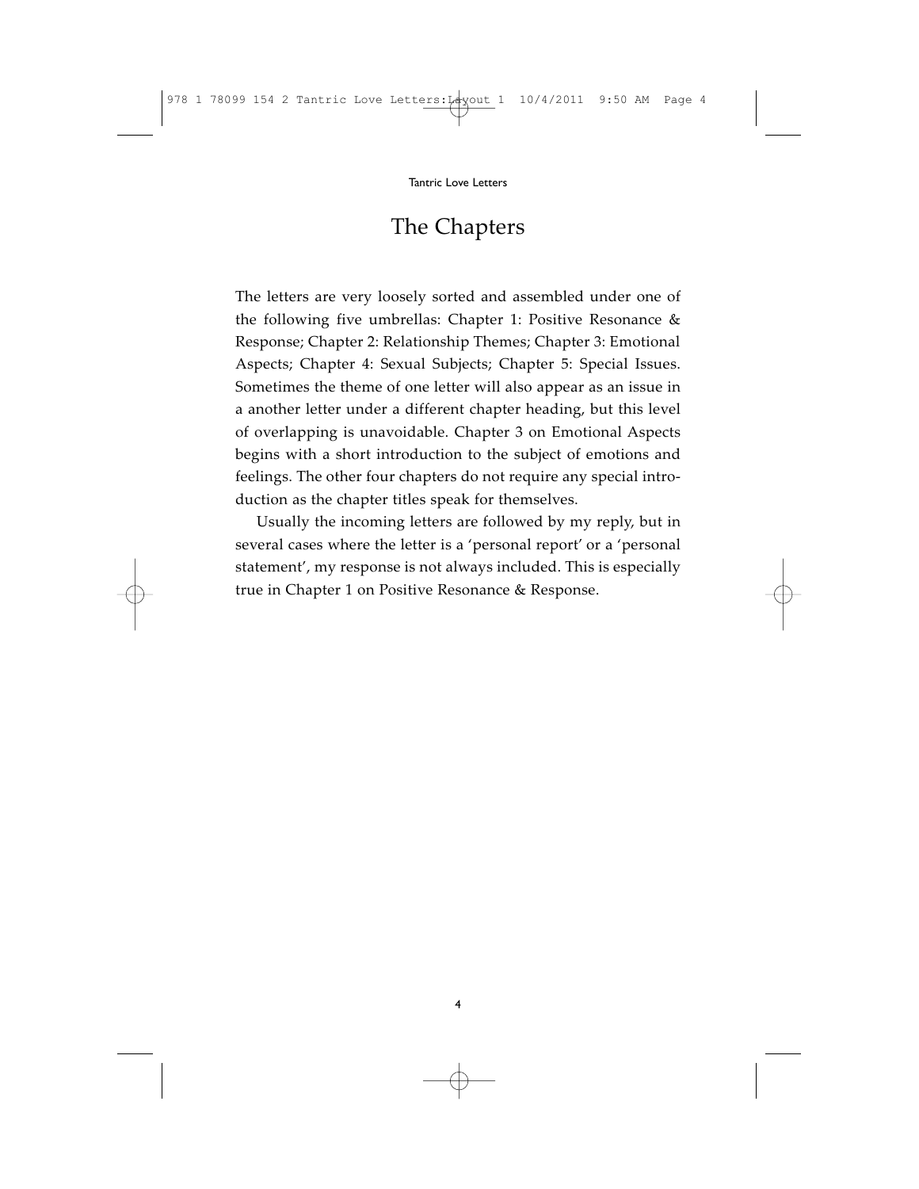# The Chapters

The letters are very loosely sorted and assembled under one of the following five umbrellas: Chapter 1: Positive Resonance & Response; Chapter 2: Relationship Themes; Chapter 3: Emotional Aspects; Chapter 4: Sexual Subjects; Chapter 5: Special Issues. Sometimes the theme of one letter will also appear as an issue in a another letter under a different chapter heading, but this level of overlapping is unavoidable. Chapter 3 on Emotional Aspects begins with a short introduction to the subject of emotions and feelings. The other four chapters do not require any special introduction as the chapter titles speak for themselves.

Usually the incoming letters are followed by my reply, but in several cases where the letter is a 'personal report' or a 'personal statement', my response is not always included. This is especially true in Chapter 1 on Positive Resonance & Response.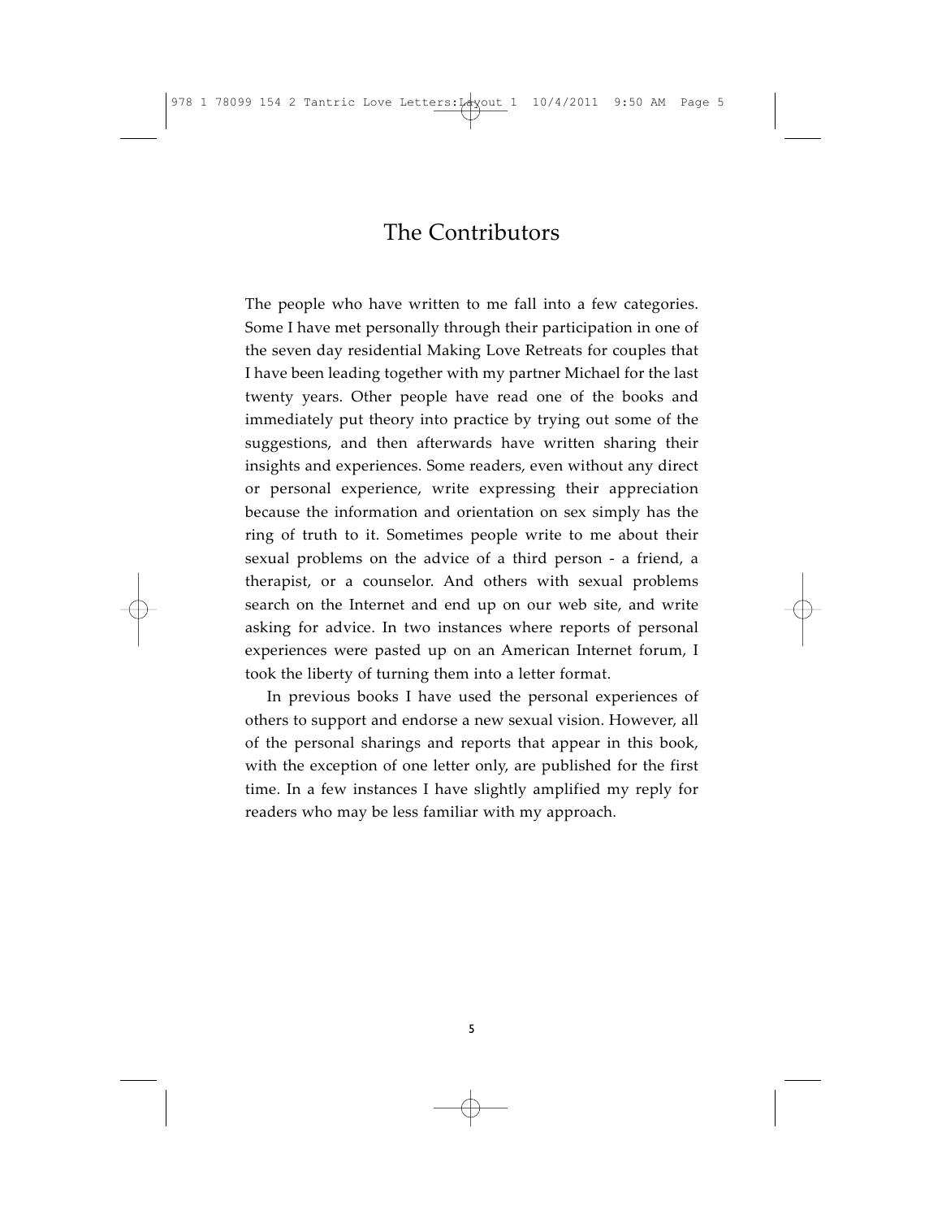# The Contributors

The people who have written to me fall into a few categories. Some I have met personally through their participation in one of the seven day residential Making Love Retreats for couples that I have been leading together with my partner Michael for the last twenty years. Other people have read one of the books and immediately put theory into practice by trying out some of the suggestions, and then afterwards have written sharing their insights and experiences. Some readers, even without any direct or personal experience, write expressing their appreciation because the information and orientation on sex simply has the ring of truth to it. Sometimes people write to me about their sexual problems on the advice of a third person - a friend, a therapist, or a counselor. And others with sexual problems search on the Internet and end up on our web site, and write asking for advice. In two instances where reports of personal experiences were pasted up on an American Internet forum, I took the liberty of turning them into a letter format.

In previous books I have used the personal experiences of others to support and endorse a new sexual vision. However, all of the personal sharings and reports that appear in this book, with the exception of one letter only, are published for the first time. In a few instances I have slightly amplified my reply for readers who may be less familiar with my approach.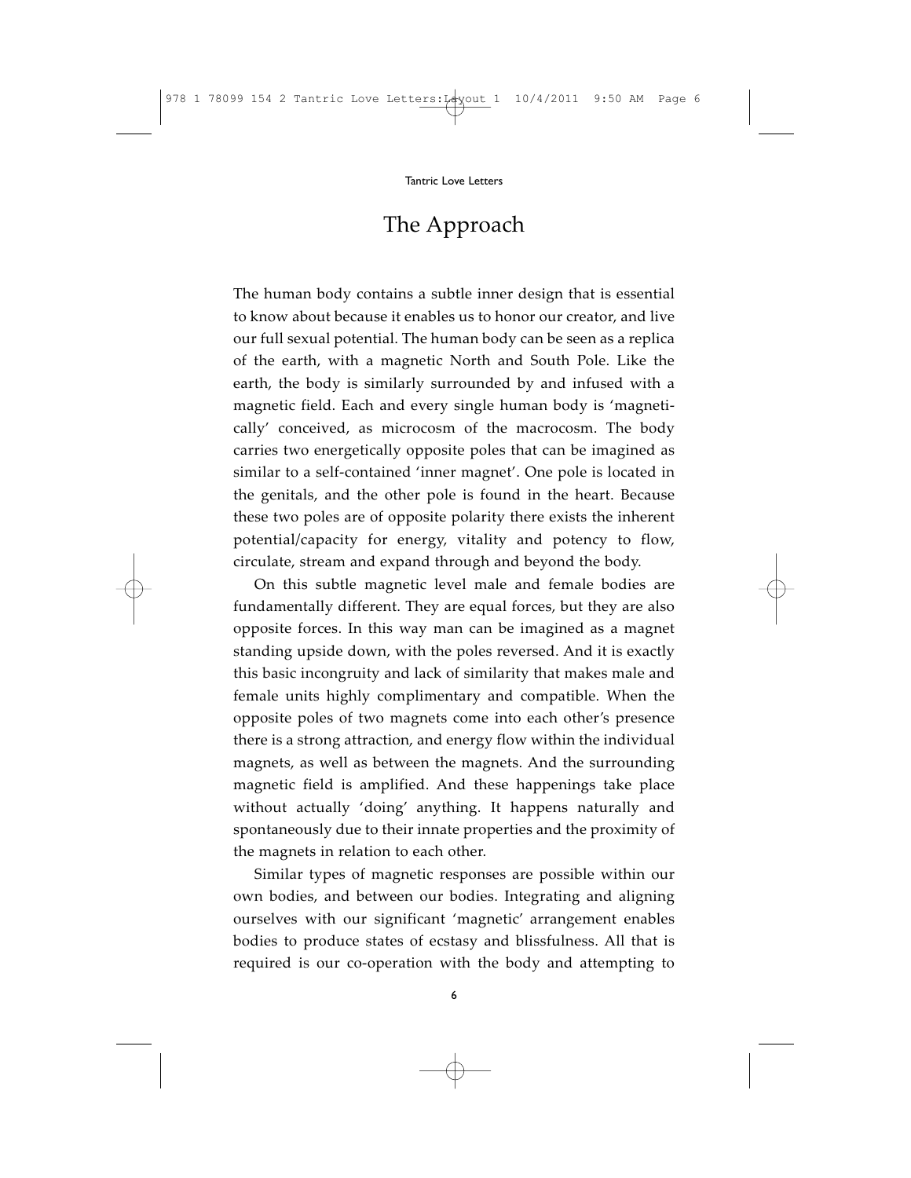## The Approach

The human body contains a subtle inner design that is essential to know about because it enables us to honor our creator, and live our full sexual potential. The human body can be seen as a replica of the earth, with a magnetic North and South Pole. Like the earth, the body is similarly surrounded by and infused with a magnetic field. Each and every single human body is 'magnetically' conceived, as microcosm of the macrocosm. The body carries two energetically opposite poles that can be imagined as similar to a self-contained 'inner magnet'. One pole is located in the genitals, and the other pole is found in the heart. Because these two poles are of opposite polarity there exists the inherent potential/capacity for energy, vitality and potency to flow, circulate, stream and expand through and beyond the body.

On this subtle magnetic level male and female bodies are fundamentally different. They are equal forces, but they are also opposite forces. In this way man can be imagined as a magnet standing upside down, with the poles reversed. And it is exactly this basic incongruity and lack of similarity that makes male and female units highly complimentary and compatible. When the opposite poles of two magnets come into each other's presence there is a strong attraction, and energy flow within the individual magnets, as well as between the magnets. And the surrounding magnetic field is amplified. And these happenings take place without actually 'doing' anything. It happens naturally and spontaneously due to their innate properties and the proximity of the magnets in relation to each other.

Similar types of magnetic responses are possible within our own bodies, and between our bodies. Integrating and aligning ourselves with our significant 'magnetic' arrangement enables bodies to produce states of ecstasy and blissfulness. All that is required is our co-operation with the body and attempting to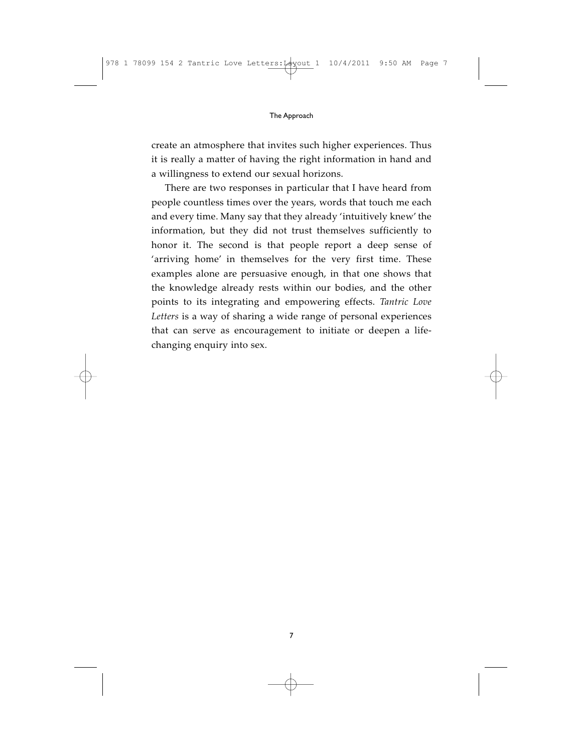create an atmosphere that invites such higher experiences. Thus it is really a matter of having the right information in hand and a willingness to extend our sexual horizons.

There are two responses in particular that I have heard from people countless times over the years, words that touch me each and every time. Many say that they already 'intuitively knew' the information, but they did not trust themselves sufficiently to honor it. The second is that people report a deep sense of 'arriving home' in themselves for the very first time. These examples alone are persuasive enough, in that one shows that the knowledge already rests within our bodies, and the other points to its integrating and empowering effects. *Tantric Love Letters* is a way of sharing a wide range of personal experiences that can serve as encouragement to initiate or deepen a life-changing enquiry into sex.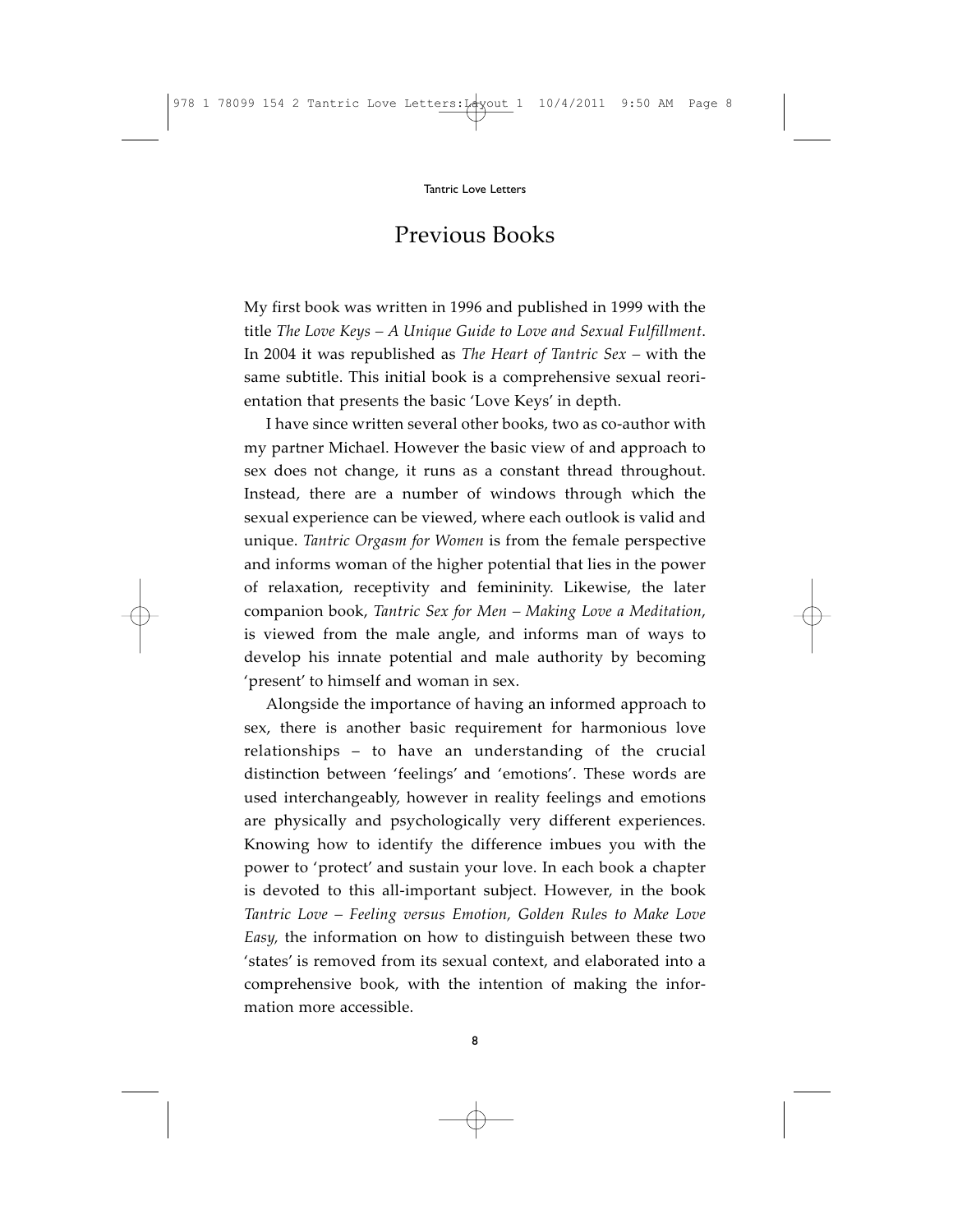# Previous Books

My first book was written in 1996 and published in 1999 with the title *The Love Keys – A Unique Guide to Love and Sexual Fulfillment*. In 2004 it was republished as *The Heart of Tantric Sex* – with the same subtitle. This initial book is a comprehensive sexual reorientation that presents the basic 'Love Keys' in depth.

I have since written several other books, two as co-author with my partner Michael. However the basic view of and approach to sex does not change, it runs as a constant thread throughout. Instead, there are a number of windows through which the sexual experience can be viewed, where each outlook is valid and unique. *Tantric Orgasm for Women* is from the female perspective and informs woman of the higher potential that lies in the power of relaxation, receptivity and femininity. Likewise, the later companion book, *Tantric Sex for Men – Making Love a Meditation*, is viewed from the male angle, and informs man of ways to develop his innate potential and male authority by becoming 'present' to himself and woman in sex.

Alongside the importance of having an informed approach to sex, there is another basic requirement for harmonious love relationships – to have an understanding of the crucial distinction between 'feelings' and 'emotions'. These words are used interchangeably, however in reality feelings and emotions are physically and psychologically very different experiences. Knowing how to identify the difference imbues you with the power to 'protect' and sustain your love. In each book a chapter is devoted to this all-important subject. However, in the book *Tantric Love – Feeling versus Emotion, Golden Rules to Make Love Easy,* the information on how to distinguish between these two 'states' is removed from its sexual context, and elaborated into a comprehensive book, with the intention of making the information more accessible.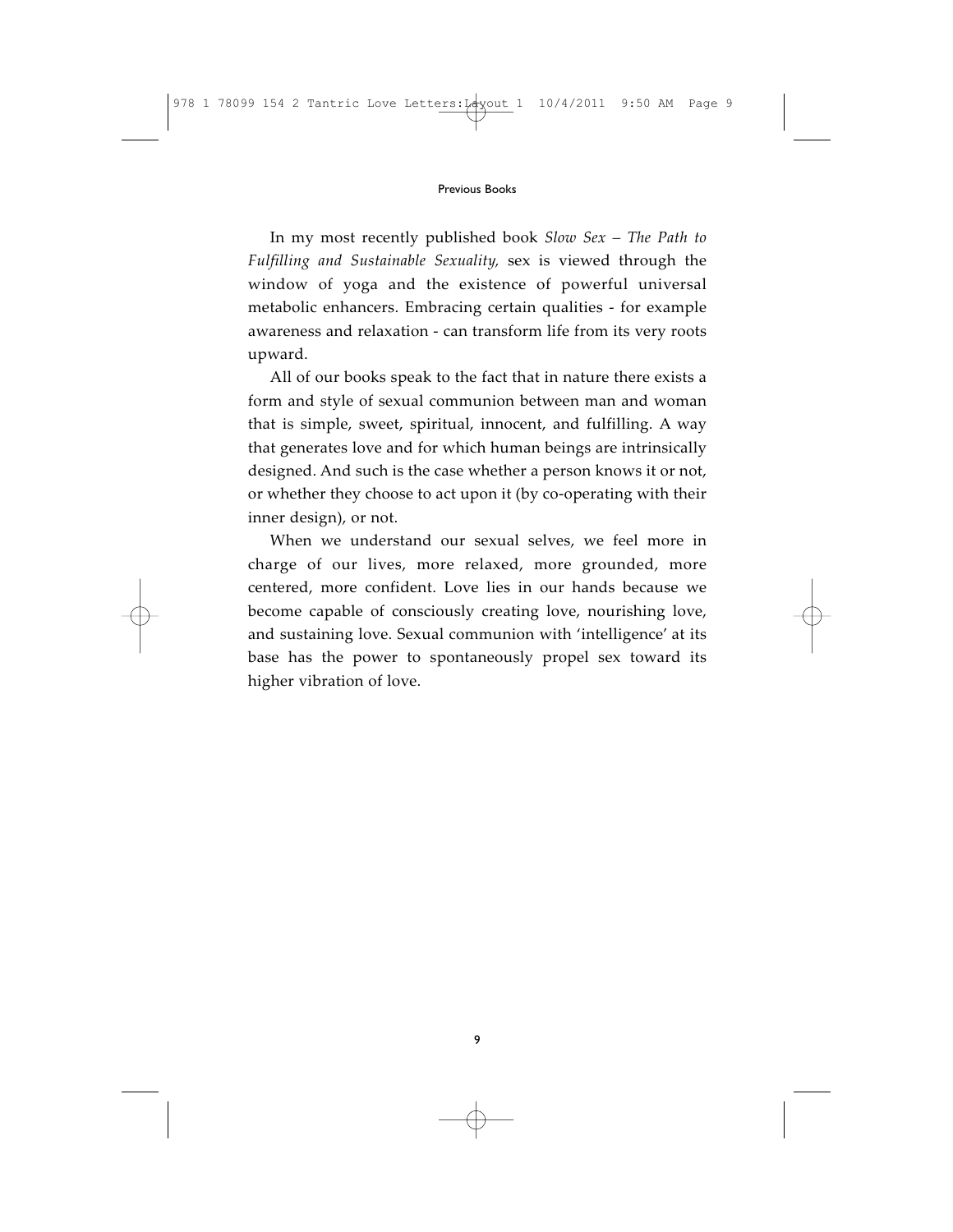In my most recently published book *Slow Sex – The Path to Fulfilling and Sustainable Sexuality,* sex is viewed through the window of yoga and the existence of powerful universal metabolic enhancers. Embracing certain qualities - for example awareness and relaxation - can transform life from its very roots upward.

All of our books speak to the fact that in nature there exists a form and style of sexual communion between man and woman that is simple, sweet, spiritual, innocent, and fulfilling. A way that generates love and for which human beings are intrinsically designed. And such is the case whether a person knows it or not, or whether they choose to act upon it (by co-operating with their inner design), or not.

When we understand our sexual selves, we feel more in charge of our lives, more relaxed, more grounded, more centered, more confident. Love lies in our hands because we become capable of consciously creating love, nourishing love, and sustaining love. Sexual communion with 'intelligence' at its base has the power to spontaneously propel sex toward its higher vibration of love.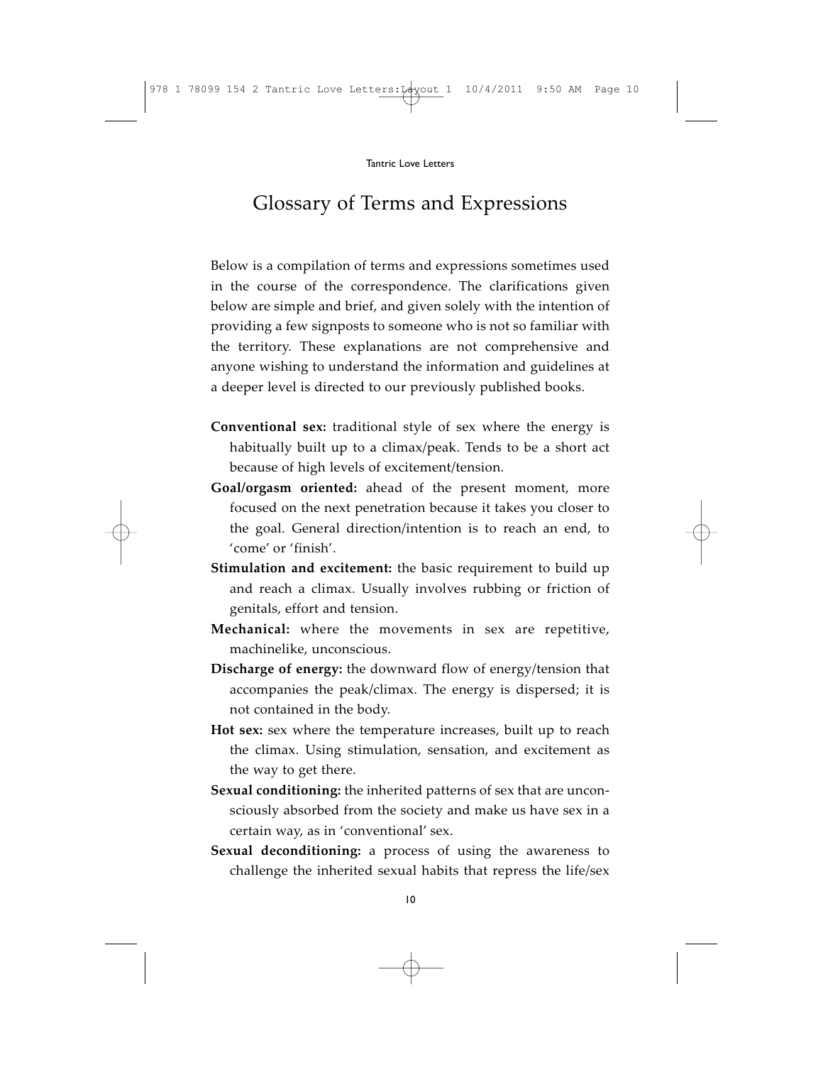# Glossary of Terms and Expressions

Below is a compilation of terms and expressions sometimes used in the course of the correspondence. The clarifications given below are simple and brief, and given solely with the intention of providing a few signposts to someone who is not so familiar with the territory. These explanations are not comprehensive and anyone wishing to understand the information and guidelines at a deeper level is directed to our previously published books.

**Conventional sex:** traditional style of sex where the energy is habitually built up to a climax/peak. Tends to be a short act because of high levels of excitement/tension.

**Goal/orgasm oriented:** ahead of the present moment, more focused on the next penetration because it takes you closer to the goal. General direction/intention is to reach an end, to 'come' or 'finish'.

**Stimulation and excitement:** the basic requirement to build up and reach a climax. Usually involves rubbing or friction of genitals, effort and tension.

**Mechanical:** where the movements in sex are repetitive, machinelike, unconscious.

**Discharge of energy:** the downward flow of energy/tension that accompanies the peak/climax. The energy is dispersed; it is not contained in the body.

**Hot sex:** sex where the temperature increases, built up to reach the climax. Using stimulation, sensation, and excitement as the way to get there.

**Sexual conditioning:** the inherited patterns of sex that are unconsciously absorbed from the society and make us have sex in a certain way, as in 'conventional' sex.

**Sexual deconditioning:** a process of using the awareness to challenge the inherited sexual habits that repress the life/sex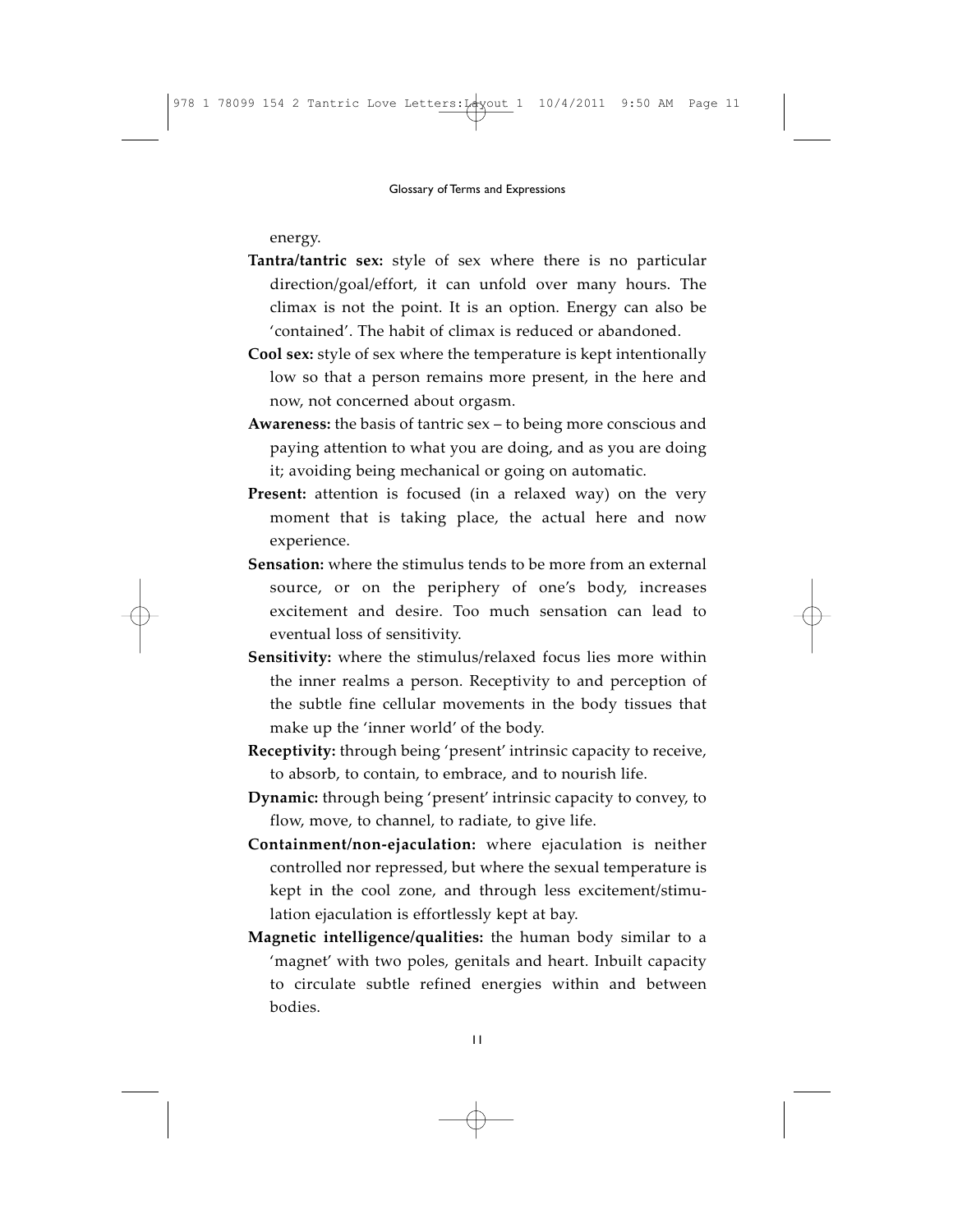energy.

**Tantra/tantric sex:** style of sex where there is no particular direction/goal/effort, it can unfold over many hours. The climax is not the point. It is an option. Energy can also be 'contained'. The habit of climax is reduced or abandoned.

**Cool sex:** style of sex where the temperature is kept intentionally low so that a person remains more present, in the here and now, not concerned about orgasm.

**Awareness:** the basis of tantric sex – to being more conscious and paying attention to what you are doing, and as you are doing it; avoiding being mechanical or going on automatic.

**Present:** attention is focused (in a relaxed way) on the very moment that is taking place, the actual here and now experience.

**Sensation:** where the stimulus tends to be more from an external source, or on the periphery of one's body, increases excitement and desire. Too much sensation can lead to eventual loss of sensitivity.

**Sensitivity:** where the stimulus/relaxed focus lies more within the inner realms a person. Receptivity to and perception of the subtle fine cellular movements in the body tissues that make up the 'inner world' of the body.

**Receptivity:** through being 'present' intrinsic capacity to receive, to absorb, to contain, to embrace, and to nourish life.

**Dynamic:** through being 'present' intrinsic capacity to convey, to flow, move, to channel, to radiate, to give life.

**Containment/non-ejaculation:** where ejaculation is neither controlled nor repressed, but where the sexual temperature is kept in the cool zone, and through less excitement/stimulation ejaculation is effortlessly kept at bay.

**Magnetic intelligence/qualities:** the human body similar to a 'magnet' with two poles, genitals and heart. Inbuilt capacity to circulate subtle refined energies within and between bodies.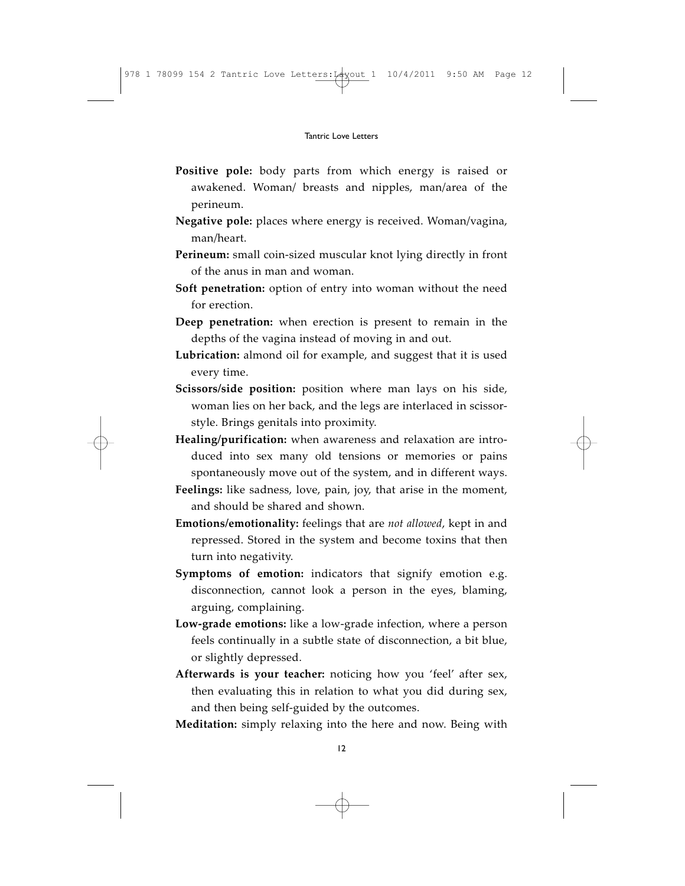**Positive pole:** body parts from which energy is raised or awakened. Woman/ breasts and nipples, man/area of the perineum.

**Negative pole:** places where energy is received. Woman/vagina, man/heart.

**Perineum:** small coin-sized muscular knot lying directly in front of the anus in man and woman.

**Soft penetration:** option of entry into woman without the need for erection.

**Deep penetration:** when erection is present to remain in the depths of the vagina instead of moving in and out.

**Lubrication:** almond oil for example, and suggest that it is used every time.

**Scissors/side position:** position where man lays on his side, woman lies on her back, and the legs are interlaced in scissor-style. Brings genitals into proximity.

**Healing/purification:** when awareness and relaxation are introduced into sex many old tensions or memories or pains spontaneously move out of the system, and in different ways.

**Feelings:** like sadness, love, pain, joy, that arise in the moment, and should be shared and shown.

**Emotions/emotionality:** feelings that are *not allowed*, kept in and repressed. Stored in the system and become toxins that then turn into negativity.

**Symptoms of emotion:** indicators that signify emotion e.g. disconnection, cannot look a person in the eyes, blaming, arguing, complaining.

**Low-grade emotions:** like a low-grade infection, where a person feels continually in a subtle state of disconnection, a bit blue, or slightly depressed.

**Afterwards is your teacher:** noticing how you 'feel' after sex, then evaluating this in relation to what you did during sex, and then being self-guided by the outcomes.

**Meditation:** simply relaxing into the here and now. Being with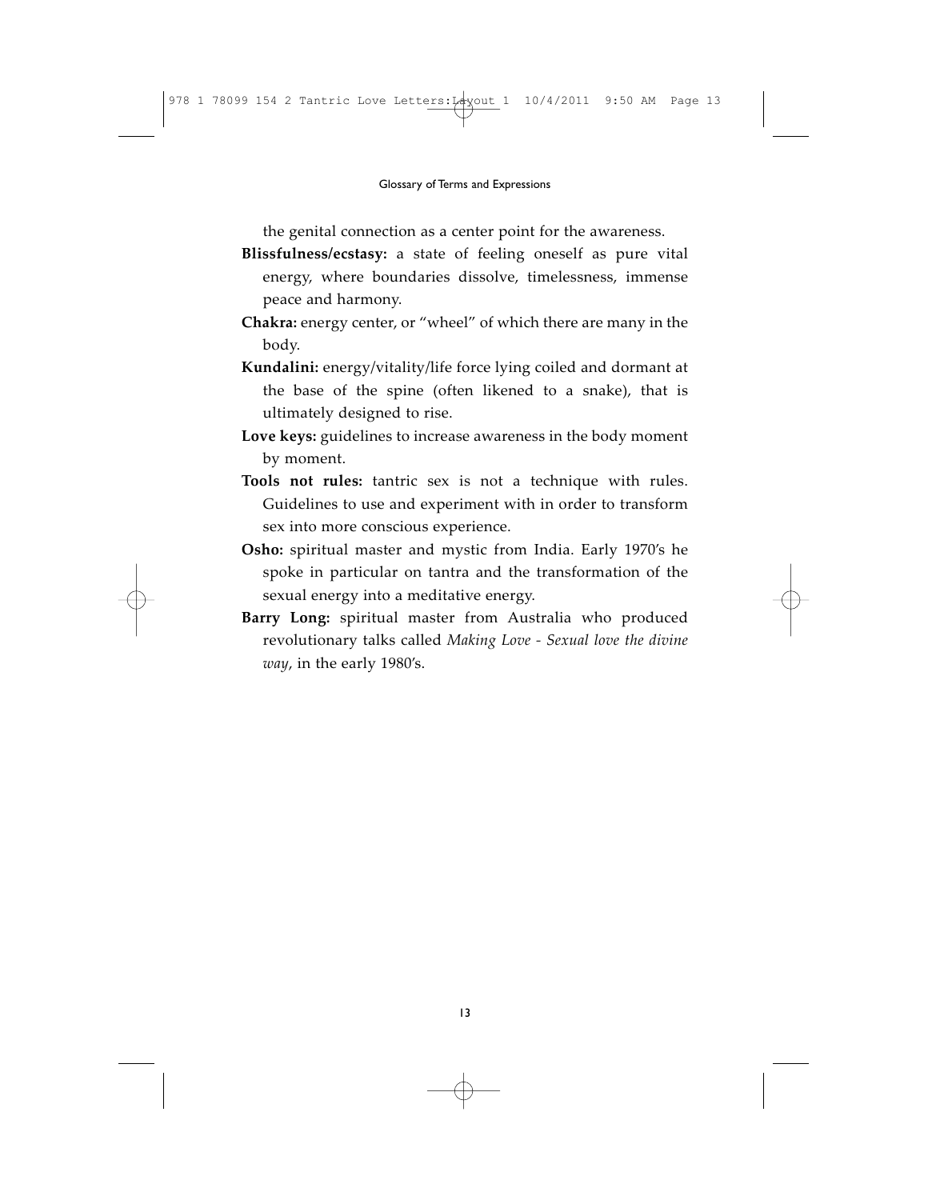the genital connection as a center point for the awareness.

**Blissfulness/ecstasy:** a state of feeling oneself as pure vital energy, where boundaries dissolve, timelessness, immense peace and harmony.

**Chakra:** energy center, or "wheel" of which there are many in the body.

**Kundalini:** energy/vitality/life force lying coiled and dormant at the base of the spine (often likened to a snake), that is ultimately designed to rise.

**Love keys:** guidelines to increase awareness in the body moment by moment.

**Tools not rules:** tantric sex is not a technique with rules. Guidelines to use and experiment with in order to transform sex into more conscious experience.

**Osho:** spiritual master and mystic from India. Early 1970's he spoke in particular on tantra and the transformation of the sexual energy into a meditative energy.

**Barry Long:** spiritual master from Australia who produced revolutionary talks called *Making Love - Sexual love the divine way*, in the early 1980's.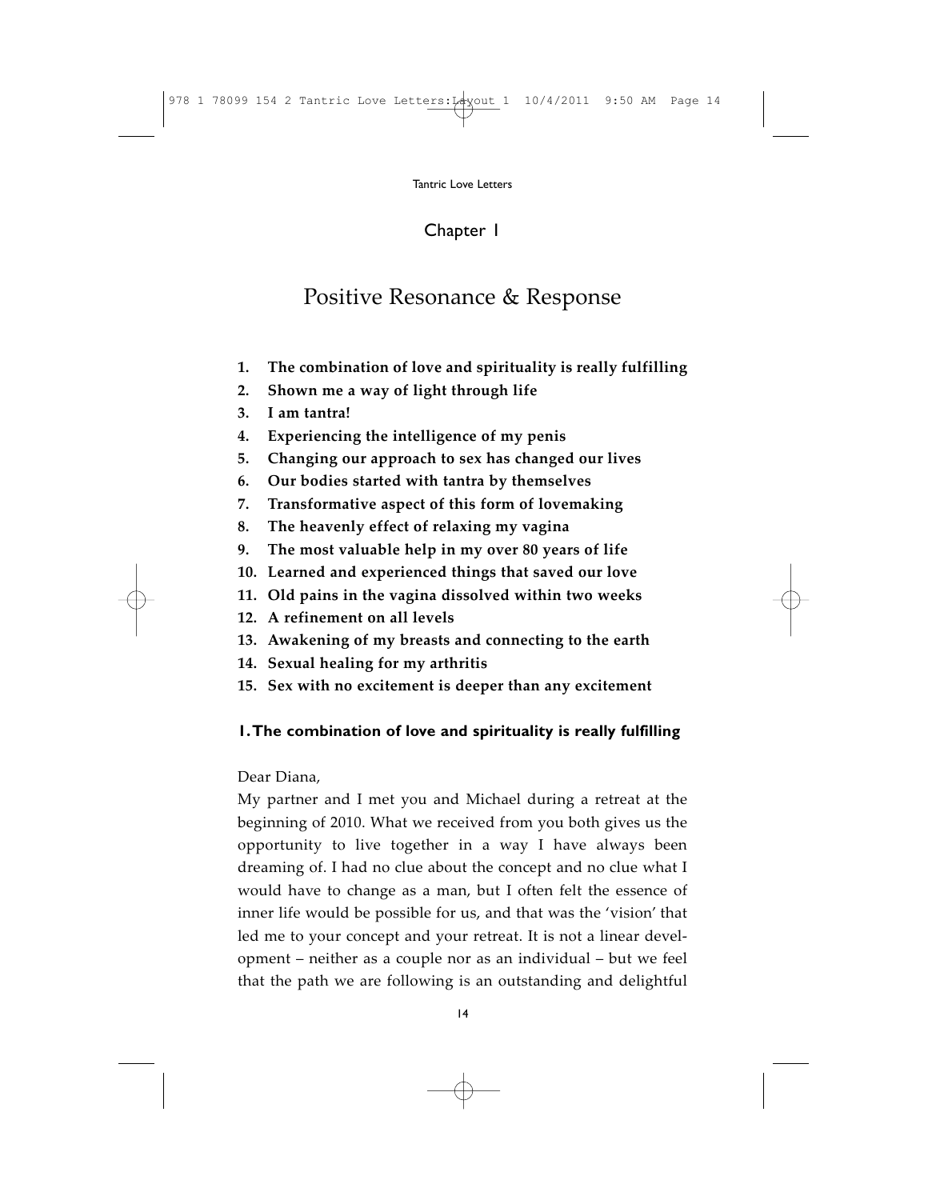# Chapter 1

## Positive Resonance & Response

1. **The combination of love and spirituality is really fulfilling**
2. **Shown me a way of light through life**
3. **I am tantra!**
4. **Experiencing the intelligence of my penis**
5. **Changing our approach to sex has changed our lives**
6. **Our bodies started with tantra by themselves**
7. **Transformative aspect of this form of lovemaking**
8. **The heavenly effect of relaxing my vagina**
9. **The most valuable help in my over 80 years of life**
10. **Learned and experienced things that saved our love**
11. **Old pains in the vagina dissolved within two weeks**
12. **A refinement on all levels**
13. **Awakening of my breasts and connecting to the earth**
14. **Sexual healing for my arthritis**
15. **Sex with no excitement is deeper than any excitement**

### 1. The combination of love and spirituality is really fulfilling

Dear Diana,

My partner and I met you and Michael during a retreat at the beginning of 2010. What we received from you both gives us the opportunity to live together in a way I have always been dreaming of. I had no clue about the concept and no clue what I would have to change as a man, but I often felt the essence of inner life would be possible for us, and that was the 'vision' that led me to your concept and your retreat. It is not a linear development – neither as a couple nor as an individual – but we feel that the path we are following is an outstanding and delightful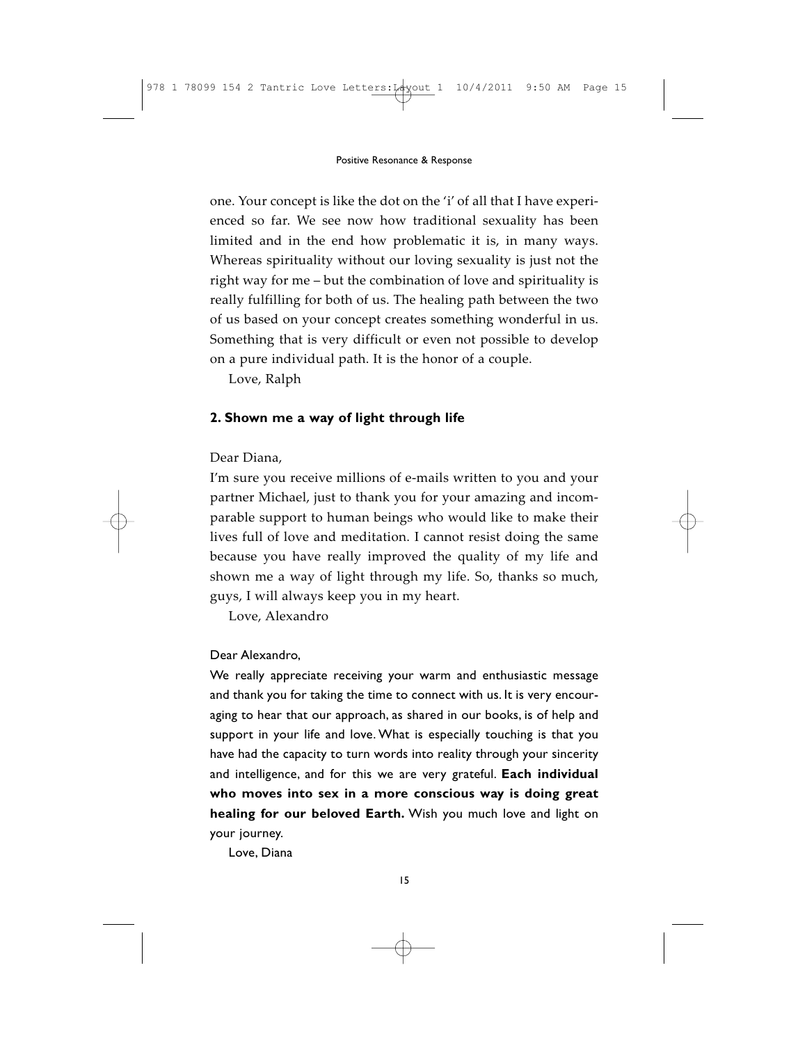one. Your concept is like the dot on the 'i' of all that I have experienced so far. We see now how traditional sexuality has been limited and in the end how problematic it is, in many ways. Whereas spirituality without our loving sexuality is just not the right way for me – but the combination of love and spirituality is really fulfilling for both of us. The healing path between the two of us based on your concept creates something wonderful in us. Something that is very difficult or even not possible to develop on a pure individual path. It is the honor of a couple.

Love, Ralph

### 2. Shown me a way of light through life

Dear Diana,

I'm sure you receive millions of e-mails written to you and your partner Michael, just to thank you for your amazing and incomparable support to human beings who would like to make their lives full of love and meditation. I cannot resist doing the same because you have really improved the quality of my life and shown me a way of light through my life. So, thanks so much, guys, I will always keep you in my heart.

Love, Alexandro

Dear Alexandro,

We really appreciate receiving your warm and enthusiastic message and thank you for taking the time to connect with us. It is very encouraging to hear that our approach, as shared in our books, is of help and support in your life and love. What is especially touching is that you have had the capacity to turn words into reality through your sincerity and intelligence, and for this we are very grateful. **Each individual who moves into sex in a more conscious way is doing great healing for our beloved Earth.** Wish you much love and light on your journey.

Love, Diana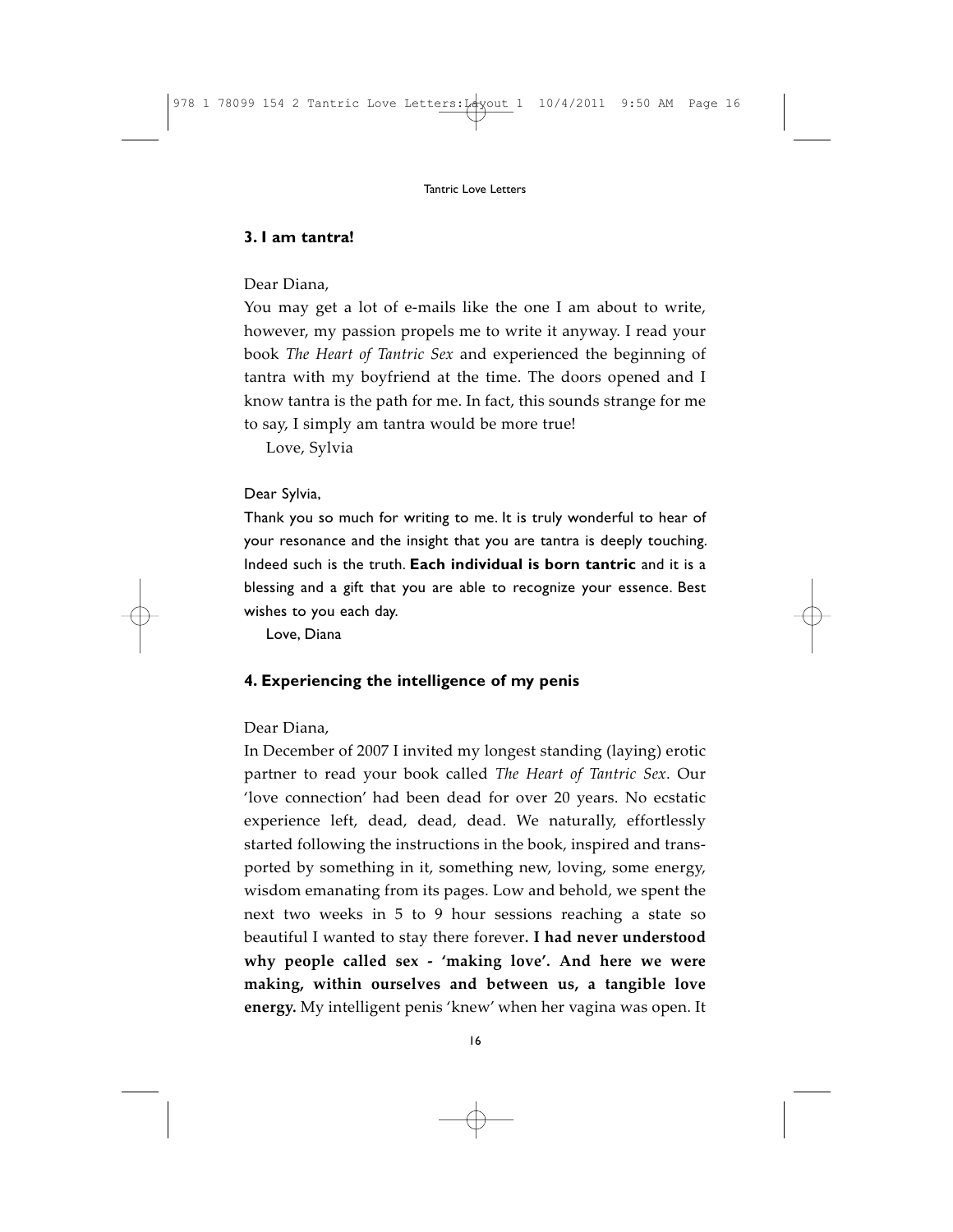### 3. I am tantra!

Dear Diana,

You may get a lot of e-mails like the one I am about to write, however, my passion propels me to write it anyway. I read your book *The Heart of Tantric Sex* and experienced the beginning of tantra with my boyfriend at the time. The doors opened and I know tantra is the path for me. In fact, this sounds strange for me to say, I simply am tantra would be more true!

Love, Sylvia

Dear Sylvia,

Thank you so much for writing to me. It is truly wonderful to hear of your resonance and the insight that you are tantra is deeply touching. Indeed such is the truth. **Each individual is born tantric** and it is a blessing and a gift that you are able to recognize your essence. Best wishes to you each day.

Love, Diana

### 4. Experiencing the intelligence of my penis

Dear Diana,

In December of 2007 I invited my longest standing (laying) erotic partner to read your book called *The Heart of Tantric Sex*. Our 'love connection' had been dead for over 20 years. No ecstatic experience left, dead, dead, dead. We naturally, effortlessly started following the instructions in the book, inspired and transported by something in it, something new, loving, some energy, wisdom emanating from its pages. Low and behold, we spent the next two weeks in 5 to 9 hour sessions reaching a state so beautiful I wanted to stay there forever**. I had never understood why people called sex - 'making love'. And here we were making, within ourselves and between us, a tangible love energy.** My intelligent penis 'knew' when her vagina was open. It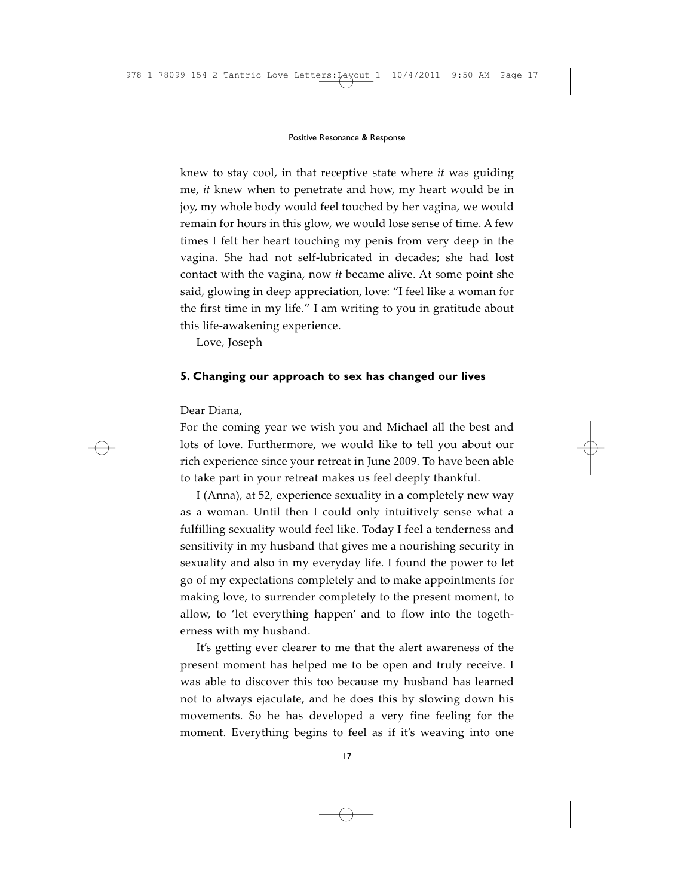knew to stay cool, in that receptive state where *it* was guiding me, *it* knew when to penetrate and how, my heart would be in joy, my whole body would feel touched by her vagina, we would remain for hours in this glow, we would lose sense of time. A few times I felt her heart touching my penis from very deep in the vagina. She had not self-lubricated in decades; she had lost contact with the vagina, now *it* became alive. At some point she said, glowing in deep appreciation, love: "I feel like a woman for the first time in my life." I am writing to you in gratitude about this life-awakening experience.

Love, Joseph

### 5. Changing our approach to sex has changed our lives

Dear Diana,

For the coming year we wish you and Michael all the best and lots of love. Furthermore, we would like to tell you about our rich experience since your retreat in June 2009. To have been able to take part in your retreat makes us feel deeply thankful.

I (Anna), at 52, experience sexuality in a completely new way as a woman. Until then I could only intuitively sense what a fulfilling sexuality would feel like. Today I feel a tenderness and sensitivity in my husband that gives me a nourishing security in sexuality and also in my everyday life. I found the power to let go of my expectations completely and to make appointments for making love, to surrender completely to the present moment, to allow, to 'let everything happen' and to flow into the togetherness with my husband.

It's getting ever clearer to me that the alert awareness of the present moment has helped me to be open and truly receive. I was able to discover this too because my husband has learned not to always ejaculate, and he does this by slowing down his movements. So he has developed a very fine feeling for the moment. Everything begins to feel as if it's weaving into one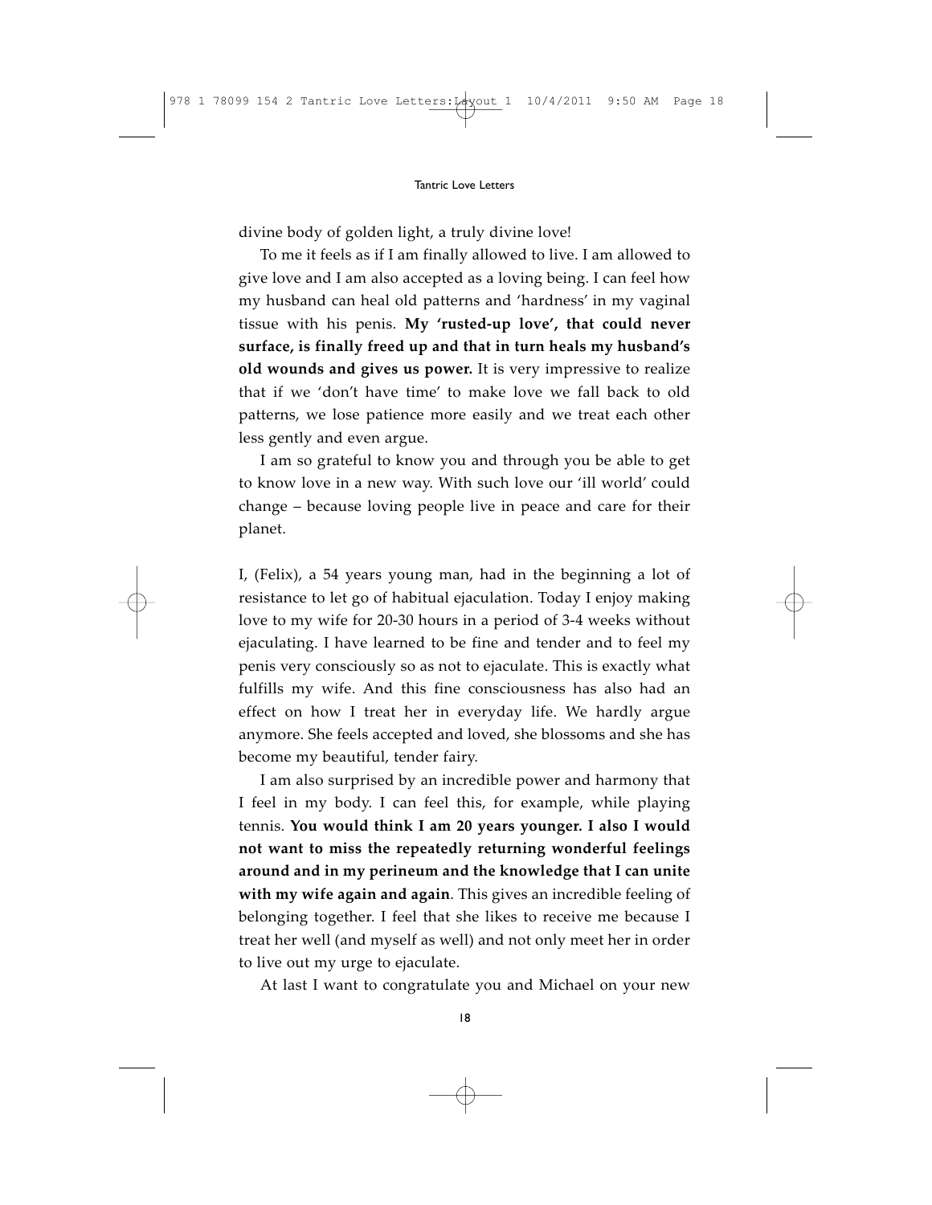divine body of golden light, a truly divine love!

To me it feels as if I am finally allowed to live. I am allowed to give love and I am also accepted as a loving being. I can feel how my husband can heal old patterns and 'hardness' in my vaginal tissue with his penis. **My 'rusted-up love', that could never surface, is finally freed up and that in turn heals my husband's old wounds and gives us power.** It is very impressive to realize that if we 'don't have time' to make love we fall back to old patterns, we lose patience more easily and we treat each other less gently and even argue.

I am so grateful to know you and through you be able to get to know love in a new way. With such love our 'ill world' could change – because loving people live in peace and care for their planet.

I, (Felix), a 54 years young man, had in the beginning a lot of resistance to let go of habitual ejaculation. Today I enjoy making love to my wife for 20-30 hours in a period of 3-4 weeks without ejaculating. I have learned to be fine and tender and to feel my penis very consciously so as not to ejaculate. This is exactly what fulfills my wife. And this fine consciousness has also had an effect on how I treat her in everyday life. We hardly argue anymore. She feels accepted and loved, she blossoms and she has become my beautiful, tender fairy.

I am also surprised by an incredible power and harmony that I feel in my body. I can feel this, for example, while playing tennis. **You would think I am 20 years younger. I also I would not want to miss the repeatedly returning wonderful feelings around and in my perineum and the knowledge that I can unite with my wife again and again**. This gives an incredible feeling of belonging together. I feel that she likes to receive me because I treat her well (and myself as well) and not only meet her in order to live out my urge to ejaculate.

At last I want to congratulate you and Michael on your new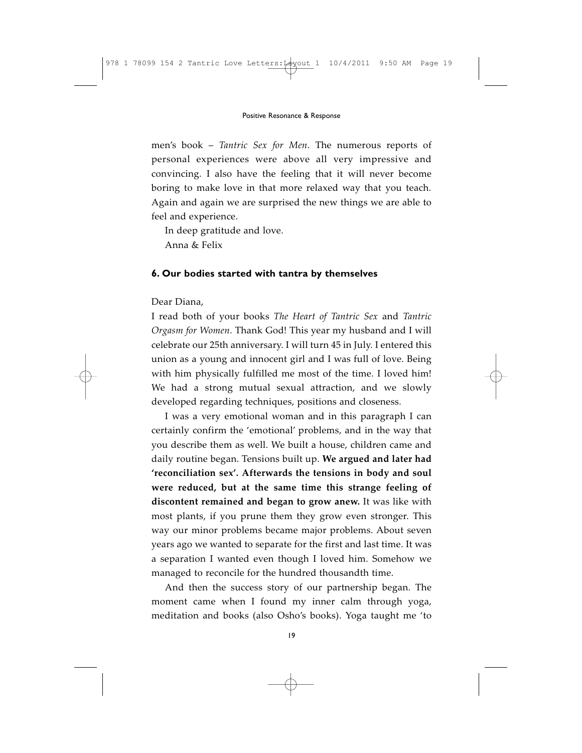men's book – *Tantric Sex for Men*. The numerous reports of personal experiences were above all very impressive and convincing. I also have the feeling that it will never become boring to make love in that more relaxed way that you teach. Again and again we are surprised the new things we are able to feel and experience.

In deep gratitude and love.

Anna & Felix

### 6. Our bodies started with tantra by themselves

Dear Diana,

I read both of your books *The Heart of Tantric Sex* and *Tantric Orgasm for Women*. Thank God! This year my husband and I will celebrate our 25th anniversary. I will turn 45 in July. I entered this union as a young and innocent girl and I was full of love. Being with him physically fulfilled me most of the time. I loved him! We had a strong mutual sexual attraction, and we slowly developed regarding techniques, positions and closeness.

I was a very emotional woman and in this paragraph I can certainly confirm the 'emotional' problems, and in the way that you describe them as well. We built a house, children came and daily routine began. Tensions built up. **We argued and later had 'reconciliation sex'. Afterwards the tensions in body and soul were reduced, but at the same time this strange feeling of discontent remained and began to grow anew.** It was like with most plants, if you prune them they grow even stronger. This way our minor problems became major problems. About seven years ago we wanted to separate for the first and last time. It was a separation I wanted even though I loved him. Somehow we managed to reconcile for the hundred thousandth time.

And then the success story of our partnership began. The moment came when I found my inner calm through yoga, meditation and books (also Osho's books). Yoga taught me 'to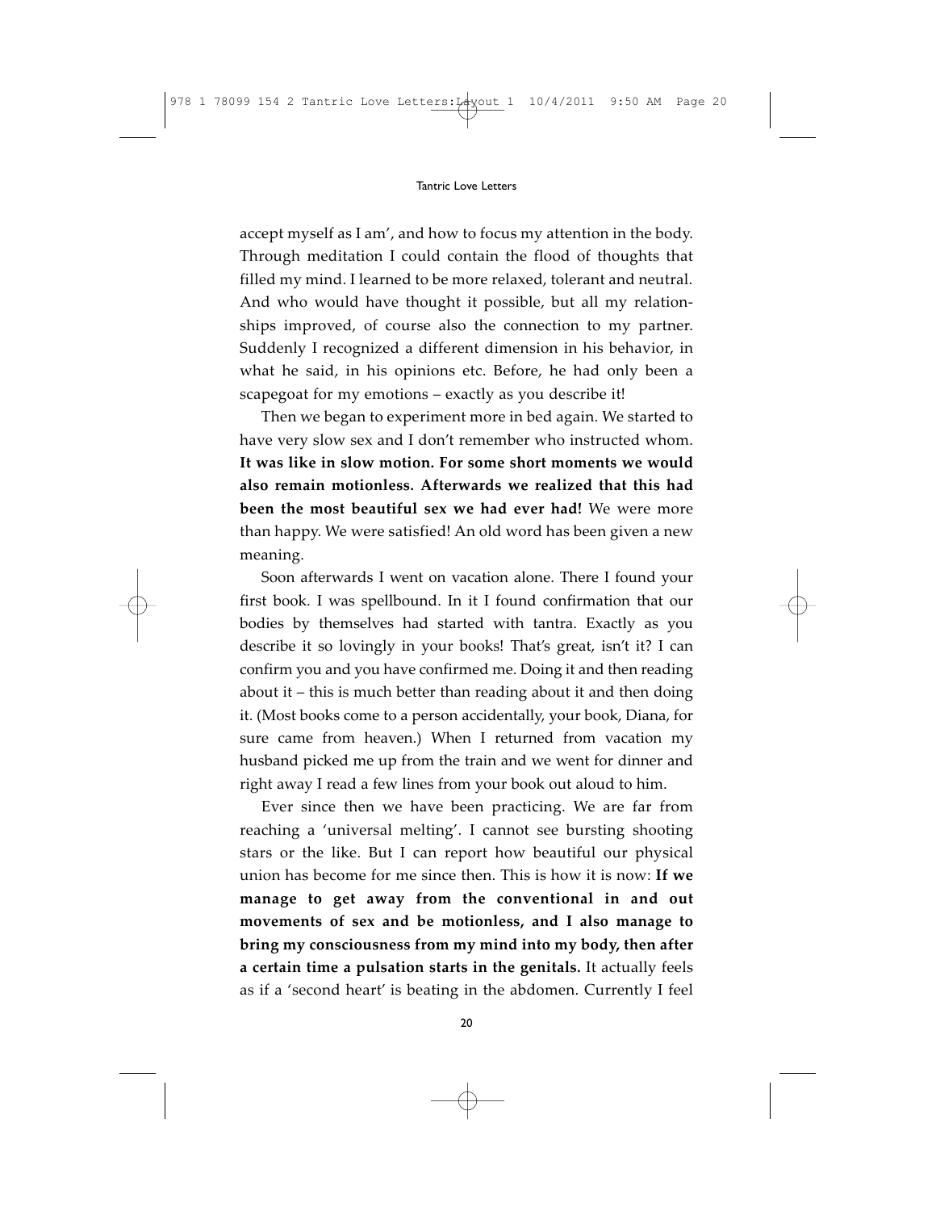accept myself as I am', and how to focus my attention in the body. Through meditation I could contain the flood of thoughts that filled my mind. I learned to be more relaxed, tolerant and neutral. And who would have thought it possible, but all my relationships improved, of course also the connection to my partner. Suddenly I recognized a different dimension in his behavior, in what he said, in his opinions etc. Before, he had only been a scapegoat for my emotions – exactly as you describe it!

Then we began to experiment more in bed again. We started to have very slow sex and I don't remember who instructed whom. **It was like in slow motion. For some short moments we would also remain motionless. Afterwards we realized that this had been the most beautiful sex we had ever had!** We were more than happy. We were satisfied! An old word has been given a new meaning.

Soon afterwards I went on vacation alone. There I found your first book. I was spellbound. In it I found confirmation that our bodies by themselves had started with tantra. Exactly as you describe it so lovingly in your books! That's great, isn't it? I can confirm you and you have confirmed me. Doing it and then reading about it – this is much better than reading about it and then doing it. (Most books come to a person accidentally, your book, Diana, for sure came from heaven.) When I returned from vacation my husband picked me up from the train and we went for dinner and right away I read a few lines from your book out aloud to him.

Ever since then we have been practicing. We are far from reaching a 'universal melting'. I cannot see bursting shooting stars or the like. But I can report how beautiful our physical union has become for me since then. This is how it is now: **If we manage to get away from the conventional in and out movements of sex and be motionless, and I also manage to bring my consciousness from my mind into my body, then after a certain time a pulsation starts in the genitals.** It actually feels as if a 'second heart' is beating in the abdomen. Currently I feel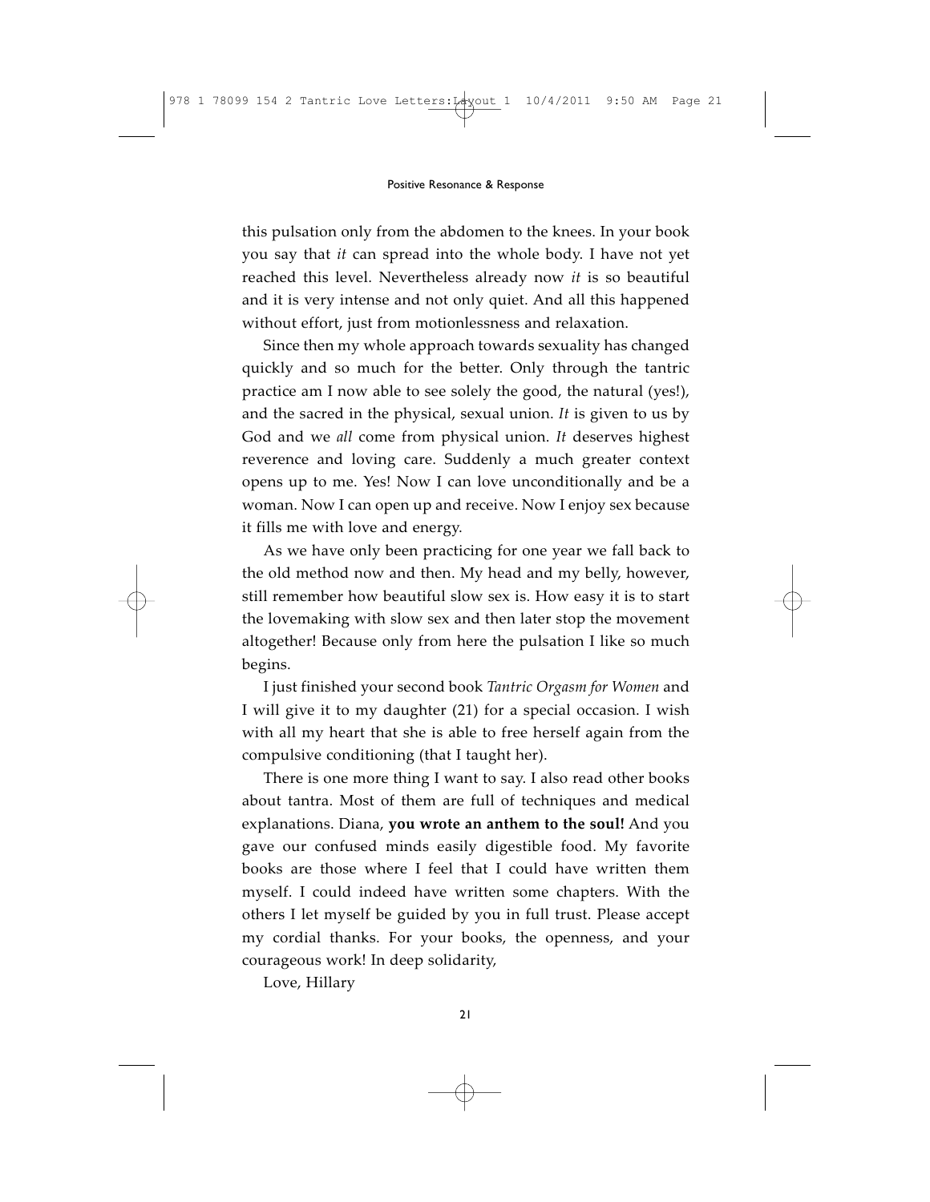this pulsation only from the abdomen to the knees. In your book you say that *it* can spread into the whole body. I have not yet reached this level. Nevertheless already now *it* is so beautiful and it is very intense and not only quiet. And all this happened without effort, just from motionlessness and relaxation.

Since then my whole approach towards sexuality has changed quickly and so much for the better. Only through the tantric practice am I now able to see solely the good, the natural (yes!), and the sacred in the physical, sexual union. *It* is given to us by God and we *all* come from physical union. *It* deserves highest reverence and loving care. Suddenly a much greater context opens up to me. Yes! Now I can love unconditionally and be a woman. Now I can open up and receive. Now I enjoy sex because it fills me with love and energy.

As we have only been practicing for one year we fall back to the old method now and then. My head and my belly, however, still remember how beautiful slow sex is. How easy it is to start the lovemaking with slow sex and then later stop the movement altogether! Because only from here the pulsation I like so much begins.

I just finished your second book *Tantric Orgasm for Women* and I will give it to my daughter (21) for a special occasion. I wish with all my heart that she is able to free herself again from the compulsive conditioning (that I taught her).

There is one more thing I want to say. I also read other books about tantra. Most of them are full of techniques and medical explanations. Diana, **you wrote an anthem to the soul!** And you gave our confused minds easily digestible food. My favorite books are those where I feel that I could have written them myself. I could indeed have written some chapters. With the others I let myself be guided by you in full trust. Please accept my cordial thanks. For your books, the openness, and your courageous work! In deep solidarity,

Love, Hillary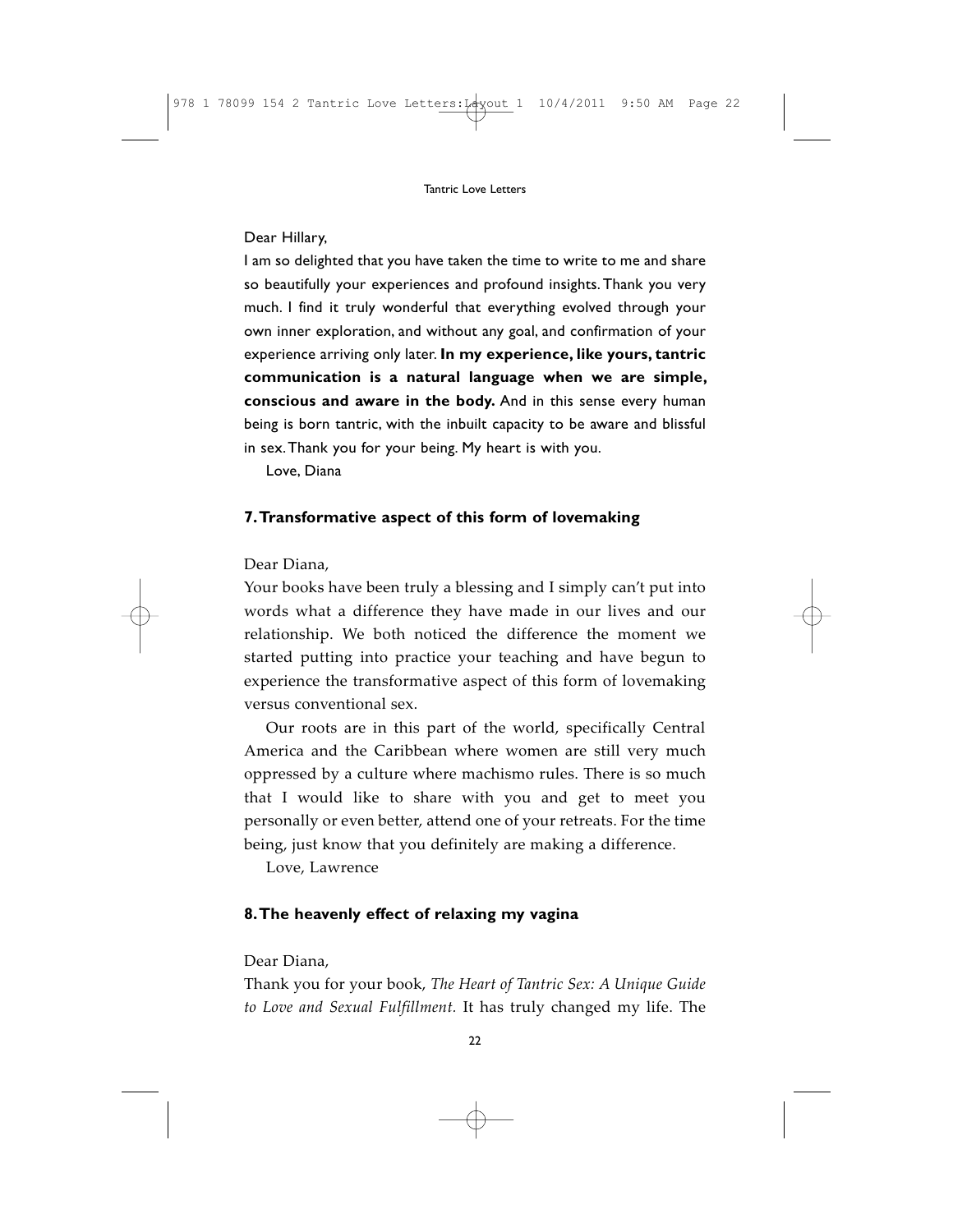Dear Hillary,

I am so delighted that you have taken the time to write to me and share so beautifully your experiences and profound insights. Thank you very much. I find it truly wonderful that everything evolved through your own inner exploration, and without any goal, and confirmation of your experience arriving only later. **In my experience, like yours, tantric communication is a natural language when we are simple, conscious and aware in the body.** And in this sense every human being is born tantric, with the inbuilt capacity to be aware and blissful in sex. Thank you for your being. My heart is with you.

Love, Diana

### 7. Transformative aspect of this form of lovemaking

Dear Diana,

Your books have been truly a blessing and I simply can't put into words what a difference they have made in our lives and our relationship. We both noticed the difference the moment we started putting into practice your teaching and have begun to experience the transformative aspect of this form of lovemaking versus conventional sex.

Our roots are in this part of the world, specifically Central America and the Caribbean where women are still very much oppressed by a culture where machismo rules. There is so much that I would like to share with you and get to meet you personally or even better, attend one of your retreats. For the time being, just know that you definitely are making a difference.

Love, Lawrence

### 8. The heavenly effect of relaxing my vagina

Dear Diana,

Thank you for your book, *The Heart of Tantric Sex: A Unique Guide to Love and Sexual Fulfillment.* It has truly changed my life. The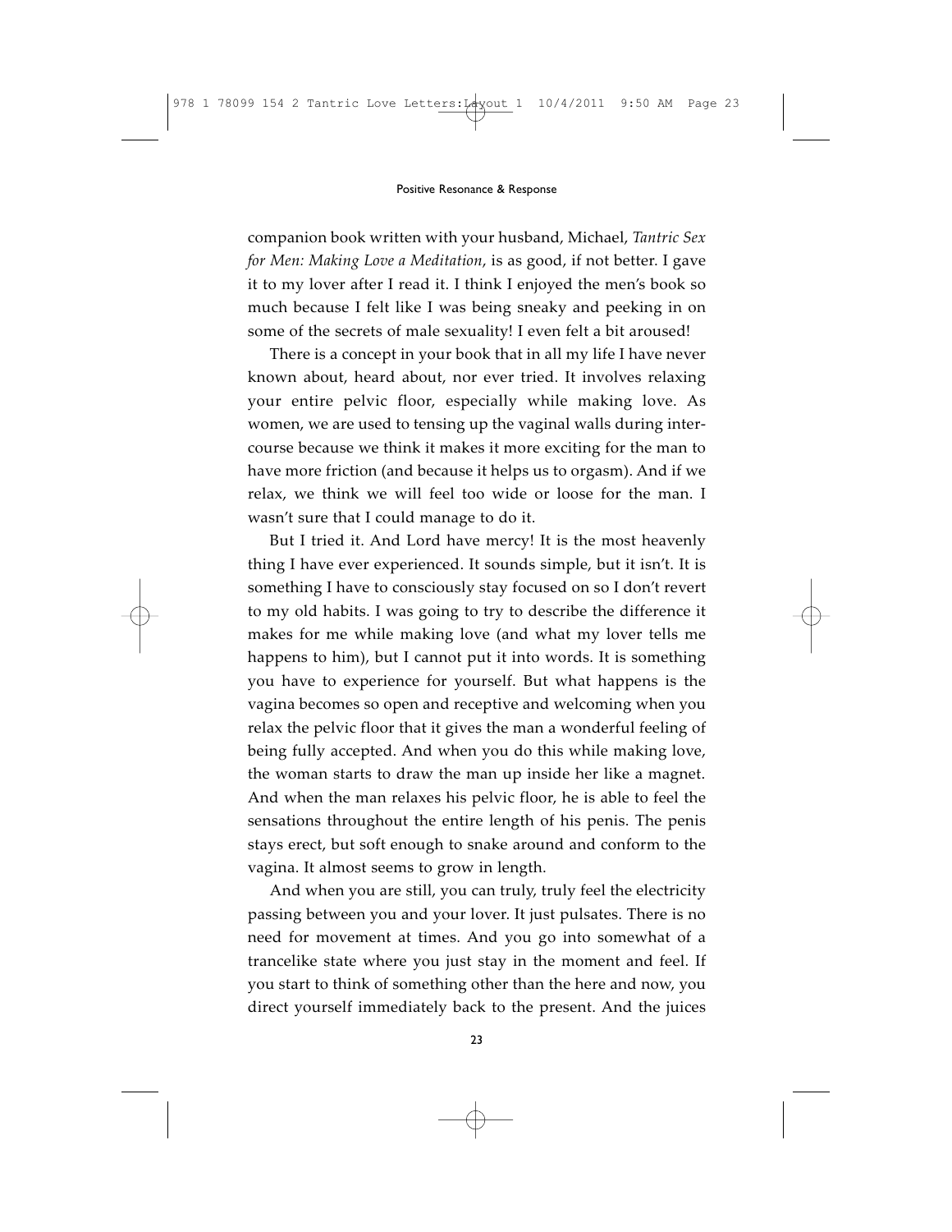companion book written with your husband, Michael, *Tantric Sex for Men: Making Love a Meditation*, is as good, if not better. I gave it to my lover after I read it. I think I enjoyed the men's book so much because I felt like I was being sneaky and peeking in on some of the secrets of male sexuality! I even felt a bit aroused!

There is a concept in your book that in all my life I have never known about, heard about, nor ever tried. It involves relaxing your entire pelvic floor, especially while making love. As women, we are used to tensing up the vaginal walls during intercourse because we think it makes it more exciting for the man to have more friction (and because it helps us to orgasm). And if we relax, we think we will feel too wide or loose for the man. I wasn't sure that I could manage to do it.

But I tried it. And Lord have mercy! It is the most heavenly thing I have ever experienced. It sounds simple, but it isn't. It is something I have to consciously stay focused on so I don't revert to my old habits. I was going to try to describe the difference it makes for me while making love (and what my lover tells me happens to him), but I cannot put it into words. It is something you have to experience for yourself. But what happens is the vagina becomes so open and receptive and welcoming when you relax the pelvic floor that it gives the man a wonderful feeling of being fully accepted. And when you do this while making love, the woman starts to draw the man up inside her like a magnet. And when the man relaxes his pelvic floor, he is able to feel the sensations throughout the entire length of his penis. The penis stays erect, but soft enough to snake around and conform to the vagina. It almost seems to grow in length.

And when you are still, you can truly, truly feel the electricity passing between you and your lover. It just pulsates. There is no need for movement at times. And you go into somewhat of a trancelike state where you just stay in the moment and feel. If you start to think of something other than the here and now, you direct yourself immediately back to the present. And the juices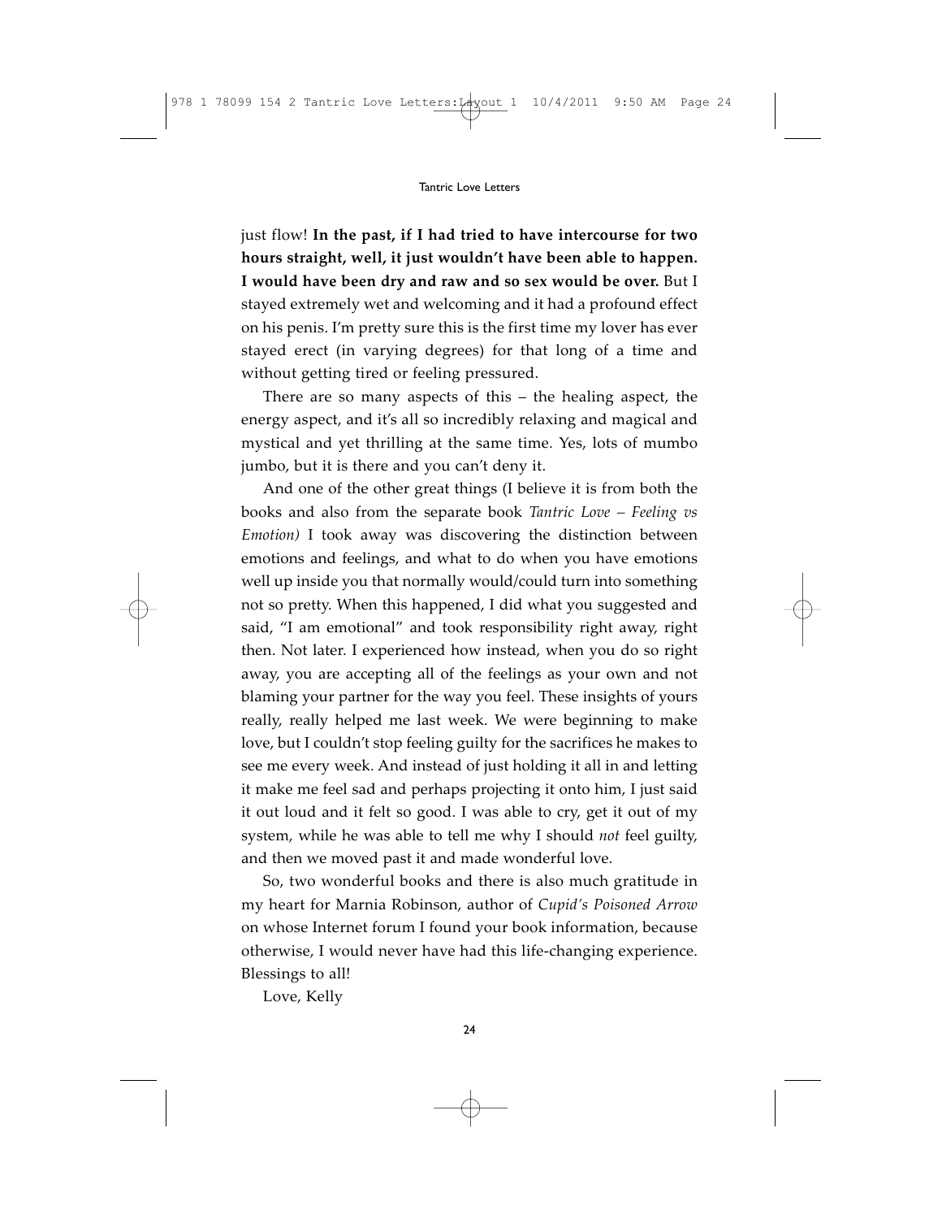just flow! **In the past, if I had tried to have intercourse for two hours straight, well, it just wouldn't have been able to happen. I would have been dry and raw and so sex would be over.** But I stayed extremely wet and welcoming and it had a profound effect on his penis. I'm pretty sure this is the first time my lover has ever stayed erect (in varying degrees) for that long of a time and without getting tired or feeling pressured.

There are so many aspects of this – the healing aspect, the energy aspect, and it's all so incredibly relaxing and magical and mystical and yet thrilling at the same time. Yes, lots of mumbo jumbo, but it is there and you can't deny it.

And one of the other great things (I believe it is from both the books and also from the separate book *Tantric Love – Feeling vs Emotion)* I took away was discovering the distinction between emotions and feelings, and what to do when you have emotions well up inside you that normally would/could turn into something not so pretty. When this happened, I did what you suggested and said, "I am emotional" and took responsibility right away, right then. Not later. I experienced how instead, when you do so right away, you are accepting all of the feelings as your own and not blaming your partner for the way you feel. These insights of yours really, really helped me last week. We were beginning to make love, but I couldn't stop feeling guilty for the sacrifices he makes to see me every week. And instead of just holding it all in and letting it make me feel sad and perhaps projecting it onto him, I just said it out loud and it felt so good. I was able to cry, get it out of my system, while he was able to tell me why I should *not* feel guilty, and then we moved past it and made wonderful love.

So, two wonderful books and there is also much gratitude in my heart for Marnia Robinson, author of *Cupid's Poisoned Arrow* on whose Internet forum I found your book information, because otherwise, I would never have had this life-changing experience. Blessings to all!

Love, Kelly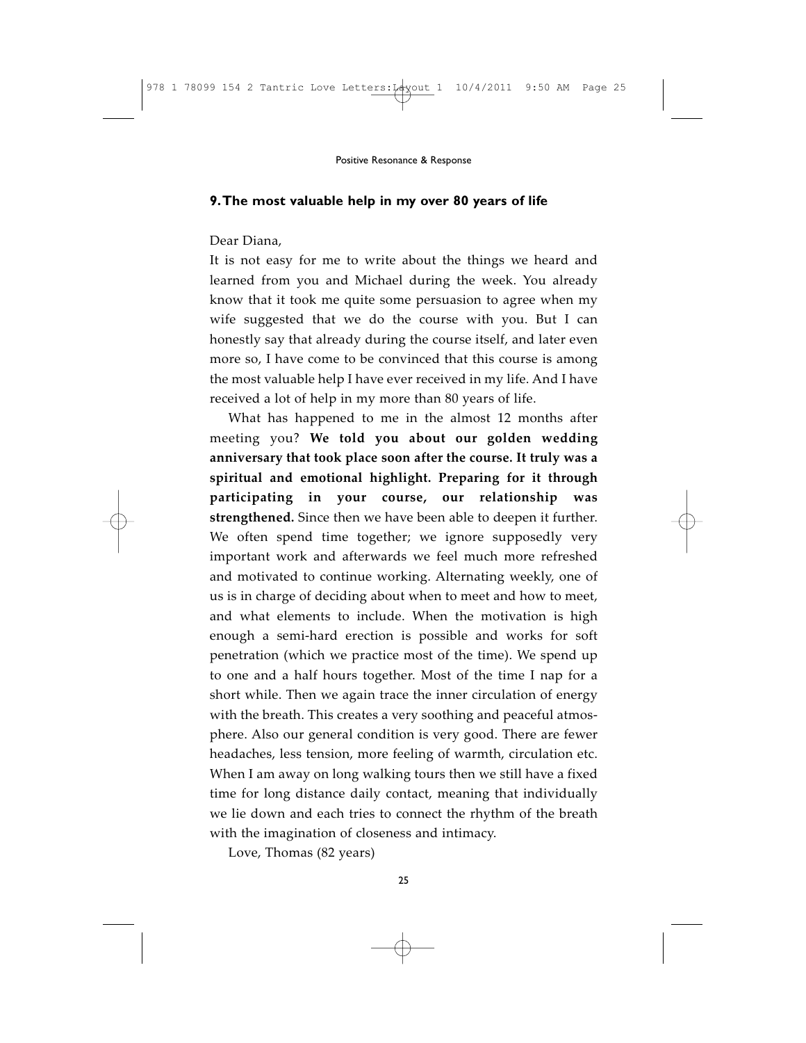## 9. The most valuable help in my over 80 years of life

Dear Diana,

It is not easy for me to write about the things we heard and learned from you and Michael during the week. You already know that it took me quite some persuasion to agree when my wife suggested that we do the course with you. But I can honestly say that already during the course itself, and later even more so, I have come to be convinced that this course is among the most valuable help I have ever received in my life. And I have received a lot of help in my more than 80 years of life.

What has happened to me in the almost 12 months after meeting you? **We told you about our golden wedding anniversary that took place soon after the course. It truly was a spiritual and emotional highlight. Preparing for it through participating in your course, our relationship was strengthened.** Since then we have been able to deepen it further. We often spend time together; we ignore supposedly very important work and afterwards we feel much more refreshed and motivated to continue working. Alternating weekly, one of us is in charge of deciding about when to meet and how to meet, and what elements to include. When the motivation is high enough a semi-hard erection is possible and works for soft penetration (which we practice most of the time). We spend up to one and a half hours together. Most of the time I nap for a short while. Then we again trace the inner circulation of energy with the breath. This creates a very soothing and peaceful atmosphere. Also our general condition is very good. There are fewer headaches, less tension, more feeling of warmth, circulation etc. When I am away on long walking tours then we still have a fixed time for long distance daily contact, meaning that individually we lie down and each tries to connect the rhythm of the breath with the imagination of closeness and intimacy.

Love, Thomas (82 years)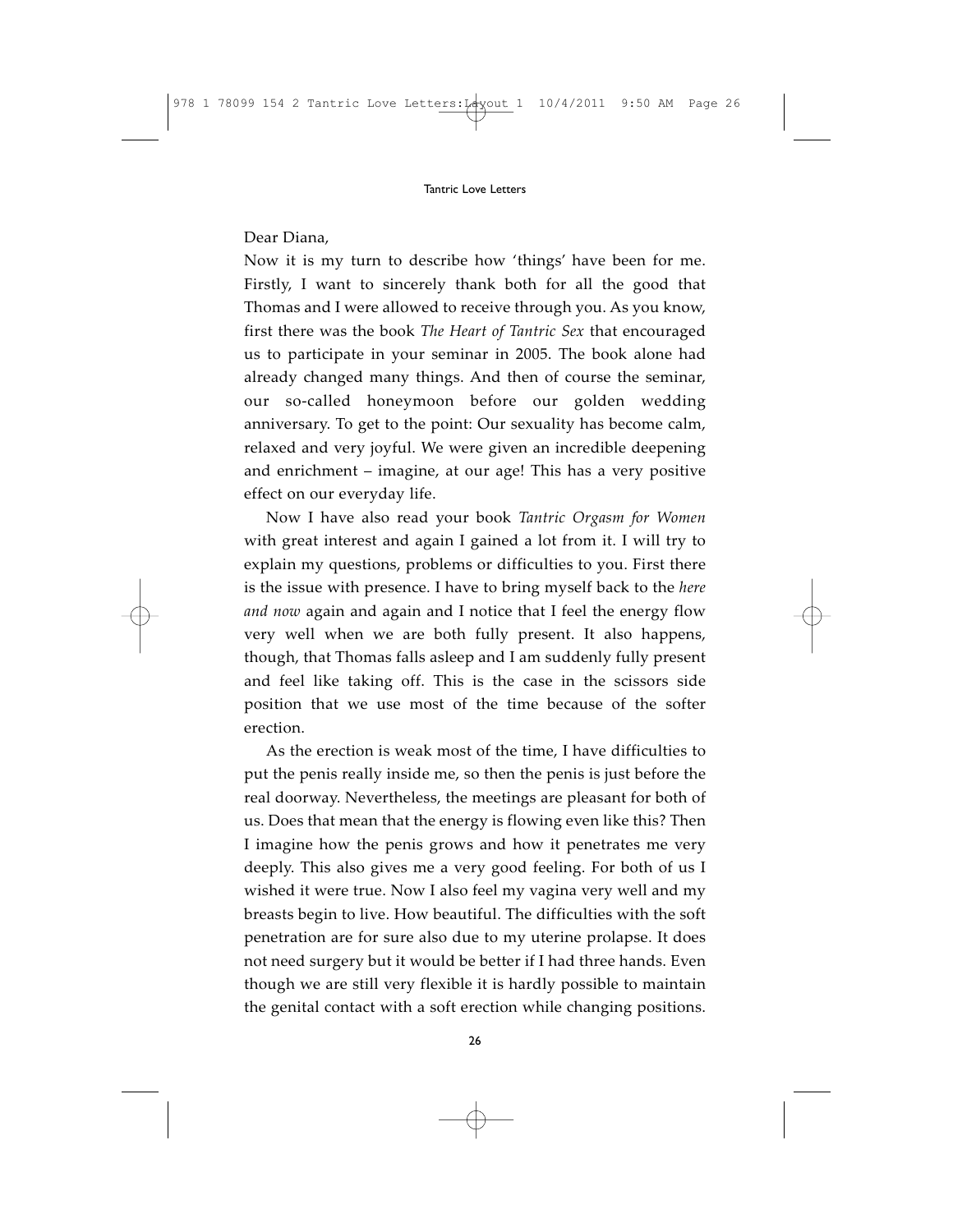Dear Diana,

Now it is my turn to describe how 'things' have been for me. Firstly, I want to sincerely thank both for all the good that Thomas and I were allowed to receive through you. As you know, first there was the book *The Heart of Tantric Sex* that encouraged us to participate in your seminar in 2005. The book alone had already changed many things. And then of course the seminar, our so-called honeymoon before our golden wedding anniversary. To get to the point: Our sexuality has become calm, relaxed and very joyful. We were given an incredible deepening and enrichment – imagine, at our age! This has a very positive effect on our everyday life.

Now I have also read your book *Tantric Orgasm for Women* with great interest and again I gained a lot from it. I will try to explain my questions, problems or difficulties to you. First there is the issue with presence. I have to bring myself back to the *here and now* again and again and I notice that I feel the energy flow very well when we are both fully present. It also happens, though, that Thomas falls asleep and I am suddenly fully present and feel like taking off. This is the case in the scissors side position that we use most of the time because of the softer erection.

As the erection is weak most of the time, I have difficulties to put the penis really inside me, so then the penis is just before the real doorway. Nevertheless, the meetings are pleasant for both of us. Does that mean that the energy is flowing even like this? Then I imagine how the penis grows and how it penetrates me very deeply. This also gives me a very good feeling. For both of us I wished it were true. Now I also feel my vagina very well and my breasts begin to live. How beautiful. The difficulties with the soft penetration are for sure also due to my uterine prolapse. It does not need surgery but it would be better if I had three hands. Even though we are still very flexible it is hardly possible to maintain the genital contact with a soft erection while changing positions.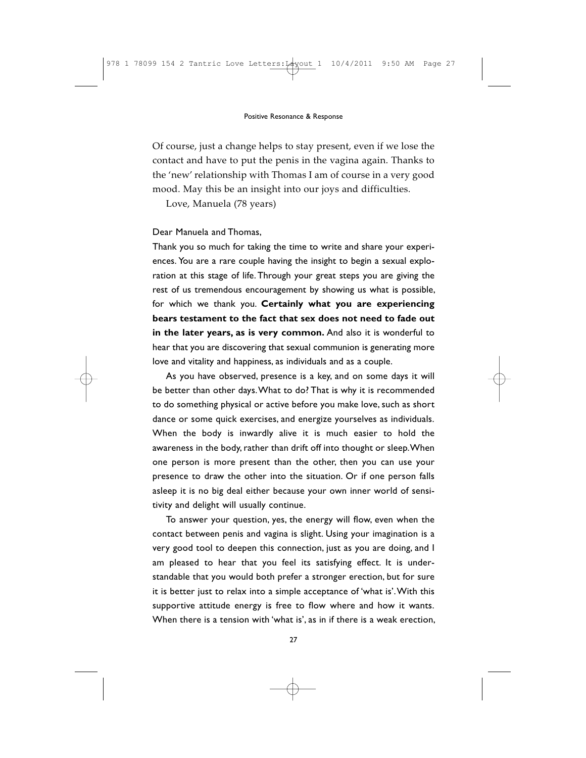Of course, just a change helps to stay present, even if we lose the contact and have to put the penis in the vagina again. Thanks to the 'new' relationship with Thomas I am of course in a very good mood. May this be an insight into our joys and difficulties.

Love, Manuela (78 years)

Dear Manuela and Thomas,

Thank you so much for taking the time to write and share your experiences. You are a rare couple having the insight to begin a sexual exploration at this stage of life. Through your great steps you are giving the rest of us tremendous encouragement by showing us what is possible, for which we thank you. **Certainly what you are experiencing bears testament to the fact that sex does not need to fade out in the later years, as is very common.** And also it is wonderful to hear that you are discovering that sexual communion is generating more love and vitality and happiness, as individuals and as a couple.

As you have observed, presence is a key, and on some days it will be better than other days. What to do? That is why it is recommended to do something physical or active before you make love, such as short dance or some quick exercises, and energize yourselves as individuals. When the body is inwardly alive it is much easier to hold the awareness in the body, rather than drift off into thought or sleep. When one person is more present than the other, then you can use your presence to draw the other into the situation. Or if one person falls asleep it is no big deal either because your own inner world of sensitivity and delight will usually continue.

To answer your question, yes, the energy will flow, even when the contact between penis and vagina is slight. Using your imagination is a very good tool to deepen this connection, just as you are doing, and I am pleased to hear that you feel its satisfying effect. It is understandable that you would both prefer a stronger erection, but for sure it is better just to relax into a simple acceptance of 'what is'. With this supportive attitude energy is free to flow where and how it wants. When there is a tension with 'what is', as in if there is a weak erection,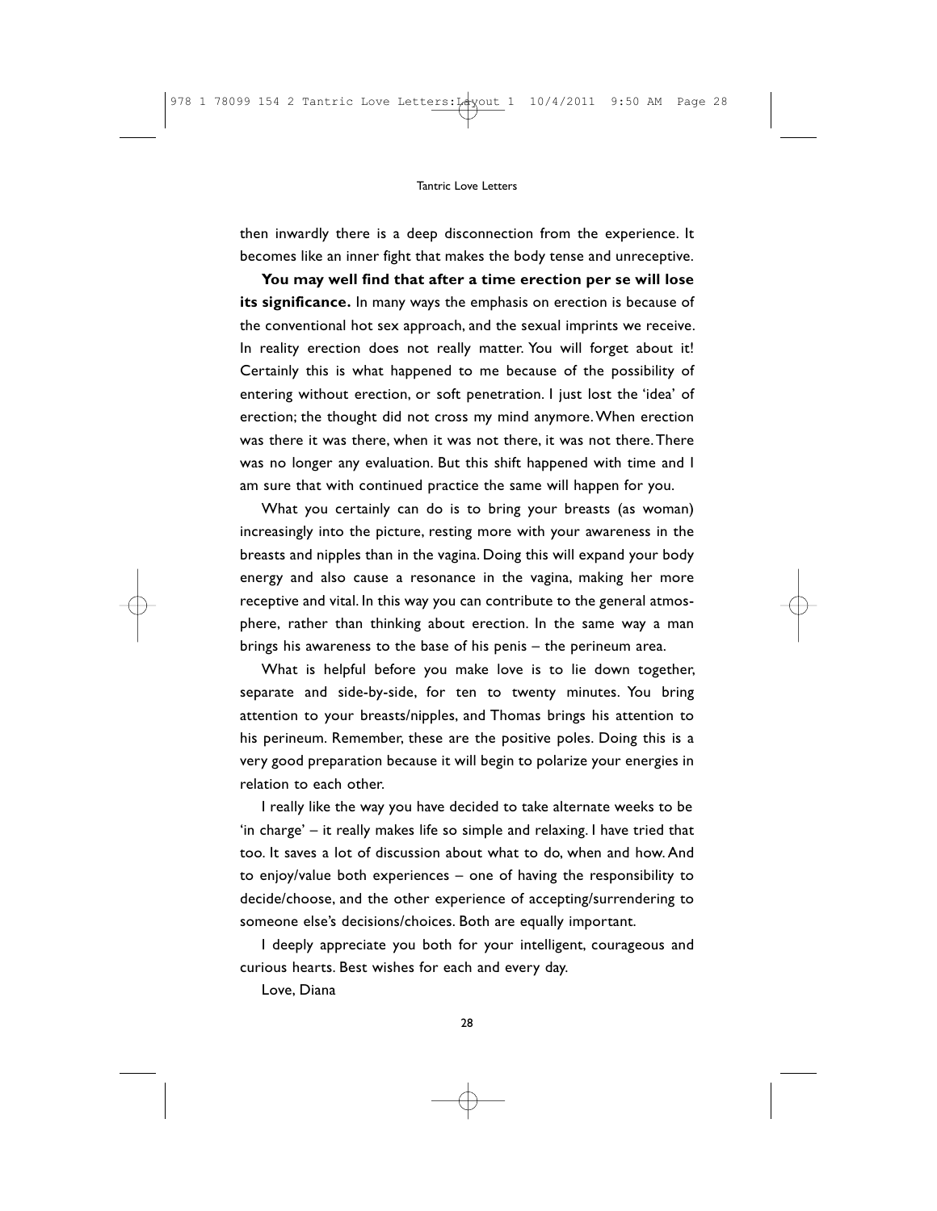then inwardly there is a deep disconnection from the experience. It becomes like an inner fight that makes the body tense and unreceptive.

**You may well find that after a time erection per se will lose its significance.** In many ways the emphasis on erection is because of the conventional hot sex approach, and the sexual imprints we receive. In reality erection does not really matter. You will forget about it! Certainly this is what happened to me because of the possibility of entering without erection, or soft penetration. I just lost the 'idea' of erection; the thought did not cross my mind anymore. When erection was there it was there, when it was not there, it was not there. There was no longer any evaluation. But this shift happened with time and I am sure that with continued practice the same will happen for you.

What you certainly can do is to bring your breasts (as woman) increasingly into the picture, resting more with your awareness in the breasts and nipples than in the vagina. Doing this will expand your body energy and also cause a resonance in the vagina, making her more receptive and vital. In this way you can contribute to the general atmosphere, rather than thinking about erection. In the same way a man brings his awareness to the base of his penis – the perineum area.

What is helpful before you make love is to lie down together, separate and side-by-side, for ten to twenty minutes. You bring attention to your breasts/nipples, and Thomas brings his attention to his perineum. Remember, these are the positive poles. Doing this is a very good preparation because it will begin to polarize your energies in relation to each other.

I really like the way you have decided to take alternate weeks to be 'in charge' – it really makes life so simple and relaxing. I have tried that too. It saves a lot of discussion about what to do, when and how. And to enjoy/value both experiences – one of having the responsibility to decide/choose, and the other experience of accepting/surrendering to someone else's decisions/choices. Both are equally important.

I deeply appreciate you both for your intelligent, courageous and curious hearts. Best wishes for each and every day.

Love, Diana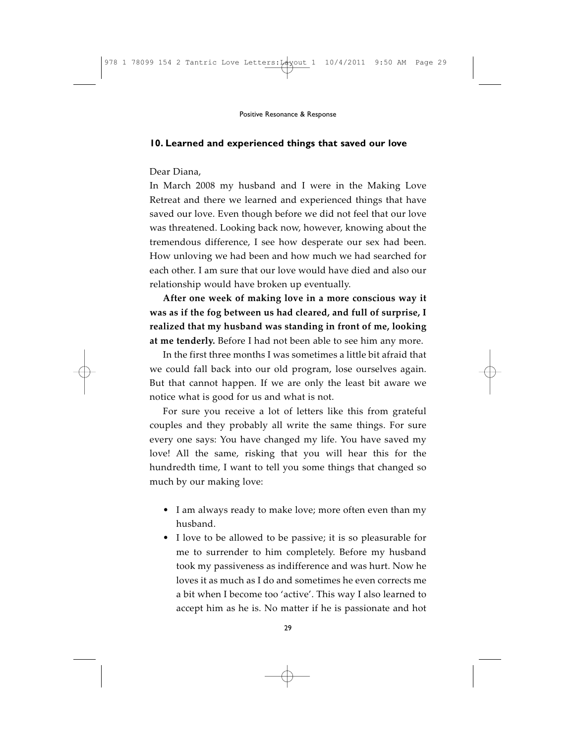## 10. Learned and experienced things that saved our love

Dear Diana,

In March 2008 my husband and I were in the Making Love Retreat and there we learned and experienced things that have saved our love. Even though before we did not feel that our love was threatened. Looking back now, however, knowing about the tremendous difference, I see how desperate our sex had been. How unloving we had been and how much we had searched for each other. I am sure that our love would have died and also our relationship would have broken up eventually.

**After one week of making love in a more conscious way it was as if the fog between us had cleared, and full of surprise, I realized that my husband was standing in front of me, looking at me tenderly.** Before I had not been able to see him any more.

In the first three months I was sometimes a little bit afraid that we could fall back into our old program, lose ourselves again. But that cannot happen. If we are only the least bit aware we notice what is good for us and what is not.

For sure you receive a lot of letters like this from grateful couples and they probably all write the same things. For sure every one says: You have changed my life. You have saved my love! All the same, risking that you will hear this for the hundredth time, I want to tell you some things that changed so much by our making love:

- I am always ready to make love; more often even than my husband.
- I love to be allowed to be passive; it is so pleasurable for me to surrender to him completely. Before my husband took my passiveness as indifference and was hurt. Now he loves it as much as I do and sometimes he even corrects me a bit when I become too 'active'. This way I also learned to accept him as he is. No matter if he is passionate and hot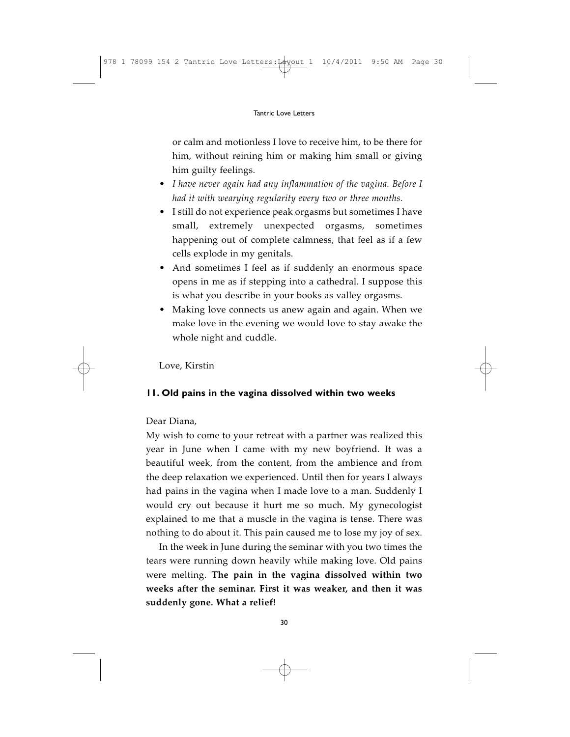or calm and motionless I love to receive him, to be there for him, without reining him or making him small or giving him guilty feelings.

- *I have never again had any inflammation of the vagina. Before I had it with wearying regularity every two or three months.*
- I still do not experience peak orgasms but sometimes I have small, extremely unexpected orgasms, sometimes happening out of complete calmness, that feel as if a few cells explode in my genitals.
- And sometimes I feel as if suddenly an enormous space opens in me as if stepping into a cathedral. I suppose this is what you describe in your books as valley orgasms.
- Making love connects us anew again and again. When we make love in the evening we would love to stay awake the whole night and cuddle.

Love, Kirstin

## 11. Old pains in the vagina dissolved within two weeks

Dear Diana,

My wish to come to your retreat with a partner was realized this year in June when I came with my new boyfriend. It was a beautiful week, from the content, from the ambience and from the deep relaxation we experienced. Until then for years I always had pains in the vagina when I made love to a man. Suddenly I would cry out because it hurt me so much. My gynecologist explained to me that a muscle in the vagina is tense. There was nothing to do about it. This pain caused me to lose my joy of sex.

In the week in June during the seminar with you two times the tears were running down heavily while making love. Old pains were melting. **The pain in the vagina dissolved within two weeks after the seminar. First it was weaker, and then it was suddenly gone. What a relief!**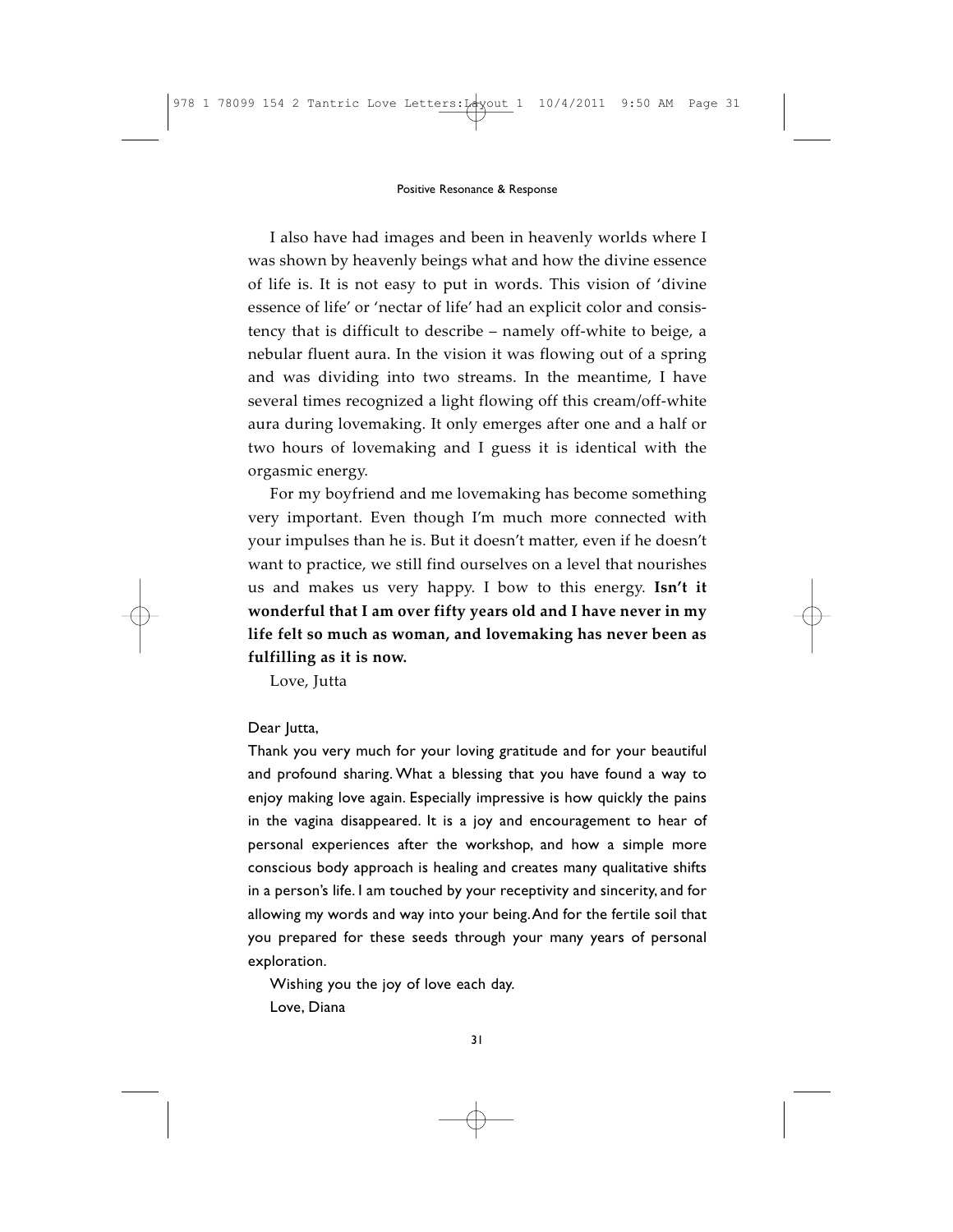I also have had images and been in heavenly worlds where I was shown by heavenly beings what and how the divine essence of life is. It is not easy to put in words. This vision of 'divine essence of life' or 'nectar of life' had an explicit color and consistency that is difficult to describe – namely off-white to beige, a nebular fluent aura. In the vision it was flowing out of a spring and was dividing into two streams. In the meantime, I have several times recognized a light flowing off this cream/off-white aura during lovemaking. It only emerges after one and a half or two hours of lovemaking and I guess it is identical with the orgasmic energy.

For my boyfriend and me lovemaking has become something very important. Even though I'm much more connected with your impulses than he is. But it doesn't matter, even if he doesn't want to practice, we still find ourselves on a level that nourishes us and makes us very happy. I bow to this energy. **Isn't it wonderful that I am over fifty years old and I have never in my life felt so much as woman, and lovemaking has never been as fulfilling as it is now.**

Love, Jutta

Dear Jutta,

Thank you very much for your loving gratitude and for your beautiful and profound sharing. What a blessing that you have found a way to enjoy making love again. Especially impressive is how quickly the pains in the vagina disappeared. It is a joy and encouragement to hear of personal experiences after the workshop, and how a simple more conscious body approach is healing and creates many qualitative shifts in a person's life. I am touched by your receptivity and sincerity, and for allowing my words and way into your being. And for the fertile soil that you prepared for these seeds through your many years of personal exploration.

Wishing you the joy of love each day.

Love, Diana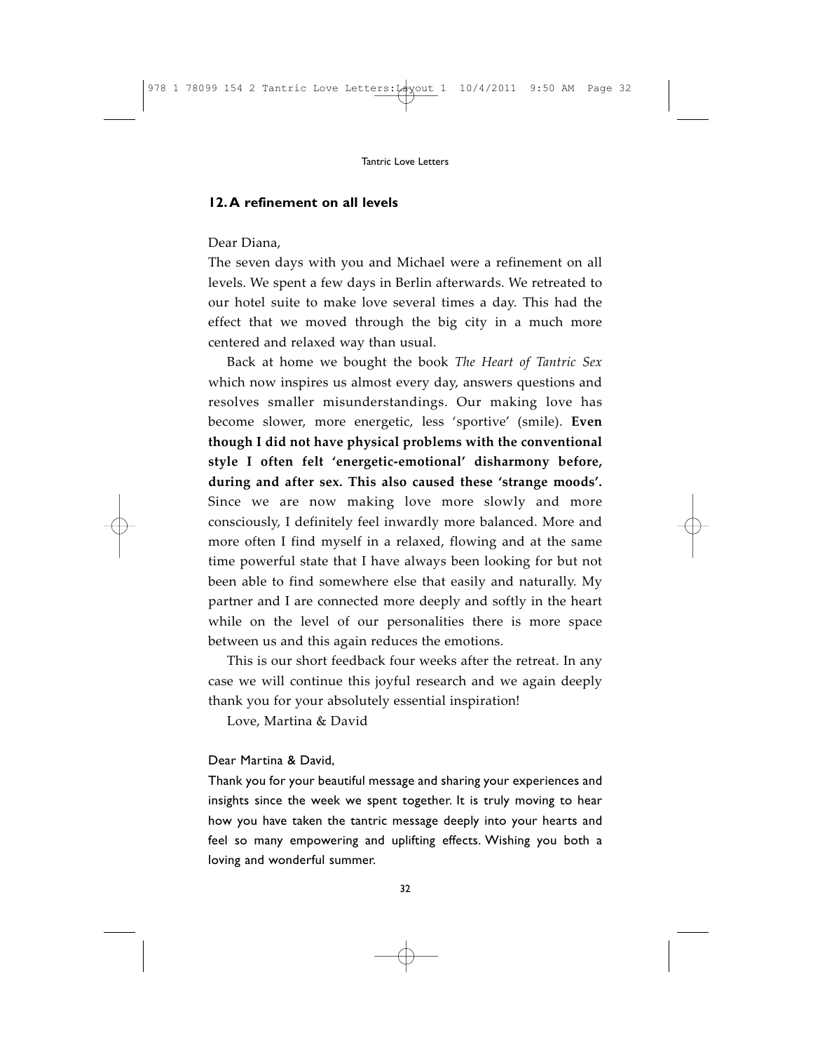## 12. A refinement on all levels

Dear Diana,

The seven days with you and Michael were a refinement on all levels. We spent a few days in Berlin afterwards. We retreated to our hotel suite to make love several times a day. This had the effect that we moved through the big city in a much more centered and relaxed way than usual.

Back at home we bought the book *The Heart of Tantric Sex* which now inspires us almost every day, answers questions and resolves smaller misunderstandings. Our making love has become slower, more energetic, less 'sportive' (smile). **Even though I did not have physical problems with the conventional style I often felt 'energetic-emotional' disharmony before, during and after sex. This also caused these 'strange moods'.** Since we are now making love more slowly and more consciously, I definitely feel inwardly more balanced. More and more often I find myself in a relaxed, flowing and at the same time powerful state that I have always been looking for but not been able to find somewhere else that easily and naturally. My partner and I are connected more deeply and softly in the heart while on the level of our personalities there is more space between us and this again reduces the emotions.

This is our short feedback four weeks after the retreat. In any case we will continue this joyful research and we again deeply thank you for your absolutely essential inspiration!

Love, Martina & David

Dear Martina & David,

Thank you for your beautiful message and sharing your experiences and insights since the week we spent together. It is truly moving to hear how you have taken the tantric message deeply into your hearts and feel so many empowering and uplifting effects. Wishing you both a loving and wonderful summer.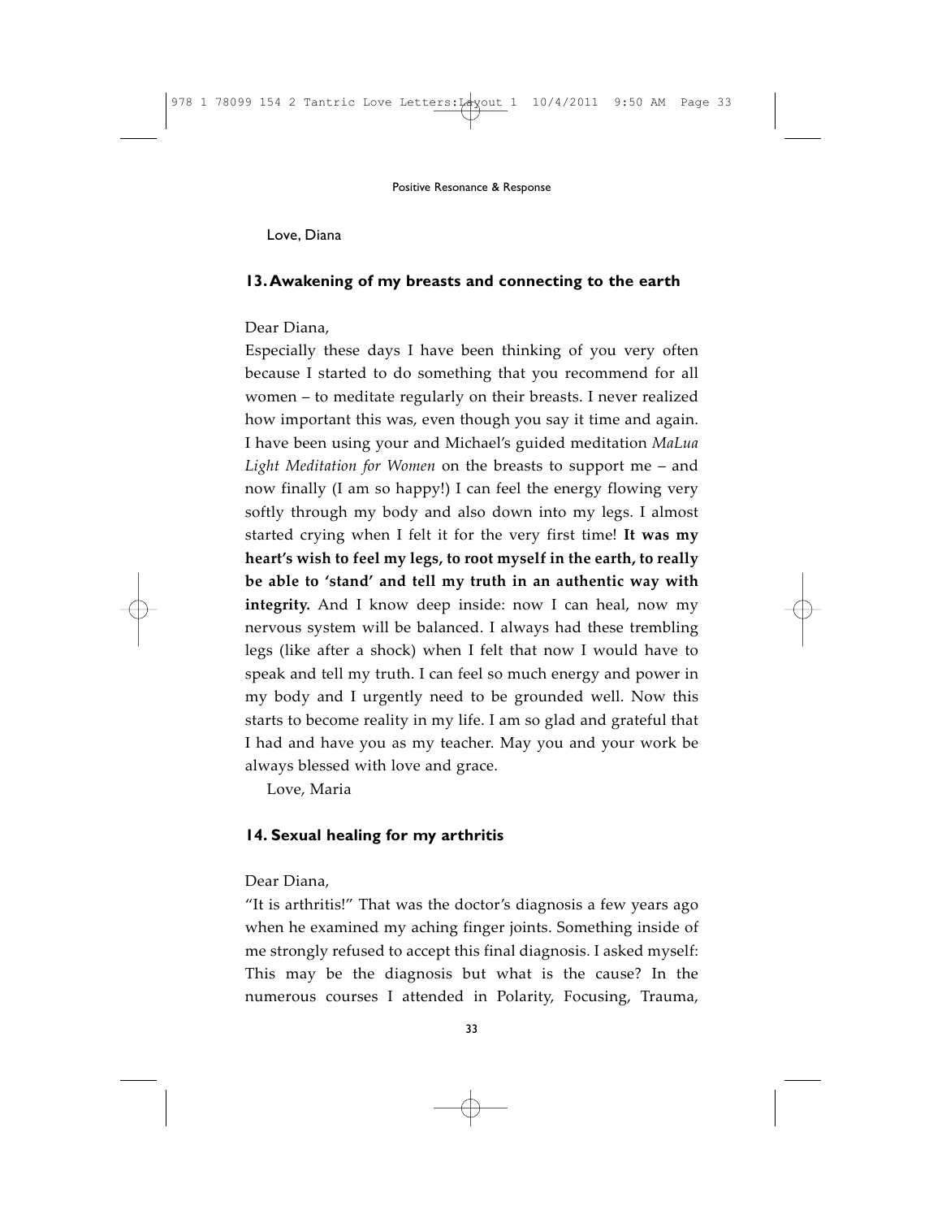Love, Diana

### 13. Awakening of my breasts and connecting to the earth

Dear Diana,

Especially these days I have been thinking of you very often because I started to do something that you recommend for all women – to meditate regularly on their breasts. I never realized how important this was, even though you say it time and again. I have been using your and Michael's guided meditation *MaLua Light Meditation for Women* on the breasts to support me – and now finally (I am so happy!) I can feel the energy flowing very softly through my body and also down into my legs. I almost started crying when I felt it for the very first time! **It was my heart's wish to feel my legs, to root myself in the earth, to really be able to 'stand' and tell my truth in an authentic way with integrity.** And I know deep inside: now I can heal, now my nervous system will be balanced. I always had these trembling legs (like after a shock) when I felt that now I would have to speak and tell my truth. I can feel so much energy and power in my body and I urgently need to be grounded well. Now this starts to become reality in my life. I am so glad and grateful that I had and have you as my teacher. May you and your work be always blessed with love and grace.

Love, Maria

### 14. Sexual healing for my arthritis

Dear Diana,

"It is arthritis!" That was the doctor's diagnosis a few years ago when he examined my aching finger joints. Something inside of me strongly refused to accept this final diagnosis. I asked myself: This may be the diagnosis but what is the cause? In the numerous courses I attended in Polarity, Focusing, Trauma,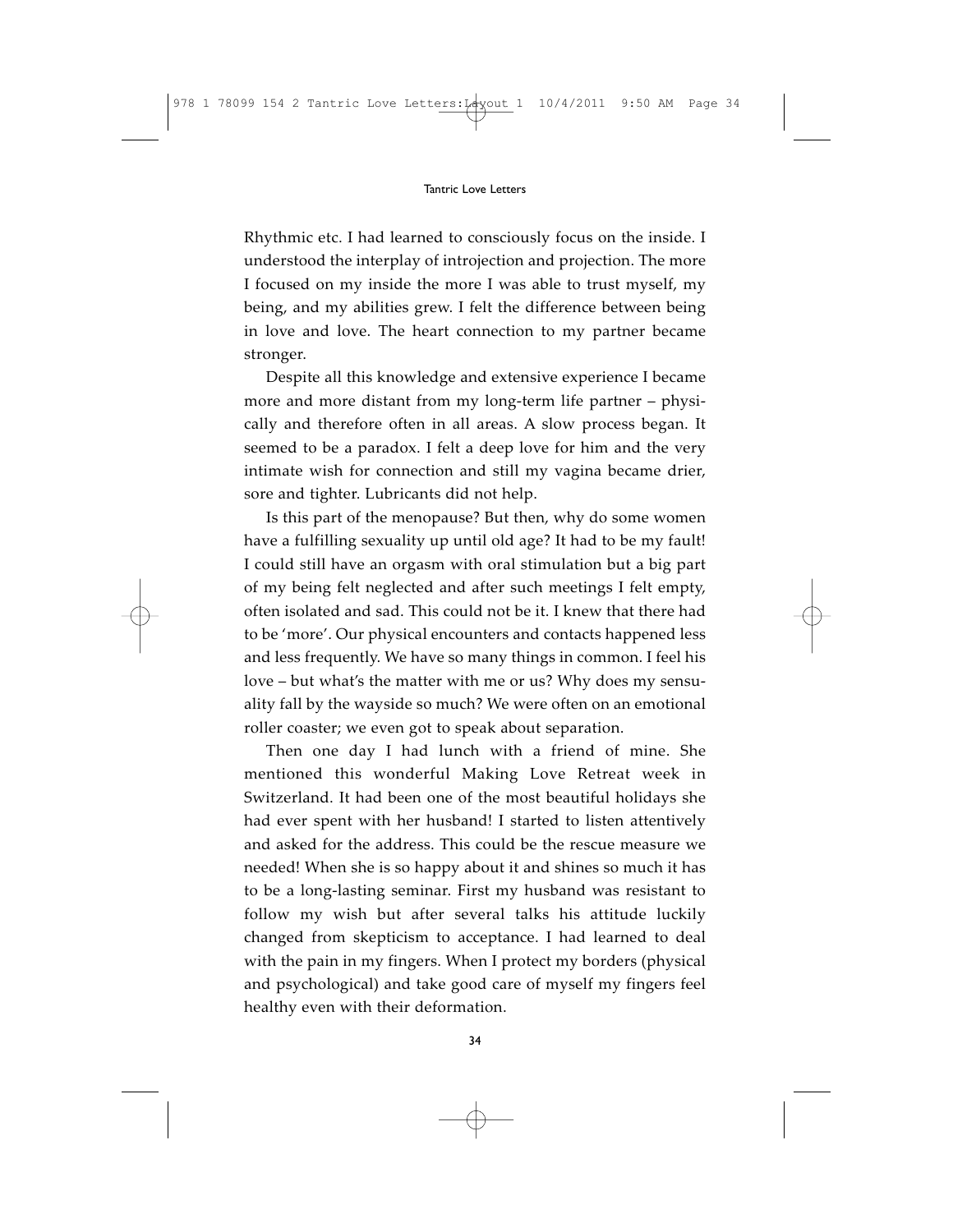Rhythmic etc. I had learned to consciously focus on the inside. I understood the interplay of introjection and projection. The more I focused on my inside the more I was able to trust myself, my being, and my abilities grew. I felt the difference between being in love and love. The heart connection to my partner became stronger.

Despite all this knowledge and extensive experience I became more and more distant from my long-term life partner – physically and therefore often in all areas. A slow process began. It seemed to be a paradox. I felt a deep love for him and the very intimate wish for connection and still my vagina became drier, sore and tighter. Lubricants did not help.

Is this part of the menopause? But then, why do some women have a fulfilling sexuality up until old age? It had to be my fault! I could still have an orgasm with oral stimulation but a big part of my being felt neglected and after such meetings I felt empty, often isolated and sad. This could not be it. I knew that there had to be 'more'. Our physical encounters and contacts happened less and less frequently. We have so many things in common. I feel his love – but what's the matter with me or us? Why does my sensuality fall by the wayside so much? We were often on an emotional roller coaster; we even got to speak about separation.

Then one day I had lunch with a friend of mine. She mentioned this wonderful Making Love Retreat week in Switzerland. It had been one of the most beautiful holidays she had ever spent with her husband! I started to listen attentively and asked for the address. This could be the rescue measure we needed! When she is so happy about it and shines so much it has to be a long-lasting seminar. First my husband was resistant to follow my wish but after several talks his attitude luckily changed from skepticism to acceptance. I had learned to deal with the pain in my fingers. When I protect my borders (physical and psychological) and take good care of myself my fingers feel healthy even with their deformation.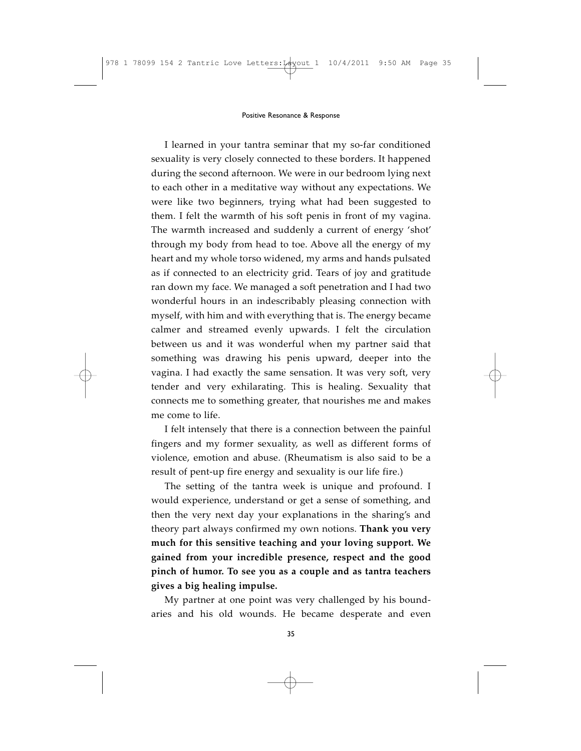I learned in your tantra seminar that my so-far conditioned sexuality is very closely connected to these borders. It happened during the second afternoon. We were in our bedroom lying next to each other in a meditative way without any expectations. We were like two beginners, trying what had been suggested to them. I felt the warmth of his soft penis in front of my vagina. The warmth increased and suddenly a current of energy 'shot' through my body from head to toe. Above all the energy of my heart and my whole torso widened, my arms and hands pulsated as if connected to an electricity grid. Tears of joy and gratitude ran down my face. We managed a soft penetration and I had two wonderful hours in an indescribably pleasing connection with myself, with him and with everything that is. The energy became calmer and streamed evenly upwards. I felt the circulation between us and it was wonderful when my partner said that something was drawing his penis upward, deeper into the vagina. I had exactly the same sensation. It was very soft, very tender and very exhilarating. This is healing. Sexuality that connects me to something greater, that nourishes me and makes me come to life.

I felt intensely that there is a connection between the painful fingers and my former sexuality, as well as different forms of violence, emotion and abuse. (Rheumatism is also said to be a result of pent-up fire energy and sexuality is our life fire.)

The setting of the tantra week is unique and profound. I would experience, understand or get a sense of something, and then the very next day your explanations in the sharing's and theory part always confirmed my own notions. **Thank you very much for this sensitive teaching and your loving support. We gained from your incredible presence, respect and the good pinch of humor. To see you as a couple and as tantra teachers gives a big healing impulse.**

My partner at one point was very challenged by his boundaries and his old wounds. He became desperate and even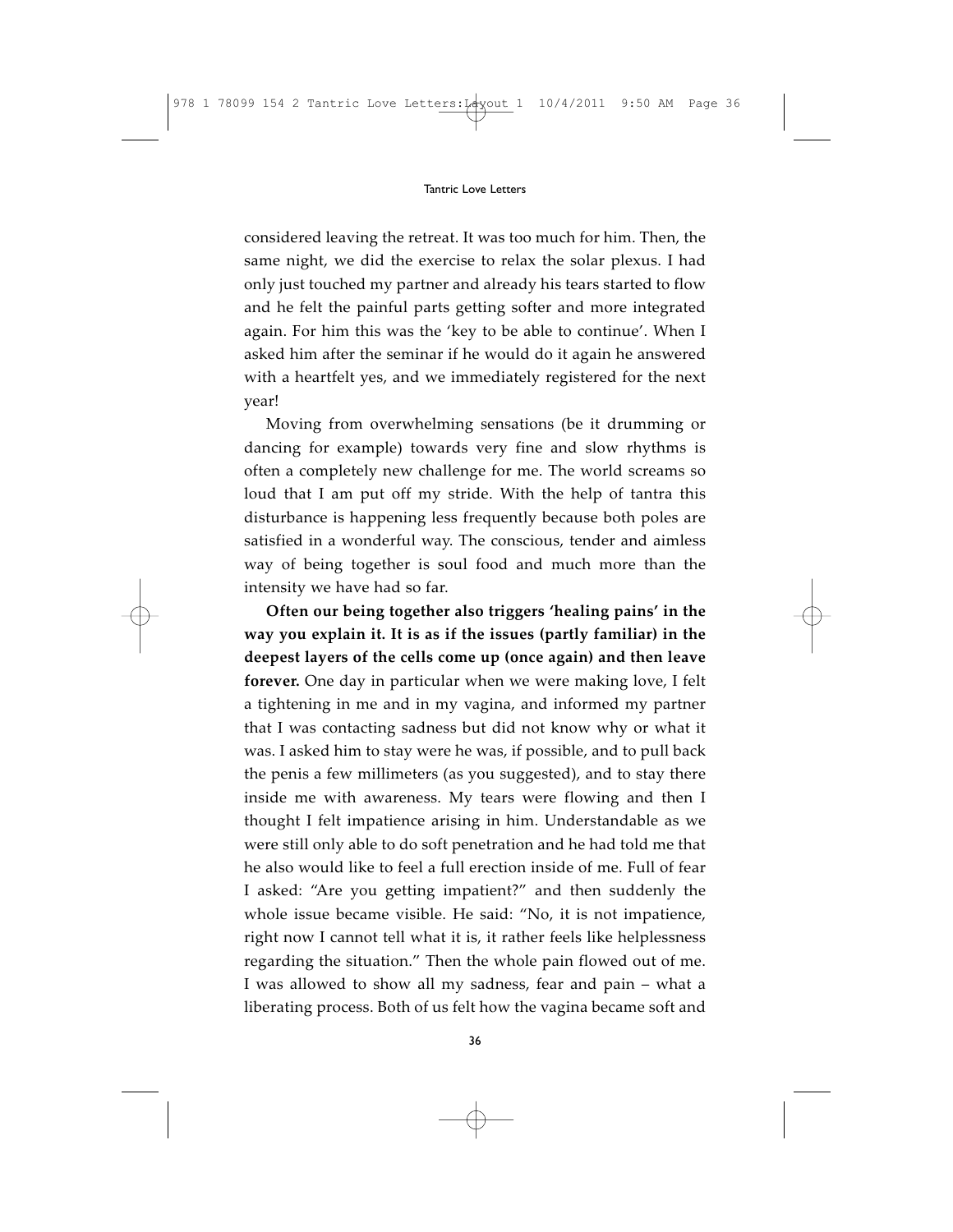considered leaving the retreat. It was too much for him. Then, the same night, we did the exercise to relax the solar plexus. I had only just touched my partner and already his tears started to flow and he felt the painful parts getting softer and more integrated again. For him this was the 'key to be able to continue'. When I asked him after the seminar if he would do it again he answered with a heartfelt yes, and we immediately registered for the next year!

Moving from overwhelming sensations (be it drumming or dancing for example) towards very fine and slow rhythms is often a completely new challenge for me. The world screams so loud that I am put off my stride. With the help of tantra this disturbance is happening less frequently because both poles are satisfied in a wonderful way. The conscious, tender and aimless way of being together is soul food and much more than the intensity we have had so far.

**Often our being together also triggers 'healing pains' in the way you explain it. It is as if the issues (partly familiar) in the deepest layers of the cells come up (once again) and then leave forever.** One day in particular when we were making love, I felt a tightening in me and in my vagina, and informed my partner that I was contacting sadness but did not know why or what it was. I asked him to stay were he was, if possible, and to pull back the penis a few millimeters (as you suggested), and to stay there inside me with awareness. My tears were flowing and then I thought I felt impatience arising in him. Understandable as we were still only able to do soft penetration and he had told me that he also would like to feel a full erection inside of me. Full of fear I asked: "Are you getting impatient?" and then suddenly the whole issue became visible. He said: "No, it is not impatience, right now I cannot tell what it is, it rather feels like helplessness regarding the situation." Then the whole pain flowed out of me. I was allowed to show all my sadness, fear and pain – what a liberating process. Both of us felt how the vagina became soft and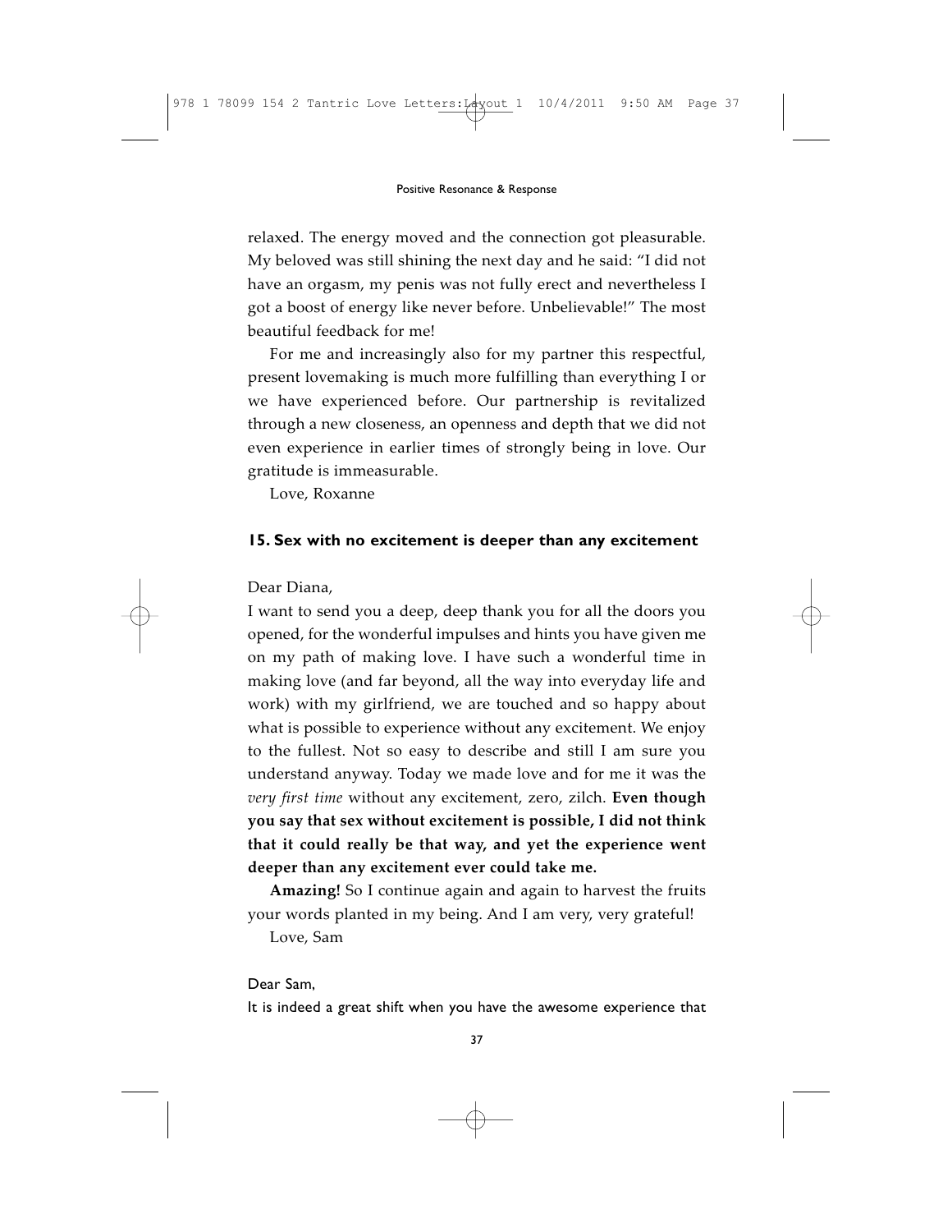relaxed. The energy moved and the connection got pleasurable. My beloved was still shining the next day and he said: "I did not have an orgasm, my penis was not fully erect and nevertheless I got a boost of energy like never before. Unbelievable!" The most beautiful feedback for me!

For me and increasingly also for my partner this respectful, present lovemaking is much more fulfilling than everything I or we have experienced before. Our partnership is revitalized through a new closeness, an openness and depth that we did not even experience in earlier times of strongly being in love. Our gratitude is immeasurable.

Love, Roxanne

### 15. Sex with no excitement is deeper than any excitement

Dear Diana,

I want to send you a deep, deep thank you for all the doors you opened, for the wonderful impulses and hints you have given me on my path of making love. I have such a wonderful time in making love (and far beyond, all the way into everyday life and work) with my girlfriend, we are touched and so happy about what is possible to experience without any excitement. We enjoy to the fullest. Not so easy to describe and still I am sure you understand anyway. Today we made love and for me it was the *very first time* without any excitement, zero, zilch. **Even though you say that sex without excitement is possible, I did not think that it could really be that way, and yet the experience went deeper than any excitement ever could take me.**

**Amazing!** So I continue again and again to harvest the fruits your words planted in my being. And I am very, very grateful!

Love, Sam

Dear Sam,

It is indeed a great shift when you have the awesome experience that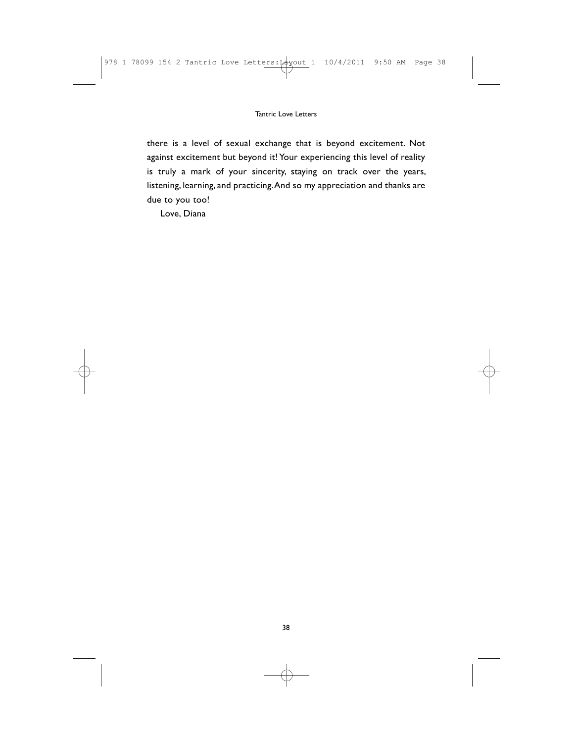there is a level of sexual exchange that is beyond excitement. Not against excitement but beyond it! Your experiencing this level of reality is truly a mark of your sincerity, staying on track over the years, listening, learning, and practicing. And so my appreciation and thanks are due to you too!

Love, Diana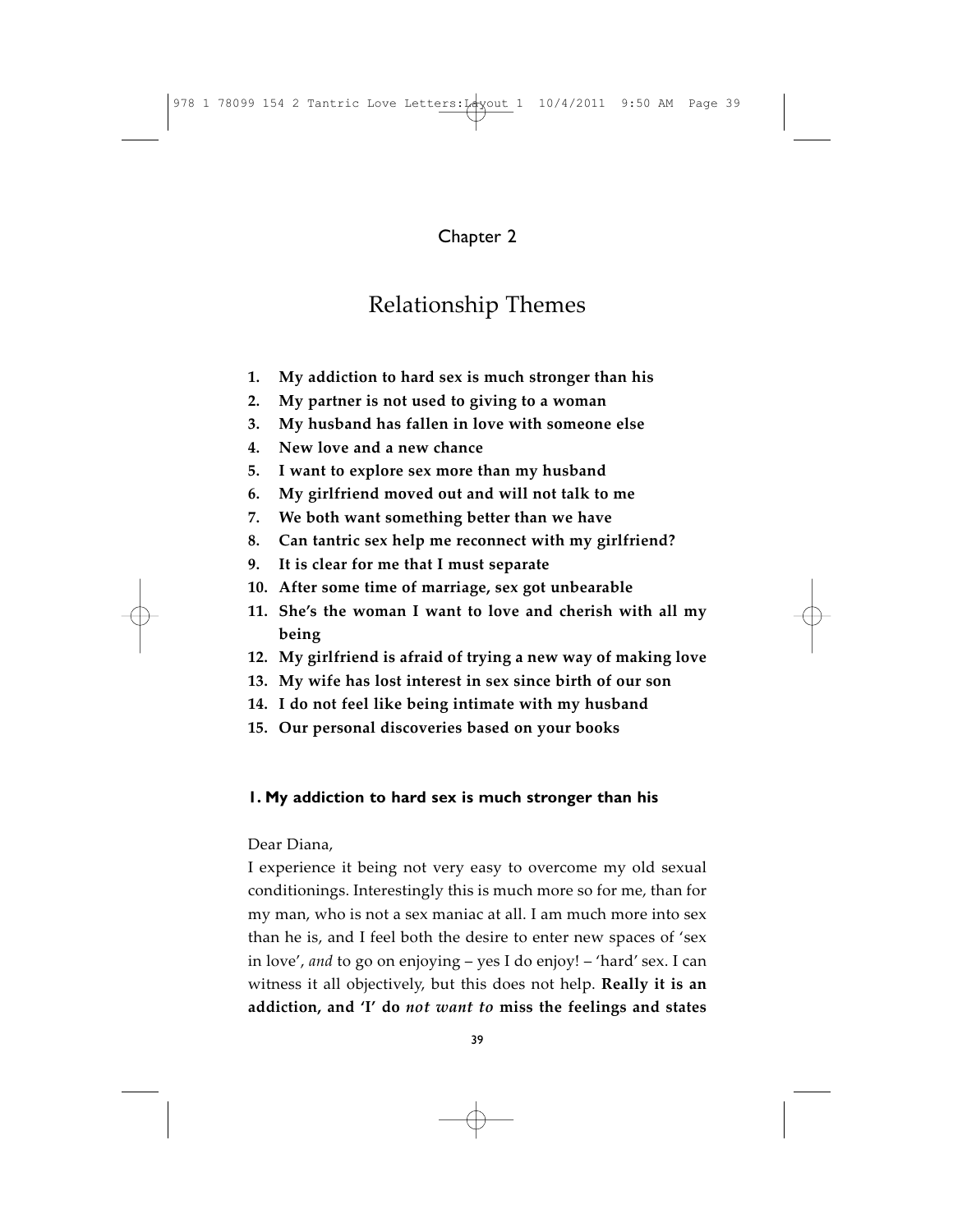## Chapter 2

# Relationship Themes

1. **My addiction to hard sex is much stronger than his**
2. **My partner is not used to giving to a woman**
3. **My husband has fallen in love with someone else**
4. **New love and a new chance**
5. **I want to explore sex more than my husband**
6. **My girlfriend moved out and will not talk to me**
7. **We both want something better than we have**
8. **Can tantric sex help me reconnect with my girlfriend?**
9. **It is clear for me that I must separate**
10. **After some time of marriage, sex got unbearable**
11. **She's the woman I want to love and cherish with all my being**
12. **My girlfriend is afraid of trying a new way of making love**
13. **My wife has lost interest in sex since birth of our son**
14. **I do not feel like being intimate with my husband**
15. **Our personal discoveries based on your books**

### 1. My addiction to hard sex is much stronger than his

Dear Diana,

I experience it being not very easy to overcome my old sexual conditionings. Interestingly this is much more so for me, than for my man, who is not a sex maniac at all. I am much more into sex than he is, and I feel both the desire to enter new spaces of 'sex in love', *and* to go on enjoying – yes I do enjoy! – 'hard' sex. I can witness it all objectively, but this does not help. **Really it is an addiction, and 'I' do *not want to* miss the feelings and states**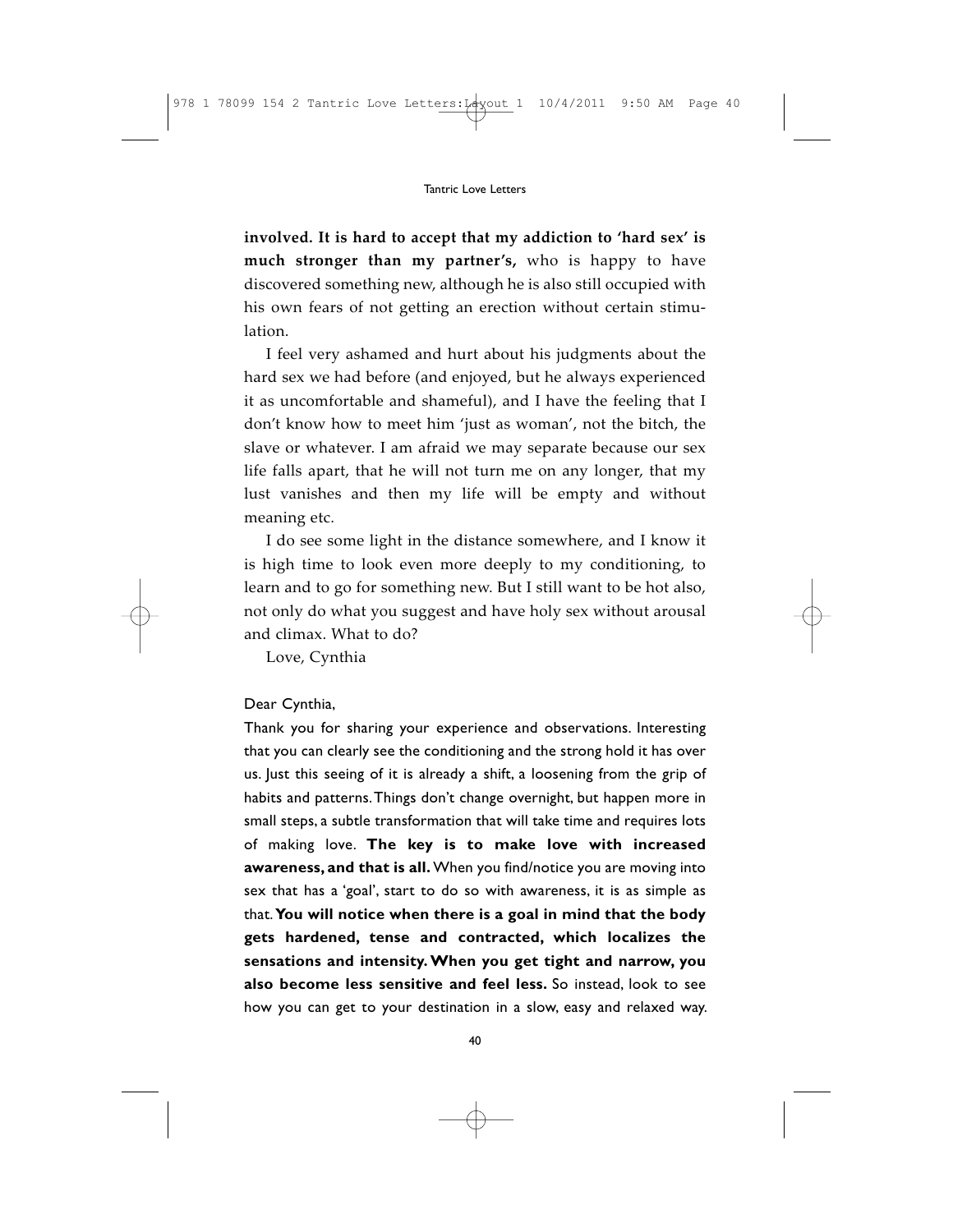**involved. It is hard to accept that my addiction to 'hard sex' is much stronger than my partner's,** who is happy to have discovered something new, although he is also still occupied with his own fears of not getting an erection without certain stimulation.

I feel very ashamed and hurt about his judgments about the hard sex we had before (and enjoyed, but he always experienced it as uncomfortable and shameful), and I have the feeling that I don't know how to meet him 'just as woman', not the bitch, the slave or whatever. I am afraid we may separate because our sex life falls apart, that he will not turn me on any longer, that my lust vanishes and then my life will be empty and without meaning etc.

I do see some light in the distance somewhere, and I know it is high time to look even more deeply to my conditioning, to learn and to go for something new. But I still want to be hot also, not only do what you suggest and have holy sex without arousal and climax. What to do?

Love, Cynthia

Dear Cynthia,

Thank you for sharing your experience and observations. Interesting that you can clearly see the conditioning and the strong hold it has over us. Just this seeing of it is already a shift, a loosening from the grip of habits and patterns. Things don't change overnight, but happen more in small steps, a subtle transformation that will take time and requires lots of making love. **The key is to make love with increased awareness, and that is all.** When you find/notice you are moving into sex that has a 'goal', start to do so with awareness, it is as simple as that. **You will notice when there is a goal in mind that the body gets hardened, tense and contracted, which localizes the sensations and intensity. When you get tight and narrow, you also become less sensitive and feel less.** So instead, look to see how you can get to your destination in a slow, easy and relaxed way.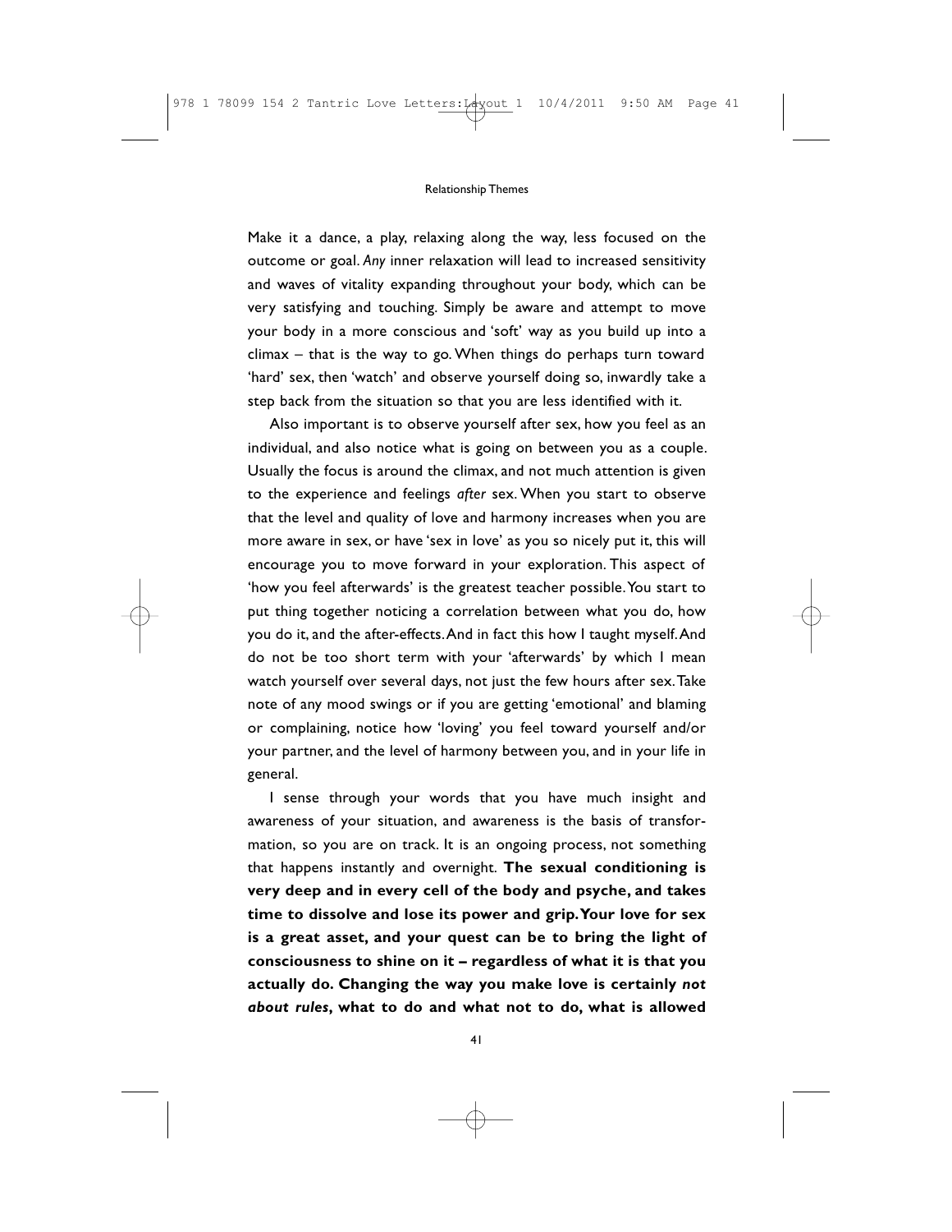Make it a dance, a play, relaxing along the way, less focused on the outcome or goal. *Any* inner relaxation will lead to increased sensitivity and waves of vitality expanding throughout your body, which can be very satisfying and touching. Simply be aware and attempt to move your body in a more conscious and 'soft' way as you build up into a climax – that is the way to go. When things do perhaps turn toward 'hard' sex, then 'watch' and observe yourself doing so, inwardly take a step back from the situation so that you are less identified with it.

Also important is to observe yourself after sex, how you feel as an individual, and also notice what is going on between you as a couple. Usually the focus is around the climax, and not much attention is given to the experience and feelings *after* sex. When you start to observe that the level and quality of love and harmony increases when you are more aware in sex, or have 'sex in love' as you so nicely put it, this will encourage you to move forward in your exploration. This aspect of 'how you feel afterwards' is the greatest teacher possible. You start to put thing together noticing a correlation between what you do, how you do it, and the after-effects. And in fact this how I taught myself. And do not be too short term with your 'afterwards' by which I mean watch yourself over several days, not just the few hours after sex. Take note of any mood swings or if you are getting 'emotional' and blaming or complaining, notice how 'loving' you feel toward yourself and/or your partner, and the level of harmony between you, and in your life in general.

I sense through your words that you have much insight and awareness of your situation, and awareness is the basis of transformation, so you are on track. It is an ongoing process, not something that happens instantly and overnight. **The sexual conditioning is very deep and in every cell of the body and psyche, and takes time to dissolve and lose its power and grip. Your love for sex is a great asset, and your quest can be to bring the light of consciousness to shine on it – regardless of what it is that you actually do. Changing the way you make love is certainly *not about rules*, what to do and what not to do, what is allowed**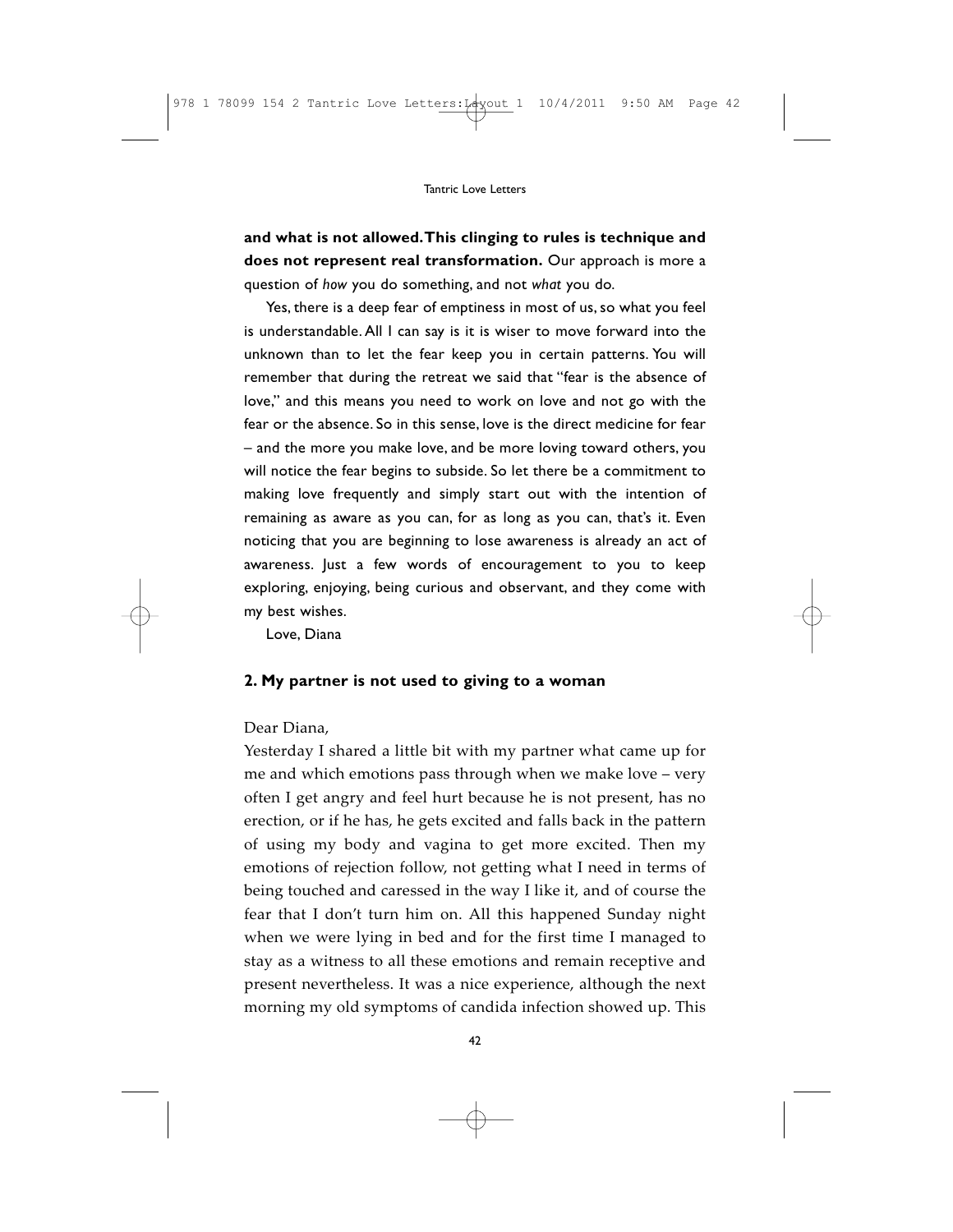**and what is not allowed. This clinging to rules is technique and does not represent real transformation.** Our approach is more a question of *how* you do something, and not *what* you do.

Yes, there is a deep fear of emptiness in most of us, so what you feel is understandable. All I can say is it is wiser to move forward into the unknown than to let the fear keep you in certain patterns. You will remember that during the retreat we said that "fear is the absence of love," and this means you need to work on love and not go with the fear or the absence. So in this sense, love is the direct medicine for fear – and the more you make love, and be more loving toward others, you will notice the fear begins to subside. So let there be a commitment to making love frequently and simply start out with the intention of remaining as aware as you can, for as long as you can, that's it. Even noticing that you are beginning to lose awareness is already an act of awareness. Just a few words of encouragement to you to keep exploring, enjoying, being curious and observant, and they come with my best wishes.

Love, Diana

## 2. My partner is not used to giving to a woman

Dear Diana,

Yesterday I shared a little bit with my partner what came up for me and which emotions pass through when we make love – very often I get angry and feel hurt because he is not present, has no erection, or if he has, he gets excited and falls back in the pattern of using my body and vagina to get more excited. Then my emotions of rejection follow, not getting what I need in terms of being touched and caressed in the way I like it, and of course the fear that I don't turn him on. All this happened Sunday night when we were lying in bed and for the first time I managed to stay as a witness to all these emotions and remain receptive and present nevertheless. It was a nice experience, although the next morning my old symptoms of candida infection showed up. This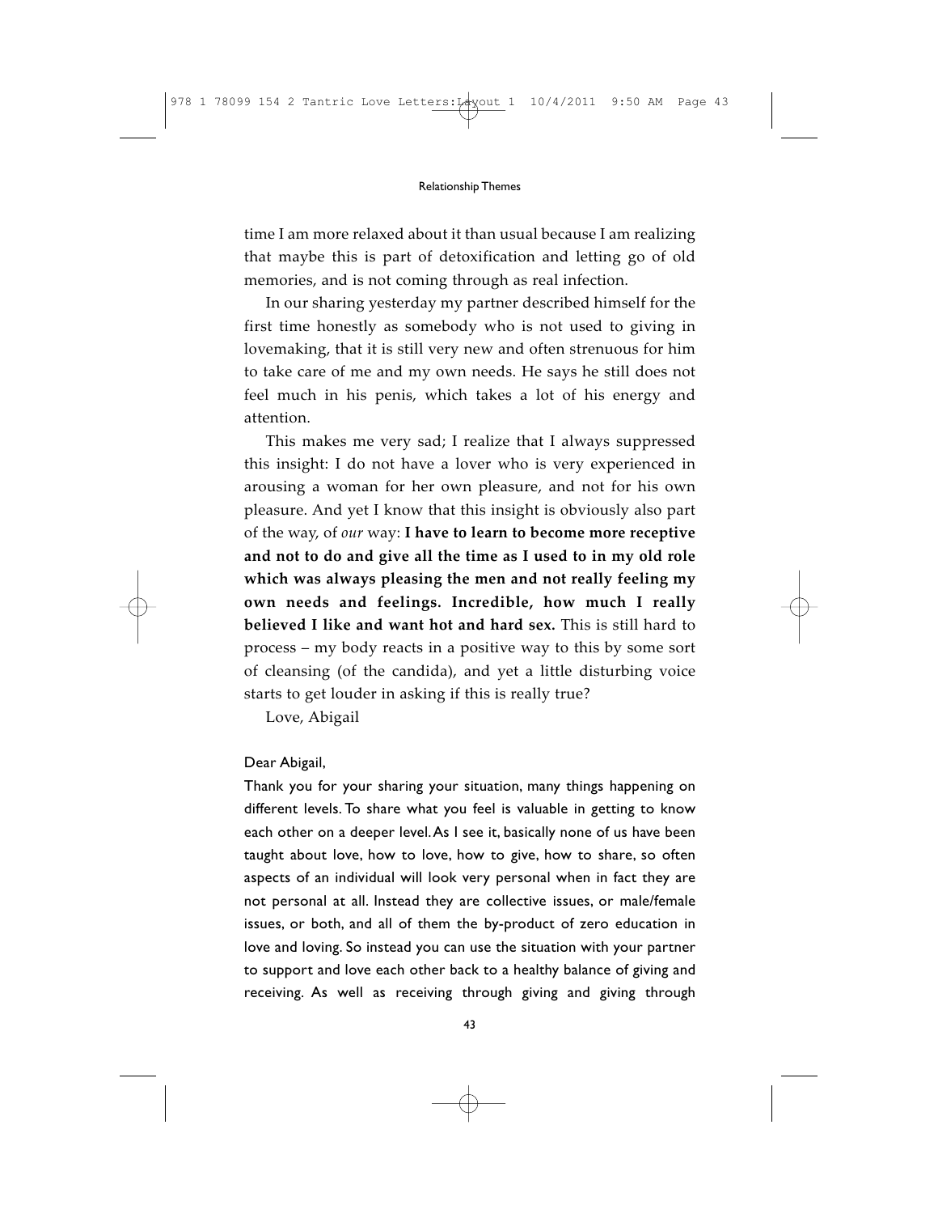time I am more relaxed about it than usual because I am realizing that maybe this is part of detoxification and letting go of old memories, and is not coming through as real infection.

In our sharing yesterday my partner described himself for the first time honestly as somebody who is not used to giving in lovemaking, that it is still very new and often strenuous for him to take care of me and my own needs. He says he still does not feel much in his penis, which takes a lot of his energy and attention.

This makes me very sad; I realize that I always suppressed this insight: I do not have a lover who is very experienced in arousing a woman for her own pleasure, and not for his own pleasure. And yet I know that this insight is obviously also part of the way, of *our* way: **I have to learn to become more receptive and not to do and give all the time as I used to in my old role which was always pleasing the men and not really feeling my own needs and feelings. Incredible, how much I really believed I like and want hot and hard sex.** This is still hard to process – my body reacts in a positive way to this by some sort of cleansing (of the candida), and yet a little disturbing voice starts to get louder in asking if this is really true?

Love, Abigail

Dear Abigail,

Thank you for your sharing your situation, many things happening on different levels. To share what you feel is valuable in getting to know each other on a deeper level. As I see it, basically none of us have been taught about love, how to love, how to give, how to share, so often aspects of an individual will look very personal when in fact they are not personal at all. Instead they are collective issues, or male/female issues, or both, and all of them the by-product of zero education in love and loving. So instead you can use the situation with your partner to support and love each other back to a healthy balance of giving and receiving. As well as receiving through giving and giving through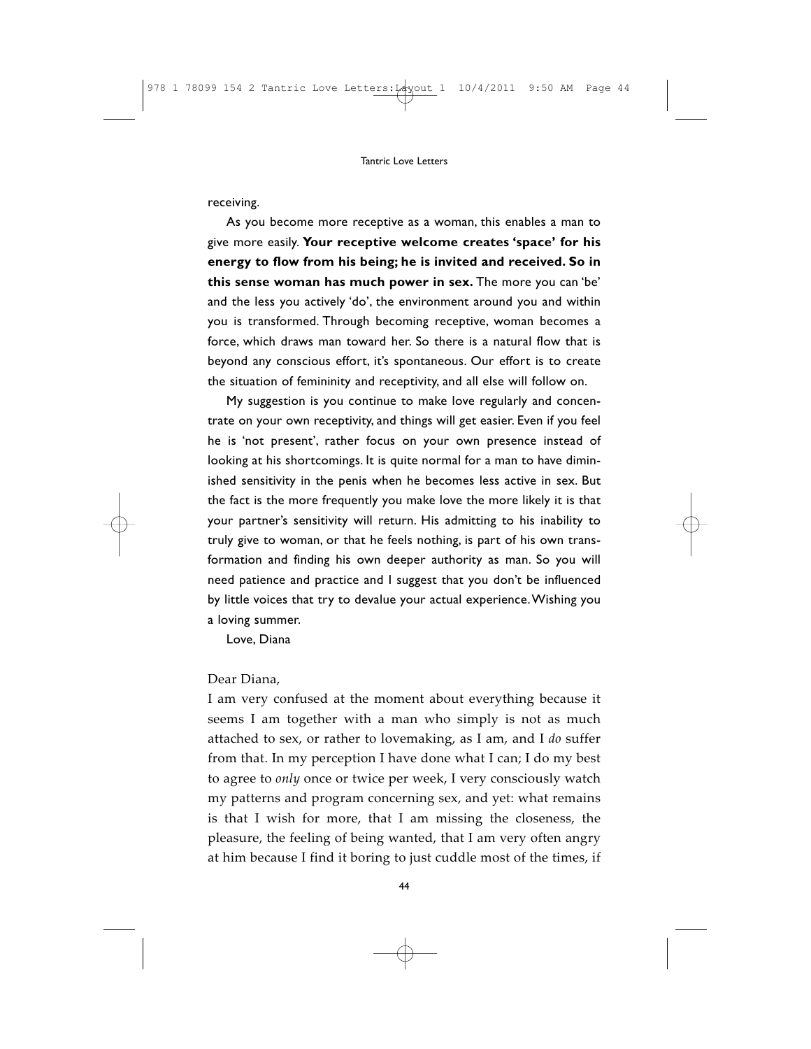receiving.

As you become more receptive as a woman, this enables a man to give more easily. **Your receptive welcome creates 'space' for his energy to flow from his being; he is invited and received. So in this sense woman has much power in sex.** The more you can 'be' and the less you actively 'do', the environment around you and within you is transformed. Through becoming receptive, woman becomes a force, which draws man toward her. So there is a natural flow that is beyond any conscious effort, it's spontaneous. Our effort is to create the situation of femininity and receptivity, and all else will follow on.

My suggestion is you continue to make love regularly and concentrate on your own receptivity, and things will get easier. Even if you feel he is 'not present', rather focus on your own presence instead of looking at his shortcomings. It is quite normal for a man to have diminished sensitivity in the penis when he becomes less active in sex. But the fact is the more frequently you make love the more likely it is that your partner's sensitivity will return. His admitting to his inability to truly give to woman, or that he feels nothing, is part of his own transformation and finding his own deeper authority as man. So you will need patience and practice and I suggest that you don't be influenced by little voices that try to devalue your actual experience. Wishing you a loving summer.

Love, Diana

Dear Diana,

I am very confused at the moment about everything because it seems I am together with a man who simply is not as much attached to sex, or rather to lovemaking, as I am, and I *do* suffer from that. In my perception I have done what I can; I do my best to agree to *only* once or twice per week, I very consciously watch my patterns and program concerning sex, and yet: what remains is that I wish for more, that I am missing the closeness, the pleasure, the feeling of being wanted, that I am very often angry at him because I find it boring to just cuddle most of the times, if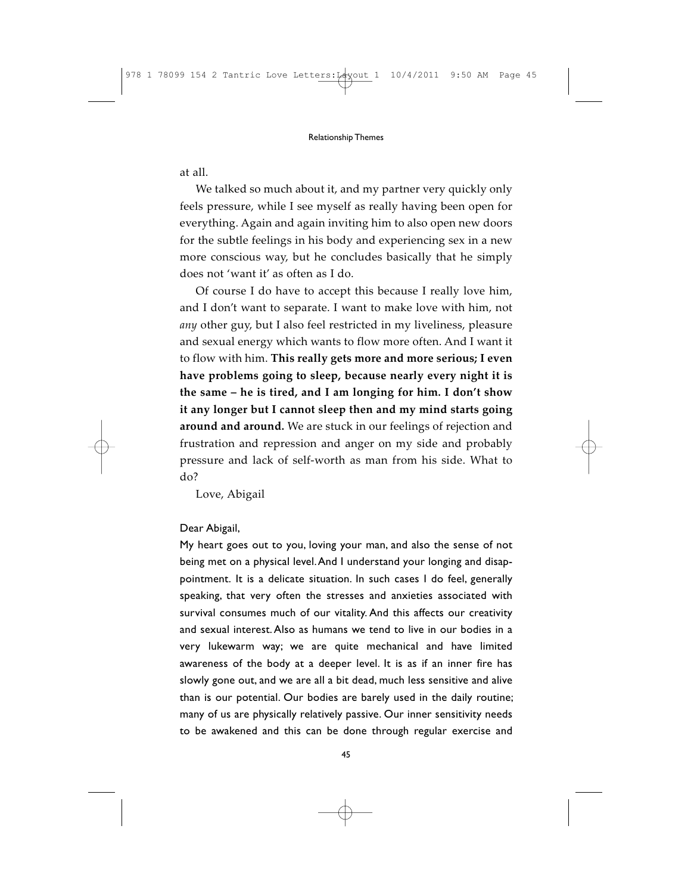at all.

We talked so much about it, and my partner very quickly only feels pressure, while I see myself as really having been open for everything. Again and again inviting him to also open new doors for the subtle feelings in his body and experiencing sex in a new more conscious way, but he concludes basically that he simply does not 'want it' as often as I do.

Of course I do have to accept this because I really love him, and I don't want to separate. I want to make love with him, not *any* other guy, but I also feel restricted in my liveliness, pleasure and sexual energy which wants to flow more often. And I want it to flow with him. **This really gets more and more serious; I even have problems going to sleep, because nearly every night it is the same – he is tired, and I am longing for him. I don't show it any longer but I cannot sleep then and my mind starts going around and around.** We are stuck in our feelings of rejection and frustration and repression and anger on my side and probably pressure and lack of self-worth as man from his side. What to do?

Love, Abigail

Dear Abigail,

My heart goes out to you, loving your man, and also the sense of not being met on a physical level. And I understand your longing and disappointment. It is a delicate situation. In such cases I do feel, generally speaking, that very often the stresses and anxieties associated with survival consumes much of our vitality. And this affects our creativity and sexual interest. Also as humans we tend to live in our bodies in a very lukewarm way; we are quite mechanical and have limited awareness of the body at a deeper level. It is as if an inner fire has slowly gone out, and we are all a bit dead, much less sensitive and alive than is our potential. Our bodies are barely used in the daily routine; many of us are physically relatively passive. Our inner sensitivity needs to be awakened and this can be done through regular exercise and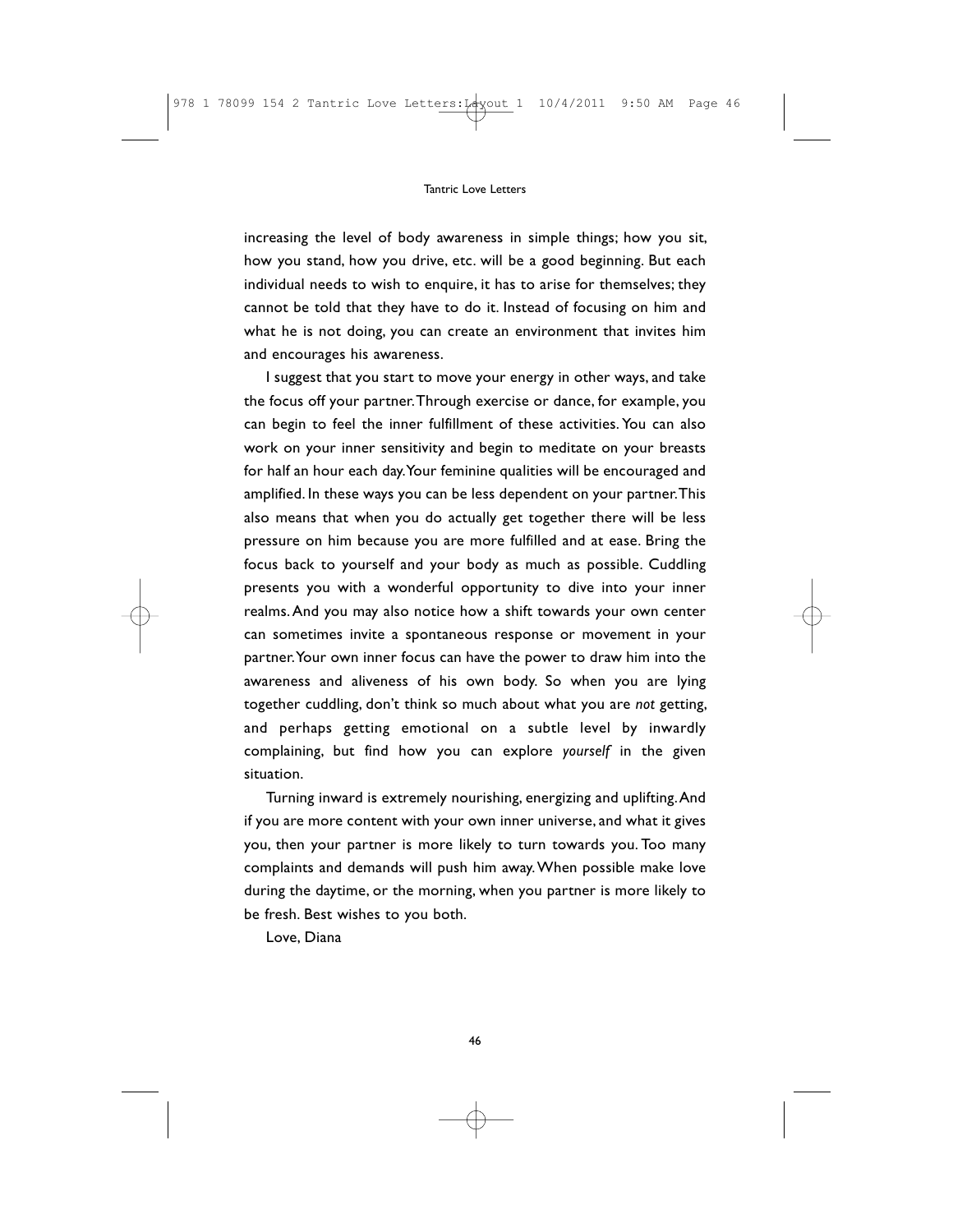increasing the level of body awareness in simple things; how you sit, how you stand, how you drive, etc. will be a good beginning. But each individual needs to wish to enquire, it has to arise for themselves; they cannot be told that they have to do it. Instead of focusing on him and what he is not doing, you can create an environment that invites him and encourages his awareness.

I suggest that you start to move your energy in other ways, and take the focus off your partner. Through exercise or dance, for example, you can begin to feel the inner fulfillment of these activities. You can also work on your inner sensitivity and begin to meditate on your breasts for half an hour each day. Your feminine qualities will be encouraged and amplified. In these ways you can be less dependent on your partner. This also means that when you do actually get together there will be less pressure on him because you are more fulfilled and at ease. Bring the focus back to yourself and your body as much as possible. Cuddling presents you with a wonderful opportunity to dive into your inner realms. And you may also notice how a shift towards your own center can sometimes invite a spontaneous response or movement in your partner. Your own inner focus can have the power to draw him into the awareness and aliveness of his own body. So when you are lying together cuddling, don't think so much about what you are *not* getting, and perhaps getting emotional on a subtle level by inwardly complaining, but find how you can explore *yourself* in the given situation.

Turning inward is extremely nourishing, energizing and uplifting. And if you are more content with your own inner universe, and what it gives you, then your partner is more likely to turn towards you. Too many complaints and demands will push him away. When possible make love during the daytime, or the morning, when you partner is more likely to be fresh. Best wishes to you both.

Love, Diana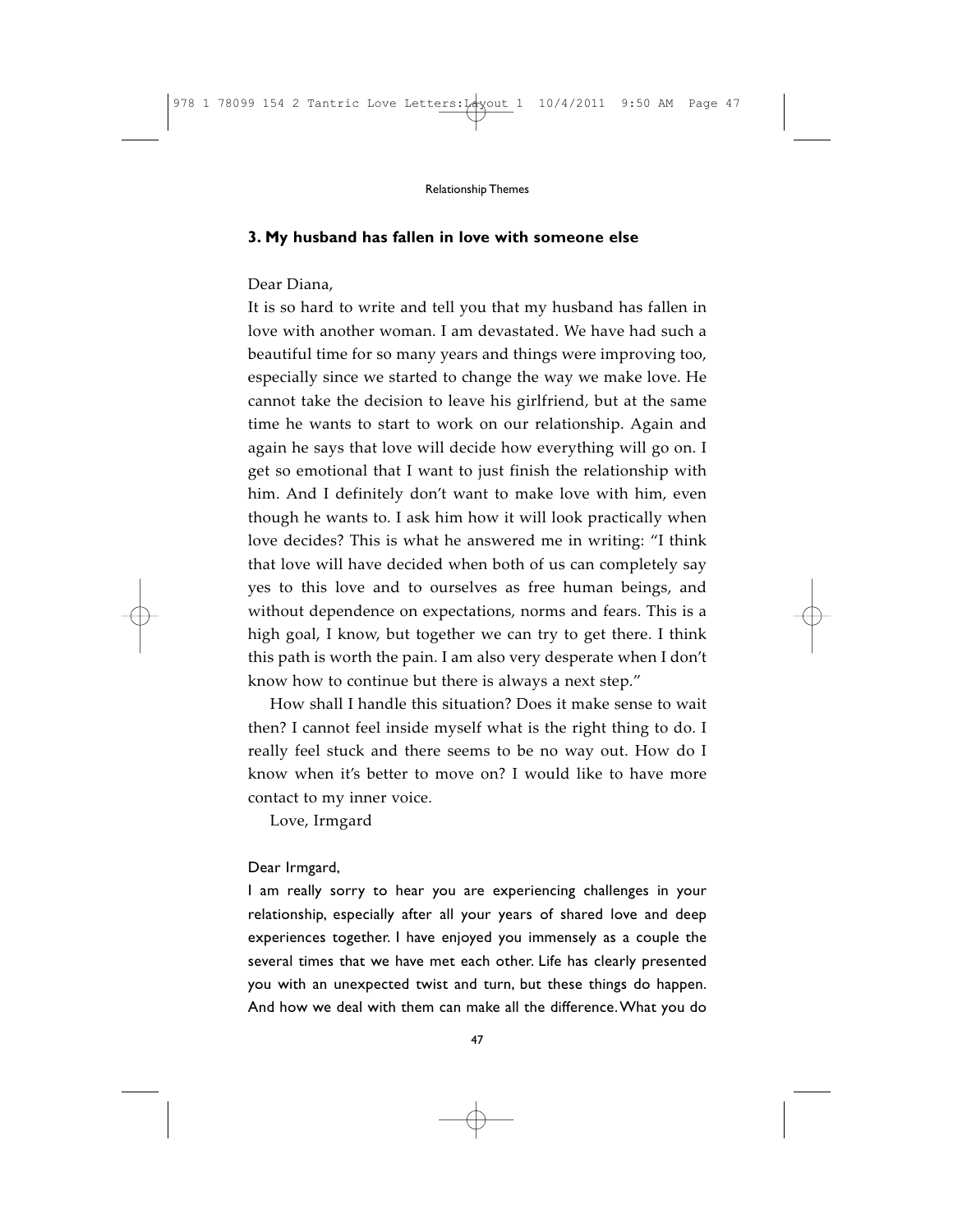### 3. My husband has fallen in love with someone else

Dear Diana,

It is so hard to write and tell you that my husband has fallen in love with another woman. I am devastated. We have had such a beautiful time for so many years and things were improving too, especially since we started to change the way we make love. He cannot take the decision to leave his girlfriend, but at the same time he wants to start to work on our relationship. Again and again he says that love will decide how everything will go on. I get so emotional that I want to just finish the relationship with him. And I definitely don't want to make love with him, even though he wants to. I ask him how it will look practically when love decides? This is what he answered me in writing: "I think that love will have decided when both of us can completely say yes to this love and to ourselves as free human beings, and without dependence on expectations, norms and fears. This is a high goal, I know, but together we can try to get there. I think this path is worth the pain. I am also very desperate when I don't know how to continue but there is always a next step."

How shall I handle this situation? Does it make sense to wait then? I cannot feel inside myself what is the right thing to do. I really feel stuck and there seems to be no way out. How do I know when it's better to move on? I would like to have more contact to my inner voice.

Love, Irmgard

Dear Irmgard,

I am really sorry to hear you are experiencing challenges in your relationship, especially after all your years of shared love and deep experiences together. I have enjoyed you immensely as a couple the several times that we have met each other. Life has clearly presented you with an unexpected twist and turn, but these things do happen. And how we deal with them can make all the difference. What you do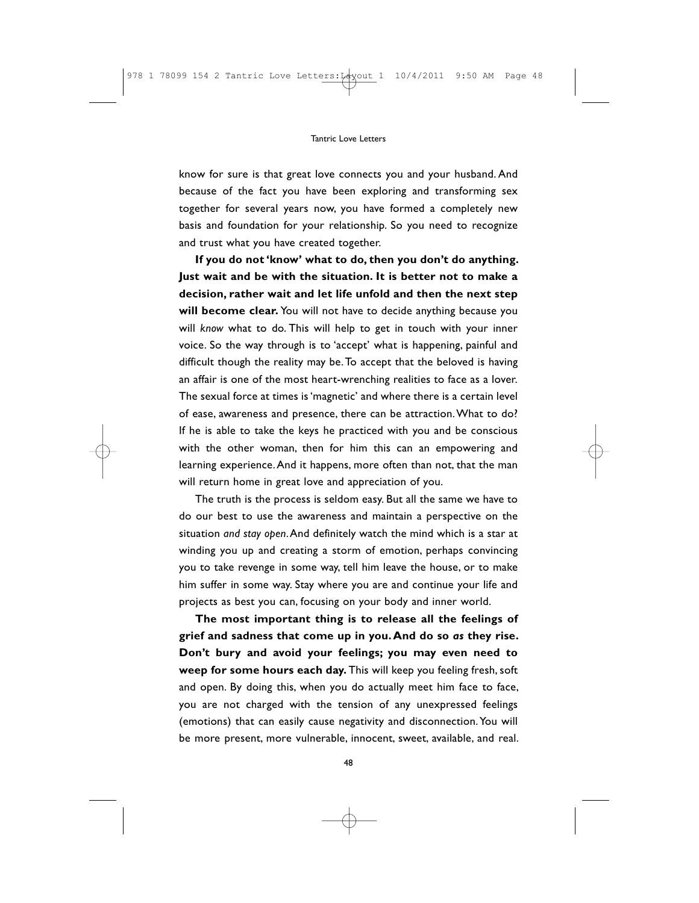know for sure is that great love connects you and your husband. And because of the fact you have been exploring and transforming sex together for several years now, you have formed a completely new basis and foundation for your relationship. So you need to recognize and trust what you have created together.

**If you do not 'know' what to do, then you don't do anything. Just wait and be with the situation. It is better not to make a decision, rather wait and let life unfold and then the next step will become clear.** You will not have to decide anything because you will *know* what to do. This will help to get in touch with your inner voice. So the way through is to 'accept' what is happening, painful and difficult though the reality may be. To accept that the beloved is having an affair is one of the most heart-wrenching realities to face as a lover. The sexual force at times is 'magnetic' and where there is a certain level of ease, awareness and presence, there can be attraction. What to do? If he is able to take the keys he practiced with you and be conscious with the other woman, then for him this can an empowering and learning experience. And it happens, more often than not, that the man will return home in great love and appreciation of you.

The truth is the process is seldom easy. But all the same we have to do our best to use the awareness and maintain a perspective on the situation *and stay open*. And definitely watch the mind which is a star at winding you up and creating a storm of emotion, perhaps convincing you to take revenge in some way, tell him leave the house, or to make him suffer in some way. Stay where you are and continue your life and projects as best you can, focusing on your body and inner world.

**The most important thing is to release all the feelings of grief and sadness that come up in you. And do so *as* they rise. Don't bury and avoid your feelings; you may even need to weep for some hours each day.** This will keep you feeling fresh, soft and open. By doing this, when you do actually meet him face to face, you are not charged with the tension of any unexpressed feelings (emotions) that can easily cause negativity and disconnection. You will be more present, more vulnerable, innocent, sweet, available, and real.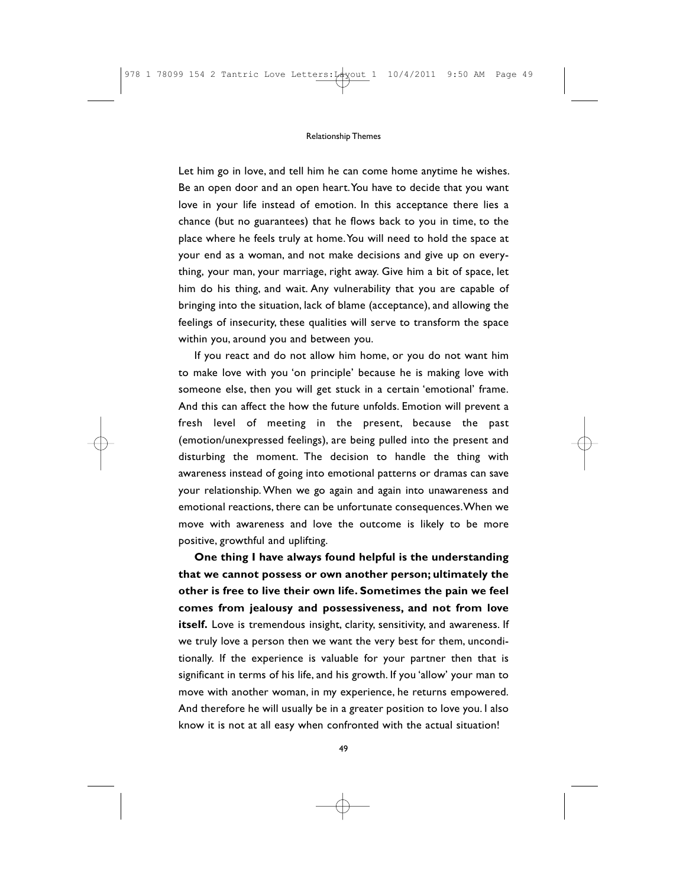Let him go in love, and tell him he can come home anytime he wishes. Be an open door and an open heart. You have to decide that you want love in your life instead of emotion. In this acceptance there lies a chance (but no guarantees) that he flows back to you in time, to the place where he feels truly at home. You will need to hold the space at your end as a woman, and not make decisions and give up on everything, your man, your marriage, right away. Give him a bit of space, let him do his thing, and wait. Any vulnerability that you are capable of bringing into the situation, lack of blame (acceptance), and allowing the feelings of insecurity, these qualities will serve to transform the space within you, around you and between you.

If you react and do not allow him home, or you do not want him to make love with you 'on principle' because he is making love with someone else, then you will get stuck in a certain 'emotional' frame. And this can affect the how the future unfolds. Emotion will prevent a fresh level of meeting in the present, because the past (emotion/unexpressed feelings), are being pulled into the present and disturbing the moment. The decision to handle the thing with awareness instead of going into emotional patterns or dramas can save your relationship. When we go again and again into unawareness and emotional reactions, there can be unfortunate consequences. When we move with awareness and love the outcome is likely to be more positive, growthful and uplifting.

**One thing I have always found helpful is the understanding that we cannot possess or own another person; ultimately the other is free to live their own life. Sometimes the pain we feel comes from jealousy and possessiveness, and not from love itself.** Love is tremendous insight, clarity, sensitivity, and awareness. If we truly love a person then we want the very best for them, unconditionally. If the experience is valuable for your partner then that is significant in terms of his life, and his growth. If you 'allow' your man to move with another woman, in my experience, he returns empowered. And therefore he will usually be in a greater position to love you. I also know it is not at all easy when confronted with the actual situation!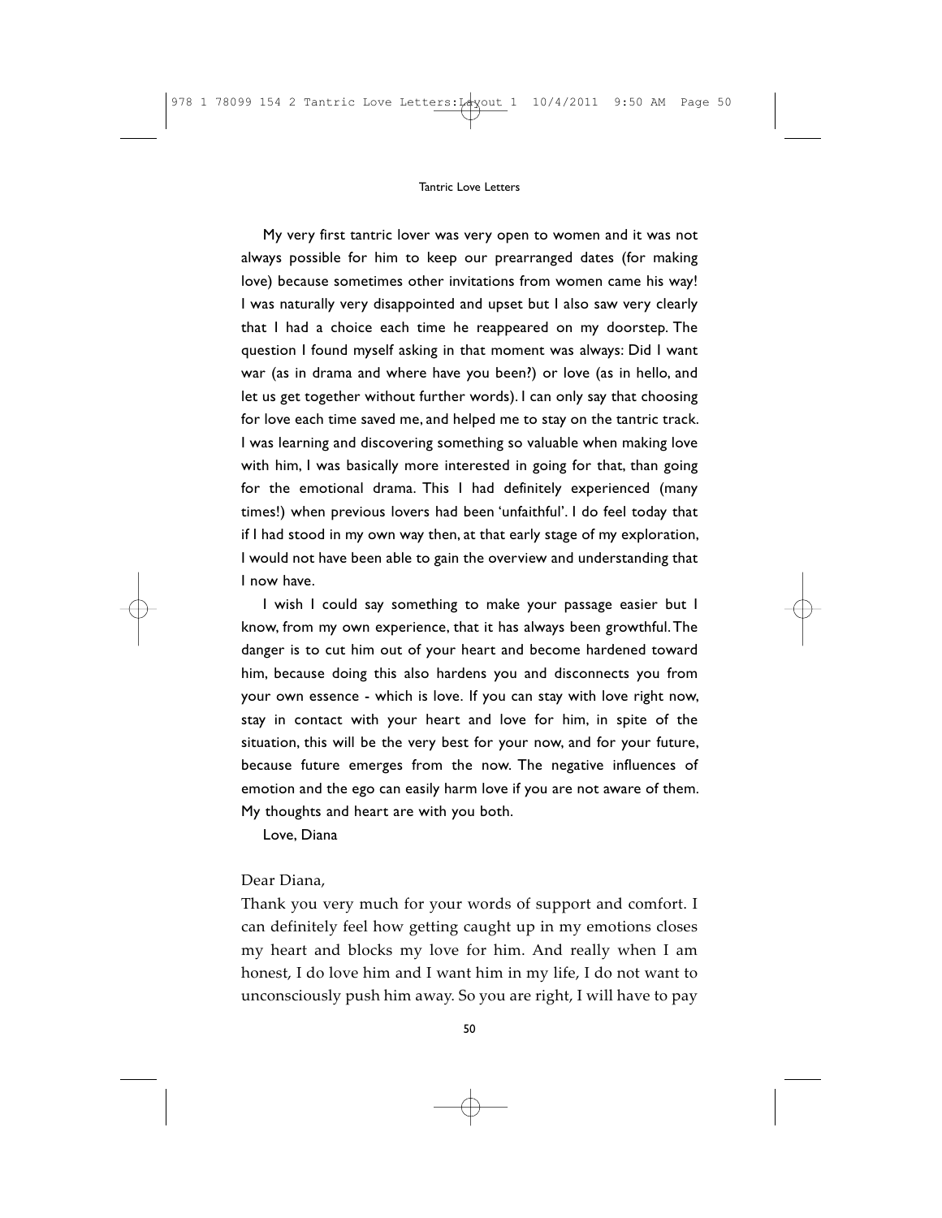My very first tantric lover was very open to women and it was not always possible for him to keep our prearranged dates (for making love) because sometimes other invitations from women came his way! I was naturally very disappointed and upset but I also saw very clearly that I had a choice each time he reappeared on my doorstep. The question I found myself asking in that moment was always: Did I want war (as in drama and where have you been?) or love (as in hello, and let us get together without further words). I can only say that choosing for love each time saved me, and helped me to stay on the tantric track. I was learning and discovering something so valuable when making love with him, I was basically more interested in going for that, than going for the emotional drama. This I had definitely experienced (many times!) when previous lovers had been 'unfaithful'. I do feel today that if I had stood in my own way then, at that early stage of my exploration, I would not have been able to gain the overview and understanding that I now have.

I wish I could say something to make your passage easier but I know, from my own experience, that it has always been growthful. The danger is to cut him out of your heart and become hardened toward him, because doing this also hardens you and disconnects you from your own essence - which is love. If you can stay with love right now, stay in contact with your heart and love for him, in spite of the situation, this will be the very best for your now, and for your future, because future emerges from the now. The negative influences of emotion and the ego can easily harm love if you are not aware of them. My thoughts and heart are with you both.

Love, Diana

Dear Diana,

Thank you very much for your words of support and comfort. I can definitely feel how getting caught up in my emotions closes my heart and blocks my love for him. And really when I am honest, I do love him and I want him in my life, I do not want to unconsciously push him away. So you are right, I will have to pay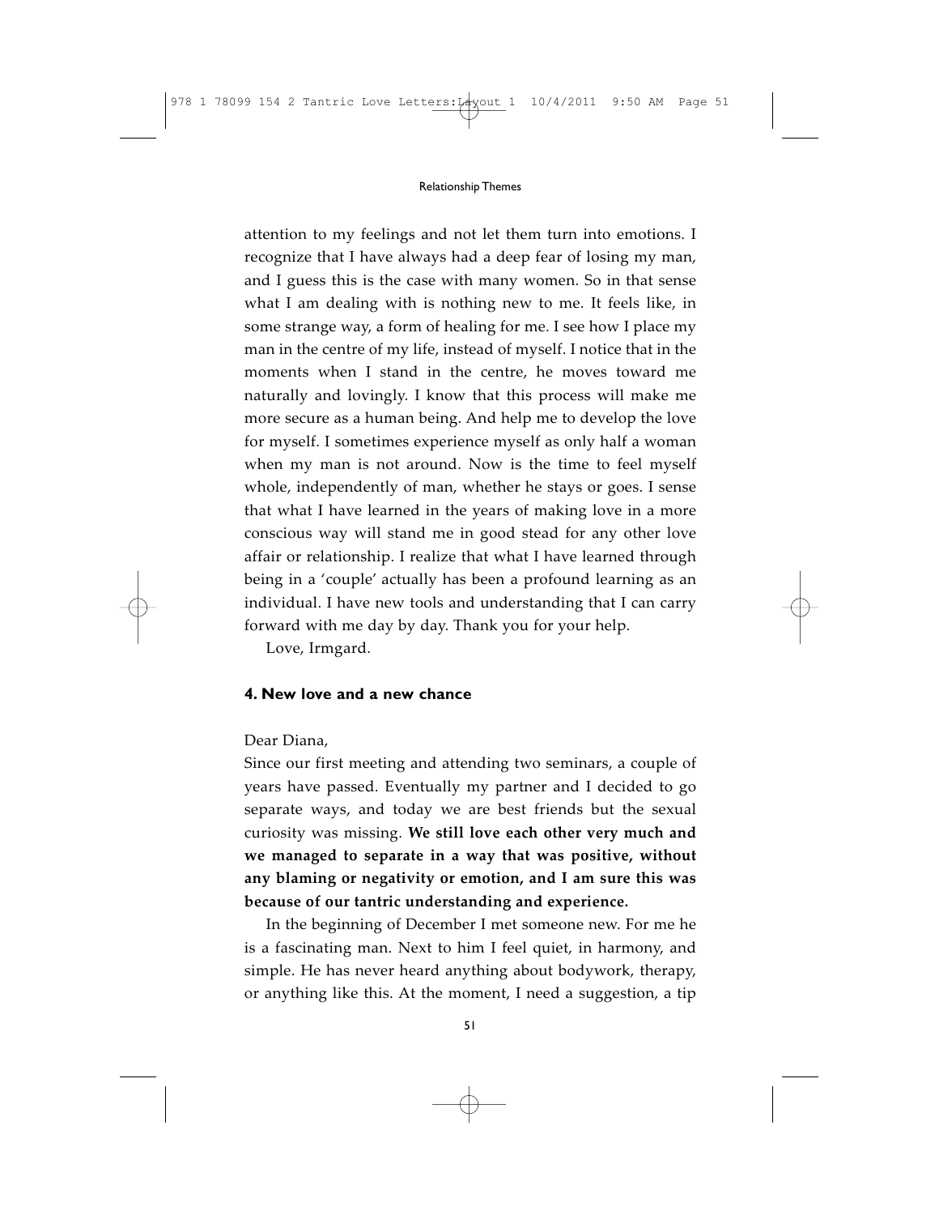attention to my feelings and not let them turn into emotions. I recognize that I have always had a deep fear of losing my man, and I guess this is the case with many women. So in that sense what I am dealing with is nothing new to me. It feels like, in some strange way, a form of healing for me. I see how I place my man in the centre of my life, instead of myself. I notice that in the moments when I stand in the centre, he moves toward me naturally and lovingly. I know that this process will make me more secure as a human being. And help me to develop the love for myself. I sometimes experience myself as only half a woman when my man is not around. Now is the time to feel myself whole, independently of man, whether he stays or goes. I sense that what I have learned in the years of making love in a more conscious way will stand me in good stead for any other love affair or relationship. I realize that what I have learned through being in a 'couple' actually has been a profound learning as an individual. I have new tools and understanding that I can carry forward with me day by day. Thank you for your help.

Love, Irmgard.

#### 4. New love and a new chance

Dear Diana,

Since our first meeting and attending two seminars, a couple of years have passed. Eventually my partner and I decided to go separate ways, and today we are best friends but the sexual curiosity was missing. **We still love each other very much and we managed to separate in a way that was positive, without any blaming or negativity or emotion, and I am sure this was because of our tantric understanding and experience.**

In the beginning of December I met someone new. For me he is a fascinating man. Next to him I feel quiet, in harmony, and simple. He has never heard anything about bodywork, therapy, or anything like this. At the moment, I need a suggestion, a tip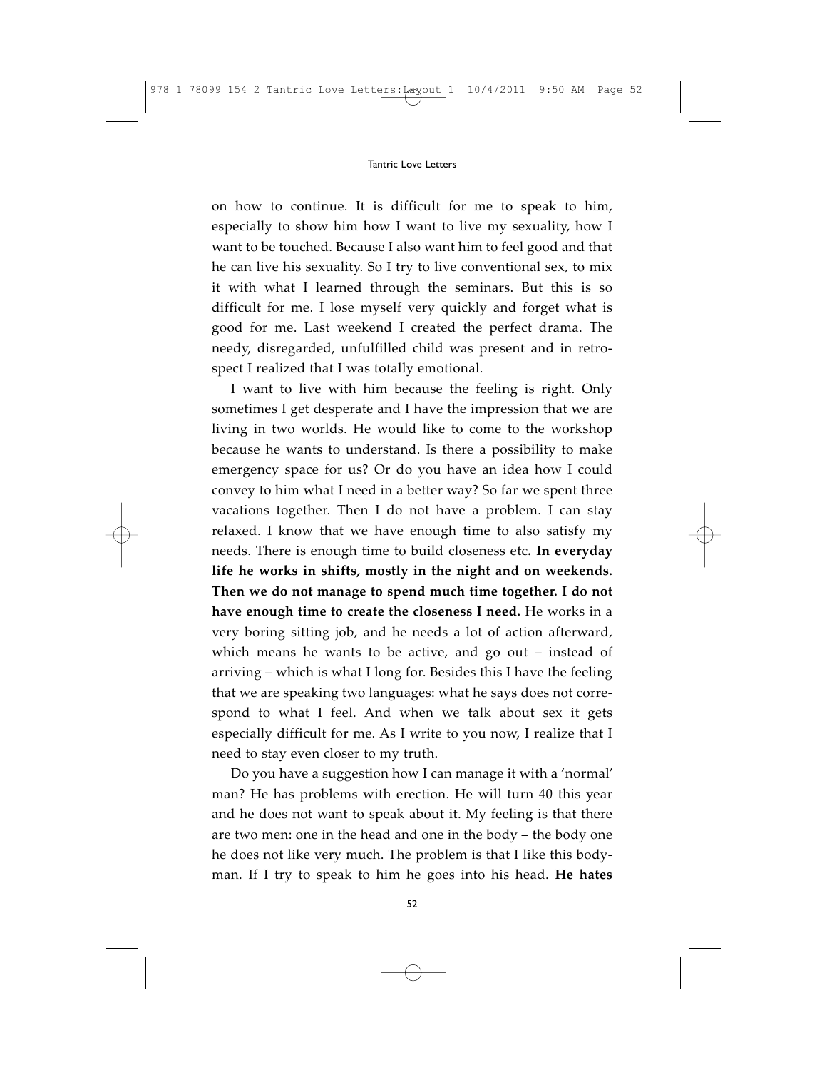on how to continue. It is difficult for me to speak to him, especially to show him how I want to live my sexuality, how I want to be touched. Because I also want him to feel good and that he can live his sexuality. So I try to live conventional sex, to mix it with what I learned through the seminars. But this is so difficult for me. I lose myself very quickly and forget what is good for me. Last weekend I created the perfect drama. The needy, disregarded, unfulfilled child was present and in retrospect I realized that I was totally emotional.

I want to live with him because the feeling is right. Only sometimes I get desperate and I have the impression that we are living in two worlds. He would like to come to the workshop because he wants to understand. Is there a possibility to make emergency space for us? Or do you have an idea how I could convey to him what I need in a better way? So far we spent three vacations together. Then I do not have a problem. I can stay relaxed. I know that we have enough time to also satisfy my needs. There is enough time to build closeness etc**. In everyday life he works in shifts, mostly in the night and on weekends. Then we do not manage to spend much time together. I do not have enough time to create the closeness I need.** He works in a very boring sitting job, and he needs a lot of action afterward, which means he wants to be active, and go out – instead of arriving – which is what I long for. Besides this I have the feeling that we are speaking two languages: what he says does not correspond to what I feel. And when we talk about sex it gets especially difficult for me. As I write to you now, I realize that I need to stay even closer to my truth.

Do you have a suggestion how I can manage it with a 'normal' man? He has problems with erection. He will turn 40 this year and he does not want to speak about it. My feeling is that there are two men: one in the head and one in the body – the body one he does not like very much. The problem is that I like this body-man. If I try to speak to him he goes into his head. **He hates**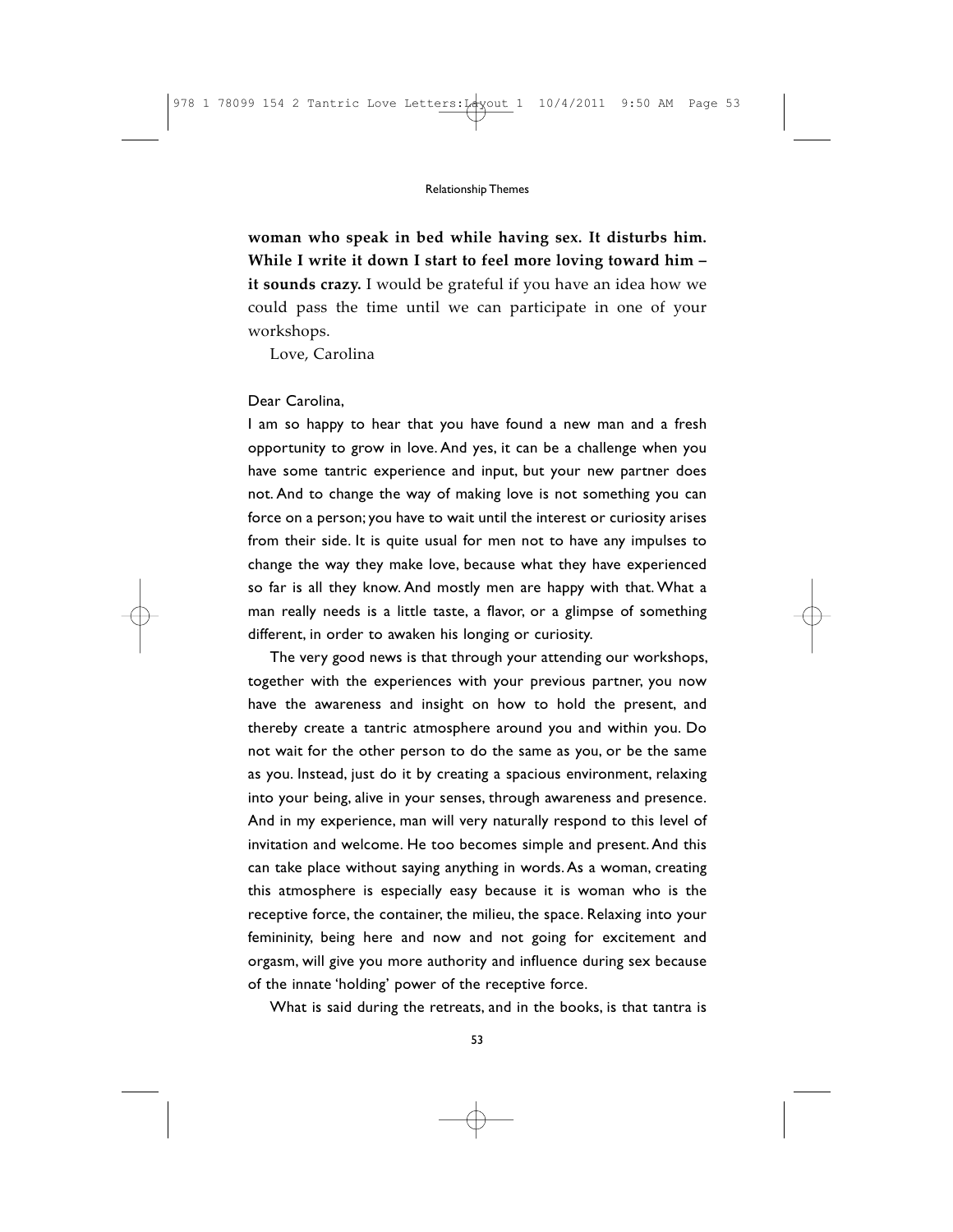**woman who speak in bed while having sex. It disturbs him. While I write it down I start to feel more loving toward him – it sounds crazy.** I would be grateful if you have an idea how we could pass the time until we can participate in one of your workshops.

Love, Carolina

Dear Carolina,

I am so happy to hear that you have found a new man and a fresh opportunity to grow in love. And yes, it can be a challenge when you have some tantric experience and input, but your new partner does not. And to change the way of making love is not something you can force on a person; you have to wait until the interest or curiosity arises from their side. It is quite usual for men not to have any impulses to change the way they make love, because what they have experienced so far is all they know. And mostly men are happy with that. What a man really needs is a little taste, a flavor, or a glimpse of something different, in order to awaken his longing or curiosity.

The very good news is that through your attending our workshops, together with the experiences with your previous partner, you now have the awareness and insight on how to hold the present, and thereby create a tantric atmosphere around you and within you. Do not wait for the other person to do the same as you, or be the same as you. Instead, just do it by creating a spacious environment, relaxing into your being, alive in your senses, through awareness and presence. And in my experience, man will very naturally respond to this level of invitation and welcome. He too becomes simple and present. And this can take place without saying anything in words. As a woman, creating this atmosphere is especially easy because it is woman who is the receptive force, the container, the milieu, the space. Relaxing into your femininity, being here and now and not going for excitement and orgasm, will give you more authority and influence during sex because of the innate 'holding' power of the receptive force.

What is said during the retreats, and in the books, is that tantra is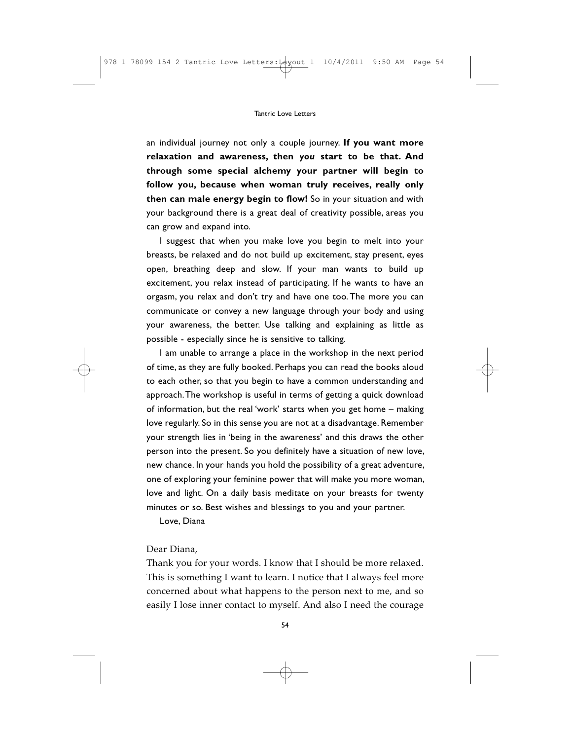an individual journey not only a couple journey. **If you want more relaxation and awareness, then *you* start to be that. And through some special alchemy your partner will begin to follow you, because when woman truly receives, really only then can male energy begin to flow!** So in your situation and with your background there is a great deal of creativity possible, areas you can grow and expand into.

I suggest that when you make love you begin to melt into your breasts, be relaxed and do not build up excitement, stay present, eyes open, breathing deep and slow. If your man wants to build up excitement, you relax instead of participating. If he wants to have an orgasm, you relax and don't try and have one too. The more you can communicate or convey a new language through your body and using your awareness, the better. Use talking and explaining as little as possible - especially since he is sensitive to talking.

I am unable to arrange a place in the workshop in the next period of time, as they are fully booked. Perhaps you can read the books aloud to each other, so that you begin to have a common understanding and approach. The workshop is useful in terms of getting a quick download of information, but the real 'work' starts when you get home – making love regularly. So in this sense you are not at a disadvantage. Remember your strength lies in 'being in the awareness' and this draws the other person into the present. So you definitely have a situation of new love, new chance. In your hands you hold the possibility of a great adventure, one of exploring your feminine power that will make you more woman, love and light. On a daily basis meditate on your breasts for twenty minutes or so. Best wishes and blessings to you and your partner.

Love, Diana

Dear Diana,

Thank you for your words. I know that I should be more relaxed. This is something I want to learn. I notice that I always feel more concerned about what happens to the person next to me, and so easily I lose inner contact to myself. And also I need the courage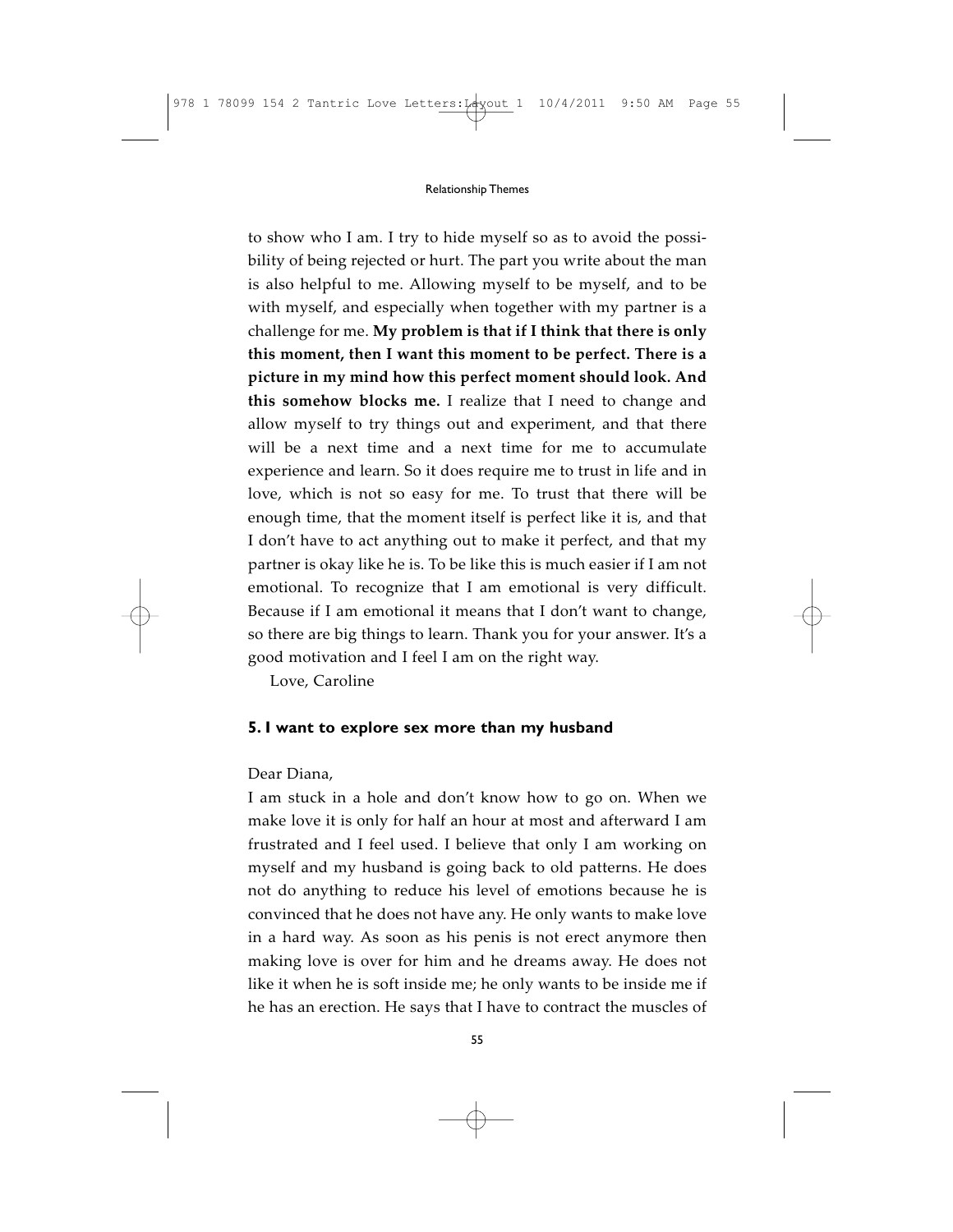to show who I am. I try to hide myself so as to avoid the possibility of being rejected or hurt. The part you write about the man is also helpful to me. Allowing myself to be myself, and to be with myself, and especially when together with my partner is a challenge for me. **My problem is that if I think that there is only this moment, then I want this moment to be perfect. There is a picture in my mind how this perfect moment should look. And this somehow blocks me.** I realize that I need to change and allow myself to try things out and experiment, and that there will be a next time and a next time for me to accumulate experience and learn. So it does require me to trust in life and in love, which is not so easy for me. To trust that there will be enough time, that the moment itself is perfect like it is, and that I don't have to act anything out to make it perfect, and that my partner is okay like he is. To be like this is much easier if I am not emotional. To recognize that I am emotional is very difficult. Because if I am emotional it means that I don't want to change, so there are big things to learn. Thank you for your answer. It's a good motivation and I feel I am on the right way.

Love, Caroline

### 5. I want to explore sex more than my husband

Dear Diana,

I am stuck in a hole and don't know how to go on. When we make love it is only for half an hour at most and afterward I am frustrated and I feel used. I believe that only I am working on myself and my husband is going back to old patterns. He does not do anything to reduce his level of emotions because he is convinced that he does not have any. He only wants to make love in a hard way. As soon as his penis is not erect anymore then making love is over for him and he dreams away. He does not like it when he is soft inside me; he only wants to be inside me if he has an erection. He says that I have to contract the muscles of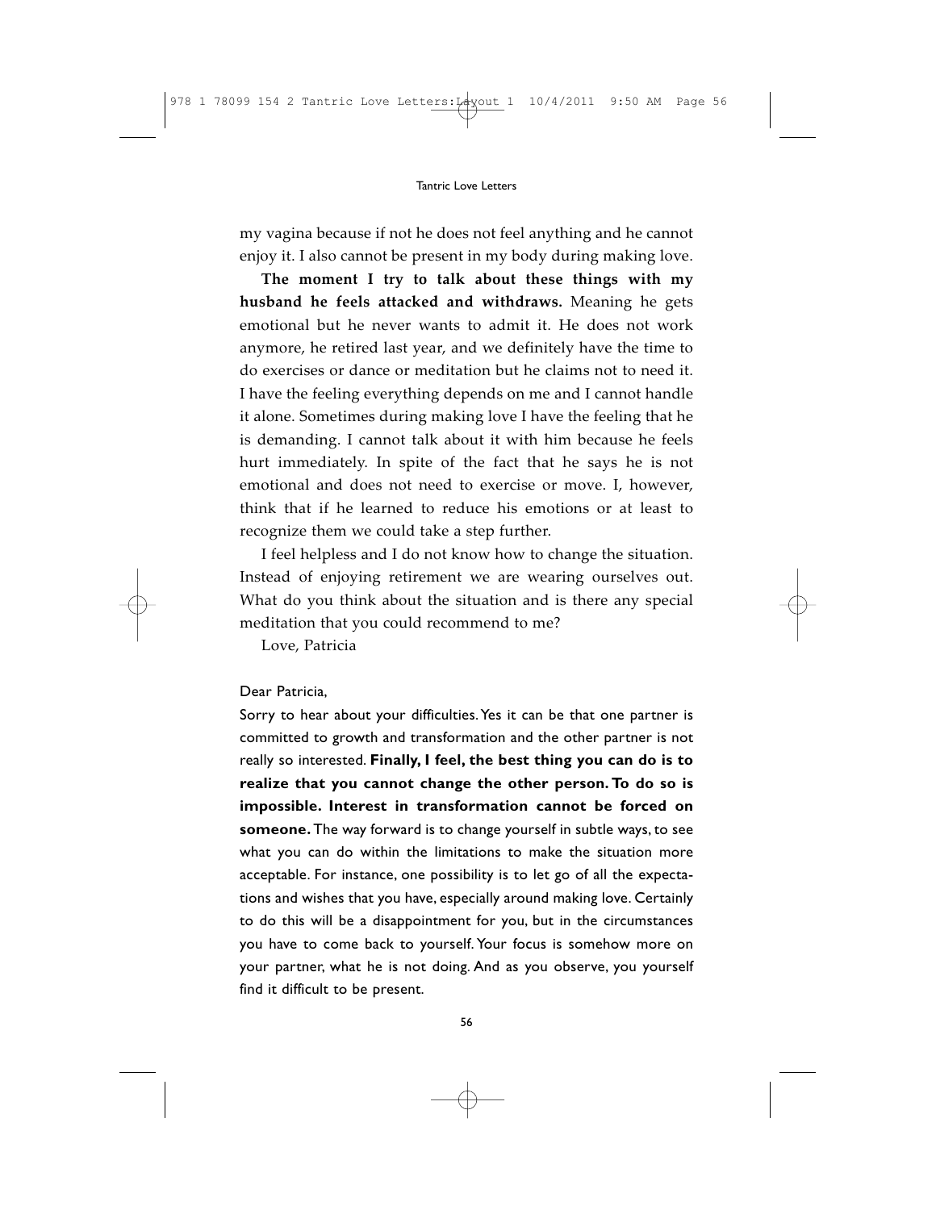my vagina because if not he does not feel anything and he cannot enjoy it. I also cannot be present in my body during making love.

**The moment I try to talk about these things with my husband he feels attacked and withdraws.** Meaning he gets emotional but he never wants to admit it. He does not work anymore, he retired last year, and we definitely have the time to do exercises or dance or meditation but he claims not to need it. I have the feeling everything depends on me and I cannot handle it alone. Sometimes during making love I have the feeling that he is demanding. I cannot talk about it with him because he feels hurt immediately. In spite of the fact that he says he is not emotional and does not need to exercise or move. I, however, think that if he learned to reduce his emotions or at least to recognize them we could take a step further.

I feel helpless and I do not know how to change the situation. Instead of enjoying retirement we are wearing ourselves out. What do you think about the situation and is there any special meditation that you could recommend to me?

Love, Patricia

Dear Patricia,

Sorry to hear about your difficulties. Yes it can be that one partner is committed to growth and transformation and the other partner is not really so interested. **Finally, I feel, the best thing you can do is to realize that you cannot change the other person. To do so is impossible. Interest in transformation cannot be forced on someone.** The way forward is to change yourself in subtle ways, to see what you can do within the limitations to make the situation more acceptable. For instance, one possibility is to let go of all the expectations and wishes that you have, especially around making love. Certainly to do this will be a disappointment for you, but in the circumstances you have to come back to yourself. Your focus is somehow more on your partner, what he is not doing. And as you observe, you yourself find it difficult to be present.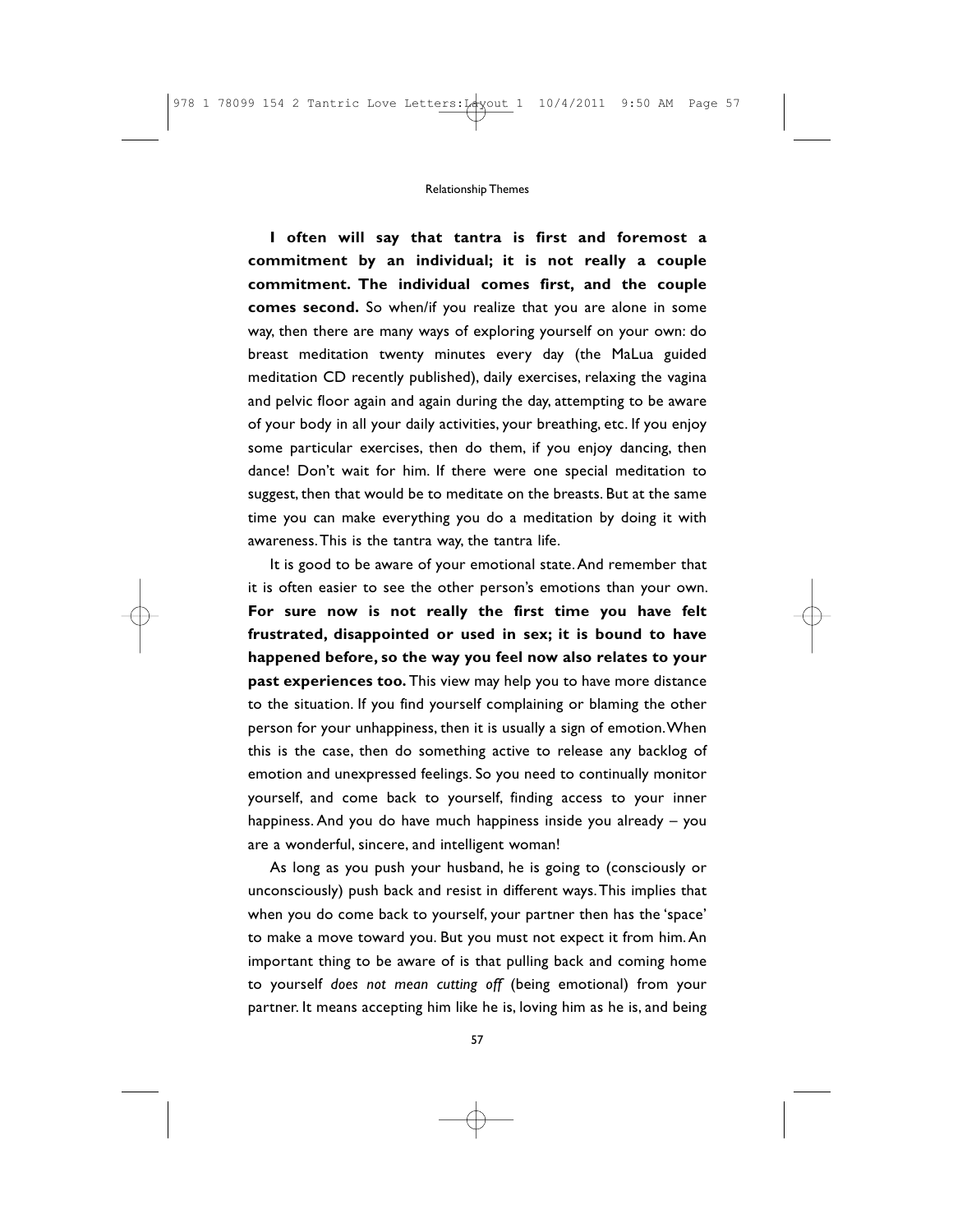**I often will say that tantra is first and foremost a commitment by an individual; it is not really a couple commitment. The individual comes first, and the couple comes second.** So when/if you realize that you are alone in some way, then there are many ways of exploring yourself on your own: do breast meditation twenty minutes every day (the MaLua guided meditation CD recently published), daily exercises, relaxing the vagina and pelvic floor again and again during the day, attempting to be aware of your body in all your daily activities, your breathing, etc. If you enjoy some particular exercises, then do them, if you enjoy dancing, then dance! Don't wait for him. If there were one special meditation to suggest, then that would be to meditate on the breasts. But at the same time you can make everything you do a meditation by doing it with awareness. This is the tantra way, the tantra life.

It is good to be aware of your emotional state. And remember that it is often easier to see the other person's emotions than your own. **For sure now is not really the first time you have felt frustrated, disappointed or used in sex; it is bound to have happened before, so the way you feel now also relates to your past experiences too.** This view may help you to have more distance to the situation. If you find yourself complaining or blaming the other person for your unhappiness, then it is usually a sign of emotion. When this is the case, then do something active to release any backlog of emotion and unexpressed feelings. So you need to continually monitor yourself, and come back to yourself, finding access to your inner happiness. And you do have much happiness inside you already – you are a wonderful, sincere, and intelligent woman!

As long as you push your husband, he is going to (consciously or unconsciously) push back and resist in different ways. This implies that when you do come back to yourself, your partner then has the 'space' to make a move toward you. But you must not expect it from him. An important thing to be aware of is that pulling back and coming home to yourself *does not mean cutting off* (being emotional) from your partner. It means accepting him like he is, loving him as he is, and being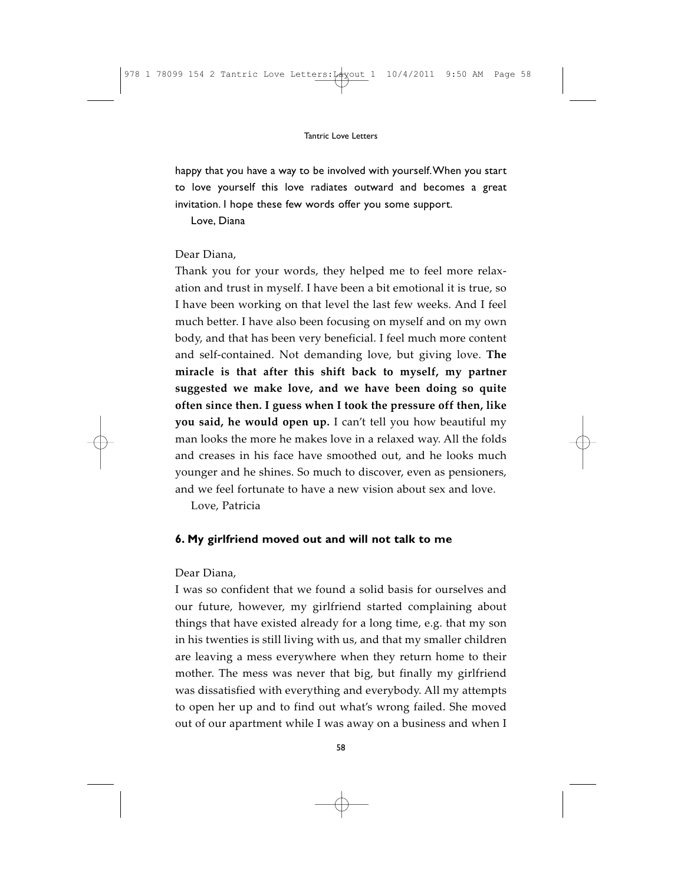happy that you have a way to be involved with yourself. When you start to love yourself this love radiates outward and becomes a great invitation. I hope these few words offer you some support.

Love, Diana

Dear Diana,

Thank you for your words, they helped me to feel more relaxation and trust in myself. I have been a bit emotional it is true, so I have been working on that level the last few weeks. And I feel much better. I have also been focusing on myself and on my own body, and that has been very beneficial. I feel much more content and self-contained. Not demanding love, but giving love. **The miracle is that after this shift back to myself, my partner suggested we make love, and we have been doing so quite often since then. I guess when I took the pressure off then, like you said, he would open up.** I can't tell you how beautiful my man looks the more he makes love in a relaxed way. All the folds and creases in his face have smoothed out, and he looks much younger and he shines. So much to discover, even as pensioners, and we feel fortunate to have a new vision about sex and love.

Love, Patricia

### 6. My girlfriend moved out and will not talk to me

Dear Diana,

I was so confident that we found a solid basis for ourselves and our future, however, my girlfriend started complaining about things that have existed already for a long time, e.g. that my son in his twenties is still living with us, and that my smaller children are leaving a mess everywhere when they return home to their mother. The mess was never that big, but finally my girlfriend was dissatisfied with everything and everybody. All my attempts to open her up and to find out what's wrong failed. She moved out of our apartment while I was away on a business and when I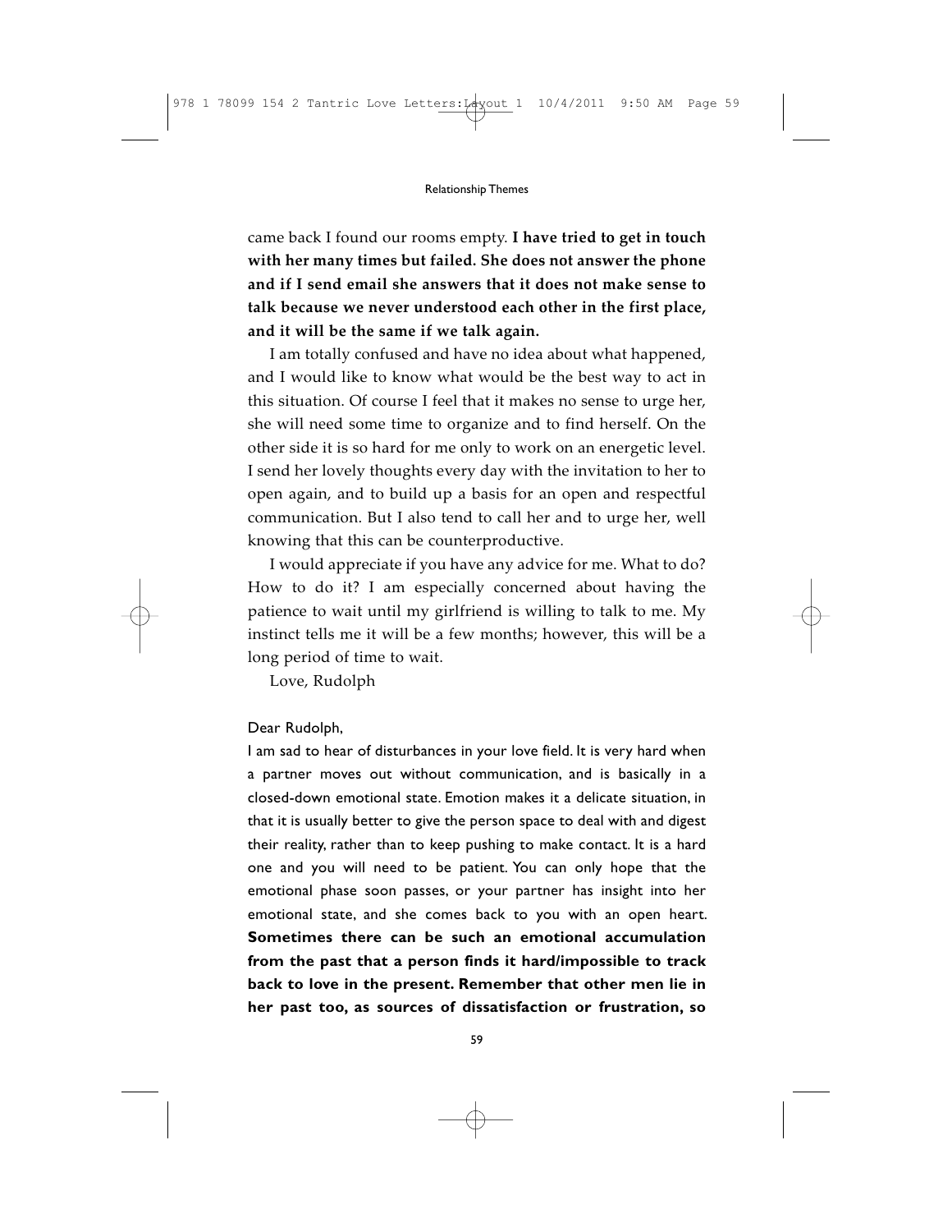came back I found our rooms empty. **I have tried to get in touch with her many times but failed. She does not answer the phone and if I send email she answers that it does not make sense to talk because we never understood each other in the first place, and it will be the same if we talk again.**

I am totally confused and have no idea about what happened, and I would like to know what would be the best way to act in this situation. Of course I feel that it makes no sense to urge her, she will need some time to organize and to find herself. On the other side it is so hard for me only to work on an energetic level. I send her lovely thoughts every day with the invitation to her to open again, and to build up a basis for an open and respectful communication. But I also tend to call her and to urge her, well knowing that this can be counterproductive.

I would appreciate if you have any advice for me. What to do? How to do it? I am especially concerned about having the patience to wait until my girlfriend is willing to talk to me. My instinct tells me it will be a few months; however, this will be a long period of time to wait.

Love, Rudolph

Dear Rudolph,

I am sad to hear of disturbances in your love field. It is very hard when a partner moves out without communication, and is basically in a closed-down emotional state. Emotion makes it a delicate situation, in that it is usually better to give the person space to deal with and digest their reality, rather than to keep pushing to make contact. It is a hard one and you will need to be patient. You can only hope that the emotional phase soon passes, or your partner has insight into her emotional state, and she comes back to you with an open heart. **Sometimes there can be such an emotional accumulation from the past that a person finds it hard/impossible to track back to love in the present. Remember that other men lie in her past too, as sources of dissatisfaction or frustration, so**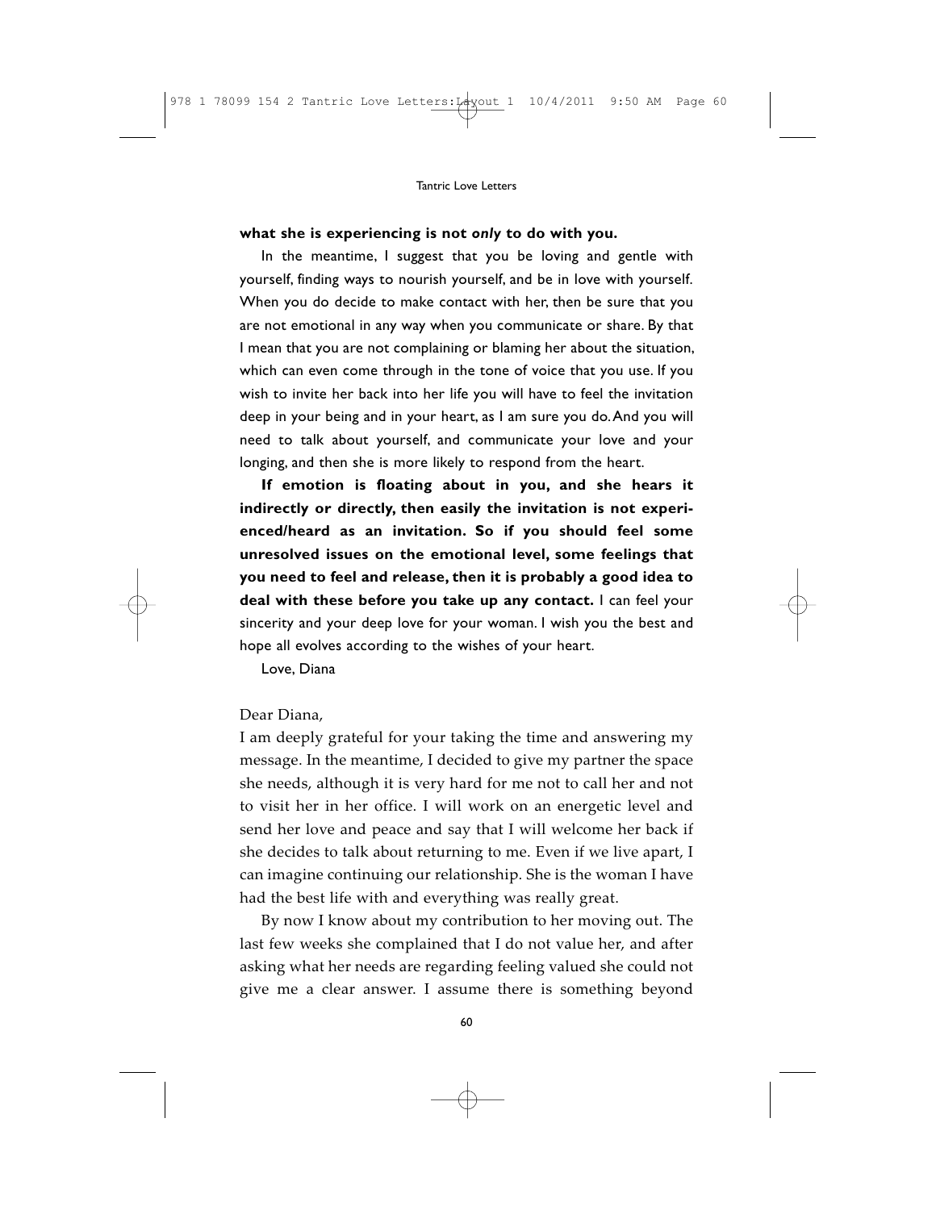**what she is experiencing is not *only* to do with you.**

In the meantime, I suggest that you be loving and gentle with yourself, finding ways to nourish yourself, and be in love with yourself. When you do decide to make contact with her, then be sure that you are not emotional in any way when you communicate or share. By that I mean that you are not complaining or blaming her about the situation, which can even come through in the tone of voice that you use. If you wish to invite her back into her life you will have to feel the invitation deep in your being and in your heart, as I am sure you do. And you will need to talk about yourself, and communicate your love and your longing, and then she is more likely to respond from the heart.

**If emotion is floating about in you, and she hears it indirectly or directly, then easily the invitation is not experienced/heard as an invitation. So if you should feel some unresolved issues on the emotional level, some feelings that you need to feel and release, then it is probably a good idea to deal with these before you take up any contact.** I can feel your sincerity and your deep love for your woman. I wish you the best and hope all evolves according to the wishes of your heart.

Love, Diana

Dear Diana,

I am deeply grateful for your taking the time and answering my message. In the meantime, I decided to give my partner the space she needs, although it is very hard for me not to call her and not to visit her in her office. I will work on an energetic level and send her love and peace and say that I will welcome her back if she decides to talk about returning to me. Even if we live apart, I can imagine continuing our relationship. She is the woman I have had the best life with and everything was really great.

By now I know about my contribution to her moving out. The last few weeks she complained that I do not value her, and after asking what her needs are regarding feeling valued she could not give me a clear answer. I assume there is something beyond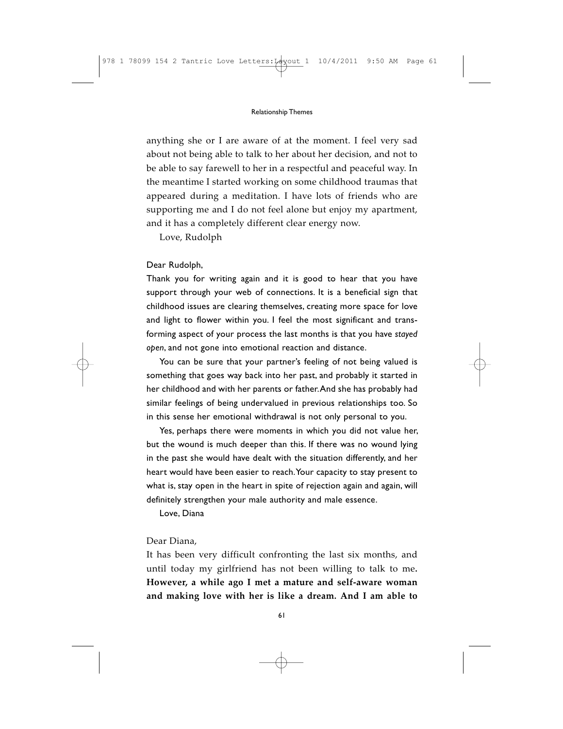anything she or I are aware of at the moment. I feel very sad about not being able to talk to her about her decision, and not to be able to say farewell to her in a respectful and peaceful way. In the meantime I started working on some childhood traumas that appeared during a meditation. I have lots of friends who are supporting me and I do not feel alone but enjoy my apartment, and it has a completely different clear energy now.

Love, Rudolph

Dear Rudolph,

Thank you for writing again and it is good to hear that you have support through your web of connections. It is a beneficial sign that childhood issues are clearing themselves, creating more space for love and light to flower within you. I feel the most significant and transforming aspect of your process the last months is that you have *stayed open*, and not gone into emotional reaction and distance.

You can be sure that your partner's feeling of not being valued is something that goes way back into her past, and probably it started in her childhood and with her parents or father. And she has probably had similar feelings of being undervalued in previous relationships too. So in this sense her emotional withdrawal is not only personal to you.

Yes, perhaps there were moments in which you did not value her, but the wound is much deeper than this. If there was no wound lying in the past she would have dealt with the situation differently, and her heart would have been easier to reach. Your capacity to stay present to what is, stay open in the heart in spite of rejection again and again, will definitely strengthen your male authority and male essence.

Love, Diana

Dear Diana,

It has been very difficult confronting the last six months, and until today my girlfriend has not been willing to talk to me. **However, a while ago I met a mature and self-aware woman and making love with her is like a dream. And I am able to**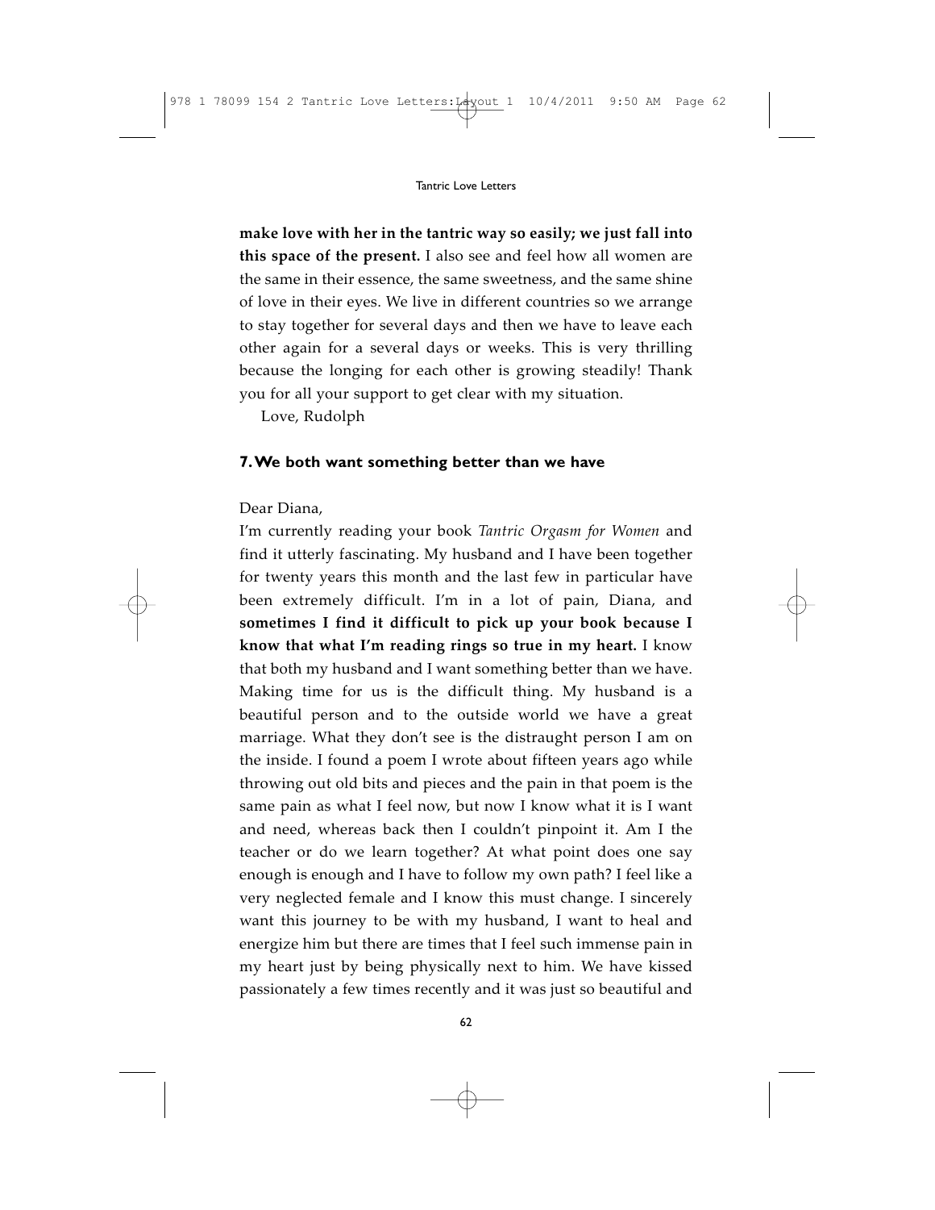**make love with her in the tantric way so easily; we just fall into this space of the present.** I also see and feel how all women are the same in their essence, the same sweetness, and the same shine of love in their eyes. We live in different countries so we arrange to stay together for several days and then we have to leave each other again for a several days or weeks. This is very thrilling because the longing for each other is growing steadily! Thank you for all your support to get clear with my situation.

Love, Rudolph

### 7. We both want something better than we have

Dear Diana,

I'm currently reading your book *Tantric Orgasm for Women* and find it utterly fascinating. My husband and I have been together for twenty years this month and the last few in particular have been extremely difficult. I'm in a lot of pain, Diana, and **sometimes I find it difficult to pick up your book because I know that what I'm reading rings so true in my heart.** I know that both my husband and I want something better than we have. Making time for us is the difficult thing. My husband is a beautiful person and to the outside world we have a great marriage. What they don't see is the distraught person I am on the inside. I found a poem I wrote about fifteen years ago while throwing out old bits and pieces and the pain in that poem is the same pain as what I feel now, but now I know what it is I want and need, whereas back then I couldn't pinpoint it. Am I the teacher or do we learn together? At what point does one say enough is enough and I have to follow my own path? I feel like a very neglected female and I know this must change. I sincerely want this journey to be with my husband, I want to heal and energize him but there are times that I feel such immense pain in my heart just by being physically next to him. We have kissed passionately a few times recently and it was just so beautiful and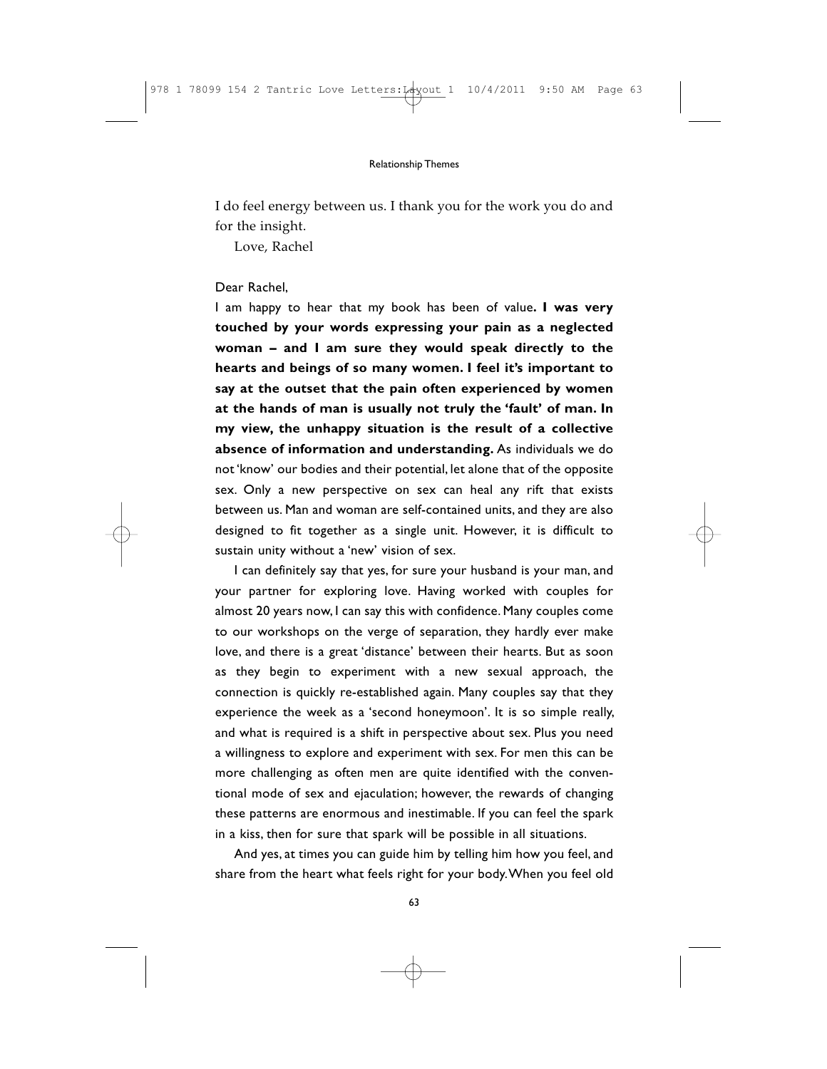I do feel energy between us. I thank you for the work you do and for the insight.

Love, Rachel

Dear Rachel,

I am happy to hear that my book has been of value**. I was very touched by your words expressing your pain as a neglected woman – and I am sure they would speak directly to the hearts and beings of so many women. I feel it's important to say at the outset that the pain often experienced by women at the hands of man is usually not truly the 'fault' of man. In my view, the unhappy situation is the result of a collective absence of information and understanding.** As individuals we do not 'know' our bodies and their potential, let alone that of the opposite sex. Only a new perspective on sex can heal any rift that exists between us. Man and woman are self-contained units, and they are also designed to fit together as a single unit. However, it is difficult to sustain unity without a 'new' vision of sex.

I can definitely say that yes, for sure your husband is your man, and your partner for exploring love. Having worked with couples for almost 20 years now, I can say this with confidence. Many couples come to our workshops on the verge of separation, they hardly ever make love, and there is a great 'distance' between their hearts. But as soon as they begin to experiment with a new sexual approach, the connection is quickly re-established again. Many couples say that they experience the week as a 'second honeymoon'. It is so simple really, and what is required is a shift in perspective about sex. Plus you need a willingness to explore and experiment with sex. For men this can be more challenging as often men are quite identified with the conventional mode of sex and ejaculation; however, the rewards of changing these patterns are enormous and inestimable. If you can feel the spark in a kiss, then for sure that spark will be possible in all situations.

And yes, at times you can guide him by telling him how you feel, and share from the heart what feels right for your body. When you feel old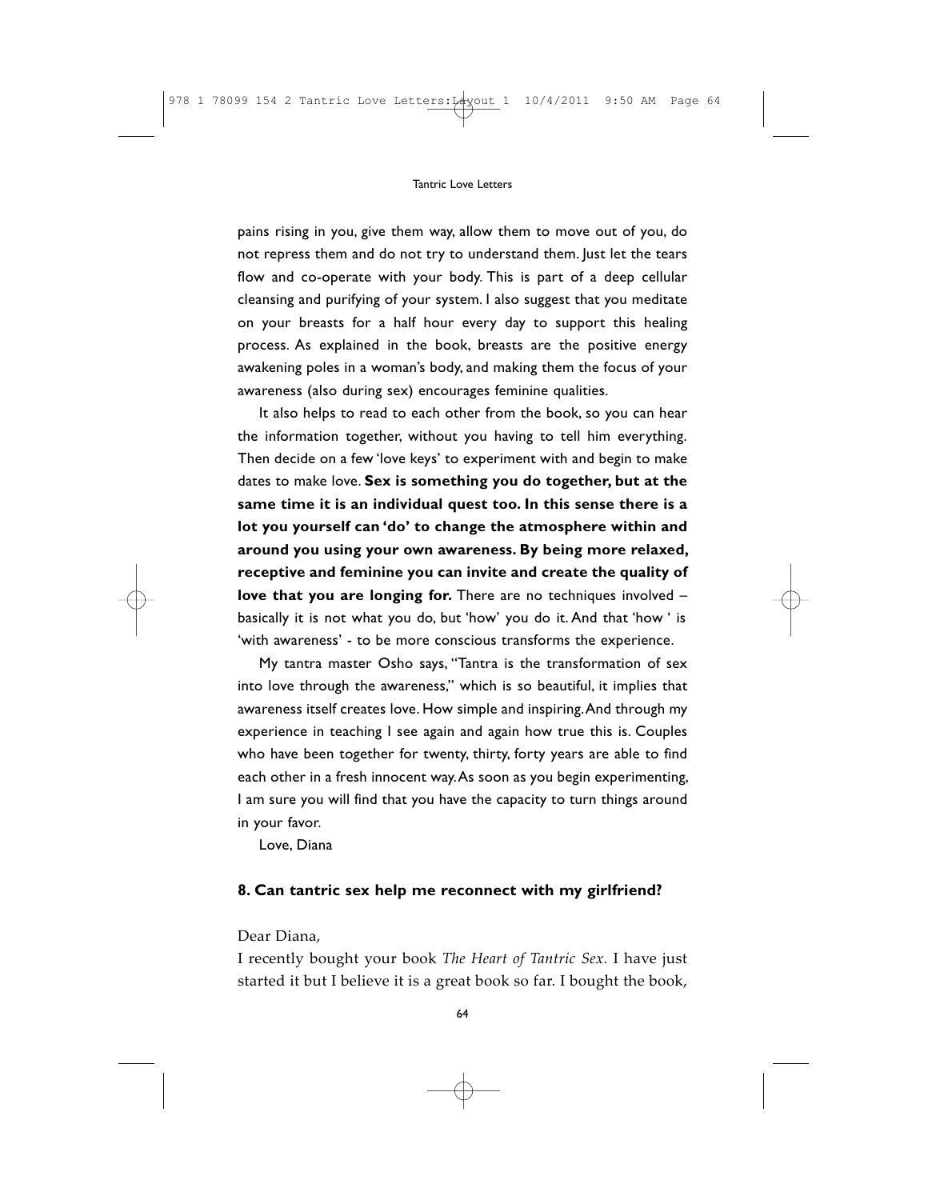pains rising in you, give them way, allow them to move out of you, do not repress them and do not try to understand them. Just let the tears flow and co-operate with your body. This is part of a deep cellular cleansing and purifying of your system. I also suggest that you meditate on your breasts for a half hour every day to support this healing process. As explained in the book, breasts are the positive energy awakening poles in a woman's body, and making them the focus of your awareness (also during sex) encourages feminine qualities.

It also helps to read to each other from the book, so you can hear the information together, without you having to tell him everything. Then decide on a few 'love keys' to experiment with and begin to make dates to make love. **Sex is something you do together, but at the same time it is an individual quest too. In this sense there is a lot you yourself can 'do' to change the atmosphere within and around you using your own awareness. By being more relaxed, receptive and feminine you can invite and create the quality of love that you are longing for.** There are no techniques involved – basically it is not what you do, but 'how' you do it. And that 'how ' is 'with awareness' - to be more conscious transforms the experience.

My tantra master Osho says, "Tantra is the transformation of sex into love through the awareness," which is so beautiful, it implies that awareness itself creates love. How simple and inspiring. And through my experience in teaching I see again and again how true this is. Couples who have been together for twenty, thirty, forty years are able to find each other in a fresh innocent way. As soon as you begin experimenting, I am sure you will find that you have the capacity to turn things around in your favor.

Love, Diana

## 8. Can tantric sex help me reconnect with my girlfriend?

Dear Diana,

I recently bought your book *The Heart of Tantric Sex*. I have just started it but I believe it is a great book so far. I bought the book,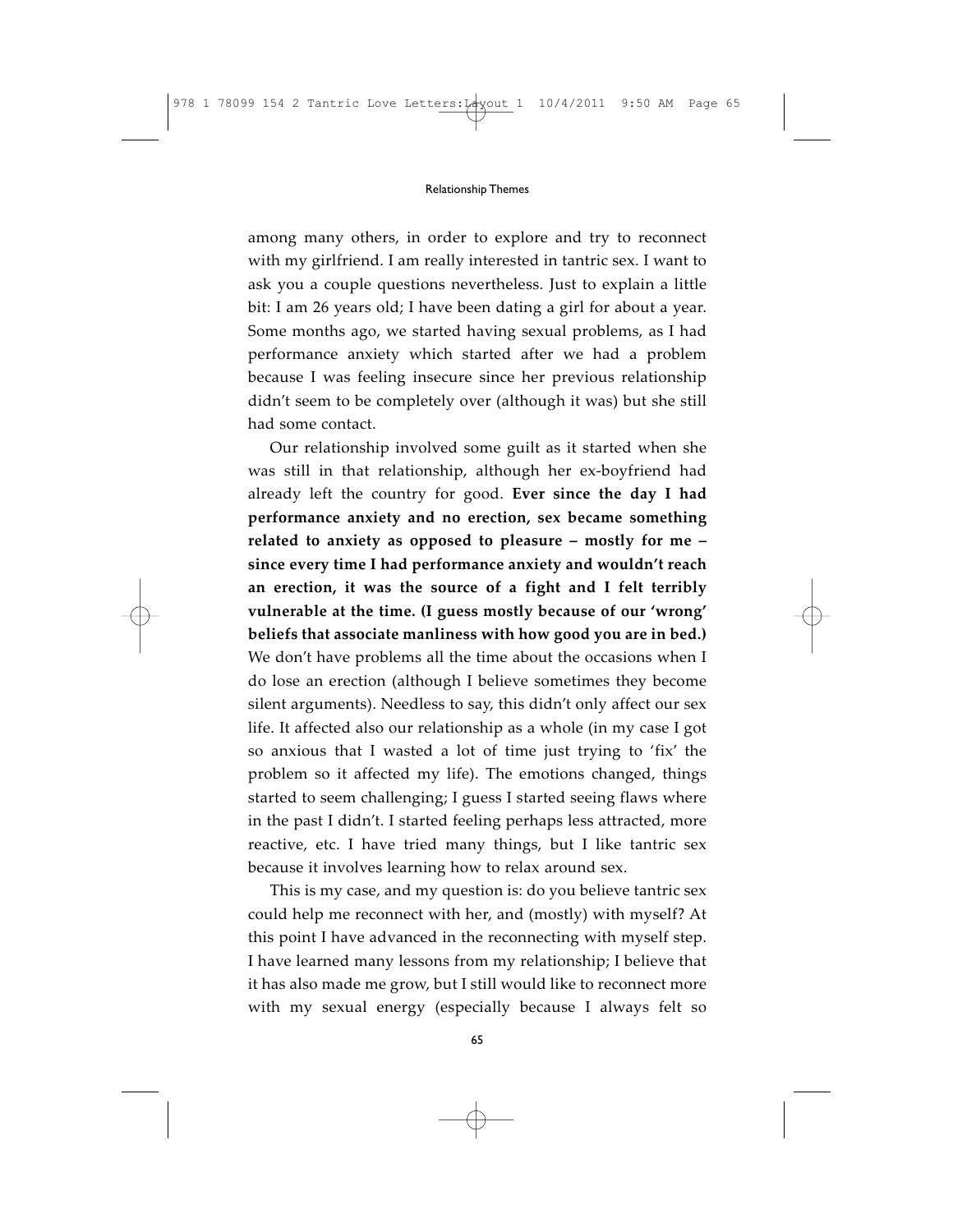among many others, in order to explore and try to reconnect with my girlfriend. I am really interested in tantric sex. I want to ask you a couple questions nevertheless. Just to explain a little bit: I am 26 years old; I have been dating a girl for about a year. Some months ago, we started having sexual problems, as I had performance anxiety which started after we had a problem because I was feeling insecure since her previous relationship didn't seem to be completely over (although it was) but she still had some contact.

Our relationship involved some guilt as it started when she was still in that relationship, although her ex-boyfriend had already left the country for good. **Ever since the day I had performance anxiety and no erection, sex became something related to anxiety as opposed to pleasure – mostly for me – since every time I had performance anxiety and wouldn't reach an erection, it was the source of a fight and I felt terribly vulnerable at the time. (I guess mostly because of our 'wrong' beliefs that associate manliness with how good you are in bed.)** We don't have problems all the time about the occasions when I do lose an erection (although I believe sometimes they become silent arguments). Needless to say, this didn't only affect our sex life. It affected also our relationship as a whole (in my case I got so anxious that I wasted a lot of time just trying to 'fix' the problem so it affected my life). The emotions changed, things started to seem challenging; I guess I started seeing flaws where in the past I didn't. I started feeling perhaps less attracted, more reactive, etc. I have tried many things, but I like tantric sex because it involves learning how to relax around sex.

This is my case, and my question is: do you believe tantric sex could help me reconnect with her, and (mostly) with myself? At this point I have advanced in the reconnecting with myself step. I have learned many lessons from my relationship; I believe that it has also made me grow, but I still would like to reconnect more with my sexual energy (especially because I always felt so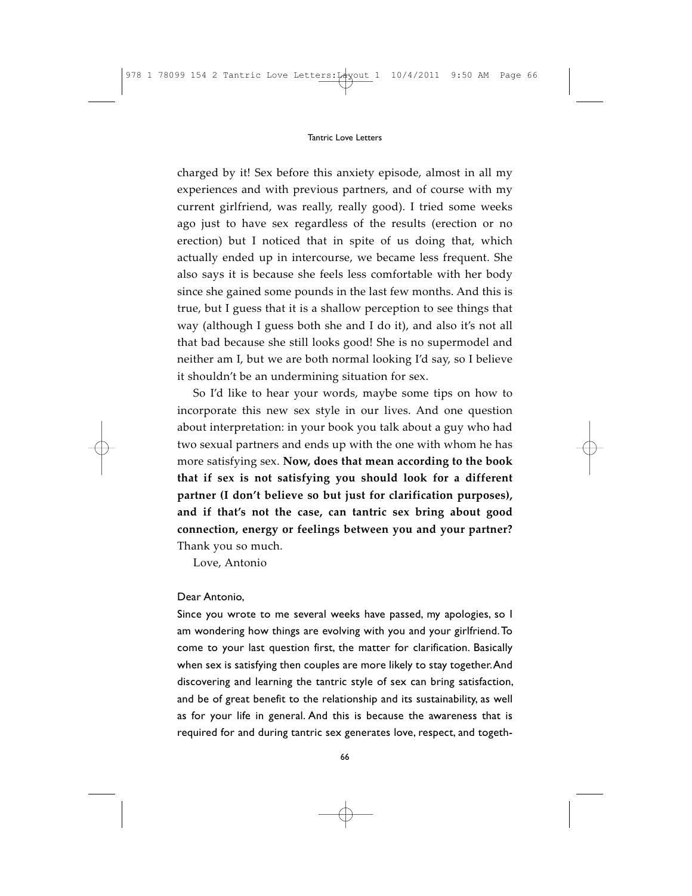charged by it! Sex before this anxiety episode, almost in all my experiences and with previous partners, and of course with my current girlfriend, was really, really good). I tried some weeks ago just to have sex regardless of the results (erection or no erection) but I noticed that in spite of us doing that, which actually ended up in intercourse, we became less frequent. She also says it is because she feels less comfortable with her body since she gained some pounds in the last few months. And this is true, but I guess that it is a shallow perception to see things that way (although I guess both she and I do it), and also it's not all that bad because she still looks good! She is no supermodel and neither am I, but we are both normal looking I'd say, so I believe it shouldn't be an undermining situation for sex.

So I'd like to hear your words, maybe some tips on how to incorporate this new sex style in our lives. And one question about interpretation: in your book you talk about a guy who had two sexual partners and ends up with the one with whom he has more satisfying sex. **Now, does that mean according to the book that if sex is not satisfying you should look for a different partner (I don't believe so but just for clarification purposes), and if that's not the case, can tantric sex bring about good connection, energy or feelings between you and your partner?** Thank you so much.

Love, Antonio

Dear Antonio,

Since you wrote to me several weeks have passed, my apologies, so I am wondering how things are evolving with you and your girlfriend. To come to your last question first, the matter for clarification. Basically when sex is satisfying then couples are more likely to stay together. And discovering and learning the tantric style of sex can bring satisfaction, and be of great benefit to the relationship and its sustainability, as well as for your life in general. And this is because the awareness that is required for and during tantric sex generates love, respect, and togeth-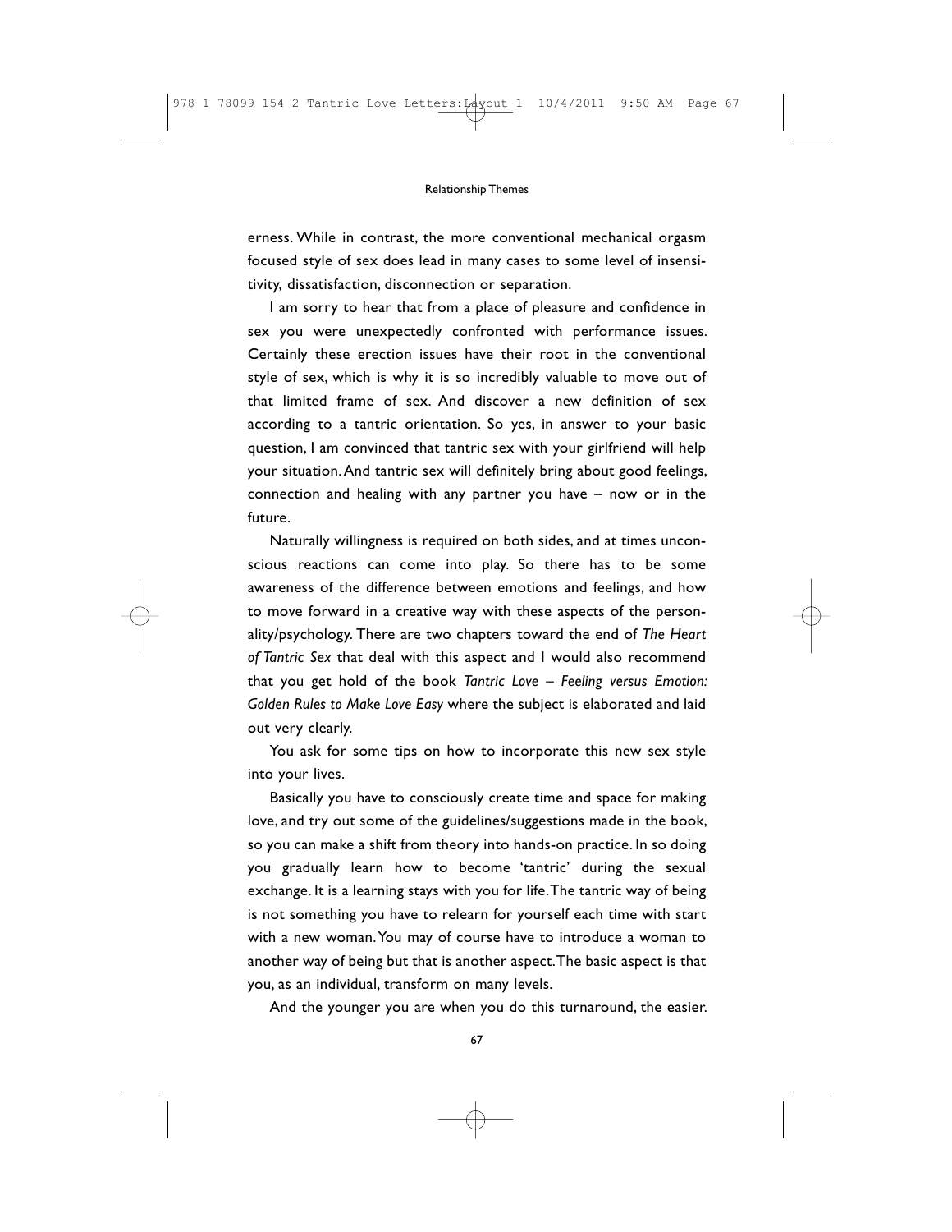erness. While in contrast, the more conventional mechanical orgasm focused style of sex does lead in many cases to some level of insensitivity, dissatisfaction, disconnection or separation.

I am sorry to hear that from a place of pleasure and confidence in sex you were unexpectedly confronted with performance issues. Certainly these erection issues have their root in the conventional style of sex, which is why it is so incredibly valuable to move out of that limited frame of sex. And discover a new definition of sex according to a tantric orientation. So yes, in answer to your basic question, I am convinced that tantric sex with your girlfriend will help your situation. And tantric sex will definitely bring about good feelings, connection and healing with any partner you have – now or in the future.

Naturally willingness is required on both sides, and at times unconscious reactions can come into play. So there has to be some awareness of the difference between emotions and feelings, and how to move forward in a creative way with these aspects of the personality/psychology. There are two chapters toward the end of *The Heart of Tantric Sex* that deal with this aspect and I would also recommend that you get hold of the book *Tantric Love – Feeling versus Emotion: Golden Rules to Make Love Easy* where the subject is elaborated and laid out very clearly.

You ask for some tips on how to incorporate this new sex style into your lives.

Basically you have to consciously create time and space for making love, and try out some of the guidelines/suggestions made in the book, so you can make a shift from theory into hands-on practice. In so doing you gradually learn how to become 'tantric' during the sexual exchange. It is a learning stays with you for life. The tantric way of being is not something you have to relearn for yourself each time with start with a new woman. You may of course have to introduce a woman to another way of being but that is another aspect. The basic aspect is that you, as an individual, transform on many levels.

And the younger you are when you do this turnaround, the easier.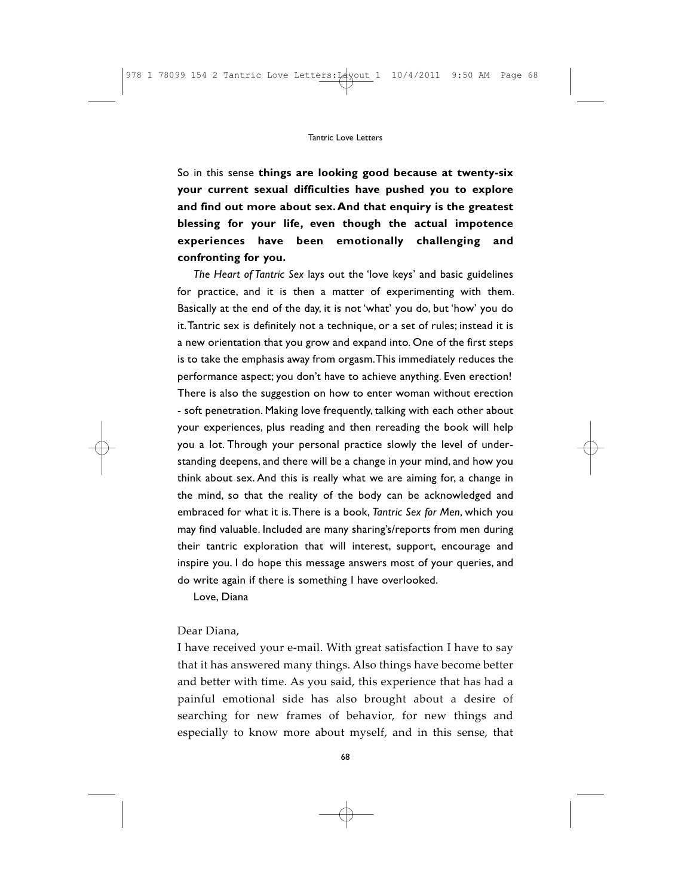So in this sense **things are looking good because at twenty-six your current sexual difficulties have pushed you to explore and find out more about sex. And that enquiry is the greatest blessing for your life, even though the actual impotence experiences have been emotionally challenging and confronting for you.**

*The Heart of Tantric Sex* lays out the 'love keys' and basic guidelines for practice, and it is then a matter of experimenting with them. Basically at the end of the day, it is not 'what' you do, but 'how' you do it. Tantric sex is definitely not a technique, or a set of rules; instead it is a new orientation that you grow and expand into. One of the first steps is to take the emphasis away from orgasm. This immediately reduces the performance aspect; you don't have to achieve anything. Even erection! There is also the suggestion on how to enter woman without erection - soft penetration. Making love frequently, talking with each other about your experiences, plus reading and then rereading the book will help you a lot. Through your personal practice slowly the level of understanding deepens, and there will be a change in your mind, and how you think about sex. And this is really what we are aiming for, a change in the mind, so that the reality of the body can be acknowledged and embraced for what it is. There is a book, *Tantric Sex for Men*, which you may find valuable. Included are many sharing's/reports from men during their tantric exploration that will interest, support, encourage and inspire you. I do hope this message answers most of your queries, and do write again if there is something I have overlooked.

Love, Diana

Dear Diana,

I have received your e-mail. With great satisfaction I have to say that it has answered many things. Also things have become better and better with time. As you said, this experience that has had a painful emotional side has also brought about a desire of searching for new frames of behavior, for new things and especially to know more about myself, and in this sense, that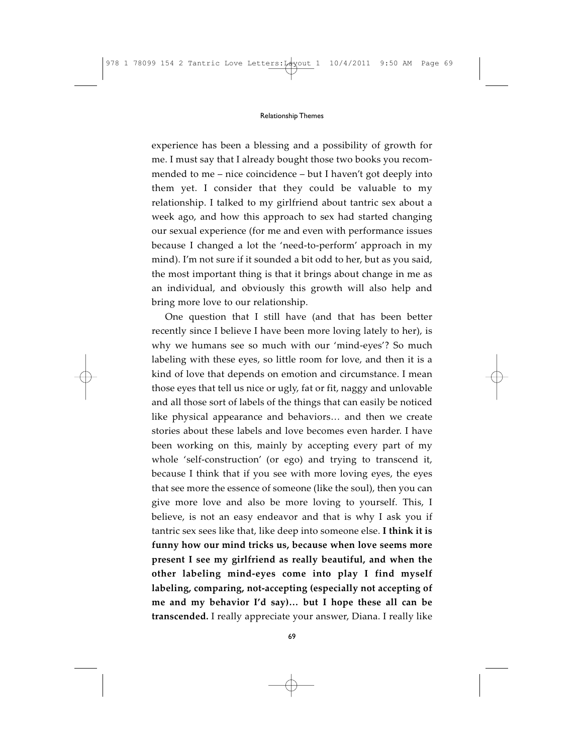experience has been a blessing and a possibility of growth for me. I must say that I already bought those two books you recommended to me – nice coincidence – but I haven't got deeply into them yet. I consider that they could be valuable to my relationship. I talked to my girlfriend about tantric sex about a week ago, and how this approach to sex had started changing our sexual experience (for me and even with performance issues because I changed a lot the 'need-to-perform' approach in my mind). I'm not sure if it sounded a bit odd to her, but as you said, the most important thing is that it brings about change in me as an individual, and obviously this growth will also help and bring more love to our relationship.

One question that I still have (and that has been better recently since I believe I have been more loving lately to her), is why we humans see so much with our 'mind-eyes'? So much labeling with these eyes, so little room for love, and then it is a kind of love that depends on emotion and circumstance. I mean those eyes that tell us nice or ugly, fat or fit, naggy and unlovable and all those sort of labels of the things that can easily be noticed like physical appearance and behaviors… and then we create stories about these labels and love becomes even harder. I have been working on this, mainly by accepting every part of my whole 'self-construction' (or ego) and trying to transcend it, because I think that if you see with more loving eyes, the eyes that see more the essence of someone (like the soul), then you can give more love and also be more loving to yourself. This, I believe, is not an easy endeavor and that is why I ask you if tantric sex sees like that, like deep into someone else. **I think it is funny how our mind tricks us, because when love seems more present I see my girlfriend as really beautiful, and when the other labeling mind-eyes come into play I find myself labeling, comparing, not-accepting (especially not accepting of me and my behavior I'd say)… but I hope these all can be transcended.** I really appreciate your answer, Diana. I really like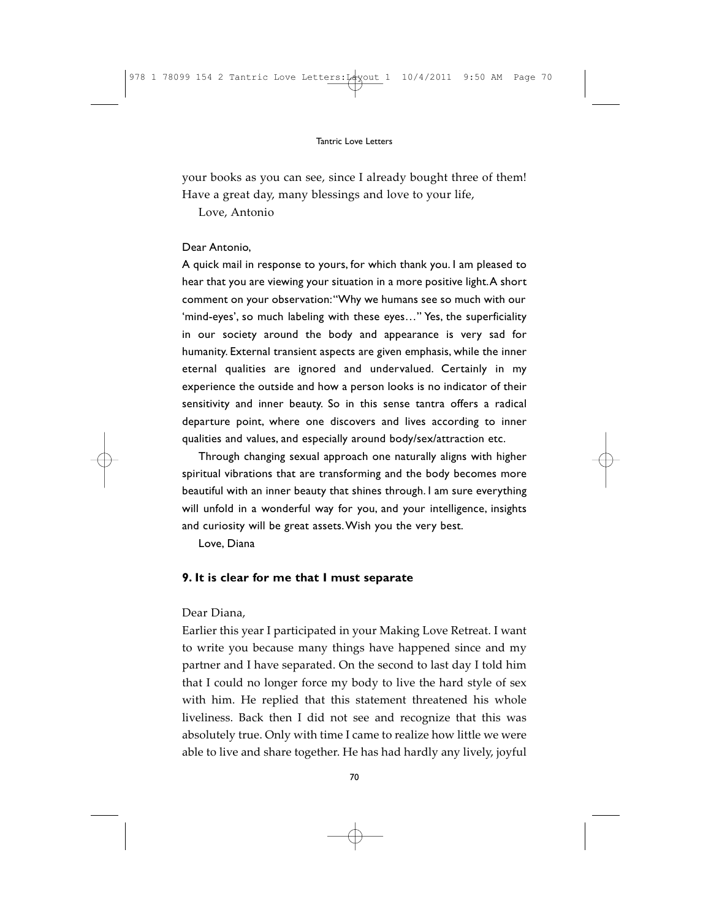your books as you can see, since I already bought three of them! Have a great day, many blessings and love to your life,

Love, Antonio

Dear Antonio,

A quick mail in response to yours, for which thank you. I am pleased to hear that you are viewing your situation in a more positive light. A short comment on your observation: "Why we humans see so much with our 'mind-eyes', so much labeling with these eyes…" Yes, the superficiality in our society around the body and appearance is very sad for humanity. External transient aspects are given emphasis, while the inner eternal qualities are ignored and undervalued. Certainly in my experience the outside and how a person looks is no indicator of their sensitivity and inner beauty. So in this sense tantra offers a radical departure point, where one discovers and lives according to inner qualities and values, and especially around body/sex/attraction etc.

Through changing sexual approach one naturally aligns with higher spiritual vibrations that are transforming and the body becomes more beautiful with an inner beauty that shines through. I am sure everything will unfold in a wonderful way for you, and your intelligence, insights and curiosity will be great assets. Wish you the very best.

Love, Diana

## 9. It is clear for me that I must separate

Dear Diana,

Earlier this year I participated in your Making Love Retreat. I want to write you because many things have happened since and my partner and I have separated. On the second to last day I told him that I could no longer force my body to live the hard style of sex with him. He replied that this statement threatened his whole liveliness. Back then I did not see and recognize that this was absolutely true. Only with time I came to realize how little we were able to live and share together. He has had hardly any lively, joyful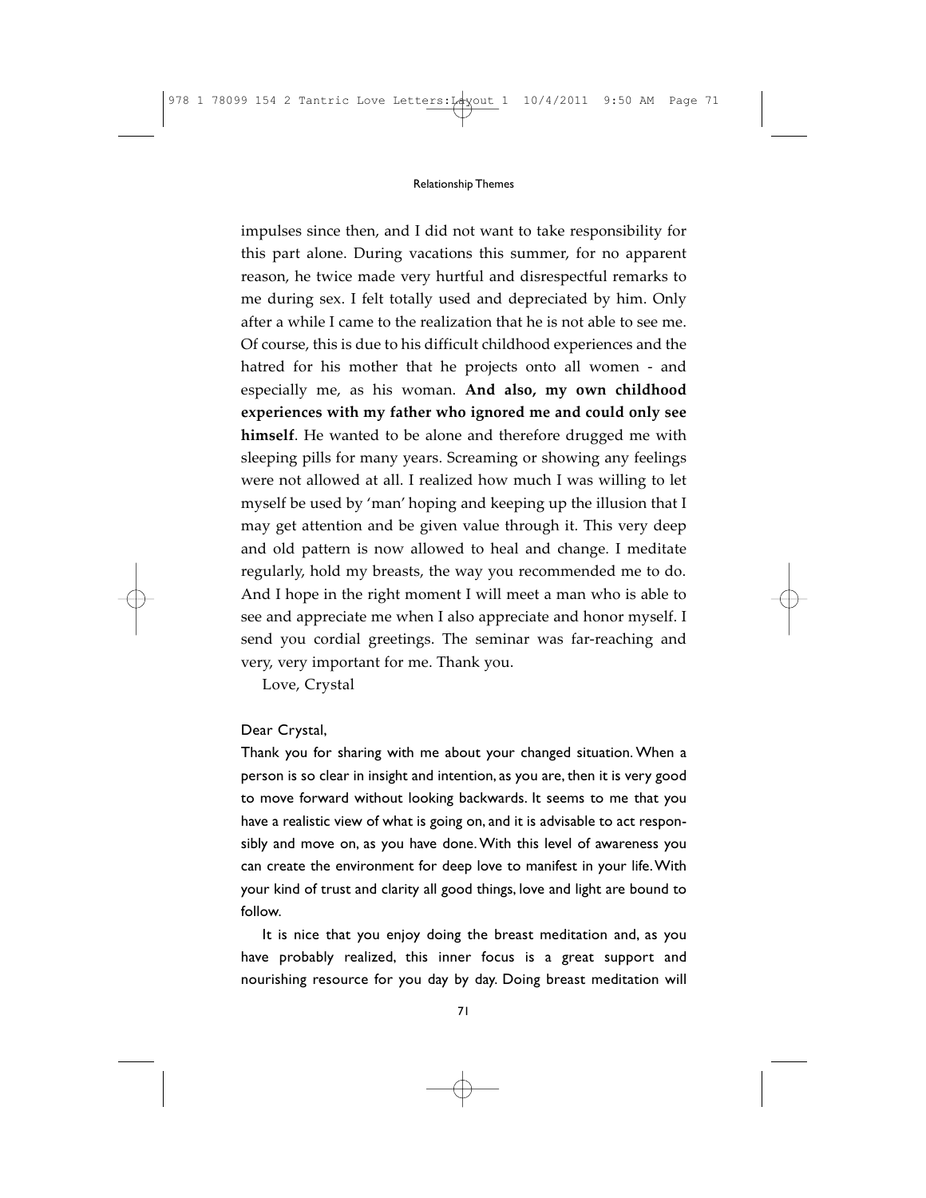impulses since then, and I did not want to take responsibility for this part alone. During vacations this summer, for no apparent reason, he twice made very hurtful and disrespectful remarks to me during sex. I felt totally used and depreciated by him. Only after a while I came to the realization that he is not able to see me. Of course, this is due to his difficult childhood experiences and the hatred for his mother that he projects onto all women - and especially me, as his woman. **And also, my own childhood experiences with my father who ignored me and could only see himself**. He wanted to be alone and therefore drugged me with sleeping pills for many years. Screaming or showing any feelings were not allowed at all. I realized how much I was willing to let myself be used by 'man' hoping and keeping up the illusion that I may get attention and be given value through it. This very deep and old pattern is now allowed to heal and change. I meditate regularly, hold my breasts, the way you recommended me to do. And I hope in the right moment I will meet a man who is able to see and appreciate me when I also appreciate and honor myself. I send you cordial greetings. The seminar was far-reaching and very, very important for me. Thank you.

Love, Crystal

Dear Crystal,

Thank you for sharing with me about your changed situation. When a person is so clear in insight and intention, as you are, then it is very good to move forward without looking backwards. It seems to me that you have a realistic view of what is going on, and it is advisable to act responsibly and move on, as you have done. With this level of awareness you can create the environment for deep love to manifest in your life. With your kind of trust and clarity all good things, love and light are bound to follow.

It is nice that you enjoy doing the breast meditation and, as you have probably realized, this inner focus is a great support and nourishing resource for you day by day. Doing breast meditation will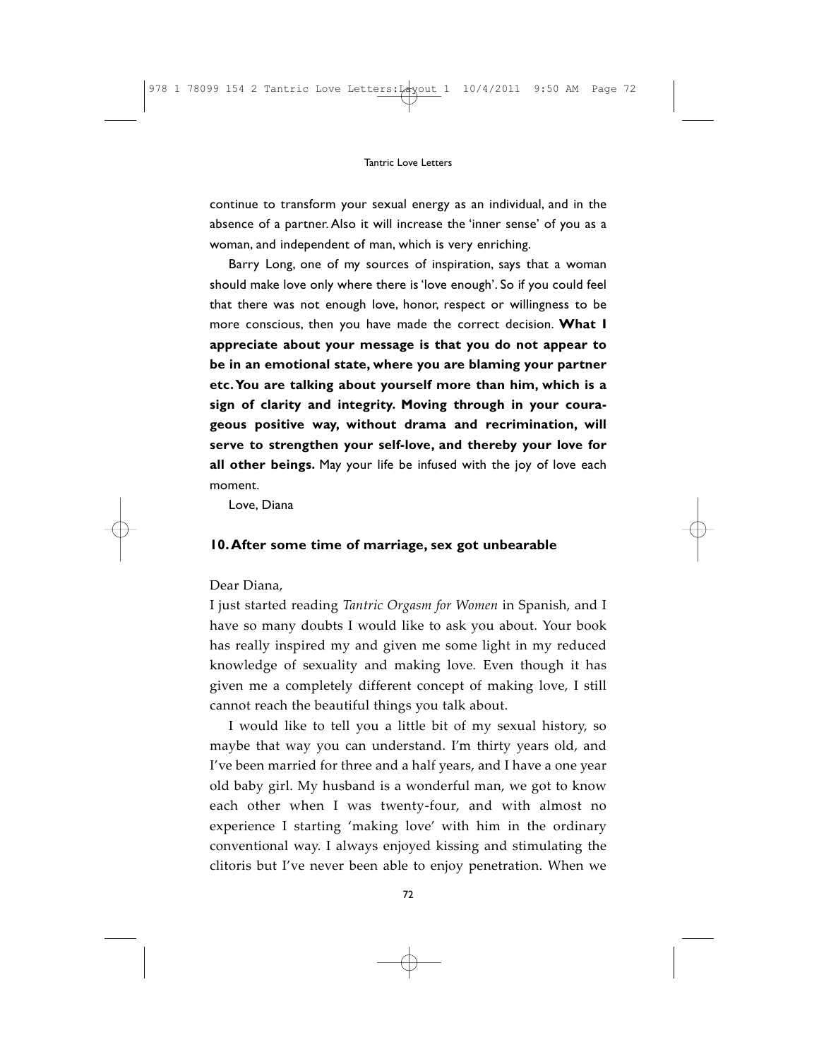continue to transform your sexual energy as an individual, and in the absence of a partner. Also it will increase the 'inner sense' of you as a woman, and independent of man, which is very enriching.

Barry Long, one of my sources of inspiration, says that a woman should make love only where there is 'love enough'. So if you could feel that there was not enough love, honor, respect or willingness to be more conscious, then you have made the correct decision. **What I appreciate about your message is that you do not appear to be in an emotional state, where you are blaming your partner etc. You are talking about yourself more than him, which is a sign of clarity and integrity. Moving through in your courageous positive way, without drama and recrimination, will serve to strengthen your self-love, and thereby your love for all other beings.** May your life be infused with the joy of love each moment.

Love, Diana

## 10. After some time of marriage, sex got unbearable

Dear Diana,

I just started reading *Tantric Orgasm for Women* in Spanish, and I have so many doubts I would like to ask you about. Your book has really inspired my and given me some light in my reduced knowledge of sexuality and making love. Even though it has given me a completely different concept of making love, I still cannot reach the beautiful things you talk about.

I would like to tell you a little bit of my sexual history, so maybe that way you can understand. I'm thirty years old, and I've been married for three and a half years, and I have a one year old baby girl. My husband is a wonderful man, we got to know each other when I was twenty-four, and with almost no experience I starting 'making love' with him in the ordinary conventional way. I always enjoyed kissing and stimulating the clitoris but I've never been able to enjoy penetration. When we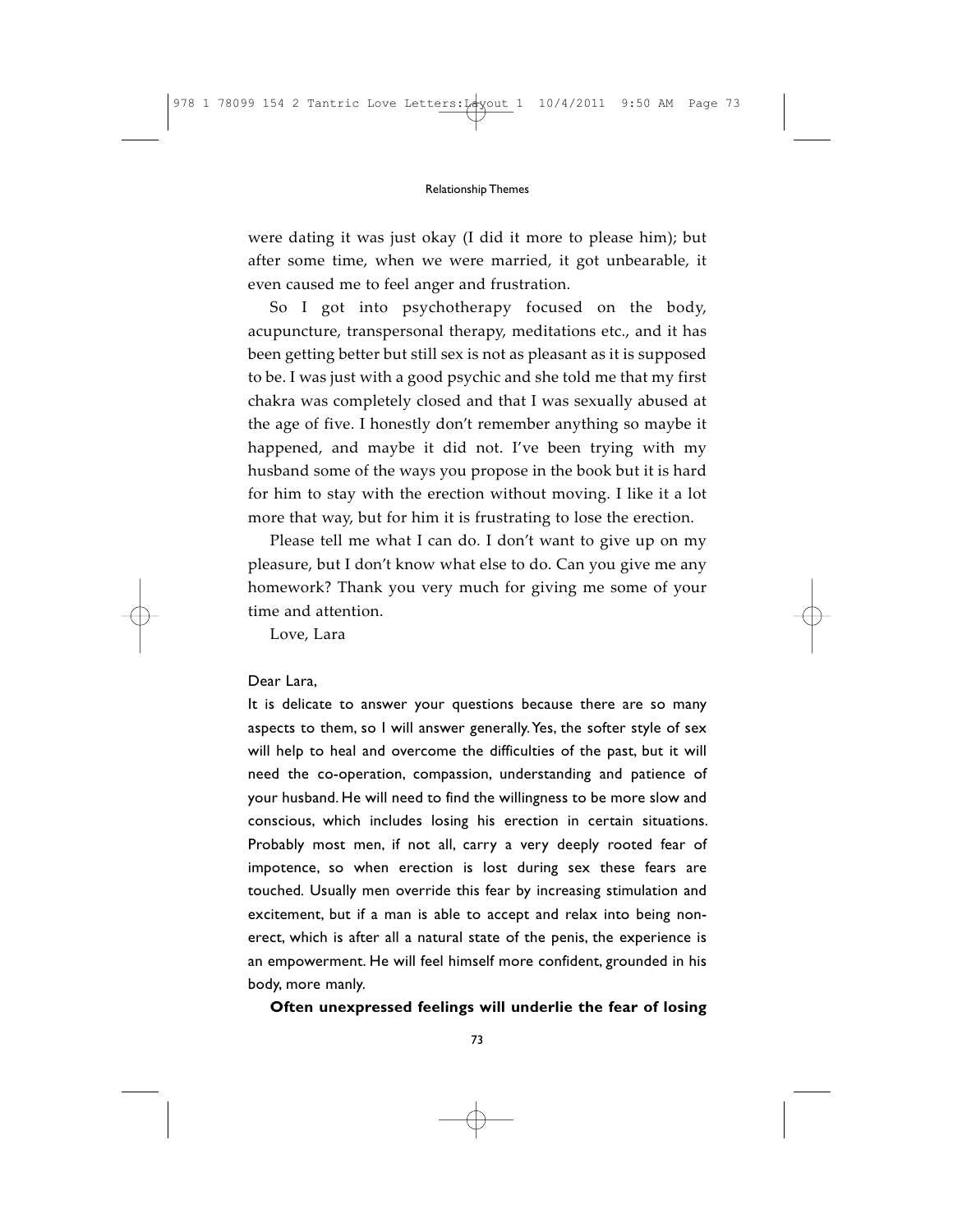were dating it was just okay (I did it more to please him); but after some time, when we were married, it got unbearable, it even caused me to feel anger and frustration.

So I got into psychotherapy focused on the body, acupuncture, transpersonal therapy, meditations etc., and it has been getting better but still sex is not as pleasant as it is supposed to be. I was just with a good psychic and she told me that my first chakra was completely closed and that I was sexually abused at the age of five. I honestly don't remember anything so maybe it happened, and maybe it did not. I've been trying with my husband some of the ways you propose in the book but it is hard for him to stay with the erection without moving. I like it a lot more that way, but for him it is frustrating to lose the erection.

Please tell me what I can do. I don't want to give up on my pleasure, but I don't know what else to do. Can you give me any homework? Thank you very much for giving me some of your time and attention.

Love, Lara

Dear Lara,

It is delicate to answer your questions because there are so many aspects to them, so I will answer generally. Yes, the softer style of sex will help to heal and overcome the difficulties of the past, but it will need the co-operation, compassion, understanding and patience of your husband. He will need to find the willingness to be more slow and conscious, which includes losing his erection in certain situations. Probably most men, if not all, carry a very deeply rooted fear of impotence, so when erection is lost during sex these fears are touched. Usually men override this fear by increasing stimulation and excitement, but if a man is able to accept and relax into being non-erect, which is after all a natural state of the penis, the experience is an empowerment. He will feel himself more confident, grounded in his body, more manly.

**Often unexpressed feelings will underlie the fear of losing**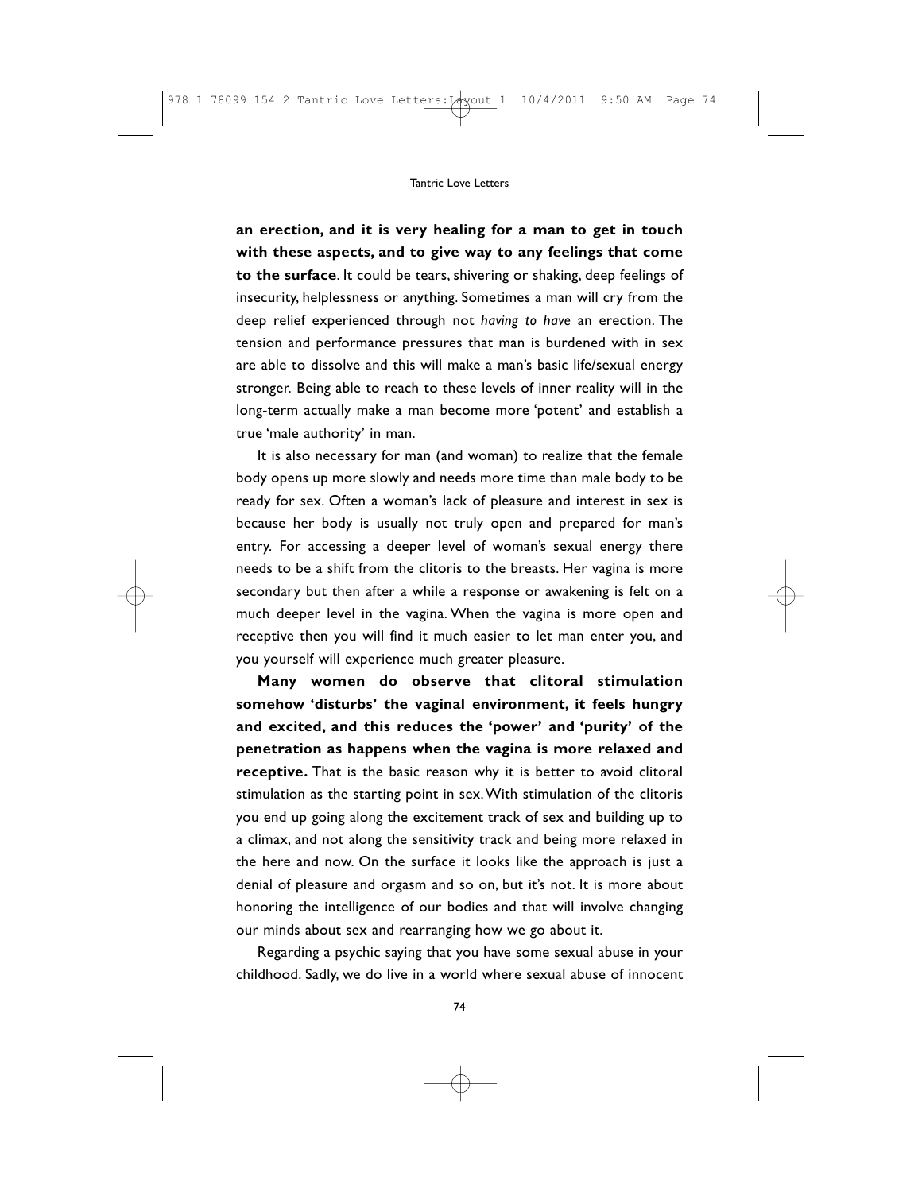**an erection, and it is very healing for a man to get in touch with these aspects, and to give way to any feelings that come to the surface**. It could be tears, shivering or shaking, deep feelings of insecurity, helplessness or anything. Sometimes a man will cry from the deep relief experienced through not *having to have* an erection. The tension and performance pressures that man is burdened with in sex are able to dissolve and this will make a man's basic life/sexual energy stronger. Being able to reach to these levels of inner reality will in the long-term actually make a man become more 'potent' and establish a true 'male authority' in man.

It is also necessary for man (and woman) to realize that the female body opens up more slowly and needs more time than male body to be ready for sex. Often a woman's lack of pleasure and interest in sex is because her body is usually not truly open and prepared for man's entry. For accessing a deeper level of woman's sexual energy there needs to be a shift from the clitoris to the breasts. Her vagina is more secondary but then after a while a response or awakening is felt on a much deeper level in the vagina. When the vagina is more open and receptive then you will find it much easier to let man enter you, and you yourself will experience much greater pleasure.

**Many women do observe that clitoral stimulation somehow 'disturbs' the vaginal environment, it feels hungry and excited, and this reduces the 'power' and 'purity' of the penetration as happens when the vagina is more relaxed and receptive.** That is the basic reason why it is better to avoid clitoral stimulation as the starting point in sex. With stimulation of the clitoris you end up going along the excitement track of sex and building up to a climax, and not along the sensitivity track and being more relaxed in the here and now. On the surface it looks like the approach is just a denial of pleasure and orgasm and so on, but it's not. It is more about honoring the intelligence of our bodies and that will involve changing our minds about sex and rearranging how we go about it.

Regarding a psychic saying that you have some sexual abuse in your childhood. Sadly, we do live in a world where sexual abuse of innocent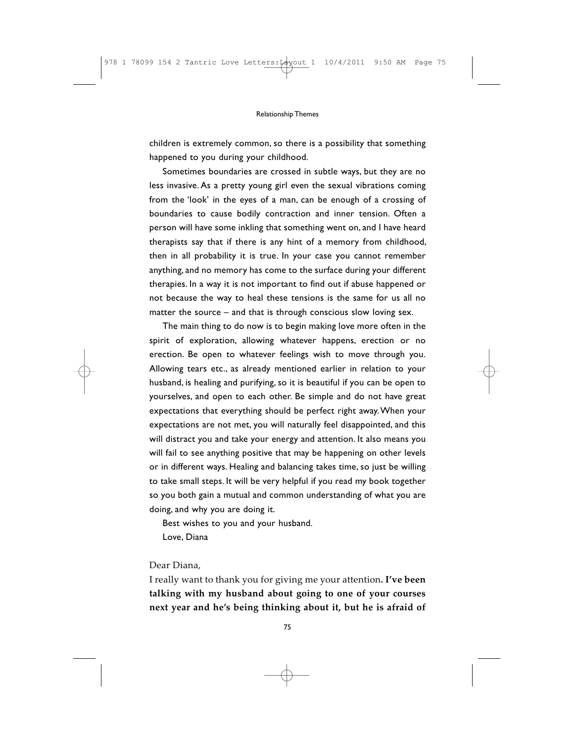children is extremely common, so there is a possibility that something happened to you during your childhood.

Sometimes boundaries are crossed in subtle ways, but they are no less invasive. As a pretty young girl even the sexual vibrations coming from the 'look' in the eyes of a man, can be enough of a crossing of boundaries to cause bodily contraction and inner tension. Often a person will have some inkling that something went on, and I have heard therapists say that if there is any hint of a memory from childhood, then in all probability it is true. In your case you cannot remember anything, and no memory has come to the surface during your different therapies. In a way it is not important to find out if abuse happened or not because the way to heal these tensions is the same for us all no matter the source – and that is through conscious slow loving sex.

The main thing to do now is to begin making love more often in the spirit of exploration, allowing whatever happens, erection or no erection. Be open to whatever feelings wish to move through you. Allowing tears etc., as already mentioned earlier in relation to your husband, is healing and purifying, so it is beautiful if you can be open to yourselves, and open to each other. Be simple and do not have great expectations that everything should be perfect right away. When your expectations are not met, you will naturally feel disappointed, and this will distract you and take your energy and attention. It also means you will fail to see anything positive that may be happening on other levels or in different ways. Healing and balancing takes time, so just be willing to take small steps. It will be very helpful if you read my book together so you both gain a mutual and common understanding of what you are doing, and why you are doing it.

Best wishes to you and your husband.

Love, Diana

Dear Diana,

I really want to thank you for giving me your attention**. I've been talking with my husband about going to one of your courses next year and he's being thinking about it, but he is afraid of**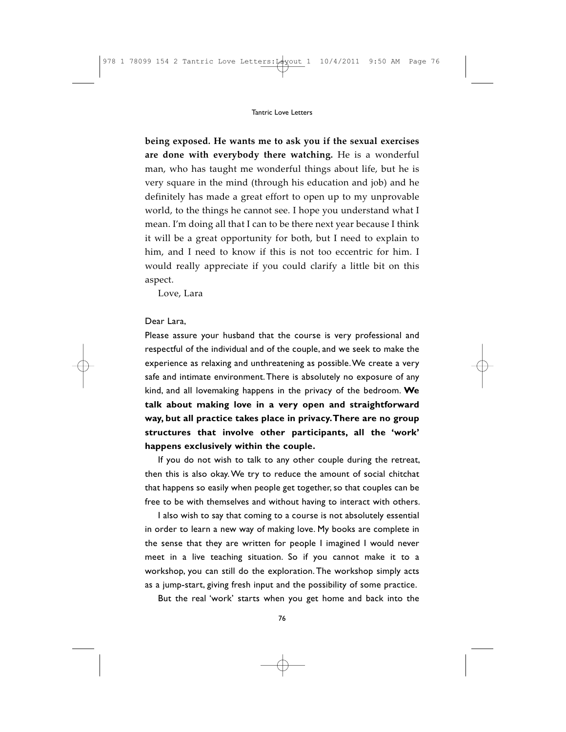**being exposed. He wants me to ask you if the sexual exercises are done with everybody there watching.** He is a wonderful man, who has taught me wonderful things about life, but he is very square in the mind (through his education and job) and he definitely has made a great effort to open up to my unprovable world, to the things he cannot see. I hope you understand what I mean. I'm doing all that I can to be there next year because I think it will be a great opportunity for both, but I need to explain to him, and I need to know if this is not too eccentric for him. I would really appreciate if you could clarify a little bit on this aspect.

Love, Lara

Dear Lara,

Please assure your husband that the course is very professional and respectful of the individual and of the couple, and we seek to make the experience as relaxing and unthreatening as possible. We create a very safe and intimate environment. There is absolutely no exposure of any kind, and all lovemaking happens in the privacy of the bedroom. **We talk about making love in a very open and straightforward way, but all practice takes place in privacy. There are no group structures that involve other participants, all the 'work' happens exclusively within the couple.**

If you do not wish to talk to any other couple during the retreat, then this is also okay. We try to reduce the amount of social chitchat that happens so easily when people get together, so that couples can be free to be with themselves and without having to interact with others.

I also wish to say that coming to a course is not absolutely essential in order to learn a new way of making love. My books are complete in the sense that they are written for people I imagined I would never meet in a live teaching situation. So if you cannot make it to a workshop, you can still do the exploration. The workshop simply acts as a jump-start, giving fresh input and the possibility of some practice.

But the real 'work' starts when you get home and back into the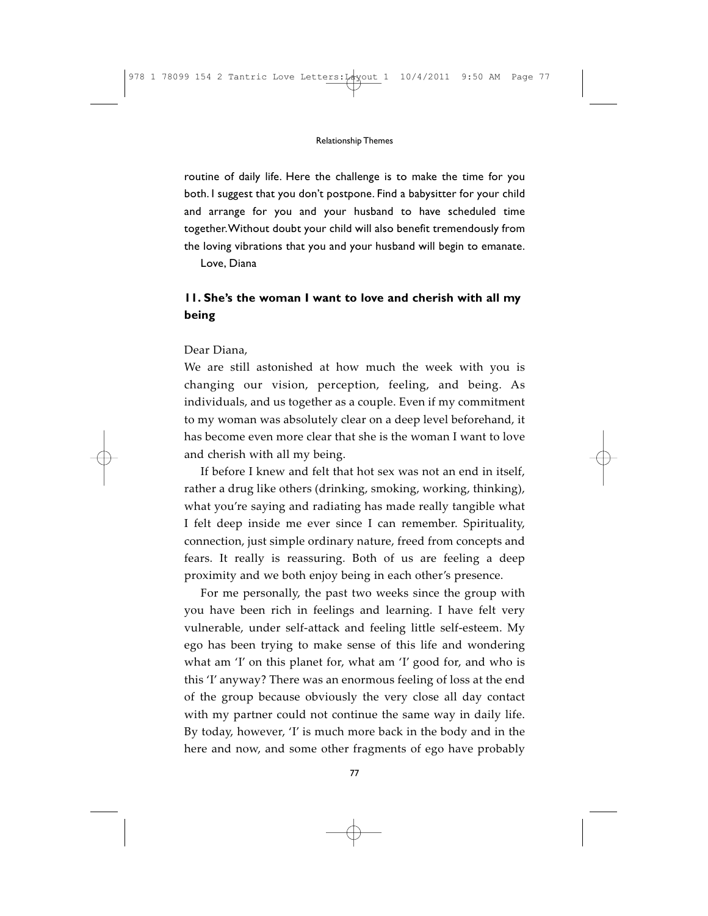routine of daily life. Here the challenge is to make the time for you both. I suggest that you don't postpone. Find a babysitter for your child and arrange for you and your husband to have scheduled time together. Without doubt your child will also benefit tremendously from the loving vibrations that you and your husband will begin to emanate.

Love, Diana

## 11. She's the woman I want to love and cherish with all my being

Dear Diana,

We are still astonished at how much the week with you is changing our vision, perception, feeling, and being. As individuals, and us together as a couple. Even if my commitment to my woman was absolutely clear on a deep level beforehand, it has become even more clear that she is the woman I want to love and cherish with all my being.

If before I knew and felt that hot sex was not an end in itself, rather a drug like others (drinking, smoking, working, thinking), what you're saying and radiating has made really tangible what I felt deep inside me ever since I can remember. Spirituality, connection, just simple ordinary nature, freed from concepts and fears. It really is reassuring. Both of us are feeling a deep proximity and we both enjoy being in each other's presence.

For me personally, the past two weeks since the group with you have been rich in feelings and learning. I have felt very vulnerable, under self-attack and feeling little self-esteem. My ego has been trying to make sense of this life and wondering what am 'I' on this planet for, what am 'I' good for, and who is this 'I' anyway? There was an enormous feeling of loss at the end of the group because obviously the very close all day contact with my partner could not continue the same way in daily life. By today, however, 'I' is much more back in the body and in the here and now, and some other fragments of ego have probably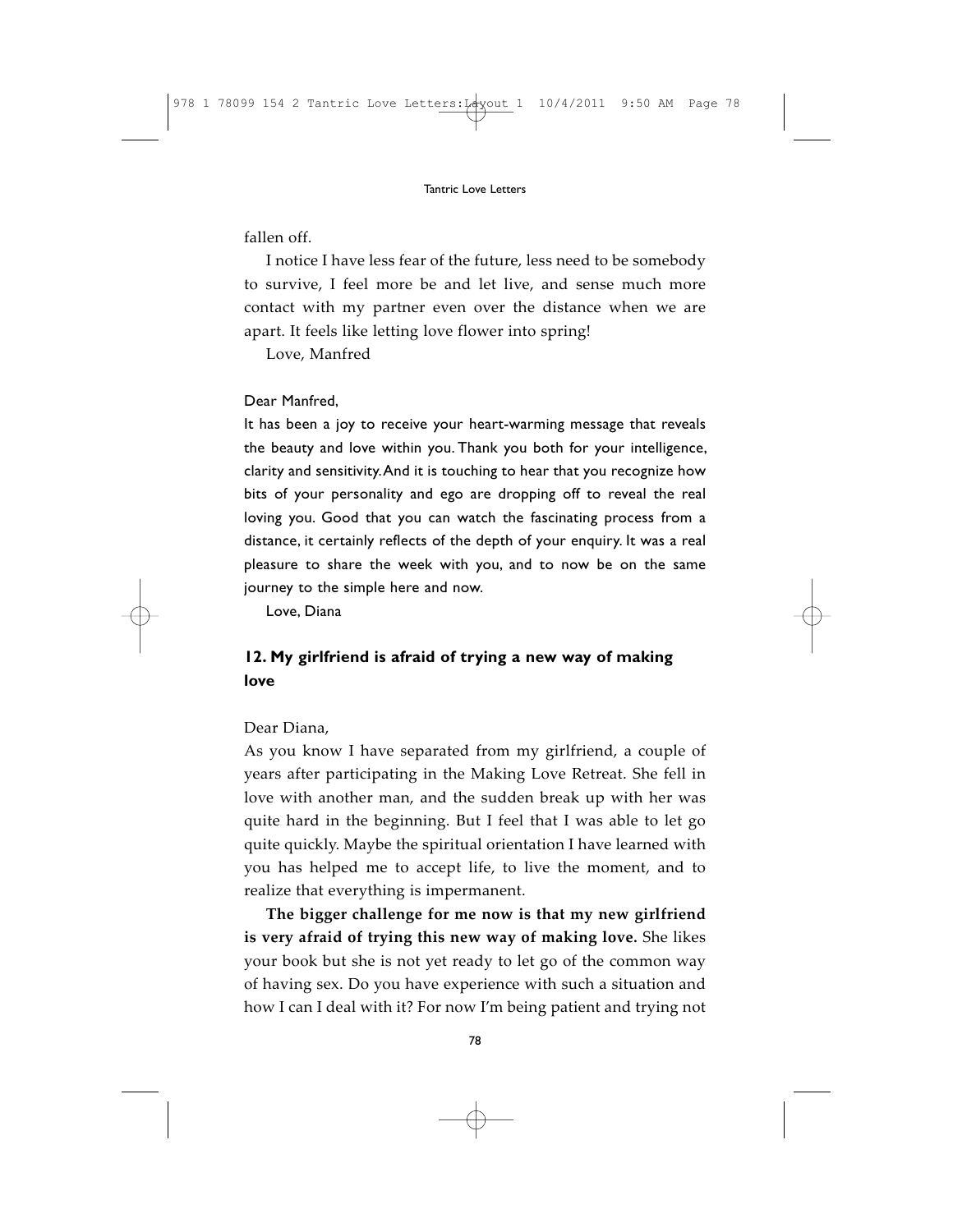fallen off.

I notice I have less fear of the future, less need to be somebody to survive, I feel more be and let live, and sense much more contact with my partner even over the distance when we are apart. It feels like letting love flower into spring!

Love, Manfred

Dear Manfred,

It has been a joy to receive your heart-warming message that reveals the beauty and love within you. Thank you both for your intelligence, clarity and sensitivity. And it is touching to hear that you recognize how bits of your personality and ego are dropping off to reveal the real loving you. Good that you can watch the fascinating process from a distance, it certainly reflects of the depth of your enquiry. It was a real pleasure to share the week with you, and to now be on the same journey to the simple here and now.

Love, Diana

### 12. My girlfriend is afraid of trying a new way of making love

Dear Diana,

As you know I have separated from my girlfriend, a couple of years after participating in the Making Love Retreat. She fell in love with another man, and the sudden break up with her was quite hard in the beginning. But I feel that I was able to let go quite quickly. Maybe the spiritual orientation I have learned with you has helped me to accept life, to live the moment, and to realize that everything is impermanent.

**The bigger challenge for me now is that my new girlfriend is very afraid of trying this new way of making love.** She likes your book but she is not yet ready to let go of the common way of having sex. Do you have experience with such a situation and how I can I deal with it? For now I'm being patient and trying not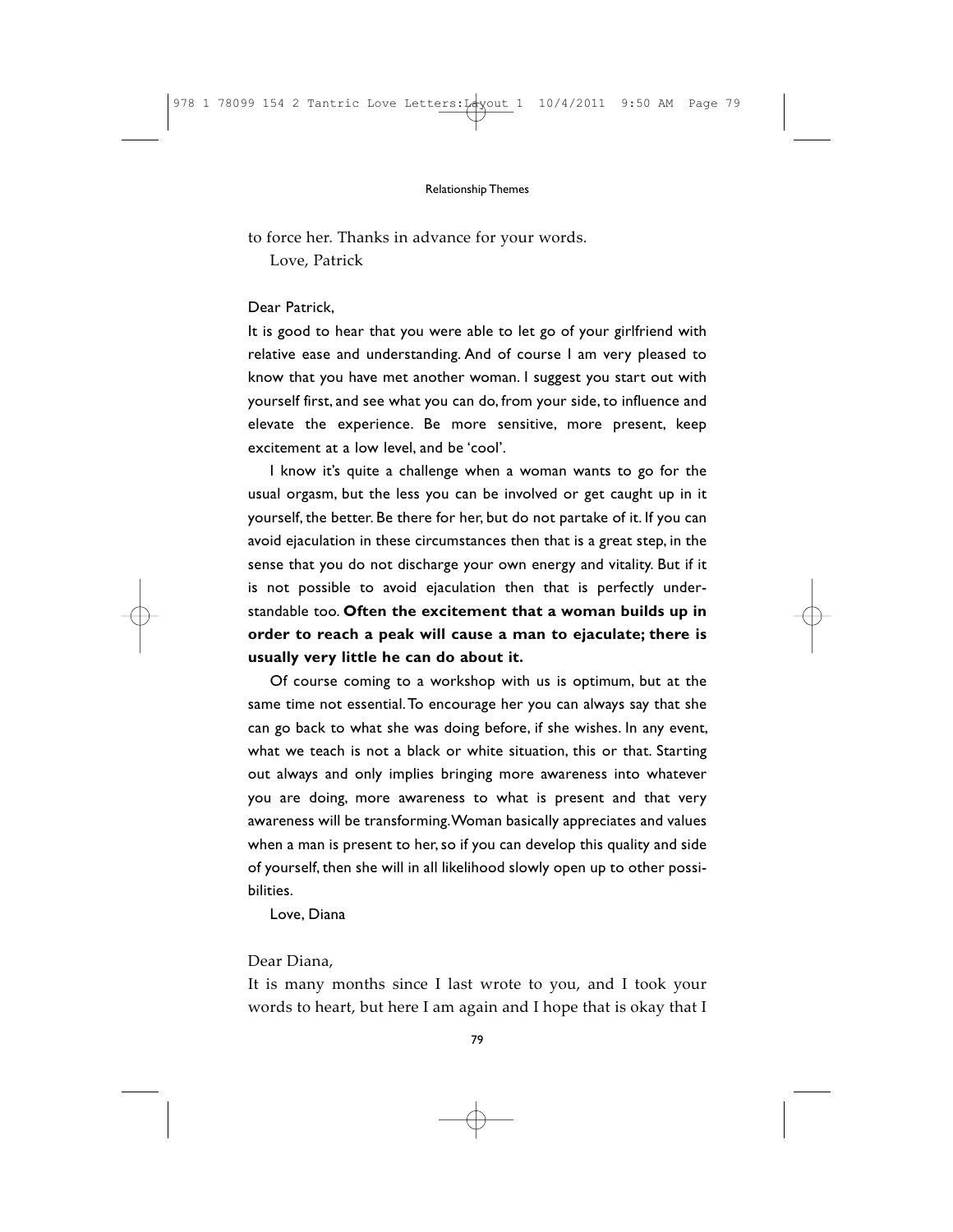to force her. Thanks in advance for your words.

Love, Patrick

Dear Patrick,

It is good to hear that you were able to let go of your girlfriend with relative ease and understanding. And of course I am very pleased to know that you have met another woman. I suggest you start out with yourself first, and see what you can do, from your side, to influence and elevate the experience. Be more sensitive, more present, keep excitement at a low level, and be 'cool'.

I know it's quite a challenge when a woman wants to go for the usual orgasm, but the less you can be involved or get caught up in it yourself, the better. Be there for her, but do not partake of it. If you can avoid ejaculation in these circumstances then that is a great step, in the sense that you do not discharge your own energy and vitality. But if it is not possible to avoid ejaculation then that is perfectly understandable too. **Often the excitement that a woman builds up in order to reach a peak will cause a man to ejaculate; there is usually very little he can do about it.**

Of course coming to a workshop with us is optimum, but at the same time not essential. To encourage her you can always say that she can go back to what she was doing before, if she wishes. In any event, what we teach is not a black or white situation, this or that. Starting out always and only implies bringing more awareness into whatever you are doing, more awareness to what is present and that very awareness will be transforming. Woman basically appreciates and values when a man is present to her, so if you can develop this quality and side of yourself, then she will in all likelihood slowly open up to other possibilities.

Love, Diana

Dear Diana,

It is many months since I last wrote to you, and I took your words to heart, but here I am again and I hope that is okay that I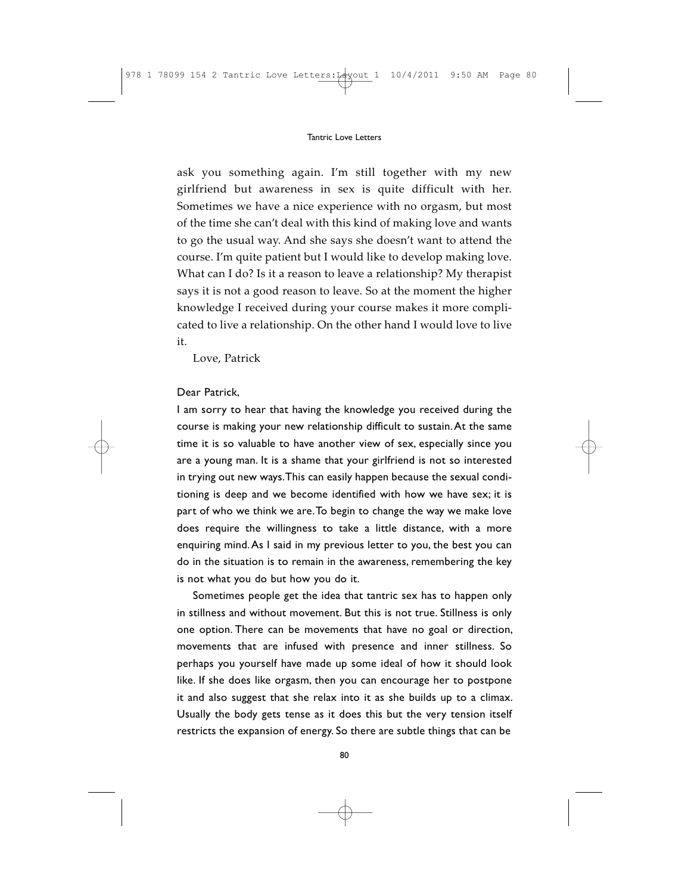ask you something again. I'm still together with my new girlfriend but awareness in sex is quite difficult with her. Sometimes we have a nice experience with no orgasm, but most of the time she can't deal with this kind of making love and wants to go the usual way. And she says she doesn't want to attend the course. I'm quite patient but I would like to develop making love. What can I do? Is it a reason to leave a relationship? My therapist says it is not a good reason to leave. So at the moment the higher knowledge I received during your course makes it more complicated to live a relationship. On the other hand I would love to live it.

Love, Patrick

Dear Patrick,

I am sorry to hear that having the knowledge you received during the course is making your new relationship difficult to sustain. At the same time it is so valuable to have another view of sex, especially since you are a young man. It is a shame that your girlfriend is not so interested in trying out new ways. This can easily happen because the sexual conditioning is deep and we become identified with how we have sex; it is part of who we think we are. To begin to change the way we make love does require the willingness to take a little distance, with a more enquiring mind. As I said in my previous letter to you, the best you can do in the situation is to remain in the awareness, remembering the key is not what you do but how you do it.

Sometimes people get the idea that tantric sex has to happen only in stillness and without movement. But this is not true. Stillness is only one option. There can be movements that have no goal or direction, movements that are infused with presence and inner stillness. So perhaps you yourself have made up some ideal of how it should look like. If she does like orgasm, then you can encourage her to postpone it and also suggest that she relax into it as she builds up to a climax. Usually the body gets tense as it does this but the very tension itself restricts the expansion of energy. So there are subtle things that can be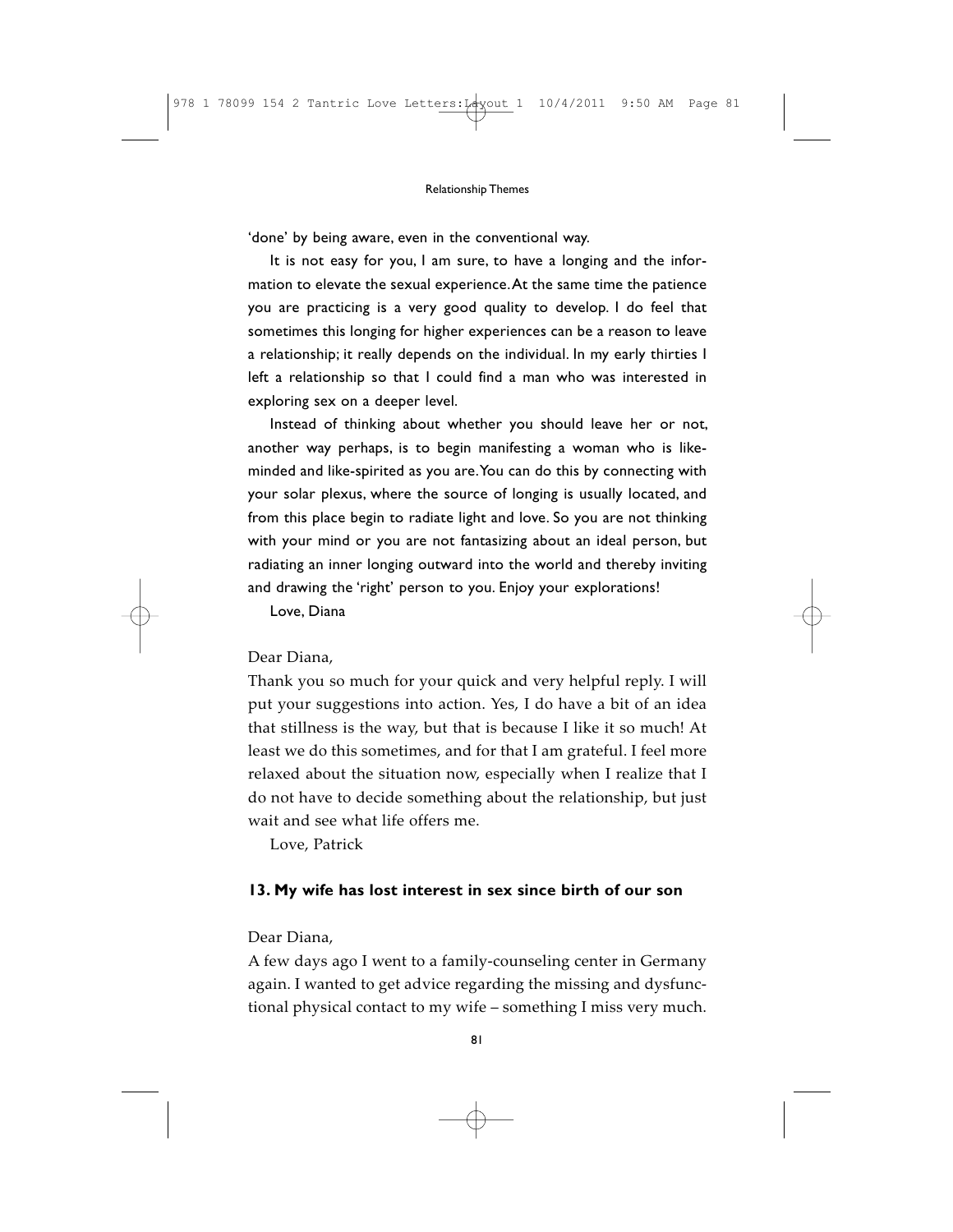'done' by being aware, even in the conventional way.

It is not easy for you, I am sure, to have a longing and the information to elevate the sexual experience. At the same time the patience you are practicing is a very good quality to develop. I do feel that sometimes this longing for higher experiences can be a reason to leave a relationship; it really depends on the individual. In my early thirties I left a relationship so that I could find a man who was interested in exploring sex on a deeper level.

Instead of thinking about whether you should leave her or not, another way perhaps, is to begin manifesting a woman who is like-minded and like-spirited as you are. You can do this by connecting with your solar plexus, where the source of longing is usually located, and from this place begin to radiate light and love. So you are not thinking with your mind or you are not fantasizing about an ideal person, but radiating an inner longing outward into the world and thereby inviting and drawing the 'right' person to you. Enjoy your explorations!

Love, Diana

Dear Diana,

Thank you so much for your quick and very helpful reply. I will put your suggestions into action. Yes, I do have a bit of an idea that stillness is the way, but that is because I like it so much! At least we do this sometimes, and for that I am grateful. I feel more relaxed about the situation now, especially when I realize that I do not have to decide something about the relationship, but just wait and see what life offers me.

Love, Patrick

### 13. My wife has lost interest in sex since birth of our son

Dear Diana,

A few days ago I went to a family-counseling center in Germany again. I wanted to get advice regarding the missing and dysfunctional physical contact to my wife – something I miss very much.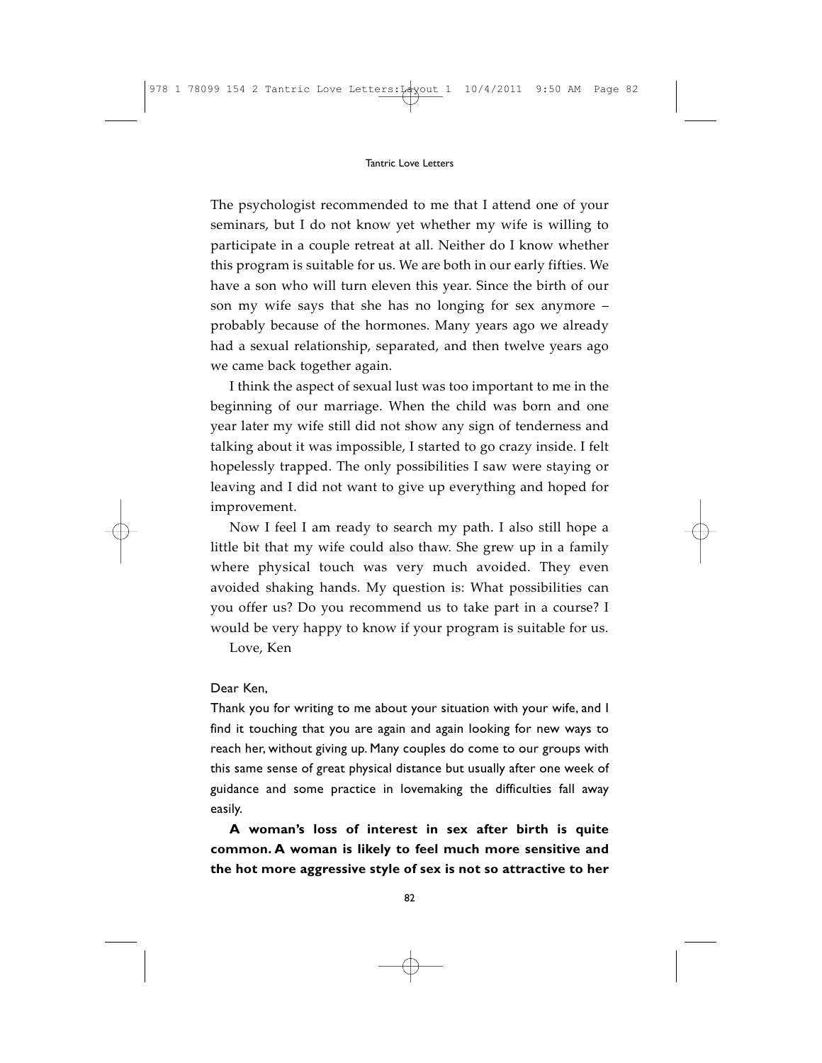The psychologist recommended to me that I attend one of your seminars, but I do not know yet whether my wife is willing to participate in a couple retreat at all. Neither do I know whether this program is suitable for us. We are both in our early fifties. We have a son who will turn eleven this year. Since the birth of our son my wife says that she has no longing for sex anymore – probably because of the hormones. Many years ago we already had a sexual relationship, separated, and then twelve years ago we came back together again.

I think the aspect of sexual lust was too important to me in the beginning of our marriage. When the child was born and one year later my wife still did not show any sign of tenderness and talking about it was impossible, I started to go crazy inside. I felt hopelessly trapped. The only possibilities I saw were staying or leaving and I did not want to give up everything and hoped for improvement.

Now I feel I am ready to search my path. I also still hope a little bit that my wife could also thaw. She grew up in a family where physical touch was very much avoided. They even avoided shaking hands. My question is: What possibilities can you offer us? Do you recommend us to take part in a course? I would be very happy to know if your program is suitable for us.

Love, Ken

Dear Ken,

Thank you for writing to me about your situation with your wife, and I find it touching that you are again and again looking for new ways to reach her, without giving up. Many couples do come to our groups with this same sense of great physical distance but usually after one week of guidance and some practice in lovemaking the difficulties fall away easily.

**A woman's loss of interest in sex after birth is quite common. A woman is likely to feel much more sensitive and the hot more aggressive style of sex is not so attractive to her**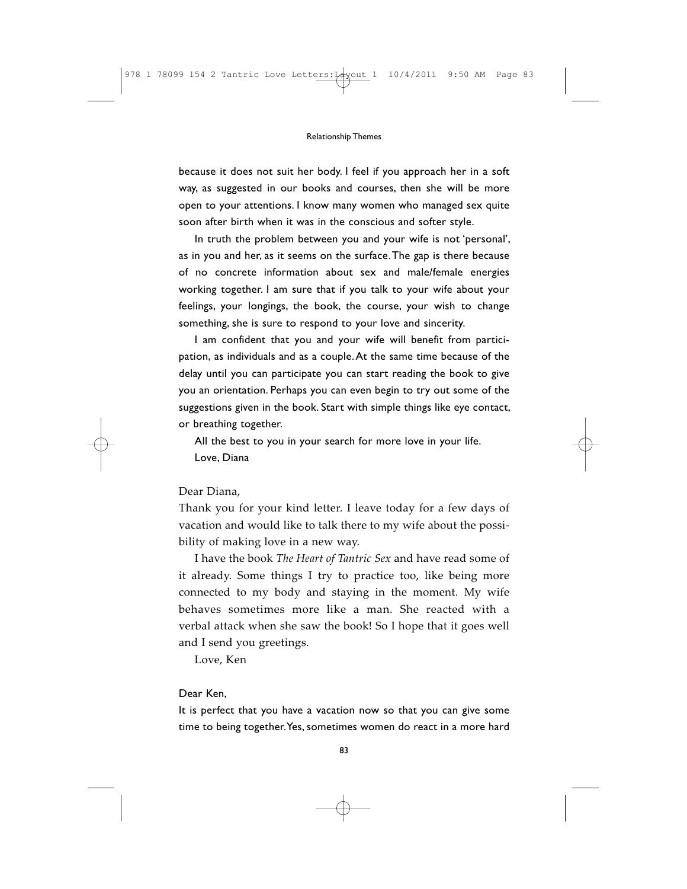because it does not suit her body. I feel if you approach her in a soft way, as suggested in our books and courses, then she will be more open to your attentions. I know many women who managed sex quite soon after birth when it was in the conscious and softer style.

In truth the problem between you and your wife is not 'personal', as in you and her, as it seems on the surface. The gap is there because of no concrete information about sex and male/female energies working together. I am sure that if you talk to your wife about your feelings, your longings, the book, the course, your wish to change something, she is sure to respond to your love and sincerity.

I am confident that you and your wife will benefit from participation, as individuals and as a couple. At the same time because of the delay until you can participate you can start reading the book to give you an orientation. Perhaps you can even begin to try out some of the suggestions given in the book. Start with simple things like eye contact, or breathing together.

All the best to you in your search for more love in your life.

Love, Diana

Dear Diana,

Thank you for your kind letter. I leave today for a few days of vacation and would like to talk there to my wife about the possibility of making love in a new way.

I have the book *The Heart of Tantric Sex* and have read some of it already. Some things I try to practice too, like being more connected to my body and staying in the moment. My wife behaves sometimes more like a man. She reacted with a verbal attack when she saw the book! So I hope that it goes well and I send you greetings.

Love, Ken

Dear Ken,

It is perfect that you have a vacation now so that you can give some time to being together. Yes, sometimes women do react in a more hard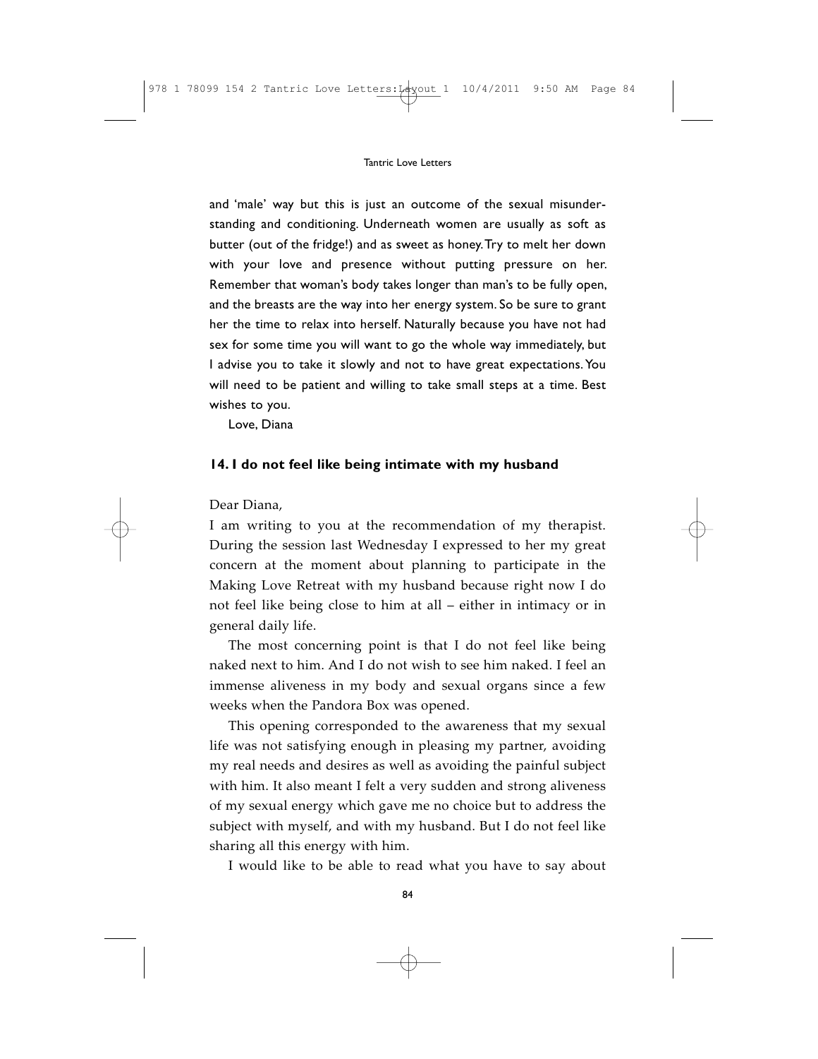and 'male' way but this is just an outcome of the sexual misunderstanding and conditioning. Underneath women are usually as soft as butter (out of the fridge!) and as sweet as honey. Try to melt her down with your love and presence without putting pressure on her. Remember that woman's body takes longer than man's to be fully open, and the breasts are the way into her energy system. So be sure to grant her the time to relax into herself. Naturally because you have not had sex for some time you will want to go the whole way immediately, but I advise you to take it slowly and not to have great expectations. You will need to be patient and willing to take small steps at a time. Best wishes to you.

Love, Diana

## 14. I do not feel like being intimate with my husband

Dear Diana,

I am writing to you at the recommendation of my therapist. During the session last Wednesday I expressed to her my great concern at the moment about planning to participate in the Making Love Retreat with my husband because right now I do not feel like being close to him at all – either in intimacy or in general daily life.

The most concerning point is that I do not feel like being naked next to him. And I do not wish to see him naked. I feel an immense aliveness in my body and sexual organs since a few weeks when the Pandora Box was opened.

This opening corresponded to the awareness that my sexual life was not satisfying enough in pleasing my partner, avoiding my real needs and desires as well as avoiding the painful subject with him. It also meant I felt a very sudden and strong aliveness of my sexual energy which gave me no choice but to address the subject with myself, and with my husband. But I do not feel like sharing all this energy with him.

I would like to be able to read what you have to say about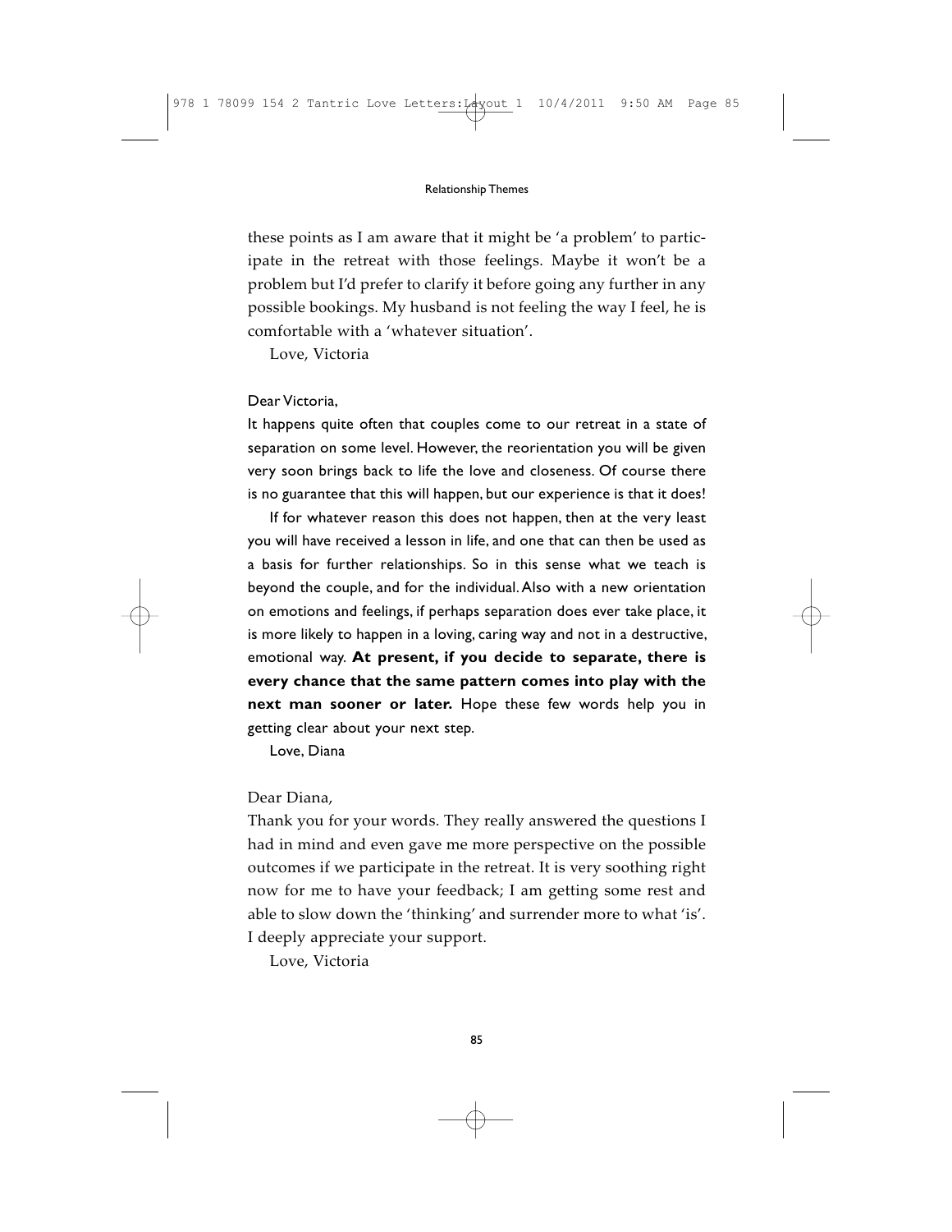these points as I am aware that it might be 'a problem' to participate in the retreat with those feelings. Maybe it won't be a problem but I'd prefer to clarify it before going any further in any possible bookings. My husband is not feeling the way I feel, he is comfortable with a 'whatever situation'.

Love, Victoria

Dear Victoria,

It happens quite often that couples come to our retreat in a state of separation on some level. However, the reorientation you will be given very soon brings back to life the love and closeness. Of course there is no guarantee that this will happen, but our experience is that it does!

If for whatever reason this does not happen, then at the very least you will have received a lesson in life, and one that can then be used as a basis for further relationships. So in this sense what we teach is beyond the couple, and for the individual. Also with a new orientation on emotions and feelings, if perhaps separation does ever take place, it is more likely to happen in a loving, caring way and not in a destructive, emotional way. **At present, if you decide to separate, there is every chance that the same pattern comes into play with the next man sooner or later.** Hope these few words help you in getting clear about your next step.

Love, Diana

Dear Diana,

Thank you for your words. They really answered the questions I had in mind and even gave me more perspective on the possible outcomes if we participate in the retreat. It is very soothing right now for me to have your feedback; I am getting some rest and able to slow down the 'thinking' and surrender more to what 'is'. I deeply appreciate your support.

Love, Victoria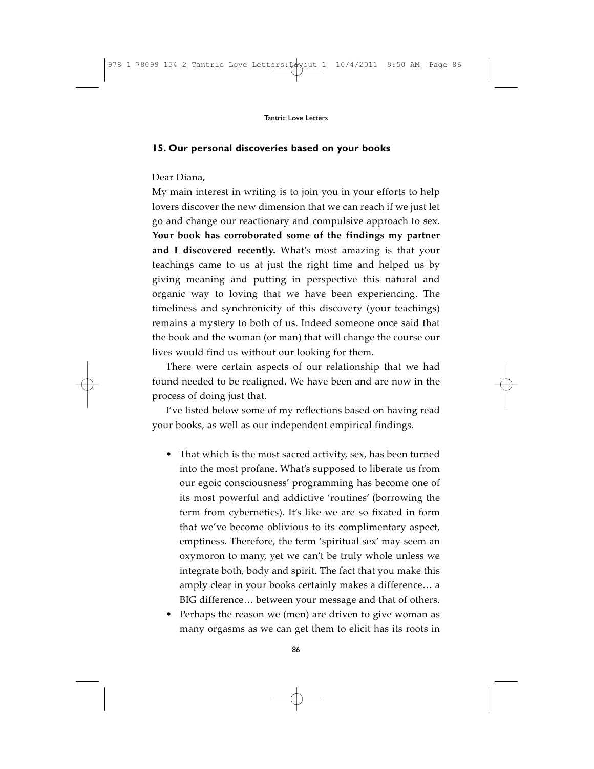## 15. Our personal discoveries based on your books

Dear Diana,

My main interest in writing is to join you in your efforts to help lovers discover the new dimension that we can reach if we just let go and change our reactionary and compulsive approach to sex. **Your book has corroborated some of the findings my partner and I discovered recently.** What's most amazing is that your teachings came to us at just the right time and helped us by giving meaning and putting in perspective this natural and organic way to loving that we have been experiencing. The timeliness and synchronicity of this discovery (your teachings) remains a mystery to both of us. Indeed someone once said that the book and the woman (or man) that will change the course our lives would find us without our looking for them.

There were certain aspects of our relationship that we had found needed to be realigned. We have been and are now in the process of doing just that.

I've listed below some of my reflections based on having read your books, as well as our independent empirical findings.

- That which is the most sacred activity, sex, has been turned into the most profane. What's supposed to liberate us from our egoic consciousness' programming has become one of its most powerful and addictive 'routines' (borrowing the term from cybernetics). It's like we are so fixated in form that we've become oblivious to its complimentary aspect, emptiness. Therefore, the term 'spiritual sex' may seem an oxymoron to many, yet we can't be truly whole unless we integrate both, body and spirit. The fact that you make this amply clear in your books certainly makes a difference… a BIG difference… between your message and that of others.
- Perhaps the reason we (men) are driven to give woman as many orgasms as we can get them to elicit has its roots in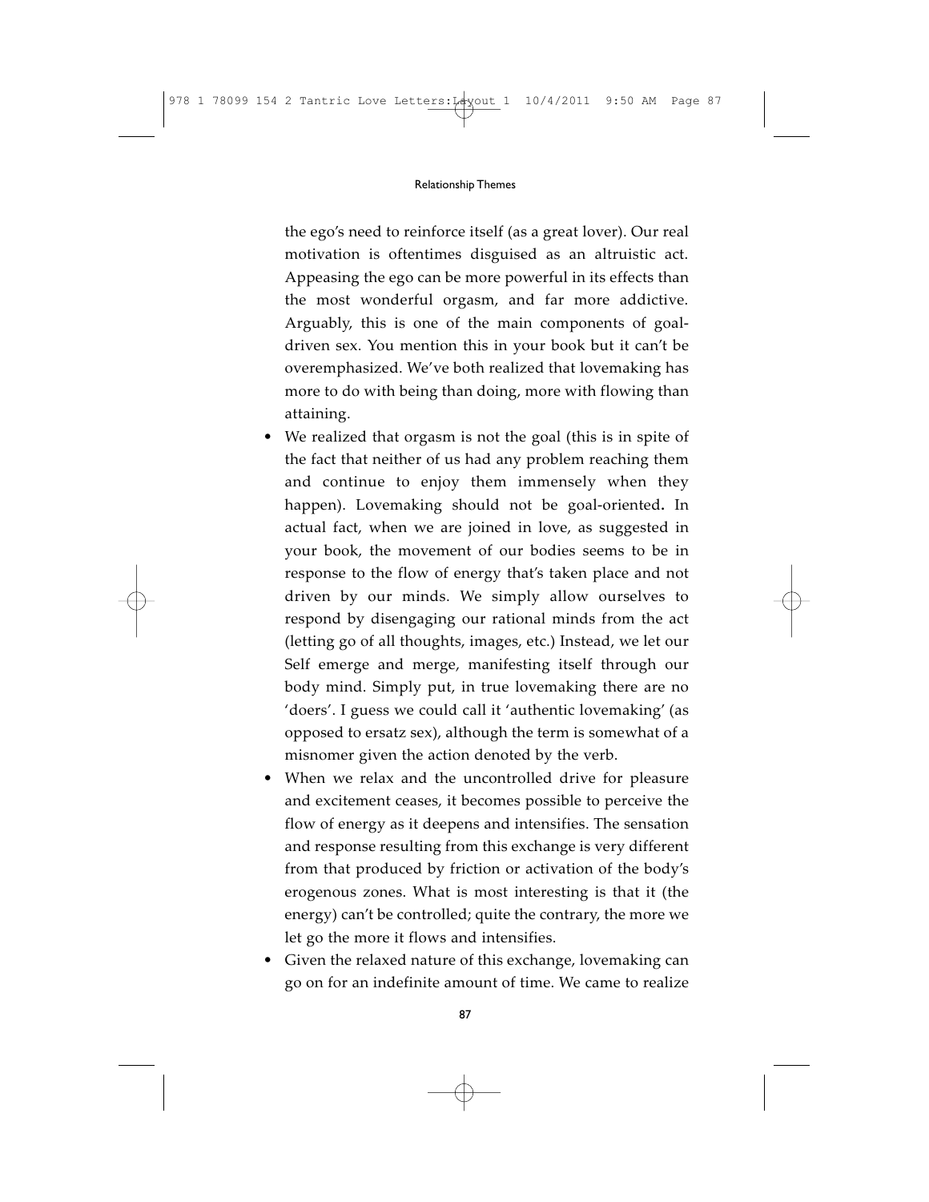the ego's need to reinforce itself (as a great lover). Our real motivation is oftentimes disguised as an altruistic act. Appeasing the ego can be more powerful in its effects than the most wonderful orgasm, and far more addictive. Arguably, this is one of the main components of goal-driven sex. You mention this in your book but it can't be overemphasized. We've both realized that lovemaking has more to do with being than doing, more with flowing than attaining.

- We realized that orgasm is not the goal (this is in spite of the fact that neither of us had any problem reaching them and continue to enjoy them immensely when they happen). Lovemaking should not be goal-oriented**.** In actual fact, when we are joined in love, as suggested in your book, the movement of our bodies seems to be in response to the flow of energy that's taken place and not driven by our minds. We simply allow ourselves to respond by disengaging our rational minds from the act (letting go of all thoughts, images, etc.) Instead, we let our Self emerge and merge, manifesting itself through our body mind. Simply put, in true lovemaking there are no 'doers'. I guess we could call it 'authentic lovemaking' (as opposed to ersatz sex), although the term is somewhat of a misnomer given the action denoted by the verb.
- When we relax and the uncontrolled drive for pleasure and excitement ceases, it becomes possible to perceive the flow of energy as it deepens and intensifies. The sensation and response resulting from this exchange is very different from that produced by friction or activation of the body's erogenous zones. What is most interesting is that it (the energy) can't be controlled; quite the contrary, the more we let go the more it flows and intensifies.
- Given the relaxed nature of this exchange, lovemaking can go on for an indefinite amount of time. We came to realize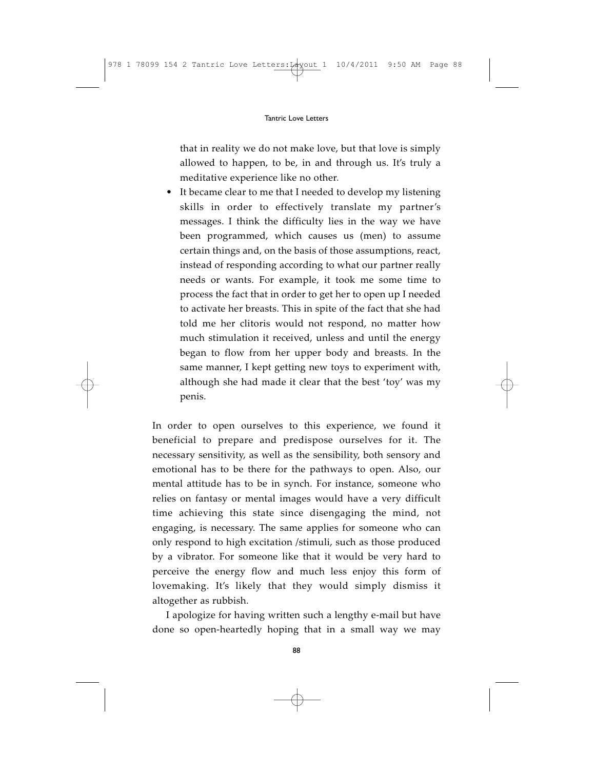that in reality we do not make love, but that love is simply allowed to happen, to be, in and through us. It's truly a meditative experience like no other.

- It became clear to me that I needed to develop my listening skills in order to effectively translate my partner's messages. I think the difficulty lies in the way we have been programmed, which causes us (men) to assume certain things and, on the basis of those assumptions, react, instead of responding according to what our partner really needs or wants. For example, it took me some time to process the fact that in order to get her to open up I needed to activate her breasts. This in spite of the fact that she had told me her clitoris would not respond, no matter how much stimulation it received, unless and until the energy began to flow from her upper body and breasts. In the same manner, I kept getting new toys to experiment with, although she had made it clear that the best 'toy' was my penis.

In order to open ourselves to this experience, we found it beneficial to prepare and predispose ourselves for it. The necessary sensitivity, as well as the sensibility, both sensory and emotional has to be there for the pathways to open. Also, our mental attitude has to be in synch. For instance, someone who relies on fantasy or mental images would have a very difficult time achieving this state since disengaging the mind, not engaging, is necessary. The same applies for someone who can only respond to high excitation /stimuli, such as those produced by a vibrator. For someone like that it would be very hard to perceive the energy flow and much less enjoy this form of lovemaking. It's likely that they would simply dismiss it altogether as rubbish.

I apologize for having written such a lengthy e-mail but have done so open-heartedly hoping that in a small way we may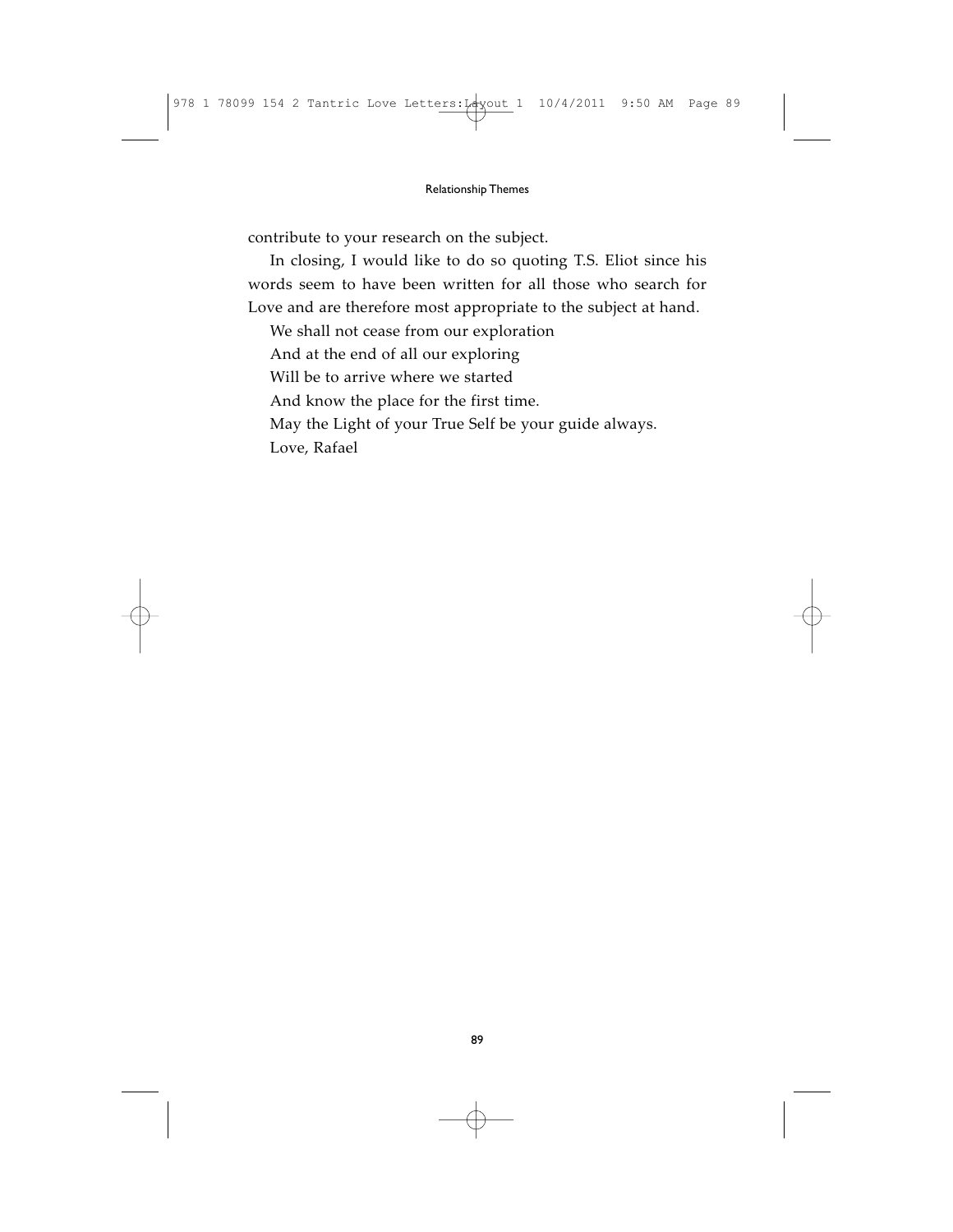contribute to your research on the subject.

In closing, I would like to do so quoting T.S. Eliot since his words seem to have been written for all those who search for Love and are therefore most appropriate to the subject at hand.

We shall not cease from our exploration
And at the end of all our exploring
Will be to arrive where we started
And know the place for the first time.

May the Light of your True Self be your guide always.

Love, Rafael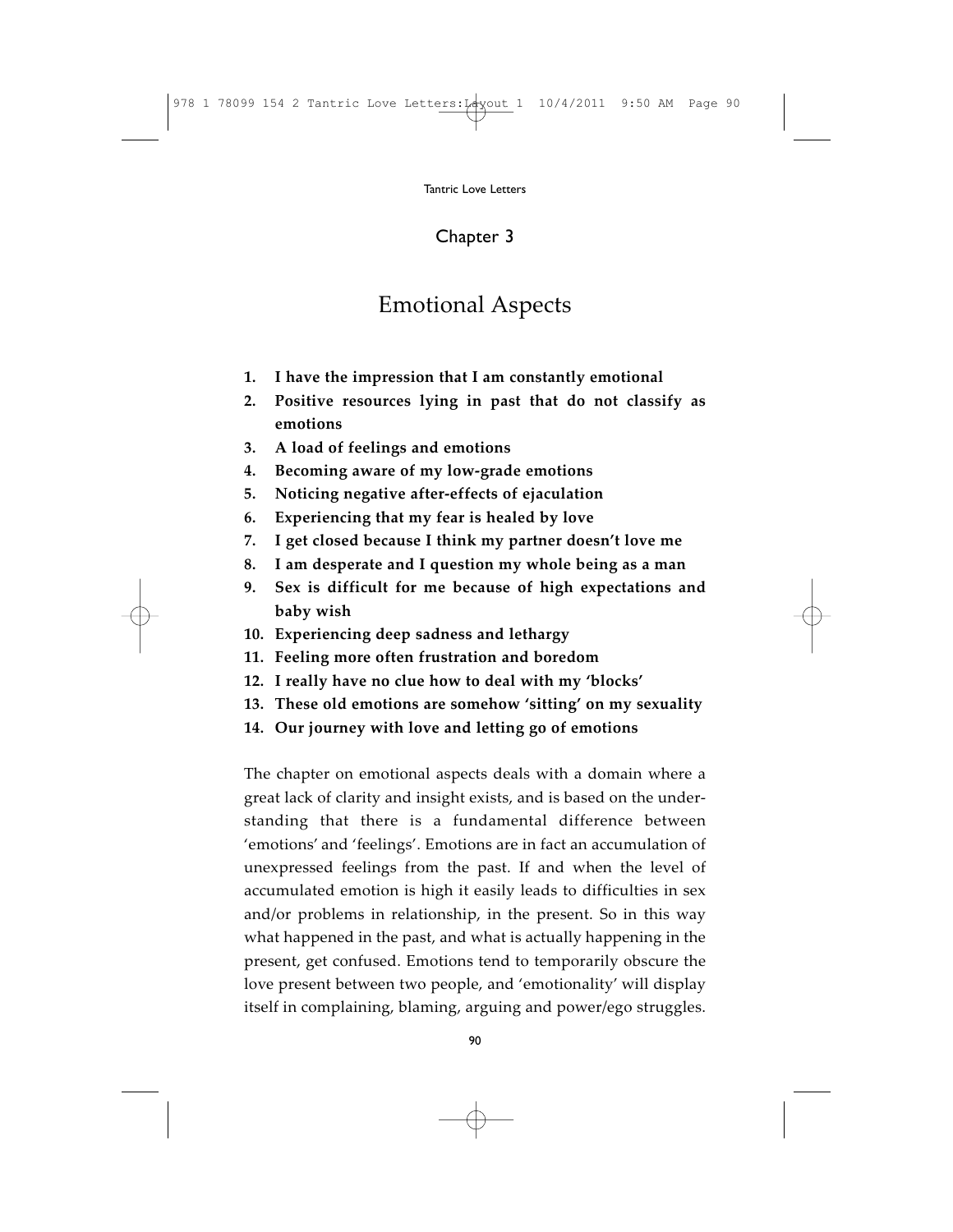## Chapter 3

# Emotional Aspects

1. **I have the impression that I am constantly emotional**
2. **Positive resources lying in past that do not classify as emotions**
3. **A load of feelings and emotions**
4. **Becoming aware of my low-grade emotions**
5. **Noticing negative after-effects of ejaculation**
6. **Experiencing that my fear is healed by love**
7. **I get closed because I think my partner doesn't love me**
8. **I am desperate and I question my whole being as a man**
9. **Sex is difficult for me because of high expectations and baby wish**
10. **Experiencing deep sadness and lethargy**
11. **Feeling more often frustration and boredom**
12. **I really have no clue how to deal with my 'blocks'**
13. **These old emotions are somehow 'sitting' on my sexuality**
14. **Our journey with love and letting go of emotions**

The chapter on emotional aspects deals with a domain where a great lack of clarity and insight exists, and is based on the understanding that there is a fundamental difference between 'emotions' and 'feelings'. Emotions are in fact an accumulation of unexpressed feelings from the past. If and when the level of accumulated emotion is high it easily leads to difficulties in sex and/or problems in relationship, in the present. So in this way what happened in the past, and what is actually happening in the present, get confused. Emotions tend to temporarily obscure the love present between two people, and 'emotionality' will display itself in complaining, blaming, arguing and power/ego struggles.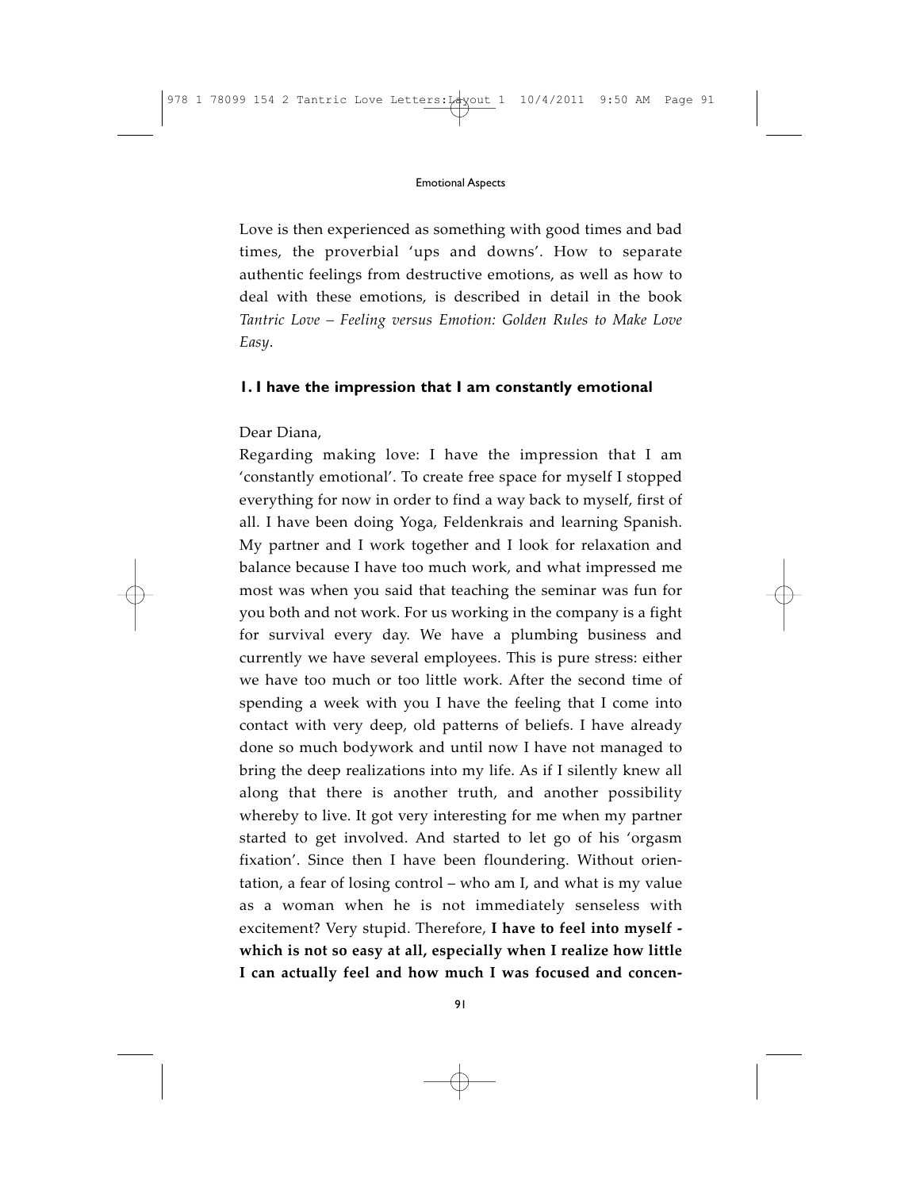Love is then experienced as something with good times and bad times, the proverbial 'ups and downs'. How to separate authentic feelings from destructive emotions, as well as how to deal with these emotions, is described in detail in the book *Tantric Love – Feeling versus Emotion: Golden Rules to Make Love Easy*.

### 1. I have the impression that I am constantly emotional

Dear Diana,

Regarding making love: I have the impression that I am 'constantly emotional'. To create free space for myself I stopped everything for now in order to find a way back to myself, first of all. I have been doing Yoga, Feldenkrais and learning Spanish. My partner and I work together and I look for relaxation and balance because I have too much work, and what impressed me most was when you said that teaching the seminar was fun for you both and not work. For us working in the company is a fight for survival every day. We have a plumbing business and currently we have several employees. This is pure stress: either we have too much or too little work. After the second time of spending a week with you I have the feeling that I come into contact with very deep, old patterns of beliefs. I have already done so much bodywork and until now I have not managed to bring the deep realizations into my life. As if I silently knew all along that there is another truth, and another possibility whereby to live. It got very interesting for me when my partner started to get involved. And started to let go of his 'orgasm fixation'. Since then I have been floundering. Without orientation, a fear of losing control – who am I, and what is my value as a woman when he is not immediately senseless with excitement? Very stupid. Therefore, **I have to feel into myself - which is not so easy at all, especially when I realize how little I can actually feel and how much I was focused and concen-**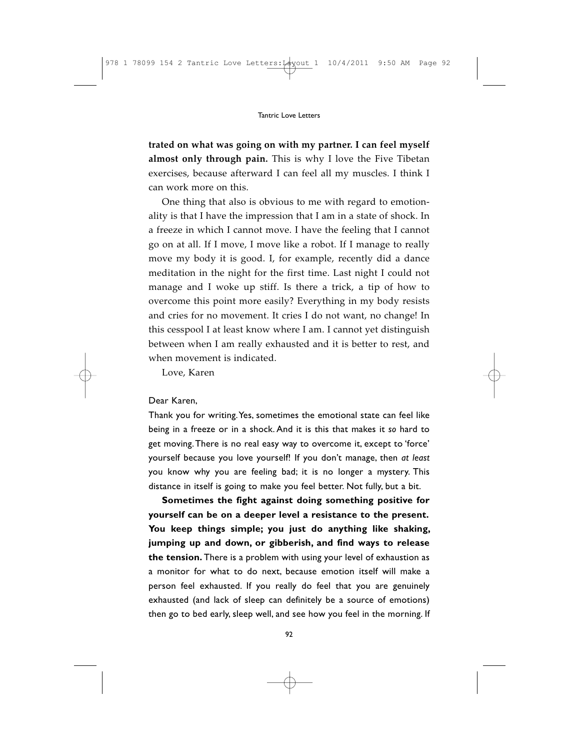**trated on what was going on with my partner. I can feel myself almost only through pain.** This is why I love the Five Tibetan exercises, because afterward I can feel all my muscles. I think I can work more on this.

One thing that also is obvious to me with regard to emotionality is that I have the impression that I am in a state of shock. In a freeze in which I cannot move. I have the feeling that I cannot go on at all. If I move, I move like a robot. If I manage to really move my body it is good. I, for example, recently did a dance meditation in the night for the first time. Last night I could not manage and I woke up stiff. Is there a trick, a tip of how to overcome this point more easily? Everything in my body resists and cries for no movement. It cries I do not want, no change! In this cesspool I at least know where I am. I cannot yet distinguish between when I am really exhausted and it is better to rest, and when movement is indicated.

Love, Karen

Dear Karen,

Thank you for writing. Yes, sometimes the emotional state can feel like being in a freeze or in a shock. And it is this that makes it *so* hard to get moving. There is no real easy way to overcome it, except to 'force' yourself because you love yourself! If you don't manage, then *at least* you know why you are feeling bad; it is no longer a mystery. This distance in itself is going to make you feel better. Not fully, but a bit.

**Sometimes the fight against doing something positive for yourself can be on a deeper level a resistance to the present. You keep things simple; you just do anything like shaking, jumping up and down, or gibberish, and find ways to release the tension.** There is a problem with using your level of exhaustion as a monitor for what to do next, because emotion itself will make a person feel exhausted. If you really do feel that you are genuinely exhausted (and lack of sleep can definitely be a source of emotions) then go to bed early, sleep well, and see how you feel in the morning. If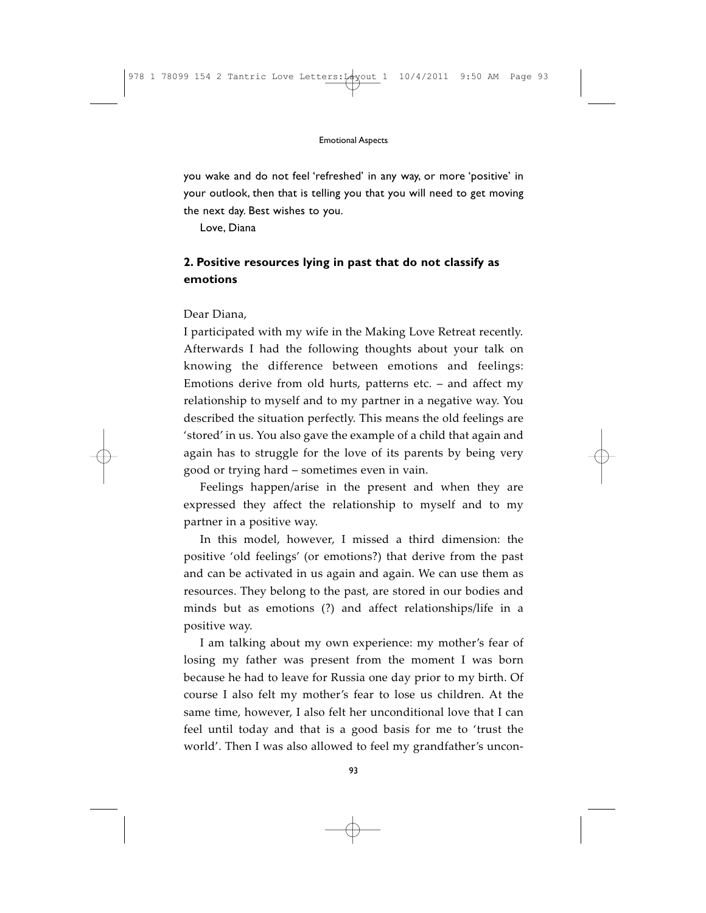you wake and do not feel 'refreshed' in any way, or more 'positive' in your outlook, then that is telling you that you will need to get moving the next day. Best wishes to you.

Love, Diana

### 2. Positive resources lying in past that do not classify as emotions

Dear Diana,

I participated with my wife in the Making Love Retreat recently. Afterwards I had the following thoughts about your talk on knowing the difference between emotions and feelings: Emotions derive from old hurts, patterns etc. – and affect my relationship to myself and to my partner in a negative way. You described the situation perfectly. This means the old feelings are 'stored' in us. You also gave the example of a child that again and again has to struggle for the love of its parents by being very good or trying hard – sometimes even in vain.

Feelings happen/arise in the present and when they are expressed they affect the relationship to myself and to my partner in a positive way.

In this model, however, I missed a third dimension: the positive 'old feelings' (or emotions?) that derive from the past and can be activated in us again and again. We can use them as resources. They belong to the past, are stored in our bodies and minds but as emotions (?) and affect relationships/life in a positive way.

I am talking about my own experience: my mother's fear of losing my father was present from the moment I was born because he had to leave for Russia one day prior to my birth. Of course I also felt my mother's fear to lose us children. At the same time, however, I also felt her unconditional love that I can feel until today and that is a good basis for me to 'trust the world'. Then I was also allowed to feel my grandfather's uncon-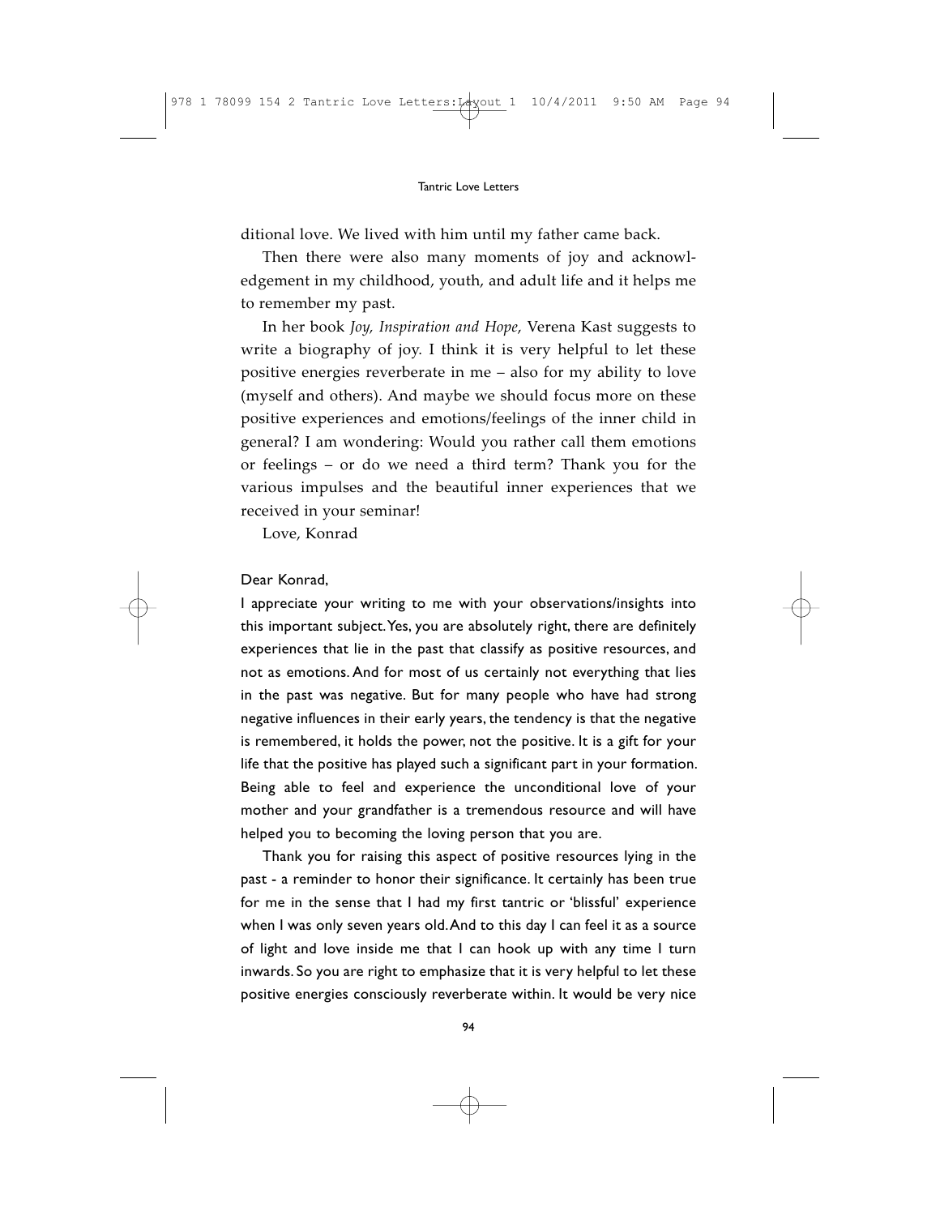ditional love. We lived with him until my father came back.

Then there were also many moments of joy and acknowledgement in my childhood, youth, and adult life and it helps me to remember my past.

In her book *Joy, Inspiration and Hope,* Verena Kast suggests to write a biography of joy. I think it is very helpful to let these positive energies reverberate in me – also for my ability to love (myself and others). And maybe we should focus more on these positive experiences and emotions/feelings of the inner child in general? I am wondering: Would you rather call them emotions or feelings – or do we need a third term? Thank you for the various impulses and the beautiful inner experiences that we received in your seminar!

Love, Konrad

Dear Konrad,

I appreciate your writing to me with your observations/insights into this important subject. Yes, you are absolutely right, there are definitely experiences that lie in the past that classify as positive resources, and not as emotions. And for most of us certainly not everything that lies in the past was negative. But for many people who have had strong negative influences in their early years, the tendency is that the negative is remembered, it holds the power, not the positive. It is a gift for your life that the positive has played such a significant part in your formation. Being able to feel and experience the unconditional love of your mother and your grandfather is a tremendous resource and will have helped you to becoming the loving person that you are.

Thank you for raising this aspect of positive resources lying in the past - a reminder to honor their significance. It certainly has been true for me in the sense that I had my first tantric or 'blissful' experience when I was only seven years old. And to this day I can feel it as a source of light and love inside me that I can hook up with any time I turn inwards. So you are right to emphasize that it is very helpful to let these positive energies consciously reverberate within. It would be very nice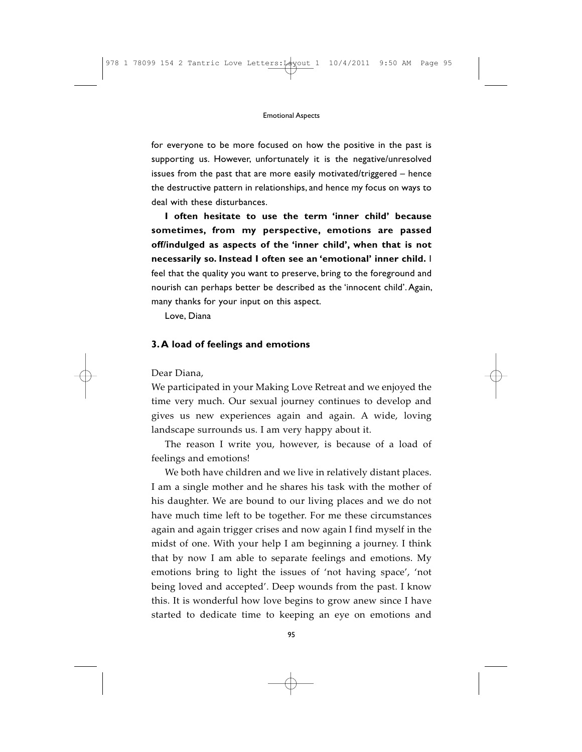for everyone to be more focused on how the positive in the past is supporting us. However, unfortunately it is the negative/unresolved issues from the past that are more easily motivated/triggered – hence the destructive pattern in relationships, and hence my focus on ways to deal with these disturbances.

**I often hesitate to use the term 'inner child' because sometimes, from my perspective, emotions are passed off/indulged as aspects of the 'inner child', when that is not necessarily so. Instead I often see an 'emotional' inner child.** I feel that the quality you want to preserve, bring to the foreground and nourish can perhaps better be described as the 'innocent child'. Again, many thanks for your input on this aspect.

Love, Diana

### 3. A load of feelings and emotions

Dear Diana,

We participated in your Making Love Retreat and we enjoyed the time very much. Our sexual journey continues to develop and gives us new experiences again and again. A wide, loving landscape surrounds us. I am very happy about it.

The reason I write you, however, is because of a load of feelings and emotions!

We both have children and we live in relatively distant places. I am a single mother and he shares his task with the mother of his daughter. We are bound to our living places and we do not have much time left to be together. For me these circumstances again and again trigger crises and now again I find myself in the midst of one. With your help I am beginning a journey. I think that by now I am able to separate feelings and emotions. My emotions bring to light the issues of 'not having space', 'not being loved and accepted'. Deep wounds from the past. I know this. It is wonderful how love begins to grow anew since I have started to dedicate time to keeping an eye on emotions and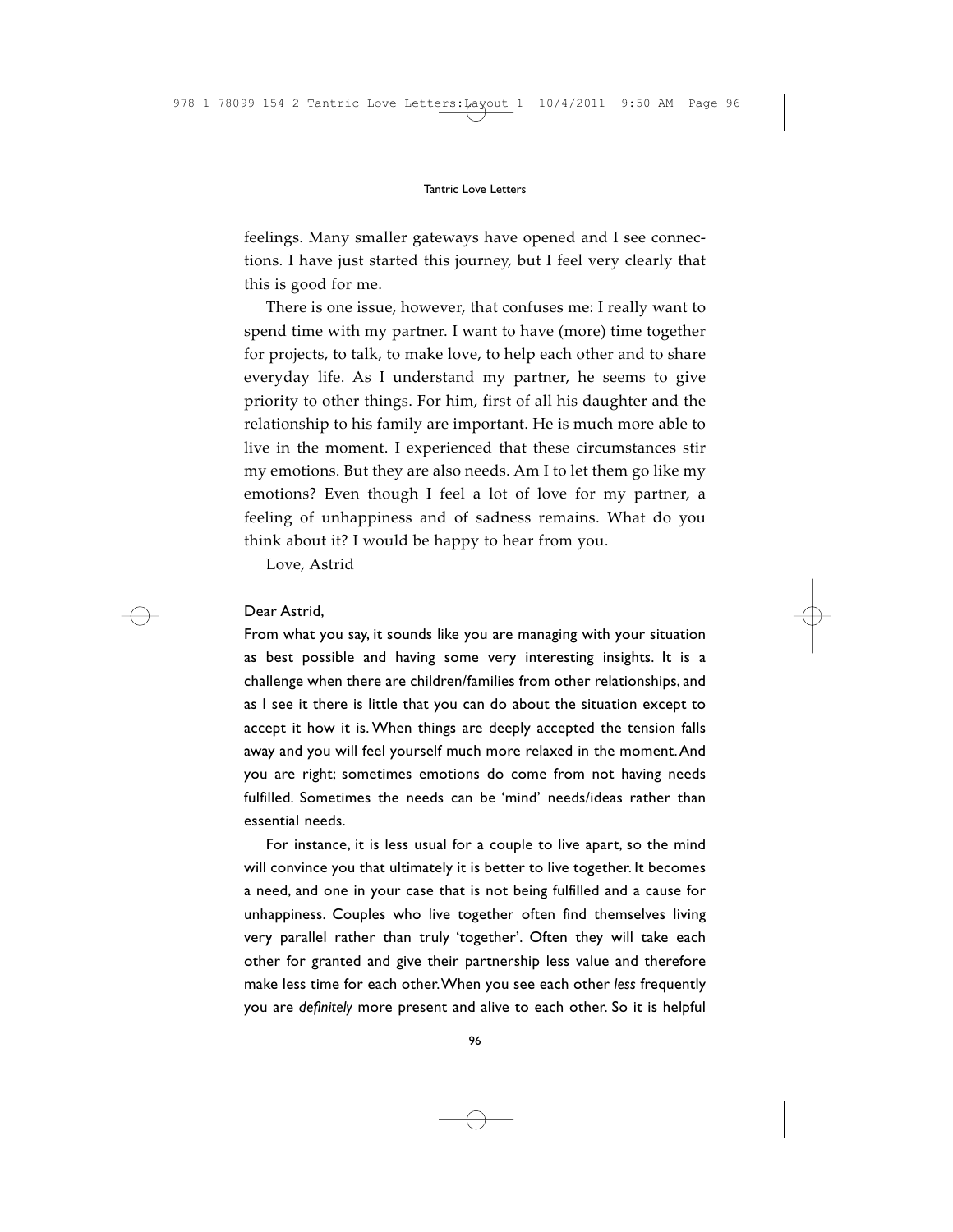feelings. Many smaller gateways have opened and I see connections. I have just started this journey, but I feel very clearly that this is good for me.

There is one issue, however, that confuses me: I really want to spend time with my partner. I want to have (more) time together for projects, to talk, to make love, to help each other and to share everyday life. As I understand my partner, he seems to give priority to other things. For him, first of all his daughter and the relationship to his family are important. He is much more able to live in the moment. I experienced that these circumstances stir my emotions. But they are also needs. Am I to let them go like my emotions? Even though I feel a lot of love for my partner, a feeling of unhappiness and of sadness remains. What do you think about it? I would be happy to hear from you.

Love, Astrid

Dear Astrid,

From what you say, it sounds like you are managing with your situation as best possible and having some very interesting insights. It is a challenge when there are children/families from other relationships, and as I see it there is little that you can do about the situation except to accept it how it is. When things are deeply accepted the tension falls away and you will feel yourself much more relaxed in the moment. And you are right; sometimes emotions do come from not having needs fulfilled. Sometimes the needs can be 'mind' needs/ideas rather than essential needs.

For instance, it is less usual for a couple to live apart, so the mind will convince you that ultimately it is better to live together. It becomes a need, and one in your case that is not being fulfilled and a cause for unhappiness. Couples who live together often find themselves living very parallel rather than truly 'together'. Often they will take each other for granted and give their partnership less value and therefore make less time for each other. When you see each other *less* frequently you are *definitely* more present and alive to each other. So it is helpful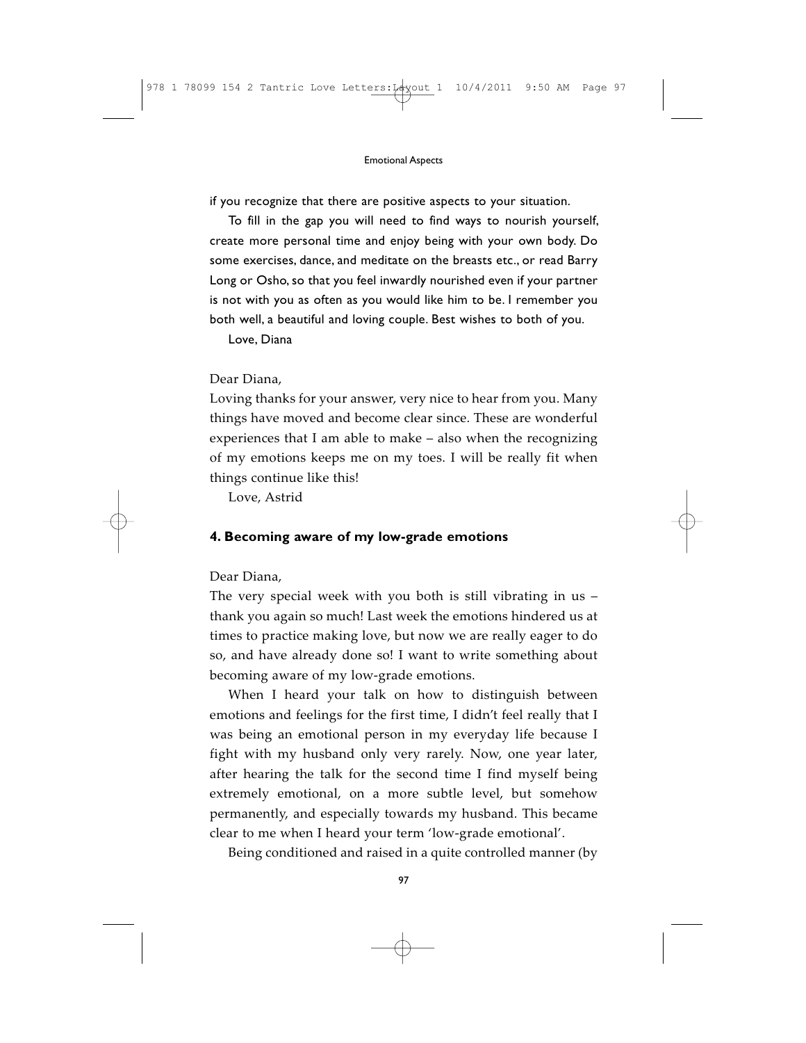if you recognize that there are positive aspects to your situation.

To fill in the gap you will need to find ways to nourish yourself, create more personal time and enjoy being with your own body. Do some exercises, dance, and meditate on the breasts etc., or read Barry Long or Osho, so that you feel inwardly nourished even if your partner is not with you as often as you would like him to be. I remember you both well, a beautiful and loving couple. Best wishes to both of you.

Love, Diana

Dear Diana,

Loving thanks for your answer, very nice to hear from you. Many things have moved and become clear since. These are wonderful experiences that I am able to make – also when the recognizing of my emotions keeps me on my toes. I will be really fit when things continue like this!

Love, Astrid

### 4. Becoming aware of my low-grade emotions

Dear Diana,

The very special week with you both is still vibrating in us – thank you again so much! Last week the emotions hindered us at times to practice making love, but now we are really eager to do so, and have already done so! I want to write something about becoming aware of my low-grade emotions.

When I heard your talk on how to distinguish between emotions and feelings for the first time, I didn't feel really that I was being an emotional person in my everyday life because I fight with my husband only very rarely. Now, one year later, after hearing the talk for the second time I find myself being extremely emotional, on a more subtle level, but somehow permanently, and especially towards my husband. This became clear to me when I heard your term 'low-grade emotional'.

Being conditioned and raised in a quite controlled manner (by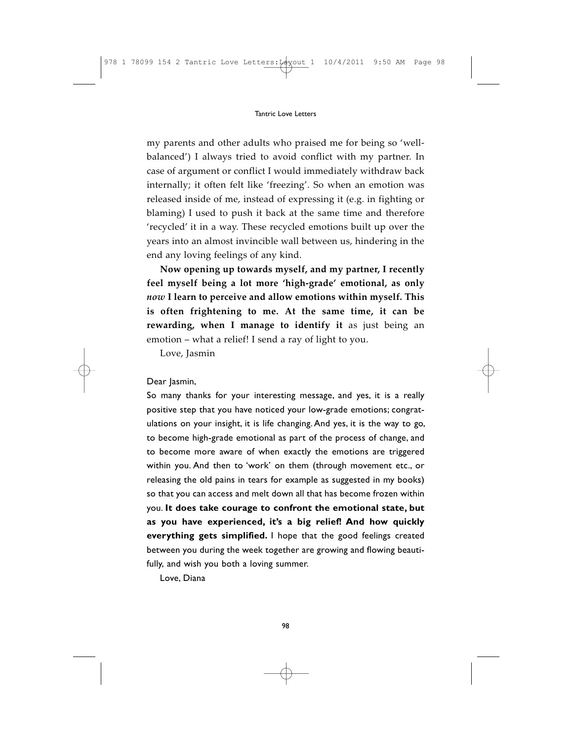my parents and other adults who praised me for being so 'well-balanced') I always tried to avoid conflict with my partner. In case of argument or conflict I would immediately withdraw back internally; it often felt like 'freezing'. So when an emotion was released inside of me, instead of expressing it (e.g. in fighting or blaming) I used to push it back at the same time and therefore 'recycled' it in a way. These recycled emotions built up over the years into an almost invincible wall between us, hindering in the end any loving feelings of any kind.

**Now opening up towards myself, and my partner, I recently feel myself being a lot more 'high-grade' emotional, as only *now* I learn to perceive and allow emotions within myself. This is often frightening to me. At the same time, it can be rewarding, when I manage to identify it** as just being an emotion – what a relief! I send a ray of light to you.

Love, Jasmin

Dear Jasmin,

So many thanks for your interesting message, and yes, it is a really positive step that you have noticed your low-grade emotions; congratulations on your insight, it is life changing. And yes, it is the way to go, to become high-grade emotional as part of the process of change, and to become more aware of when exactly the emotions are triggered within you. And then to 'work' on them (through movement etc., or releasing the old pains in tears for example as suggested in my books) so that you can access and melt down all that has become frozen within you. **It does take courage to confront the emotional state, but as you have experienced, it's a big relief! And how quickly everything gets simplified.** I hope that the good feelings created between you during the week together are growing and flowing beautifully, and wish you both a loving summer.

Love, Diana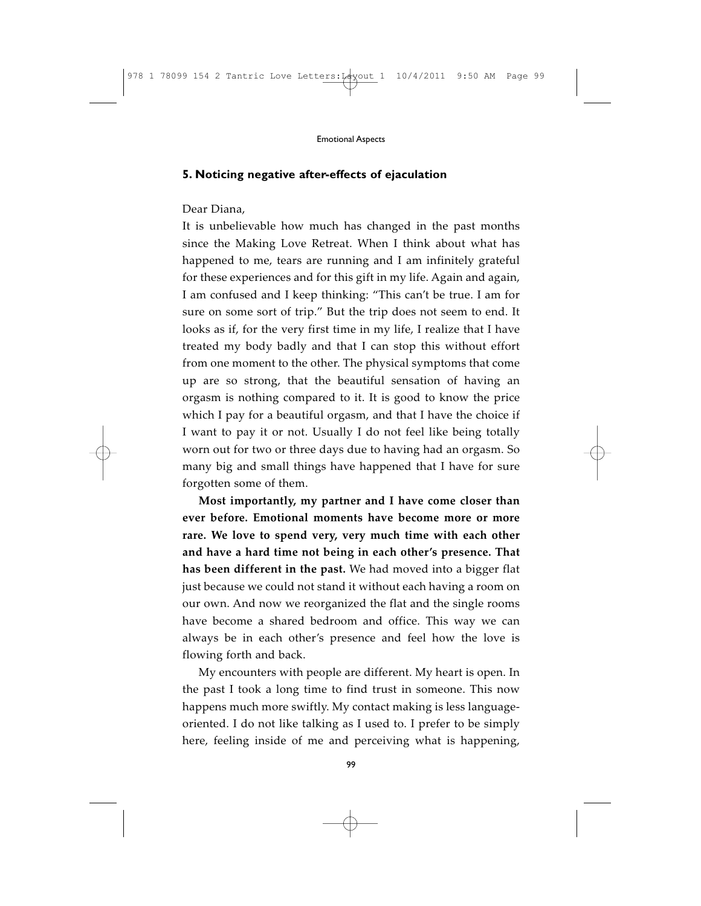## 5. Noticing negative after-effects of ejaculation

Dear Diana,

It is unbelievable how much has changed in the past months since the Making Love Retreat. When I think about what has happened to me, tears are running and I am infinitely grateful for these experiences and for this gift in my life. Again and again, I am confused and I keep thinking: "This can't be true. I am for sure on some sort of trip." But the trip does not seem to end. It looks as if, for the very first time in my life, I realize that I have treated my body badly and that I can stop this without effort from one moment to the other. The physical symptoms that come up are so strong, that the beautiful sensation of having an orgasm is nothing compared to it. It is good to know the price which I pay for a beautiful orgasm, and that I have the choice if I want to pay it or not. Usually I do not feel like being totally worn out for two or three days due to having had an orgasm. So many big and small things have happened that I have for sure forgotten some of them.

**Most importantly, my partner and I have come closer than ever before. Emotional moments have become more or more rare. We love to spend very, very much time with each other and have a hard time not being in each other's presence. That has been different in the past.** We had moved into a bigger flat just because we could not stand it without each having a room on our own. And now we reorganized the flat and the single rooms have become a shared bedroom and office. This way we can always be in each other's presence and feel how the love is flowing forth and back.

My encounters with people are different. My heart is open. In the past I took a long time to find trust in someone. This now happens much more swiftly. My contact making is less language-oriented. I do not like talking as I used to. I prefer to be simply here, feeling inside of me and perceiving what is happening,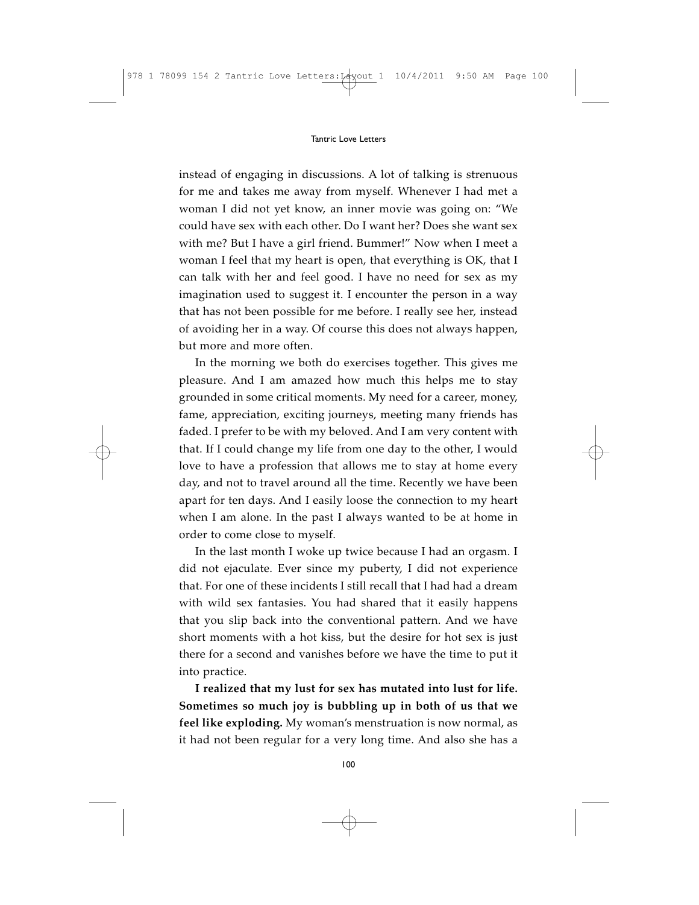instead of engaging in discussions. A lot of talking is strenuous for me and takes me away from myself. Whenever I had met a woman I did not yet know, an inner movie was going on: "We could have sex with each other. Do I want her? Does she want sex with me? But I have a girl friend. Bummer!" Now when I meet a woman I feel that my heart is open, that everything is OK, that I can talk with her and feel good. I have no need for sex as my imagination used to suggest it. I encounter the person in a way that has not been possible for me before. I really see her, instead of avoiding her in a way. Of course this does not always happen, but more and more often.

In the morning we both do exercises together. This gives me pleasure. And I am amazed how much this helps me to stay grounded in some critical moments. My need for a career, money, fame, appreciation, exciting journeys, meeting many friends has faded. I prefer to be with my beloved. And I am very content with that. If I could change my life from one day to the other, I would love to have a profession that allows me to stay at home every day, and not to travel around all the time. Recently we have been apart for ten days. And I easily loose the connection to my heart when I am alone. In the past I always wanted to be at home in order to come close to myself.

In the last month I woke up twice because I had an orgasm. I did not ejaculate. Ever since my puberty, I did not experience that. For one of these incidents I still recall that I had had a dream with wild sex fantasies. You had shared that it easily happens that you slip back into the conventional pattern. And we have short moments with a hot kiss, but the desire for hot sex is just there for a second and vanishes before we have the time to put it into practice.

**I realized that my lust for sex has mutated into lust for life. Sometimes so much joy is bubbling up in both of us that we feel like exploding.** My woman's menstruation is now normal, as it had not been regular for a very long time. And also she has a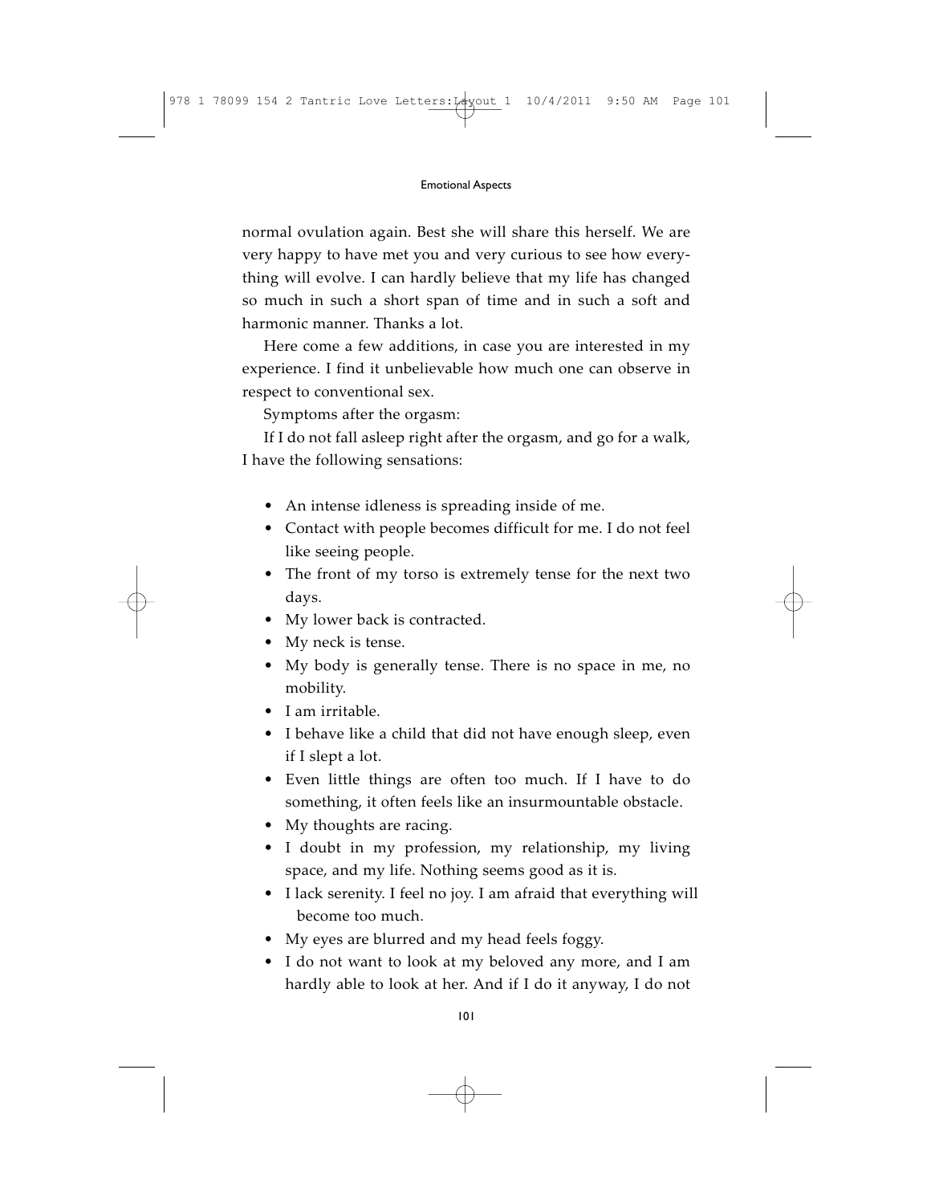normal ovulation again. Best she will share this herself. We are very happy to have met you and very curious to see how everything will evolve. I can hardly believe that my life has changed so much in such a short span of time and in such a soft and harmonic manner. Thanks a lot.

Here come a few additions, in case you are interested in my experience. I find it unbelievable how much one can observe in respect to conventional sex.

Symptoms after the orgasm:

If I do not fall asleep right after the orgasm, and go for a walk, I have the following sensations:

- An intense idleness is spreading inside of me.
- Contact with people becomes difficult for me. I do not feel like seeing people.
- The front of my torso is extremely tense for the next two days.
- My lower back is contracted.
- My neck is tense.
- My body is generally tense. There is no space in me, no mobility.
- I am irritable.
- I behave like a child that did not have enough sleep, even if I slept a lot.
- Even little things are often too much. If I have to do something, it often feels like an insurmountable obstacle.
- My thoughts are racing.
- I doubt in my profession, my relationship, my living space, and my life. Nothing seems good as it is.
- I lack serenity. I feel no joy. I am afraid that everything will become too much.
- My eyes are blurred and my head feels foggy.
- I do not want to look at my beloved any more, and I am hardly able to look at her. And if I do it anyway, I do not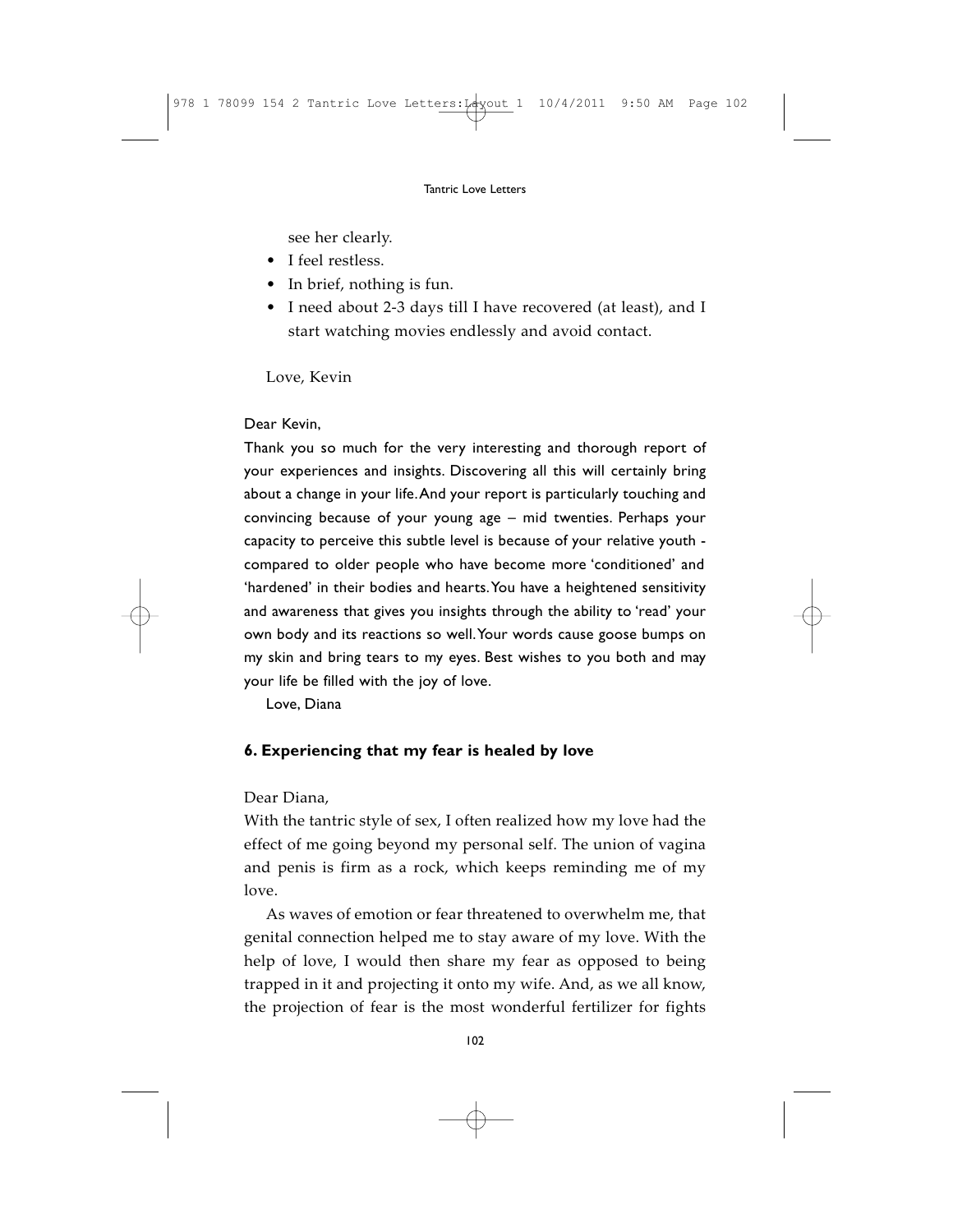see her clearly.

- I feel restless.
- In brief, nothing is fun.
- I need about 2-3 days till I have recovered (at least), and I start watching movies endlessly and avoid contact.

Love, Kevin

Dear Kevin,

Thank you so much for the very interesting and thorough report of your experiences and insights. Discovering all this will certainly bring about a change in your life. And your report is particularly touching and convincing because of your young age – mid twenties. Perhaps your capacity to perceive this subtle level is because of your relative youth - compared to older people who have become more 'conditioned' and 'hardened' in their bodies and hearts. You have a heightened sensitivity and awareness that gives you insights through the ability to 'read' your own body and its reactions so well. Your words cause goose bumps on my skin and bring tears to my eyes. Best wishes to you both and may your life be filled with the joy of love.

Love, Diana

## 6. Experiencing that my fear is healed by love

Dear Diana,

With the tantric style of sex, I often realized how my love had the effect of me going beyond my personal self. The union of vagina and penis is firm as a rock, which keeps reminding me of my love.

As waves of emotion or fear threatened to overwhelm me, that genital connection helped me to stay aware of my love. With the help of love, I would then share my fear as opposed to being trapped in it and projecting it onto my wife. And, as we all know, the projection of fear is the most wonderful fertilizer for fights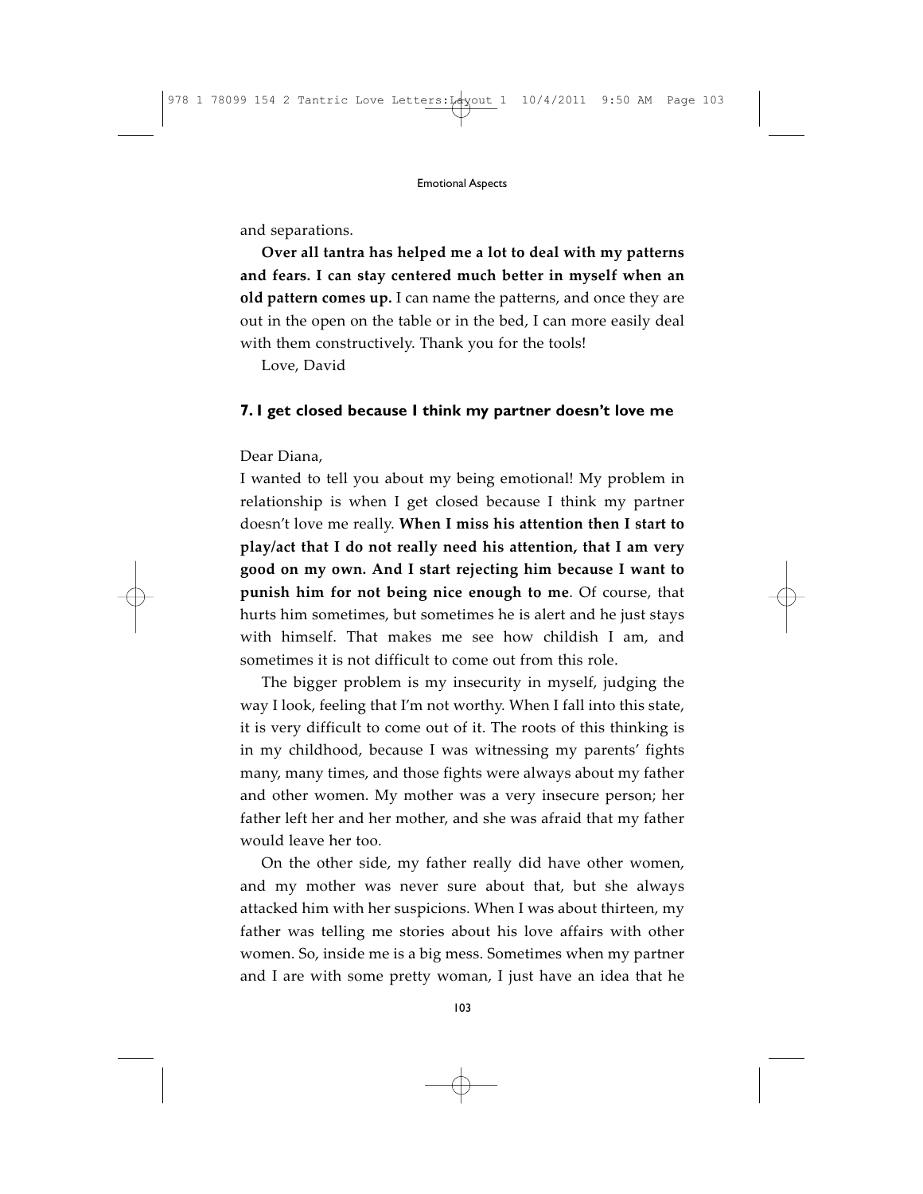and separations.

**Over all tantra has helped me a lot to deal with my patterns and fears. I can stay centered much better in myself when an old pattern comes up.** I can name the patterns, and once they are out in the open on the table or in the bed, I can more easily deal with them constructively. Thank you for the tools!

Love, David

### 7. I get closed because I think my partner doesn't love me

Dear Diana,

I wanted to tell you about my being emotional! My problem in relationship is when I get closed because I think my partner doesn't love me really. **When I miss his attention then I start to play/act that I do not really need his attention, that I am very good on my own. And I start rejecting him because I want to punish him for not being nice enough to me**. Of course, that hurts him sometimes, but sometimes he is alert and he just stays with himself. That makes me see how childish I am, and sometimes it is not difficult to come out from this role.

The bigger problem is my insecurity in myself, judging the way I look, feeling that I'm not worthy. When I fall into this state, it is very difficult to come out of it. The roots of this thinking is in my childhood, because I was witnessing my parents' fights many, many times, and those fights were always about my father and other women. My mother was a very insecure person; her father left her and her mother, and she was afraid that my father would leave her too.

On the other side, my father really did have other women, and my mother was never sure about that, but she always attacked him with her suspicions. When I was about thirteen, my father was telling me stories about his love affairs with other women. So, inside me is a big mess. Sometimes when my partner and I are with some pretty woman, I just have an idea that he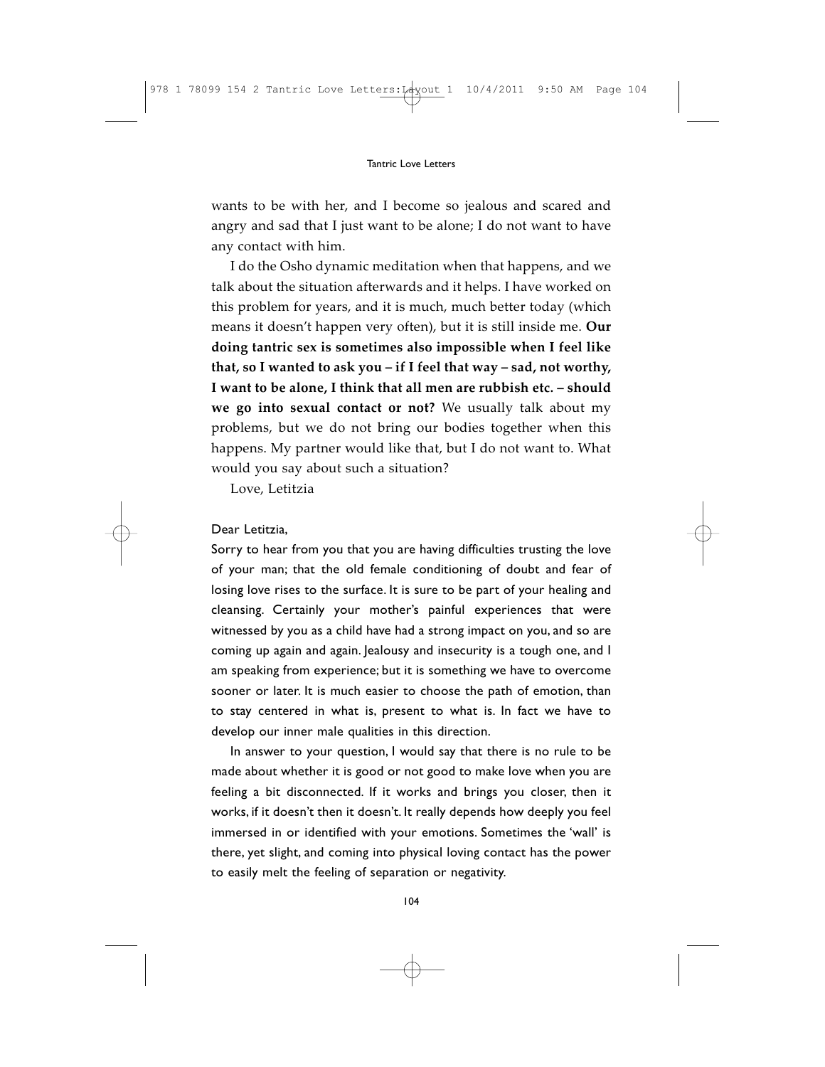wants to be with her, and I become so jealous and scared and angry and sad that I just want to be alone; I do not want to have any contact with him.

I do the Osho dynamic meditation when that happens, and we talk about the situation afterwards and it helps. I have worked on this problem for years, and it is much, much better today (which means it doesn't happen very often), but it is still inside me. **Our doing tantric sex is sometimes also impossible when I feel like that, so I wanted to ask you – if I feel that way – sad, not worthy, I want to be alone, I think that all men are rubbish etc. – should we go into sexual contact or not?** We usually talk about my problems, but we do not bring our bodies together when this happens. My partner would like that, but I do not want to. What would you say about such a situation?

Love, Letitzia

Dear Letitzia,

Sorry to hear from you that you are having difficulties trusting the love of your man; that the old female conditioning of doubt and fear of losing love rises to the surface. It is sure to be part of your healing and cleansing. Certainly your mother's painful experiences that were witnessed by you as a child have had a strong impact on you, and so are coming up again and again. Jealousy and insecurity is a tough one, and I am speaking from experience; but it is something we have to overcome sooner or later. It is much easier to choose the path of emotion, than to stay centered in what is, present to what is. In fact we have to develop our inner male qualities in this direction.

In answer to your question, I would say that there is no rule to be made about whether it is good or not good to make love when you are feeling a bit disconnected. If it works and brings you closer, then it works, if it doesn't then it doesn't. It really depends how deeply you feel immersed in or identified with your emotions. Sometimes the 'wall' is there, yet slight, and coming into physical loving contact has the power to easily melt the feeling of separation or negativity.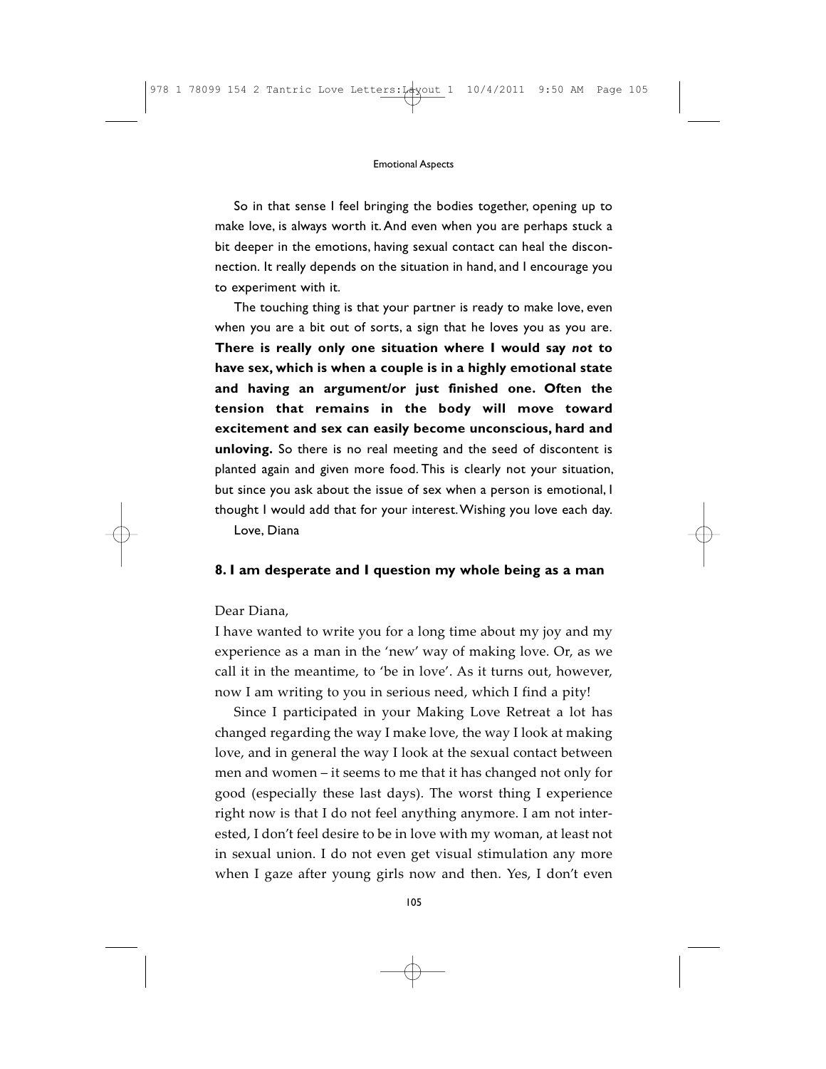So in that sense I feel bringing the bodies together, opening up to make love, is always worth it. And even when you are perhaps stuck a bit deeper in the emotions, having sexual contact can heal the disconnection. It really depends on the situation in hand, and I encourage you to experiment with it.

The touching thing is that your partner is ready to make love, even when you are a bit out of sorts, a sign that he loves you as you are. **There is really only one situation where I would say *not* to have sex, which is when a couple is in a highly emotional state and having an argument/or just finished one. Often the tension that remains in the body will move toward excitement and sex can easily become unconscious, hard and unloving.** So there is no real meeting and the seed of discontent is planted again and given more food. This is clearly not your situation, but since you ask about the issue of sex when a person is emotional, I thought I would add that for your interest. Wishing you love each day.

Love, Diana

### 8. I am desperate and I question my whole being as a man

Dear Diana,

I have wanted to write you for a long time about my joy and my experience as a man in the 'new' way of making love. Or, as we call it in the meantime, to 'be in love'. As it turns out, however, now I am writing to you in serious need, which I find a pity!

Since I participated in your Making Love Retreat a lot has changed regarding the way I make love, the way I look at making love, and in general the way I look at the sexual contact between men and women – it seems to me that it has changed not only for good (especially these last days). The worst thing I experience right now is that I do not feel anything anymore. I am not interested, I don't feel desire to be in love with my woman, at least not in sexual union. I do not even get visual stimulation any more when I gaze after young girls now and then. Yes, I don't even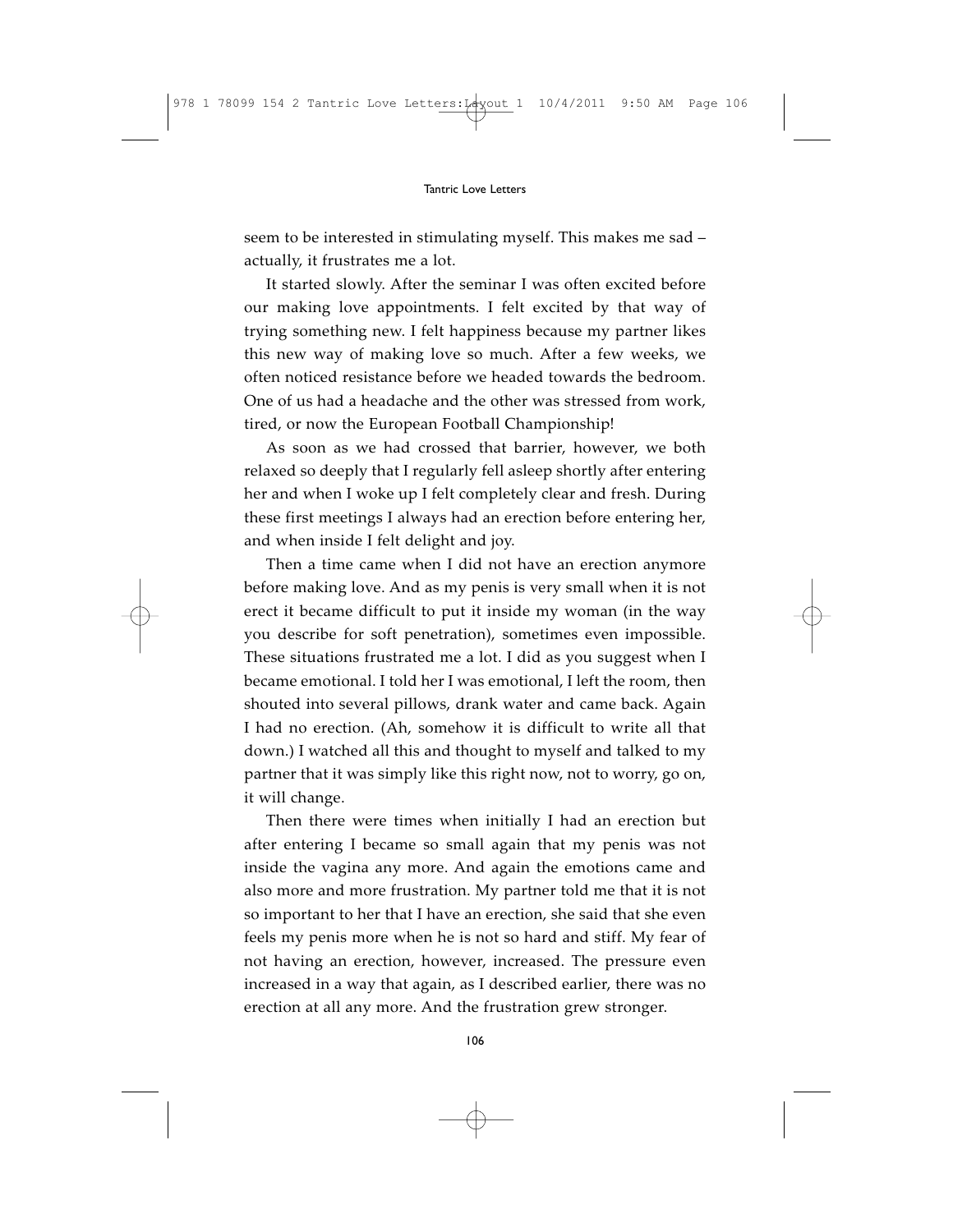seem to be interested in stimulating myself. This makes me sad – actually, it frustrates me a lot.

It started slowly. After the seminar I was often excited before our making love appointments. I felt excited by that way of trying something new. I felt happiness because my partner likes this new way of making love so much. After a few weeks, we often noticed resistance before we headed towards the bedroom. One of us had a headache and the other was stressed from work, tired, or now the European Football Championship!

As soon as we had crossed that barrier, however, we both relaxed so deeply that I regularly fell asleep shortly after entering her and when I woke up I felt completely clear and fresh. During these first meetings I always had an erection before entering her, and when inside I felt delight and joy.

Then a time came when I did not have an erection anymore before making love. And as my penis is very small when it is not erect it became difficult to put it inside my woman (in the way you describe for soft penetration), sometimes even impossible. These situations frustrated me a lot. I did as you suggest when I became emotional. I told her I was emotional, I left the room, then shouted into several pillows, drank water and came back. Again I had no erection. (Ah, somehow it is difficult to write all that down.) I watched all this and thought to myself and talked to my partner that it was simply like this right now, not to worry, go on, it will change.

Then there were times when initially I had an erection but after entering I became so small again that my penis was not inside the vagina any more. And again the emotions came and also more and more frustration. My partner told me that it is not so important to her that I have an erection, she said that she even feels my penis more when he is not so hard and stiff. My fear of not having an erection, however, increased. The pressure even increased in a way that again, as I described earlier, there was no erection at all any more. And the frustration grew stronger.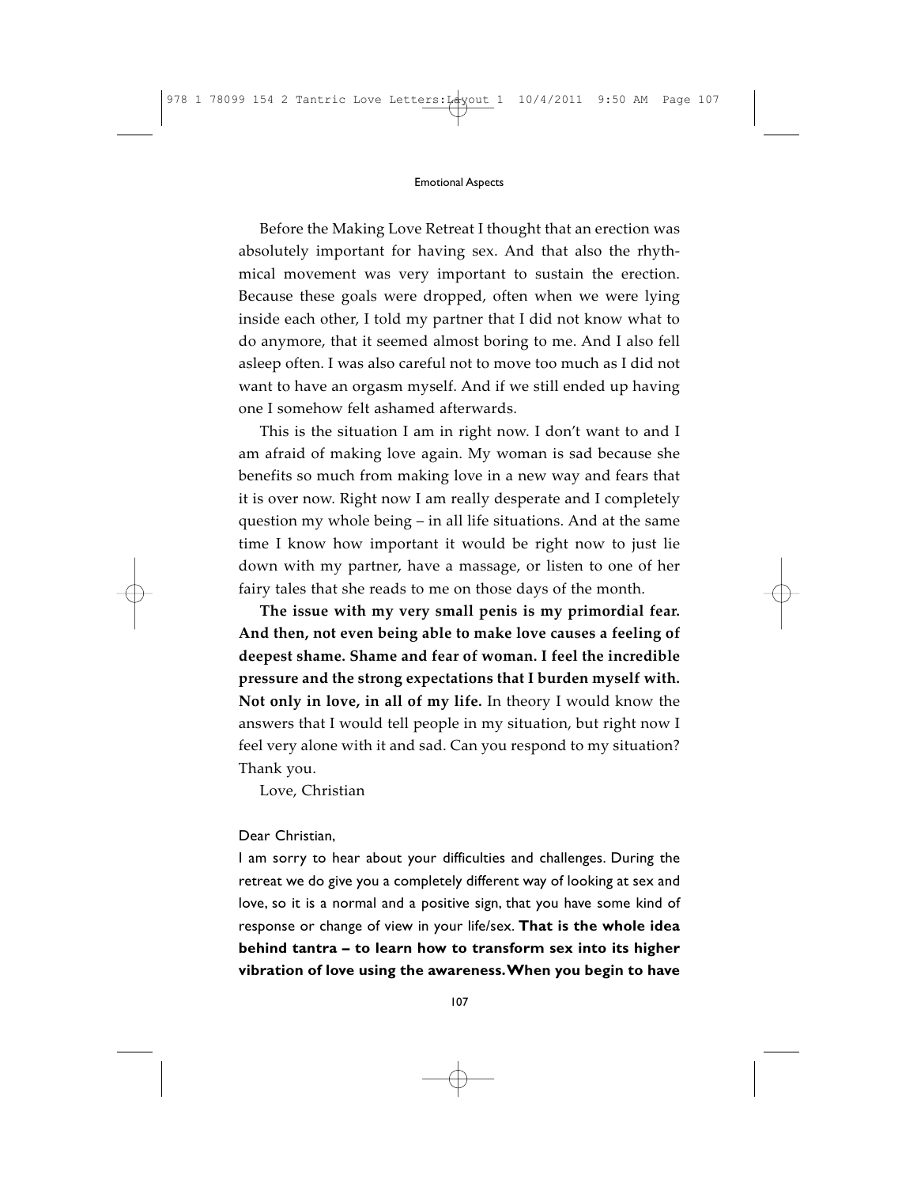Before the Making Love Retreat I thought that an erection was absolutely important for having sex. And that also the rhythmical movement was very important to sustain the erection. Because these goals were dropped, often when we were lying inside each other, I told my partner that I did not know what to do anymore, that it seemed almost boring to me. And I also fell asleep often. I was also careful not to move too much as I did not want to have an orgasm myself. And if we still ended up having one I somehow felt ashamed afterwards.

This is the situation I am in right now. I don't want to and I am afraid of making love again. My woman is sad because she benefits so much from making love in a new way and fears that it is over now. Right now I am really desperate and I completely question my whole being – in all life situations. And at the same time I know how important it would be right now to just lie down with my partner, have a massage, or listen to one of her fairy tales that she reads to me on those days of the month.

**The issue with my very small penis is my primordial fear. And then, not even being able to make love causes a feeling of deepest shame. Shame and fear of woman. I feel the incredible pressure and the strong expectations that I burden myself with. Not only in love, in all of my life.** In theory I would know the answers that I would tell people in my situation, but right now I feel very alone with it and sad. Can you respond to my situation? Thank you.

Love, Christian

Dear Christian,

I am sorry to hear about your difficulties and challenges. During the retreat we do give you a completely different way of looking at sex and love, so it is a normal and a positive sign, that you have some kind of response or change of view in your life/sex. **That is the whole idea behind tantra – to learn how to transform sex into its higher vibration of love using the awareness. When you begin to have**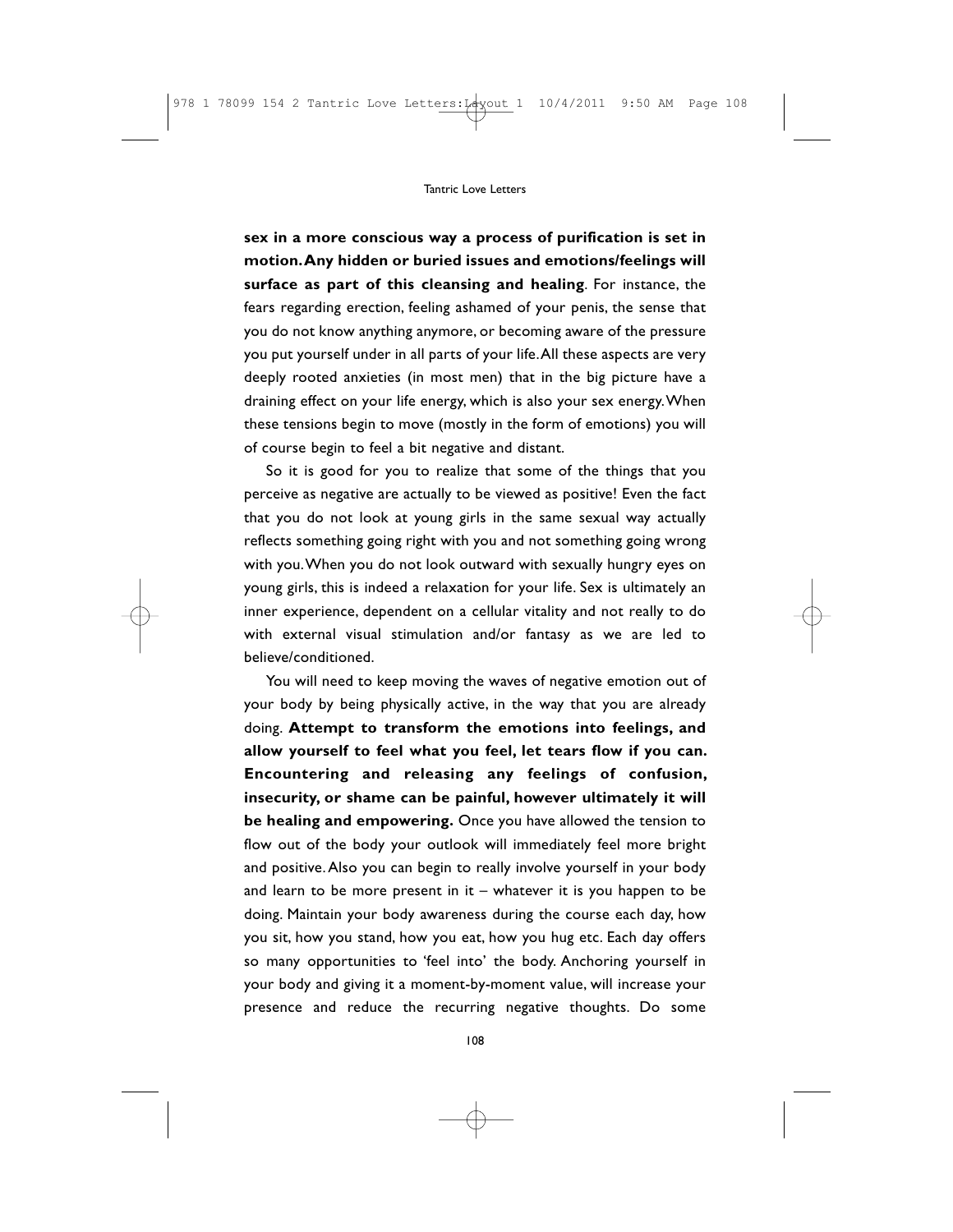**sex in a more conscious way a process of purification is set in motion. Any hidden or buried issues and emotions/feelings will surface as part of this cleansing and healing**. For instance, the fears regarding erection, feeling ashamed of your penis, the sense that you do not know anything anymore, or becoming aware of the pressure you put yourself under in all parts of your life. All these aspects are very deeply rooted anxieties (in most men) that in the big picture have a draining effect on your life energy, which is also your sex energy. When these tensions begin to move (mostly in the form of emotions) you will of course begin to feel a bit negative and distant.

So it is good for you to realize that some of the things that you perceive as negative are actually to be viewed as positive! Even the fact that you do not look at young girls in the same sexual way actually reflects something going right with you and not something going wrong with you. When you do not look outward with sexually hungry eyes on young girls, this is indeed a relaxation for your life. Sex is ultimately an inner experience, dependent on a cellular vitality and not really to do with external visual stimulation and/or fantasy as we are led to believe/conditioned.

You will need to keep moving the waves of negative emotion out of your body by being physically active, in the way that you are already doing. **Attempt to transform the emotions into feelings, and allow yourself to feel what you feel, let tears flow if you can. Encountering and releasing any feelings of confusion, insecurity, or shame can be painful, however ultimately it will be healing and empowering.** Once you have allowed the tension to flow out of the body your outlook will immediately feel more bright and positive. Also you can begin to really involve yourself in your body and learn to be more present in it – whatever it is you happen to be doing. Maintain your body awareness during the course each day, how you sit, how you stand, how you eat, how you hug etc. Each day offers so many opportunities to 'feel into' the body. Anchoring yourself in your body and giving it a moment-by-moment value, will increase your presence and reduce the recurring negative thoughts. Do some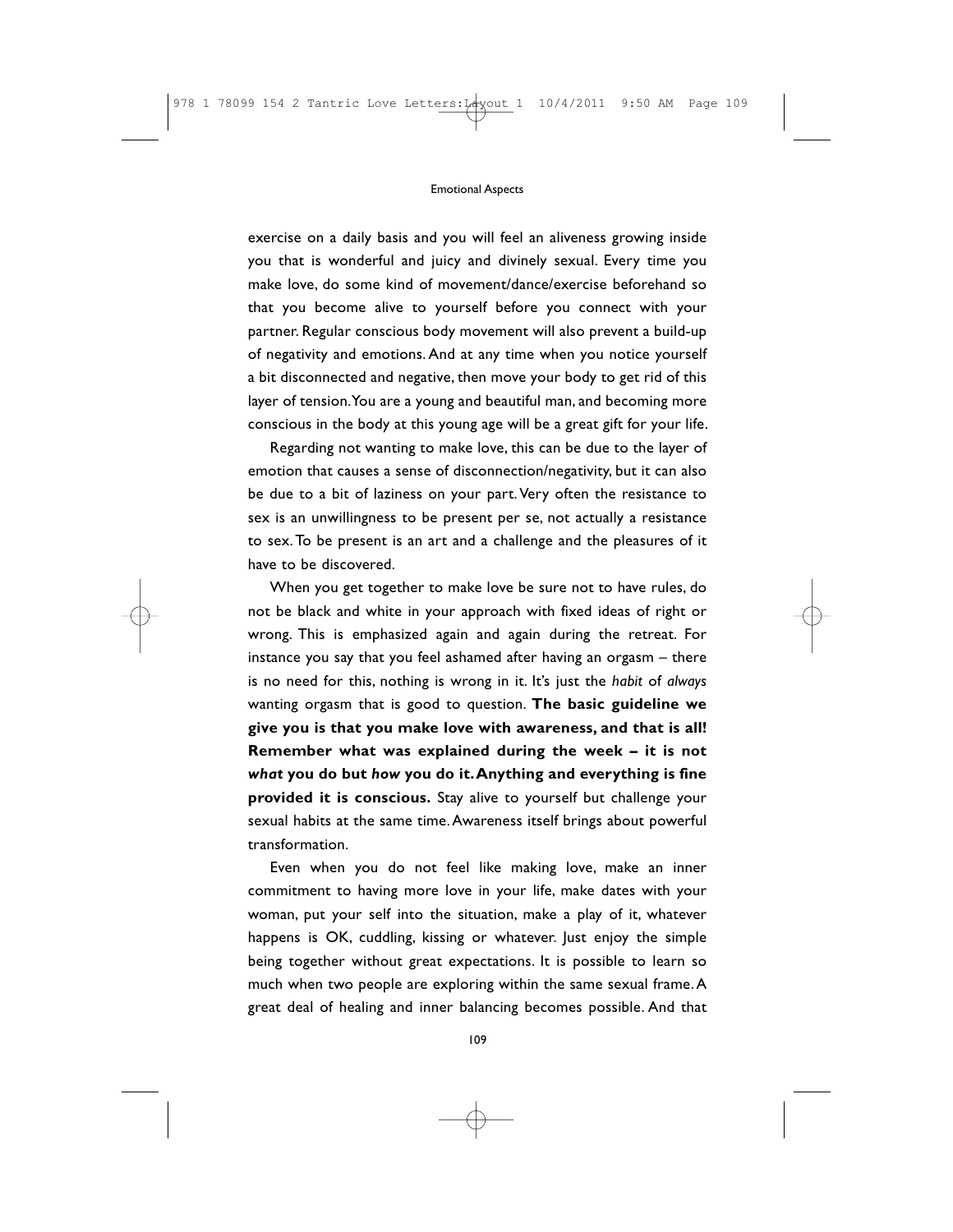exercise on a daily basis and you will feel an aliveness growing inside you that is wonderful and juicy and divinely sexual. Every time you make love, do some kind of movement/dance/exercise beforehand so that you become alive to yourself before you connect with your partner. Regular conscious body movement will also prevent a build-up of negativity and emotions. And at any time when you notice yourself a bit disconnected and negative, then move your body to get rid of this layer of tension. You are a young and beautiful man, and becoming more conscious in the body at this young age will be a great gift for your life.

Regarding not wanting to make love, this can be due to the layer of emotion that causes a sense of disconnection/negativity, but it can also be due to a bit of laziness on your part. Very often the resistance to sex is an unwillingness to be present per se, not actually a resistance to sex. To be present is an art and a challenge and the pleasures of it have to be discovered.

When you get together to make love be sure not to have rules, do not be black and white in your approach with fixed ideas of right or wrong. This is emphasized again and again during the retreat. For instance you say that you feel ashamed after having an orgasm – there is no need for this, nothing is wrong in it. It's just the *habit* of *always* wanting orgasm that is good to question. **The basic guideline we give you is that you make love with awareness, and that is all! Remember what was explained during the week – it is not *what* you do but *how* you do it. Anything and everything is fine provided it is conscious.** Stay alive to yourself but challenge your sexual habits at the same time. Awareness itself brings about powerful transformation.

Even when you do not feel like making love, make an inner commitment to having more love in your life, make dates with your woman, put your self into the situation, make a play of it, whatever happens is OK, cuddling, kissing or whatever. Just enjoy the simple being together without great expectations. It is possible to learn so much when two people are exploring within the same sexual frame. A great deal of healing and inner balancing becomes possible. And that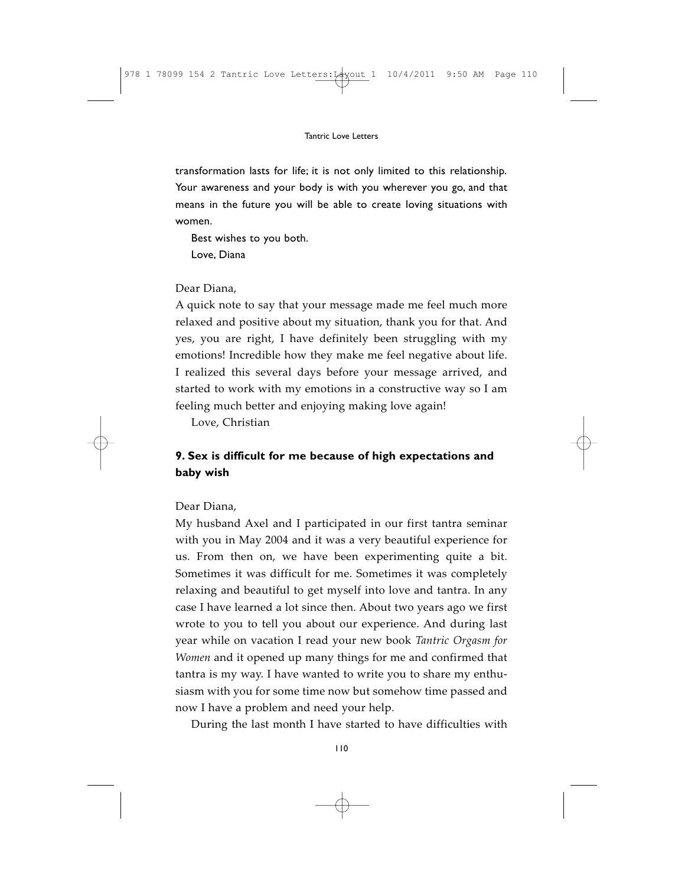transformation lasts for life; it is not only limited to this relationship. Your awareness and your body is with you wherever you go, and that means in the future you will be able to create loving situations with women.

Best wishes to you both.

Love, Diana

Dear Diana,

A quick note to say that your message made me feel much more relaxed and positive about my situation, thank you for that. And yes, you are right, I have definitely been struggling with my emotions! Incredible how they make me feel negative about life. I realized this several days before your message arrived, and started to work with my emotions in a constructive way so I am feeling much better and enjoying making love again!

Love, Christian

### 9. Sex is difficult for me because of high expectations and baby wish

Dear Diana,

My husband Axel and I participated in our first tantra seminar with you in May 2004 and it was a very beautiful experience for us. From then on, we have been experimenting quite a bit. Sometimes it was difficult for me. Sometimes it was completely relaxing and beautiful to get myself into love and tantra. In any case I have learned a lot since then. About two years ago we first wrote to you to tell you about our experience. And during last year while on vacation I read your new book *Tantric Orgasm for Women* and it opened up many things for me and confirmed that tantra is my way. I have wanted to write you to share my enthusiasm with you for some time now but somehow time passed and now I have a problem and need your help.

During the last month I have started to have difficulties with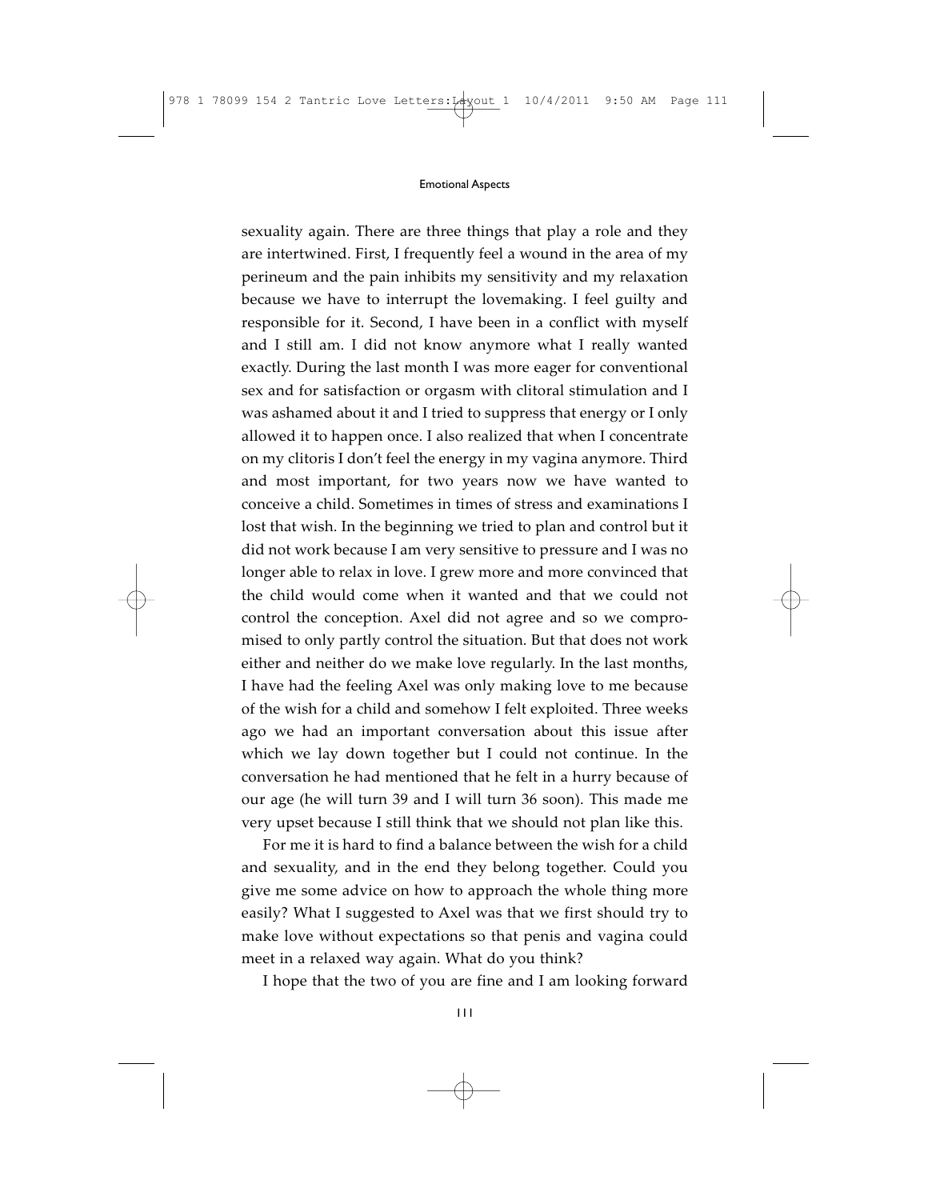sexuality again. There are three things that play a role and they are intertwined. First, I frequently feel a wound in the area of my perineum and the pain inhibits my sensitivity and my relaxation because we have to interrupt the lovemaking. I feel guilty and responsible for it. Second, I have been in a conflict with myself and I still am. I did not know anymore what I really wanted exactly. During the last month I was more eager for conventional sex and for satisfaction or orgasm with clitoral stimulation and I was ashamed about it and I tried to suppress that energy or I only allowed it to happen once. I also realized that when I concentrate on my clitoris I don't feel the energy in my vagina anymore. Third and most important, for two years now we have wanted to conceive a child. Sometimes in times of stress and examinations I lost that wish. In the beginning we tried to plan and control but it did not work because I am very sensitive to pressure and I was no longer able to relax in love. I grew more and more convinced that the child would come when it wanted and that we could not control the conception. Axel did not agree and so we compromised to only partly control the situation. But that does not work either and neither do we make love regularly. In the last months, I have had the feeling Axel was only making love to me because of the wish for a child and somehow I felt exploited. Three weeks ago we had an important conversation about this issue after which we lay down together but I could not continue. In the conversation he had mentioned that he felt in a hurry because of our age (he will turn 39 and I will turn 36 soon). This made me very upset because I still think that we should not plan like this.

For me it is hard to find a balance between the wish for a child and sexuality, and in the end they belong together. Could you give me some advice on how to approach the whole thing more easily? What I suggested to Axel was that we first should try to make love without expectations so that penis and vagina could meet in a relaxed way again. What do you think?

I hope that the two of you are fine and I am looking forward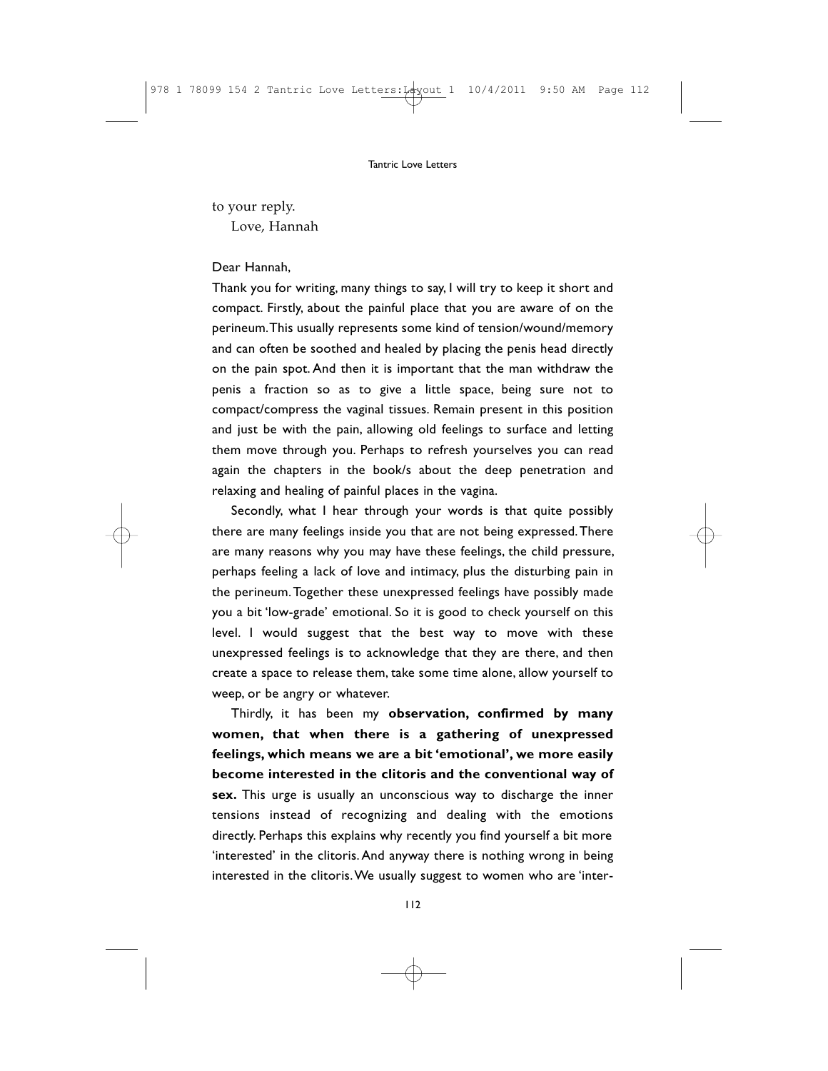to your reply.

Love, Hannah

Dear Hannah,

Thank you for writing, many things to say, I will try to keep it short and compact. Firstly, about the painful place that you are aware of on the perineum. This usually represents some kind of tension/wound/memory and can often be soothed and healed by placing the penis head directly on the pain spot. And then it is important that the man withdraw the penis a fraction so as to give a little space, being sure not to compact/compress the vaginal tissues. Remain present in this position and just be with the pain, allowing old feelings to surface and letting them move through you. Perhaps to refresh yourselves you can read again the chapters in the book/s about the deep penetration and relaxing and healing of painful places in the vagina.

Secondly, what I hear through your words is that quite possibly there are many feelings inside you that are not being expressed. There are many reasons why you may have these feelings, the child pressure, perhaps feeling a lack of love and intimacy, plus the disturbing pain in the perineum. Together these unexpressed feelings have possibly made you a bit 'low-grade' emotional. So it is good to check yourself on this level. I would suggest that the best way to move with these unexpressed feelings is to acknowledge that they are there, and then create a space to release them, take some time alone, allow yourself to weep, or be angry or whatever.

Thirdly, it has been my **observation, confirmed by many women, that when there is a gathering of unexpressed feelings, which means we are a bit 'emotional', we more easily become interested in the clitoris and the conventional way of sex.** This urge is usually an unconscious way to discharge the inner tensions instead of recognizing and dealing with the emotions directly. Perhaps this explains why recently you find yourself a bit more 'interested' in the clitoris. And anyway there is nothing wrong in being interested in the clitoris. We usually suggest to women who are 'inter-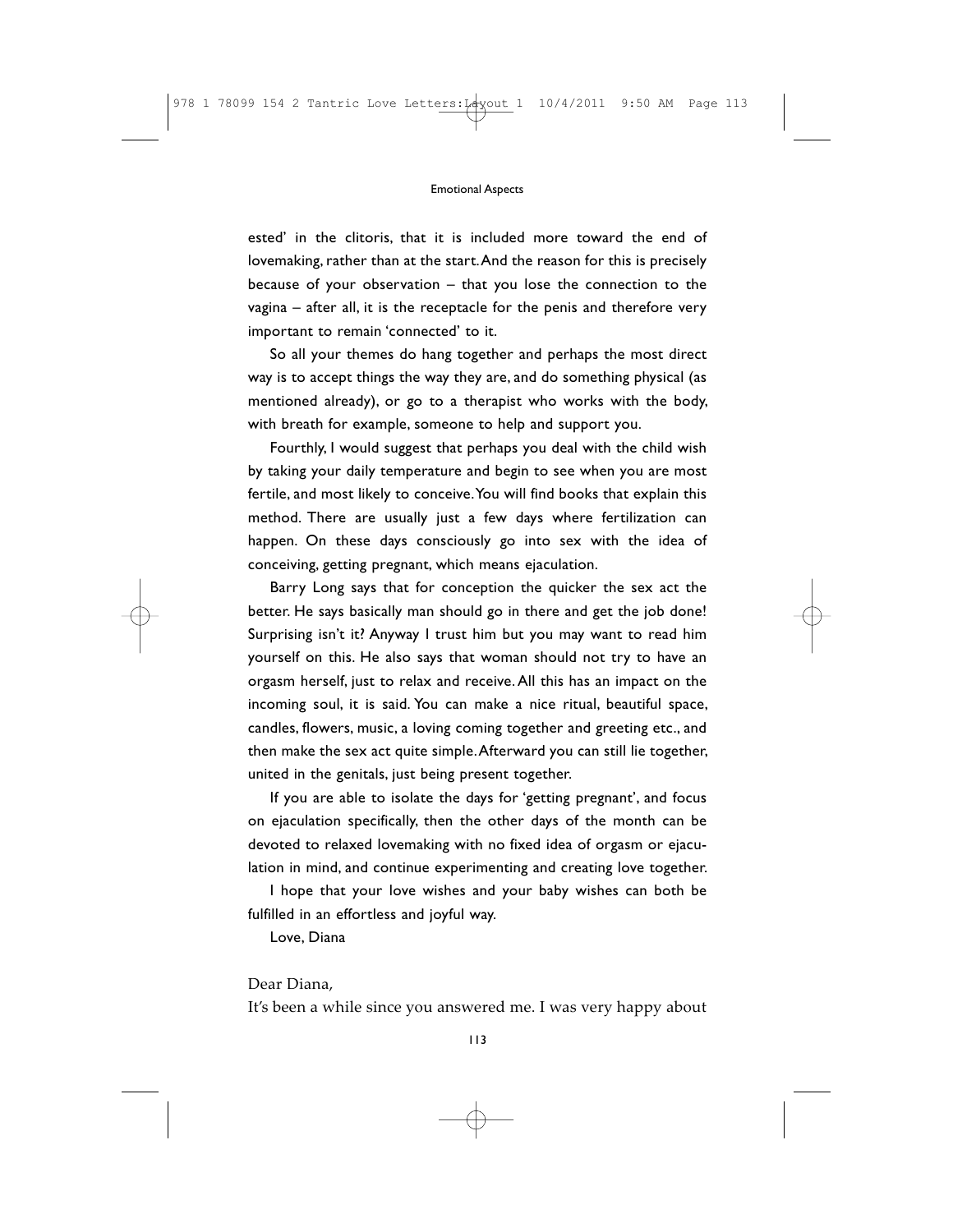ested' in the clitoris, that it is included more toward the end of lovemaking, rather than at the start. And the reason for this is precisely because of your observation – that you lose the connection to the vagina – after all, it is the receptacle for the penis and therefore very important to remain 'connected' to it.

So all your themes do hang together and perhaps the most direct way is to accept things the way they are, and do something physical (as mentioned already), or go to a therapist who works with the body, with breath for example, someone to help and support you.

Fourthly, I would suggest that perhaps you deal with the child wish by taking your daily temperature and begin to see when you are most fertile, and most likely to conceive. You will find books that explain this method. There are usually just a few days where fertilization can happen. On these days consciously go into sex with the idea of conceiving, getting pregnant, which means ejaculation.

Barry Long says that for conception the quicker the sex act the better. He says basically man should go in there and get the job done! Surprising isn't it? Anyway I trust him but you may want to read him yourself on this. He also says that woman should not try to have an orgasm herself, just to relax and receive. All this has an impact on the incoming soul, it is said. You can make a nice ritual, beautiful space, candles, flowers, music, a loving coming together and greeting etc., and then make the sex act quite simple. Afterward you can still lie together, united in the genitals, just being present together.

If you are able to isolate the days for 'getting pregnant', and focus on ejaculation specifically, then the other days of the month can be devoted to relaxed lovemaking with no fixed idea of orgasm or ejaculation in mind, and continue experimenting and creating love together.

I hope that your love wishes and your baby wishes can both be fulfilled in an effortless and joyful way.

Love, Diana

Dear Diana,
It's been a while since you answered me. I was very happy about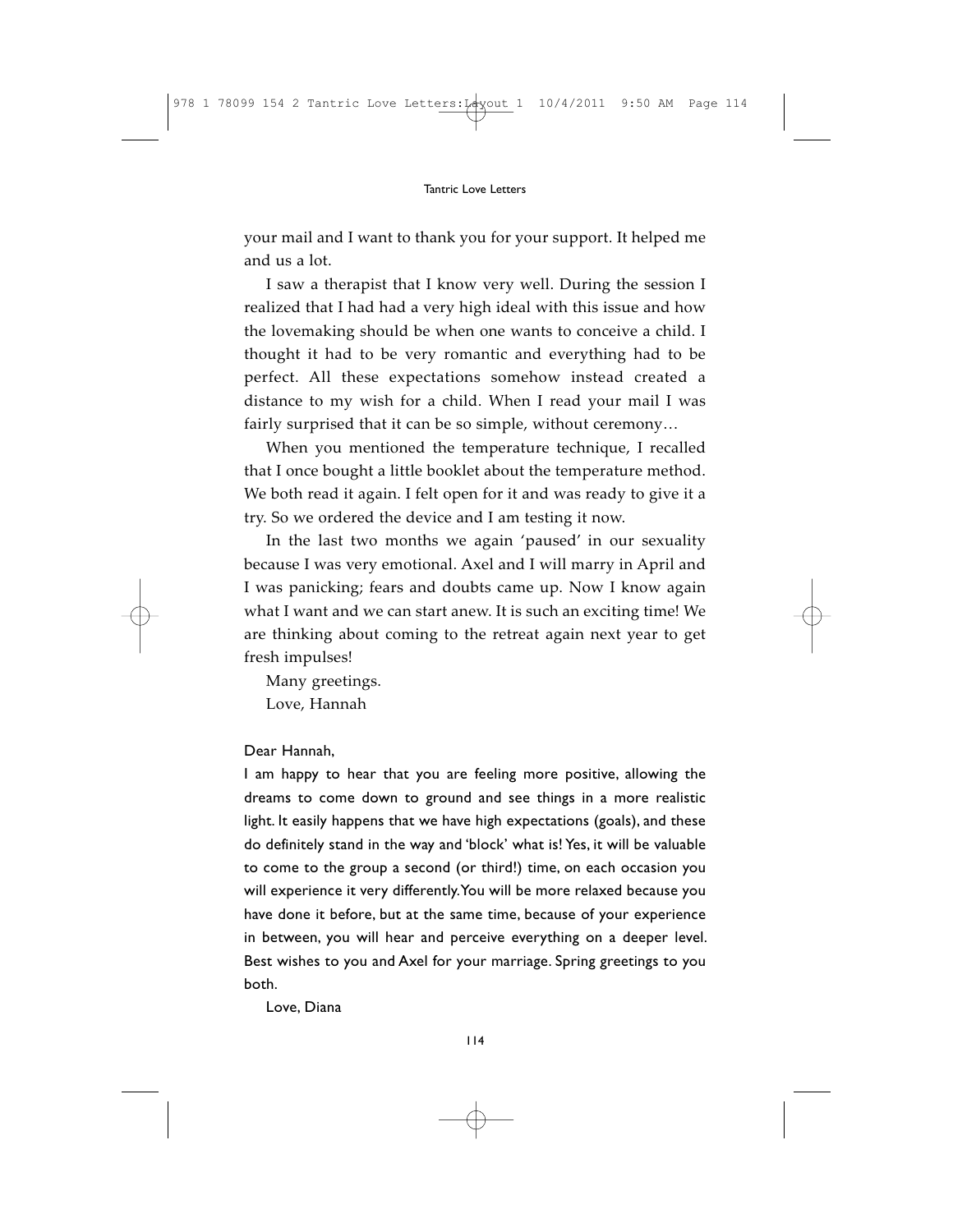your mail and I want to thank you for your support. It helped me and us a lot.

I saw a therapist that I know very well. During the session I realized that I had had a very high ideal with this issue and how the lovemaking should be when one wants to conceive a child. I thought it had to be very romantic and everything had to be perfect. All these expectations somehow instead created a distance to my wish for a child. When I read your mail I was fairly surprised that it can be so simple, without ceremony…

When you mentioned the temperature technique, I recalled that I once bought a little booklet about the temperature method. We both read it again. I felt open for it and was ready to give it a try. So we ordered the device and I am testing it now.

In the last two months we again 'paused' in our sexuality because I was very emotional. Axel and I will marry in April and I was panicking; fears and doubts came up. Now I know again what I want and we can start anew. It is such an exciting time! We are thinking about coming to the retreat again next year to get fresh impulses!

Many greetings.

Love, Hannah

Dear Hannah,

I am happy to hear that you are feeling more positive, allowing the dreams to come down to ground and see things in a more realistic light. It easily happens that we have high expectations (goals), and these do definitely stand in the way and 'block' what is! Yes, it will be valuable to come to the group a second (or third!) time, on each occasion you will experience it very differently. You will be more relaxed because you have done it before, but at the same time, because of your experience in between, you will hear and perceive everything on a deeper level. Best wishes to you and Axel for your marriage. Spring greetings to you both.

Love, Diana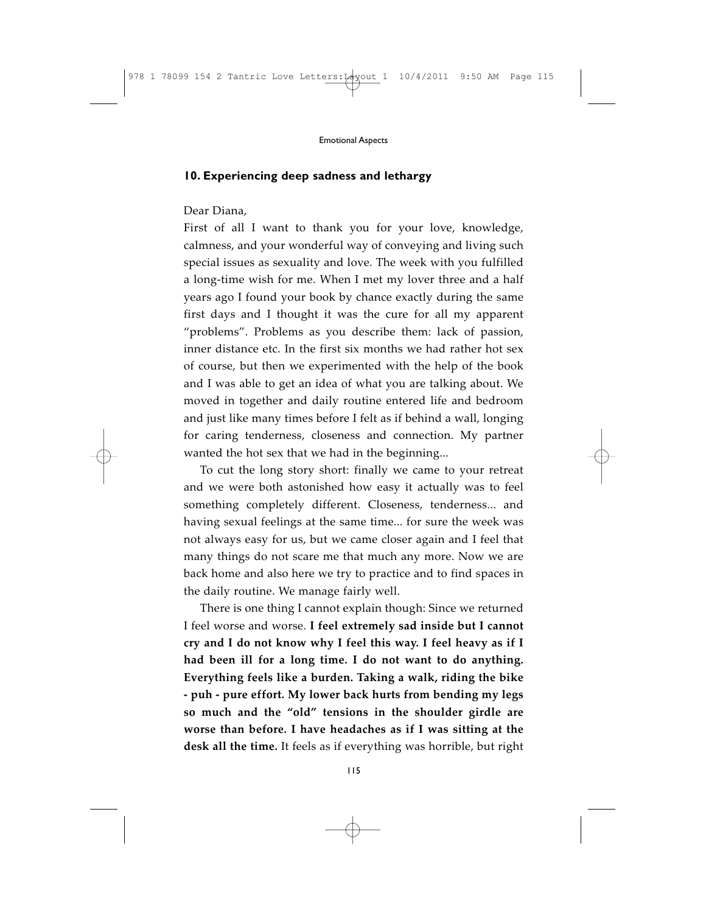## 10. Experiencing deep sadness and lethargy

Dear Diana,

First of all I want to thank you for your love, knowledge, calmness, and your wonderful way of conveying and living such special issues as sexuality and love. The week with you fulfilled a long-time wish for me. When I met my lover three and a half years ago I found your book by chance exactly during the same first days and I thought it was the cure for all my apparent "problems". Problems as you describe them: lack of passion, inner distance etc. In the first six months we had rather hot sex of course, but then we experimented with the help of the book and I was able to get an idea of what you are talking about. We moved in together and daily routine entered life and bedroom and just like many times before I felt as if behind a wall, longing for caring tenderness, closeness and connection. My partner wanted the hot sex that we had in the beginning...

To cut the long story short: finally we came to your retreat and we were both astonished how easy it actually was to feel something completely different. Closeness, tenderness... and having sexual feelings at the same time... for sure the week was not always easy for us, but we came closer again and I feel that many things do not scare me that much any more. Now we are back home and also here we try to practice and to find spaces in the daily routine. We manage fairly well.

There is one thing I cannot explain though: Since we returned I feel worse and worse. **I feel extremely sad inside but I cannot cry and I do not know why I feel this way. I feel heavy as if I had been ill for a long time. I do not want to do anything. Everything feels like a burden. Taking a walk, riding the bike - puh - pure effort. My lower back hurts from bending my legs so much and the "old" tensions in the shoulder girdle are worse than before. I have headaches as if I was sitting at the desk all the time.** It feels as if everything was horrible, but right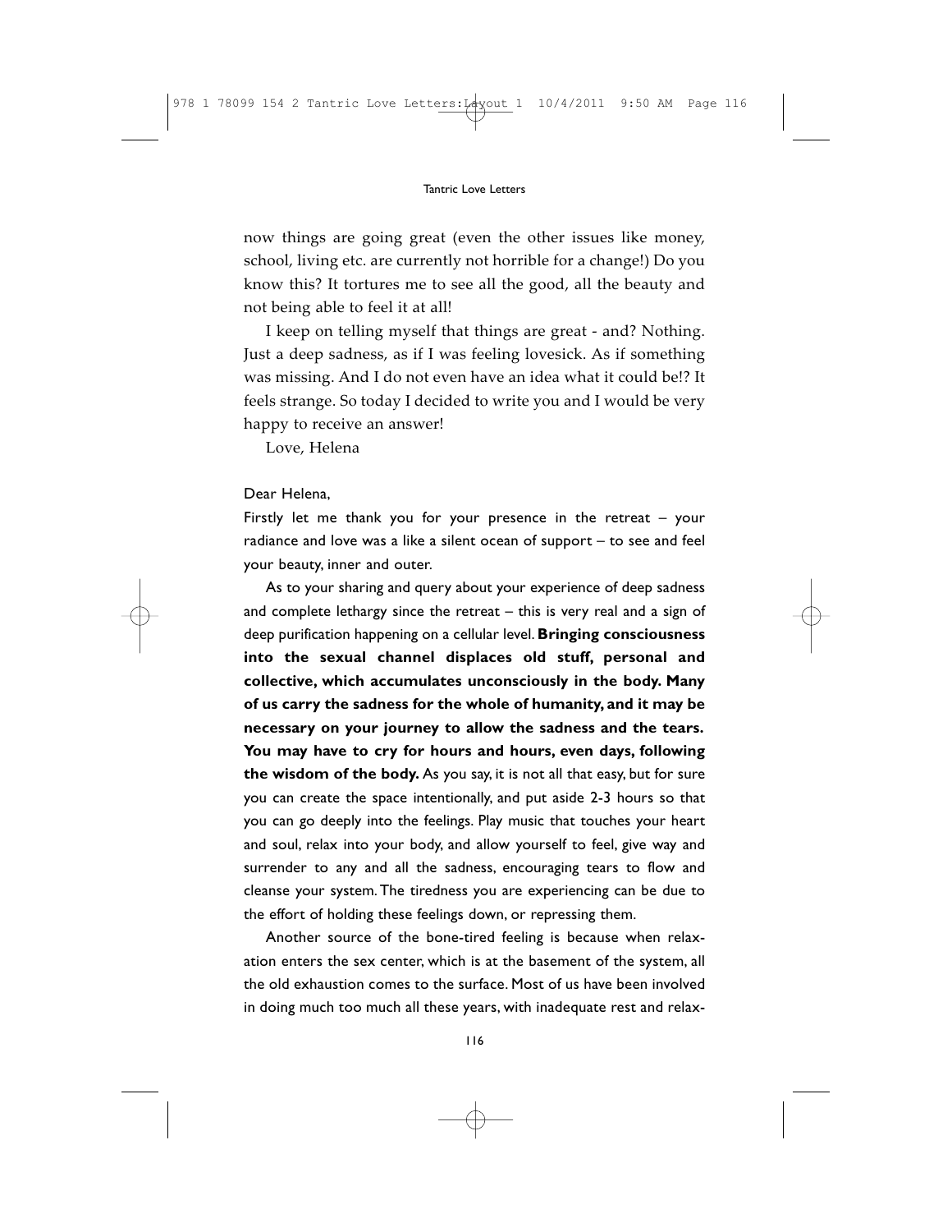now things are going great (even the other issues like money, school, living etc. are currently not horrible for a change!) Do you know this? It tortures me to see all the good, all the beauty and not being able to feel it at all!

I keep on telling myself that things are great - and? Nothing. Just a deep sadness, as if I was feeling lovesick. As if something was missing. And I do not even have an idea what it could be!? It feels strange. So today I decided to write you and I would be very happy to receive an answer!

Love, Helena

Dear Helena,

Firstly let me thank you for your presence in the retreat – your radiance and love was a like a silent ocean of support – to see and feel your beauty, inner and outer.

As to your sharing and query about your experience of deep sadness and complete lethargy since the retreat – this is very real and a sign of deep purification happening on a cellular level. **Bringing consciousness into the sexual channel displaces old stuff, personal and collective, which accumulates unconsciously in the body. Many of us carry the sadness for the whole of humanity, and it may be necessary on your journey to allow the sadness and the tears. You may have to cry for hours and hours, even days, following the wisdom of the body.** As you say, it is not all that easy, but for sure you can create the space intentionally, and put aside 2-3 hours so that you can go deeply into the feelings. Play music that touches your heart and soul, relax into your body, and allow yourself to feel, give way and surrender to any and all the sadness, encouraging tears to flow and cleanse your system. The tiredness you are experiencing can be due to the effort of holding these feelings down, or repressing them.

Another source of the bone-tired feeling is because when relaxation enters the sex center, which is at the basement of the system, all the old exhaustion comes to the surface. Most of us have been involved in doing much too much all these years, with inadequate rest and relax-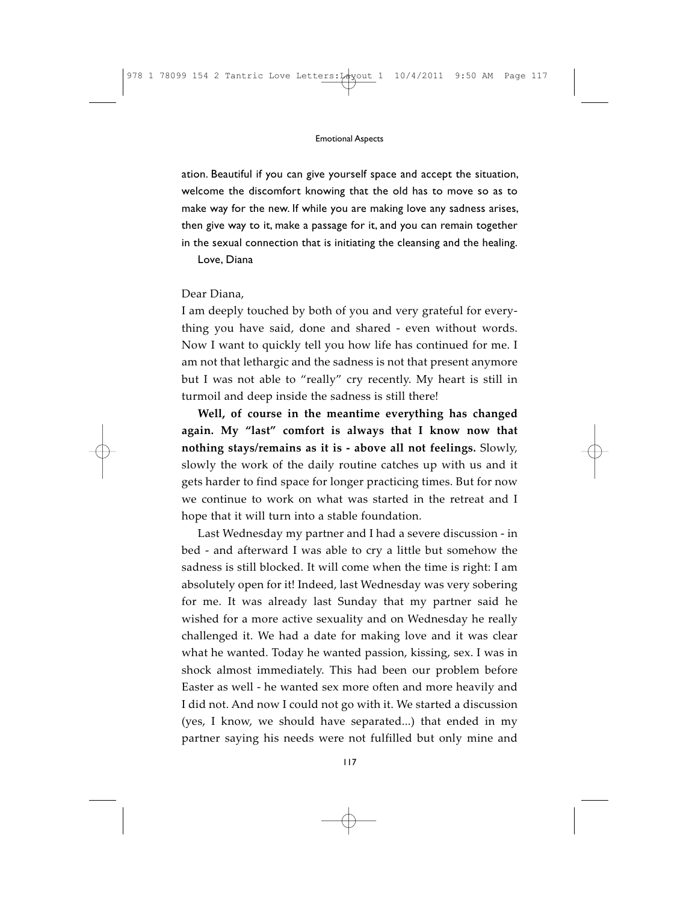ation. Beautiful if you can give yourself space and accept the situation, welcome the discomfort knowing that the old has to move so as to make way for the new. If while you are making love any sadness arises, then give way to it, make a passage for it, and you can remain together in the sexual connection that is initiating the cleansing and the healing.

Love, Diana

Dear Diana,

I am deeply touched by both of you and very grateful for everything you have said, done and shared - even without words. Now I want to quickly tell you how life has continued for me. I am not that lethargic and the sadness is not that present anymore but I was not able to "really" cry recently. My heart is still in turmoil and deep inside the sadness is still there!

**Well, of course in the meantime everything has changed again. My "last" comfort is always that I know now that nothing stays/remains as it is - above all not feelings.** Slowly, slowly the work of the daily routine catches up with us and it gets harder to find space for longer practicing times. But for now we continue to work on what was started in the retreat and I hope that it will turn into a stable foundation.

Last Wednesday my partner and I had a severe discussion - in bed - and afterward I was able to cry a little but somehow the sadness is still blocked. It will come when the time is right: I am absolutely open for it! Indeed, last Wednesday was very sobering for me. It was already last Sunday that my partner said he wished for a more active sexuality and on Wednesday he really challenged it. We had a date for making love and it was clear what he wanted. Today he wanted passion, kissing, sex. I was in shock almost immediately. This had been our problem before Easter as well - he wanted sex more often and more heavily and I did not. And now I could not go with it. We started a discussion (yes, I know, we should have separated...) that ended in my partner saying his needs were not fulfilled but only mine and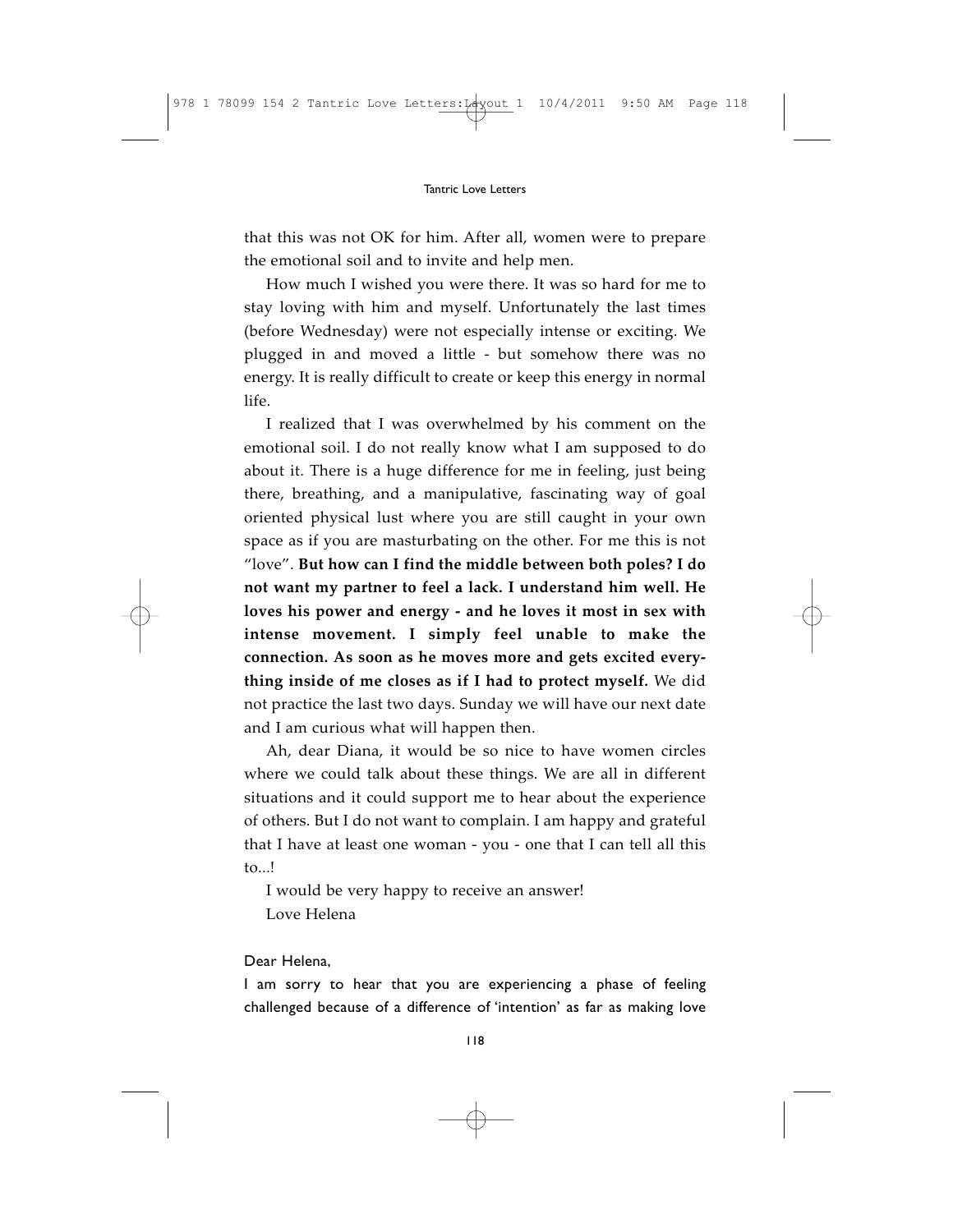that this was not OK for him. After all, women were to prepare the emotional soil and to invite and help men.

How much I wished you were there. It was so hard for me to stay loving with him and myself. Unfortunately the last times (before Wednesday) were not especially intense or exciting. We plugged in and moved a little - but somehow there was no energy. It is really difficult to create or keep this energy in normal life.

I realized that I was overwhelmed by his comment on the emotional soil. I do not really know what I am supposed to do about it. There is a huge difference for me in feeling, just being there, breathing, and a manipulative, fascinating way of goal oriented physical lust where you are still caught in your own space as if you are masturbating on the other. For me this is not "love". **But how can I find the middle between both poles? I do not want my partner to feel a lack. I understand him well. He loves his power and energy - and he loves it most in sex with intense movement. I simply feel unable to make the connection. As soon as he moves more and gets excited everything inside of me closes as if I had to protect myself.** We did not practice the last two days. Sunday we will have our next date and I am curious what will happen then.

Ah, dear Diana, it would be so nice to have women circles where we could talk about these things. We are all in different situations and it could support me to hear about the experience of others. But I do not want to complain. I am happy and grateful that I have at least one woman - you - one that I can tell all this to...!

I would be very happy to receive an answer!

Love Helena

Dear Helena,

I am sorry to hear that you are experiencing a phase of feeling challenged because of a difference of 'intention' as far as making love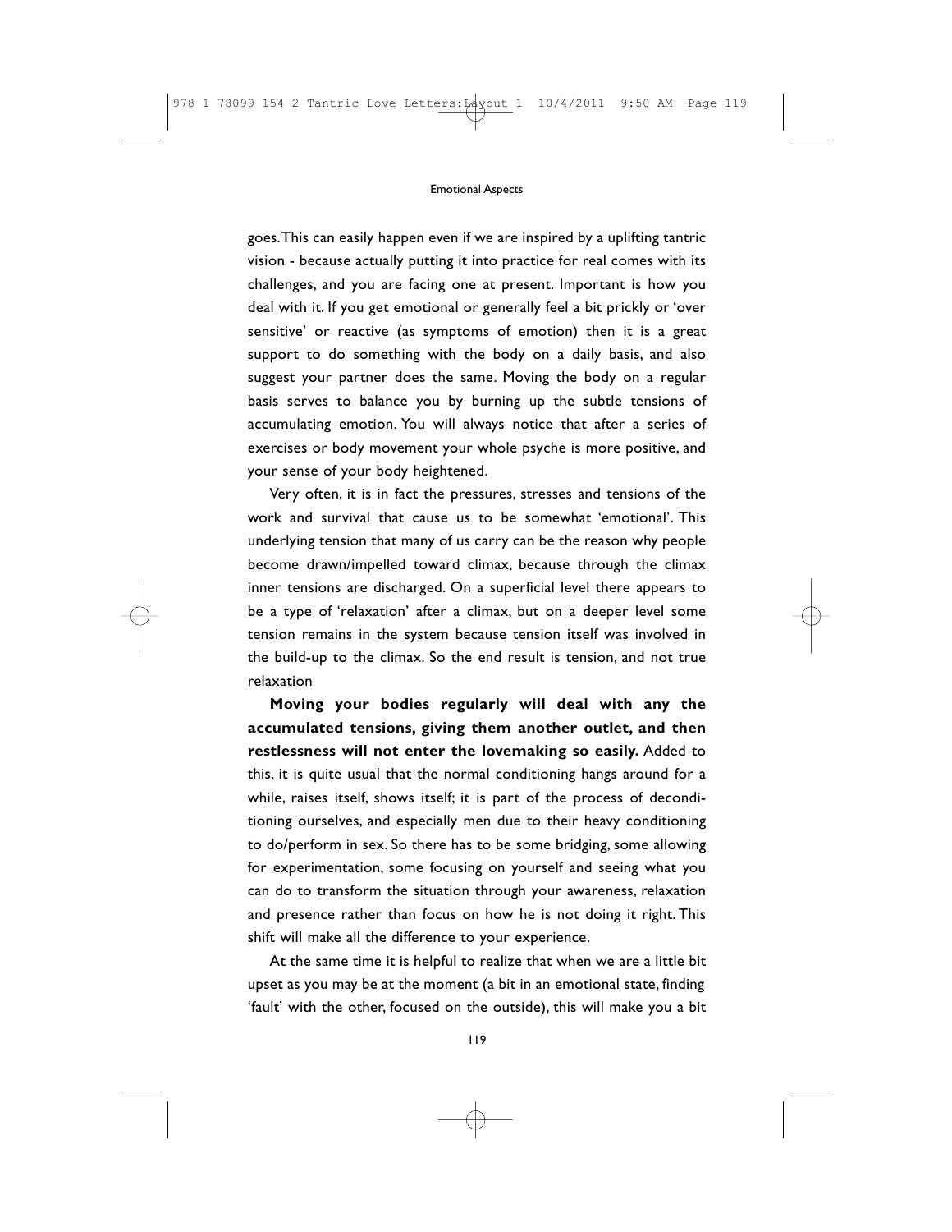goes. This can easily happen even if we are inspired by a uplifting tantric vision - because actually putting it into practice for real comes with its challenges, and you are facing one at present. Important is how you deal with it. If you get emotional or generally feel a bit prickly or 'over sensitive' or reactive (as symptoms of emotion) then it is a great support to do something with the body on a daily basis, and also suggest your partner does the same. Moving the body on a regular basis serves to balance you by burning up the subtle tensions of accumulating emotion. You will always notice that after a series of exercises or body movement your whole psyche is more positive, and your sense of your body heightened.

Very often, it is in fact the pressures, stresses and tensions of the work and survival that cause us to be somewhat 'emotional'. This underlying tension that many of us carry can be the reason why people become drawn/impelled toward climax, because through the climax inner tensions are discharged. On a superficial level there appears to be a type of 'relaxation' after a climax, but on a deeper level some tension remains in the system because tension itself was involved in the build-up to the climax. So the end result is tension, and not true relaxation

**Moving your bodies regularly will deal with any the accumulated tensions, giving them another outlet, and then restlessness will not enter the lovemaking so easily.** Added to this, it is quite usual that the normal conditioning hangs around for a while, raises itself, shows itself; it is part of the process of deconditioning ourselves, and especially men due to their heavy conditioning to do/perform in sex. So there has to be some bridging, some allowing for experimentation, some focusing on yourself and seeing what you can do to transform the situation through your awareness, relaxation and presence rather than focus on how he is not doing it right. This shift will make all the difference to your experience.

At the same time it is helpful to realize that when we are a little bit upset as you may be at the moment (a bit in an emotional state, finding 'fault' with the other, focused on the outside), this will make you a bit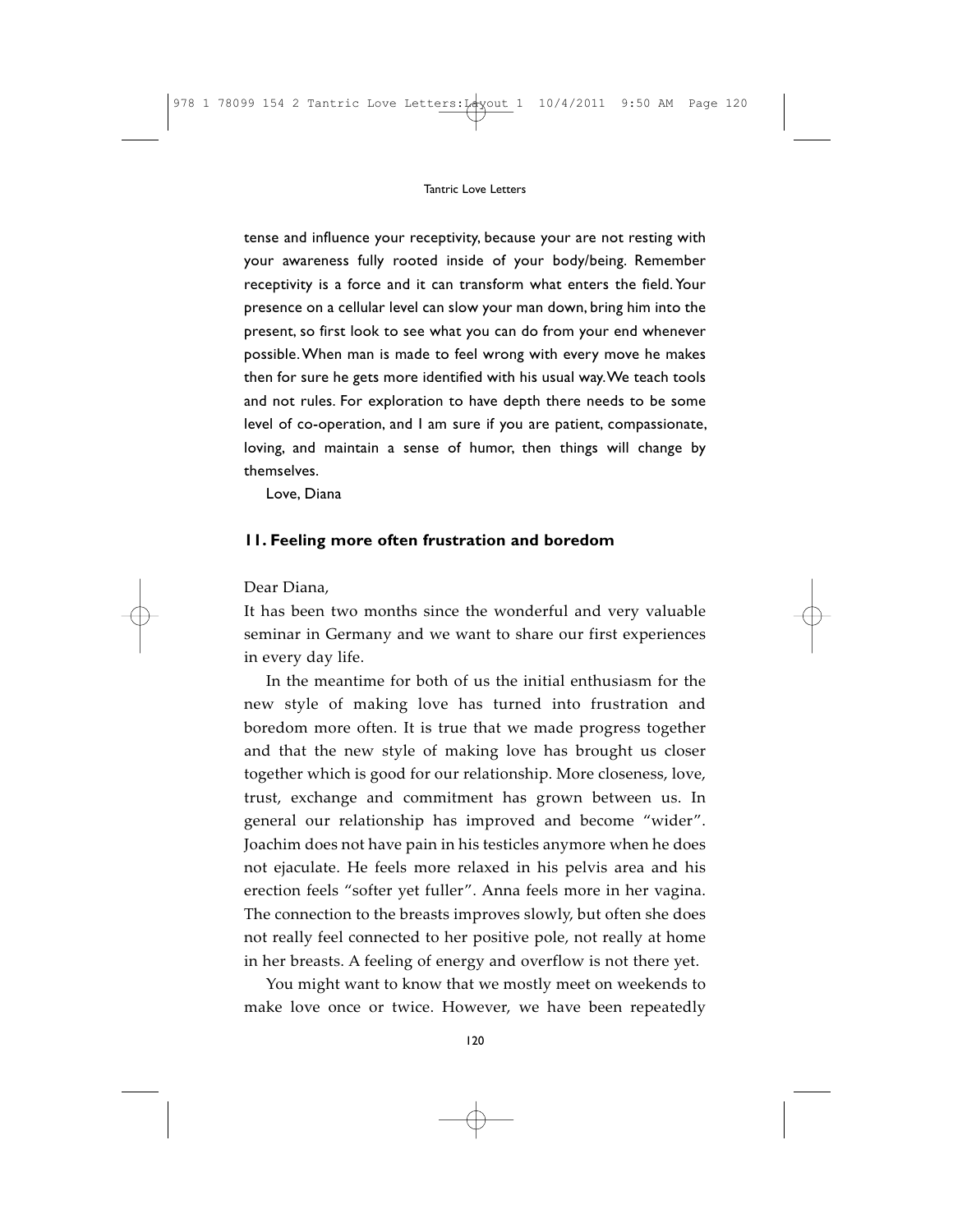tense and influence your receptivity, because your are not resting with your awareness fully rooted inside of your body/being. Remember receptivity is a force and it can transform what enters the field. Your presence on a cellular level can slow your man down, bring him into the present, so first look to see what you can do from your end whenever possible. When man is made to feel wrong with every move he makes then for sure he gets more identified with his usual way. We teach tools and not rules. For exploration to have depth there needs to be some level of co-operation, and I am sure if you are patient, compassionate, loving, and maintain a sense of humor, then things will change by themselves.

Love, Diana

### 11. Feeling more often frustration and boredom

Dear Diana,

It has been two months since the wonderful and very valuable seminar in Germany and we want to share our first experiences in every day life.

In the meantime for both of us the initial enthusiasm for the new style of making love has turned into frustration and boredom more often. It is true that we made progress together and that the new style of making love has brought us closer together which is good for our relationship. More closeness, love, trust, exchange and commitment has grown between us. In general our relationship has improved and become "wider". Joachim does not have pain in his testicles anymore when he does not ejaculate. He feels more relaxed in his pelvis area and his erection feels "softer yet fuller". Anna feels more in her vagina. The connection to the breasts improves slowly, but often she does not really feel connected to her positive pole, not really at home in her breasts. A feeling of energy and overflow is not there yet.

You might want to know that we mostly meet on weekends to make love once or twice. However, we have been repeatedly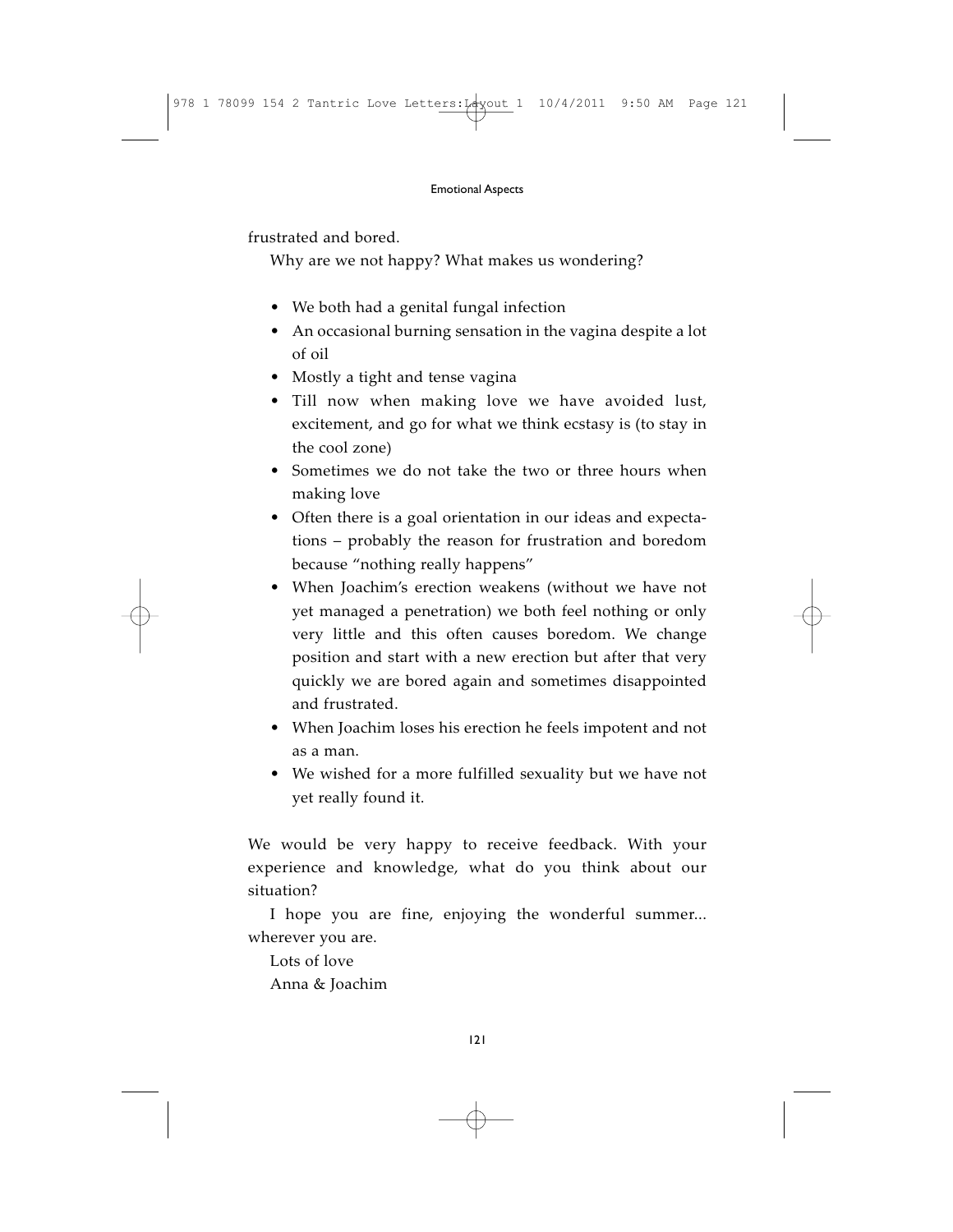frustrated and bored.

Why are we not happy? What makes us wondering?

- We both had a genital fungal infection
- An occasional burning sensation in the vagina despite a lot of oil
- Mostly a tight and tense vagina
- Till now when making love we have avoided lust, excitement, and go for what we think ecstasy is (to stay in the cool zone)
- Sometimes we do not take the two or three hours when making love
- Often there is a goal orientation in our ideas and expectations – probably the reason for frustration and boredom because "nothing really happens"
- When Joachim's erection weakens (without we have not yet managed a penetration) we both feel nothing or only very little and this often causes boredom. We change position and start with a new erection but after that very quickly we are bored again and sometimes disappointed and frustrated.
- When Joachim loses his erection he feels impotent and not as a man.
- We wished for a more fulfilled sexuality but we have not yet really found it.

We would be very happy to receive feedback. With your experience and knowledge, what do you think about our situation?

I hope you are fine, enjoying the wonderful summer... wherever you are.

Lots of love

Anna & Joachim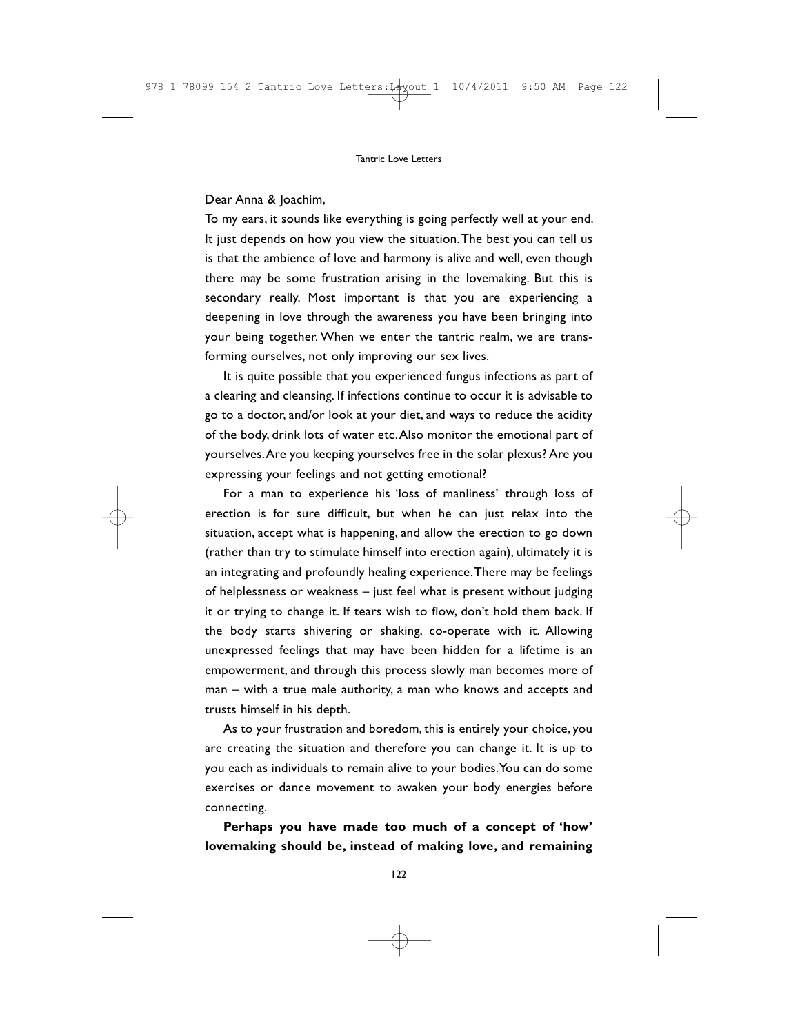Dear Anna & Joachim,

To my ears, it sounds like everything is going perfectly well at your end. It just depends on how you view the situation. The best you can tell us is that the ambience of love and harmony is alive and well, even though there may be some frustration arising in the lovemaking. But this is secondary really. Most important is that you are experiencing a deepening in love through the awareness you have been bringing into your being together. When we enter the tantric realm, we are transforming ourselves, not only improving our sex lives.

It is quite possible that you experienced fungus infections as part of a clearing and cleansing. If infections continue to occur it is advisable to go to a doctor, and/or look at your diet, and ways to reduce the acidity of the body, drink lots of water etc. Also monitor the emotional part of yourselves. Are you keeping yourselves free in the solar plexus? Are you expressing your feelings and not getting emotional?

For a man to experience his 'loss of manliness' through loss of erection is for sure difficult, but when he can just relax into the situation, accept what is happening, and allow the erection to go down (rather than try to stimulate himself into erection again), ultimately it is an integrating and profoundly healing experience. There may be feelings of helplessness or weakness – just feel what is present without judging it or trying to change it. If tears wish to flow, don't hold them back. If the body starts shivering or shaking, co-operate with it. Allowing unexpressed feelings that may have been hidden for a lifetime is an empowerment, and through this process slowly man becomes more of man – with a true male authority, a man who knows and accepts and trusts himself in his depth.

As to your frustration and boredom, this is entirely your choice, you are creating the situation and therefore you can change it. It is up to you each as individuals to remain alive to your bodies. You can do some exercises or dance movement to awaken your body energies before connecting.

**Perhaps you have made too much of a concept of 'how' lovemaking should be, instead of making love, and remaining**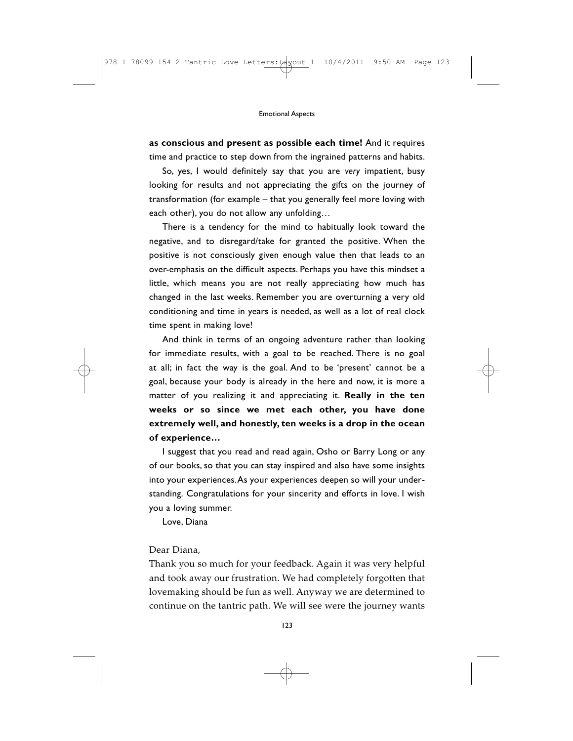**as conscious and present as possible each time!** And it requires time and practice to step down from the ingrained patterns and habits.

So, yes, I would definitely say that you are *very* impatient, busy looking for results and not appreciating the gifts on the journey of transformation (for example – that you generally feel more loving with each other), you do not allow any unfolding…

There is a tendency for the mind to habitually look toward the negative, and to disregard/take for granted the positive. When the positive is not consciously given enough value then that leads to an over-emphasis on the difficult aspects. Perhaps you have this mindset a little, which means you are not really appreciating how much has changed in the last weeks. Remember you are overturning a very old conditioning and time in years is needed, as well as a lot of real clock time spent in making love!

And think in terms of an ongoing adventure rather than looking for immediate results, with a goal to be reached. There is no goal at all; in fact the way is the goal. And to be 'present' cannot be a goal, because your body is already in the here and now, it is more a matter of you realizing it and appreciating it. **Really in the ten weeks or so since we met each other, you have done extremely well, and honestly, ten weeks is a drop in the ocean of experience…**

I suggest that you read and read again, Osho or Barry Long or any of our books, so that you can stay inspired and also have some insights into your experiences. As your experiences deepen so will your understanding. Congratulations for your sincerity and efforts in love. I wish you a loving summer.

Love, Diana

Dear Diana,

Thank you so much for your feedback. Again it was very helpful and took away our frustration. We had completely forgotten that lovemaking should be fun as well. Anyway we are determined to continue on the tantric path. We will see were the journey wants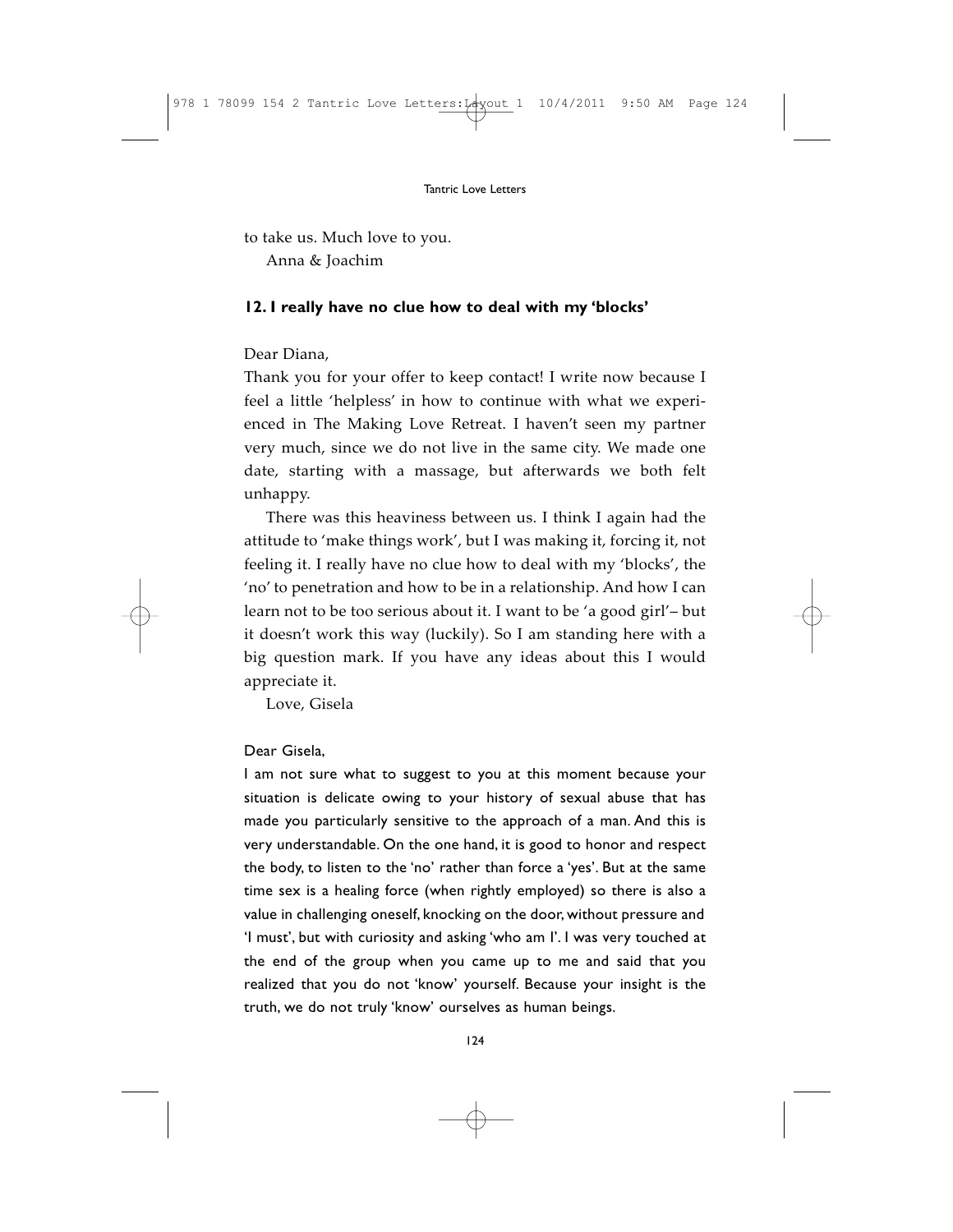to take us. Much love to you.

Anna & Joachim

### 12. I really have no clue how to deal with my 'blocks'

Dear Diana,

Thank you for your offer to keep contact! I write now because I feel a little 'helpless' in how to continue with what we experienced in The Making Love Retreat. I haven't seen my partner very much, since we do not live in the same city. We made one date, starting with a massage, but afterwards we both felt unhappy.

There was this heaviness between us. I think I again had the attitude to 'make things work', but I was making it, forcing it, not feeling it. I really have no clue how to deal with my 'blocks', the 'no' to penetration and how to be in a relationship. And how I can learn not to be too serious about it. I want to be 'a good girl'– but it doesn't work this way (luckily). So I am standing here with a big question mark. If you have any ideas about this I would appreciate it.

Love, Gisela

Dear Gisela,

I am not sure what to suggest to you at this moment because your situation is delicate owing to your history of sexual abuse that has made you particularly sensitive to the approach of a man. And this is very understandable. On the one hand, it is good to honor and respect the body, to listen to the 'no' rather than force a 'yes'. But at the same time sex is a healing force (when rightly employed) so there is also a value in challenging oneself, knocking on the door, without pressure and 'I must', but with curiosity and asking 'who am I'. I was very touched at the end of the group when you came up to me and said that you realized that you do not 'know' yourself. Because your insight is the truth, we do not truly 'know' ourselves as human beings.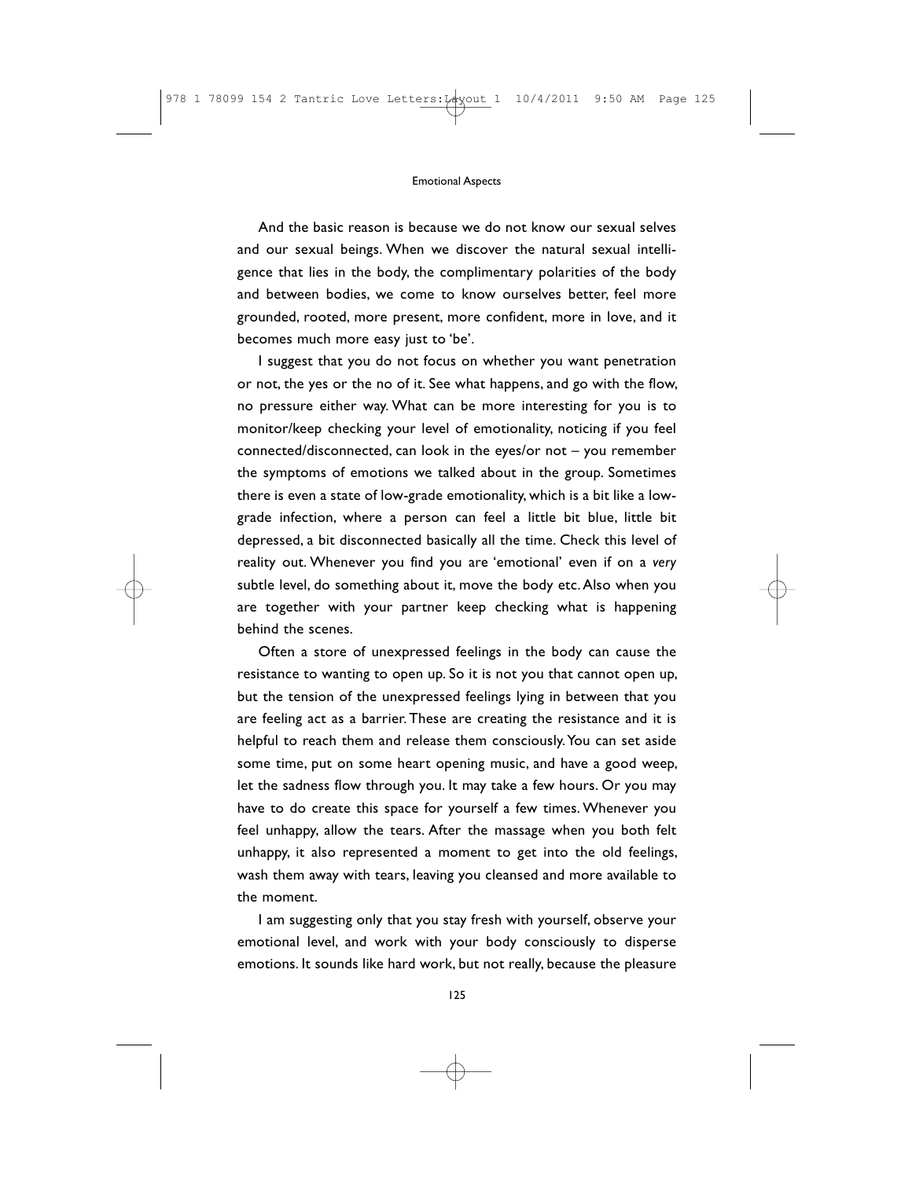And the basic reason is because we do not know our sexual selves and our sexual beings. When we discover the natural sexual intelligence that lies in the body, the complimentary polarities of the body and between bodies, we come to know ourselves better, feel more grounded, rooted, more present, more confident, more in love, and it becomes much more easy just to 'be'.

I suggest that you do not focus on whether you want penetration or not, the yes or the no of it. See what happens, and go with the flow, no pressure either way. What can be more interesting for you is to monitor/keep checking your level of emotionality, noticing if you feel connected/disconnected, can look in the eyes/or not – you remember the symptoms of emotions we talked about in the group. Sometimes there is even a state of low-grade emotionality, which is a bit like a low-grade infection, where a person can feel a little bit blue, little bit depressed, a bit disconnected basically all the time. Check this level of reality out. Whenever you find you are 'emotional' even if on a *very* subtle level, do something about it, move the body etc. Also when you are together with your partner keep checking what is happening behind the scenes.

Often a store of unexpressed feelings in the body can cause the resistance to wanting to open up. So it is not you that cannot open up, but the tension of the unexpressed feelings lying in between that you are feeling act as a barrier. These are creating the resistance and it is helpful to reach them and release them consciously. You can set aside some time, put on some heart opening music, and have a good weep, let the sadness flow through you. It may take a few hours. Or you may have to do create this space for yourself a few times. Whenever you feel unhappy, allow the tears. After the massage when you both felt unhappy, it also represented a moment to get into the old feelings, wash them away with tears, leaving you cleansed and more available to the moment.

I am suggesting only that you stay fresh with yourself, observe your emotional level, and work with your body consciously to disperse emotions. It sounds like hard work, but not really, because the pleasure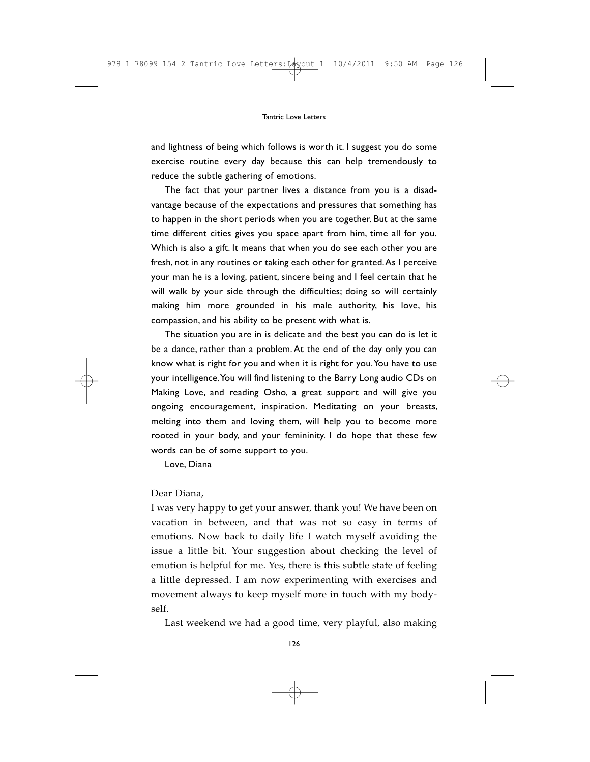and lightness of being which follows is worth it. I suggest you do some exercise routine every day because this can help tremendously to reduce the subtle gathering of emotions.

The fact that your partner lives a distance from you is a disadvantage because of the expectations and pressures that something has to happen in the short periods when you are together. But at the same time different cities gives you space apart from him, time all for you. Which is also a gift. It means that when you do see each other you are fresh, not in any routines or taking each other for granted. As I perceive your man he is a loving, patient, sincere being and I feel certain that he will walk by your side through the difficulties; doing so will certainly making him more grounded in his male authority, his love, his compassion, and his ability to be present with what is.

The situation you are in is delicate and the best you can do is let it be a dance, rather than a problem. At the end of the day only you can know what is right for you and when it is right for you. You have to use your intelligence. You will find listening to the Barry Long audio CDs on Making Love, and reading Osho, a great support and will give you ongoing encouragement, inspiration. Meditating on your breasts, melting into them and loving them, will help you to become more rooted in your body, and your femininity. I do hope that these few words can be of some support to you.

Love, Diana

Dear Diana,

I was very happy to get your answer, thank you! We have been on vacation in between, and that was not so easy in terms of emotions. Now back to daily life I watch myself avoiding the issue a little bit. Your suggestion about checking the level of emotion is helpful for me. Yes, there is this subtle state of feeling a little depressed. I am now experimenting with exercises and movement always to keep myself more in touch with my body-self.

Last weekend we had a good time, very playful, also making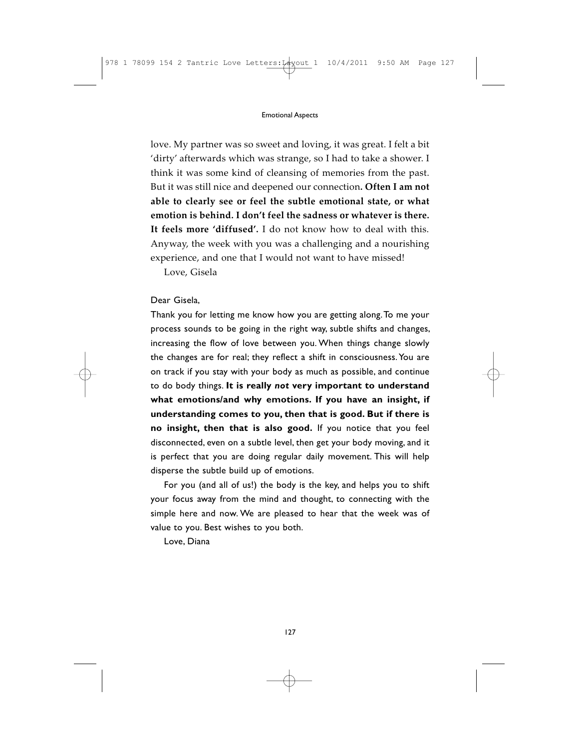love. My partner was so sweet and loving, it was great. I felt a bit 'dirty' afterwards which was strange, so I had to take a shower. I think it was some kind of cleansing of memories from the past. But it was still nice and deepened our connection**. Often I am not able to clearly see or feel the subtle emotional state, or what emotion is behind. I don't feel the sadness or whatever is there. It feels more 'diffused'.** I do not know how to deal with this. Anyway, the week with you was a challenging and a nourishing experience, and one that I would not want to have missed!

Love, Gisela

Dear Gisela,

Thank you for letting me know how you are getting along. To me your process sounds to be going in the right way, subtle shifts and changes, increasing the flow of love between you. When things change slowly the changes are for real; they reflect a shift in consciousness. You are on track if you stay with your body as much as possible, and continue to do body things. **It is really *not* very important to understand what emotions/and why emotions. If you have an insight, if understanding comes to you, then that is good. But if there is no insight, then that is also good.** If you notice that you feel disconnected, even on a subtle level, then get your body moving, and it is perfect that you are doing regular daily movement. This will help disperse the subtle build up of emotions.

For you (and all of us!) the body is the key, and helps you to shift your focus away from the mind and thought, to connecting with the simple here and now. We are pleased to hear that the week was of value to you. Best wishes to you both.

Love, Diana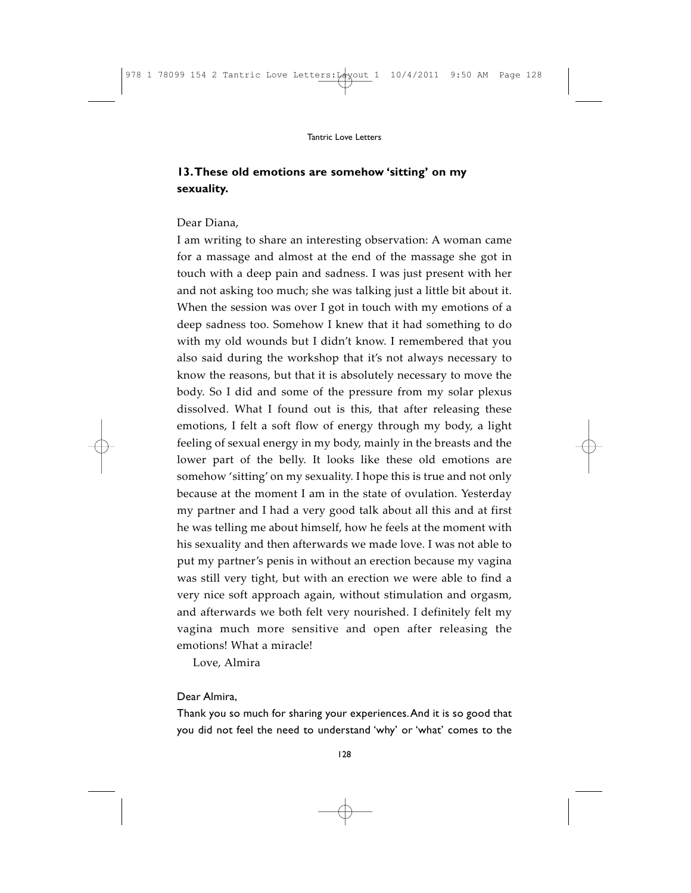## 13. These old emotions are somehow 'sitting' on my sexuality.

Dear Diana,

I am writing to share an interesting observation: A woman came for a massage and almost at the end of the massage she got in touch with a deep pain and sadness. I was just present with her and not asking too much; she was talking just a little bit about it. When the session was over I got in touch with my emotions of a deep sadness too. Somehow I knew that it had something to do with my old wounds but I didn't know. I remembered that you also said during the workshop that it's not always necessary to know the reasons, but that it is absolutely necessary to move the body. So I did and some of the pressure from my solar plexus dissolved. What I found out is this, that after releasing these emotions, I felt a soft flow of energy through my body, a light feeling of sexual energy in my body, mainly in the breasts and the lower part of the belly. It looks like these old emotions are somehow 'sitting' on my sexuality. I hope this is true and not only because at the moment I am in the state of ovulation. Yesterday my partner and I had a very good talk about all this and at first he was telling me about himself, how he feels at the moment with his sexuality and then afterwards we made love. I was not able to put my partner's penis in without an erection because my vagina was still very tight, but with an erection we were able to find a very nice soft approach again, without stimulation and orgasm, and afterwards we both felt very nourished. I definitely felt my vagina much more sensitive and open after releasing the emotions! What a miracle!

Love, Almira

Dear Almira,

Thank you so much for sharing your experiences. And it is so good that you did not feel the need to understand 'why' or 'what' comes to the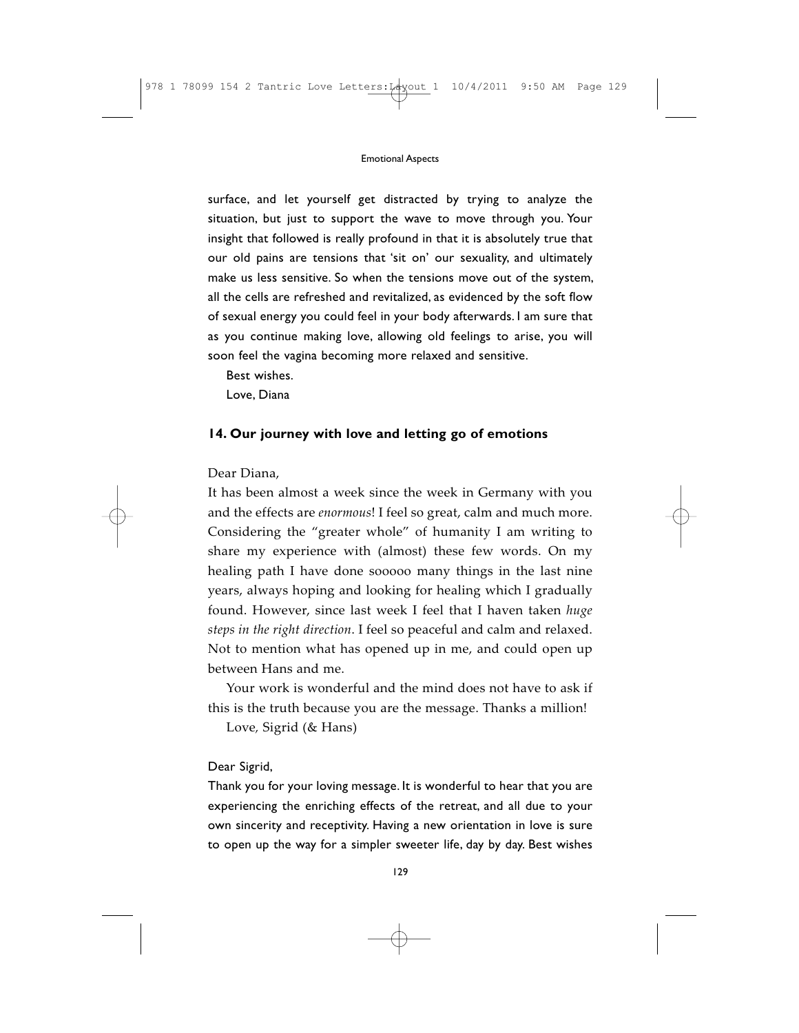surface, and let yourself get distracted by trying to analyze the situation, but just to support the wave to move through you. Your insight that followed is really profound in that it is absolutely true that our old pains are tensions that 'sit on' our sexuality, and ultimately make us less sensitive. So when the tensions move out of the system, all the cells are refreshed and revitalized, as evidenced by the soft flow of sexual energy you could feel in your body afterwards. I am sure that as you continue making love, allowing old feelings to arise, you will soon feel the vagina becoming more relaxed and sensitive.

Best wishes.

Love, Diana

## 14. Our journey with love and letting go of emotions

Dear Diana,

It has been almost a week since the week in Germany with you and the effects are *enormous*! I feel so great, calm and much more. Considering the "greater whole" of humanity I am writing to share my experience with (almost) these few words. On my healing path I have done sooooo many things in the last nine years, always hoping and looking for healing which I gradually found. However, since last week I feel that I haven taken *huge steps in the right direction*. I feel so peaceful and calm and relaxed. Not to mention what has opened up in me, and could open up between Hans and me.

Your work is wonderful and the mind does not have to ask if this is the truth because you are the message. Thanks a million!

Love, Sigrid (& Hans)

Dear Sigrid,

Thank you for your loving message. It is wonderful to hear that you are experiencing the enriching effects of the retreat, and all due to your own sincerity and receptivity. Having a new orientation in love is sure to open up the way for a simpler sweeter life, day by day. Best wishes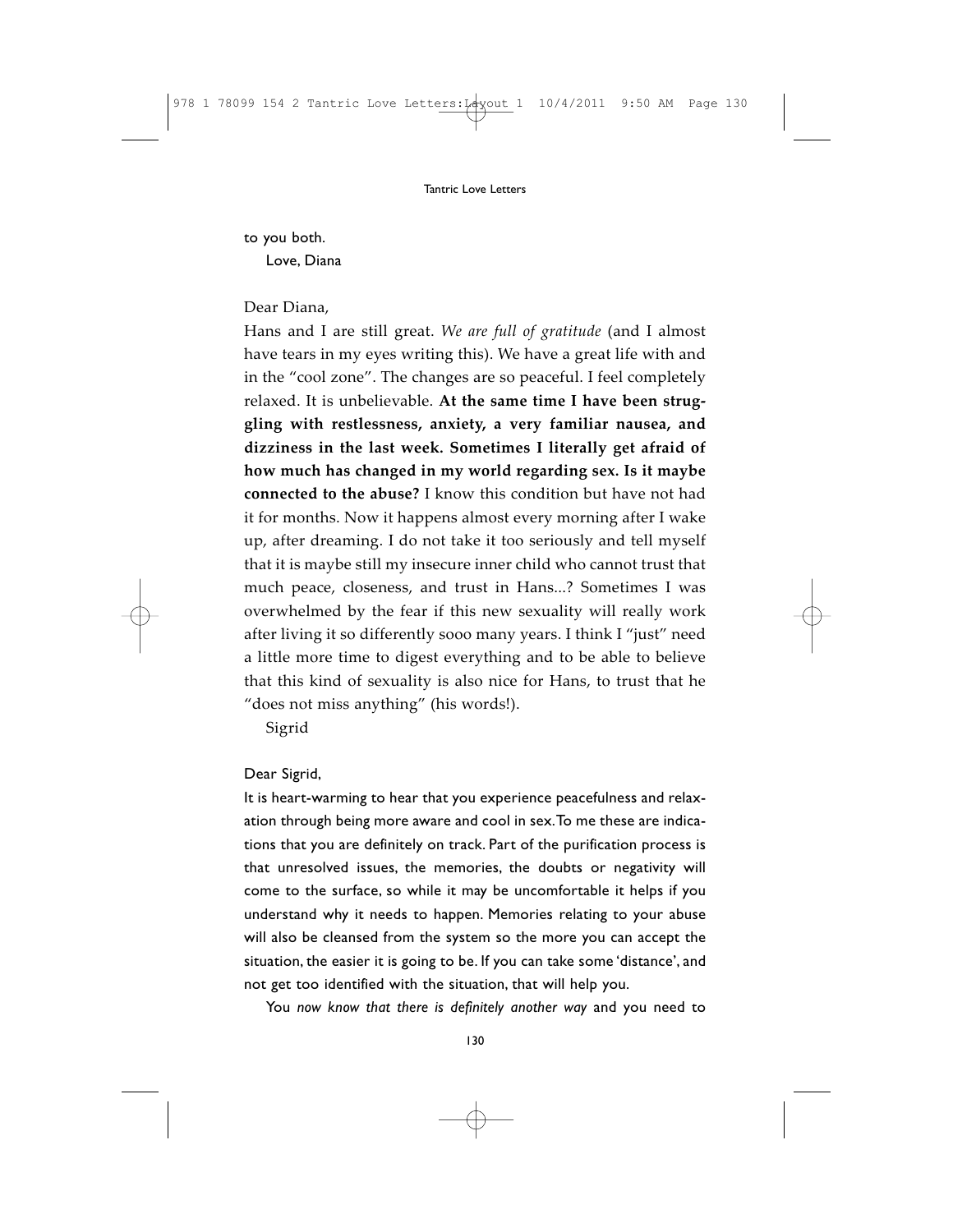to you both.

Love, Diana

Dear Diana,

Hans and I are still great. *We are full of gratitude* (and I almost have tears in my eyes writing this). We have a great life with and in the "cool zone". The changes are so peaceful. I feel completely relaxed. It is unbelievable. **At the same time I have been struggling with restlessness, anxiety, a very familiar nausea, and dizziness in the last week. Sometimes I literally get afraid of how much has changed in my world regarding sex. Is it maybe connected to the abuse?** I know this condition but have not had it for months. Now it happens almost every morning after I wake up, after dreaming. I do not take it too seriously and tell myself that it is maybe still my insecure inner child who cannot trust that much peace, closeness, and trust in Hans...? Sometimes I was overwhelmed by the fear if this new sexuality will really work after living it so differently sooo many years. I think I "just" need a little more time to digest everything and to be able to believe that this kind of sexuality is also nice for Hans, to trust that he "does not miss anything" (his words!).

Sigrid

Dear Sigrid,

It is heart-warming to hear that you experience peacefulness and relaxation through being more aware and cool in sex. To me these are indications that you are definitely on track. Part of the purification process is that unresolved issues, the memories, the doubts or negativity will come to the surface, so while it may be uncomfortable it helps if you understand why it needs to happen. Memories relating to your abuse will also be cleansed from the system so the more you can accept the situation, the easier it is going to be. If you can take some 'distance', and not get too identified with the situation, that will help you.

You *now know that there is definitely another way* and you need to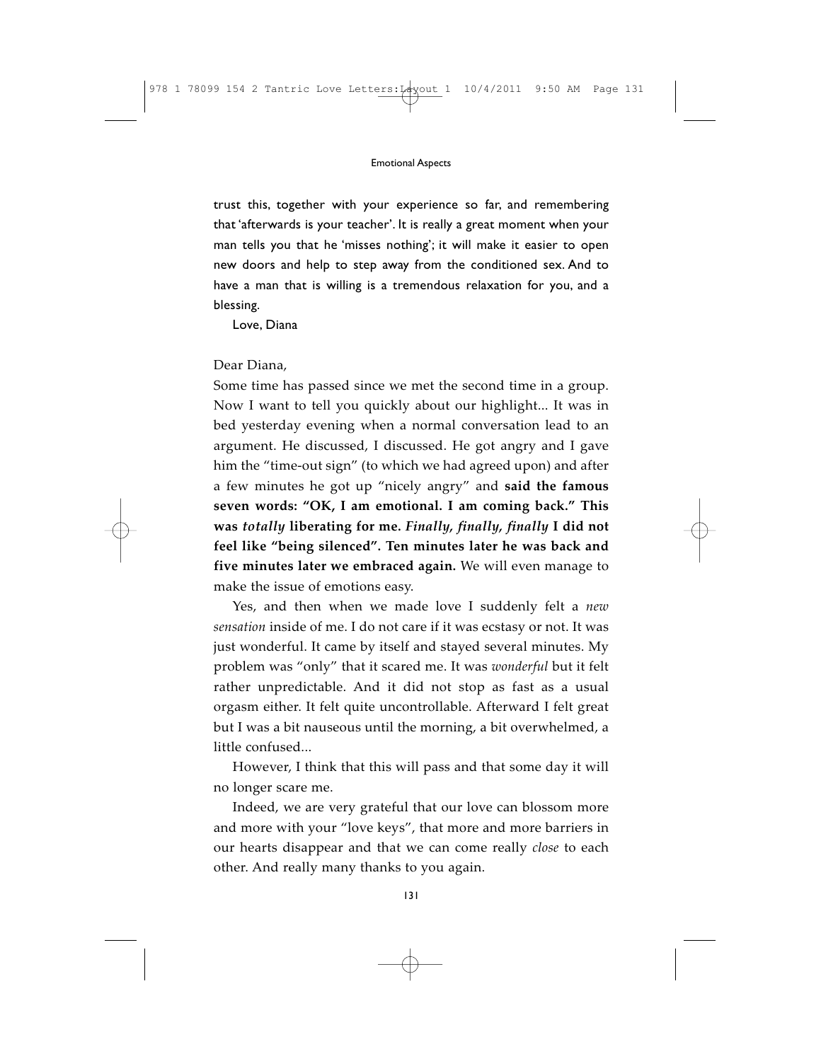trust this, together with your experience so far, and remembering that 'afterwards is your teacher'. It is really a great moment when your man tells you that he 'misses nothing'; it will make it easier to open new doors and help to step away from the conditioned sex. And to have a man that is willing is a tremendous relaxation for you, and a blessing.

Love, Diana

Dear Diana,

Some time has passed since we met the second time in a group. Now I want to tell you quickly about our highlight... It was in bed yesterday evening when a normal conversation lead to an argument. He discussed, I discussed. He got angry and I gave him the "time-out sign" (to which we had agreed upon) and after a few minutes he got up "nicely angry" and **said the famous seven words: "OK, I am emotional. I am coming back." This was *totally* liberating for me. *Finally, finally, finally* I did not feel like "being silenced". Ten minutes later he was back and five minutes later we embraced again.** We will even manage to make the issue of emotions easy.

Yes, and then when we made love I suddenly felt a *new sensation* inside of me. I do not care if it was ecstasy or not. It was just wonderful. It came by itself and stayed several minutes. My problem was "only" that it scared me. It was *wonderful* but it felt rather unpredictable. And it did not stop as fast as a usual orgasm either. It felt quite uncontrollable. Afterward I felt great but I was a bit nauseous until the morning, a bit overwhelmed, a little confused...

However, I think that this will pass and that some day it will no longer scare me.

Indeed, we are very grateful that our love can blossom more and more with your "love keys", that more and more barriers in our hearts disappear and that we can come really *close* to each other. And really many thanks to you again.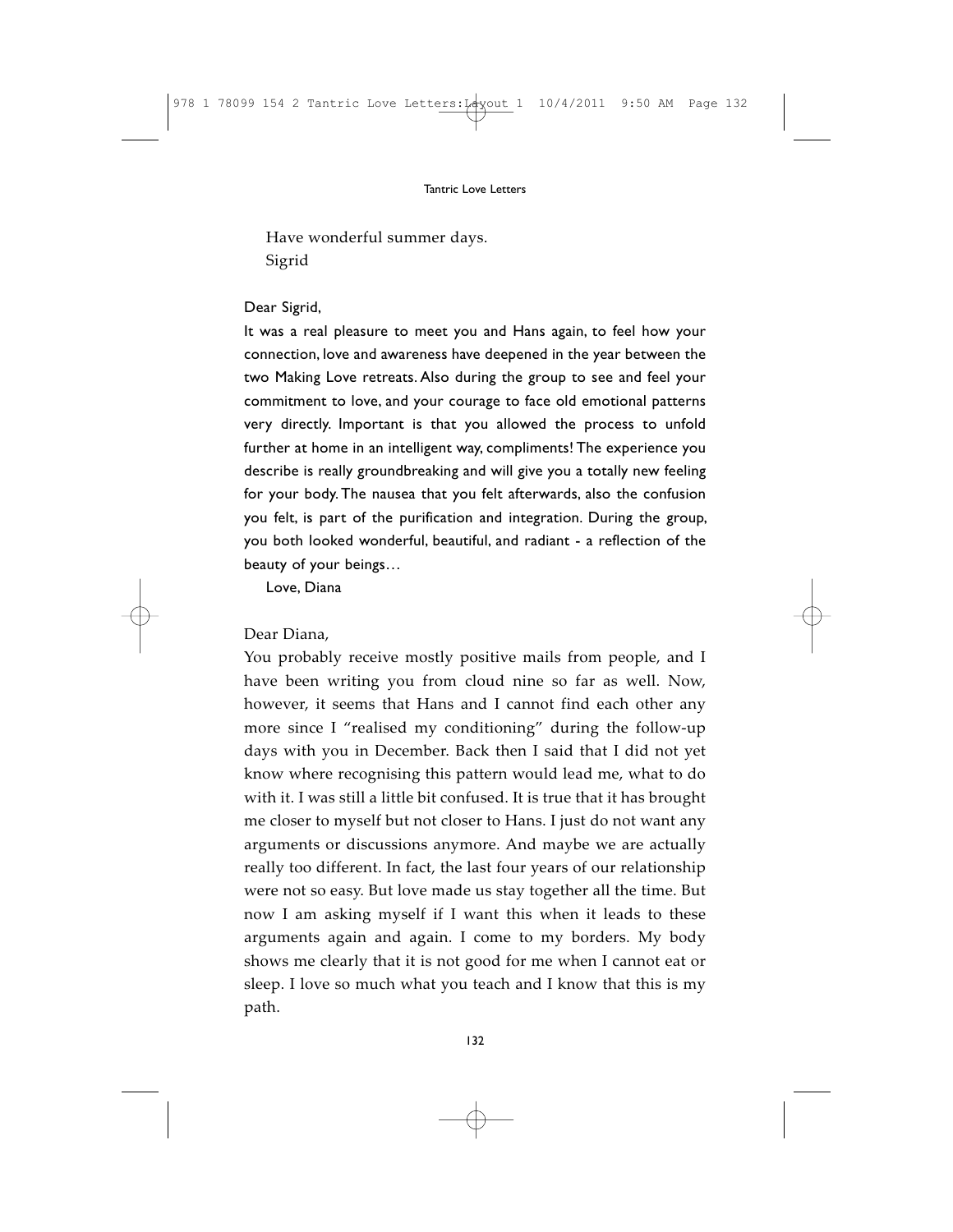Have wonderful summer days.
Sigrid

Dear Sigrid,

It was a real pleasure to meet you and Hans again, to feel how your connection, love and awareness have deepened in the year between the two Making Love retreats. Also during the group to see and feel your commitment to love, and your courage to face old emotional patterns very directly. Important is that you allowed the process to unfold further at home in an intelligent way, compliments! The experience you describe is really groundbreaking and will give you a totally new feeling for your body. The nausea that you felt afterwards, also the confusion you felt, is part of the purification and integration. During the group, you both looked wonderful, beautiful, and radiant - a reflection of the beauty of your beings…

Love, Diana

Dear Diana,

You probably receive mostly positive mails from people, and I have been writing you from cloud nine so far as well. Now, however, it seems that Hans and I cannot find each other any more since I "realised my conditioning" during the follow-up days with you in December. Back then I said that I did not yet know where recognising this pattern would lead me, what to do with it. I was still a little bit confused. It is true that it has brought me closer to myself but not closer to Hans. I just do not want any arguments or discussions anymore. And maybe we are actually really too different. In fact, the last four years of our relationship were not so easy. But love made us stay together all the time. But now I am asking myself if I want this when it leads to these arguments again and again. I come to my borders. My body shows me clearly that it is not good for me when I cannot eat or sleep. I love so much what you teach and I know that this is my path.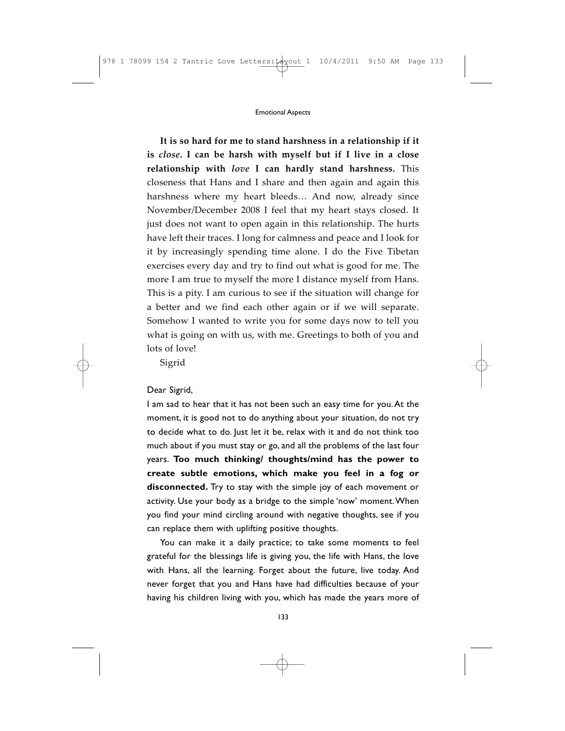**It is so hard for me to stand harshness in a relationship if it is *close*. I can be harsh with myself but if I live in a close relationship with *love* I can hardly stand harshness.** This closeness that Hans and I share and then again and again this harshness where my heart bleeds… And now, already since November/December 2008 I feel that my heart stays closed. It just does not want to open again in this relationship. The hurts have left their traces. I long for calmness and peace and I look for it by increasingly spending time alone. I do the Five Tibetan exercises every day and try to find out what is good for me. The more I am true to myself the more I distance myself from Hans. This is a pity. I am curious to see if the situation will change for a better and we find each other again or if we will separate. Somehow I wanted to write you for some days now to tell you what is going on with us, with me. Greetings to both of you and lots of love!

Sigrid

Dear Sigrid,

I am sad to hear that it has not been such an easy time for you. At the moment, it is good not to do anything about your situation, do not try to decide what to do. Just let it be, relax with it and do not think too much about if you must stay or go, and all the problems of the last four years. **Too much thinking/ thoughts/mind has the power to create subtle emotions, which make you feel in a fog or disconnected.** Try to stay with the simple joy of each movement or activity. Use your body as a bridge to the simple 'now' moment. When you find your mind circling around with negative thoughts, see if you can replace them with uplifting positive thoughts.

You can make it a daily practice; to take some moments to feel grateful for the blessings life is giving you, the life with Hans, the love with Hans, all the learning. Forget about the future, live today. And never forget that you and Hans have had difficulties because of your having his children living with you, which has made the years more of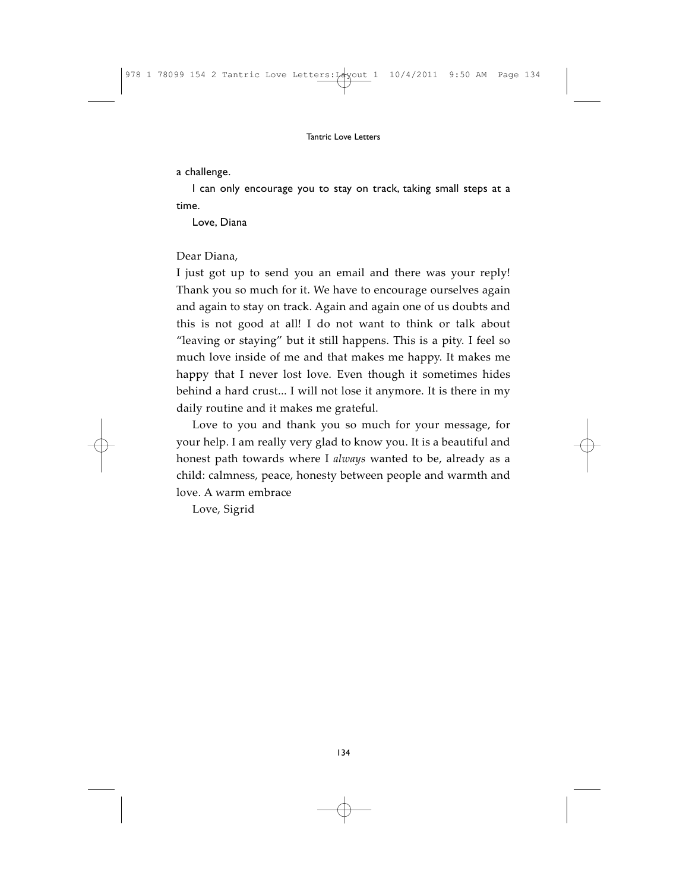a challenge.

I can only encourage you to stay on track, taking small steps at a time.

Love, Diana

Dear Diana,

I just got up to send you an email and there was your reply! Thank you so much for it. We have to encourage ourselves again and again to stay on track. Again and again one of us doubts and this is not good at all! I do not want to think or talk about "leaving or staying" but it still happens. This is a pity. I feel so much love inside of me and that makes me happy. It makes me happy that I never lost love. Even though it sometimes hides behind a hard crust... I will not lose it anymore. It is there in my daily routine and it makes me grateful.

Love to you and thank you so much for your message, for your help. I am really very glad to know you. It is a beautiful and honest path towards where I *always* wanted to be, already as a child: calmness, peace, honesty between people and warmth and love. A warm embrace

Love, Sigrid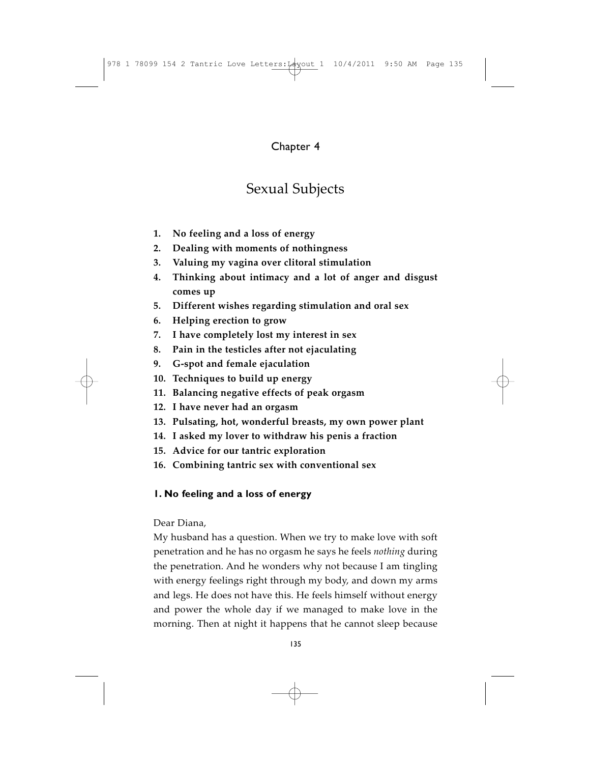# Chapter 4

## Sexual Subjects

1. **No feeling and a loss of energy**
2. **Dealing with moments of nothingness**
3. **Valuing my vagina over clitoral stimulation**
4. **Thinking about intimacy and a lot of anger and disgust comes up**
5. **Different wishes regarding stimulation and oral sex**
6. **Helping erection to grow**
7. **I have completely lost my interest in sex**
8. **Pain in the testicles after not ejaculating**
9. **G-spot and female ejaculation**
10. **Techniques to build up energy**
11. **Balancing negative effects of peak orgasm**
12. **I have never had an orgasm**
13. **Pulsating, hot, wonderful breasts, my own power plant**
14. **I asked my lover to withdraw his penis a fraction**
15. **Advice for our tantric exploration**
16. **Combining tantric sex with conventional sex**

### 1. No feeling and a loss of energy

Dear Diana,

My husband has a question. When we try to make love with soft penetration and he has no orgasm he says he feels *nothing* during the penetration. And he wonders why not because I am tingling with energy feelings right through my body, and down my arms and legs. He does not have this. He feels himself without energy and power the whole day if we managed to make love in the morning. Then at night it happens that he cannot sleep because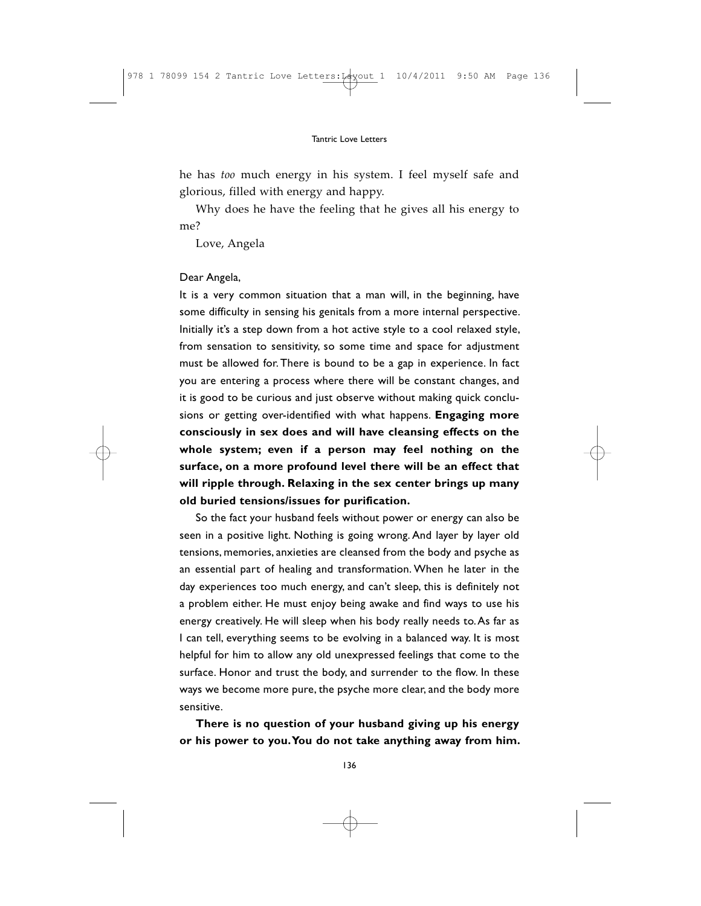he has *too* much energy in his system. I feel myself safe and glorious, filled with energy and happy.

Why does he have the feeling that he gives all his energy to me?

Love, Angela

Dear Angela,

It is a very common situation that a man will, in the beginning, have some difficulty in sensing his genitals from a more internal perspective. Initially it's a step down from a hot active style to a cool relaxed style, from sensation to sensitivity, so some time and space for adjustment must be allowed for. There is bound to be a gap in experience. In fact you are entering a process where there will be constant changes, and it is good to be curious and just observe without making quick conclusions or getting over-identified with what happens. **Engaging more consciously in sex does and will have cleansing effects on the whole system; even if a person may feel nothing on the surface, on a more profound level there will be an effect that will ripple through. Relaxing in the sex center brings up many old buried tensions/issues for purification.**

So the fact your husband feels without power or energy can also be seen in a positive light. Nothing is going wrong. And layer by layer old tensions, memories, anxieties are cleansed from the body and psyche as an essential part of healing and transformation. When he later in the day experiences too much energy, and can't sleep, this is definitely not a problem either. He must enjoy being awake and find ways to use his energy creatively. He will sleep when his body really needs to. As far as I can tell, everything seems to be evolving in a balanced way. It is most helpful for him to allow any old unexpressed feelings that come to the surface. Honor and trust the body, and surrender to the flow. In these ways we become more pure, the psyche more clear, and the body more sensitive.

**There is no question of your husband giving up his energy or his power to you. You do not take anything away from him.**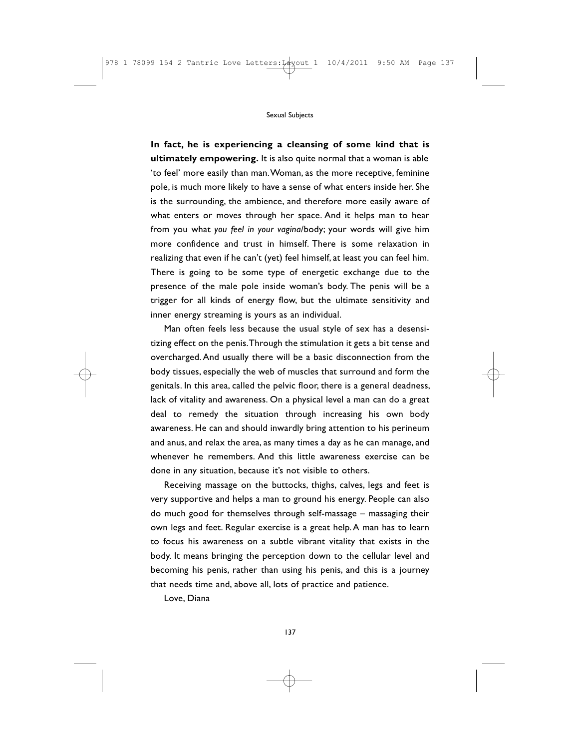**In fact, he is experiencing a cleansing of some kind that is ultimately empowering.** It is also quite normal that a woman is able 'to feel' more easily than man. Woman, as the more receptive, feminine pole, is much more likely to have a sense of what enters inside her. She is the surrounding, the ambience, and therefore more easily aware of what enters or moves through her space. And it helps man to hear from you what *you feel in your vagina*/body; your words will give him more confidence and trust in himself. There is some relaxation in realizing that even if he can't (yet) feel himself, at least you can feel him. There is going to be some type of energetic exchange due to the presence of the male pole inside woman's body. The penis will be a trigger for all kinds of energy flow, but the ultimate sensitivity and inner energy streaming is yours as an individual.

Man often feels less because the usual style of sex has a desensitizing effect on the penis. Through the stimulation it gets a bit tense and overcharged. And usually there will be a basic disconnection from the body tissues, especially the web of muscles that surround and form the genitals. In this area, called the pelvic floor, there is a general deadness, lack of vitality and awareness. On a physical level a man can do a great deal to remedy the situation through increasing his own body awareness. He can and should inwardly bring attention to his perineum and anus, and relax the area, as many times a day as he can manage, and whenever he remembers. And this little awareness exercise can be done in any situation, because it's not visible to others.

Receiving massage on the buttocks, thighs, calves, legs and feet is very supportive and helps a man to ground his energy. People can also do much good for themselves through self-massage – massaging their own legs and feet. Regular exercise is a great help. A man has to learn to focus his awareness on a subtle vibrant vitality that exists in the body. It means bringing the perception down to the cellular level and becoming his penis, rather than using his penis, and this is a journey that needs time and, above all, lots of practice and patience.

Love, Diana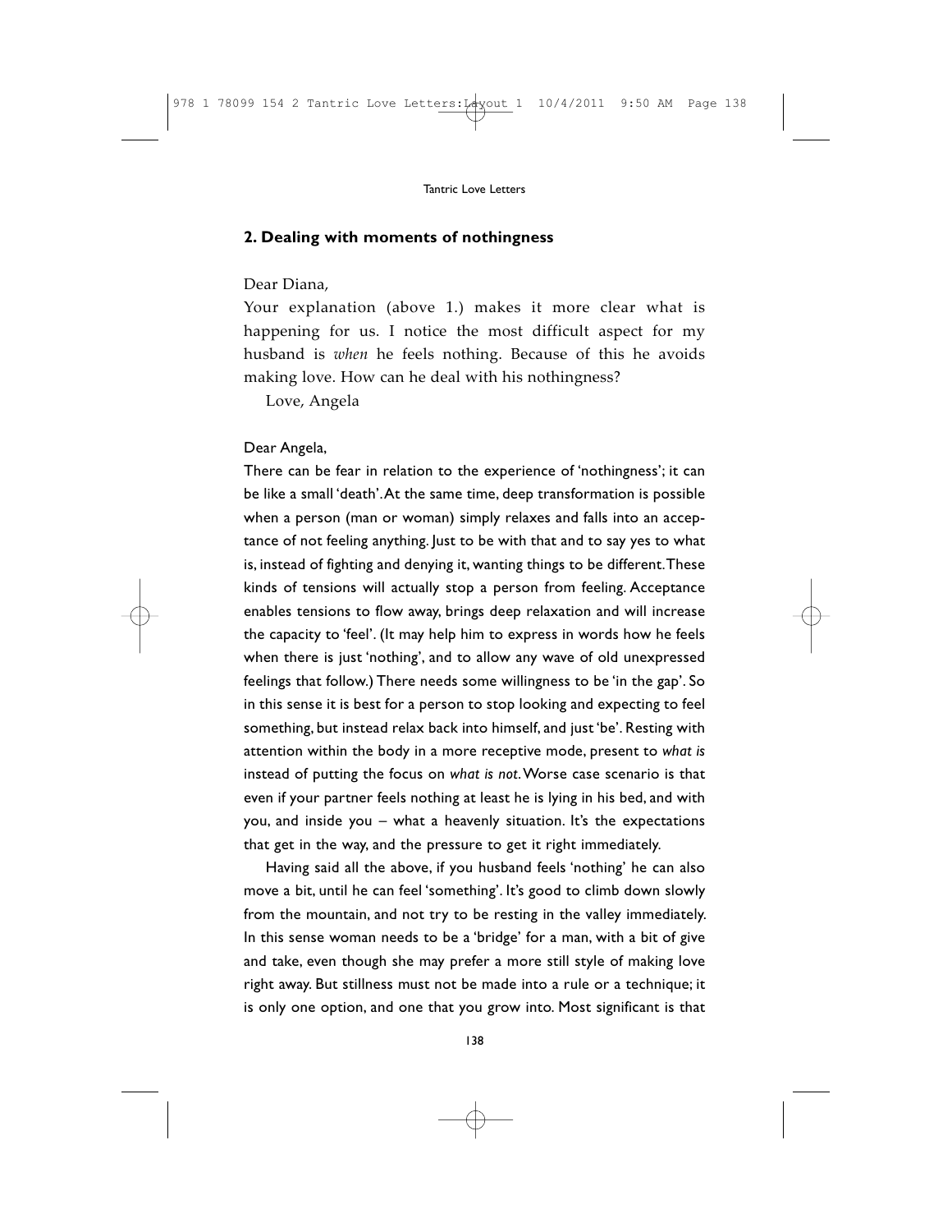## 2. Dealing with moments of nothingness

Dear Diana,

Your explanation (above 1.) makes it more clear what is happening for us. I notice the most difficult aspect for my husband is *when* he feels nothing. Because of this he avoids making love. How can he deal with his nothingness?

Love, Angela

Dear Angela,

There can be fear in relation to the experience of 'nothingness'; it can be like a small 'death'. At the same time, deep transformation is possible when a person (man or woman) simply relaxes and falls into an acceptance of not feeling anything. Just to be with that and to say yes to what is, instead of fighting and denying it, wanting things to be different. These kinds of tensions will actually stop a person from feeling. Acceptance enables tensions to flow away, brings deep relaxation and will increase the capacity to 'feel'. (It may help him to express in words how he feels when there is just 'nothing', and to allow any wave of old unexpressed feelings that follow.) There needs some willingness to be 'in the gap'. So in this sense it is best for a person to stop looking and expecting to feel something, but instead relax back into himself, and just 'be'. Resting with attention within the body in a more receptive mode, present to *what is* instead of putting the focus on *what is not*. Worse case scenario is that even if your partner feels nothing at least he is lying in his bed, and with you, and inside you – what a heavenly situation. It's the expectations that get in the way, and the pressure to get it right immediately.

Having said all the above, if you husband feels 'nothing' he can also move a bit, until he can feel 'something'. It's good to climb down slowly from the mountain, and not try to be resting in the valley immediately. In this sense woman needs to be a 'bridge' for a man, with a bit of give and take, even though she may prefer a more still style of making love right away. But stillness must not be made into a rule or a technique; it is only one option, and one that you grow into. Most significant is that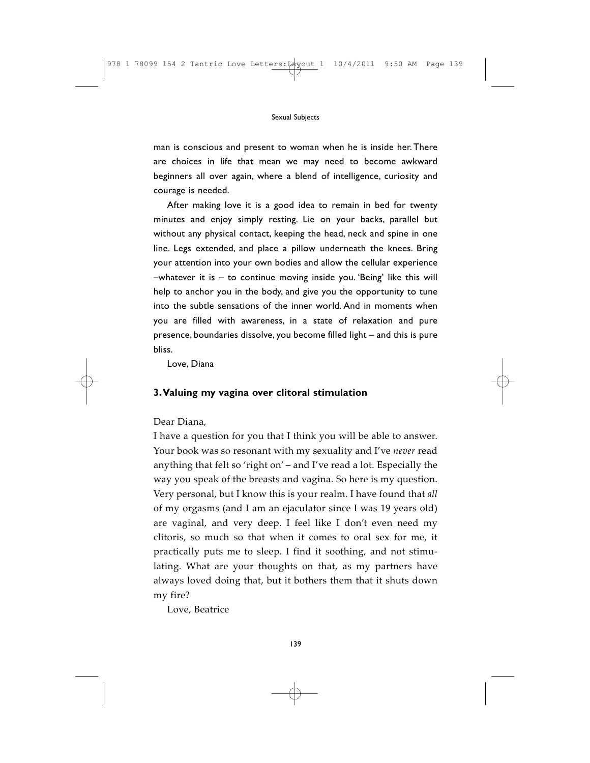man is conscious and present to woman when he is inside her. There are choices in life that mean we may need to become awkward beginners all over again, where a blend of intelligence, curiosity and courage is needed.

After making love it is a good idea to remain in bed for twenty minutes and enjoy simply resting. Lie on your backs, parallel but without any physical contact, keeping the head, neck and spine in one line. Legs extended, and place a pillow underneath the knees. Bring your attention into your own bodies and allow the cellular experience –whatever it is – to continue moving inside you. 'Being' like this will help to anchor you in the body, and give you the opportunity to tune into the subtle sensations of the inner world. And in moments when you are filled with awareness, in a state of relaxation and pure presence, boundaries dissolve, you become filled light – and this is pure bliss.

Love, Diana

### 3. Valuing my vagina over clitoral stimulation

Dear Diana,

I have a question for you that I think you will be able to answer. Your book was so resonant with my sexuality and I've *never* read anything that felt so 'right on' – and I've read a lot. Especially the way you speak of the breasts and vagina. So here is my question. Very personal, but I know this is your realm. I have found that *all* of my orgasms (and I am an ejaculator since I was 19 years old) are vaginal, and very deep. I feel like I don't even need my clitoris, so much so that when it comes to oral sex for me, it practically puts me to sleep. I find it soothing, and not stimulating. What are your thoughts on that, as my partners have always loved doing that, but it bothers them that it shuts down my fire?

Love, Beatrice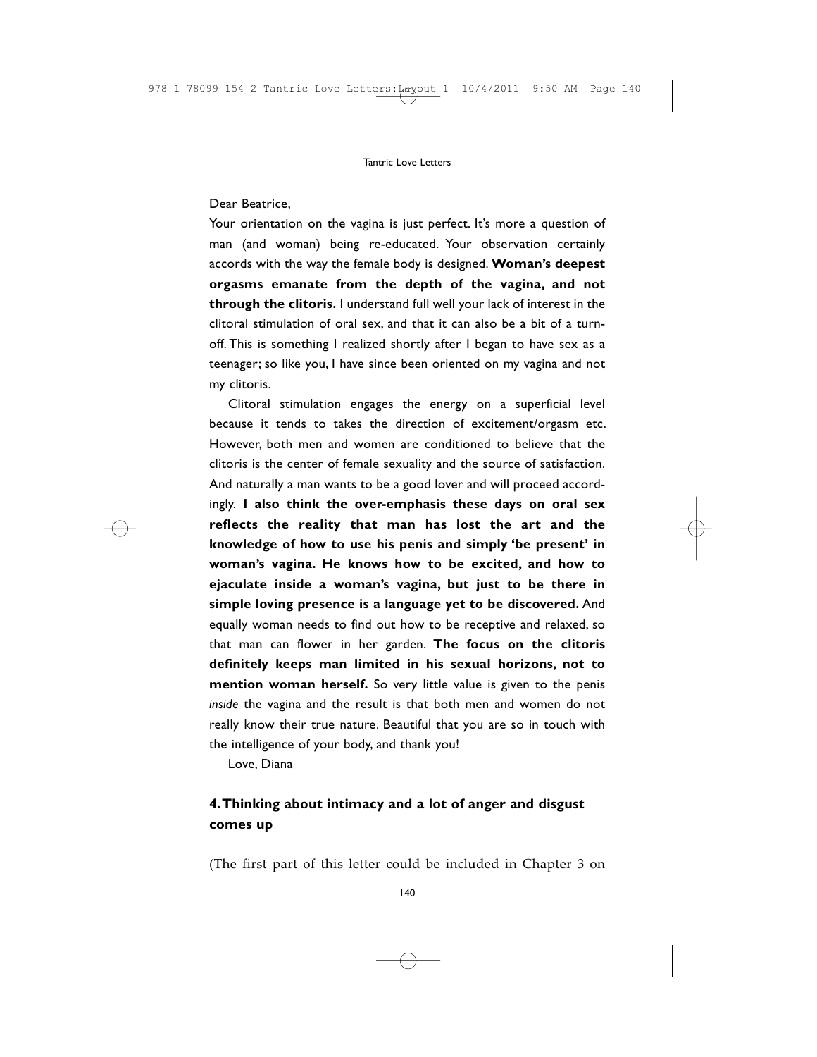Dear Beatrice,

Your orientation on the vagina is just perfect. It's more a question of man (and woman) being re-educated. Your observation certainly accords with the way the female body is designed. **Woman's deepest orgasms emanate from the depth of the vagina, and not through the clitoris.** I understand full well your lack of interest in the clitoral stimulation of oral sex, and that it can also be a bit of a turn-off. This is something I realized shortly after I began to have sex as a teenager; so like you, I have since been oriented on my vagina and not my clitoris.

Clitoral stimulation engages the energy on a superficial level because it tends to takes the direction of excitement/orgasm etc. However, both men and women are conditioned to believe that the clitoris is the center of female sexuality and the source of satisfaction. And naturally a man wants to be a good lover and will proceed accordingly. **I also think the over-emphasis these days on oral sex reflects the reality that man has lost the art and the knowledge of how to use his penis and simply 'be present' in woman's vagina. He knows how to be excited, and how to ejaculate inside a woman's vagina, but just to be there in simple loving presence is a language yet to be discovered.** And equally woman needs to find out how to be receptive and relaxed, so that man can flower in her garden. **The focus on the clitoris definitely keeps man limited in his sexual horizons, not to mention woman herself.** So very little value is given to the penis *inside* the vagina and the result is that both men and women do not really know their true nature. Beautiful that you are so in touch with the intelligence of your body, and thank you!

Love, Diana

## 4. Thinking about intimacy and a lot of anger and disgust comes up

(The first part of this letter could be included in Chapter 3 on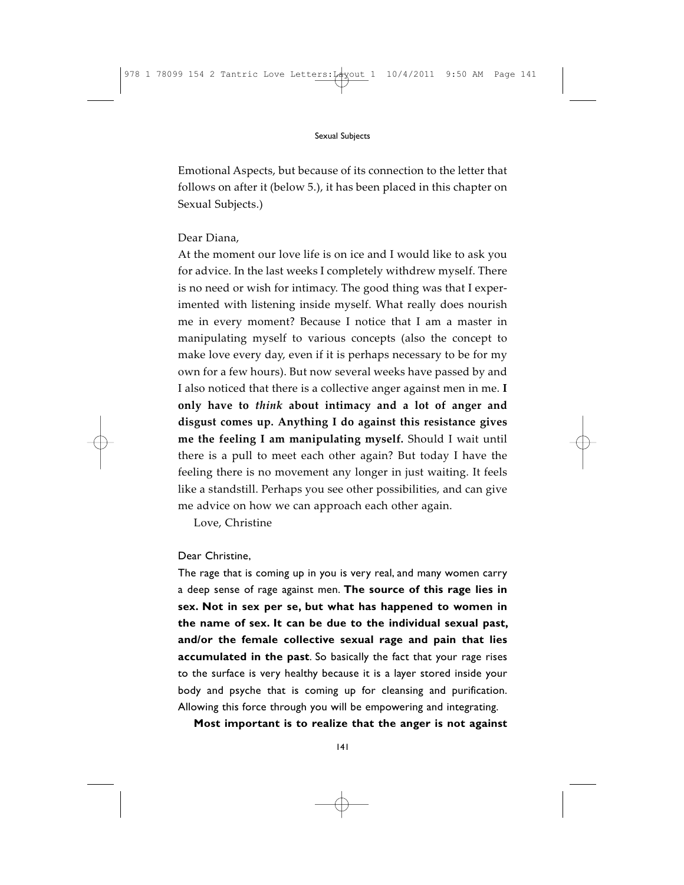Emotional Aspects, but because of its connection to the letter that follows on after it (below 5.), it has been placed in this chapter on Sexual Subjects.)

Dear Diana,

At the moment our love life is on ice and I would like to ask you for advice. In the last weeks I completely withdrew myself. There is no need or wish for intimacy. The good thing was that I experimented with listening inside myself. What really does nourish me in every moment? Because I notice that I am a master in manipulating myself to various concepts (also the concept to make love every day, even if it is perhaps necessary to be for my own for a few hours). But now several weeks have passed by and I also noticed that there is a collective anger against men in me. **I only have to *think* about intimacy and a lot of anger and disgust comes up. Anything I do against this resistance gives me the feeling I am manipulating myself.** Should I wait until there is a pull to meet each other again? But today I have the feeling there is no movement any longer in just waiting. It feels like a standstill. Perhaps you see other possibilities, and can give me advice on how we can approach each other again.

Love, Christine

Dear Christine,

The rage that is coming up in you is very real, and many women carry a deep sense of rage against men. **The source of this rage lies in sex. Not in sex per se, but what has happened to women in the name of sex. It can be due to the individual sexual past, and/or the female collective sexual rage and pain that lies accumulated in the past**. So basically the fact that your rage rises to the surface is very healthy because it is a layer stored inside your body and psyche that is coming up for cleansing and purification. Allowing this force through you will be empowering and integrating.

**Most important is to realize that the anger is not against**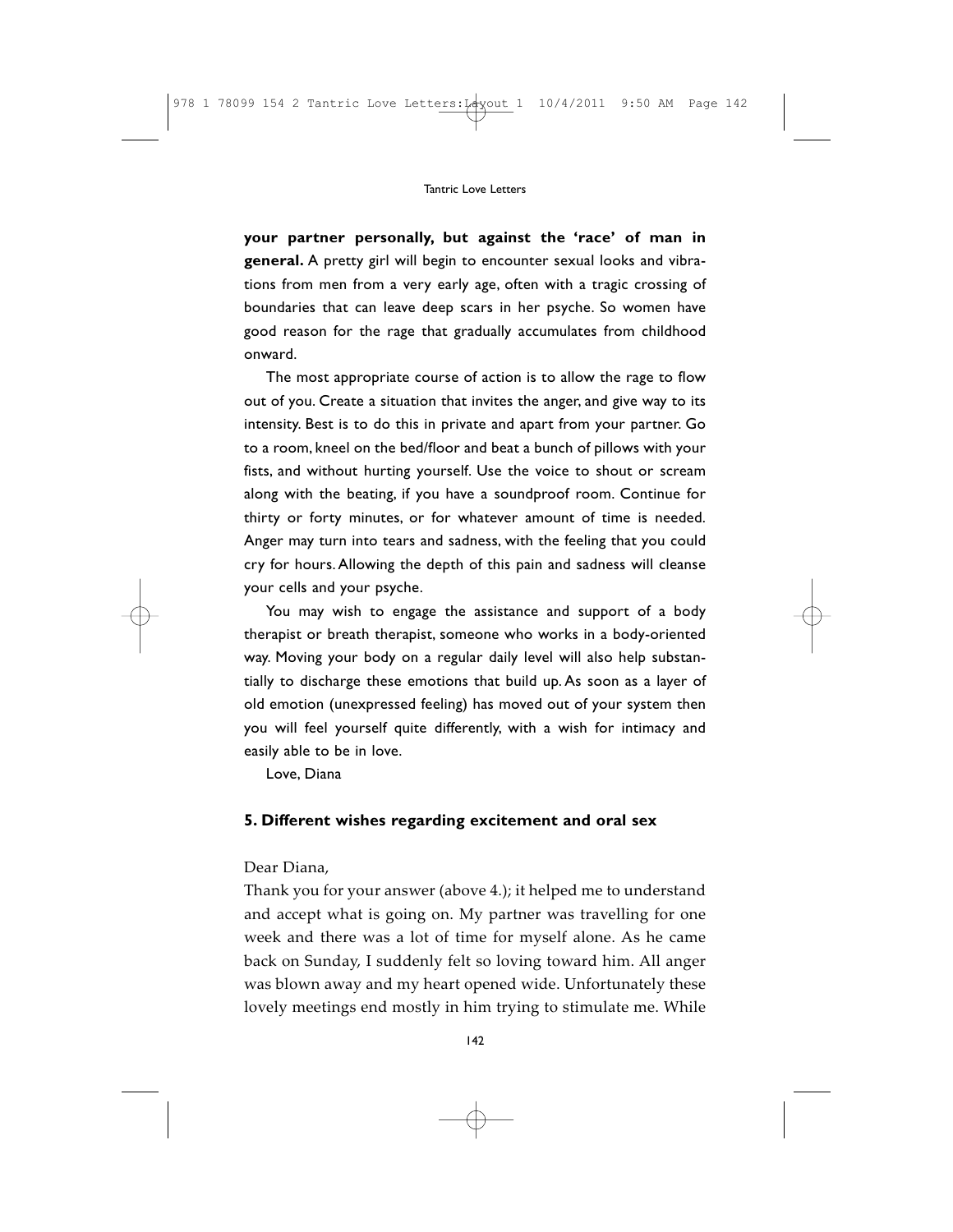**your partner personally, but against the 'race' of man in general.** A pretty girl will begin to encounter sexual looks and vibrations from men from a very early age, often with a tragic crossing of boundaries that can leave deep scars in her psyche. So women have good reason for the rage that gradually accumulates from childhood onward.

The most appropriate course of action is to allow the rage to flow out of you. Create a situation that invites the anger, and give way to its intensity. Best is to do this in private and apart from your partner. Go to a room, kneel on the bed/floor and beat a bunch of pillows with your fists, and without hurting yourself. Use the voice to shout or scream along with the beating, if you have a soundproof room. Continue for thirty or forty minutes, or for whatever amount of time is needed. Anger may turn into tears and sadness, with the feeling that you could cry for hours. Allowing the depth of this pain and sadness will cleanse your cells and your psyche.

You may wish to engage the assistance and support of a body therapist or breath therapist, someone who works in a body-oriented way. Moving your body on a regular daily level will also help substantially to discharge these emotions that build up. As soon as a layer of old emotion (unexpressed feeling) has moved out of your system then you will feel yourself quite differently, with a wish for intimacy and easily able to be in love.

Love, Diana

## 5. Different wishes regarding excitement and oral sex

Dear Diana,

Thank you for your answer (above 4.); it helped me to understand and accept what is going on. My partner was travelling for one week and there was a lot of time for myself alone. As he came back on Sunday, I suddenly felt so loving toward him. All anger was blown away and my heart opened wide. Unfortunately these lovely meetings end mostly in him trying to stimulate me. While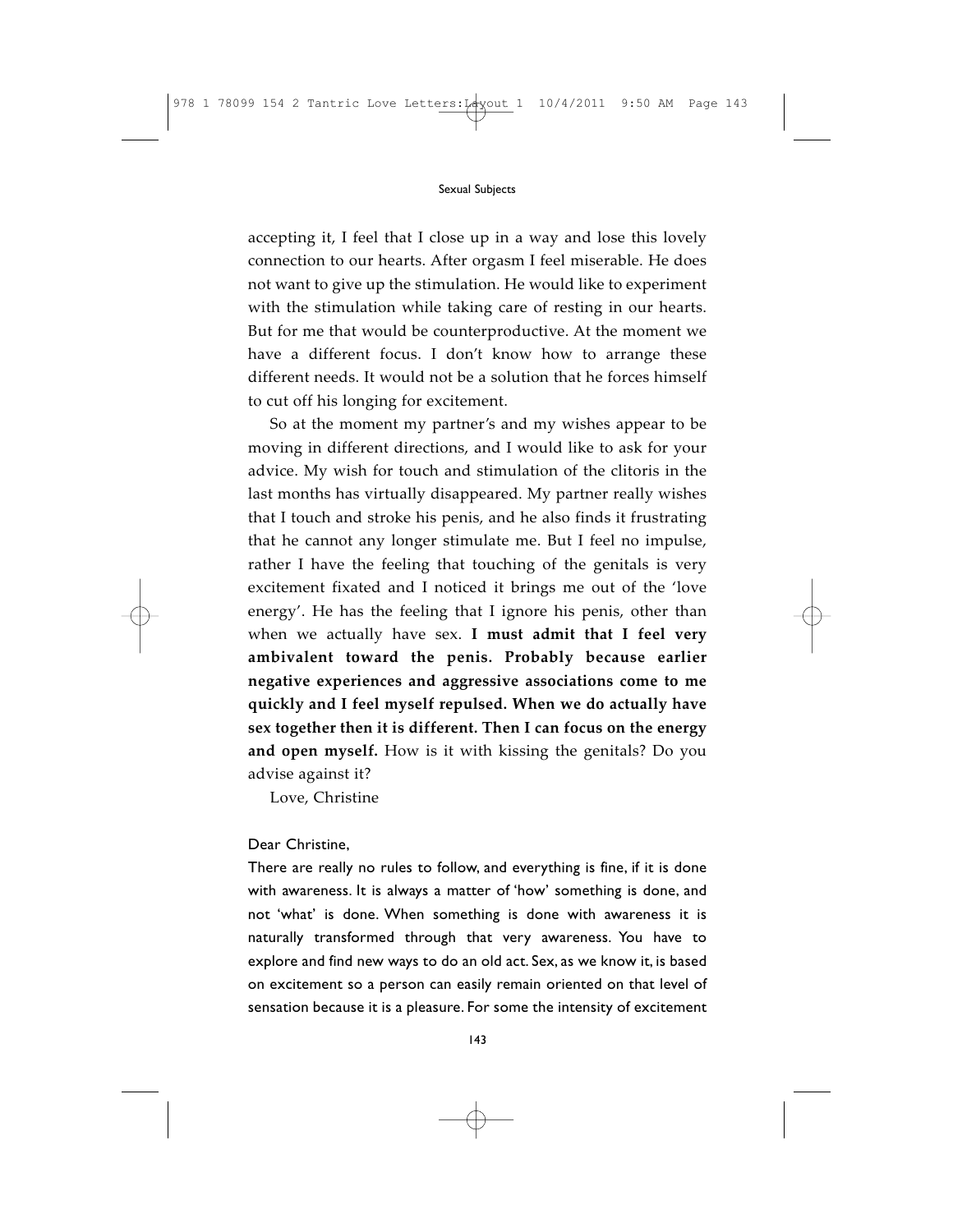accepting it, I feel that I close up in a way and lose this lovely connection to our hearts. After orgasm I feel miserable. He does not want to give up the stimulation. He would like to experiment with the stimulation while taking care of resting in our hearts. But for me that would be counterproductive. At the moment we have a different focus. I don't know how to arrange these different needs. It would not be a solution that he forces himself to cut off his longing for excitement.

So at the moment my partner's and my wishes appear to be moving in different directions, and I would like to ask for your advice. My wish for touch and stimulation of the clitoris in the last months has virtually disappeared. My partner really wishes that I touch and stroke his penis, and he also finds it frustrating that he cannot any longer stimulate me. But I feel no impulse, rather I have the feeling that touching of the genitals is very excitement fixated and I noticed it brings me out of the 'love energy'. He has the feeling that I ignore his penis, other than when we actually have sex. **I must admit that I feel very ambivalent toward the penis. Probably because earlier negative experiences and aggressive associations come to me quickly and I feel myself repulsed. When we do actually have sex together then it is different. Then I can focus on the energy and open myself.** How is it with kissing the genitals? Do you advise against it?

Love, Christine

Dear Christine,

There are really no rules to follow, and everything is fine, if it is done with awareness. It is always a matter of 'how' something is done, and not 'what' is done. When something is done with awareness it is naturally transformed through that very awareness. You have to explore and find new ways to do an old act. Sex, as we know it, is based on excitement so a person can easily remain oriented on that level of sensation because it is a pleasure. For some the intensity of excitement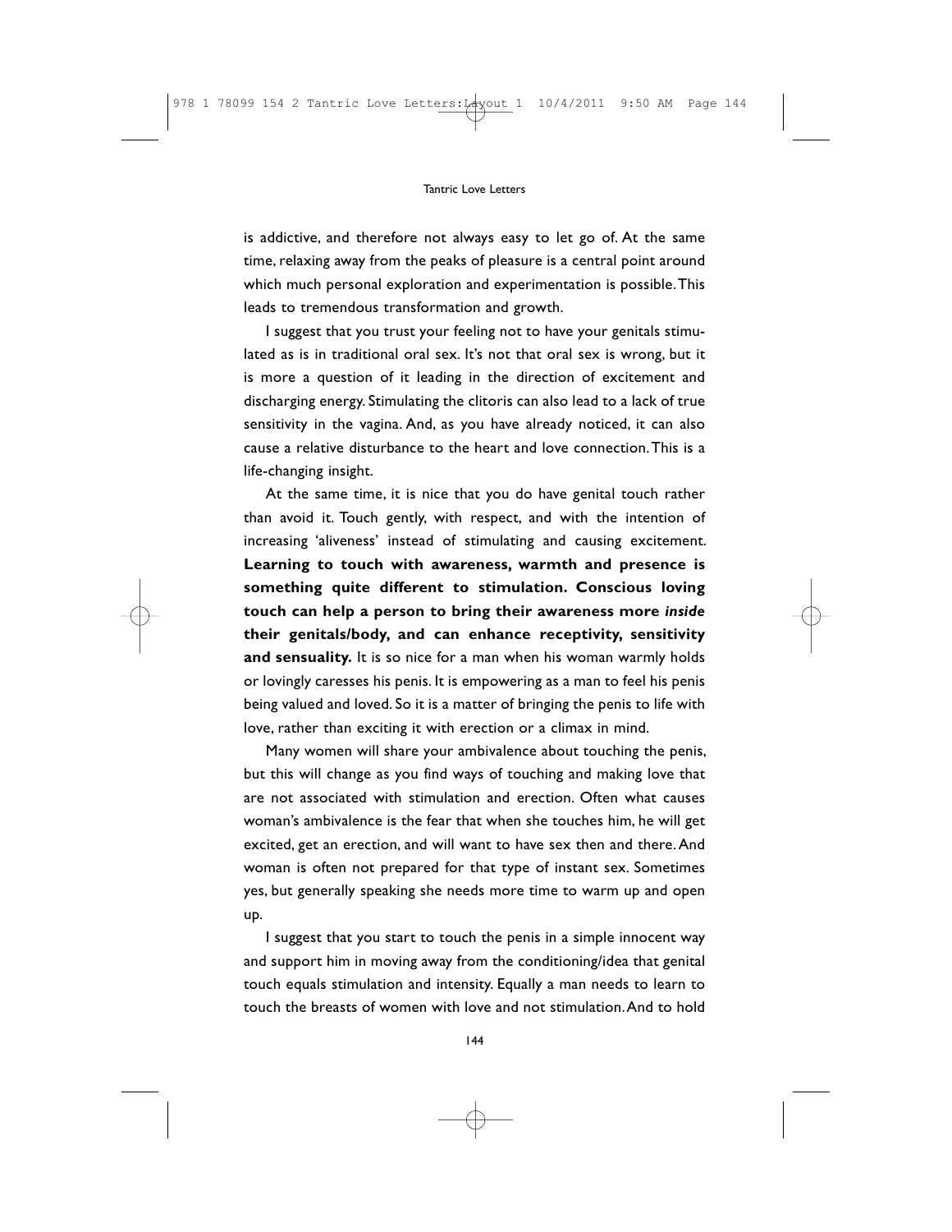is addictive, and therefore not always easy to let go of. At the same time, relaxing away from the peaks of pleasure is a central point around which much personal exploration and experimentation is possible. This leads to tremendous transformation and growth.

I suggest that you trust your feeling not to have your genitals stimulated as is in traditional oral sex. It's not that oral sex is wrong, but it is more a question of it leading in the direction of excitement and discharging energy. Stimulating the clitoris can also lead to a lack of true sensitivity in the vagina. And, as you have already noticed, it can also cause a relative disturbance to the heart and love connection. This is a life-changing insight.

At the same time, it is nice that you do have genital touch rather than avoid it. Touch gently, with respect, and with the intention of increasing 'aliveness' instead of stimulating and causing excitement. **Learning to touch with awareness, warmth and presence is something quite different to stimulation. Conscious loving touch can help a person to bring their awareness more *inside* their genitals/body, and can enhance receptivity, sensitivity and sensuality.** It is so nice for a man when his woman warmly holds or lovingly caresses his penis. It is empowering as a man to feel his penis being valued and loved. So it is a matter of bringing the penis to life with love, rather than exciting it with erection or a climax in mind.

Many women will share your ambivalence about touching the penis, but this will change as you find ways of touching and making love that are not associated with stimulation and erection. Often what causes woman's ambivalence is the fear that when she touches him, he will get excited, get an erection, and will want to have sex then and there. And woman is often not prepared for that type of instant sex. Sometimes yes, but generally speaking she needs more time to warm up and open up.

I suggest that you start to touch the penis in a simple innocent way and support him in moving away from the conditioning/idea that genital touch equals stimulation and intensity. Equally a man needs to learn to touch the breasts of women with love and not stimulation. And to hold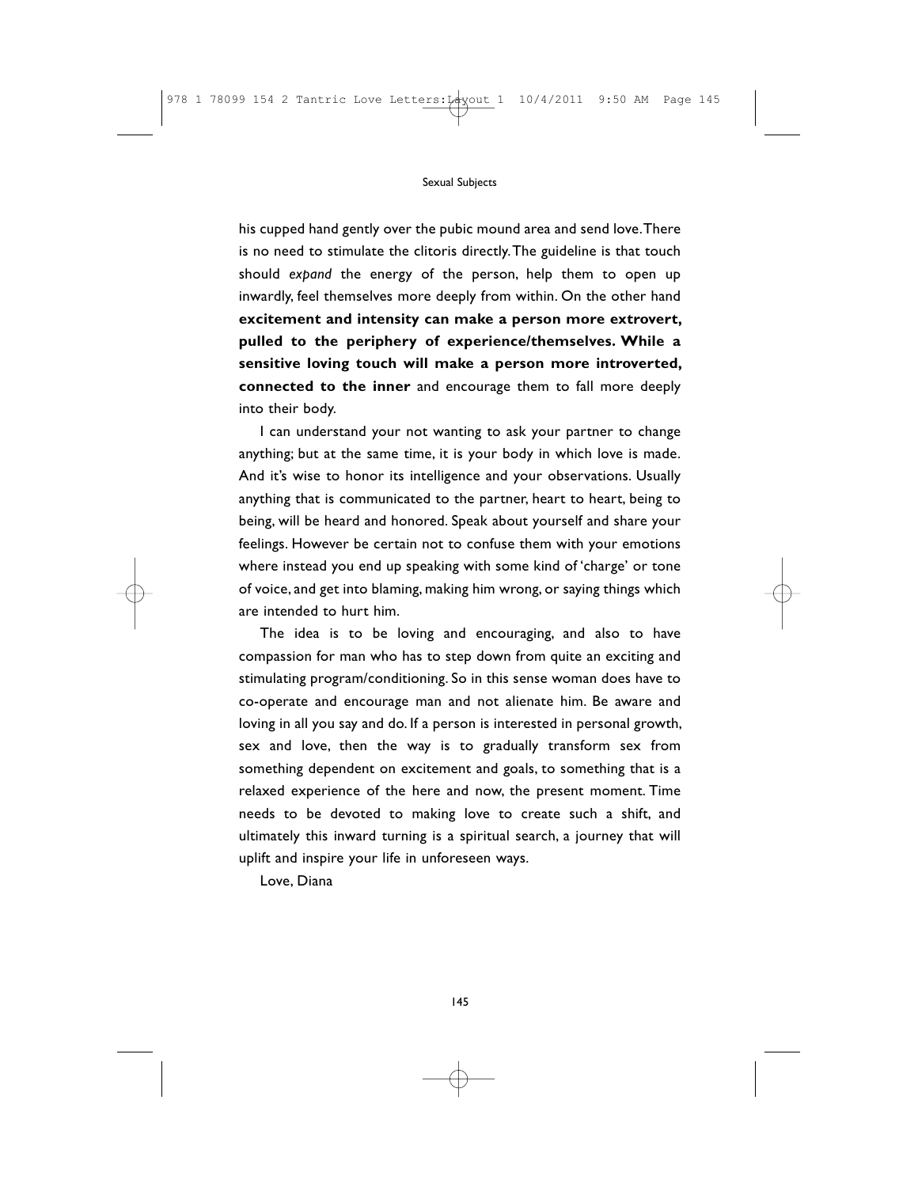his cupped hand gently over the pubic mound area and send love. There is no need to stimulate the clitoris directly. The guideline is that touch should *expand* the energy of the person, help them to open up inwardly, feel themselves more deeply from within. On the other hand **excitement and intensity can make a person more extrovert, pulled to the periphery of experience/themselves. While a sensitive loving touch will make a person more introverted, connected to the inner** and encourage them to fall more deeply into their body.

I can understand your not wanting to ask your partner to change anything; but at the same time, it is your body in which love is made. And it's wise to honor its intelligence and your observations. Usually anything that is communicated to the partner, heart to heart, being to being, will be heard and honored. Speak about yourself and share your feelings. However be certain not to confuse them with your emotions where instead you end up speaking with some kind of 'charge' or tone of voice, and get into blaming, making him wrong, or saying things which are intended to hurt him.

The idea is to be loving and encouraging, and also to have compassion for man who has to step down from quite an exciting and stimulating program/conditioning. So in this sense woman does have to co-operate and encourage man and not alienate him. Be aware and loving in all you say and do. If a person is interested in personal growth, sex and love, then the way is to gradually transform sex from something dependent on excitement and goals, to something that is a relaxed experience of the here and now, the present moment. Time needs to be devoted to making love to create such a shift, and ultimately this inward turning is a spiritual search, a journey that will uplift and inspire your life in unforeseen ways.

Love, Diana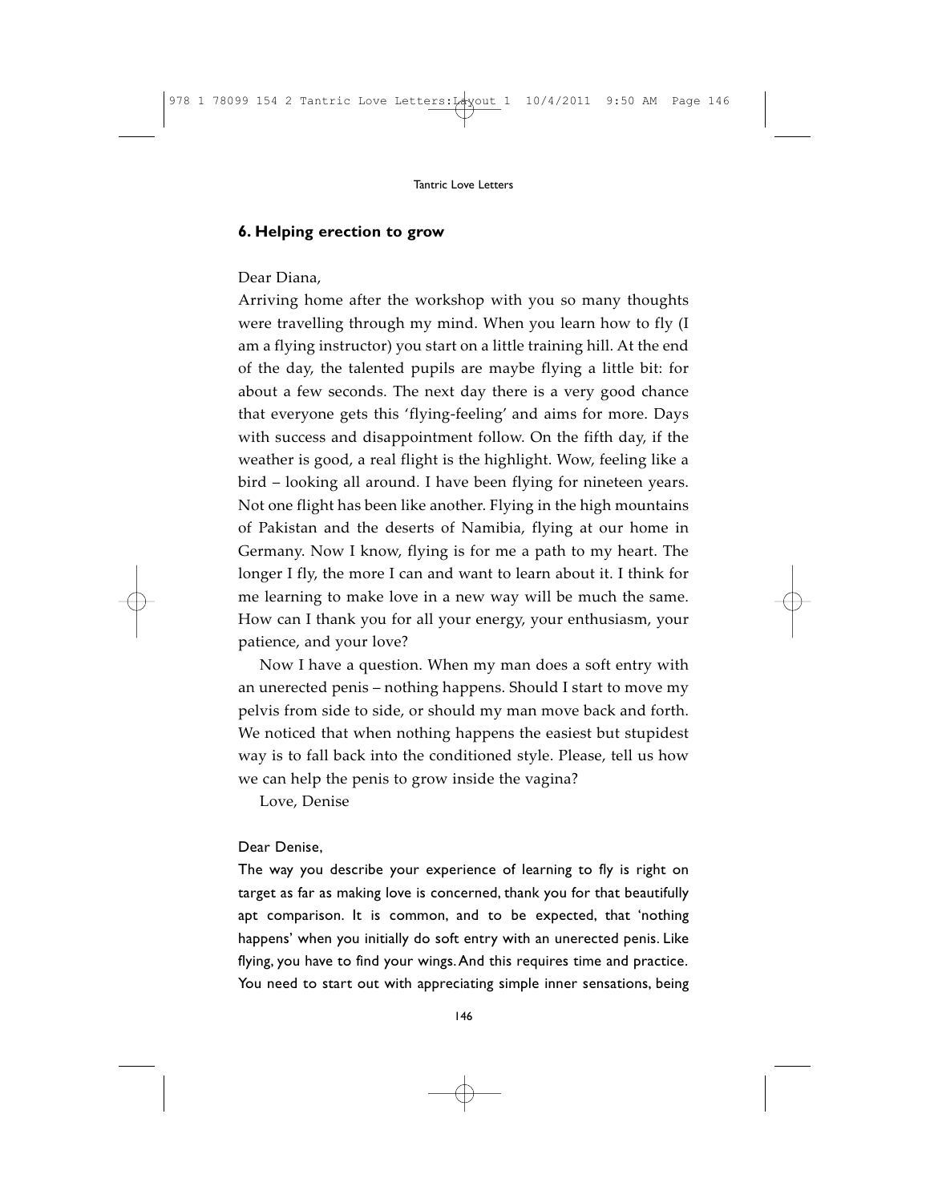### 6. Helping erection to grow

Dear Diana,

Arriving home after the workshop with you so many thoughts were travelling through my mind. When you learn how to fly (I am a flying instructor) you start on a little training hill. At the end of the day, the talented pupils are maybe flying a little bit: for about a few seconds. The next day there is a very good chance that everyone gets this 'flying-feeling' and aims for more. Days with success and disappointment follow. On the fifth day, if the weather is good, a real flight is the highlight. Wow, feeling like a bird – looking all around. I have been flying for nineteen years. Not one flight has been like another. Flying in the high mountains of Pakistan and the deserts of Namibia, flying at our home in Germany. Now I know, flying is for me a path to my heart. The longer I fly, the more I can and want to learn about it. I think for me learning to make love in a new way will be much the same. How can I thank you for all your energy, your enthusiasm, your patience, and your love?

Now I have a question. When my man does a soft entry with an unerected penis – nothing happens. Should I start to move my pelvis from side to side, or should my man move back and forth. We noticed that when nothing happens the easiest but stupidest way is to fall back into the conditioned style. Please, tell us how we can help the penis to grow inside the vagina?

Love, Denise

Dear Denise,

The way you describe your experience of learning to fly is right on target as far as making love is concerned, thank you for that beautifully apt comparison. It is common, and to be expected, that 'nothing happens' when you initially do soft entry with an unerected penis. Like flying, you have to find your wings. And this requires time and practice. You need to start out with appreciating simple inner sensations, being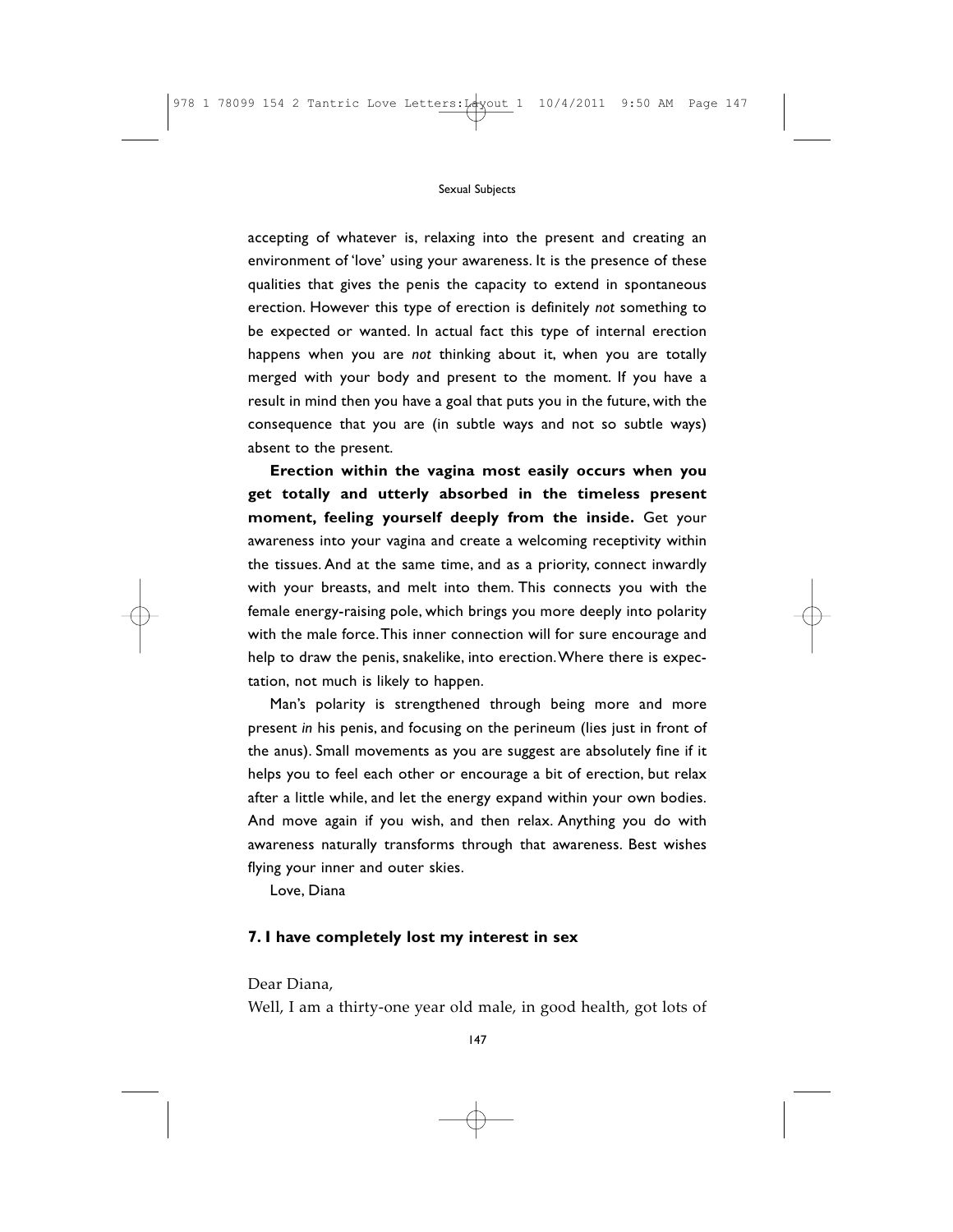accepting of whatever is, relaxing into the present and creating an environment of 'love' using your awareness. It is the presence of these qualities that gives the penis the capacity to extend in spontaneous erection. However this type of erection is definitely *not* something to be expected or wanted. In actual fact this type of internal erection happens when you are *not* thinking about it, when you are totally merged with your body and present to the moment. If you have a result in mind then you have a goal that puts you in the future, with the consequence that you are (in subtle ways and not so subtle ways) absent to the present.

**Erection within the vagina most easily occurs when you get totally and utterly absorbed in the timeless present moment, feeling yourself deeply from the inside.** Get your awareness into your vagina and create a welcoming receptivity within the tissues. And at the same time, and as a priority, connect inwardly with your breasts, and melt into them. This connects you with the female energy-raising pole, which brings you more deeply into polarity with the male force. This inner connection will for sure encourage and help to draw the penis, snakelike, into erection. Where there is expectation, not much is likely to happen.

Man's polarity is strengthened through being more and more present *in* his penis, and focusing on the perineum (lies just in front of the anus). Small movements as you are suggest are absolutely fine if it helps you to feel each other or encourage a bit of erection, but relax after a little while, and let the energy expand within your own bodies. And move again if you wish, and then relax. Anything you do with awareness naturally transforms through that awareness. Best wishes flying your inner and outer skies.

Love, Diana

## 7. I have completely lost my interest in sex

Dear Diana,

Well, I am a thirty-one year old male, in good health, got lots of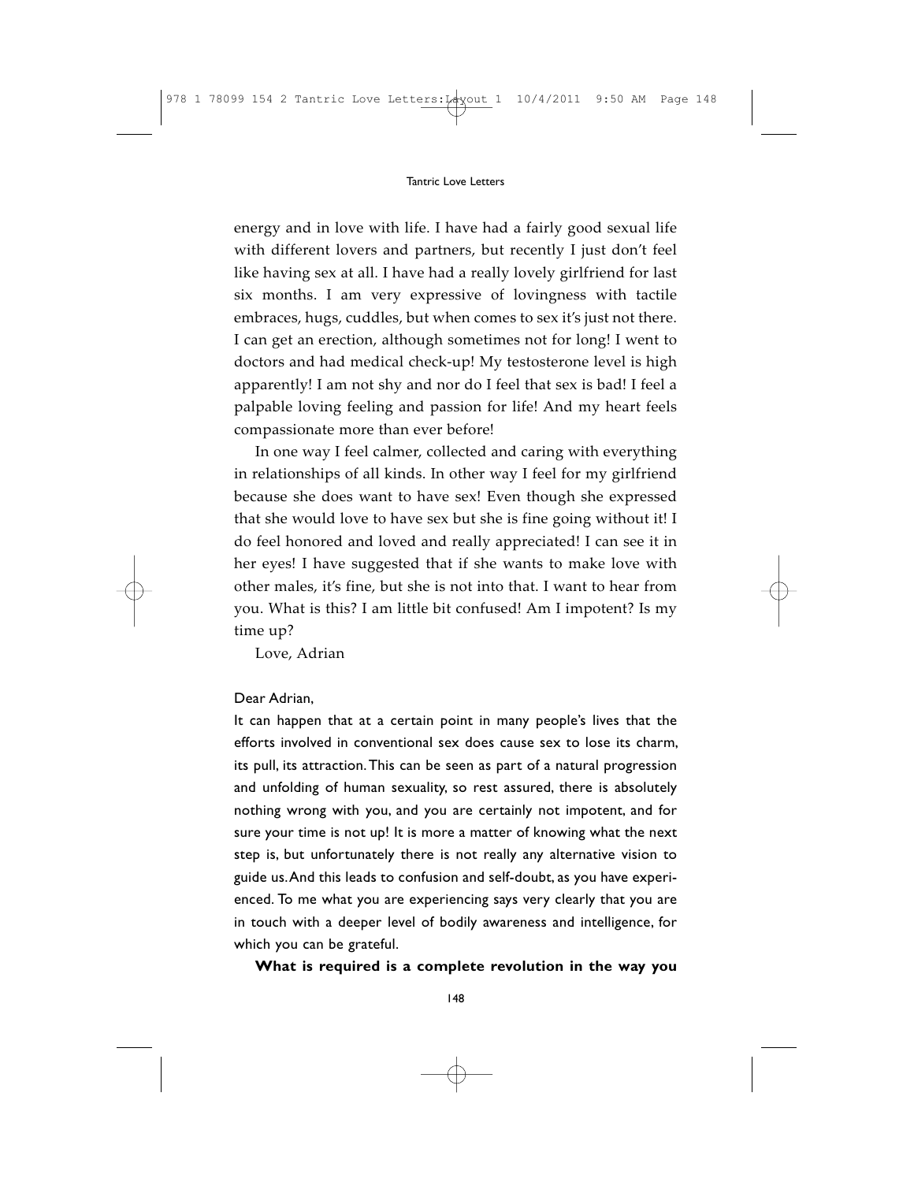energy and in love with life. I have had a fairly good sexual life with different lovers and partners, but recently I just don't feel like having sex at all. I have had a really lovely girlfriend for last six months. I am very expressive of lovingness with tactile embraces, hugs, cuddles, but when comes to sex it's just not there. I can get an erection, although sometimes not for long! I went to doctors and had medical check-up! My testosterone level is high apparently! I am not shy and nor do I feel that sex is bad! I feel a palpable loving feeling and passion for life! And my heart feels compassionate more than ever before!

In one way I feel calmer, collected and caring with everything in relationships of all kinds. In other way I feel for my girlfriend because she does want to have sex! Even though she expressed that she would love to have sex but she is fine going without it! I do feel honored and loved and really appreciated! I can see it in her eyes! I have suggested that if she wants to make love with other males, it's fine, but she is not into that. I want to hear from you. What is this? I am little bit confused! Am I impotent? Is my time up?

Love, Adrian

Dear Adrian,

It can happen that at a certain point in many people's lives that the efforts involved in conventional sex does cause sex to lose its charm, its pull, its attraction. This can be seen as part of a natural progression and unfolding of human sexuality, so rest assured, there is absolutely nothing wrong with you, and you are certainly not impotent, and for sure your time is not up! It is more a matter of knowing what the next step is, but unfortunately there is not really any alternative vision to guide us. And this leads to confusion and self-doubt, as you have experienced. To me what you are experiencing says very clearly that you are in touch with a deeper level of bodily awareness and intelligence, for which you can be grateful.

**What is required is a complete revolution in the way you**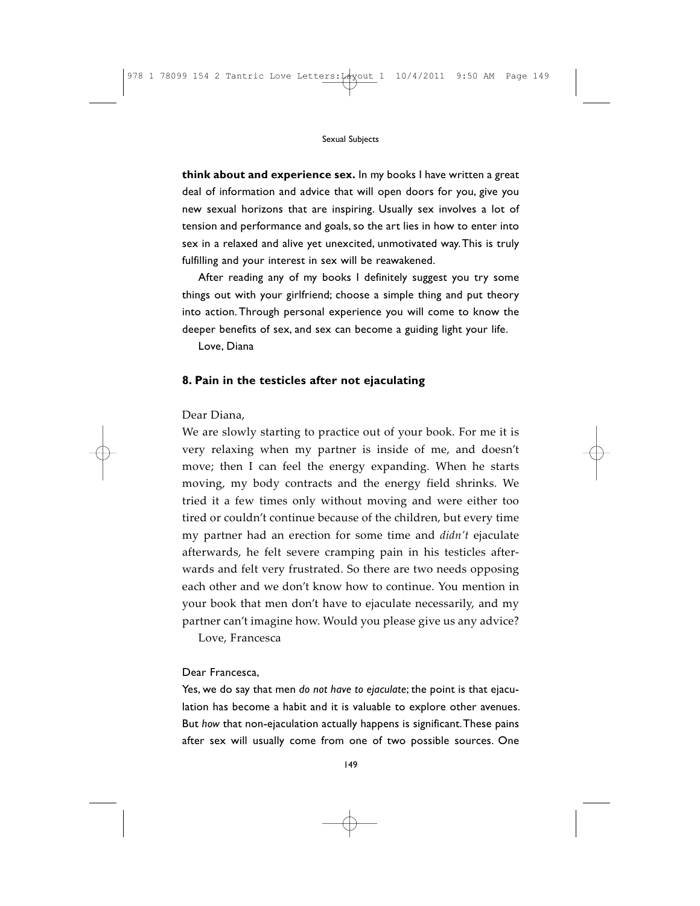**think about and experience sex.** In my books I have written a great deal of information and advice that will open doors for you, give you new sexual horizons that are inspiring. Usually sex involves a lot of tension and performance and goals, so the art lies in how to enter into sex in a relaxed and alive yet unexcited, unmotivated way. This is truly fulfilling and your interest in sex will be reawakened.

After reading any of my books I definitely suggest you try some things out with your girlfriend; choose a simple thing and put theory into action. Through personal experience you will come to know the deeper benefits of sex, and sex can become a guiding light your life.

Love, Diana

## 8. Pain in the testicles after not ejaculating

Dear Diana,

We are slowly starting to practice out of your book. For me it is very relaxing when my partner is inside of me, and doesn't move; then I can feel the energy expanding. When he starts moving, my body contracts and the energy field shrinks. We tried it a few times only without moving and were either too tired or couldn't continue because of the children, but every time my partner had an erection for some time and *didn't* ejaculate afterwards, he felt severe cramping pain in his testicles afterwards and felt very frustrated. So there are two needs opposing each other and we don't know how to continue. You mention in your book that men don't have to ejaculate necessarily, and my partner can't imagine how. Would you please give us any advice?

Love, Francesca

Dear Francesca,

Yes, we do say that men *do not have to ejaculate*; the point is that ejaculation has become a habit and it is valuable to explore other avenues. But *how* that non-ejaculation actually happens is significant. These pains after sex will usually come from one of two possible sources. One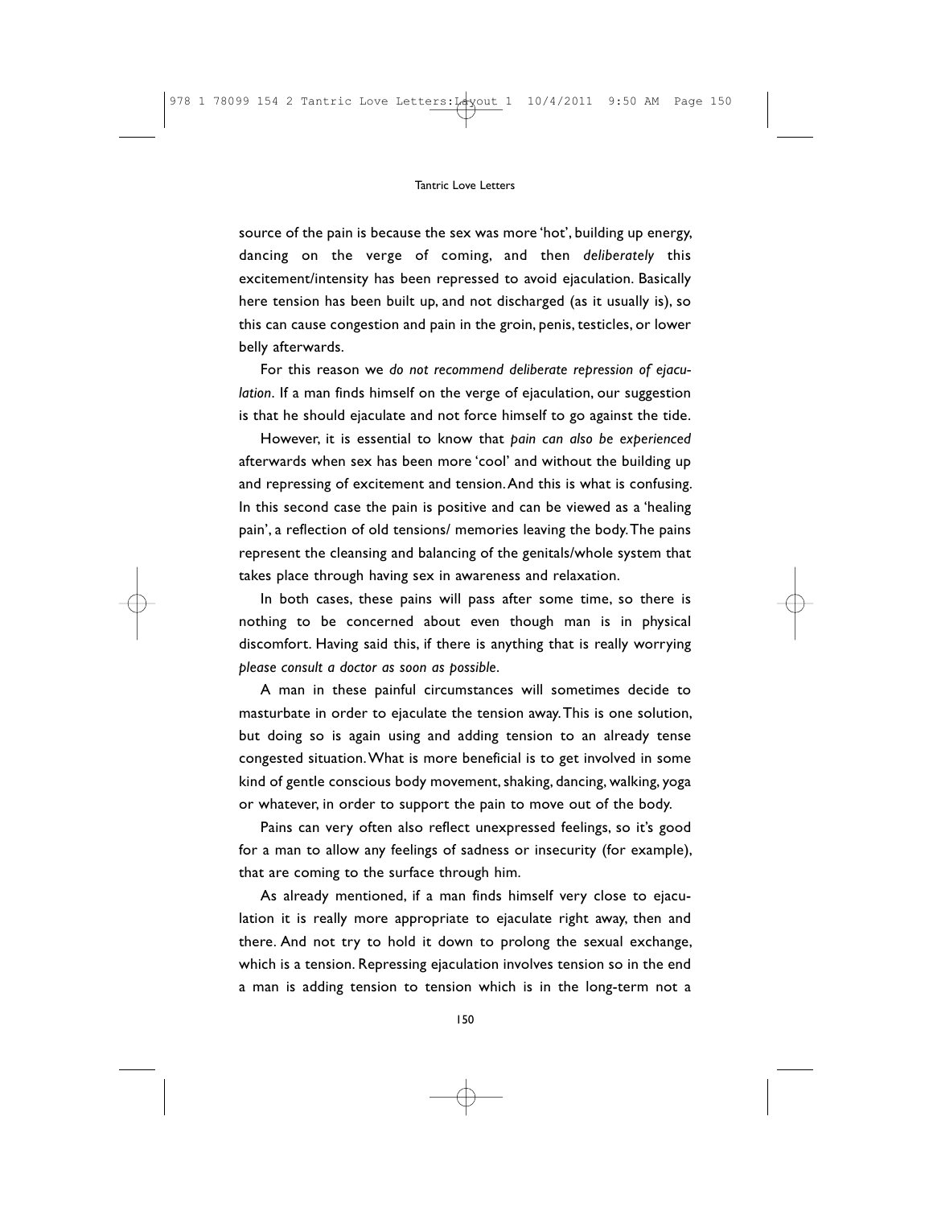source of the pain is because the sex was more 'hot', building up energy, dancing on the verge of coming, and then *deliberately* this excitement/intensity has been repressed to avoid ejaculation. Basically here tension has been built up, and not discharged (as it usually is), so this can cause congestion and pain in the groin, penis, testicles, or lower belly afterwards.

For this reason we *do not recommend deliberate repression of ejaculation*. If a man finds himself on the verge of ejaculation, our suggestion is that he should ejaculate and not force himself to go against the tide.

However, it is essential to know that *pain can also be experienced* afterwards when sex has been more 'cool' and without the building up and repressing of excitement and tension. And this is what is confusing. In this second case the pain is positive and can be viewed as a 'healing pain', a reflection of old tensions/ memories leaving the body. The pains represent the cleansing and balancing of the genitals/whole system that takes place through having sex in awareness and relaxation.

In both cases, these pains will pass after some time, so there is nothing to be concerned about even though man is in physical discomfort. Having said this, if there is anything that is really worrying *please consult a doctor as soon as possible*.

A man in these painful circumstances will sometimes decide to masturbate in order to ejaculate the tension away. This is one solution, but doing so is again using and adding tension to an already tense congested situation. What is more beneficial is to get involved in some kind of gentle conscious body movement, shaking, dancing, walking, yoga or whatever, in order to support the pain to move out of the body.

Pains can very often also reflect unexpressed feelings, so it's good for a man to allow any feelings of sadness or insecurity (for example), that are coming to the surface through him.

As already mentioned, if a man finds himself very close to ejaculation it is really more appropriate to ejaculate right away, then and there. And not try to hold it down to prolong the sexual exchange, which is a tension. Repressing ejaculation involves tension so in the end a man is adding tension to tension which is in the long-term not a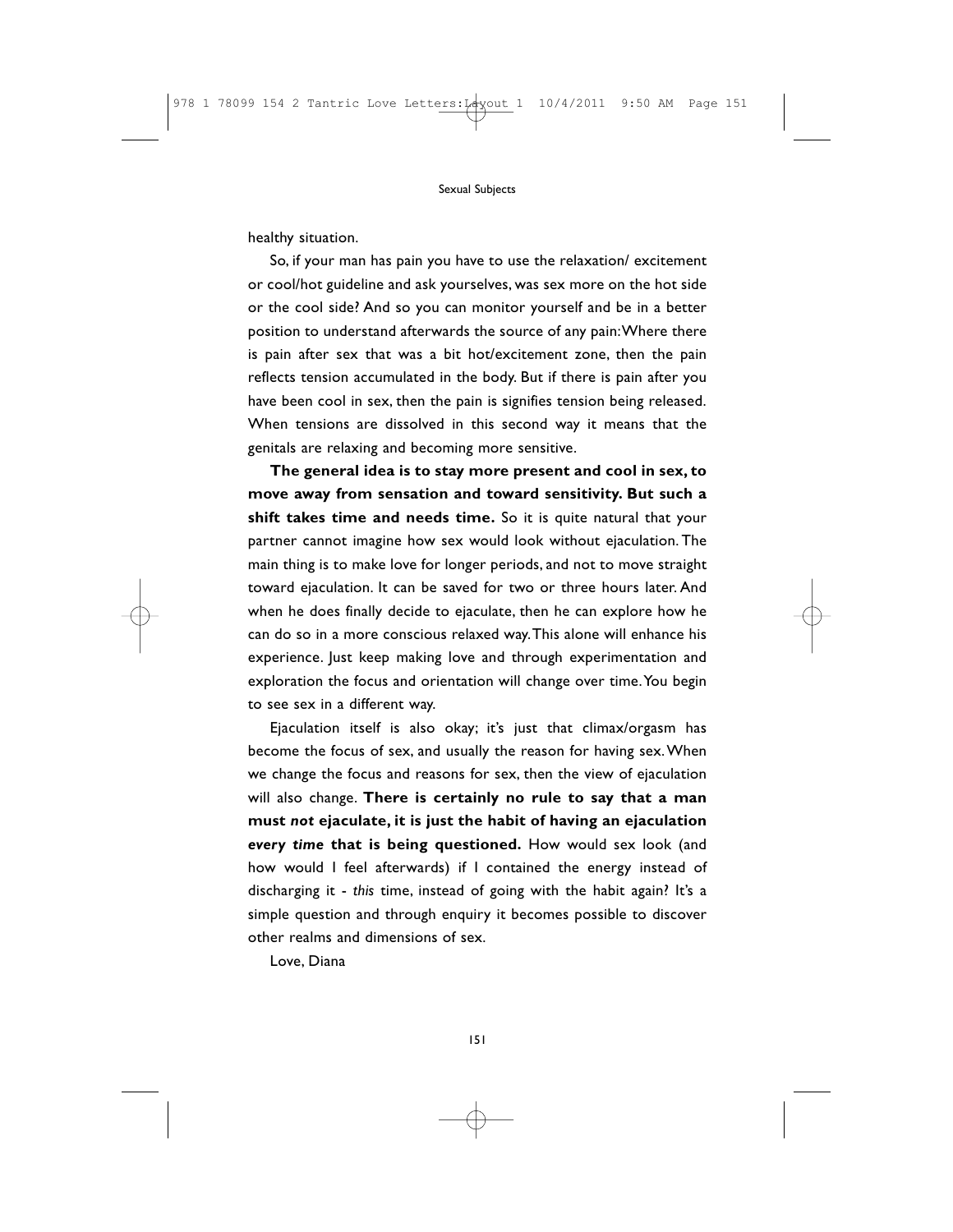healthy situation.

So, if your man has pain you have to use the relaxation/ excitement or cool/hot guideline and ask yourselves, was sex more on the hot side or the cool side? And so you can monitor yourself and be in a better position to understand afterwards the source of any pain: Where there is pain after sex that was a bit hot/excitement zone, then the pain reflects tension accumulated in the body. But if there is pain after you have been cool in sex, then the pain is signifies tension being released. When tensions are dissolved in this second way it means that the genitals are relaxing and becoming more sensitive.

**The general idea is to stay more present and cool in sex, to move away from sensation and toward sensitivity. But such a shift takes time and needs time.** So it is quite natural that your partner cannot imagine how sex would look without ejaculation. The main thing is to make love for longer periods, and not to move straight toward ejaculation. It can be saved for two or three hours later. And when he does finally decide to ejaculate, then he can explore how he can do so in a more conscious relaxed way. This alone will enhance his experience. Just keep making love and through experimentation and exploration the focus and orientation will change over time. You begin to see sex in a different way.

Ejaculation itself is also okay; it's just that climax/orgasm has become the focus of sex, and usually the reason for having sex. When we change the focus and reasons for sex, then the view of ejaculation will also change. **There is certainly no rule to say that a man must *not* ejaculate, it is just the habit of having an ejaculation *every time* that is being questioned.** How would sex look (and how would I feel afterwards) if I contained the energy instead of discharging it - *this* time, instead of going with the habit again? It's a simple question and through enquiry it becomes possible to discover other realms and dimensions of sex.

Love, Diana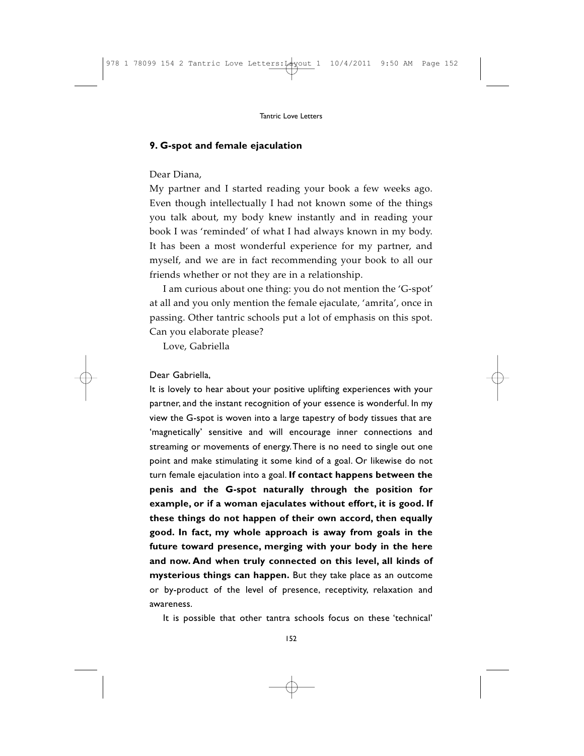## 9. G-spot and female ejaculation

Dear Diana,

My partner and I started reading your book a few weeks ago. Even though intellectually I had not known some of the things you talk about, my body knew instantly and in reading your book I was 'reminded' of what I had always known in my body. It has been a most wonderful experience for my partner, and myself, and we are in fact recommending your book to all our friends whether or not they are in a relationship.

I am curious about one thing: you do not mention the 'G-spot' at all and you only mention the female ejaculate, 'amrita', once in passing. Other tantric schools put a lot of emphasis on this spot. Can you elaborate please?

Love, Gabriella

Dear Gabriella,

It is lovely to hear about your positive uplifting experiences with your partner, and the instant recognition of your essence is wonderful. In my view the G-spot is woven into a large tapestry of body tissues that are 'magnetically' sensitive and will encourage inner connections and streaming or movements of energy. There is no need to single out one point and make stimulating it some kind of a goal. Or likewise do not turn female ejaculation into a goal. **If contact happens between the penis and the G-spot naturally through the position for example, or if a woman ejaculates without effort, it is good. If these things do not happen of their own accord, then equally good. In fact, my whole approach is away from goals in the future toward presence, merging with your body in the here and now. And when truly connected on this level, all kinds of mysterious things can happen.** But they take place as an outcome or by-product of the level of presence, receptivity, relaxation and awareness.

It is possible that other tantra schools focus on these 'technical'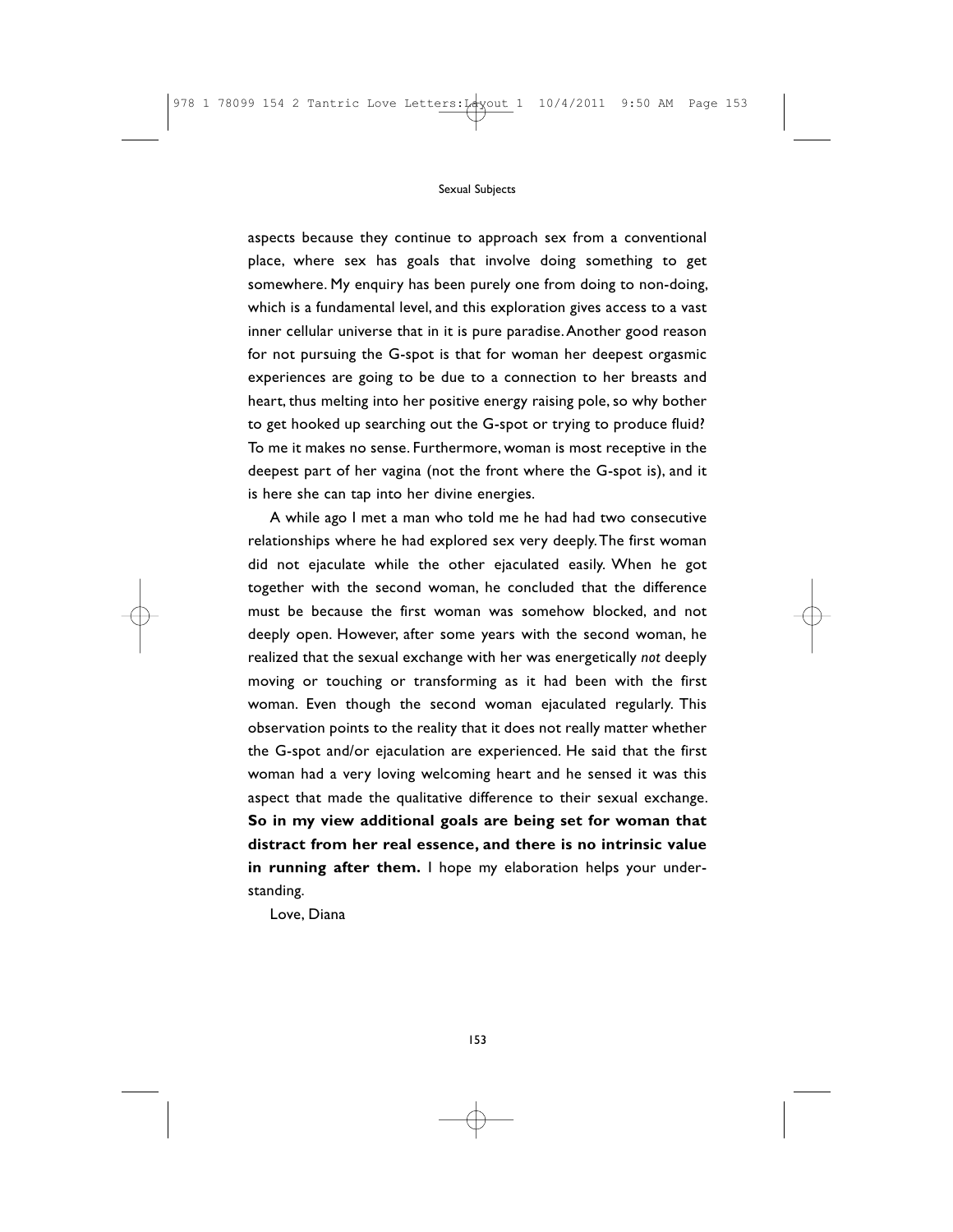aspects because they continue to approach sex from a conventional place, where sex has goals that involve doing something to get somewhere. My enquiry has been purely one from doing to non-doing, which is a fundamental level, and this exploration gives access to a vast inner cellular universe that in it is pure paradise. Another good reason for not pursuing the G-spot is that for woman her deepest orgasmic experiences are going to be due to a connection to her breasts and heart, thus melting into her positive energy raising pole, so why bother to get hooked up searching out the G-spot or trying to produce fluid? To me it makes no sense. Furthermore, woman is most receptive in the deepest part of her vagina (not the front where the G-spot is), and it is here she can tap into her divine energies.

A while ago I met a man who told me he had had two consecutive relationships where he had explored sex very deeply. The first woman did not ejaculate while the other ejaculated easily. When he got together with the second woman, he concluded that the difference must be because the first woman was somehow blocked, and not deeply open. However, after some years with the second woman, he realized that the sexual exchange with her was energetically *not* deeply moving or touching or transforming as it had been with the first woman. Even though the second woman ejaculated regularly. This observation points to the reality that it does not really matter whether the G-spot and/or ejaculation are experienced. He said that the first woman had a very loving welcoming heart and he sensed it was this aspect that made the qualitative difference to their sexual exchange. **So in my view additional goals are being set for woman that distract from her real essence, and there is no intrinsic value in running after them.** I hope my elaboration helps your understanding.

Love, Diana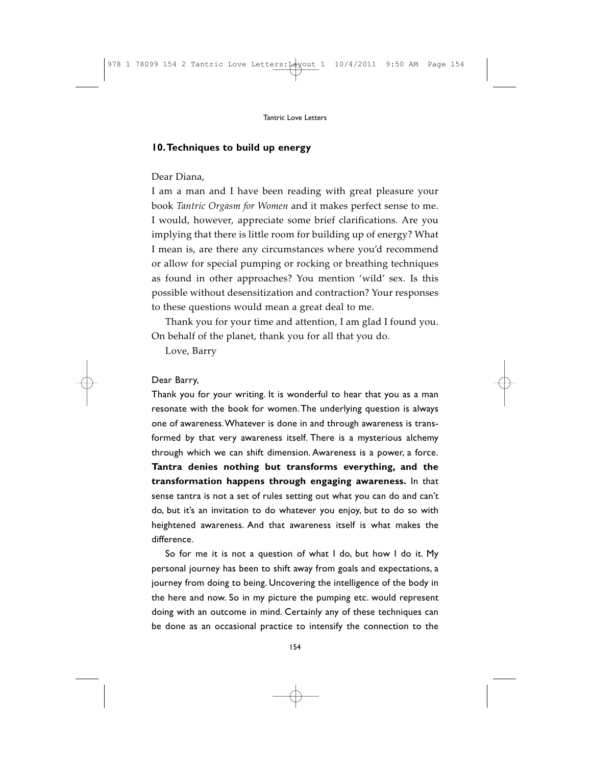## 10. Techniques to build up energy

Dear Diana,

I am a man and I have been reading with great pleasure your book *Tantric Orgasm for Women* and it makes perfect sense to me. I would, however, appreciate some brief clarifications. Are you implying that there is little room for building up of energy? What I mean is, are there any circumstances where you'd recommend or allow for special pumping or rocking or breathing techniques as found in other approaches? You mention 'wild' sex. Is this possible without desensitization and contraction? Your responses to these questions would mean a great deal to me.

Thank you for your time and attention, I am glad I found you. On behalf of the planet, thank you for all that you do.

Love, Barry

Dear Barry,

Thank you for your writing. It is wonderful to hear that you as a man resonate with the book for women. The underlying question is always one of awareness. Whatever is done in and through awareness is transformed by that very awareness itself. There is a mysterious alchemy through which we can shift dimension. Awareness is a power, a force. **Tantra denies nothing but transforms everything, and the transformation happens through engaging awareness.** In that sense tantra is not a set of rules setting out what you can do and can't do, but it's an invitation to do whatever you enjoy, but to do so with heightened awareness. And that awareness itself is what makes the difference.

So for me it is not a question of what I do, but how I do it. My personal journey has been to shift away from goals and expectations, a journey from doing to being. Uncovering the intelligence of the body in the here and now. So in my picture the pumping etc. would represent doing with an outcome in mind. Certainly any of these techniques can be done as an occasional practice to intensify the connection to the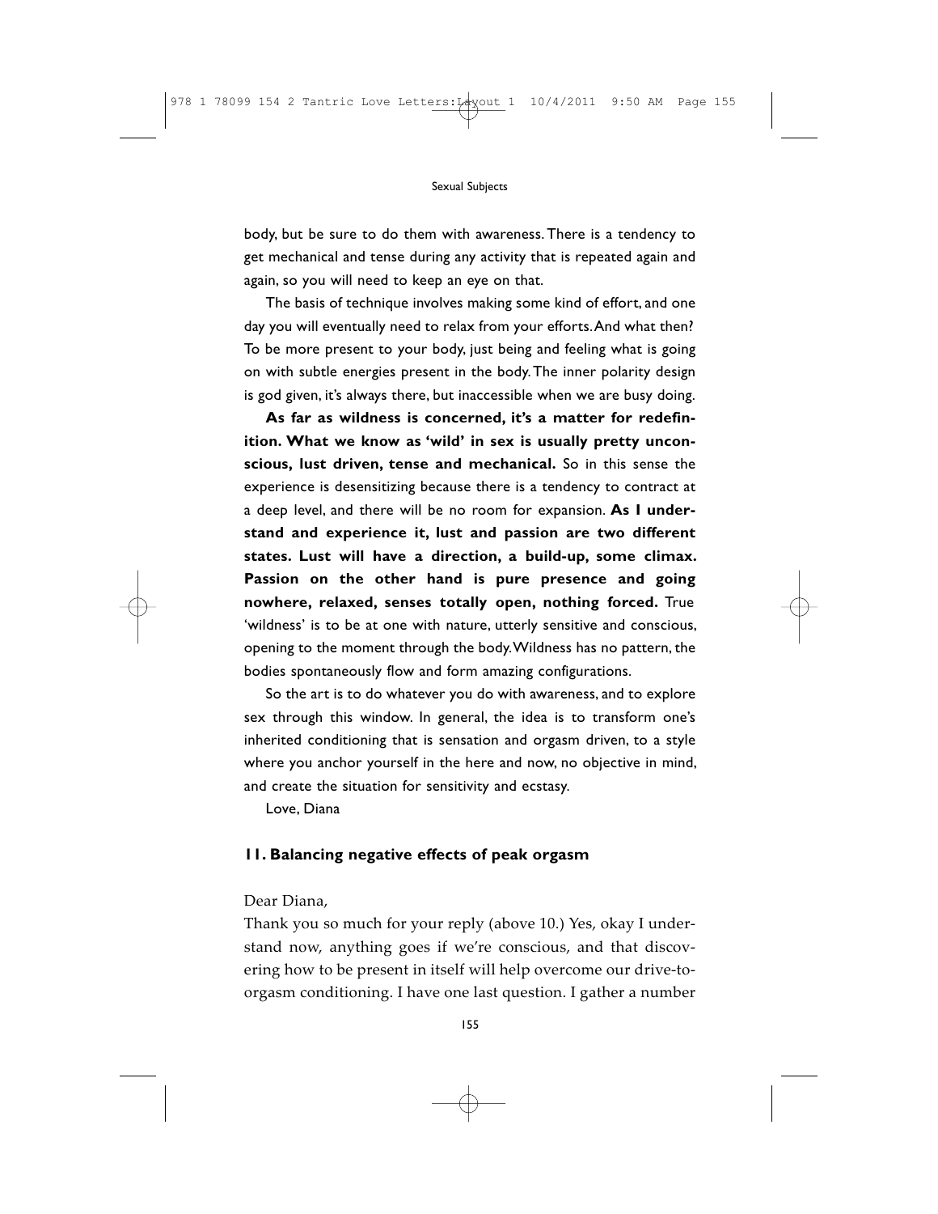body, but be sure to do them with awareness. There is a tendency to get mechanical and tense during any activity that is repeated again and again, so you will need to keep an eye on that.

The basis of technique involves making some kind of effort, and one day you will eventually need to relax from your efforts. And what then? To be more present to your body, just being and feeling what is going on with subtle energies present in the body. The inner polarity design is god given, it's always there, but inaccessible when we are busy doing.

**As far as wildness is concerned, it's a matter for redefinition. What we know as 'wild' in sex is usually pretty unconscious, lust driven, tense and mechanical.** So in this sense the experience is desensitizing because there is a tendency to contract at a deep level, and there will be no room for expansion. **As I understand and experience it, lust and passion are two different states. Lust will have a direction, a build-up, some climax. Passion on the other hand is pure presence and going nowhere, relaxed, senses totally open, nothing forced.** True 'wildness' is to be at one with nature, utterly sensitive and conscious, opening to the moment through the body. Wildness has no pattern, the bodies spontaneously flow and form amazing configurations.

So the art is to do whatever you do with awareness, and to explore sex through this window. In general, the idea is to transform one's inherited conditioning that is sensation and orgasm driven, to a style where you anchor yourself in the here and now, no objective in mind, and create the situation for sensitivity and ecstasy.

Love, Diana

### 11. Balancing negative effects of peak orgasm

Dear Diana,

Thank you so much for your reply (above 10.) Yes, okay I understand now, anything goes if we're conscious, and that discovering how to be present in itself will help overcome our drive-to-orgasm conditioning. I have one last question. I gather a number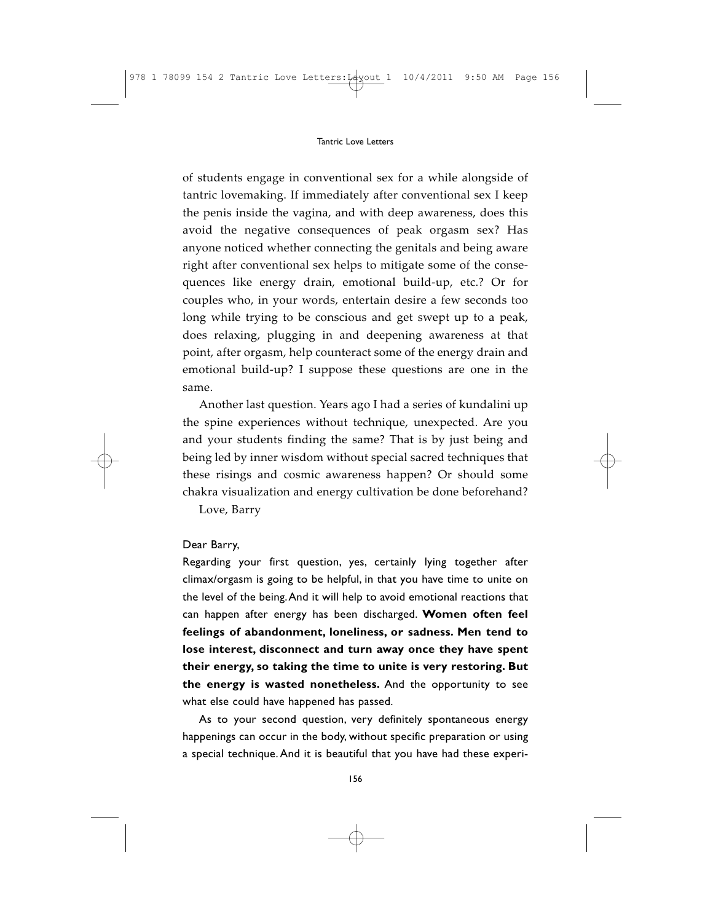of students engage in conventional sex for a while alongside of tantric lovemaking. If immediately after conventional sex I keep the penis inside the vagina, and with deep awareness, does this avoid the negative consequences of peak orgasm sex? Has anyone noticed whether connecting the genitals and being aware right after conventional sex helps to mitigate some of the consequences like energy drain, emotional build-up, etc.? Or for couples who, in your words, entertain desire a few seconds too long while trying to be conscious and get swept up to a peak, does relaxing, plugging in and deepening awareness at that point, after orgasm, help counteract some of the energy drain and emotional build-up? I suppose these questions are one in the same.

Another last question. Years ago I had a series of kundalini up the spine experiences without technique, unexpected. Are you and your students finding the same? That is by just being and being led by inner wisdom without special sacred techniques that these risings and cosmic awareness happen? Or should some chakra visualization and energy cultivation be done beforehand?

Love, Barry

Dear Barry,

Regarding your first question, yes, certainly lying together after climax/orgasm is going to be helpful, in that you have time to unite on the level of the being. And it will help to avoid emotional reactions that can happen after energy has been discharged. **Women often feel feelings of abandonment, loneliness, or sadness. Men tend to lose interest, disconnect and turn away once they have spent their energy, so taking the time to unite is very restoring. But the energy is wasted nonetheless.** And the opportunity to see what else could have happened has passed.

As to your second question, very definitely spontaneous energy happenings can occur in the body, without specific preparation or using a special technique. And it is beautiful that you have had these experi-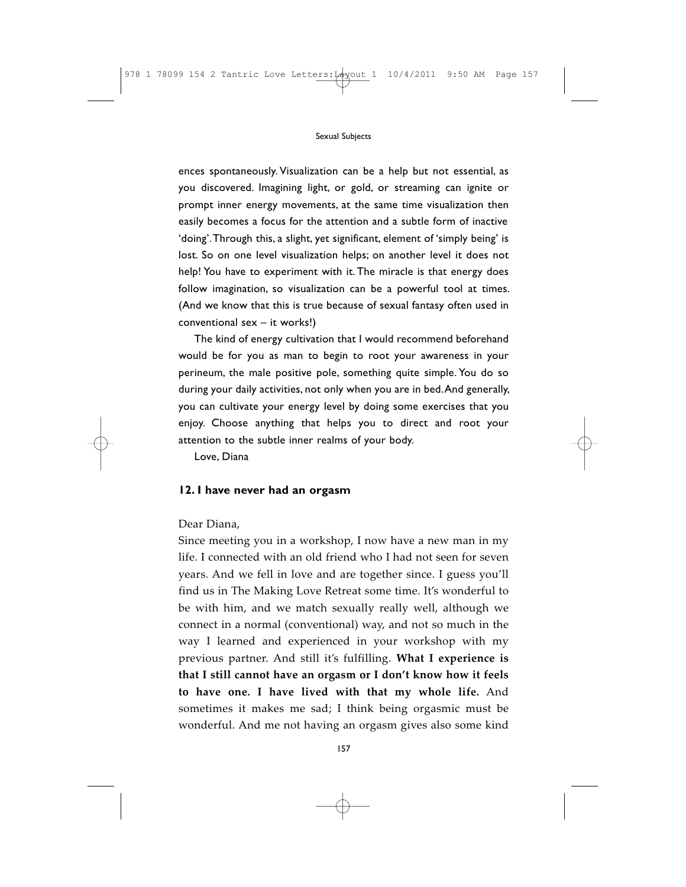ences spontaneously. Visualization can be a help but not essential, as you discovered. Imagining light, or gold, or streaming can ignite or prompt inner energy movements, at the same time visualization then easily becomes a focus for the attention and a subtle form of inactive 'doing'. Through this, a slight, yet significant, element of 'simply being' is lost. So on one level visualization helps; on another level it does not help! You have to experiment with it. The miracle is that energy does follow imagination, so visualization can be a powerful tool at times. (And we know that this is true because of sexual fantasy often used in conventional sex – it works!)

The kind of energy cultivation that I would recommend beforehand would be for you as man to begin to root your awareness in your perineum, the male positive pole, something quite simple. You do so during your daily activities, not only when you are in bed. And generally, you can cultivate your energy level by doing some exercises that you enjoy. Choose anything that helps you to direct and root your attention to the subtle inner realms of your body.

Love, Diana

## 12. I have never had an orgasm

Dear Diana,

Since meeting you in a workshop, I now have a new man in my life. I connected with an old friend who I had not seen for seven years. And we fell in love and are together since. I guess you'll find us in The Making Love Retreat some time. It's wonderful to be with him, and we match sexually really well, although we connect in a normal (conventional) way, and not so much in the way I learned and experienced in your workshop with my previous partner. And still it's fulfilling. **What I experience is that I still cannot have an orgasm or I don't know how it feels to have one. I have lived with that my whole life.** And sometimes it makes me sad; I think being orgasmic must be wonderful. And me not having an orgasm gives also some kind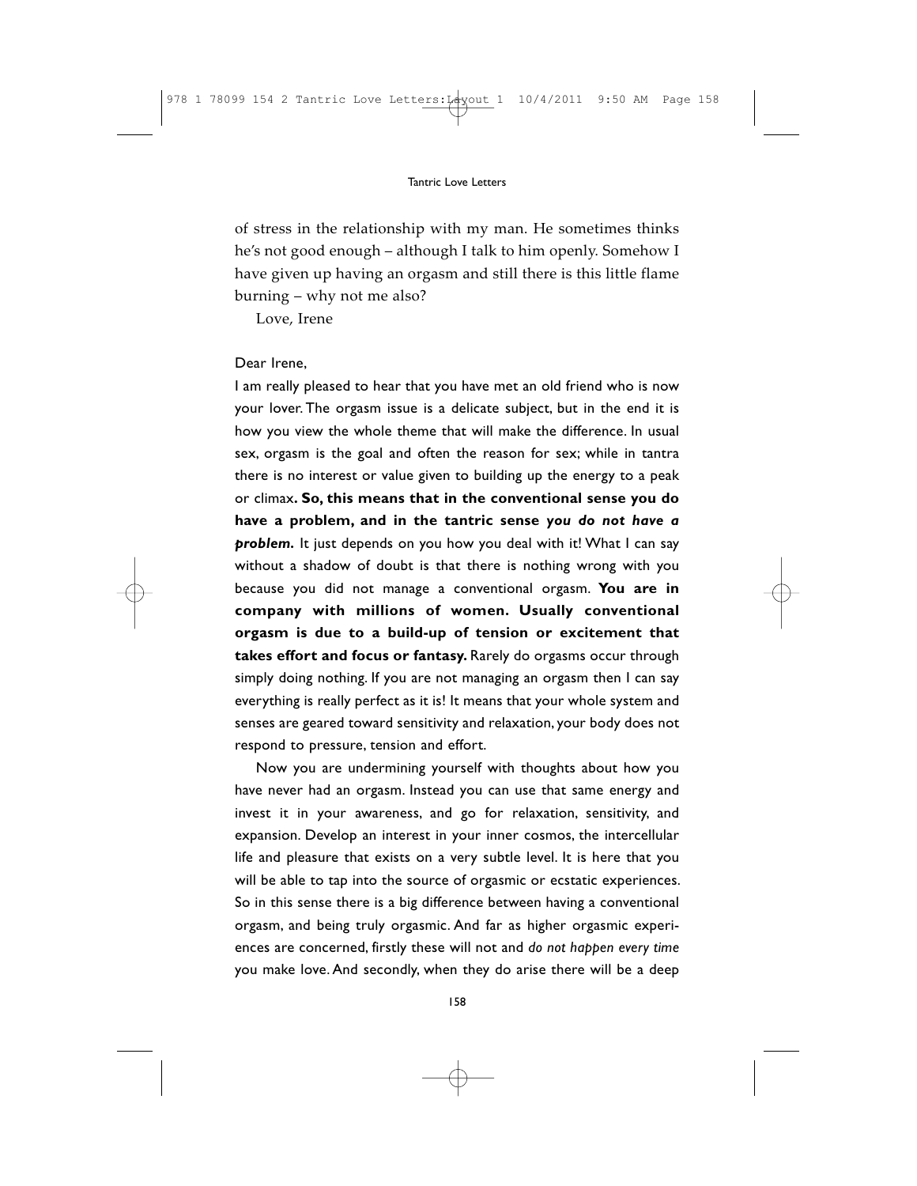of stress in the relationship with my man. He sometimes thinks he's not good enough – although I talk to him openly. Somehow I have given up having an orgasm and still there is this little flame burning – why not me also?

Love, Irene

Dear Irene,

I am really pleased to hear that you have met an old friend who is now your lover. The orgasm issue is a delicate subject, but in the end it is how you view the whole theme that will make the difference. In usual sex, orgasm is the goal and often the reason for sex; while in tantra there is no interest or value given to building up the energy to a peak or climax**. So, this means that in the conventional sense you do have a problem, and in the tantric sense *you do not have a problem.*** It just depends on you how you deal with it! What I can say without a shadow of doubt is that there is nothing wrong with you because you did not manage a conventional orgasm. **You are in company with millions of women. Usually conventional orgasm is due to a build-up of tension or excitement that takes effort and focus or fantasy.** Rarely do orgasms occur through simply doing nothing. If you are not managing an orgasm then I can say everything is really perfect as it is! It means that your whole system and senses are geared toward sensitivity and relaxation, your body does not respond to pressure, tension and effort.

Now you are undermining yourself with thoughts about how you have never had an orgasm. Instead you can use that same energy and invest it in your awareness, and go for relaxation, sensitivity, and expansion. Develop an interest in your inner cosmos, the intercellular life and pleasure that exists on a very subtle level. It is here that you will be able to tap into the source of orgasmic or ecstatic experiences. So in this sense there is a big difference between having a conventional orgasm, and being truly orgasmic. And far as higher orgasmic experiences are concerned, firstly these will not and *do not happen every time* you make love. And secondly, when they do arise there will be a deep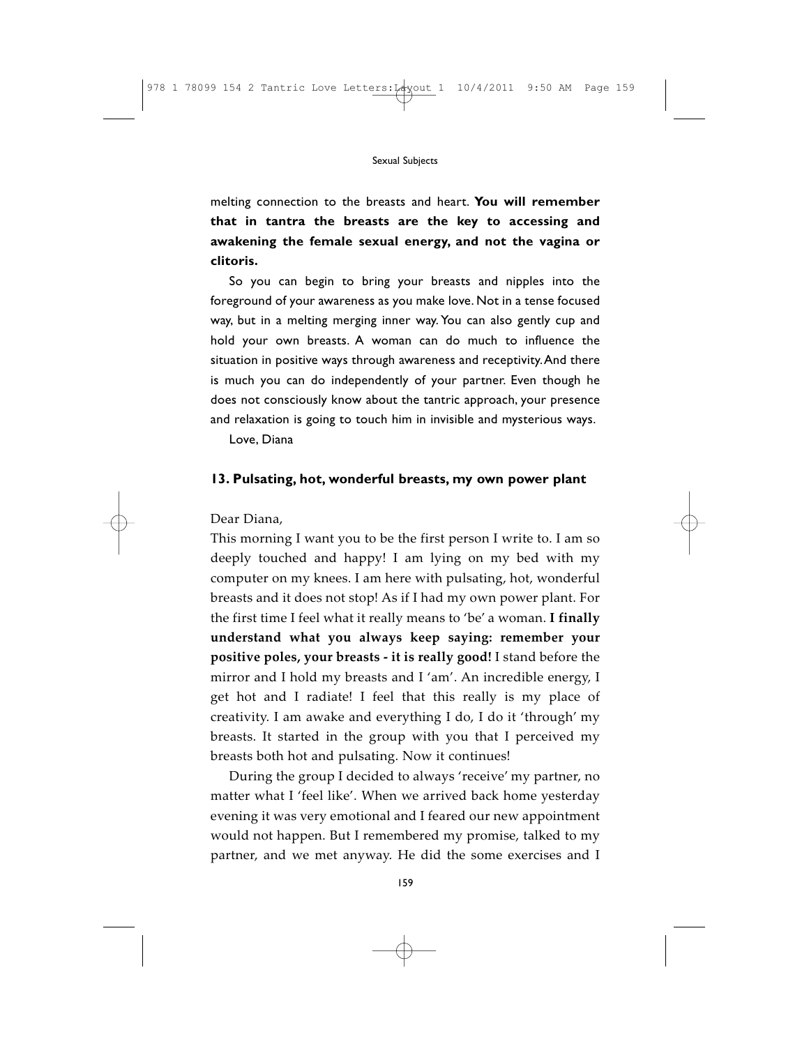melting connection to the breasts and heart. **You will remember that in tantra the breasts are the key to accessing and awakening the female sexual energy, and not the vagina or clitoris.**

So you can begin to bring your breasts and nipples into the foreground of your awareness as you make love. Not in a tense focused way, but in a melting merging inner way. You can also gently cup and hold your own breasts. A woman can do much to influence the situation in positive ways through awareness and receptivity. And there is much you can do independently of your partner. Even though he does not consciously know about the tantric approach, your presence and relaxation is going to touch him in invisible and mysterious ways.

Love, Diana

### 13. Pulsating, hot, wonderful breasts, my own power plant

Dear Diana,

This morning I want you to be the first person I write to. I am so deeply touched and happy! I am lying on my bed with my computer on my knees. I am here with pulsating, hot, wonderful breasts and it does not stop! As if I had my own power plant. For the first time I feel what it really means to 'be' a woman. **I finally understand what you always keep saying: remember your positive poles, your breasts - it is really good!** I stand before the mirror and I hold my breasts and I 'am'. An incredible energy, I get hot and I radiate! I feel that this really is my place of creativity. I am awake and everything I do, I do it 'through' my breasts. It started in the group with you that I perceived my breasts both hot and pulsating. Now it continues!

During the group I decided to always 'receive' my partner, no matter what I 'feel like'. When we arrived back home yesterday evening it was very emotional and I feared our new appointment would not happen. But I remembered my promise, talked to my partner, and we met anyway. He did the some exercises and I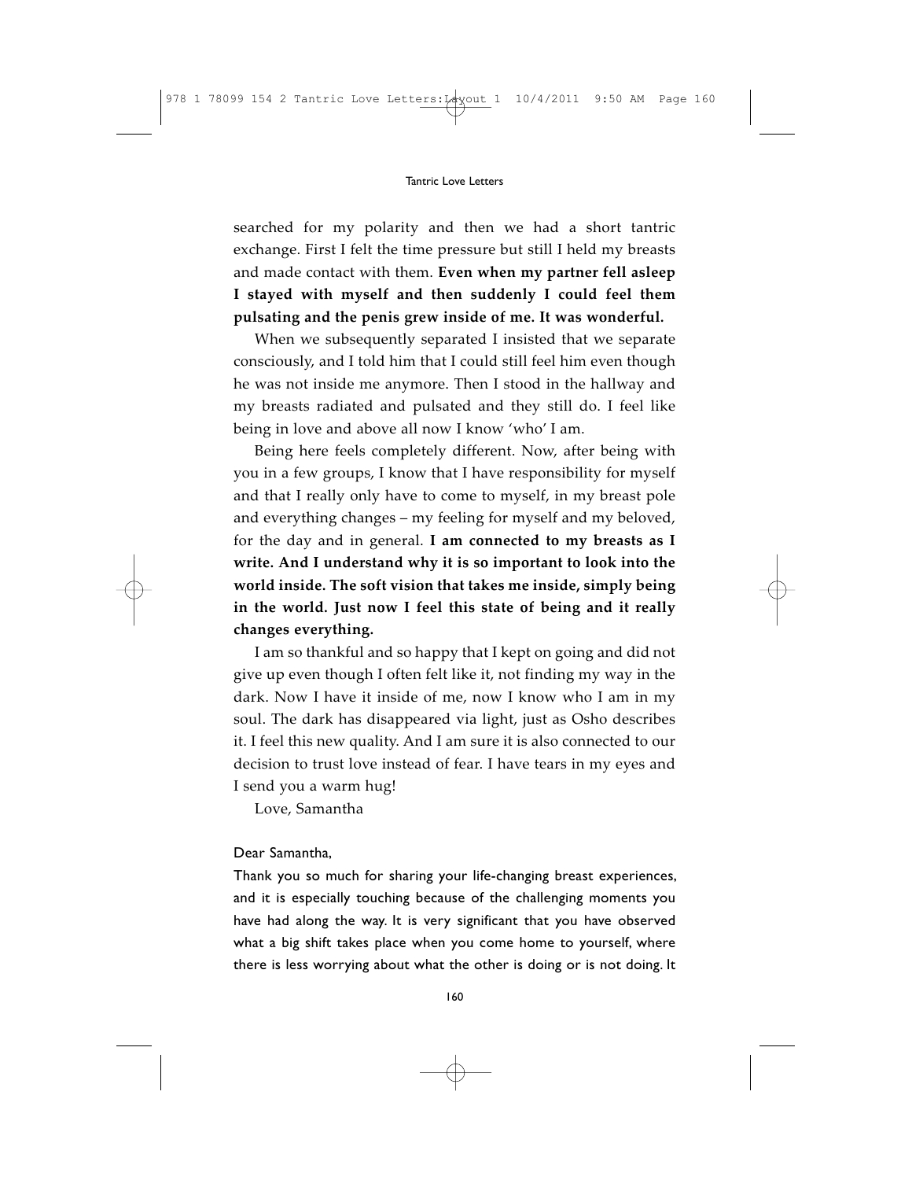searched for my polarity and then we had a short tantric exchange. First I felt the time pressure but still I held my breasts and made contact with them. **Even when my partner fell asleep I stayed with myself and then suddenly I could feel them pulsating and the penis grew inside of me. It was wonderful.**

When we subsequently separated I insisted that we separate consciously, and I told him that I could still feel him even though he was not inside me anymore. Then I stood in the hallway and my breasts radiated and pulsated and they still do. I feel like being in love and above all now I know 'who' I am.

Being here feels completely different. Now, after being with you in a few groups, I know that I have responsibility for myself and that I really only have to come to myself, in my breast pole and everything changes – my feeling for myself and my beloved, for the day and in general. **I am connected to my breasts as I write. And I understand why it is so important to look into the world inside. The soft vision that takes me inside, simply being in the world. Just now I feel this state of being and it really changes everything.**

I am so thankful and so happy that I kept on going and did not give up even though I often felt like it, not finding my way in the dark. Now I have it inside of me, now I know who I am in my soul. The dark has disappeared via light, just as Osho describes it. I feel this new quality. And I am sure it is also connected to our decision to trust love instead of fear. I have tears in my eyes and I send you a warm hug!

Love, Samantha

Dear Samantha,

Thank you so much for sharing your life-changing breast experiences, and it is especially touching because of the challenging moments you have had along the way. It is very significant that you have observed what a big shift takes place when you come home to yourself, where there is less worrying about what the other is doing or is not doing. It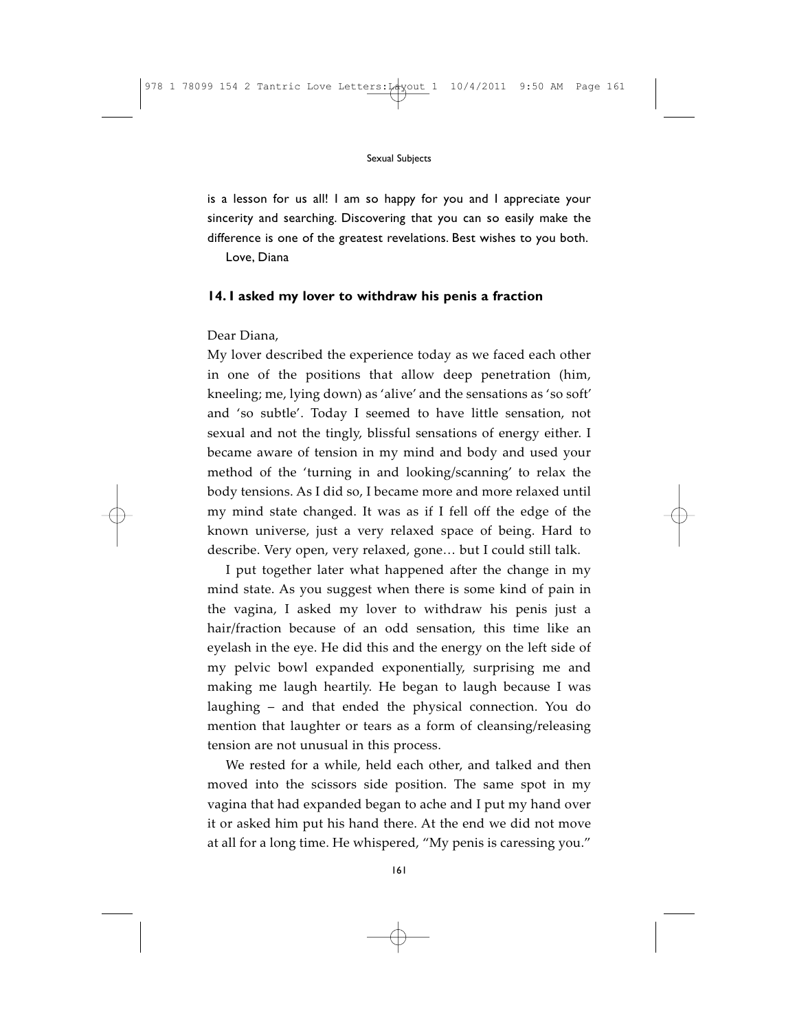is a lesson for us all! I am so happy for you and I appreciate your sincerity and searching. Discovering that you can so easily make the difference is one of the greatest revelations. Best wishes to you both.

Love, Diana

### 14. I asked my lover to withdraw his penis a fraction

Dear Diana,

My lover described the experience today as we faced each other in one of the positions that allow deep penetration (him, kneeling; me, lying down) as 'alive' and the sensations as 'so soft' and 'so subtle'. Today I seemed to have little sensation, not sexual and not the tingly, blissful sensations of energy either. I became aware of tension in my mind and body and used your method of the 'turning in and looking/scanning' to relax the body tensions. As I did so, I became more and more relaxed until my mind state changed. It was as if I fell off the edge of the known universe, just a very relaxed space of being. Hard to describe. Very open, very relaxed, gone… but I could still talk.

I put together later what happened after the change in my mind state. As you suggest when there is some kind of pain in the vagina, I asked my lover to withdraw his penis just a hair/fraction because of an odd sensation, this time like an eyelash in the eye. He did this and the energy on the left side of my pelvic bowl expanded exponentially, surprising me and making me laugh heartily. He began to laugh because I was laughing – and that ended the physical connection. You do mention that laughter or tears as a form of cleansing/releasing tension are not unusual in this process.

We rested for a while, held each other, and talked and then moved into the scissors side position. The same spot in my vagina that had expanded began to ache and I put my hand over it or asked him put his hand there. At the end we did not move at all for a long time. He whispered, "My penis is caressing you."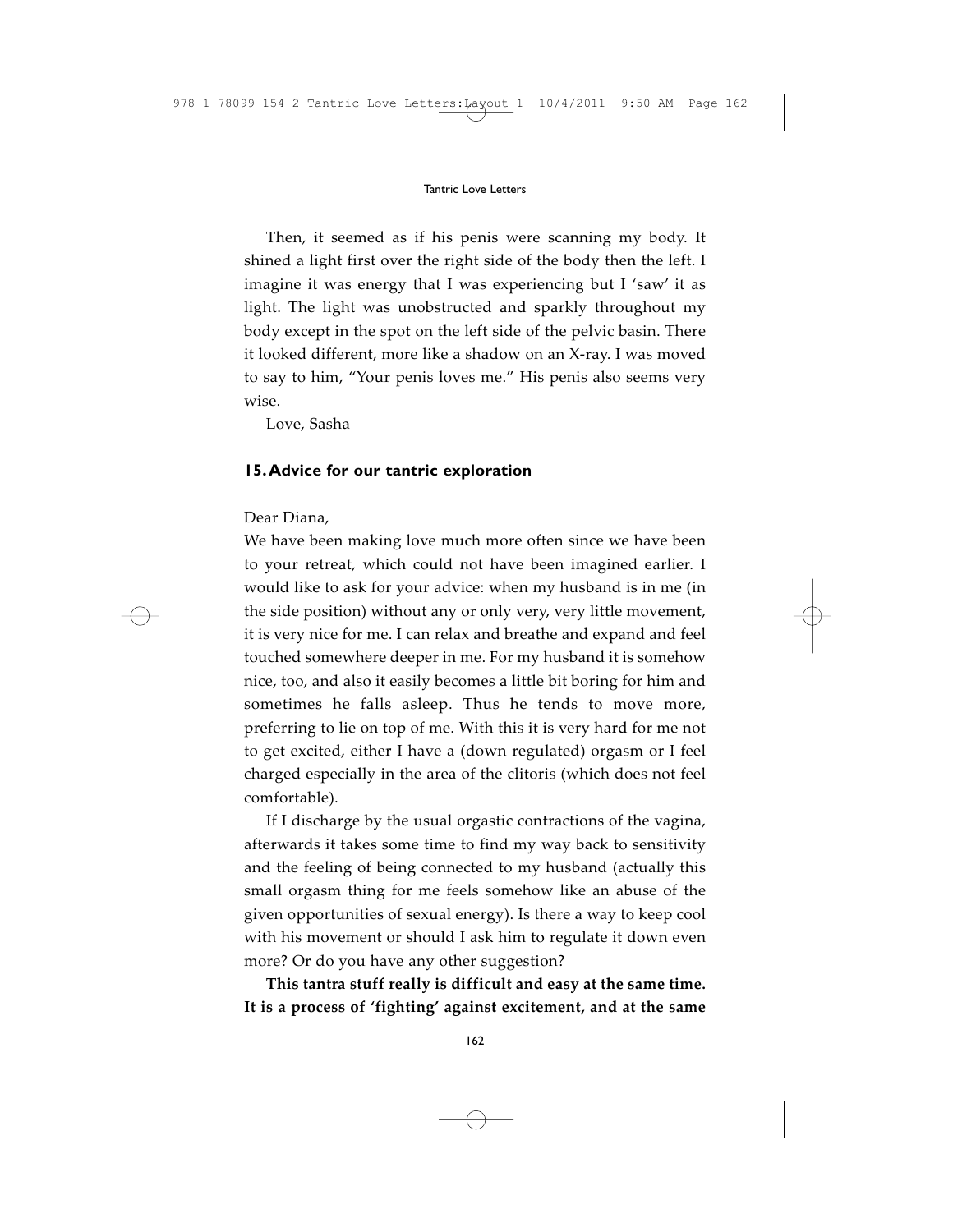Then, it seemed as if his penis were scanning my body. It shined a light first over the right side of the body then the left. I imagine it was energy that I was experiencing but I 'saw' it as light. The light was unobstructed and sparkly throughout my body except in the spot on the left side of the pelvic basin. There it looked different, more like a shadow on an X-ray. I was moved to say to him, "Your penis loves me." His penis also seems very wise.

Love, Sasha

### 15. Advice for our tantric exploration

Dear Diana,

We have been making love much more often since we have been to your retreat, which could not have been imagined earlier. I would like to ask for your advice: when my husband is in me (in the side position) without any or only very, very little movement, it is very nice for me. I can relax and breathe and expand and feel touched somewhere deeper in me. For my husband it is somehow nice, too, and also it easily becomes a little bit boring for him and sometimes he falls asleep. Thus he tends to move more, preferring to lie on top of me. With this it is very hard for me not to get excited, either I have a (down regulated) orgasm or I feel charged especially in the area of the clitoris (which does not feel comfortable).

If I discharge by the usual orgastic contractions of the vagina, afterwards it takes some time to find my way back to sensitivity and the feeling of being connected to my husband (actually this small orgasm thing for me feels somehow like an abuse of the given opportunities of sexual energy). Is there a way to keep cool with his movement or should I ask him to regulate it down even more? Or do you have any other suggestion?

**This tantra stuff really is difficult and easy at the same time. It is a process of 'fighting' against excitement, and at the same**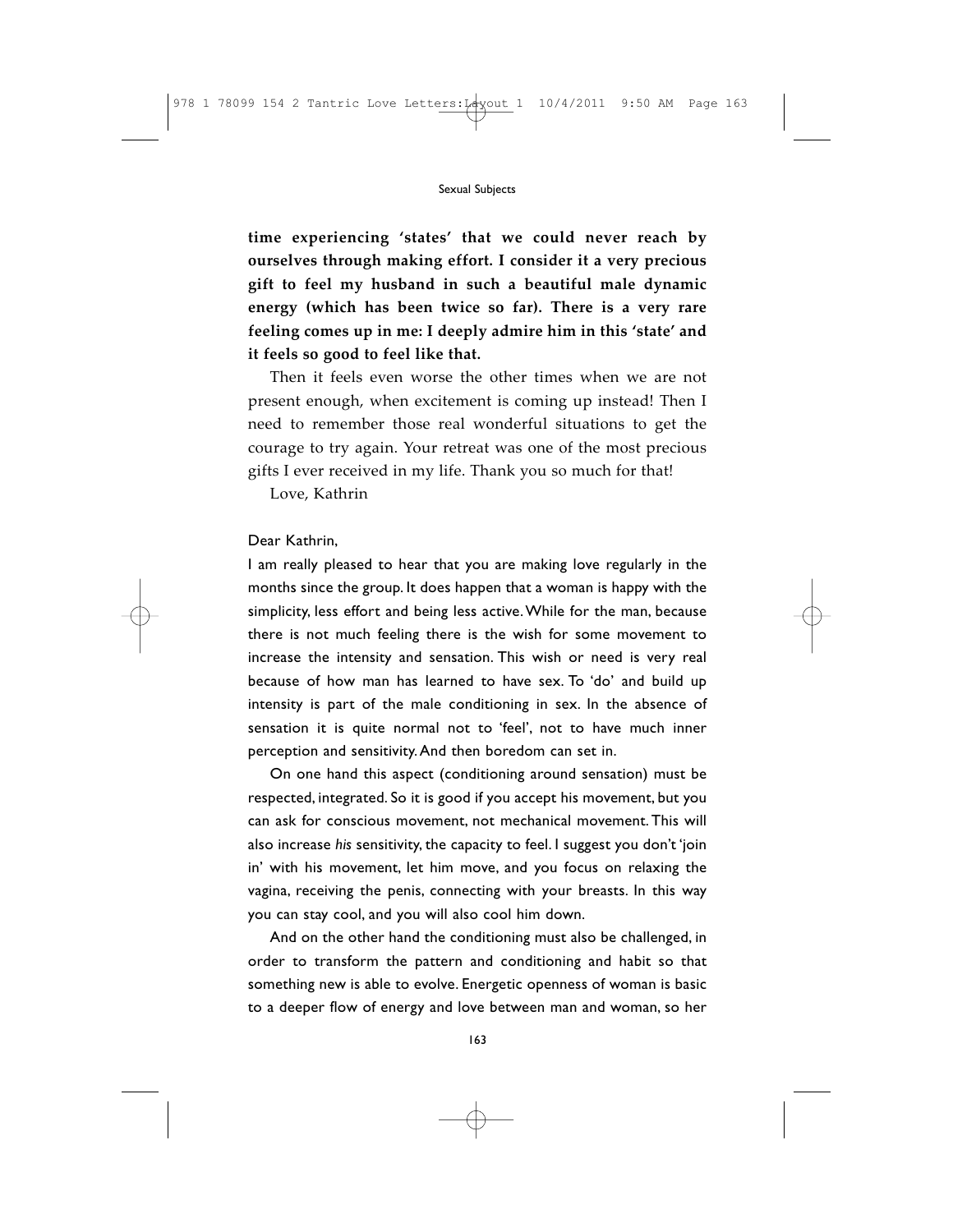**time experiencing 'states' that we could never reach by ourselves through making effort. I consider it a very precious gift to feel my husband in such a beautiful male dynamic energy (which has been twice so far). There is a very rare feeling comes up in me: I deeply admire him in this 'state' and it feels so good to feel like that.**

Then it feels even worse the other times when we are not present enough, when excitement is coming up instead! Then I need to remember those real wonderful situations to get the courage to try again. Your retreat was one of the most precious gifts I ever received in my life. Thank you so much for that!

Love, Kathrin

Dear Kathrin,

I am really pleased to hear that you are making love regularly in the months since the group. It does happen that a woman is happy with the simplicity, less effort and being less active. While for the man, because there is not much feeling there is the wish for some movement to increase the intensity and sensation. This wish or need is very real because of how man has learned to have sex. To 'do' and build up intensity is part of the male conditioning in sex. In the absence of sensation it is quite normal not to 'feel', not to have much inner perception and sensitivity. And then boredom can set in.

On one hand this aspect (conditioning around sensation) must be respected, integrated. So it is good if you accept his movement, but you can ask for conscious movement, not mechanical movement. This will also increase *his* sensitivity, the capacity to feel. I suggest you don't 'join in' with his movement, let him move, and you focus on relaxing the vagina, receiving the penis, connecting with your breasts. In this way you can stay cool, and you will also cool him down.

And on the other hand the conditioning must also be challenged, in order to transform the pattern and conditioning and habit so that something new is able to evolve. Energetic openness of woman is basic to a deeper flow of energy and love between man and woman, so her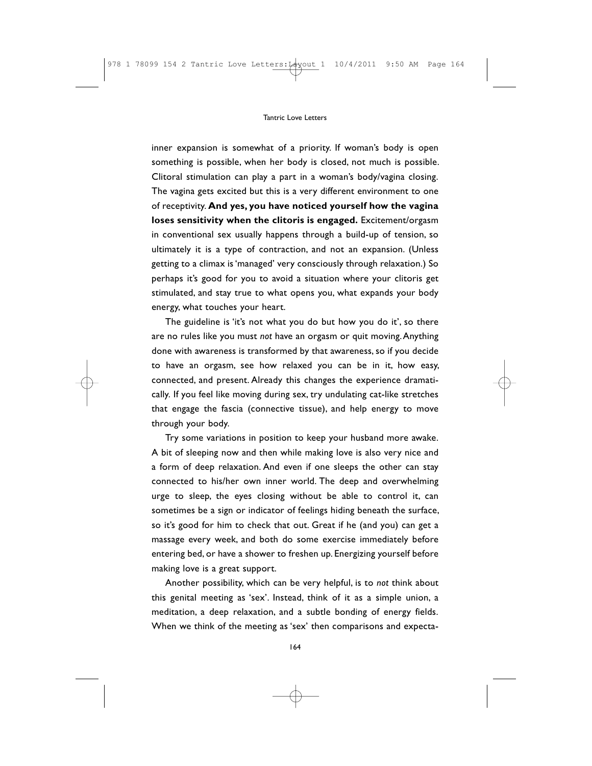inner expansion is somewhat of a priority. If woman's body is open something is possible, when her body is closed, not much is possible. Clitoral stimulation can play a part in a woman's body/vagina closing. The vagina gets excited but this is a very different environment to one of receptivity. **And yes, you have noticed yourself how the vagina loses sensitivity when the clitoris is engaged.** Excitement/orgasm in conventional sex usually happens through a build-up of tension, so ultimately it is a type of contraction, and not an expansion. (Unless getting to a climax is 'managed' very consciously through relaxation.) So perhaps it's good for you to avoid a situation where your clitoris get stimulated, and stay true to what opens you, what expands your body energy, what touches your heart.

The guideline is 'it's not what you do but how you do it', so there are no rules like you must *not* have an orgasm or quit moving. Anything done with awareness is transformed by that awareness, so if you decide to have an orgasm, see how relaxed you can be in it, how easy, connected, and present. Already this changes the experience dramatically. If you feel like moving during sex, try undulating cat-like stretches that engage the fascia (connective tissue), and help energy to move through your body.

Try some variations in position to keep your husband more awake. A bit of sleeping now and then while making love is also very nice and a form of deep relaxation. And even if one sleeps the other can stay connected to his/her own inner world. The deep and overwhelming urge to sleep, the eyes closing without be able to control it, can sometimes be a sign or indicator of feelings hiding beneath the surface, so it's good for him to check that out. Great if he (and you) can get a massage every week, and both do some exercise immediately before entering bed, or have a shower to freshen up. Energizing yourself before making love is a great support.

Another possibility, which can be very helpful, is to *not* think about this genital meeting as 'sex'. Instead, think of it as a simple union, a meditation, a deep relaxation, and a subtle bonding of energy fields. When we think of the meeting as 'sex' then comparisons and expecta-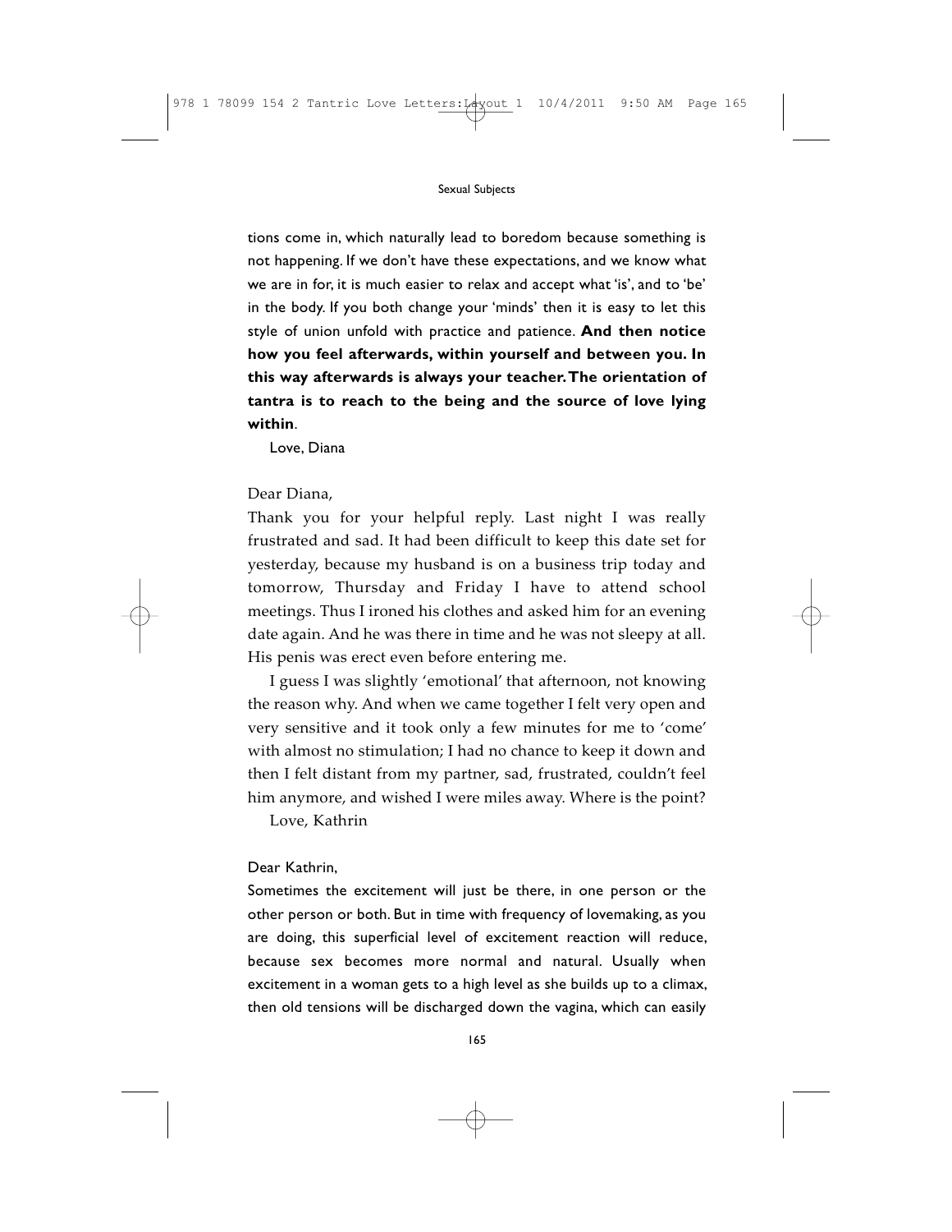tions come in, which naturally lead to boredom because something is not happening. If we don't have these expectations, and we know what we are in for, it is much easier to relax and accept what 'is', and to 'be' in the body. If you both change your 'minds' then it is easy to let this style of union unfold with practice and patience. **And then notice how you feel afterwards, within yourself and between you. In this way afterwards is always your teacher. The orientation of tantra is to reach to the being and the source of love lying within**.

Love, Diana

Dear Diana,

Thank you for your helpful reply. Last night I was really frustrated and sad. It had been difficult to keep this date set for yesterday, because my husband is on a business trip today and tomorrow, Thursday and Friday I have to attend school meetings. Thus I ironed his clothes and asked him for an evening date again. And he was there in time and he was not sleepy at all. His penis was erect even before entering me.

I guess I was slightly 'emotional' that afternoon, not knowing the reason why. And when we came together I felt very open and very sensitive and it took only a few minutes for me to 'come' with almost no stimulation; I had no chance to keep it down and then I felt distant from my partner, sad, frustrated, couldn't feel him anymore, and wished I were miles away. Where is the point?

Love, Kathrin

Dear Kathrin,

Sometimes the excitement will just be there, in one person or the other person or both. But in time with frequency of lovemaking, as you are doing, this superficial level of excitement reaction will reduce, because sex becomes more normal and natural. Usually when excitement in a woman gets to a high level as she builds up to a climax, then old tensions will be discharged down the vagina, which can easily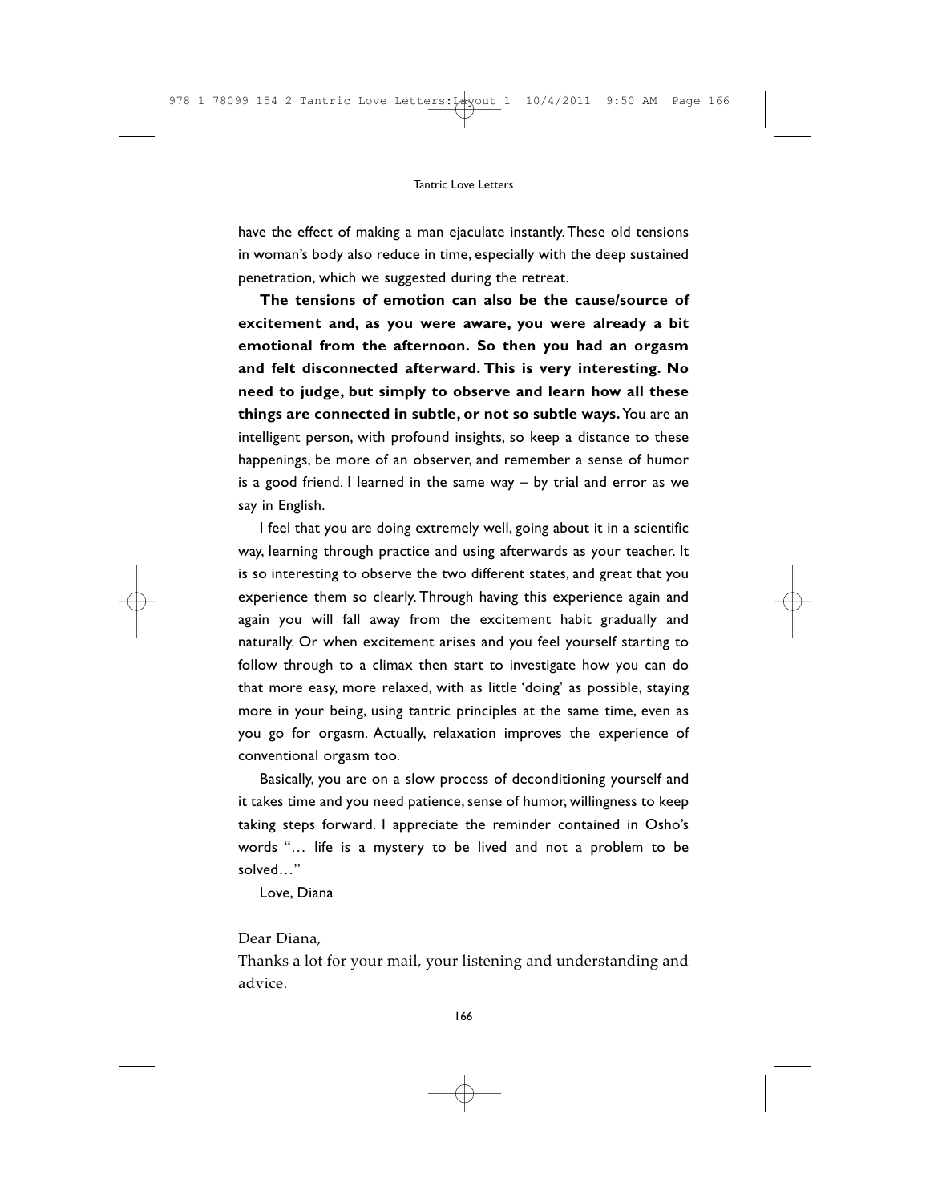have the effect of making a man ejaculate instantly. These old tensions in woman's body also reduce in time, especially with the deep sustained penetration, which we suggested during the retreat.

**The tensions of emotion can also be the cause/source of excitement and, as you were aware, you were already a bit emotional from the afternoon. So then you had an orgasm and felt disconnected afterward. This is very interesting. No need to judge, but simply to observe and learn how all these things are connected in subtle, or not so subtle ways.** You are an intelligent person, with profound insights, so keep a distance to these happenings, be more of an observer, and remember a sense of humor is a good friend. I learned in the same way – by trial and error as we say in English.

I feel that you are doing extremely well, going about it in a scientific way, learning through practice and using afterwards as your teacher. It is so interesting to observe the two different states, and great that you experience them so clearly. Through having this experience again and again you will fall away from the excitement habit gradually and naturally. Or when excitement arises and you feel yourself starting to follow through to a climax then start to investigate how you can do that more easy, more relaxed, with as little 'doing' as possible, staying more in your being, using tantric principles at the same time, even as you go for orgasm. Actually, relaxation improves the experience of conventional orgasm too.

Basically, you are on a slow process of deconditioning yourself and it takes time and you need patience, sense of humor, willingness to keep taking steps forward. I appreciate the reminder contained in Osho's words "… life is a mystery to be lived and not a problem to be solved…"

Love, Diana

Dear Diana,

Thanks a lot for your mail, your listening and understanding and advice.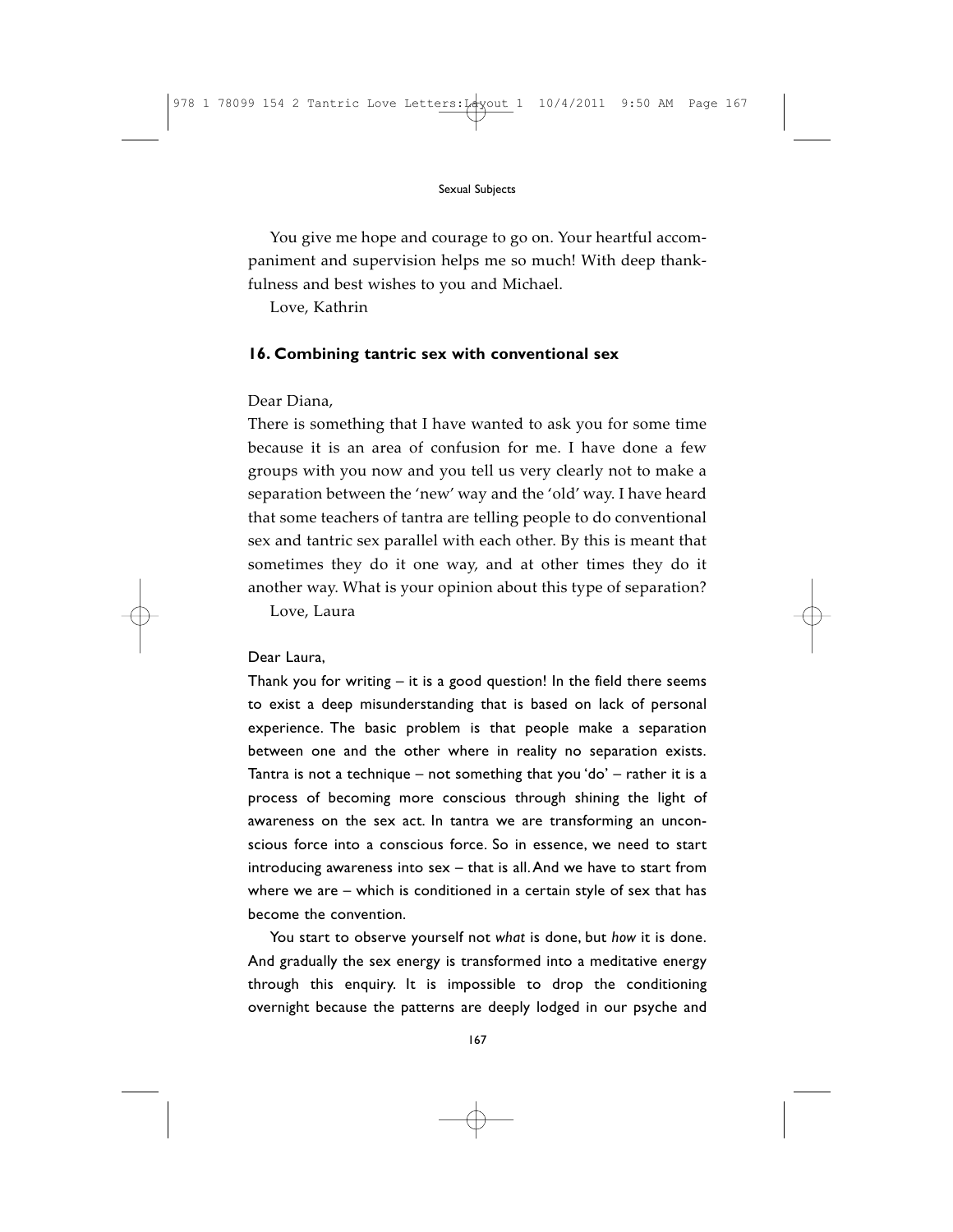You give me hope and courage to go on. Your heartful accompaniment and supervision helps me so much! With deep thankfulness and best wishes to you and Michael.

Love, Kathrin

## 16. Combining tantric sex with conventional sex

Dear Diana,

There is something that I have wanted to ask you for some time because it is an area of confusion for me. I have done a few groups with you now and you tell us very clearly not to make a separation between the 'new' way and the 'old' way. I have heard that some teachers of tantra are telling people to do conventional sex and tantric sex parallel with each other. By this is meant that sometimes they do it one way, and at other times they do it another way. What is your opinion about this type of separation?

Love, Laura

Dear Laura,

Thank you for writing – it is a good question! In the field there seems to exist a deep misunderstanding that is based on lack of personal experience. The basic problem is that people make a separation between one and the other where in reality no separation exists. Tantra is not a technique – not something that you 'do' – rather it is a process of becoming more conscious through shining the light of awareness on the sex act. In tantra we are transforming an unconscious force into a conscious force. So in essence, we need to start introducing awareness into sex – that is all. And we have to start from where we are – which is conditioned in a certain style of sex that has become the convention.

You start to observe yourself not *what* is done, but *how* it is done. And gradually the sex energy is transformed into a meditative energy through this enquiry. It is impossible to drop the conditioning overnight because the patterns are deeply lodged in our psyche and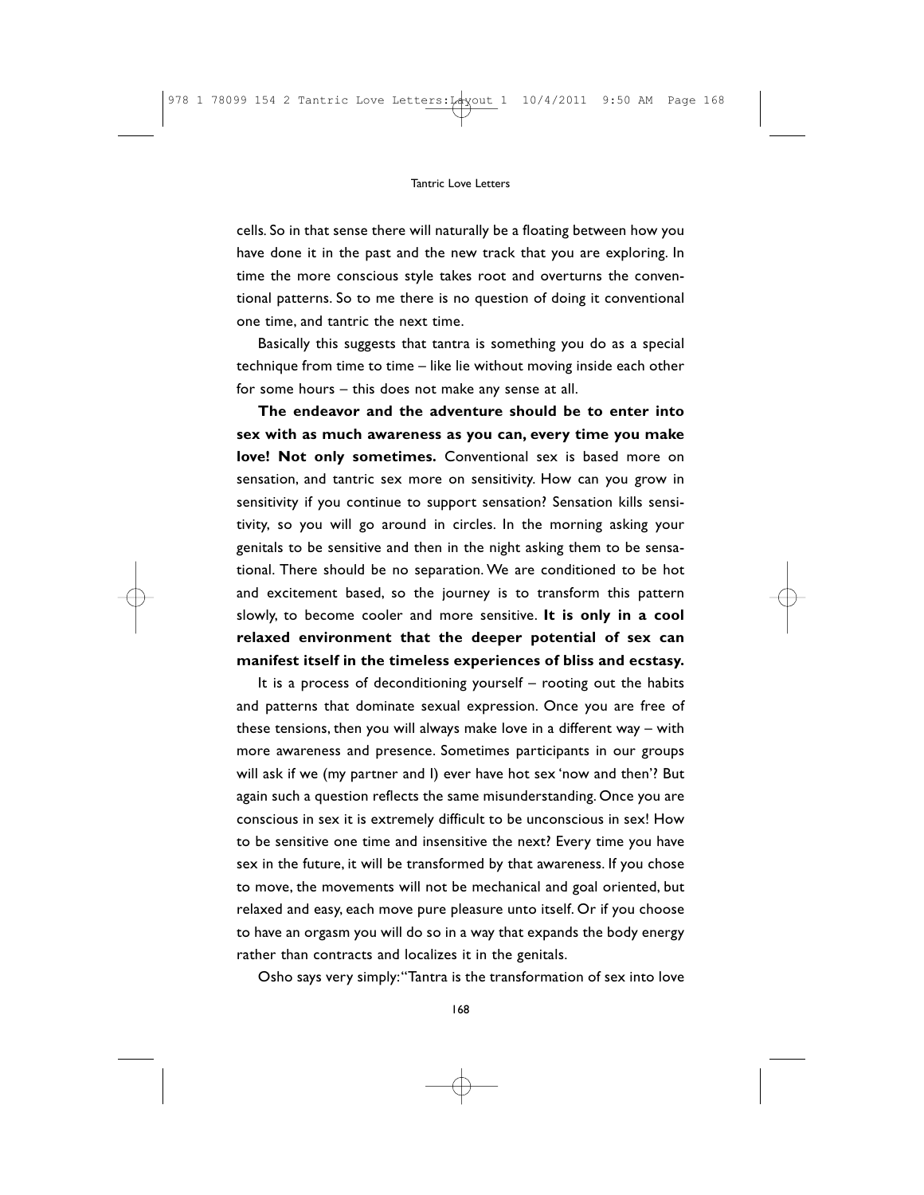cells. So in that sense there will naturally be a floating between how you have done it in the past and the new track that you are exploring. In time the more conscious style takes root and overturns the conventional patterns. So to me there is no question of doing it conventional one time, and tantric the next time.

Basically this suggests that tantra is something you do as a special technique from time to time – like lie without moving inside each other for some hours – this does not make any sense at all.

**The endeavor and the adventure should be to enter into sex with as much awareness as you can, every time you make love! Not only sometimes.** Conventional sex is based more on sensation, and tantric sex more on sensitivity. How can you grow in sensitivity if you continue to support sensation? Sensation kills sensitivity, so you will go around in circles. In the morning asking your genitals to be sensitive and then in the night asking them to be sensational. There should be no separation. We are conditioned to be hot and excitement based, so the journey is to transform this pattern slowly, to become cooler and more sensitive. **It is only in a cool relaxed environment that the deeper potential of sex can manifest itself in the timeless experiences of bliss and ecstasy.**

It is a process of deconditioning yourself – rooting out the habits and patterns that dominate sexual expression. Once you are free of these tensions, then you will always make love in a different way – with more awareness and presence. Sometimes participants in our groups will ask if we (my partner and I) ever have hot sex 'now and then'? But again such a question reflects the same misunderstanding. Once you are conscious in sex it is extremely difficult to be unconscious in sex! How to be sensitive one time and insensitive the next? Every time you have sex in the future, it will be transformed by that awareness. If you chose to move, the movements will not be mechanical and goal oriented, but relaxed and easy, each move pure pleasure unto itself. Or if you choose to have an orgasm you will do so in a way that expands the body energy rather than contracts and localizes it in the genitals.

Osho says very simply: "Tantra is the transformation of sex into love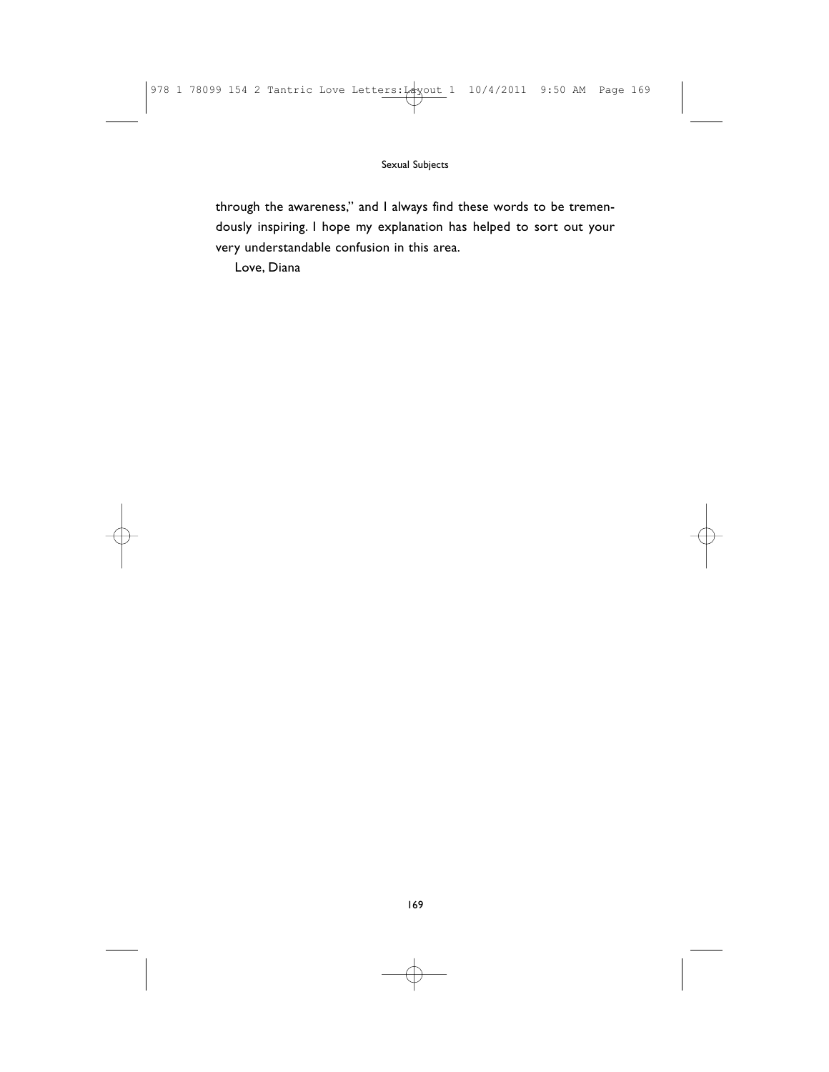through the awareness," and I always find these words to be tremendously inspiring. I hope my explanation has helped to sort out your very understandable confusion in this area.

Love, Diana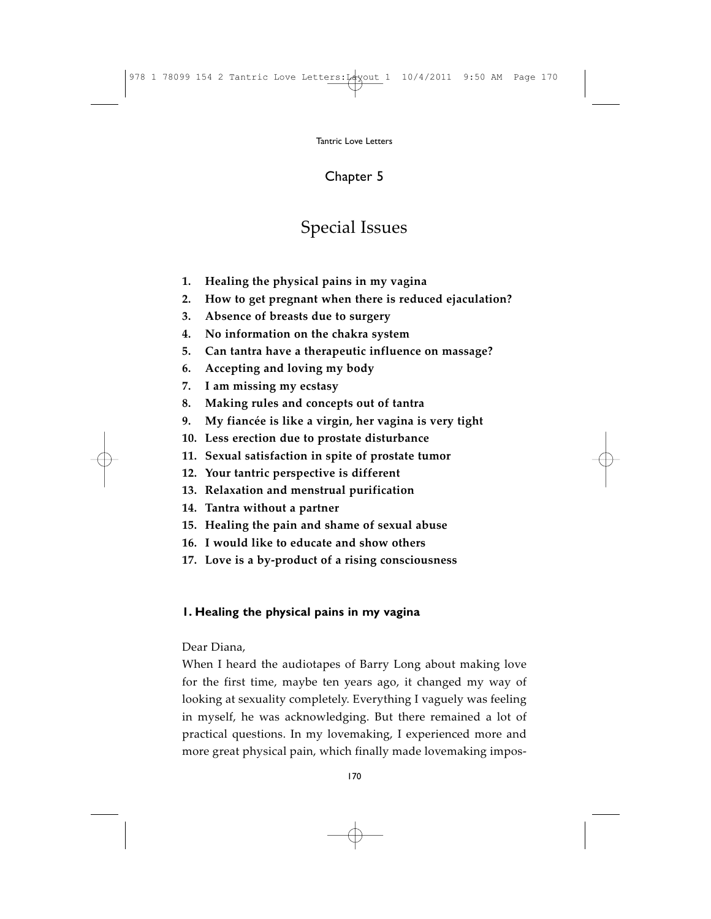# Chapter 5

## Special Issues

1. **Healing the physical pains in my vagina**
2. **How to get pregnant when there is reduced ejaculation?**
3. **Absence of breasts due to surgery**
4. **No information on the chakra system**
5. **Can tantra have a therapeutic influence on massage?**
6. **Accepting and loving my body**
7. **I am missing my ecstasy**
8. **Making rules and concepts out of tantra**
9. **My fiancée is like a virgin, her vagina is very tight**
10. **Less erection due to prostate disturbance**
11. **Sexual satisfaction in spite of prostate tumor**
12. **Your tantric perspective is different**
13. **Relaxation and menstrual purification**
14. **Tantra without a partner**
15. **Healing the pain and shame of sexual abuse**
16. **I would like to educate and show others**
17. **Love is a by-product of a rising consciousness**

### 1. Healing the physical pains in my vagina

Dear Diana,

When I heard the audiotapes of Barry Long about making love for the first time, maybe ten years ago, it changed my way of looking at sexuality completely. Everything I vaguely was feeling in myself, he was acknowledging. But there remained a lot of practical questions. In my lovemaking, I experienced more and more great physical pain, which finally made lovemaking impos-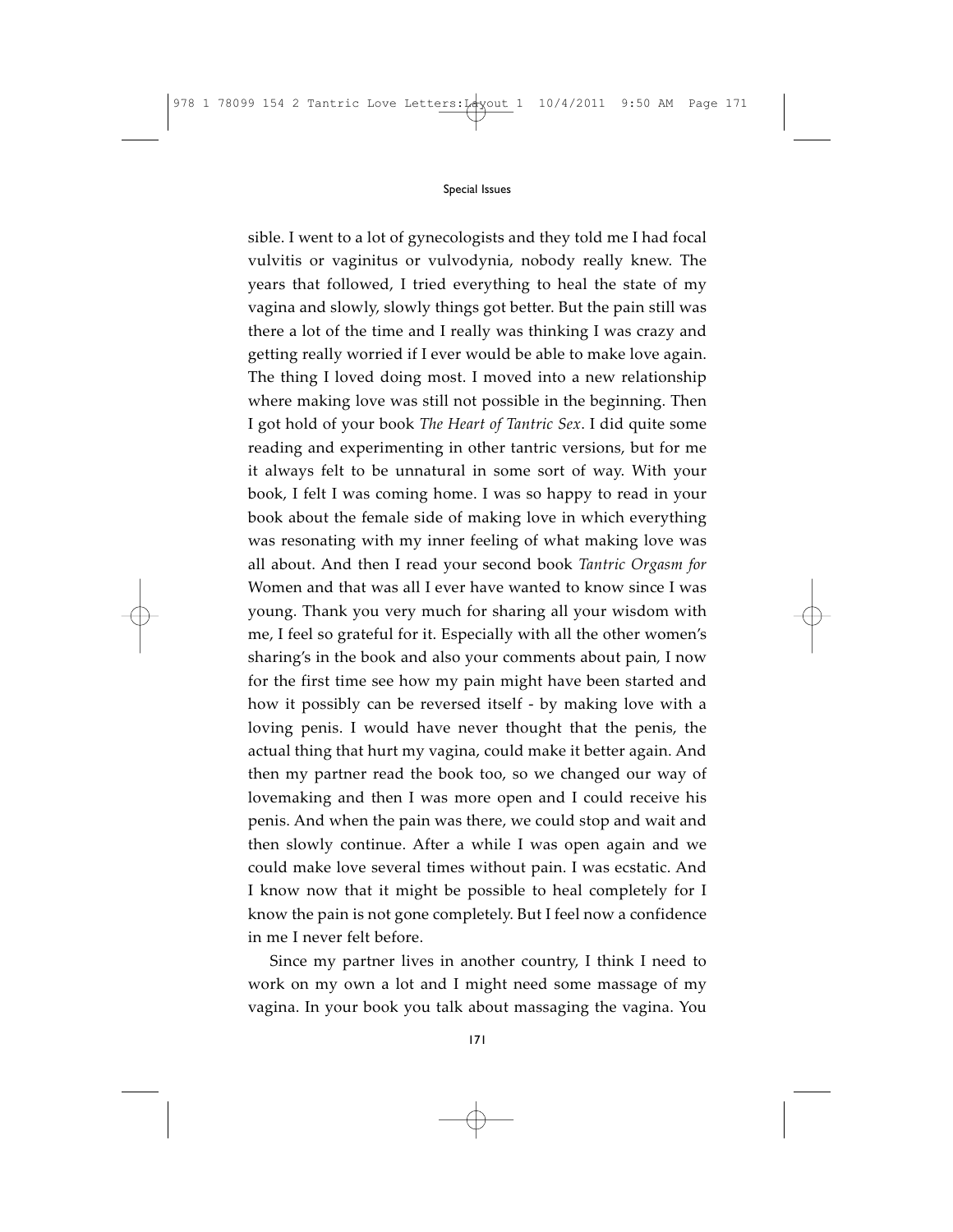sible. I went to a lot of gynecologists and they told me I had focal vulvitis or vaginitus or vulvodynia, nobody really knew. The years that followed, I tried everything to heal the state of my vagina and slowly, slowly things got better. But the pain still was there a lot of the time and I really was thinking I was crazy and getting really worried if I ever would be able to make love again. The thing I loved doing most. I moved into a new relationship where making love was still not possible in the beginning. Then I got hold of your book *The Heart of Tantric Sex*. I did quite some reading and experimenting in other tantric versions, but for me it always felt to be unnatural in some sort of way. With your book, I felt I was coming home. I was so happy to read in your book about the female side of making love in which everything was resonating with my inner feeling of what making love was all about. And then I read your second book *Tantric Orgasm for* Women and that was all I ever have wanted to know since I was young. Thank you very much for sharing all your wisdom with me, I feel so grateful for it. Especially with all the other women's sharing's in the book and also your comments about pain, I now for the first time see how my pain might have been started and how it possibly can be reversed itself - by making love with a loving penis. I would have never thought that the penis, the actual thing that hurt my vagina, could make it better again. And then my partner read the book too, so we changed our way of lovemaking and then I was more open and I could receive his penis. And when the pain was there, we could stop and wait and then slowly continue. After a while I was open again and we could make love several times without pain. I was ecstatic. And I know now that it might be possible to heal completely for I know the pain is not gone completely. But I feel now a confidence in me I never felt before.

Since my partner lives in another country, I think I need to work on my own a lot and I might need some massage of my vagina. In your book you talk about massaging the vagina. You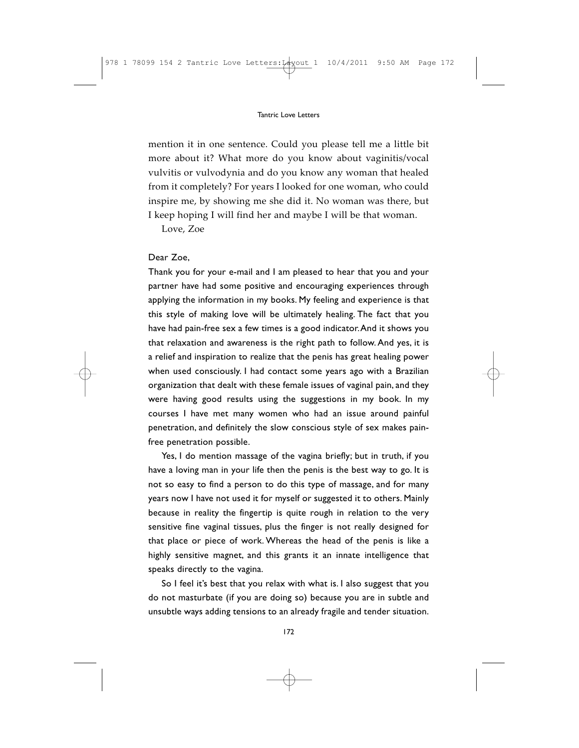mention it in one sentence. Could you please tell me a little bit more about it? What more do you know about vaginitis/vocal vulvitis or vulvodynia and do you know any woman that healed from it completely? For years I looked for one woman, who could inspire me, by showing me she did it. No woman was there, but I keep hoping I will find her and maybe I will be that woman.

Love, Zoe

Dear Zoe,

Thank you for your e-mail and I am pleased to hear that you and your partner have had some positive and encouraging experiences through applying the information in my books. My feeling and experience is that this style of making love will be ultimately healing. The fact that you have had pain-free sex a few times is a good indicator. And it shows you that relaxation and awareness is the right path to follow. And yes, it is a relief and inspiration to realize that the penis has great healing power when used consciously. I had contact some years ago with a Brazilian organization that dealt with these female issues of vaginal pain, and they were having good results using the suggestions in my book. In my courses I have met many women who had an issue around painful penetration, and definitely the slow conscious style of sex makes pain-free penetration possible.

Yes, I do mention massage of the vagina briefly; but in truth, if you have a loving man in your life then the penis is the best way to go. It is not so easy to find a person to do this type of massage, and for many years now I have not used it for myself or suggested it to others. Mainly because in reality the fingertip is quite rough in relation to the very sensitive fine vaginal tissues, plus the finger is not really designed for that place or piece of work. Whereas the head of the penis is like a highly sensitive magnet, and this grants it an innate intelligence that speaks directly to the vagina.

So I feel it's best that you relax with what is. I also suggest that you do not masturbate (if you are doing so) because you are in subtle and unsubtle ways adding tensions to an already fragile and tender situation.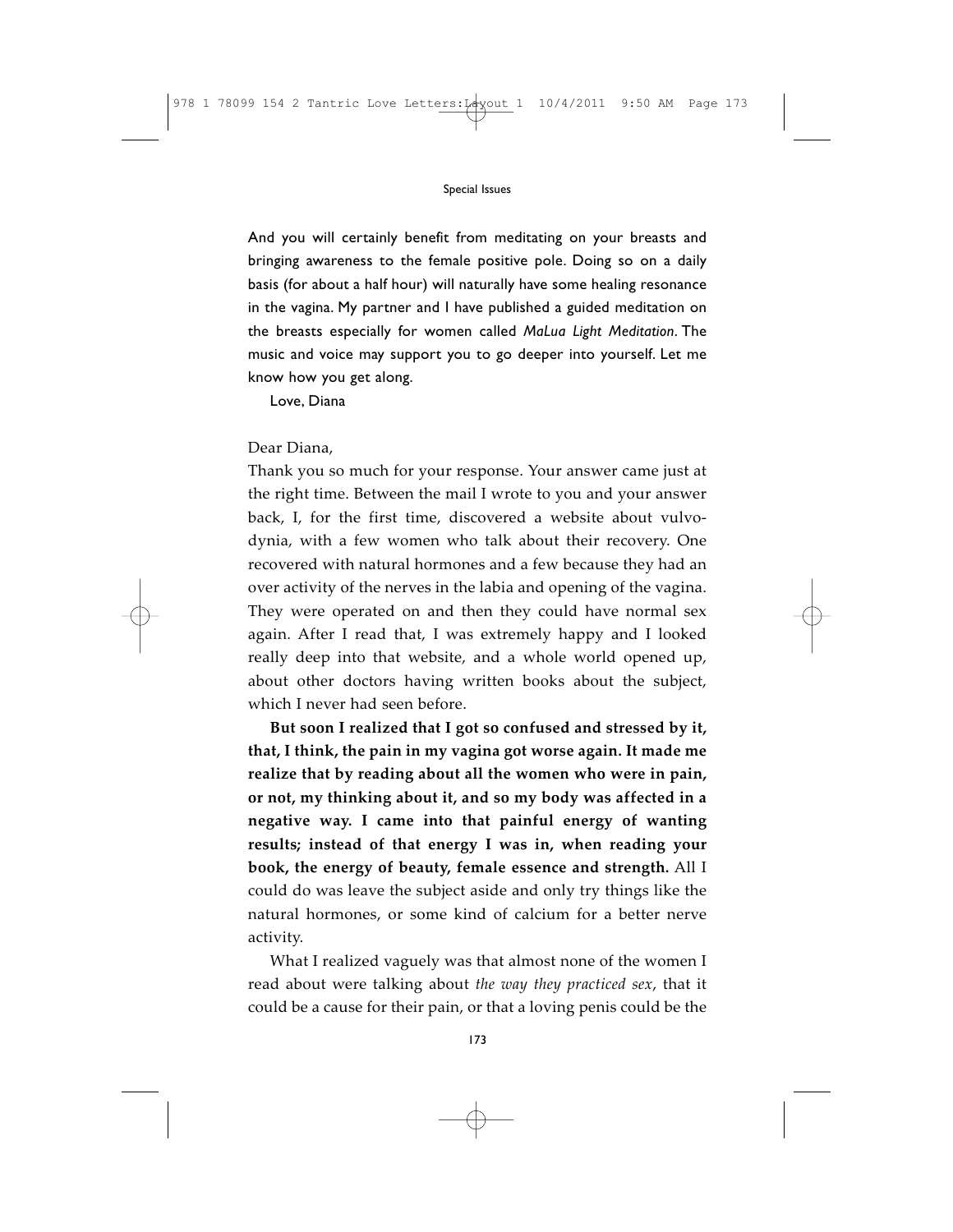And you will certainly benefit from meditating on your breasts and bringing awareness to the female positive pole. Doing so on a daily basis (for about a half hour) will naturally have some healing resonance in the vagina. My partner and I have published a guided meditation on the breasts especially for women called *MaLua Light Meditation*. The music and voice may support you to go deeper into yourself. Let me know how you get along.

Love, Diana

Dear Diana,

Thank you so much for your response. Your answer came just at the right time. Between the mail I wrote to you and your answer back, I, for the first time, discovered a website about vulvodynia, with a few women who talk about their recovery. One recovered with natural hormones and a few because they had an over activity of the nerves in the labia and opening of the vagina. They were operated on and then they could have normal sex again. After I read that, I was extremely happy and I looked really deep into that website, and a whole world opened up, about other doctors having written books about the subject, which I never had seen before.

**But soon I realized that I got so confused and stressed by it, that, I think, the pain in my vagina got worse again. It made me realize that by reading about all the women who were in pain, or not, my thinking about it, and so my body was affected in a negative way. I came into that painful energy of wanting results; instead of that energy I was in, when reading your book, the energy of beauty, female essence and strength.** All I could do was leave the subject aside and only try things like the natural hormones, or some kind of calcium for a better nerve activity.

What I realized vaguely was that almost none of the women I read about were talking about *the way they practiced sex*, that it could be a cause for their pain, or that a loving penis could be the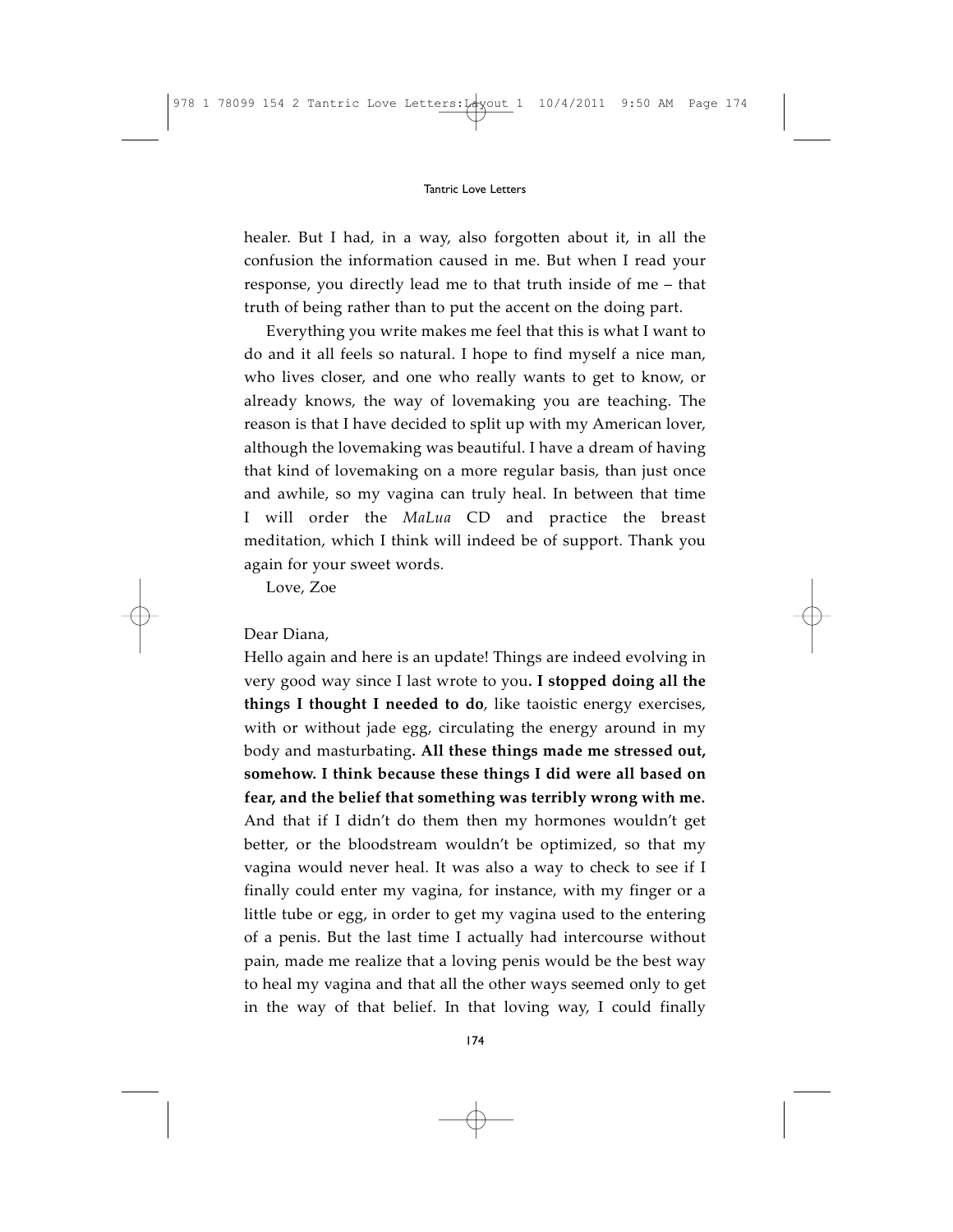healer. But I had, in a way, also forgotten about it, in all the confusion the information caused in me. But when I read your response, you directly lead me to that truth inside of me – that truth of being rather than to put the accent on the doing part.

Everything you write makes me feel that this is what I want to do and it all feels so natural. I hope to find myself a nice man, who lives closer, and one who really wants to get to know, or already knows, the way of lovemaking you are teaching. The reason is that I have decided to split up with my American lover, although the lovemaking was beautiful. I have a dream of having that kind of lovemaking on a more regular basis, than just once and awhile, so my vagina can truly heal. In between that time I will order the *MaLua* CD and practice the breast meditation, which I think will indeed be of support. Thank you again for your sweet words.

Love, Zoe

Dear Diana,

Hello again and here is an update! Things are indeed evolving in very good way since I last wrote to you**. I stopped doing all the things I thought I needed to do**, like taoistic energy exercises, with or without jade egg, circulating the energy around in my body and masturbating**. All these things made me stressed out, somehow. I think because these things I did were all based on fear, and the belief that something was terribly wrong with me.** And that if I didn't do them then my hormones wouldn't get better, or the bloodstream wouldn't be optimized, so that my vagina would never heal. It was also a way to check to see if I finally could enter my vagina, for instance, with my finger or a little tube or egg, in order to get my vagina used to the entering of a penis. But the last time I actually had intercourse without pain, made me realize that a loving penis would be the best way to heal my vagina and that all the other ways seemed only to get in the way of that belief. In that loving way, I could finally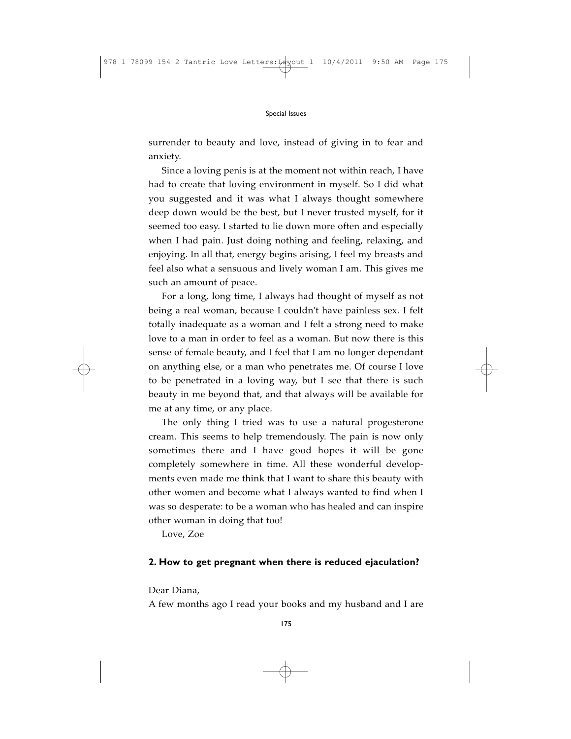surrender to beauty and love, instead of giving in to fear and anxiety.

Since a loving penis is at the moment not within reach, I have had to create that loving environment in myself. So I did what you suggested and it was what I always thought somewhere deep down would be the best, but I never trusted myself, for it seemed too easy. I started to lie down more often and especially when I had pain. Just doing nothing and feeling, relaxing, and enjoying. In all that, energy begins arising, I feel my breasts and feel also what a sensuous and lively woman I am. This gives me such an amount of peace.

For a long, long time, I always had thought of myself as not being a real woman, because I couldn't have painless sex. I felt totally inadequate as a woman and I felt a strong need to make love to a man in order to feel as a woman. But now there is this sense of female beauty, and I feel that I am no longer dependant on anything else, or a man who penetrates me. Of course I love to be penetrated in a loving way, but I see that there is such beauty in me beyond that, and that always will be available for me at any time, or any place.

The only thing I tried was to use a natural progesterone cream. This seems to help tremendously. The pain is now only sometimes there and I have good hopes it will be gone completely somewhere in time. All these wonderful developments even made me think that I want to share this beauty with other women and become what I always wanted to find when I was so desperate: to be a woman who has healed and can inspire other woman in doing that too!

Love, Zoe

### 2. How to get pregnant when there is reduced ejaculation?

Dear Diana,
A few months ago I read your books and my husband and I are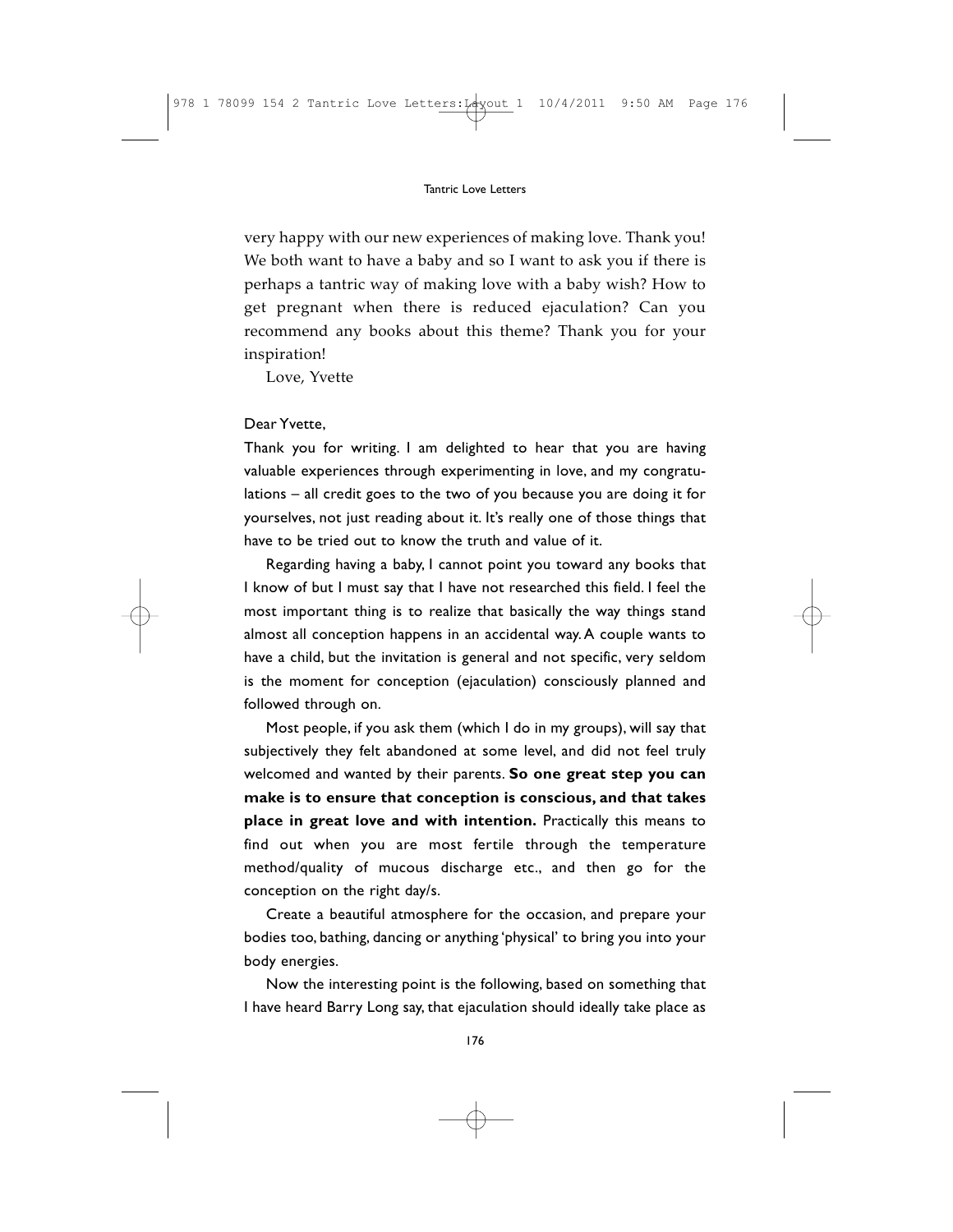very happy with our new experiences of making love. Thank you! We both want to have a baby and so I want to ask you if there is perhaps a tantric way of making love with a baby wish? How to get pregnant when there is reduced ejaculation? Can you recommend any books about this theme? Thank you for your inspiration!

Love, Yvette

Dear Yvette,

Thank you for writing. I am delighted to hear that you are having valuable experiences through experimenting in love, and my congratulations – all credit goes to the two of you because you are doing it for yourselves, not just reading about it. It's really one of those things that have to be tried out to know the truth and value of it.

Regarding having a baby, I cannot point you toward any books that I know of but I must say that I have not researched this field. I feel the most important thing is to realize that basically the way things stand almost all conception happens in an accidental way. A couple wants to have a child, but the invitation is general and not specific, very seldom is the moment for conception (ejaculation) consciously planned and followed through on.

Most people, if you ask them (which I do in my groups), will say that subjectively they felt abandoned at some level, and did not feel truly welcomed and wanted by their parents. **So one great step you can make is to ensure that conception is conscious, and that takes place in great love and with intention.** Practically this means to find out when you are most fertile through the temperature method/quality of mucous discharge etc., and then go for the conception on the right day/s.

Create a beautiful atmosphere for the occasion, and prepare your bodies too, bathing, dancing or anything 'physical' to bring you into your body energies.

Now the interesting point is the following, based on something that I have heard Barry Long say, that ejaculation should ideally take place as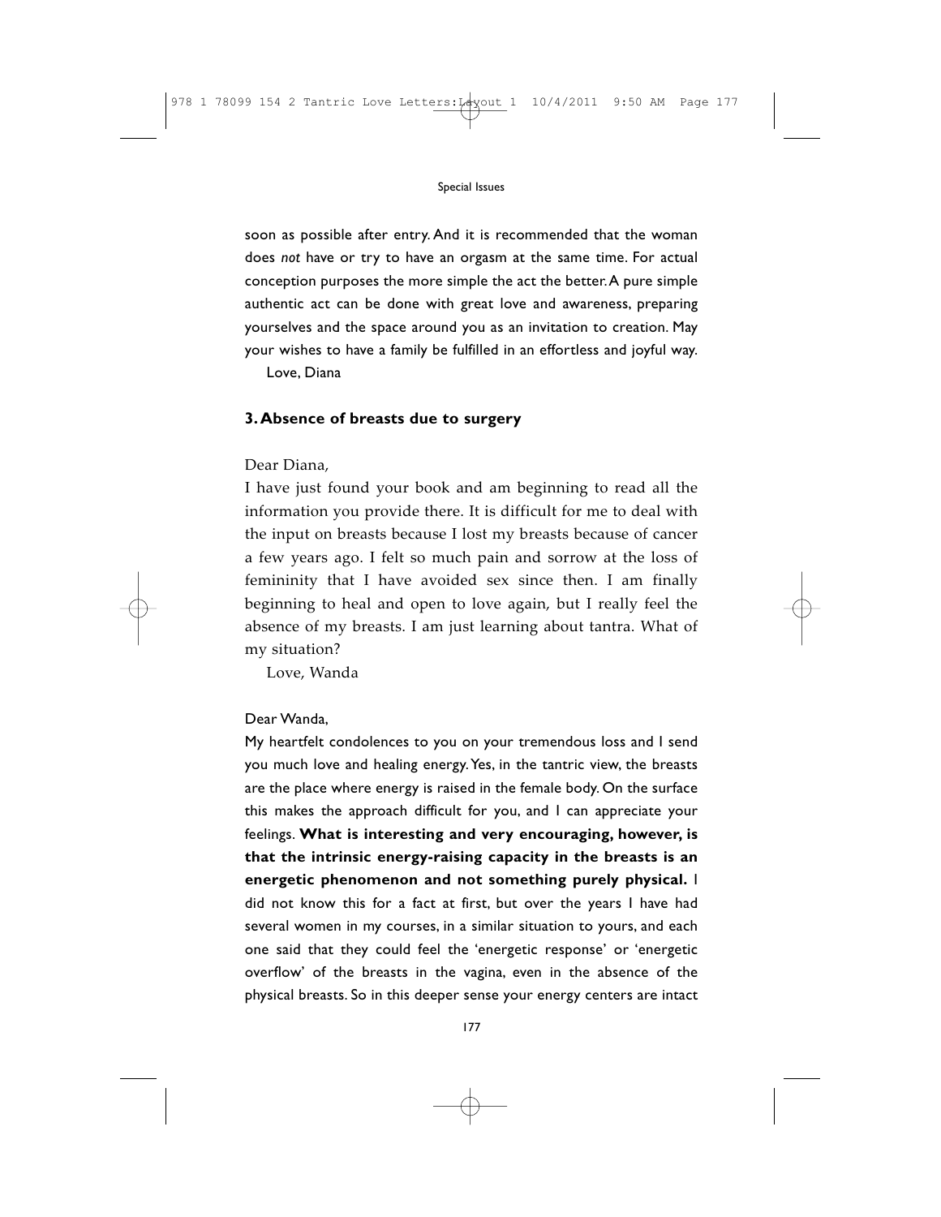soon as possible after entry. And it is recommended that the woman does *not* have or try to have an orgasm at the same time. For actual conception purposes the more simple the act the better. A pure simple authentic act can be done with great love and awareness, preparing yourselves and the space around you as an invitation to creation. May your wishes to have a family be fulfilled in an effortless and joyful way.

Love, Diana

### 3. Absence of breasts due to surgery

Dear Diana,

I have just found your book and am beginning to read all the information you provide there. It is difficult for me to deal with the input on breasts because I lost my breasts because of cancer a few years ago. I felt so much pain and sorrow at the loss of femininity that I have avoided sex since then. I am finally beginning to heal and open to love again, but I really feel the absence of my breasts. I am just learning about tantra. What of my situation?

Love, Wanda

Dear Wanda,

My heartfelt condolences to you on your tremendous loss and I send you much love and healing energy. Yes, in the tantric view, the breasts are the place where energy is raised in the female body. On the surface this makes the approach difficult for you, and I can appreciate your feelings. **What is interesting and very encouraging, however, is that the intrinsic energy-raising capacity in the breasts is an energetic phenomenon and not something purely physical.** I did not know this for a fact at first, but over the years I have had several women in my courses, in a similar situation to yours, and each one said that they could feel the 'energetic response' or 'energetic overflow' of the breasts in the vagina, even in the absence of the physical breasts. So in this deeper sense your energy centers are intact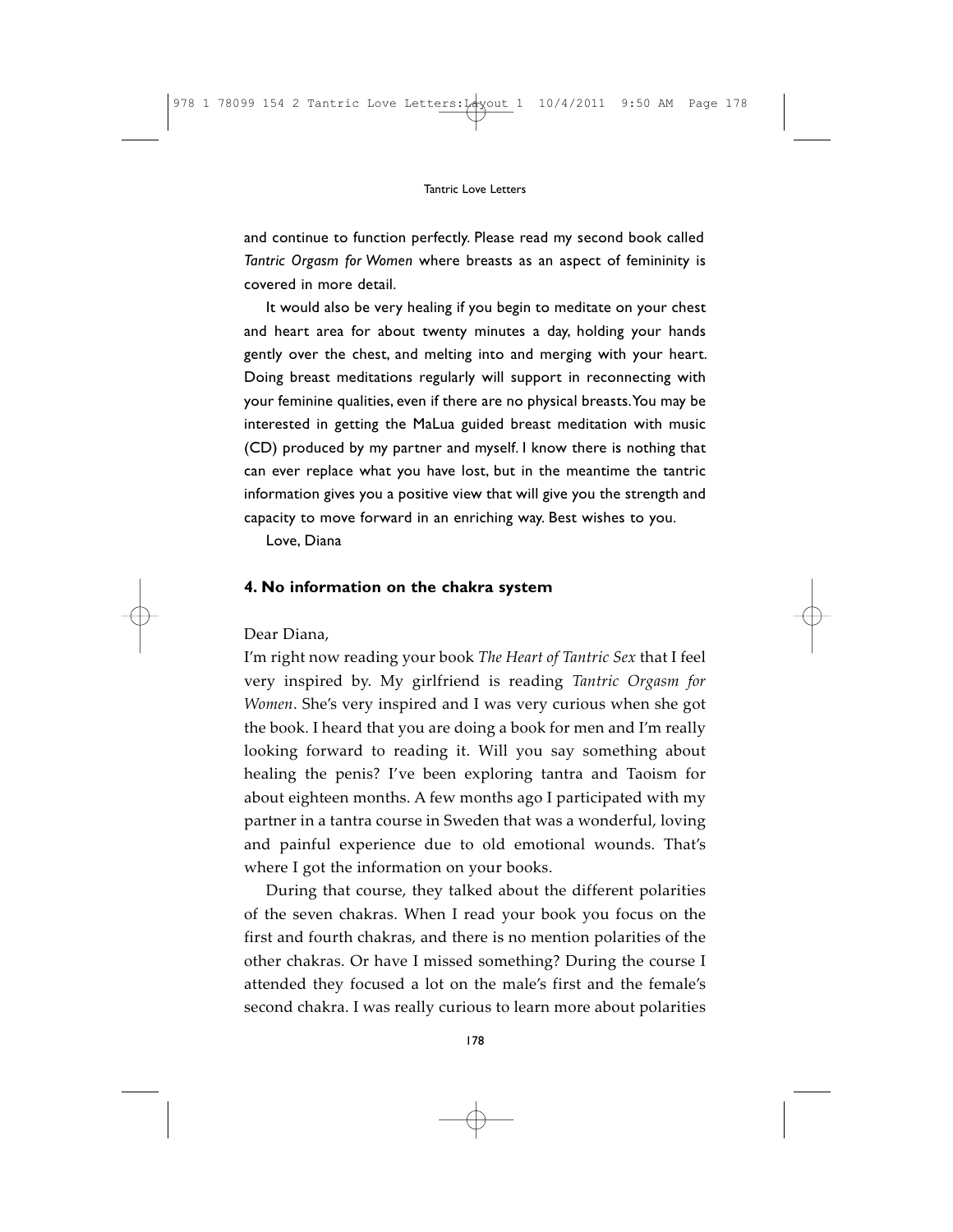and continue to function perfectly. Please read my second book called *Tantric Orgasm for Women* where breasts as an aspect of femininity is covered in more detail.

It would also be very healing if you begin to meditate on your chest and heart area for about twenty minutes a day, holding your hands gently over the chest, and melting into and merging with your heart. Doing breast meditations regularly will support in reconnecting with your feminine qualities, even if there are no physical breasts. You may be interested in getting the MaLua guided breast meditation with music (CD) produced by my partner and myself. I know there is nothing that can ever replace what you have lost, but in the meantime the tantric information gives you a positive view that will give you the strength and capacity to move forward in an enriching way. Best wishes to you.

Love, Diana

## 4. No information on the chakra system

Dear Diana,

I'm right now reading your book *The Heart of Tantric Sex* that I feel very inspired by. My girlfriend is reading *Tantric Orgasm for Women*. She's very inspired and I was very curious when she got the book. I heard that you are doing a book for men and I'm really looking forward to reading it. Will you say something about healing the penis? I've been exploring tantra and Taoism for about eighteen months. A few months ago I participated with my partner in a tantra course in Sweden that was a wonderful, loving and painful experience due to old emotional wounds. That's where I got the information on your books.

During that course, they talked about the different polarities of the seven chakras. When I read your book you focus on the first and fourth chakras, and there is no mention polarities of the other chakras. Or have I missed something? During the course I attended they focused a lot on the male's first and the female's second chakra. I was really curious to learn more about polarities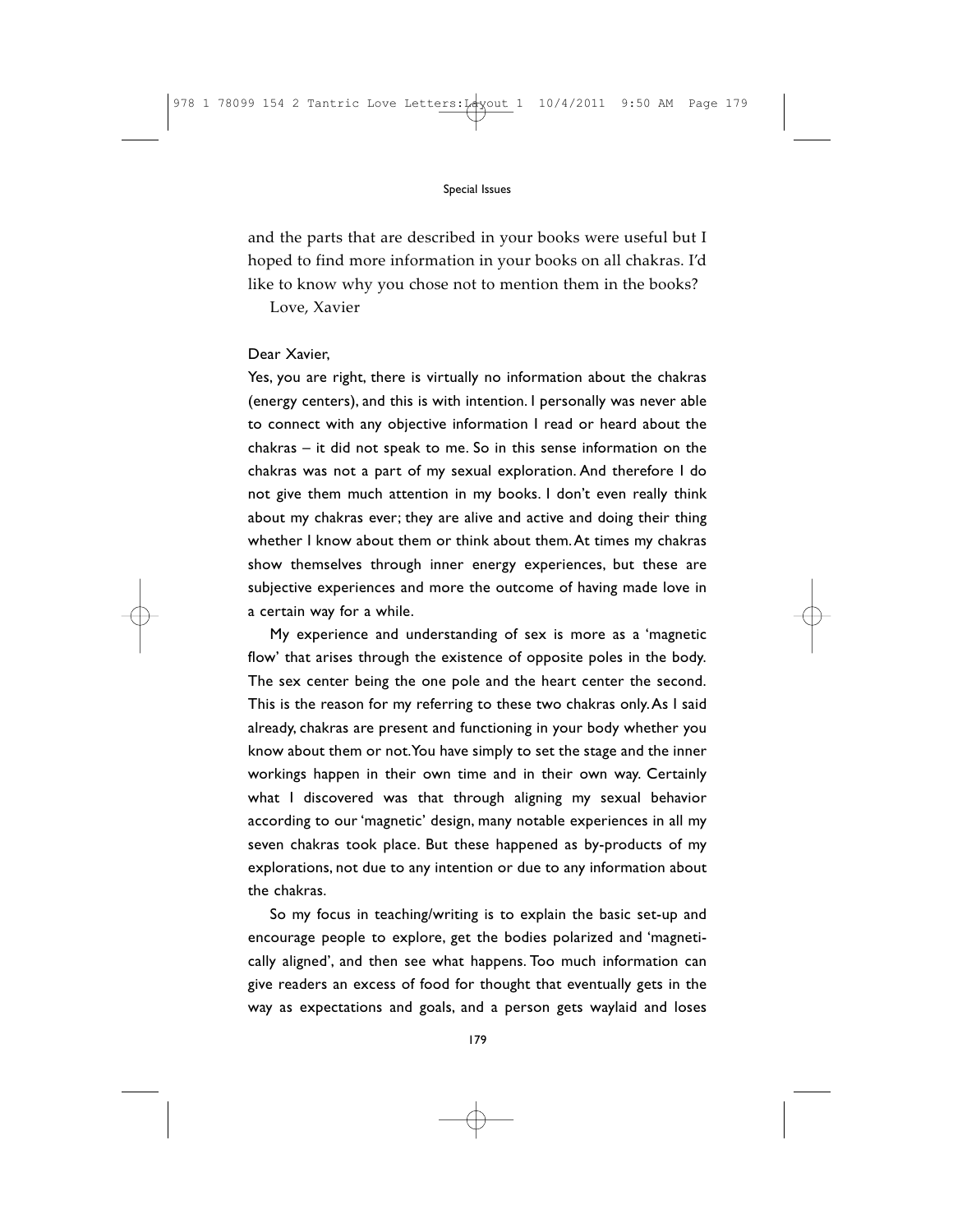and the parts that are described in your books were useful but I hoped to find more information in your books on all chakras. I'd like to know why you chose not to mention them in the books?

Love, Xavier

Dear Xavier,

Yes, you are right, there is virtually no information about the chakras (energy centers), and this is with intention. I personally was never able to connect with any objective information I read or heard about the chakras – it did not speak to me. So in this sense information on the chakras was not a part of my sexual exploration. And therefore I do not give them much attention in my books. I don't even really think about my chakras ever; they are alive and active and doing their thing whether I know about them or think about them. At times my chakras show themselves through inner energy experiences, but these are subjective experiences and more the outcome of having made love in a certain way for a while.

My experience and understanding of sex is more as a 'magnetic flow' that arises through the existence of opposite poles in the body. The sex center being the one pole and the heart center the second. This is the reason for my referring to these two chakras only. As I said already, chakras are present and functioning in your body whether you know about them or not. You have simply to set the stage and the inner workings happen in their own time and in their own way. Certainly what I discovered was that through aligning my sexual behavior according to our 'magnetic' design, many notable experiences in all my seven chakras took place. But these happened as by-products of my explorations, not due to any intention or due to any information about the chakras.

So my focus in teaching/writing is to explain the basic set-up and encourage people to explore, get the bodies polarized and 'magnetically aligned', and then see what happens. Too much information can give readers an excess of food for thought that eventually gets in the way as expectations and goals, and a person gets waylaid and loses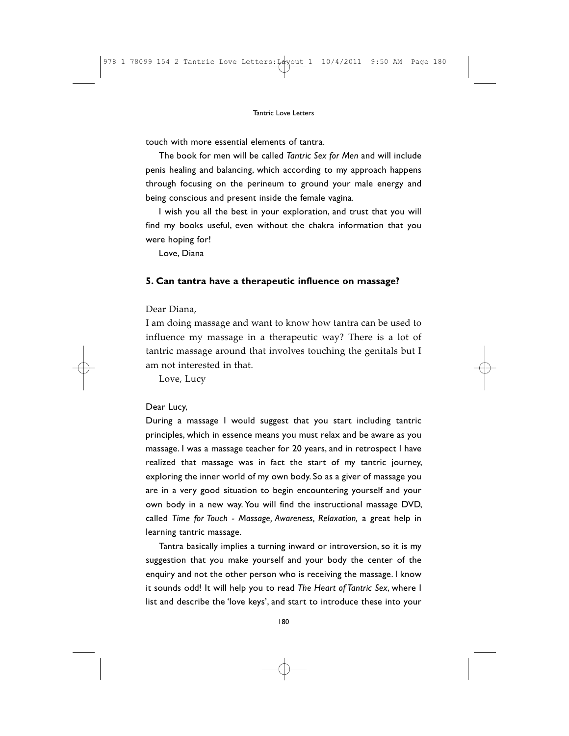touch with more essential elements of tantra.

The book for men will be called *Tantric Sex for Men* and will include penis healing and balancing, which according to my approach happens through focusing on the perineum to ground your male energy and being conscious and present inside the female vagina.

I wish you all the best in your exploration, and trust that you will find my books useful, even without the chakra information that you were hoping for!

Love, Diana

## 5. Can tantra have a therapeutic influence on massage?

Dear Diana,

I am doing massage and want to know how tantra can be used to influence my massage in a therapeutic way? There is a lot of tantric massage around that involves touching the genitals but I am not interested in that.

Love, Lucy

Dear Lucy,

During a massage I would suggest that you start including tantric principles, which in essence means you must relax and be aware as you massage. I was a massage teacher for 20 years, and in retrospect I have realized that massage was in fact the start of my tantric journey, exploring the inner world of my own body. So as a giver of massage you are in a very good situation to begin encountering yourself and your own body in a new way. You will find the instructional massage DVD, called *Time for Touch - Massage, Awareness, Relaxation,* a great help in learning tantric massage.

Tantra basically implies a turning inward or introversion, so it is my suggestion that you make yourself and your body the center of the enquiry and not the other person who is receiving the massage. I know it sounds odd! It will help you to read *The Heart of Tantric Sex*, where I list and describe the 'love keys', and start to introduce these into your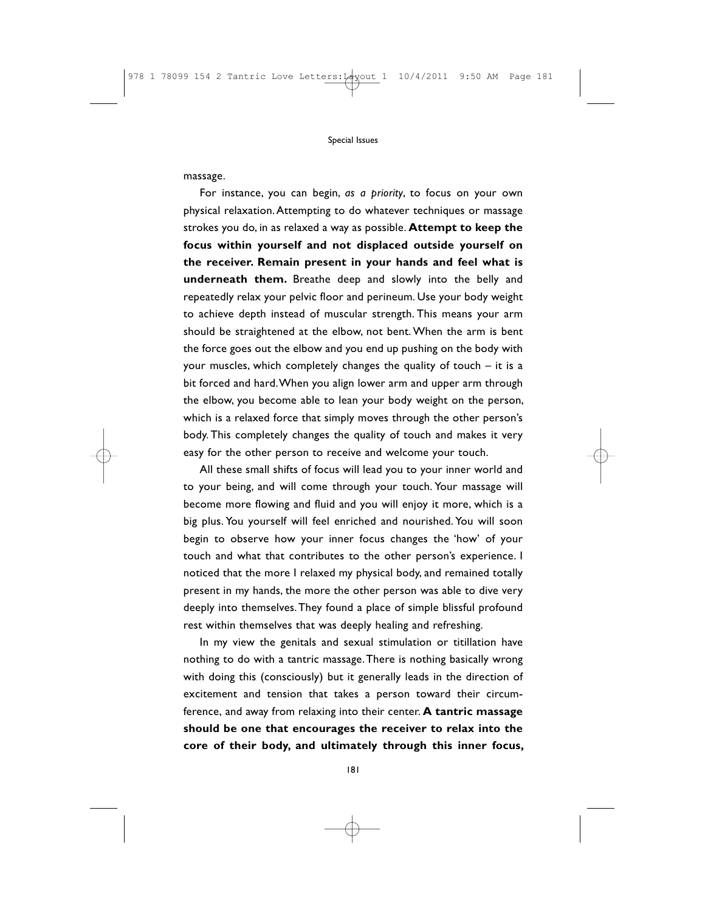massage.

For instance, you can begin, *as a priority*, to focus on your own physical relaxation. Attempting to do whatever techniques or massage strokes you do, in as relaxed a way as possible. **Attempt to keep the focus within yourself and not displaced outside yourself on the receiver. Remain present in your hands and feel what is underneath them.** Breathe deep and slowly into the belly and repeatedly relax your pelvic floor and perineum. Use your body weight to achieve depth instead of muscular strength. This means your arm should be straightened at the elbow, not bent. When the arm is bent the force goes out the elbow and you end up pushing on the body with your muscles, which completely changes the quality of touch – it is a bit forced and hard. When you align lower arm and upper arm through the elbow, you become able to lean your body weight on the person, which is a relaxed force that simply moves through the other person's body. This completely changes the quality of touch and makes it very easy for the other person to receive and welcome your touch.

All these small shifts of focus will lead you to your inner world and to your being, and will come through your touch. Your massage will become more flowing and fluid and you will enjoy it more, which is a big plus. You yourself will feel enriched and nourished. You will soon begin to observe how your inner focus changes the 'how' of your touch and what that contributes to the other person's experience. I noticed that the more I relaxed my physical body, and remained totally present in my hands, the more the other person was able to dive very deeply into themselves. They found a place of simple blissful profound rest within themselves that was deeply healing and refreshing.

In my view the genitals and sexual stimulation or titillation have nothing to do with a tantric massage. There is nothing basically wrong with doing this (consciously) but it generally leads in the direction of excitement and tension that takes a person toward their circumference, and away from relaxing into their center. **A tantric massage should be one that encourages the receiver to relax into the core of their body, and ultimately through this inner focus,**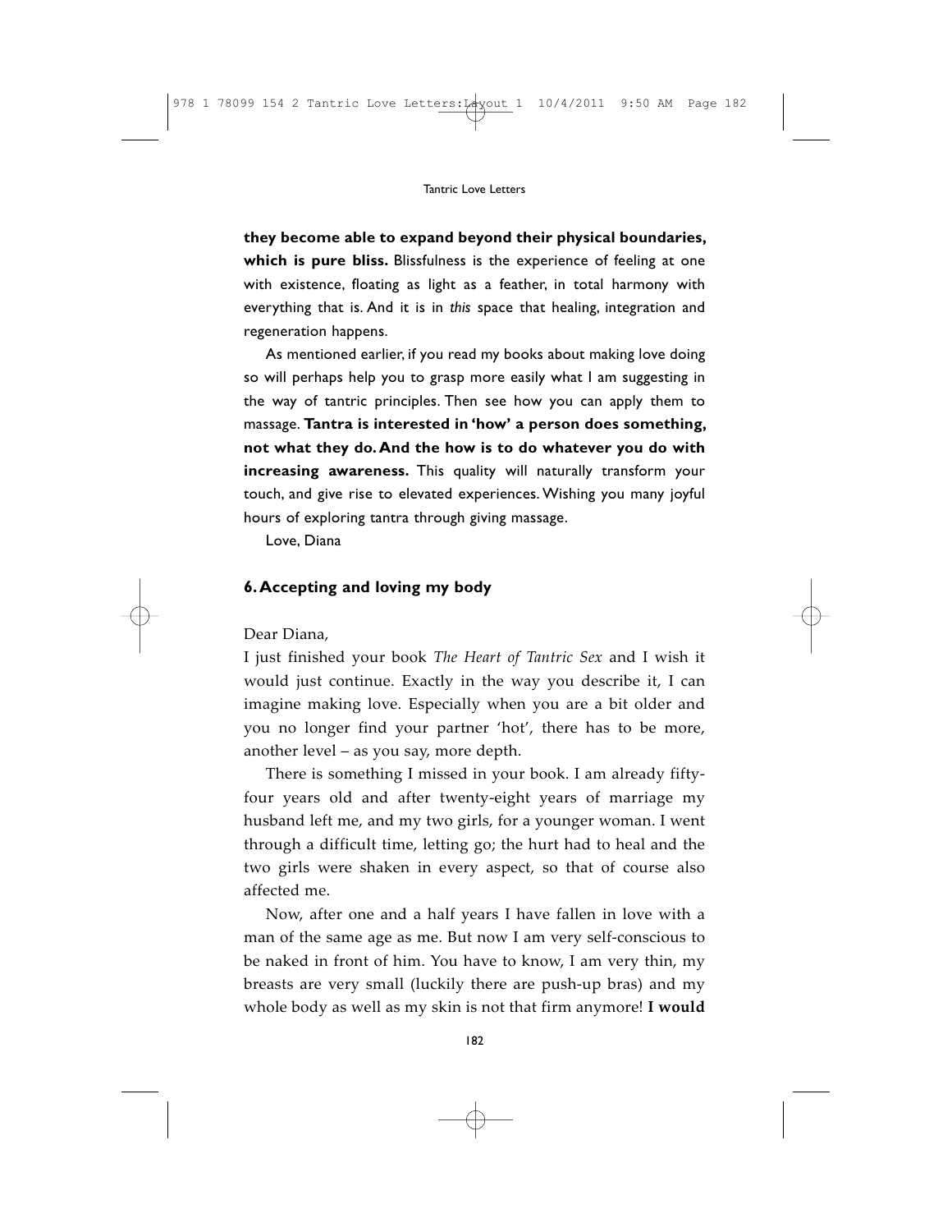**they become able to expand beyond their physical boundaries, which is pure bliss.** Blissfulness is the experience of feeling at one with existence, floating as light as a feather, in total harmony with everything that is. And it is in *this* space that healing, integration and regeneration happens.

As mentioned earlier, if you read my books about making love doing so will perhaps help you to grasp more easily what I am suggesting in the way of tantric principles. Then see how you can apply them to massage. **Tantra is interested in 'how' a person does something, not what they do. And the how is to do whatever you do with increasing awareness.** This quality will naturally transform your touch, and give rise to elevated experiences. Wishing you many joyful hours of exploring tantra through giving massage.

Love, Diana

### 6. Accepting and loving my body

Dear Diana,

I just finished your book *The Heart of Tantric Sex* and I wish it would just continue. Exactly in the way you describe it, I can imagine making love. Especially when you are a bit older and you no longer find your partner 'hot', there has to be more, another level – as you say, more depth.

There is something I missed in your book. I am already fifty-four years old and after twenty-eight years of marriage my husband left me, and my two girls, for a younger woman. I went through a difficult time, letting go; the hurt had to heal and the two girls were shaken in every aspect, so that of course also affected me.

Now, after one and a half years I have fallen in love with a man of the same age as me. But now I am very self-conscious to be naked in front of him. You have to know, I am very thin, my breasts are very small (luckily there are push-up bras) and my whole body as well as my skin is not that firm anymore! **I would**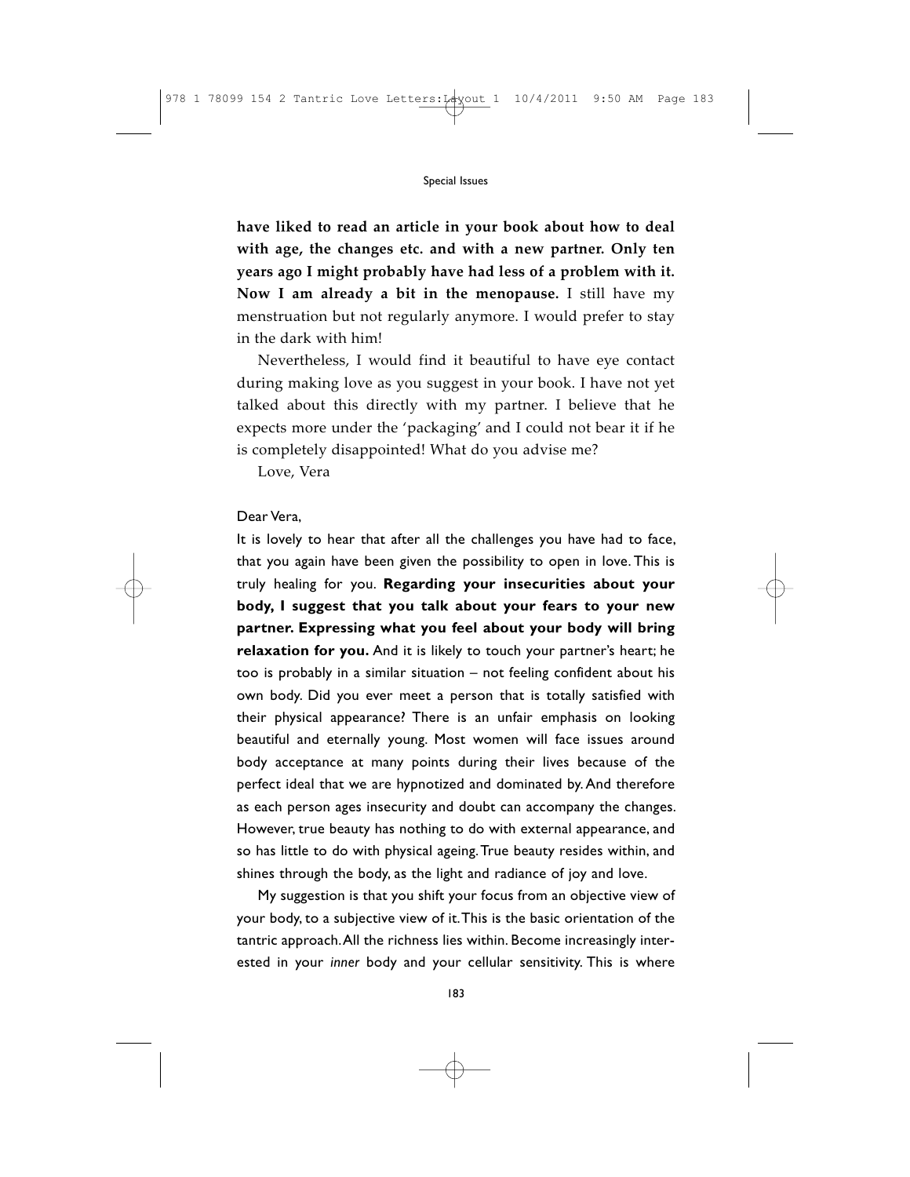**have liked to read an article in your book about how to deal with age, the changes etc. and with a new partner. Only ten years ago I might probably have had less of a problem with it. Now I am already a bit in the menopause.** I still have my menstruation but not regularly anymore. I would prefer to stay in the dark with him!

Nevertheless, I would find it beautiful to have eye contact during making love as you suggest in your book. I have not yet talked about this directly with my partner. I believe that he expects more under the 'packaging' and I could not bear it if he is completely disappointed! What do you advise me?

Love, Vera

Dear Vera,

It is lovely to hear that after all the challenges you have had to face, that you again have been given the possibility to open in love. This is truly healing for you. **Regarding your insecurities about your body, I suggest that you talk about your fears to your new partner. Expressing what you feel about your body will bring relaxation for you.** And it is likely to touch your partner's heart; he too is probably in a similar situation – not feeling confident about his own body. Did you ever meet a person that is totally satisfied with their physical appearance? There is an unfair emphasis on looking beautiful and eternally young. Most women will face issues around body acceptance at many points during their lives because of the perfect ideal that we are hypnotized and dominated by. And therefore as each person ages insecurity and doubt can accompany the changes. However, true beauty has nothing to do with external appearance, and so has little to do with physical ageing. True beauty resides within, and shines through the body, as the light and radiance of joy and love.

My suggestion is that you shift your focus from an objective view of your body, to a subjective view of it. This is the basic orientation of the tantric approach. All the richness lies within. Become increasingly interested in your *inner* body and your cellular sensitivity. This is where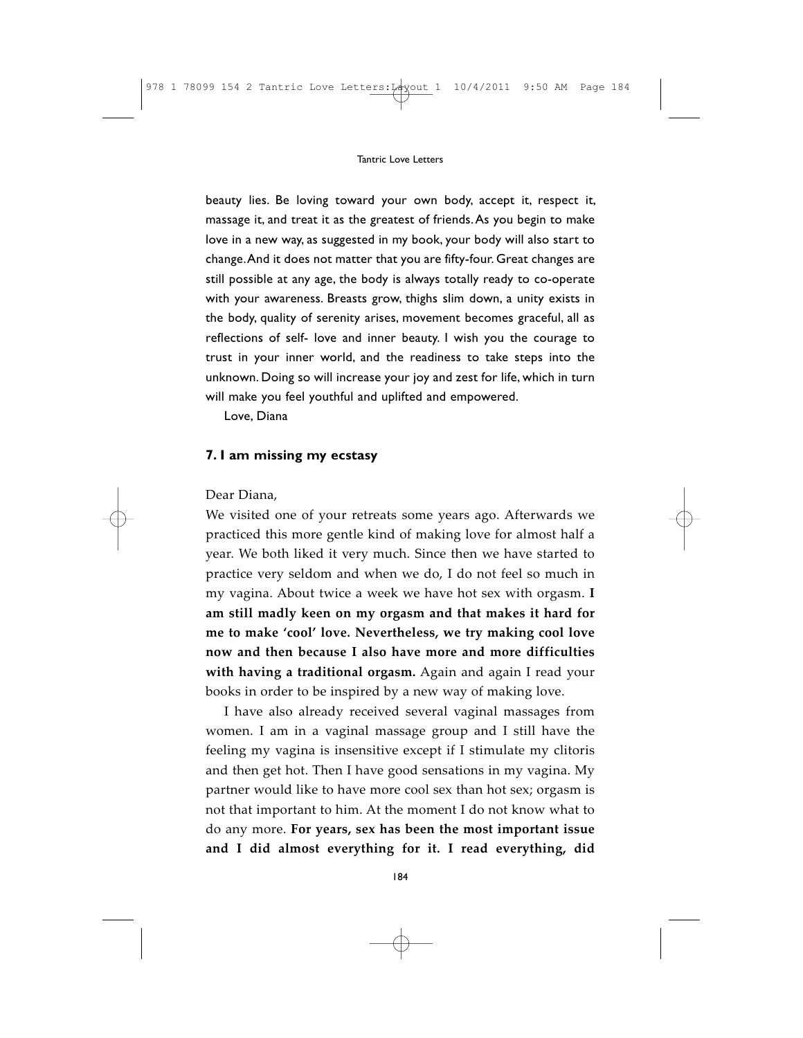beauty lies. Be loving toward your own body, accept it, respect it, massage it, and treat it as the greatest of friends. As you begin to make love in a new way, as suggested in my book, your body will also start to change. And it does not matter that you are fifty-four. Great changes are still possible at any age, the body is always totally ready to co-operate with your awareness. Breasts grow, thighs slim down, a unity exists in the body, quality of serenity arises, movement becomes graceful, all as reflections of self- love and inner beauty. I wish you the courage to trust in your inner world, and the readiness to take steps into the unknown. Doing so will increase your joy and zest for life, which in turn will make you feel youthful and uplifted and empowered.

Love, Diana

### 7. I am missing my ecstasy

Dear Diana,

We visited one of your retreats some years ago. Afterwards we practiced this more gentle kind of making love for almost half a year. We both liked it very much. Since then we have started to practice very seldom and when we do, I do not feel so much in my vagina. About twice a week we have hot sex with orgasm. **I am still madly keen on my orgasm and that makes it hard for me to make 'cool' love. Nevertheless, we try making cool love now and then because I also have more and more difficulties with having a traditional orgasm.** Again and again I read your books in order to be inspired by a new way of making love.

I have also already received several vaginal massages from women. I am in a vaginal massage group and I still have the feeling my vagina is insensitive except if I stimulate my clitoris and then get hot. Then I have good sensations in my vagina. My partner would like to have more cool sex than hot sex; orgasm is not that important to him. At the moment I do not know what to do any more. **For years, sex has been the most important issue and I did almost everything for it. I read everything, did**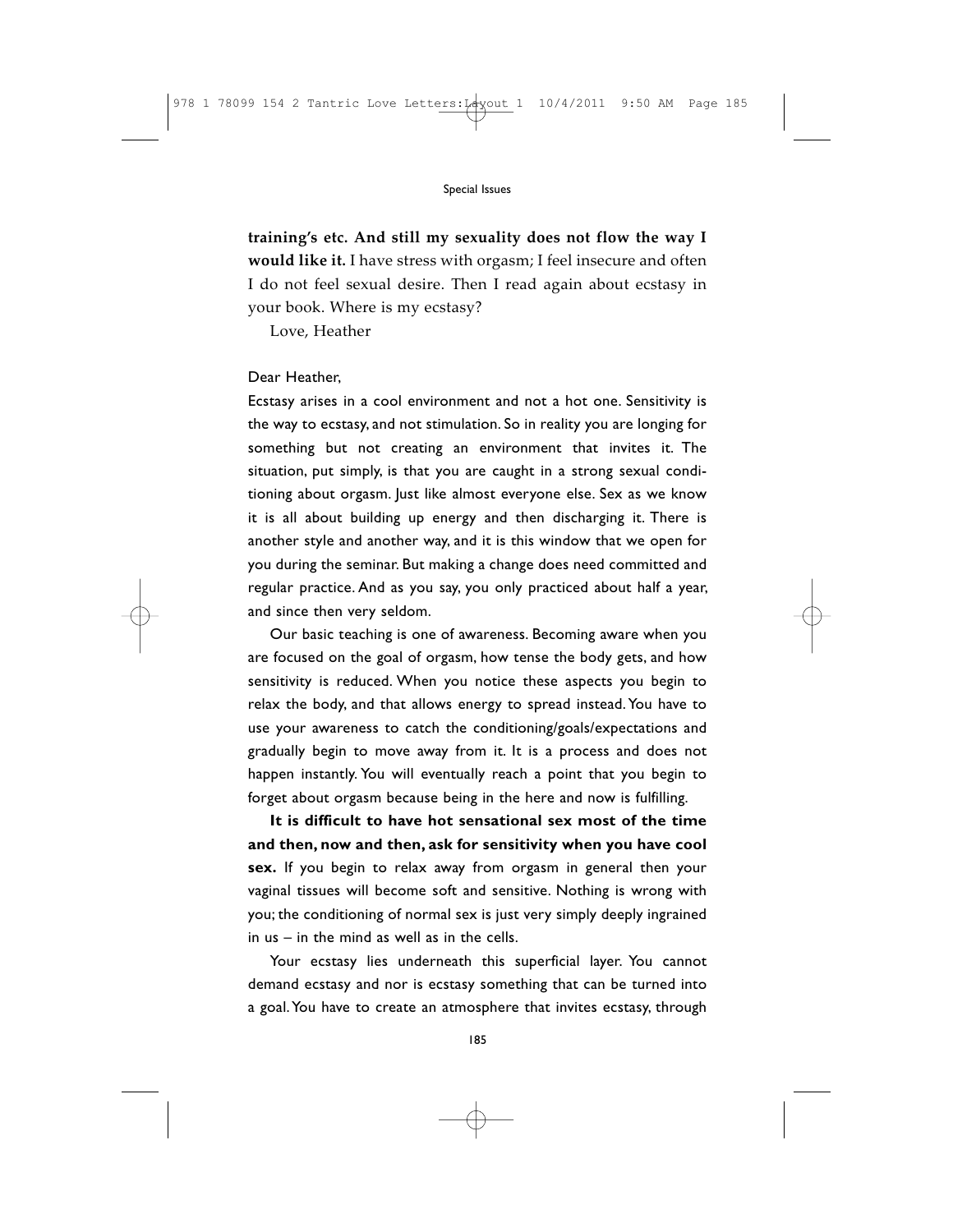**training's etc. And still my sexuality does not flow the way I would like it.** I have stress with orgasm; I feel insecure and often I do not feel sexual desire. Then I read again about ecstasy in your book. Where is my ecstasy?

Love, Heather

Dear Heather,

Ecstasy arises in a cool environment and not a hot one. Sensitivity is the way to ecstasy, and not stimulation. So in reality you are longing for something but not creating an environment that invites it. The situation, put simply, is that you are caught in a strong sexual conditioning about orgasm. Just like almost everyone else. Sex as we know it is all about building up energy and then discharging it. There is another style and another way, and it is this window that we open for you during the seminar. But making a change does need committed and regular practice. And as you say, you only practiced about half a year, and since then very seldom.

Our basic teaching is one of awareness. Becoming aware when you are focused on the goal of orgasm, how tense the body gets, and how sensitivity is reduced. When you notice these aspects you begin to relax the body, and that allows energy to spread instead. You have to use your awareness to catch the conditioning/goals/expectations and gradually begin to move away from it. It is a process and does not happen instantly. You will eventually reach a point that you begin to forget about orgasm because being in the here and now is fulfilling.

**It is difficult to have hot sensational sex most of the time and then, now and then, ask for sensitivity when you have cool sex.** If you begin to relax away from orgasm in general then your vaginal tissues will become soft and sensitive. Nothing is wrong with you; the conditioning of normal sex is just very simply deeply ingrained in us – in the mind as well as in the cells.

Your ecstasy lies underneath this superficial layer. You cannot demand ecstasy and nor is ecstasy something that can be turned into a goal. You have to create an atmosphere that invites ecstasy, through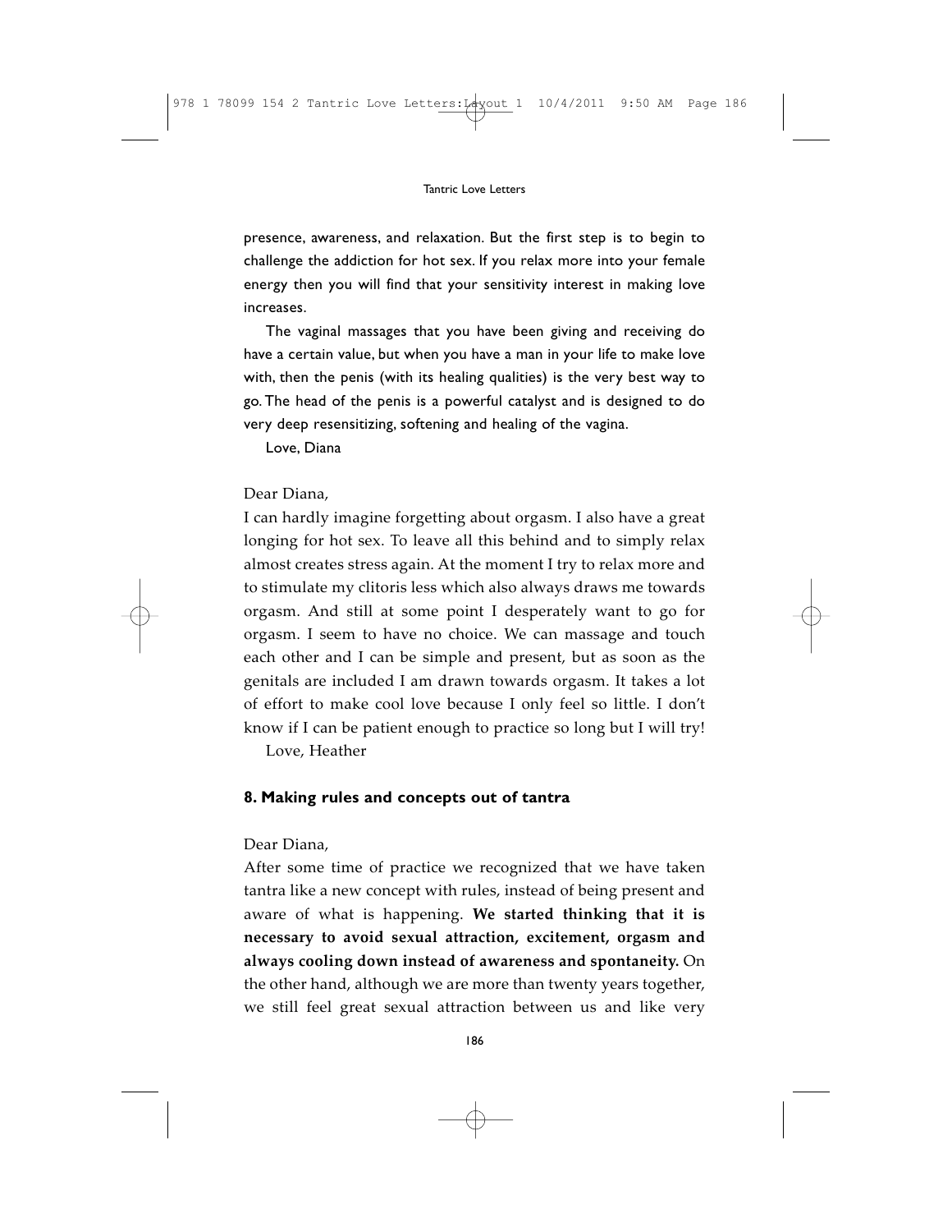presence, awareness, and relaxation. But the first step is to begin to challenge the addiction for hot sex. If you relax more into your female energy then you will find that your sensitivity interest in making love increases.

The vaginal massages that you have been giving and receiving do have a certain value, but when you have a man in your life to make love with, then the penis (with its healing qualities) is the very best way to go. The head of the penis is a powerful catalyst and is designed to do very deep resensitizing, softening and healing of the vagina.

Love, Diana

Dear Diana,

I can hardly imagine forgetting about orgasm. I also have a great longing for hot sex. To leave all this behind and to simply relax almost creates stress again. At the moment I try to relax more and to stimulate my clitoris less which also always draws me towards orgasm. And still at some point I desperately want to go for orgasm. I seem to have no choice. We can massage and touch each other and I can be simple and present, but as soon as the genitals are included I am drawn towards orgasm. It takes a lot of effort to make cool love because I only feel so little. I don't know if I can be patient enough to practice so long but I will try!

Love, Heather

## 8. Making rules and concepts out of tantra

Dear Diana,

After some time of practice we recognized that we have taken tantra like a new concept with rules, instead of being present and aware of what is happening. **We started thinking that it is necessary to avoid sexual attraction, excitement, orgasm and always cooling down instead of awareness and spontaneity.** On the other hand, although we are more than twenty years together, we still feel great sexual attraction between us and like very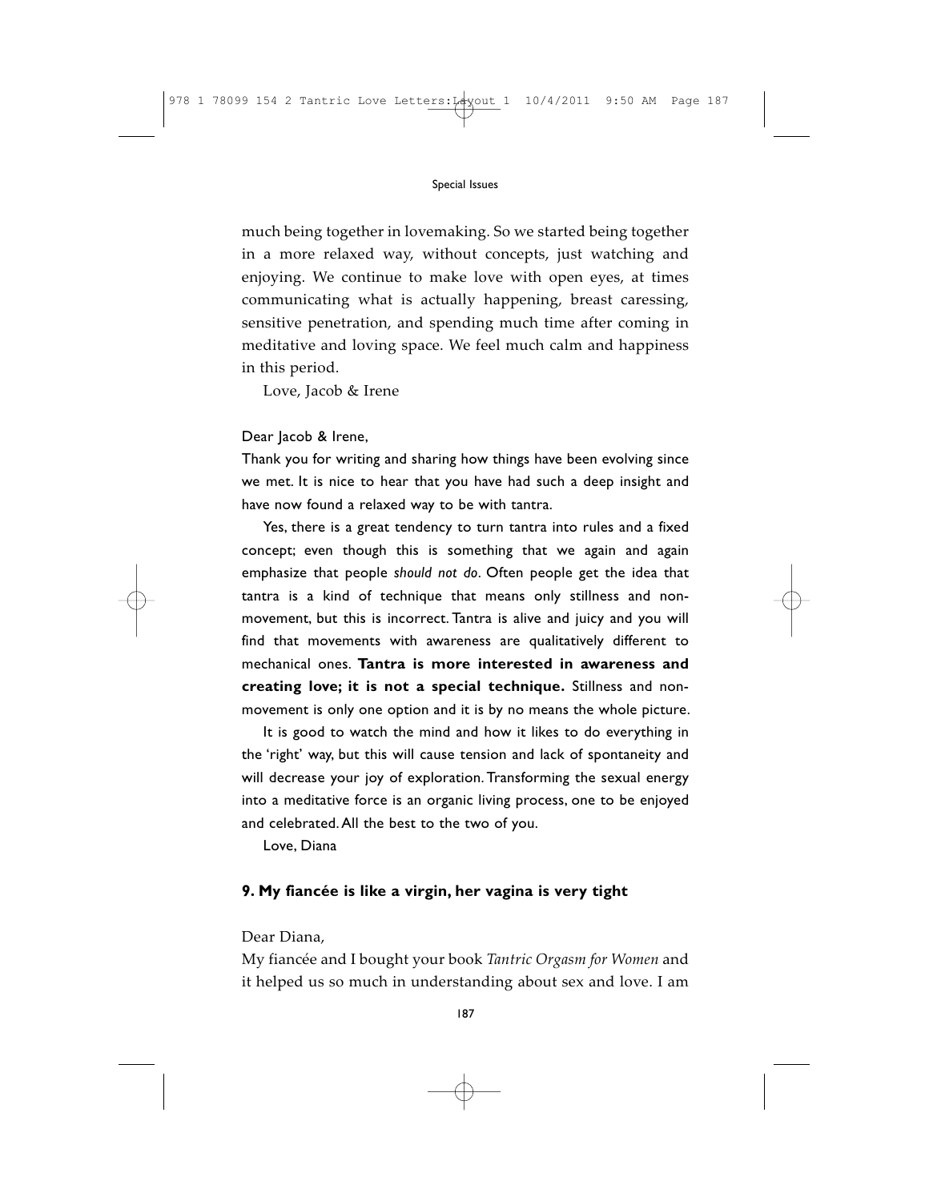much being together in lovemaking. So we started being together in a more relaxed way, without concepts, just watching and enjoying. We continue to make love with open eyes, at times communicating what is actually happening, breast caressing, sensitive penetration, and spending much time after coming in meditative and loving space. We feel much calm and happiness in this period.

Love, Jacob & Irene

Dear Jacob & Irene,

Thank you for writing and sharing how things have been evolving since we met. It is nice to hear that you have had such a deep insight and have now found a relaxed way to be with tantra.

Yes, there is a great tendency to turn tantra into rules and a fixed concept; even though this is something that we again and again emphasize that people *should not do*. Often people get the idea that tantra is a kind of technique that means only stillness and non-movement, but this is incorrect. Tantra is alive and juicy and you will find that movements with awareness are qualitatively different to mechanical ones. **Tantra is more interested in awareness and creating love; it is not a special technique.** Stillness and non-movement is only one option and it is by no means the whole picture.

It is good to watch the mind and how it likes to do everything in the 'right' way, but this will cause tension and lack of spontaneity and will decrease your joy of exploration. Transforming the sexual energy into a meditative force is an organic living process, one to be enjoyed and celebrated. All the best to the two of you.

Love, Diana

### 9. My fiancée is like a virgin, her vagina is very tight

Dear Diana,

My fiancée and I bought your book *Tantric Orgasm for Women* and it helped us so much in understanding about sex and love. I am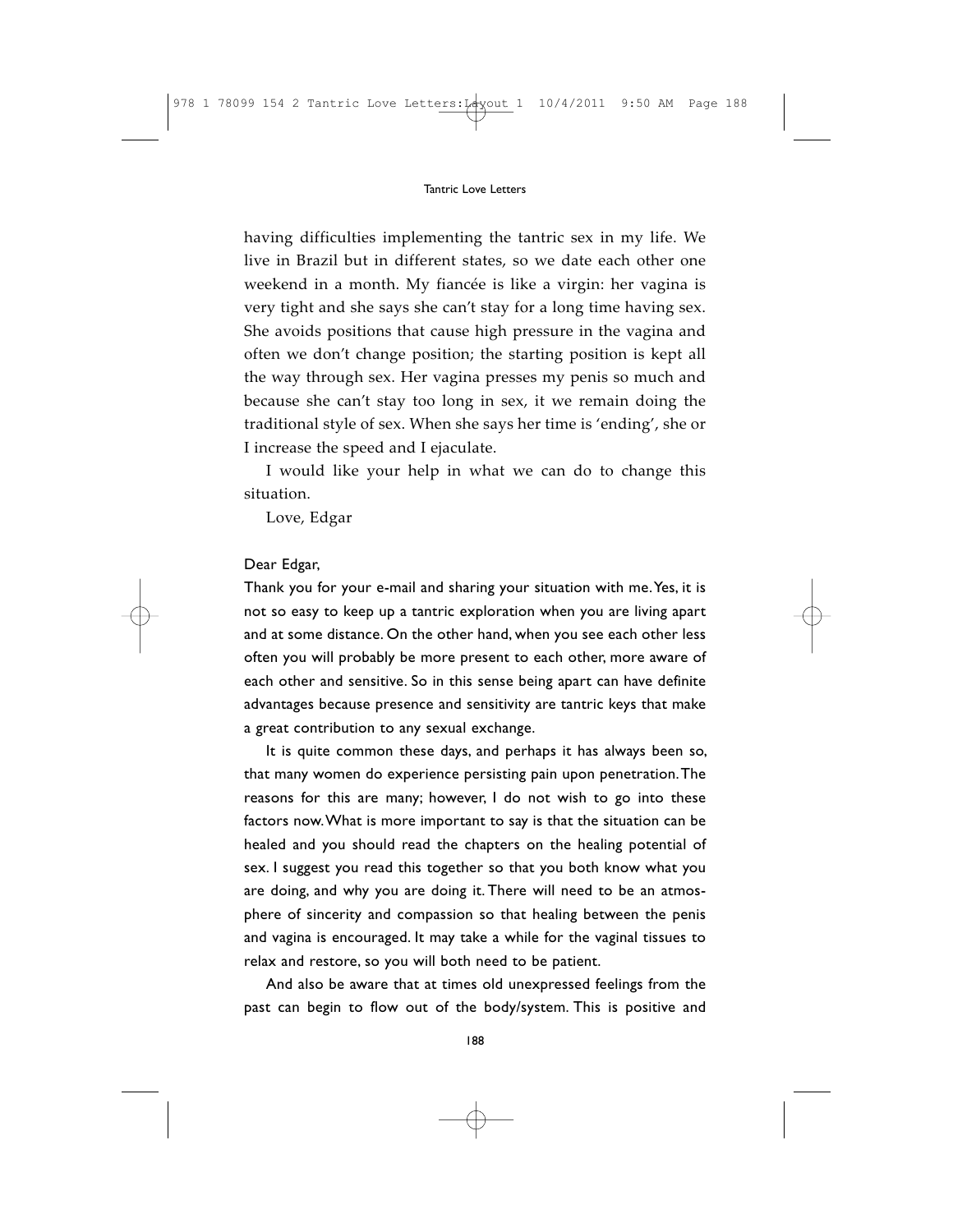having difficulties implementing the tantric sex in my life. We live in Brazil but in different states, so we date each other one weekend in a month. My fiancée is like a virgin: her vagina is very tight and she says she can't stay for a long time having sex. She avoids positions that cause high pressure in the vagina and often we don't change position; the starting position is kept all the way through sex. Her vagina presses my penis so much and because she can't stay too long in sex, it we remain doing the traditional style of sex. When she says her time is 'ending', she or I increase the speed and I ejaculate.

I would like your help in what we can do to change this situation.

Love, Edgar

Dear Edgar,

Thank you for your e-mail and sharing your situation with me. Yes, it is not so easy to keep up a tantric exploration when you are living apart and at some distance. On the other hand, when you see each other less often you will probably be more present to each other, more aware of each other and sensitive. So in this sense being apart can have definite advantages because presence and sensitivity are tantric keys that make a great contribution to any sexual exchange.

It is quite common these days, and perhaps it has always been so, that many women do experience persisting pain upon penetration. The reasons for this are many; however, I do not wish to go into these factors now. What is more important to say is that the situation can be healed and you should read the chapters on the healing potential of sex. I suggest you read this together so that you both know what you are doing, and why you are doing it. There will need to be an atmosphere of sincerity and compassion so that healing between the penis and vagina is encouraged. It may take a while for the vaginal tissues to relax and restore, so you will both need to be patient.

And also be aware that at times old unexpressed feelings from the past can begin to flow out of the body/system. This is positive and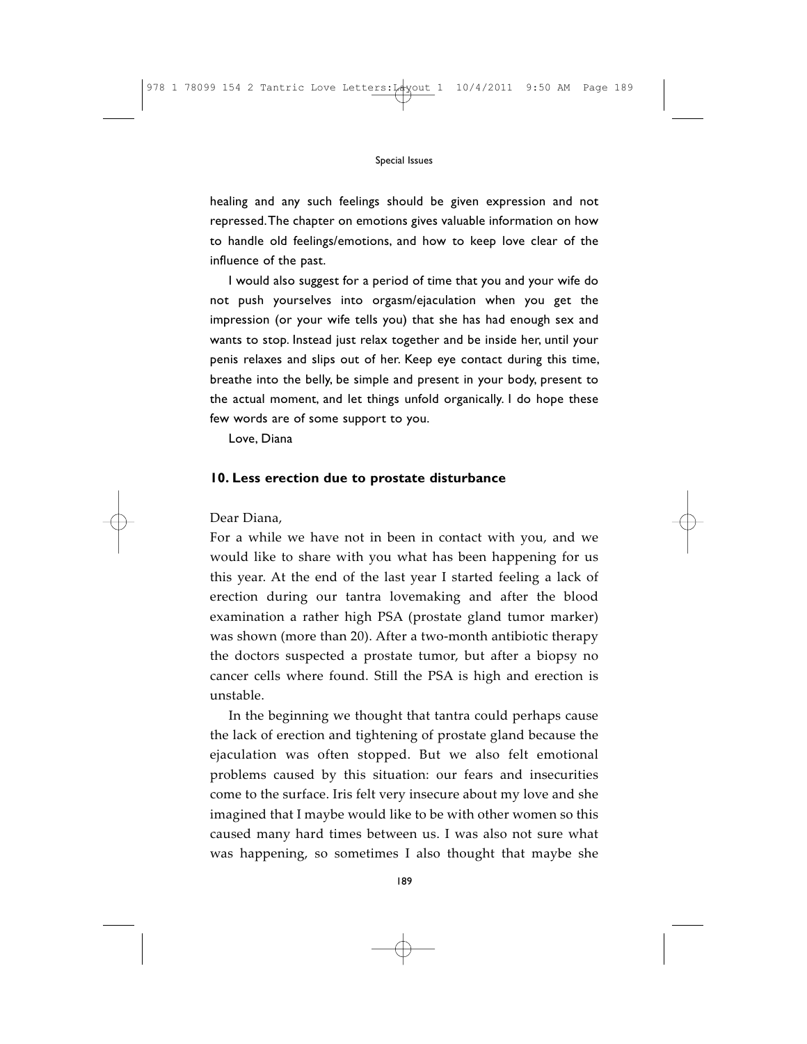healing and any such feelings should be given expression and not repressed. The chapter on emotions gives valuable information on how to handle old feelings/emotions, and how to keep love clear of the influence of the past.

I would also suggest for a period of time that you and your wife do not push yourselves into orgasm/ejaculation when you get the impression (or your wife tells you) that she has had enough sex and wants to stop. Instead just relax together and be inside her, until your penis relaxes and slips out of her. Keep eye contact during this time, breathe into the belly, be simple and present in your body, present to the actual moment, and let things unfold organically. I do hope these few words are of some support to you.

Love, Diana

### 10. Less erection due to prostate disturbance

Dear Diana,

For a while we have not in been in contact with you, and we would like to share with you what has been happening for us this year. At the end of the last year I started feeling a lack of erection during our tantra lovemaking and after the blood examination a rather high PSA (prostate gland tumor marker) was shown (more than 20). After a two-month antibiotic therapy the doctors suspected a prostate tumor, but after a biopsy no cancer cells where found. Still the PSA is high and erection is unstable.

In the beginning we thought that tantra could perhaps cause the lack of erection and tightening of prostate gland because the ejaculation was often stopped. But we also felt emotional problems caused by this situation: our fears and insecurities come to the surface. Iris felt very insecure about my love and she imagined that I maybe would like to be with other women so this caused many hard times between us. I was also not sure what was happening, so sometimes I also thought that maybe she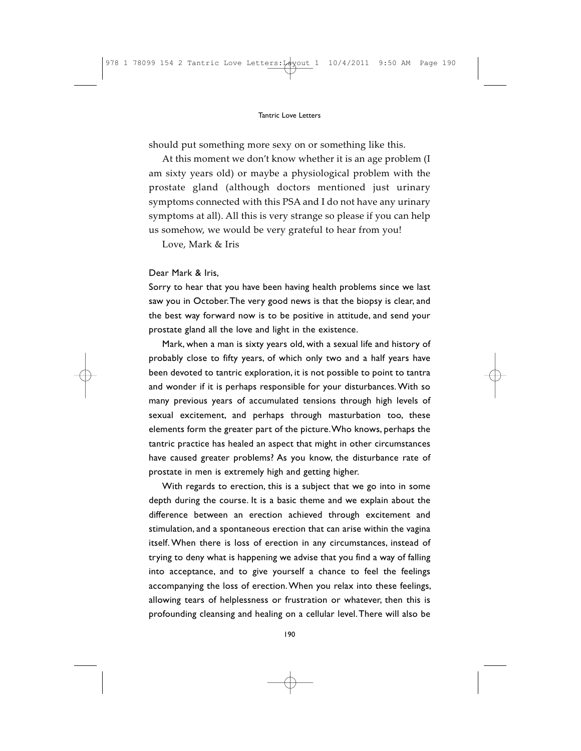should put something more sexy on or something like this.

At this moment we don't know whether it is an age problem (I am sixty years old) or maybe a physiological problem with the prostate gland (although doctors mentioned just urinary symptoms connected with this PSA and I do not have any urinary symptoms at all). All this is very strange so please if you can help us somehow, we would be very grateful to hear from you!

Love, Mark & Iris

Dear Mark & Iris,

Sorry to hear that you have been having health problems since we last saw you in October. The very good news is that the biopsy is clear, and the best way forward now is to be positive in attitude, and send your prostate gland all the love and light in the existence.

Mark, when a man is sixty years old, with a sexual life and history of probably close to fifty years, of which only two and a half years have been devoted to tantric exploration, it is not possible to point to tantra and wonder if it is perhaps responsible for your disturbances. With so many previous years of accumulated tensions through high levels of sexual excitement, and perhaps through masturbation too, these elements form the greater part of the picture. Who knows, perhaps the tantric practice has healed an aspect that might in other circumstances have caused greater problems? As you know, the disturbance rate of prostate in men is extremely high and getting higher.

With regards to erection, this is a subject that we go into in some depth during the course. It is a basic theme and we explain about the difference between an erection achieved through excitement and stimulation, and a spontaneous erection that can arise within the vagina itself. When there is loss of erection in any circumstances, instead of trying to deny what is happening we advise that you find a way of falling into acceptance, and to give yourself a chance to feel the feelings accompanying the loss of erection. When you relax into these feelings, allowing tears of helplessness or frustration or whatever, then this is profounding cleansing and healing on a cellular level. There will also be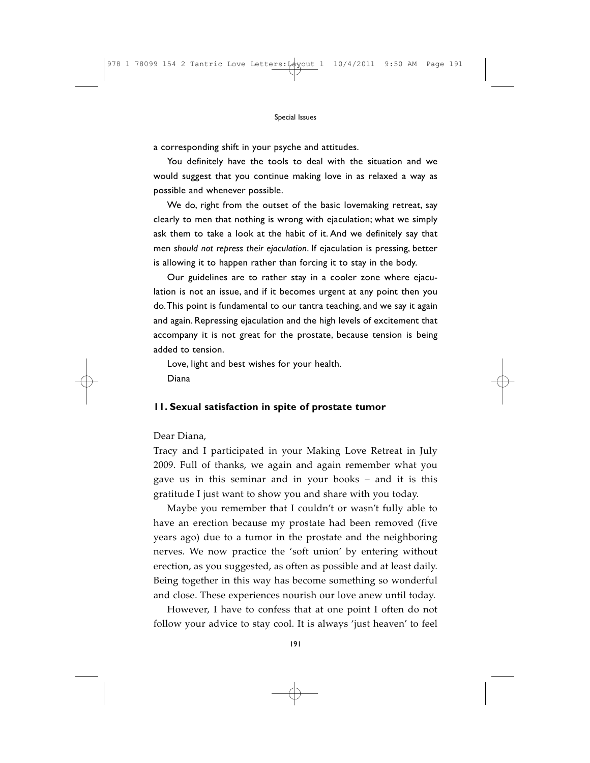a corresponding shift in your psyche and attitudes.

You definitely have the tools to deal with the situation and we would suggest that you continue making love in as relaxed a way as possible and whenever possible.

We do, right from the outset of the basic lovemaking retreat, say clearly to men that nothing is wrong with ejaculation; what we simply ask them to take a look at the habit of it. And we definitely say that men *should not repress their ejaculation*. If ejaculation is pressing, better is allowing it to happen rather than forcing it to stay in the body.

Our guidelines are to rather stay in a cooler zone where ejaculation is not an issue, and if it becomes urgent at any point then you do. This point is fundamental to our tantra teaching, and we say it again and again. Repressing ejaculation and the high levels of excitement that accompany it is not great for the prostate, because tension is being added to tension.

Love, light and best wishes for your health.

Diana

### 11. Sexual satisfaction in spite of prostate tumor

Dear Diana,

Tracy and I participated in your Making Love Retreat in July 2009. Full of thanks, we again and again remember what you gave us in this seminar and in your books – and it is this gratitude I just want to show you and share with you today.

Maybe you remember that I couldn't or wasn't fully able to have an erection because my prostate had been removed (five years ago) due to a tumor in the prostate and the neighboring nerves. We now practice the 'soft union' by entering without erection, as you suggested, as often as possible and at least daily. Being together in this way has become something so wonderful and close. These experiences nourish our love anew until today.

However, I have to confess that at one point I often do not follow your advice to stay cool. It is always 'just heaven' to feel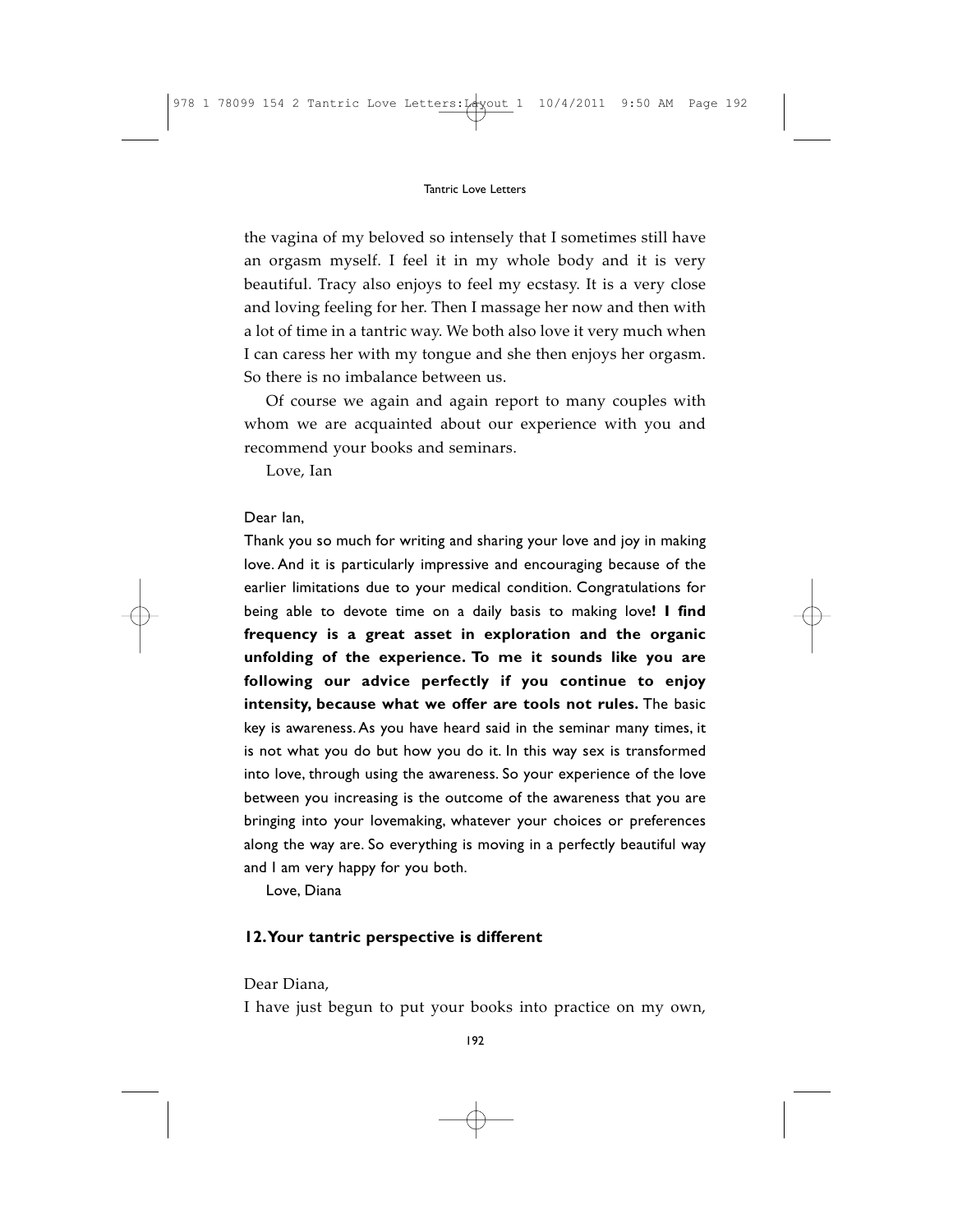the vagina of my beloved so intensely that I sometimes still have an orgasm myself. I feel it in my whole body and it is very beautiful. Tracy also enjoys to feel my ecstasy. It is a very close and loving feeling for her. Then I massage her now and then with a lot of time in a tantric way. We both also love it very much when I can caress her with my tongue and she then enjoys her orgasm. So there is no imbalance between us.

Of course we again and again report to many couples with whom we are acquainted about our experience with you and recommend your books and seminars.

Love, Ian

Dear Ian,

Thank you so much for writing and sharing your love and joy in making love. And it is particularly impressive and encouraging because of the earlier limitations due to your medical condition. Congratulations for being able to devote time on a daily basis to making love**! I find frequency is a great asset in exploration and the organic unfolding of the experience. To me it sounds like you are following our advice perfectly if you continue to enjoy intensity, because what we offer are tools not rules.** The basic key is awareness. As you have heard said in the seminar many times, it is not what you do but how you do it. In this way sex is transformed into love, through using the awareness. So your experience of the love between you increasing is the outcome of the awareness that you are bringing into your lovemaking, whatever your choices or preferences along the way are. So everything is moving in a perfectly beautiful way and I am very happy for you both.

Love, Diana

### 12. Your tantric perspective is different

Dear Diana,

I have just begun to put your books into practice on my own,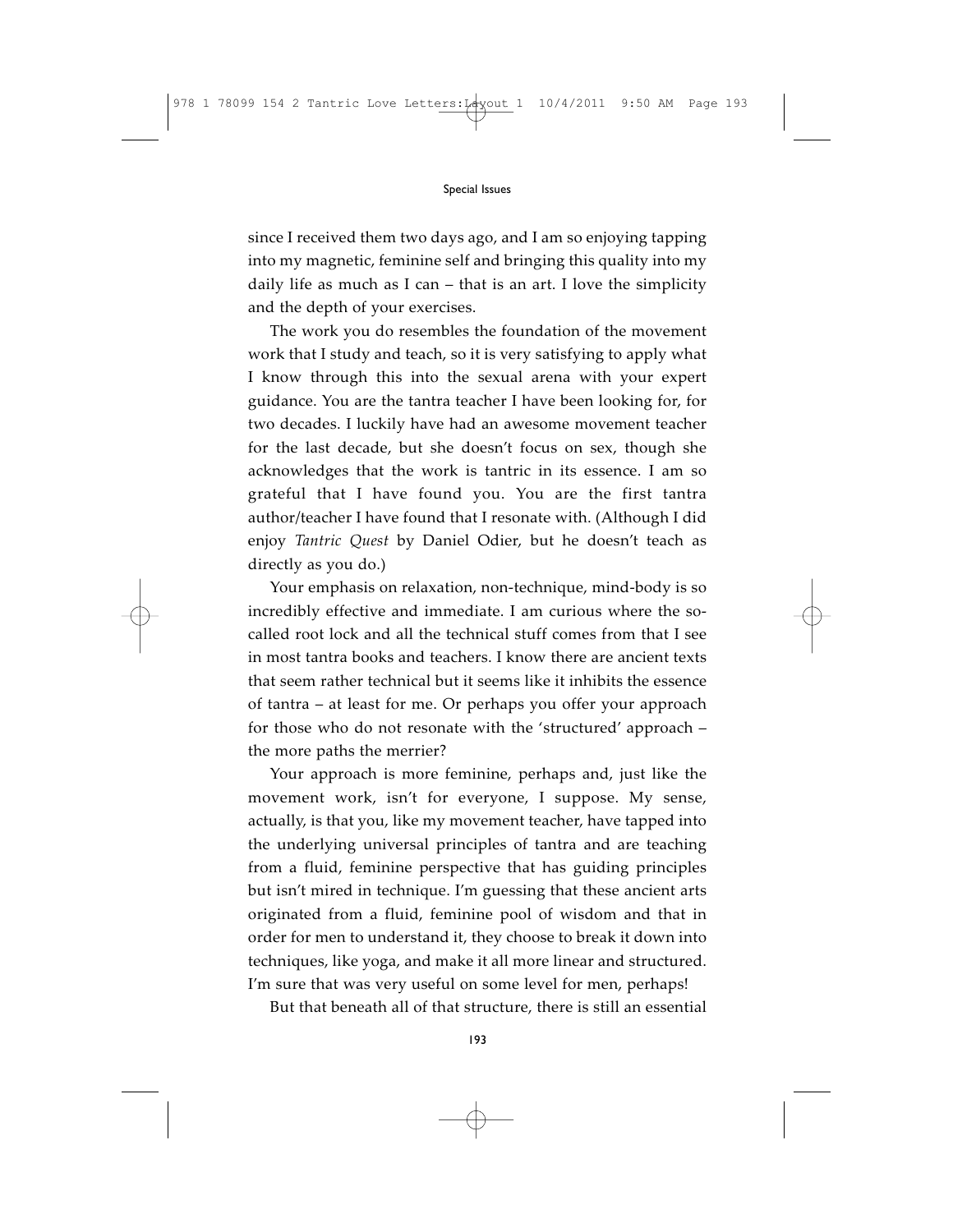since I received them two days ago, and I am so enjoying tapping into my magnetic, feminine self and bringing this quality into my daily life as much as I can – that is an art. I love the simplicity and the depth of your exercises.

The work you do resembles the foundation of the movement work that I study and teach, so it is very satisfying to apply what I know through this into the sexual arena with your expert guidance. You are the tantra teacher I have been looking for, for two decades. I luckily have had an awesome movement teacher for the last decade, but she doesn't focus on sex, though she acknowledges that the work is tantric in its essence. I am so grateful that I have found you. You are the first tantra author/teacher I have found that I resonate with. (Although I did enjoy *Tantric Quest* by Daniel Odier, but he doesn't teach as directly as you do.)

Your emphasis on relaxation, non-technique, mind-body is so incredibly effective and immediate. I am curious where the so-called root lock and all the technical stuff comes from that I see in most tantra books and teachers. I know there are ancient texts that seem rather technical but it seems like it inhibits the essence of tantra – at least for me. Or perhaps you offer your approach for those who do not resonate with the 'structured' approach – the more paths the merrier?

Your approach is more feminine, perhaps and, just like the movement work, isn't for everyone, I suppose. My sense, actually, is that you, like my movement teacher, have tapped into the underlying universal principles of tantra and are teaching from a fluid, feminine perspective that has guiding principles but isn't mired in technique. I'm guessing that these ancient arts originated from a fluid, feminine pool of wisdom and that in order for men to understand it, they choose to break it down into techniques, like yoga, and make it all more linear and structured. I'm sure that was very useful on some level for men, perhaps!

But that beneath all of that structure, there is still an essential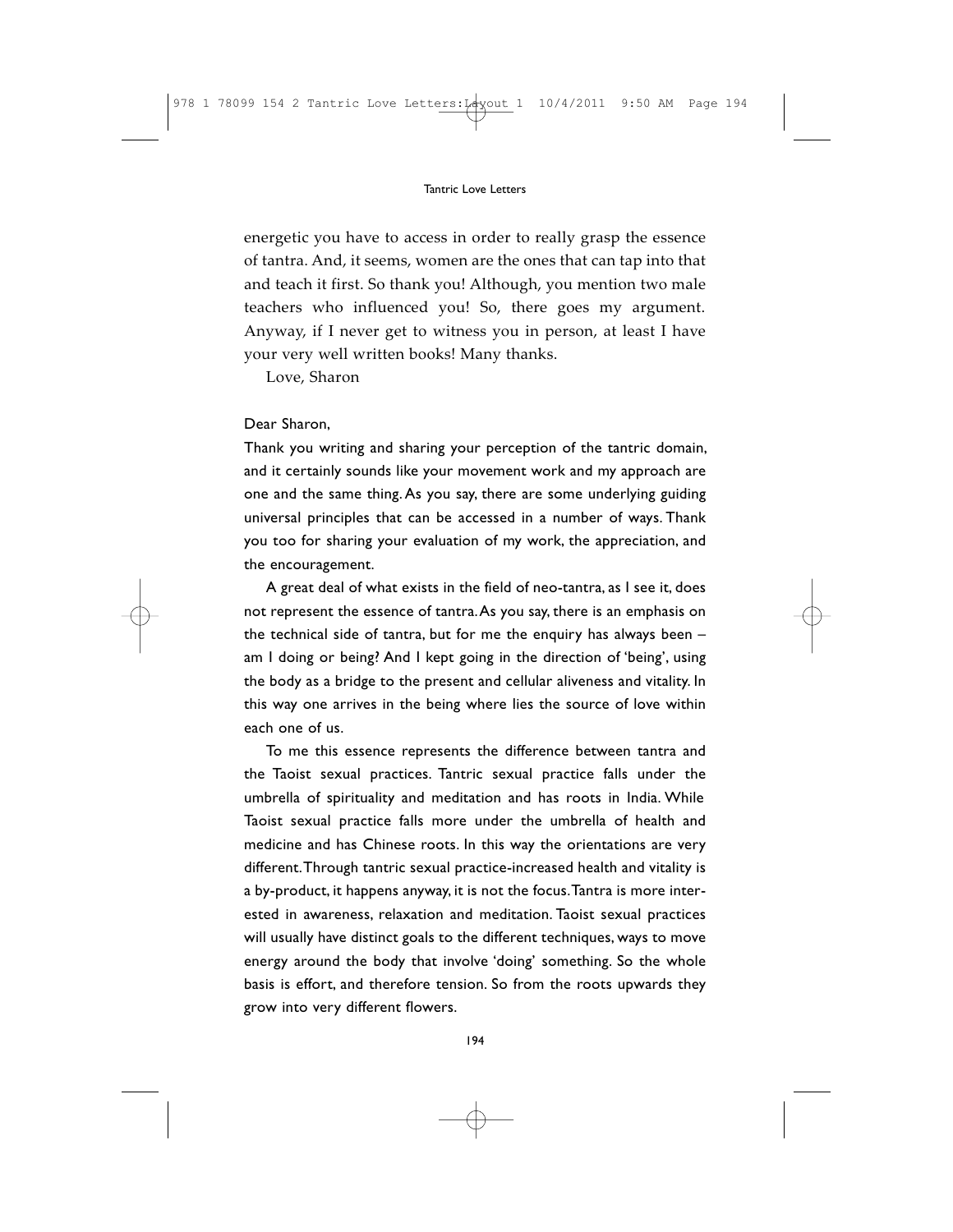energetic you have to access in order to really grasp the essence of tantra. And, it seems, women are the ones that can tap into that and teach it first. So thank you! Although, you mention two male teachers who influenced you! So, there goes my argument. Anyway, if I never get to witness you in person, at least I have your very well written books! Many thanks.

Love, Sharon

Dear Sharon,

Thank you writing and sharing your perception of the tantric domain, and it certainly sounds like your movement work and my approach are one and the same thing. As you say, there are some underlying guiding universal principles that can be accessed in a number of ways. Thank you too for sharing your evaluation of my work, the appreciation, and the encouragement.

A great deal of what exists in the field of neo-tantra, as I see it, does not represent the essence of tantra. As you say, there is an emphasis on the technical side of tantra, but for me the enquiry has always been – am I doing or being? And I kept going in the direction of 'being', using the body as a bridge to the present and cellular aliveness and vitality. In this way one arrives in the being where lies the source of love within each one of us.

To me this essence represents the difference between tantra and the Taoist sexual practices. Tantric sexual practice falls under the umbrella of spirituality and meditation and has roots in India. While Taoist sexual practice falls more under the umbrella of health and medicine and has Chinese roots. In this way the orientations are very different. Through tantric sexual practice-increased health and vitality is a by-product, it happens anyway, it is not the focus. Tantra is more interested in awareness, relaxation and meditation. Taoist sexual practices will usually have distinct goals to the different techniques, ways to move energy around the body that involve 'doing' something. So the whole basis is effort, and therefore tension. So from the roots upwards they grow into very different flowers.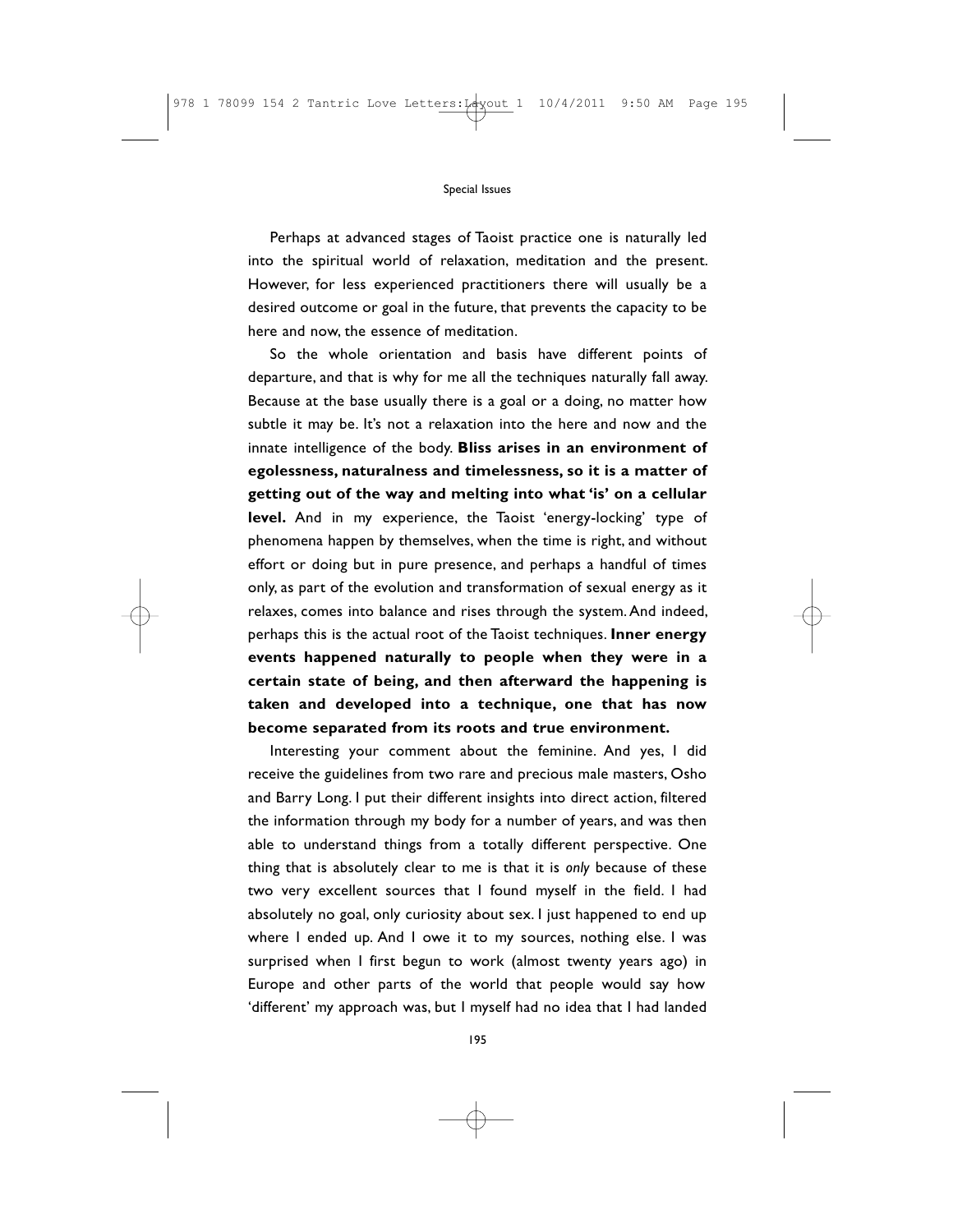Perhaps at advanced stages of Taoist practice one is naturally led into the spiritual world of relaxation, meditation and the present. However, for less experienced practitioners there will usually be a desired outcome or goal in the future, that prevents the capacity to be here and now, the essence of meditation.

So the whole orientation and basis have different points of departure, and that is why for me all the techniques naturally fall away. Because at the base usually there is a goal or a doing, no matter how subtle it may be. It's not a relaxation into the here and now and the innate intelligence of the body. **Bliss arises in an environment of egolessness, naturalness and timelessness, so it is a matter of getting out of the way and melting into what 'is' on a cellular level.** And in my experience, the Taoist 'energy-locking' type of phenomena happen by themselves, when the time is right, and without effort or doing but in pure presence, and perhaps a handful of times only, as part of the evolution and transformation of sexual energy as it relaxes, comes into balance and rises through the system. And indeed, perhaps this is the actual root of the Taoist techniques. **Inner energy events happened naturally to people when they were in a certain state of being, and then afterward the happening is taken and developed into a technique, one that has now become separated from its roots and true environment.**

Interesting your comment about the feminine. And yes, I did receive the guidelines from two rare and precious male masters, Osho and Barry Long. I put their different insights into direct action, filtered the information through my body for a number of years, and was then able to understand things from a totally different perspective. One thing that is absolutely clear to me is that it is *only* because of these two very excellent sources that I found myself in the field. I had absolutely no goal, only curiosity about sex. I just happened to end up where I ended up. And I owe it to my sources, nothing else. I was surprised when I first begun to work (almost twenty years ago) in Europe and other parts of the world that people would say how 'different' my approach was, but I myself had no idea that I had landed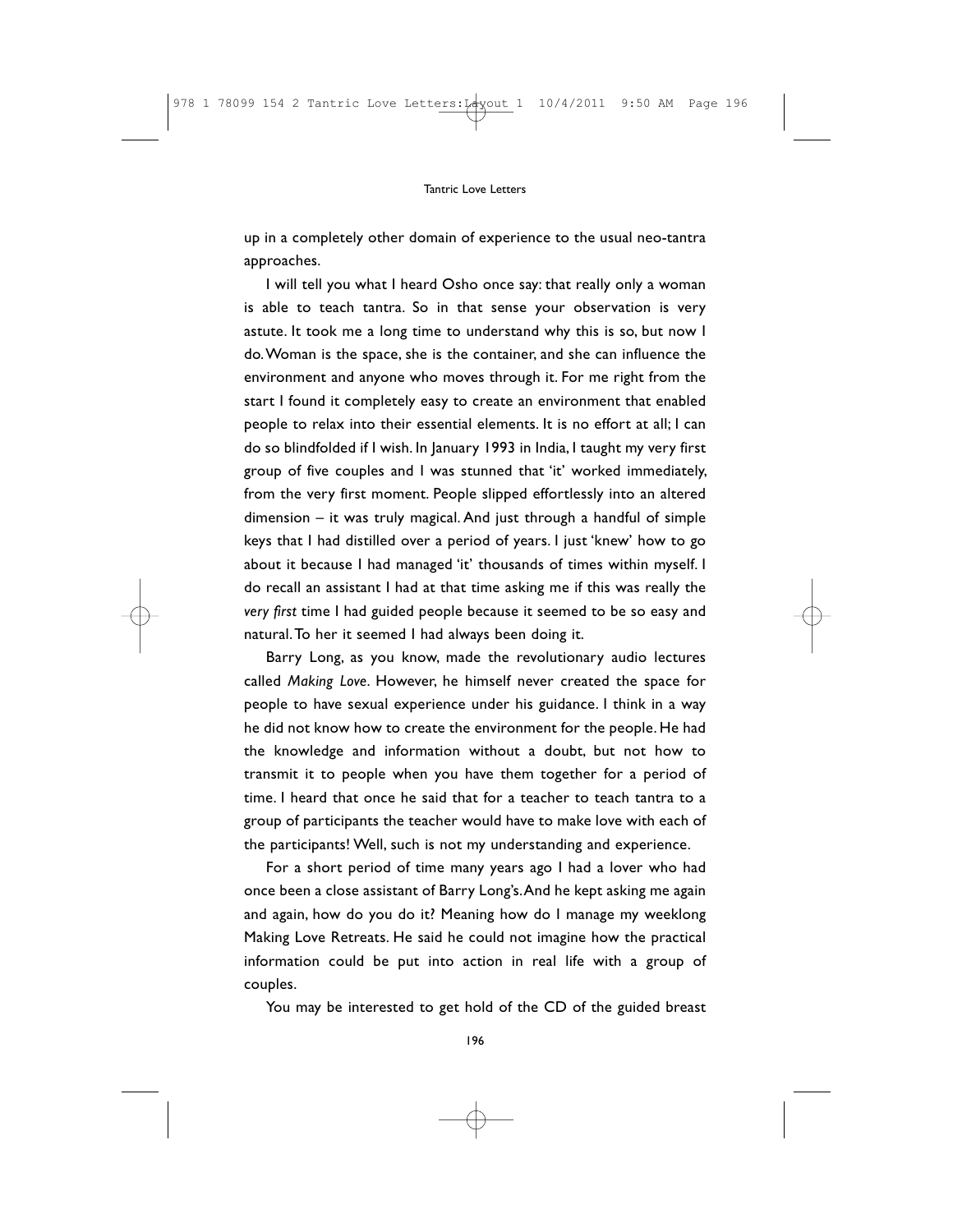up in a completely other domain of experience to the usual neo-tantra approaches.

I will tell you what I heard Osho once say: that really only a woman is able to teach tantra. So in that sense your observation is very astute. It took me a long time to understand why this is so, but now I do. Woman is the space, she is the container, and she can influence the environment and anyone who moves through it. For me right from the start I found it completely easy to create an environment that enabled people to relax into their essential elements. It is no effort at all; I can do so blindfolded if I wish. In January 1993 in India, I taught my very first group of five couples and I was stunned that 'it' worked immediately, from the very first moment. People slipped effortlessly into an altered dimension – it was truly magical. And just through a handful of simple keys that I had distilled over a period of years. I just 'knew' how to go about it because I had managed 'it' thousands of times within myself. I do recall an assistant I had at that time asking me if this was really the *very first* time I had guided people because it seemed to be so easy and natural. To her it seemed I had always been doing it.

Barry Long, as you know, made the revolutionary audio lectures called *Making Love*. However, he himself never created the space for people to have sexual experience under his guidance. I think in a way he did not know how to create the environment for the people. He had the knowledge and information without a doubt, but not how to transmit it to people when you have them together for a period of time. I heard that once he said that for a teacher to teach tantra to a group of participants the teacher would have to make love with each of the participants! Well, such is not my understanding and experience.

For a short period of time many years ago I had a lover who had once been a close assistant of Barry Long's. And he kept asking me again and again, how do you do it? Meaning how do I manage my weeklong Making Love Retreats. He said he could not imagine how the practical information could be put into action in real life with a group of couples.

You may be interested to get hold of the CD of the guided breast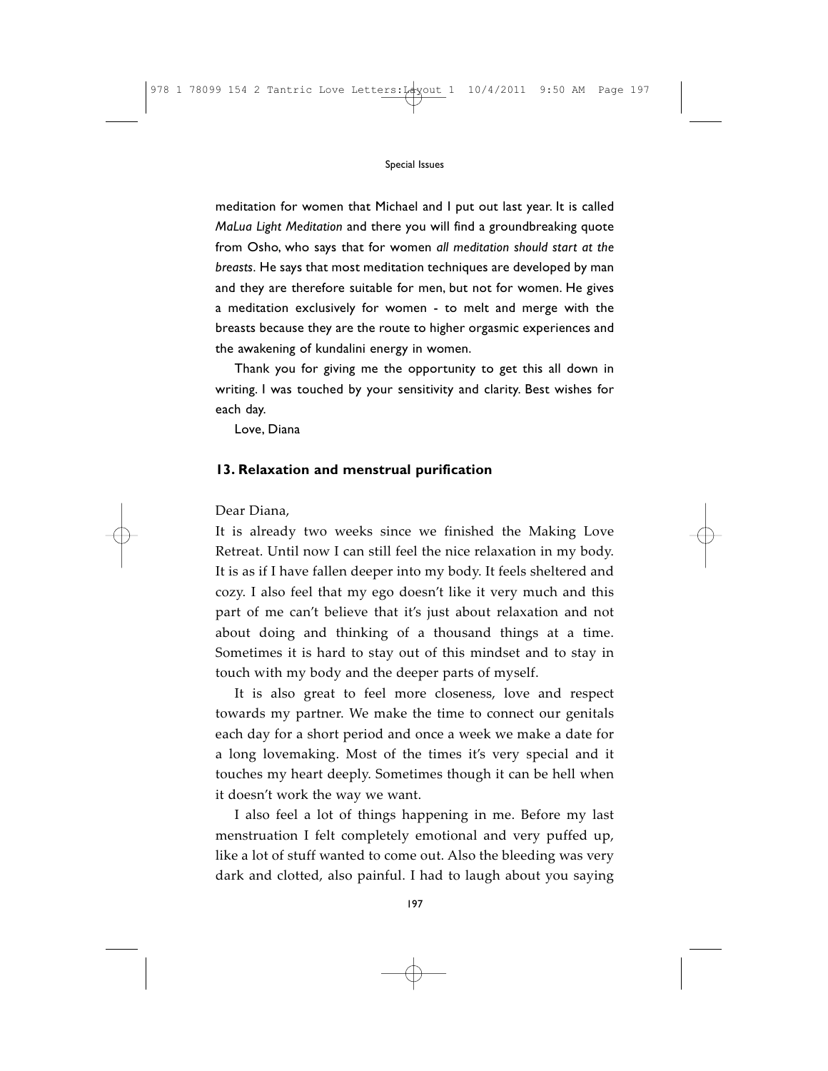meditation for women that Michael and I put out last year. It is called *MaLua Light Meditation* and there you will find a groundbreaking quote from Osho, who says that for women *all meditation should start at the breasts*. He says that most meditation techniques are developed by man and they are therefore suitable for men, but not for women. He gives a meditation exclusively for women - to melt and merge with the breasts because they are the route to higher orgasmic experiences and the awakening of kundalini energy in women.

Thank you for giving me the opportunity to get this all down in writing. I was touched by your sensitivity and clarity. Best wishes for each day.

Love, Diana

## 13. Relaxation and menstrual purification

Dear Diana,

It is already two weeks since we finished the Making Love Retreat. Until now I can still feel the nice relaxation in my body. It is as if I have fallen deeper into my body. It feels sheltered and cozy. I also feel that my ego doesn't like it very much and this part of me can't believe that it's just about relaxation and not about doing and thinking of a thousand things at a time. Sometimes it is hard to stay out of this mindset and to stay in touch with my body and the deeper parts of myself.

It is also great to feel more closeness, love and respect towards my partner. We make the time to connect our genitals each day for a short period and once a week we make a date for a long lovemaking. Most of the times it's very special and it touches my heart deeply. Sometimes though it can be hell when it doesn't work the way we want.

I also feel a lot of things happening in me. Before my last menstruation I felt completely emotional and very puffed up, like a lot of stuff wanted to come out. Also the bleeding was very dark and clotted, also painful. I had to laugh about you saying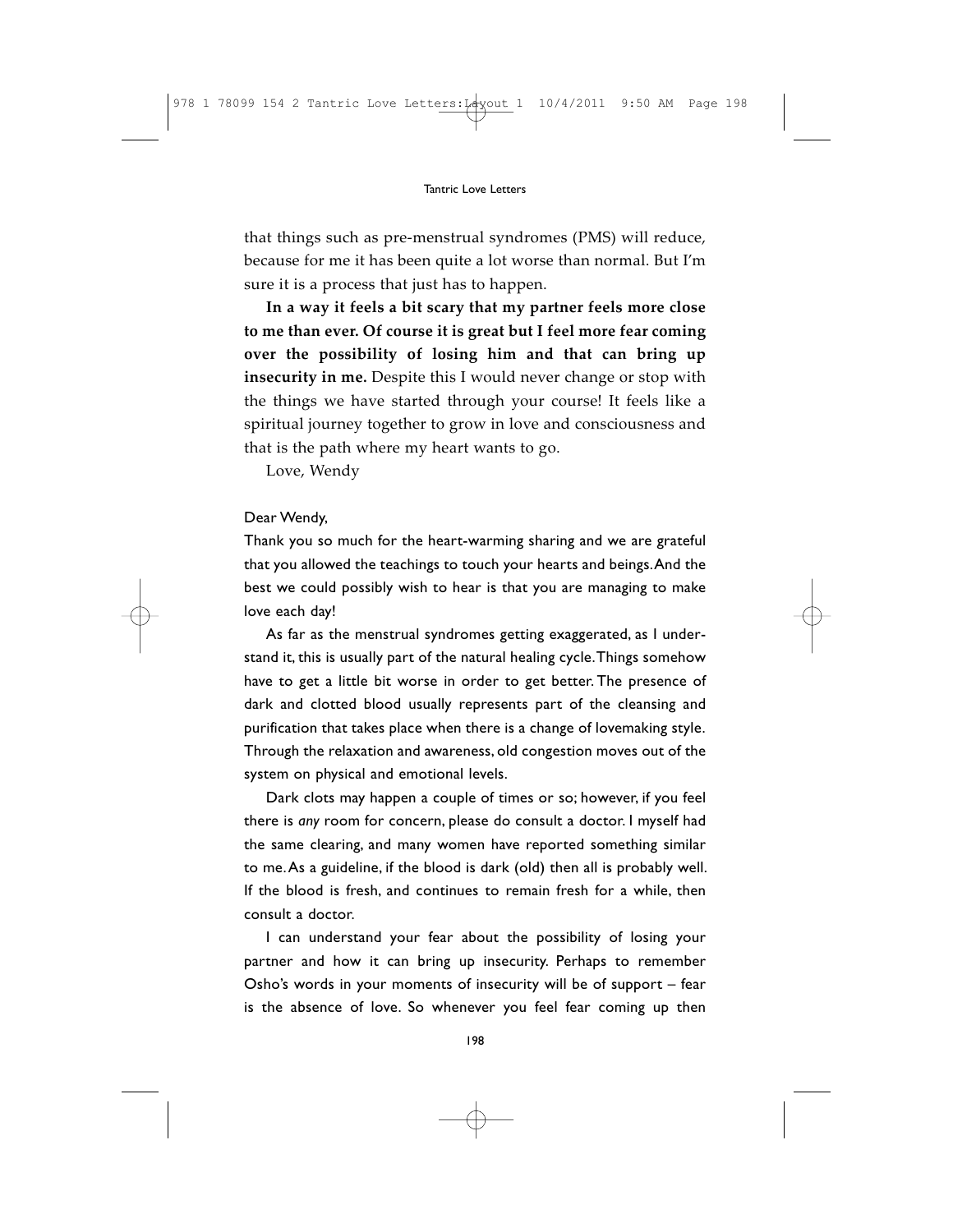that things such as pre-menstrual syndromes (PMS) will reduce, because for me it has been quite a lot worse than normal. But I'm sure it is a process that just has to happen.

**In a way it feels a bit scary that my partner feels more close to me than ever. Of course it is great but I feel more fear coming over the possibility of losing him and that can bring up insecurity in me.** Despite this I would never change or stop with the things we have started through your course! It feels like a spiritual journey together to grow in love and consciousness and that is the path where my heart wants to go.

Love, Wendy

Dear Wendy,

Thank you so much for the heart-warming sharing and we are grateful that you allowed the teachings to touch your hearts and beings. And the best we could possibly wish to hear is that you are managing to make love each day!

As far as the menstrual syndromes getting exaggerated, as I understand it, this is usually part of the natural healing cycle. Things somehow have to get a little bit worse in order to get better. The presence of dark and clotted blood usually represents part of the cleansing and purification that takes place when there is a change of lovemaking style. Through the relaxation and awareness, old congestion moves out of the system on physical and emotional levels.

Dark clots may happen a couple of times or so; however, if you feel there is *any* room for concern, please do consult a doctor. I myself had the same clearing, and many women have reported something similar to me. As a guideline, if the blood is dark (old) then all is probably well. If the blood is fresh, and continues to remain fresh for a while, then consult a doctor.

I can understand your fear about the possibility of losing your partner and how it can bring up insecurity. Perhaps to remember Osho's words in your moments of insecurity will be of support – fear is the absence of love. So whenever you feel fear coming up then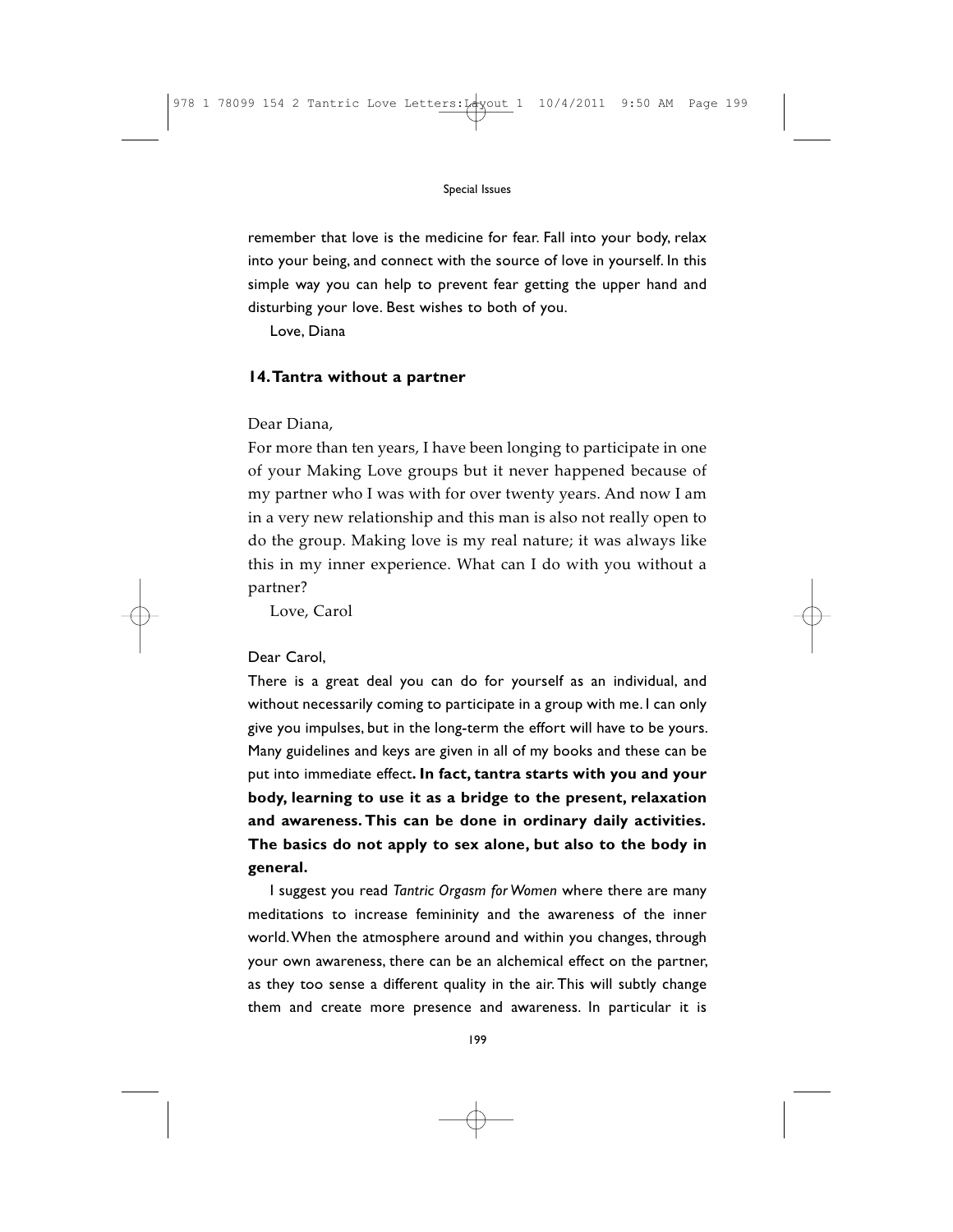remember that love is the medicine for fear. Fall into your body, relax into your being, and connect with the source of love in yourself. In this simple way you can help to prevent fear getting the upper hand and disturbing your love. Best wishes to both of you.

Love, Diana

### 14. Tantra without a partner

Dear Diana,

For more than ten years, I have been longing to participate in one of your Making Love groups but it never happened because of my partner who I was with for over twenty years. And now I am in a very new relationship and this man is also not really open to do the group. Making love is my real nature; it was always like this in my inner experience. What can I do with you without a partner?

Love, Carol

Dear Carol,

There is a great deal you can do for yourself as an individual, and without necessarily coming to participate in a group with me. I can only give you impulses, but in the long-term the effort will have to be yours. Many guidelines and keys are given in all of my books and these can be put into immediate effect**. In fact, tantra starts with you and your body, learning to use it as a bridge to the present, relaxation and awareness. This can be done in ordinary daily activities. The basics do not apply to sex alone, but also to the body in general.**

I suggest you read *Tantric Orgasm for Women* where there are many meditations to increase femininity and the awareness of the inner world. When the atmosphere around and within you changes, through your own awareness, there can be an alchemical effect on the partner, as they too sense a different quality in the air. This will subtly change them and create more presence and awareness. In particular it is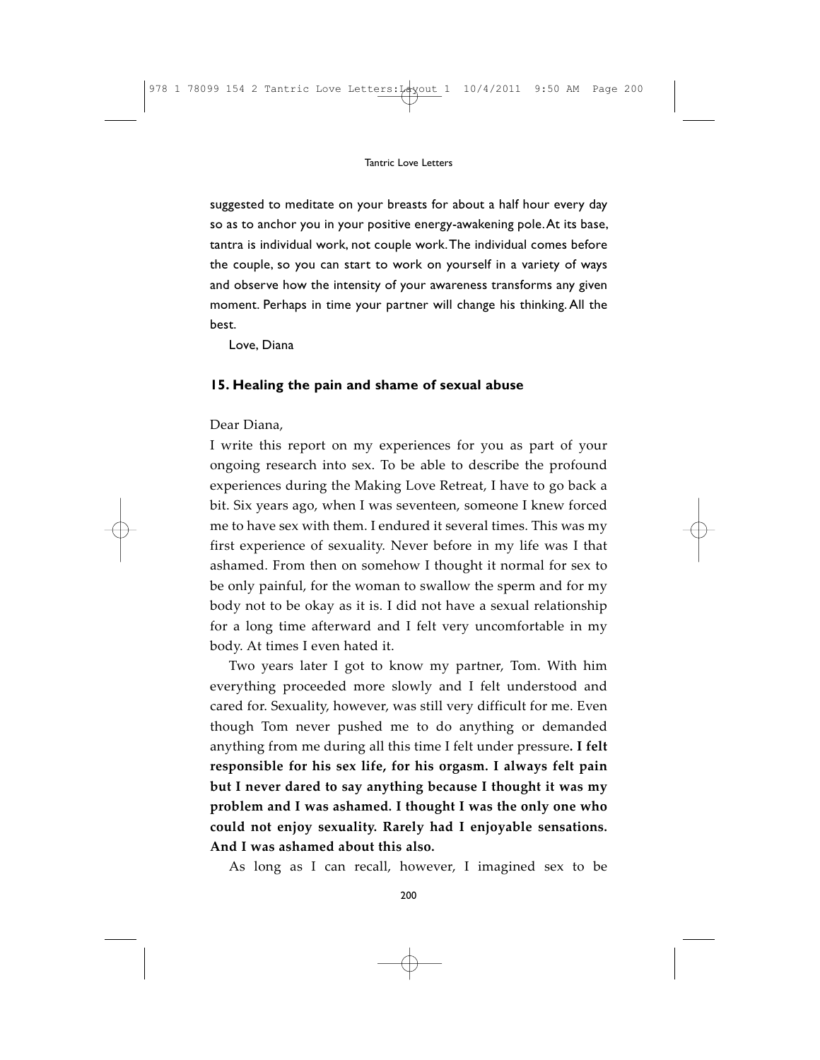suggested to meditate on your breasts for about a half hour every day so as to anchor you in your positive energy-awakening pole. At its base, tantra is individual work, not couple work. The individual comes before the couple, so you can start to work on yourself in a variety of ways and observe how the intensity of your awareness transforms any given moment. Perhaps in time your partner will change his thinking. All the best.

Love, Diana

### 15. Healing the pain and shame of sexual abuse

Dear Diana,

I write this report on my experiences for you as part of your ongoing research into sex. To be able to describe the profound experiences during the Making Love Retreat, I have to go back a bit. Six years ago, when I was seventeen, someone I knew forced me to have sex with them. I endured it several times. This was my first experience of sexuality. Never before in my life was I that ashamed. From then on somehow I thought it normal for sex to be only painful, for the woman to swallow the sperm and for my body not to be okay as it is. I did not have a sexual relationship for a long time afterward and I felt very uncomfortable in my body. At times I even hated it.

Two years later I got to know my partner, Tom. With him everything proceeded more slowly and I felt understood and cared for. Sexuality, however, was still very difficult for me. Even though Tom never pushed me to do anything or demanded anything from me during all this time I felt under pressure**. I felt responsible for his sex life, for his orgasm. I always felt pain but I never dared to say anything because I thought it was my problem and I was ashamed. I thought I was the only one who could not enjoy sexuality. Rarely had I enjoyable sensations. And I was ashamed about this also.**

As long as I can recall, however, I imagined sex to be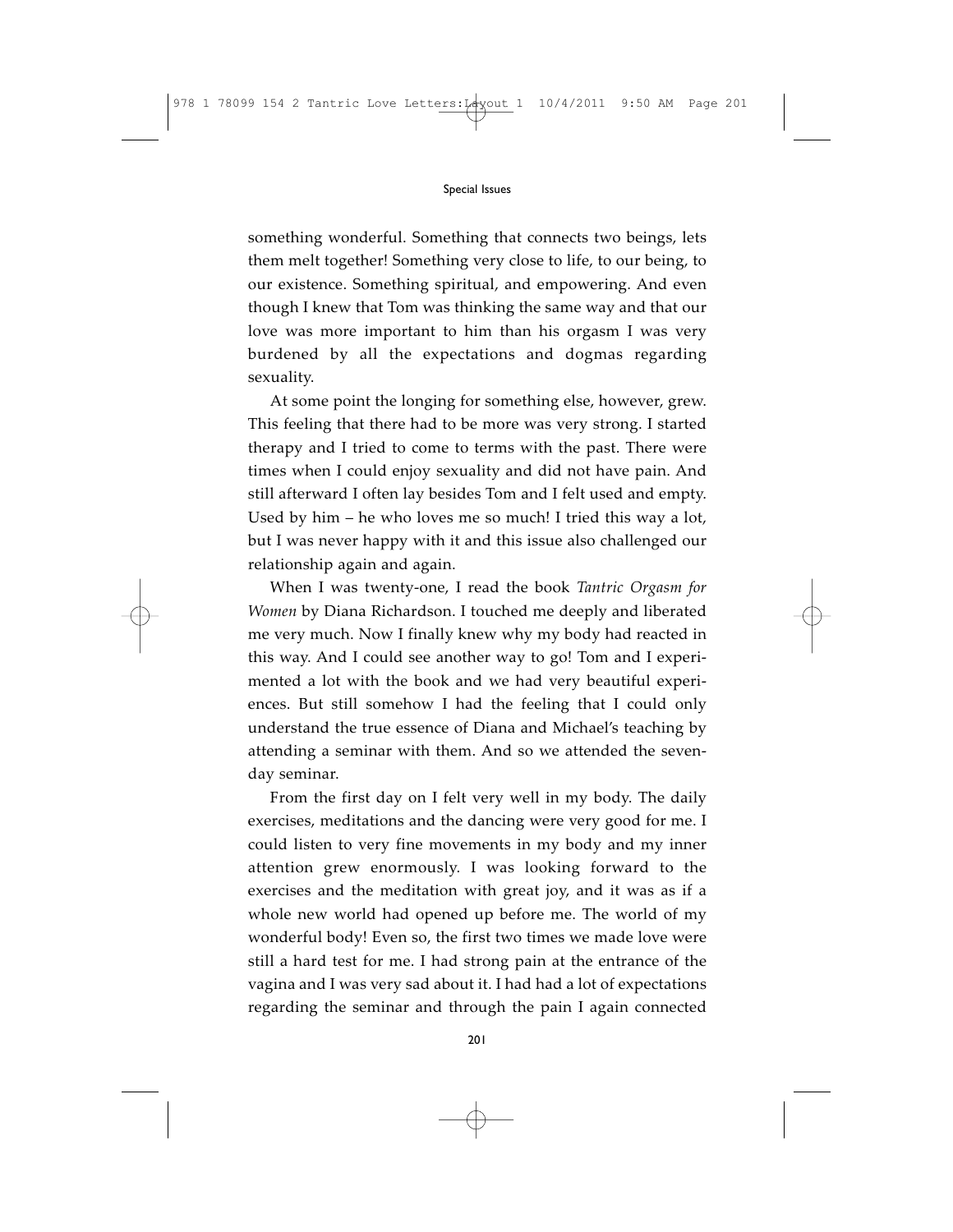something wonderful. Something that connects two beings, lets them melt together! Something very close to life, to our being, to our existence. Something spiritual, and empowering. And even though I knew that Tom was thinking the same way and that our love was more important to him than his orgasm I was very burdened by all the expectations and dogmas regarding sexuality.

At some point the longing for something else, however, grew. This feeling that there had to be more was very strong. I started therapy and I tried to come to terms with the past. There were times when I could enjoy sexuality and did not have pain. And still afterward I often lay besides Tom and I felt used and empty. Used by him – he who loves me so much! I tried this way a lot, but I was never happy with it and this issue also challenged our relationship again and again.

When I was twenty-one, I read the book *Tantric Orgasm for Women* by Diana Richardson. I touched me deeply and liberated me very much. Now I finally knew why my body had reacted in this way. And I could see another way to go! Tom and I experimented a lot with the book and we had very beautiful experiences. But still somehow I had the feeling that I could only understand the true essence of Diana and Michael's teaching by attending a seminar with them. And so we attended the seven-day seminar.

From the first day on I felt very well in my body. The daily exercises, meditations and the dancing were very good for me. I could listen to very fine movements in my body and my inner attention grew enormously. I was looking forward to the exercises and the meditation with great joy, and it was as if a whole new world had opened up before me. The world of my wonderful body! Even so, the first two times we made love were still a hard test for me. I had strong pain at the entrance of the vagina and I was very sad about it. I had had a lot of expectations regarding the seminar and through the pain I again connected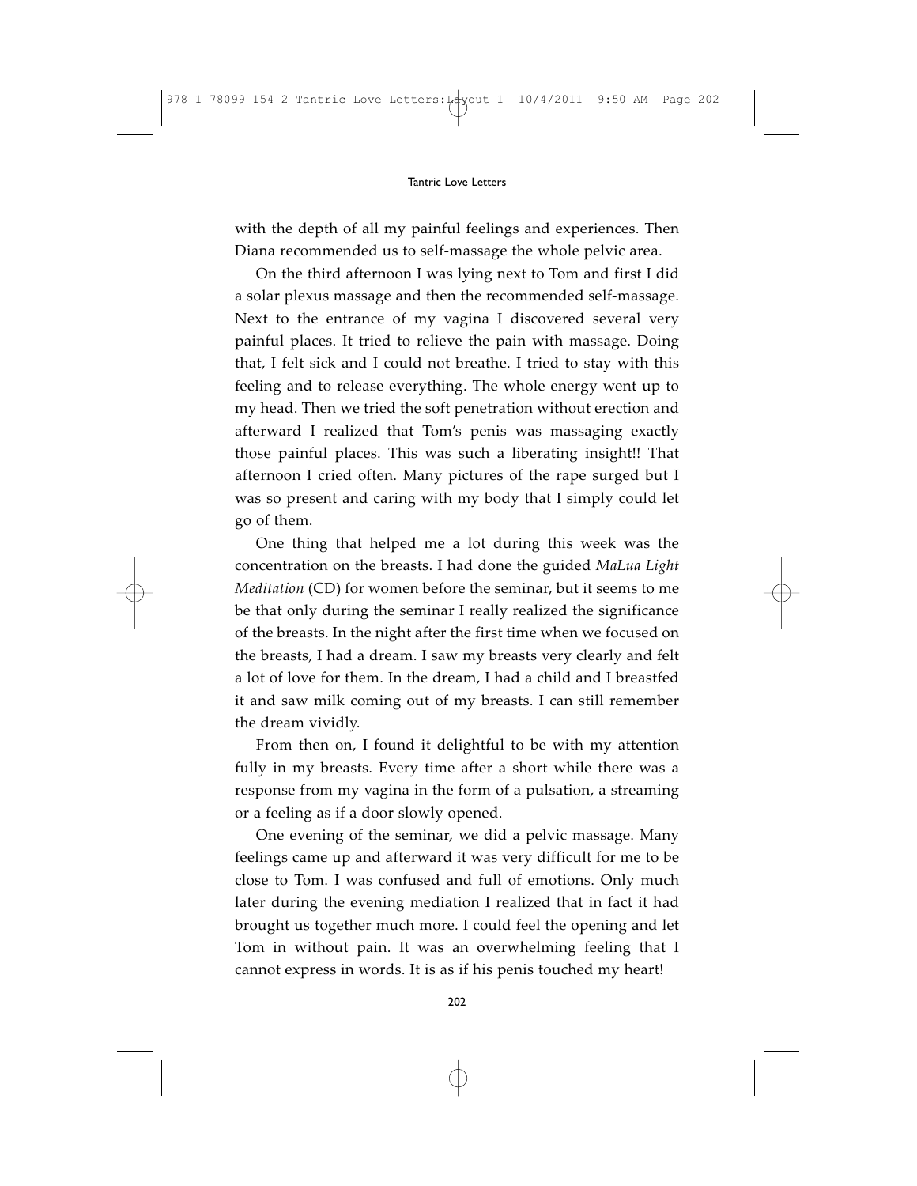with the depth of all my painful feelings and experiences. Then Diana recommended us to self-massage the whole pelvic area.

On the third afternoon I was lying next to Tom and first I did a solar plexus massage and then the recommended self-massage. Next to the entrance of my vagina I discovered several very painful places. It tried to relieve the pain with massage. Doing that, I felt sick and I could not breathe. I tried to stay with this feeling and to release everything. The whole energy went up to my head. Then we tried the soft penetration without erection and afterward I realized that Tom's penis was massaging exactly those painful places. This was such a liberating insight!! That afternoon I cried often. Many pictures of the rape surged but I was so present and caring with my body that I simply could let go of them.

One thing that helped me a lot during this week was the concentration on the breasts. I had done the guided *MaLua Light Meditation* (CD) for women before the seminar, but it seems to me be that only during the seminar I really realized the significance of the breasts. In the night after the first time when we focused on the breasts, I had a dream. I saw my breasts very clearly and felt a lot of love for them. In the dream, I had a child and I breastfed it and saw milk coming out of my breasts. I can still remember the dream vividly.

From then on, I found it delightful to be with my attention fully in my breasts. Every time after a short while there was a response from my vagina in the form of a pulsation, a streaming or a feeling as if a door slowly opened.

One evening of the seminar, we did a pelvic massage. Many feelings came up and afterward it was very difficult for me to be close to Tom. I was confused and full of emotions. Only much later during the evening mediation I realized that in fact it had brought us together much more. I could feel the opening and let Tom in without pain. It was an overwhelming feeling that I cannot express in words. It is as if his penis touched my heart!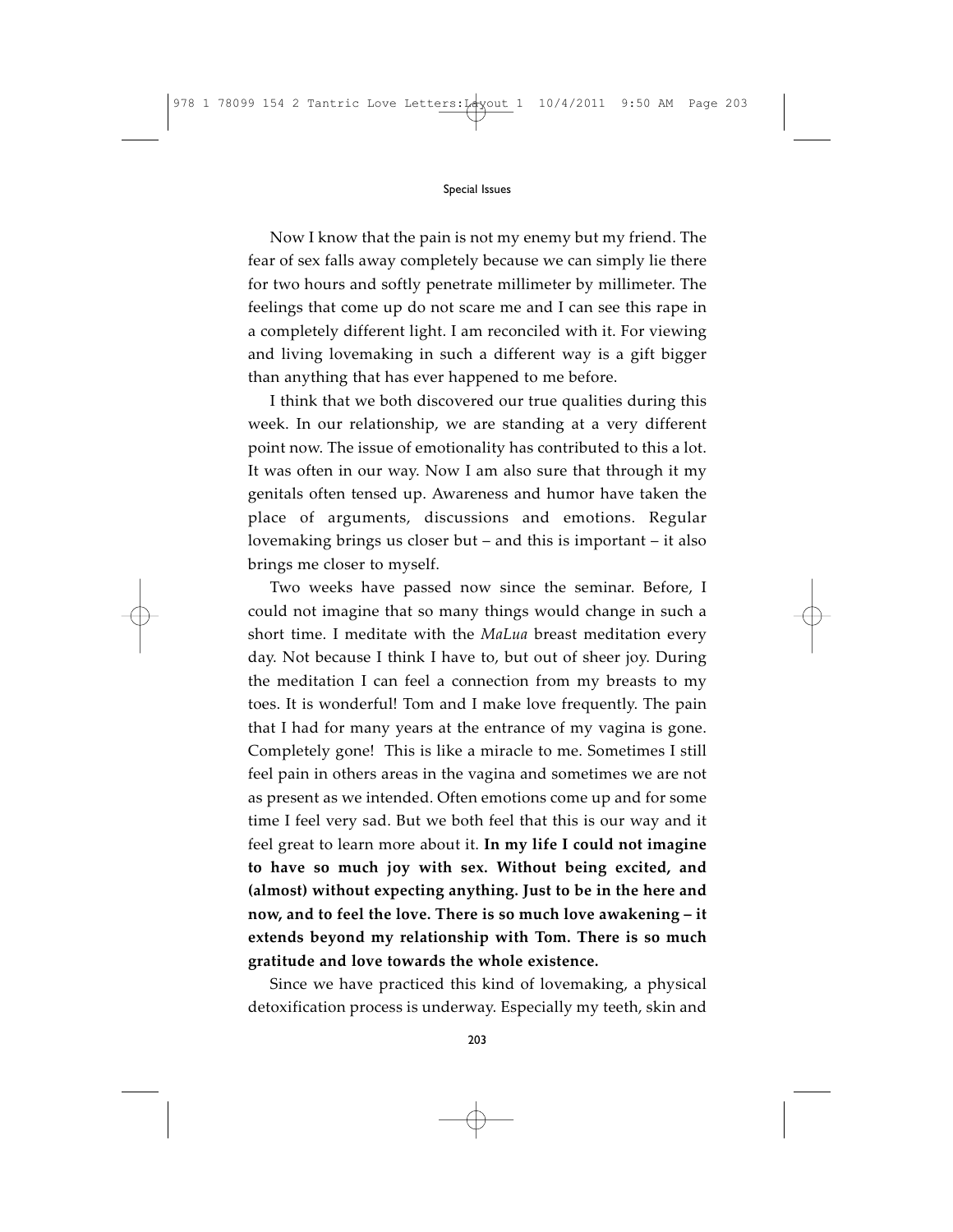Now I know that the pain is not my enemy but my friend. The fear of sex falls away completely because we can simply lie there for two hours and softly penetrate millimeter by millimeter. The feelings that come up do not scare me and I can see this rape in a completely different light. I am reconciled with it. For viewing and living lovemaking in such a different way is a gift bigger than anything that has ever happened to me before.

I think that we both discovered our true qualities during this week. In our relationship, we are standing at a very different point now. The issue of emotionality has contributed to this a lot. It was often in our way. Now I am also sure that through it my genitals often tensed up. Awareness and humor have taken the place of arguments, discussions and emotions. Regular lovemaking brings us closer but – and this is important – it also brings me closer to myself.

Two weeks have passed now since the seminar. Before, I could not imagine that so many things would change in such a short time. I meditate with the *MaLua* breast meditation every day. Not because I think I have to, but out of sheer joy. During the meditation I can feel a connection from my breasts to my toes. It is wonderful! Tom and I make love frequently. The pain that I had for many years at the entrance of my vagina is gone. Completely gone! This is like a miracle to me. Sometimes I still feel pain in others areas in the vagina and sometimes we are not as present as we intended. Often emotions come up and for some time I feel very sad. But we both feel that this is our way and it feel great to learn more about it. **In my life I could not imagine to have so much joy with sex. Without being excited, and (almost) without expecting anything. Just to be in the here and now, and to feel the love. There is so much love awakening – it extends beyond my relationship with Tom. There is so much gratitude and love towards the whole existence.**

Since we have practiced this kind of lovemaking, a physical detoxification process is underway. Especially my teeth, skin and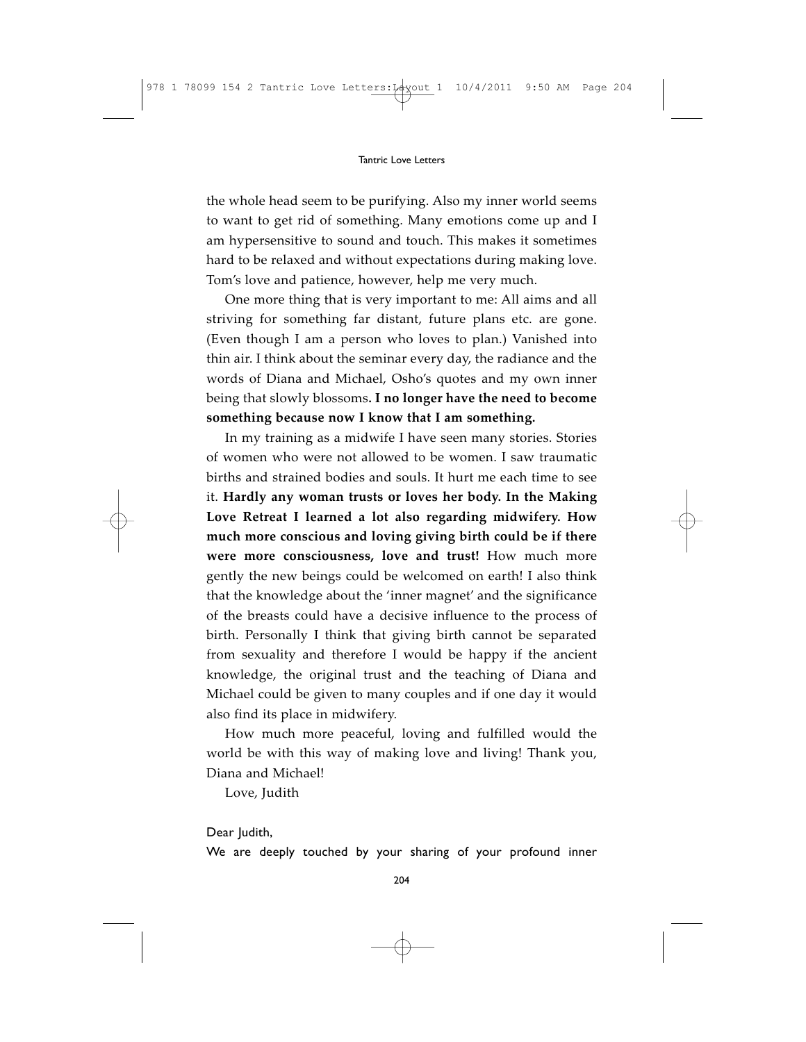the whole head seem to be purifying. Also my inner world seems to want to get rid of something. Many emotions come up and I am hypersensitive to sound and touch. This makes it sometimes hard to be relaxed and without expectations during making love. Tom's love and patience, however, help me very much.

One more thing that is very important to me: All aims and all striving for something far distant, future plans etc. are gone. (Even though I am a person who loves to plan.) Vanished into thin air. I think about the seminar every day, the radiance and the words of Diana and Michael, Osho's quotes and my own inner being that slowly blossoms**. I no longer have the need to become something because now I know that I am something.**

In my training as a midwife I have seen many stories. Stories of women who were not allowed to be women. I saw traumatic births and strained bodies and souls. It hurt me each time to see it. **Hardly any woman trusts or loves her body. In the Making Love Retreat I learned a lot also regarding midwifery. How much more conscious and loving giving birth could be if there were more consciousness, love and trust!** How much more gently the new beings could be welcomed on earth! I also think that the knowledge about the 'inner magnet' and the significance of the breasts could have a decisive influence to the process of birth. Personally I think that giving birth cannot be separated from sexuality and therefore I would be happy if the ancient knowledge, the original trust and the teaching of Diana and Michael could be given to many couples and if one day it would also find its place in midwifery.

How much more peaceful, loving and fulfilled would the world be with this way of making love and living! Thank you, Diana and Michael!

Love, Judith

Dear Judith,

We are deeply touched by your sharing of your profound inner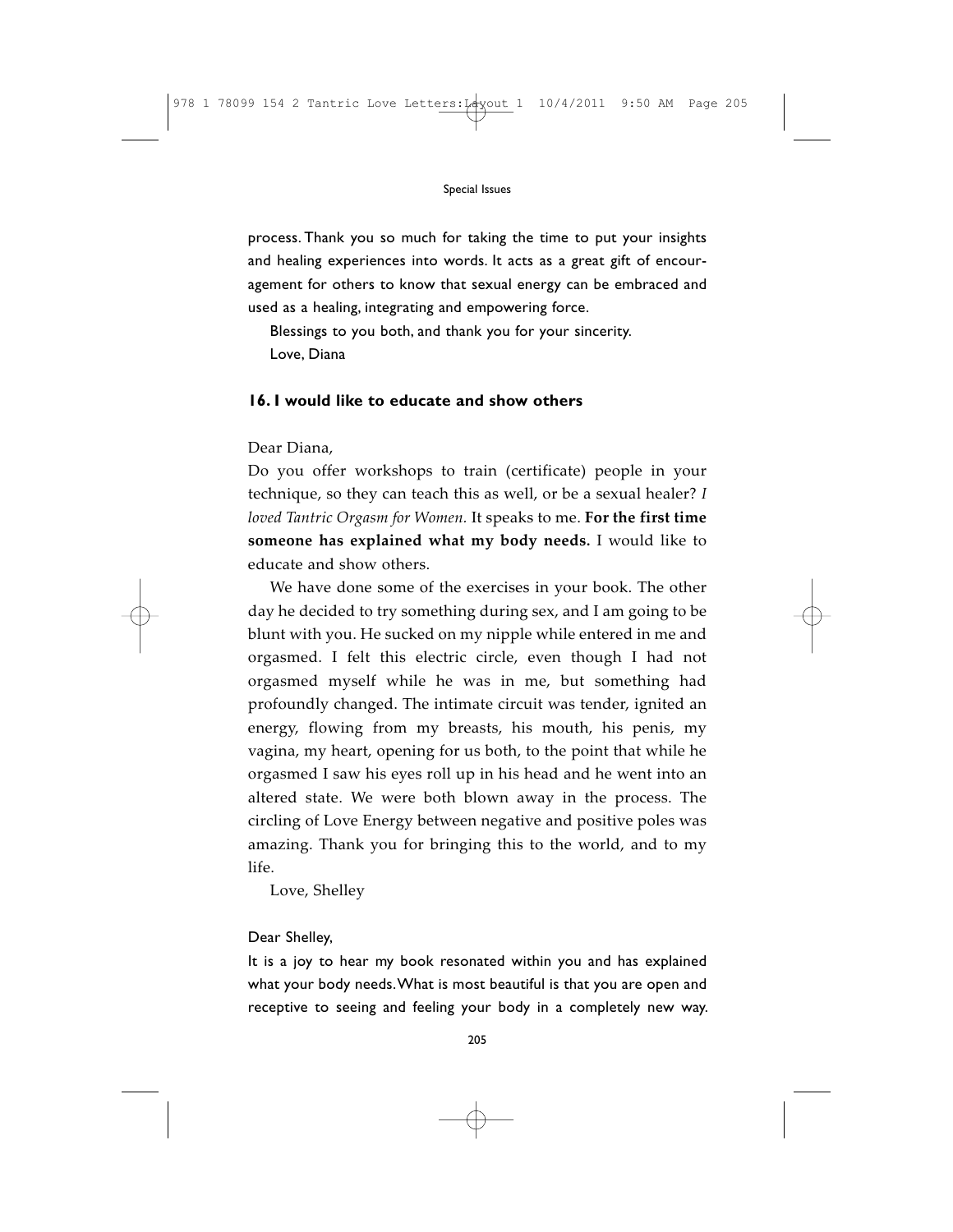process. Thank you so much for taking the time to put your insights and healing experiences into words. It acts as a great gift of encouragement for others to know that sexual energy can be embraced and used as a healing, integrating and empowering force.

Blessings to you both, and thank you for your sincerity.

Love, Diana

### 16. I would like to educate and show others

Dear Diana,

Do you offer workshops to train (certificate) people in your technique, so they can teach this as well, or be a sexual healer? *I loved Tantric Orgasm for Women.* It speaks to me. **For the first time someone has explained what my body needs.** I would like to educate and show others.

We have done some of the exercises in your book. The other day he decided to try something during sex, and I am going to be blunt with you. He sucked on my nipple while entered in me and orgasmed. I felt this electric circle, even though I had not orgasmed myself while he was in me, but something had profoundly changed. The intimate circuit was tender, ignited an energy, flowing from my breasts, his mouth, his penis, my vagina, my heart, opening for us both, to the point that while he orgasmed I saw his eyes roll up in his head and he went into an altered state. We were both blown away in the process. The circling of Love Energy between negative and positive poles was amazing. Thank you for bringing this to the world, and to my life.

Love, Shelley

Dear Shelley,

It is a joy to hear my book resonated within you and has explained what your body needs. What is most beautiful is that you are open and receptive to seeing and feeling your body in a completely new way.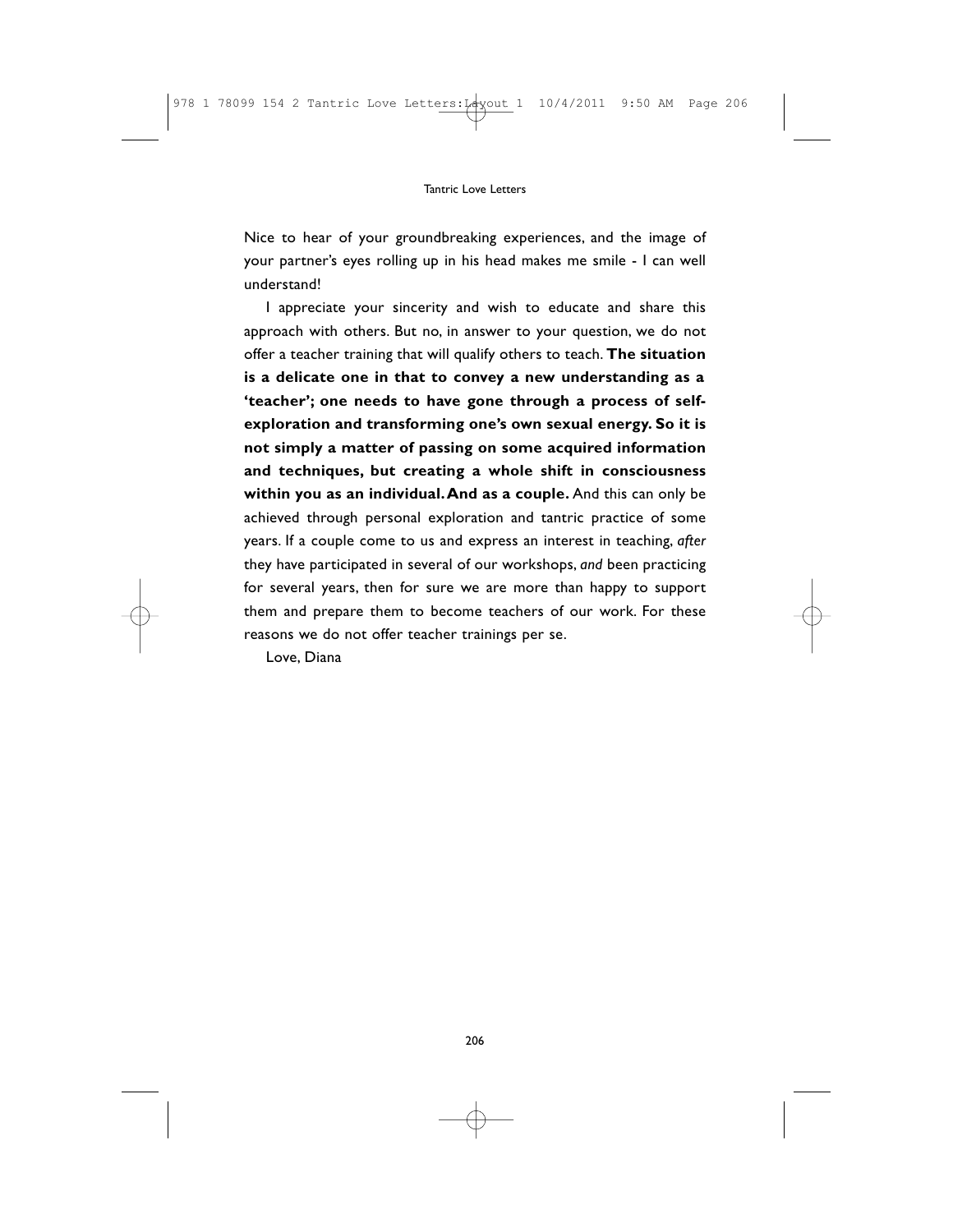Nice to hear of your groundbreaking experiences, and the image of your partner's eyes rolling up in his head makes me smile - I can well understand!

I appreciate your sincerity and wish to educate and share this approach with others. But no, in answer to your question, we do not offer a teacher training that will qualify others to teach. **The situation is a delicate one in that to convey a new understanding as a 'teacher'; one needs to have gone through a process of self-exploration and transforming one's own sexual energy. So it is not simply a matter of passing on some acquired information and techniques, but creating a whole shift in consciousness within you as an individual. And as a couple.** And this can only be achieved through personal exploration and tantric practice of some years. If a couple come to us and express an interest in teaching, *after* they have participated in several of our workshops, *and* been practicing for several years, then for sure we are more than happy to support them and prepare them to become teachers of our work. For these reasons we do not offer teacher trainings per se.

Love, Diana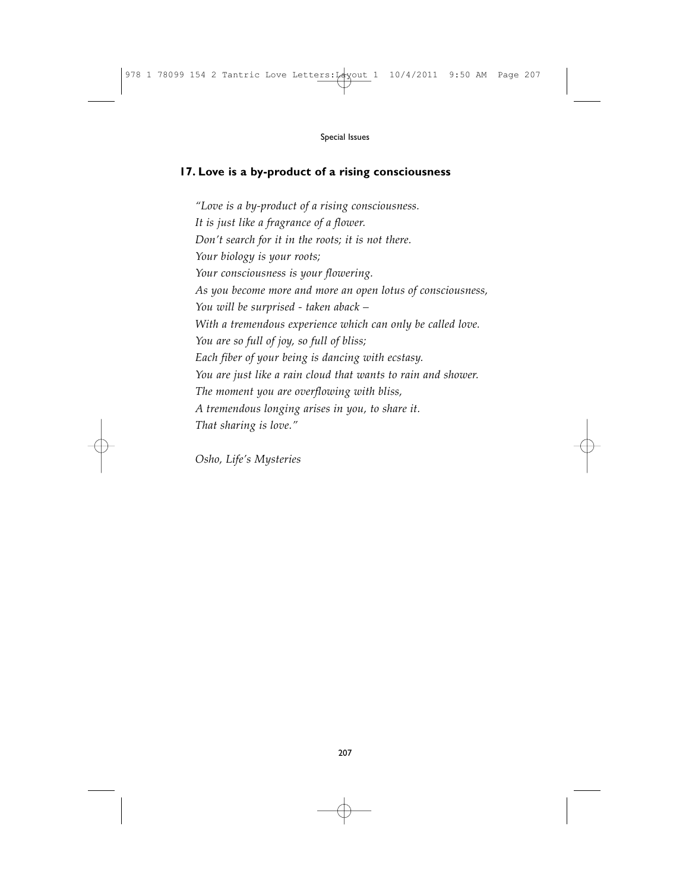## 17. Love is a by-product of a rising consciousness

*"Love is a by-product of a rising consciousness.*
*It is just like a fragrance of a flower.*
*Don't search for it in the roots; it is not there.*
*Your biology is your roots;*
*Your consciousness is your flowering.*
*As you become more and more an open lotus of consciousness,*
*You will be surprised - taken aback –*
*With a tremendous experience which can only be called love.*
*You are so full of joy, so full of bliss;*
*Each fiber of your being is dancing with ecstasy.*
*You are just like a rain cloud that wants to rain and shower.*
*The moment you are overflowing with bliss,*
*A tremendous longing arises in you, to share it.*
*That sharing is love."*

*Osho, Life's Mysteries*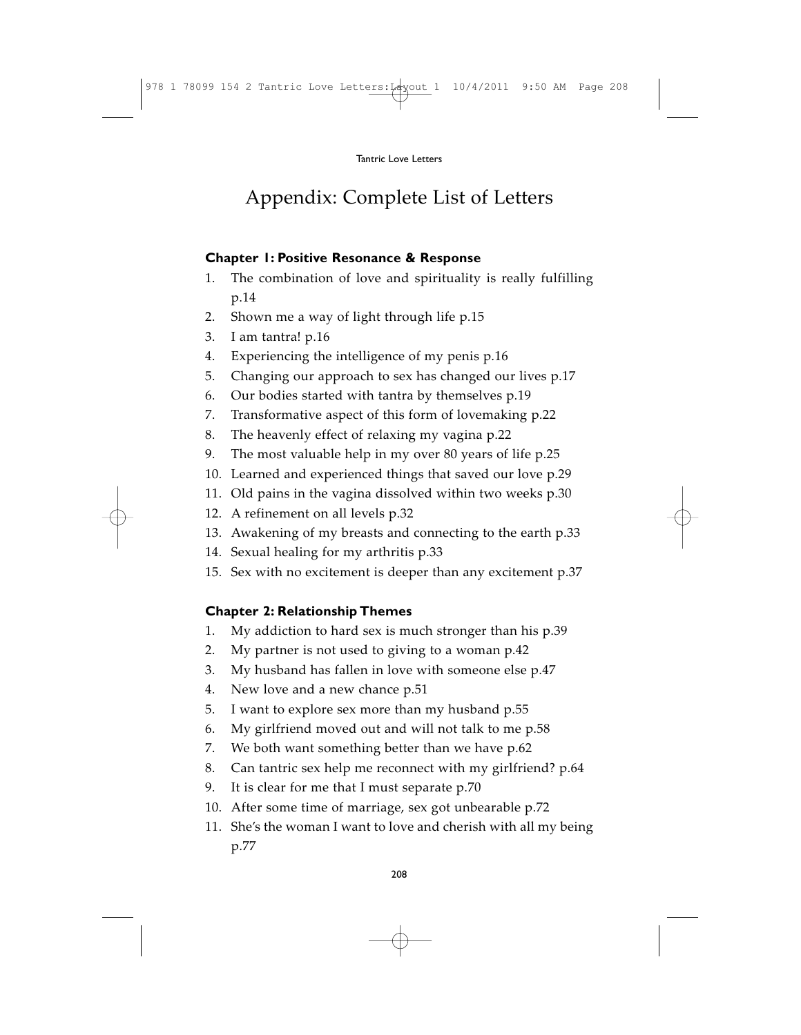# Appendix: Complete List of Letters

### Chapter 1: Positive Resonance & Response

1. The combination of love and spirituality is really fulfilling p.14
2. Shown me a way of light through life p.15
3. I am tantra! p.16
4. Experiencing the intelligence of my penis p.16
5. Changing our approach to sex has changed our lives p.17
6. Our bodies started with tantra by themselves p.19
7. Transformative aspect of this form of lovemaking p.22
8. The heavenly effect of relaxing my vagina p.22
9. The most valuable help in my over 80 years of life p.25
10. Learned and experienced things that saved our love p.29
11. Old pains in the vagina dissolved within two weeks p.30
12. A refinement on all levels p.32
13. Awakening of my breasts and connecting to the earth p.33
14. Sexual healing for my arthritis p.33
15. Sex with no excitement is deeper than any excitement p.37

### Chapter 2: Relationship Themes

1. My addiction to hard sex is much stronger than his p.39
2. My partner is not used to giving to a woman p.42
3. My husband has fallen in love with someone else p.47
4. New love and a new chance p.51
5. I want to explore sex more than my husband p.55
6. My girlfriend moved out and will not talk to me p.58
7. We both want something better than we have p.62
8. Can tantric sex help me reconnect with my girlfriend? p.64
9. It is clear for me that I must separate p.70
10. After some time of marriage, sex got unbearable p.72
11. She's the woman I want to love and cherish with all my being p.77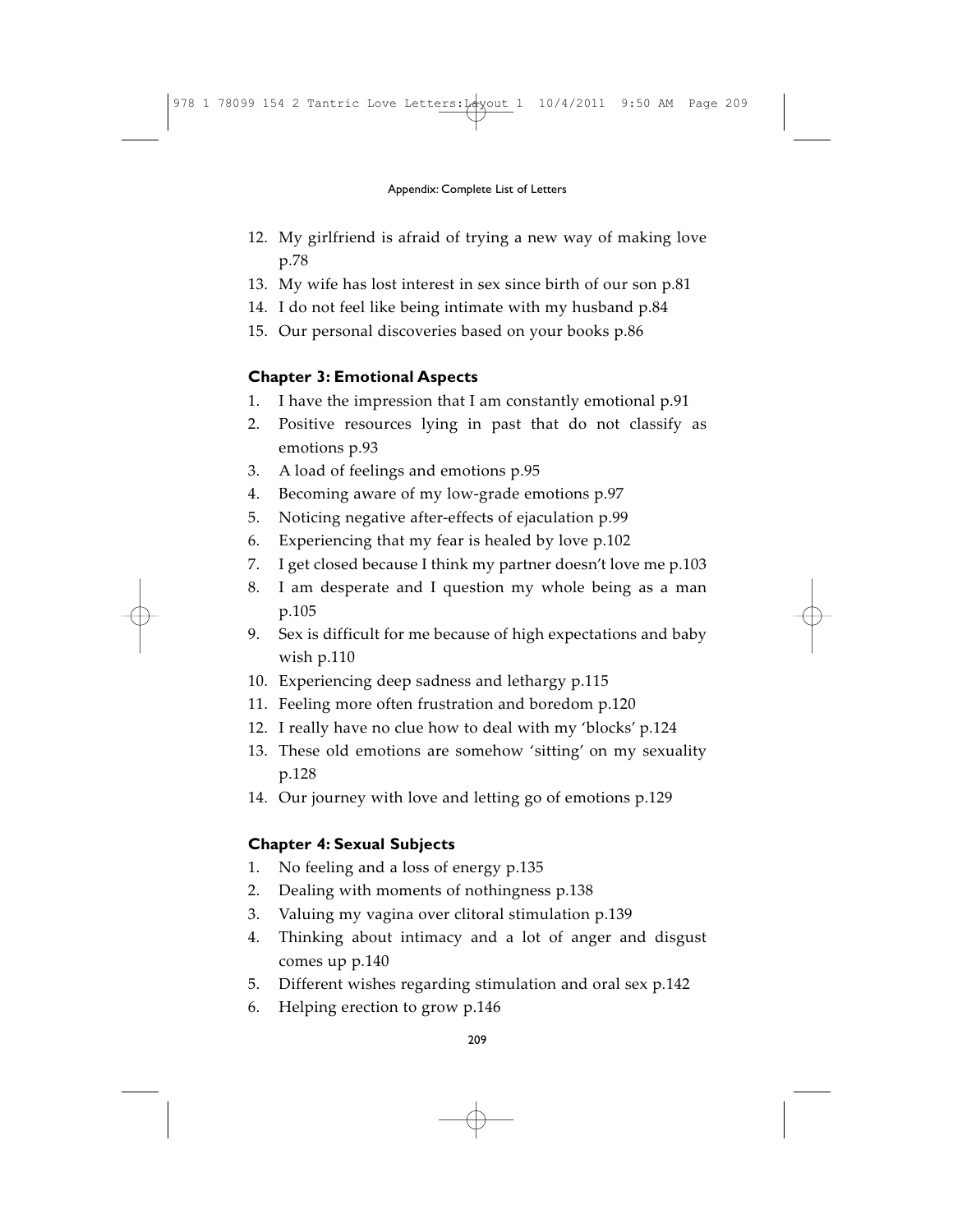12. My girlfriend is afraid of trying a new way of making love p.78
13. My wife has lost interest in sex since birth of our son p.81
14. I do not feel like being intimate with my husband p.84
15. Our personal discoveries based on your books p.86

### Chapter 3: Emotional Aspects

1. I have the impression that I am constantly emotional p.91
2. Positive resources lying in past that do not classify as emotions p.93
3. A load of feelings and emotions p.95
4. Becoming aware of my low-grade emotions p.97
5. Noticing negative after-effects of ejaculation p.99
6. Experiencing that my fear is healed by love p.102
7. I get closed because I think my partner doesn't love me p.103
8. I am desperate and I question my whole being as a man p.105
9. Sex is difficult for me because of high expectations and baby wish p.110
10. Experiencing deep sadness and lethargy p.115
11. Feeling more often frustration and boredom p.120
12. I really have no clue how to deal with my 'blocks' p.124
13. These old emotions are somehow 'sitting' on my sexuality p.128
14. Our journey with love and letting go of emotions p.129

### Chapter 4: Sexual Subjects

1. No feeling and a loss of energy p.135
2. Dealing with moments of nothingness p.138
3. Valuing my vagina over clitoral stimulation p.139
4. Thinking about intimacy and a lot of anger and disgust comes up p.140
5. Different wishes regarding stimulation and oral sex p.142
6. Helping erection to grow p.146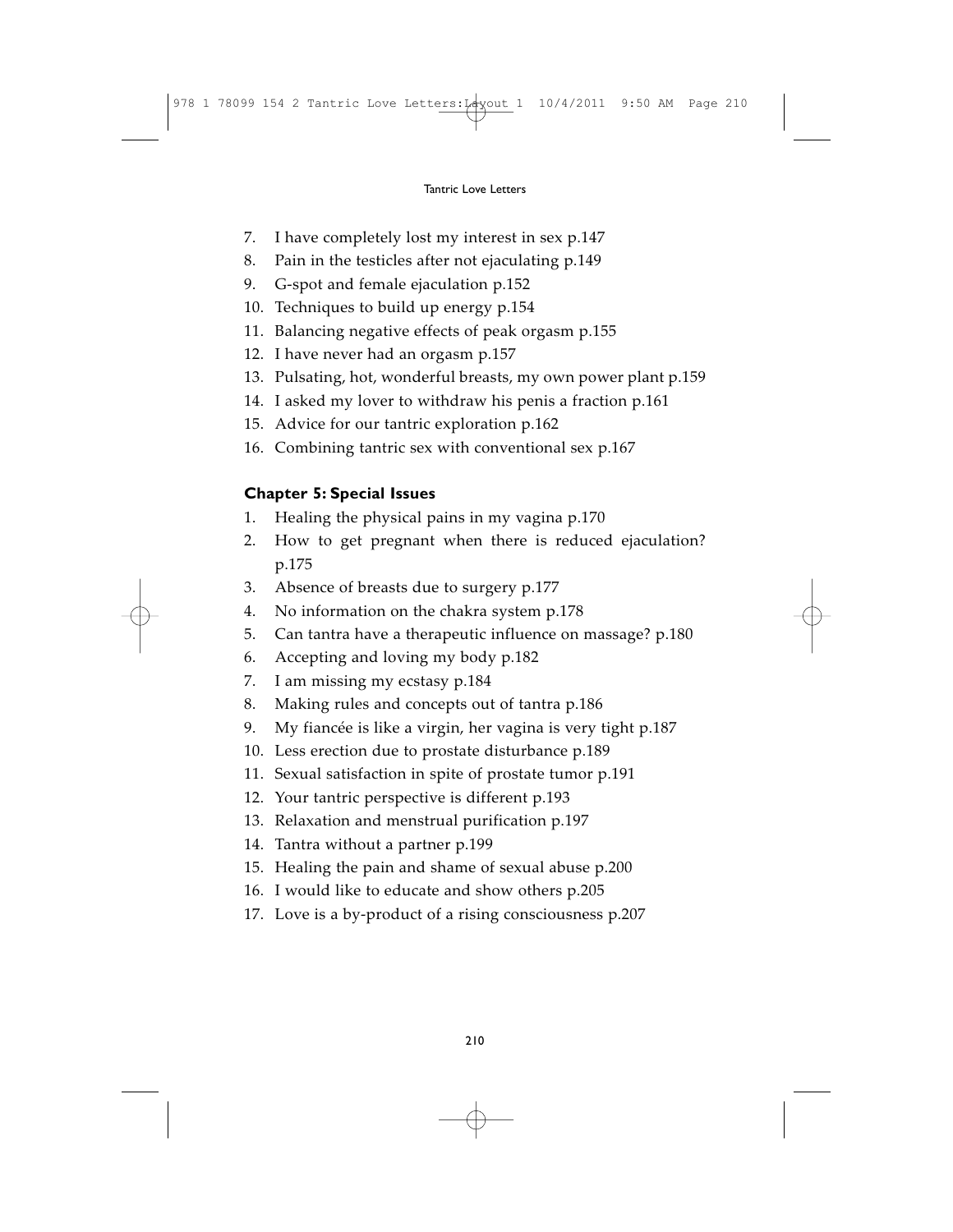7. I have completely lost my interest in sex p.147
8. Pain in the testicles after not ejaculating p.149
9. G-spot and female ejaculation p.152
10. Techniques to build up energy p.154
11. Balancing negative effects of peak orgasm p.155
12. I have never had an orgasm p.157
13. Pulsating, hot, wonderful breasts, my own power plant p.159
14. I asked my lover to withdraw his penis a fraction p.161
15. Advice for our tantric exploration p.162
16. Combining tantric sex with conventional sex p.167

### Chapter 5: Special Issues

1. Healing the physical pains in my vagina p.170
2. How to get pregnant when there is reduced ejaculation? p.175
3. Absence of breasts due to surgery p.177
4. No information on the chakra system p.178
5. Can tantra have a therapeutic influence on massage? p.180
6. Accepting and loving my body p.182
7. I am missing my ecstasy p.184
8. Making rules and concepts out of tantra p.186
9. My fiancée is like a virgin, her vagina is very tight p.187
10. Less erection due to prostate disturbance p.189
11. Sexual satisfaction in spite of prostate tumor p.191
12. Your tantric perspective is different p.193
13. Relaxation and menstrual purification p.197
14. Tantra without a partner p.199
15. Healing the pain and shame of sexual abuse p.200
16. I would like to educate and show others p.205
17. Love is a by-product of a rising consciousness p.207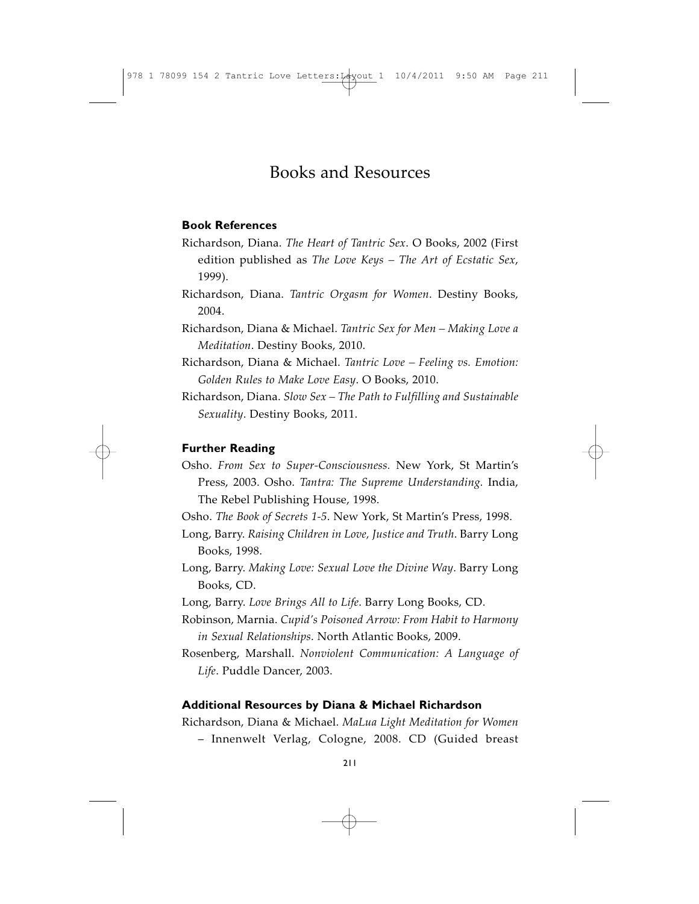# Books and Resources

### Book References

Richardson, Diana. *The Heart of Tantric Sex*. O Books, 2002 (First edition published as *The Love Keys – The Art of Ecstatic Sex*, 1999).

Richardson, Diana. *Tantric Orgasm for Women*. Destiny Books, 2004.

Richardson, Diana & Michael. *Tantric Sex for Men – Making Love a Meditation*. Destiny Books, 2010.

Richardson, Diana & Michael. *Tantric Love – Feeling vs. Emotion: Golden Rules to Make Love Easy*. O Books, 2010.

Richardson, Diana. *Slow Sex – The Path to Fulfilling and Sustainable Sexuality*. Destiny Books, 2011.

### Further Reading

Osho. *From Sex to Super-Consciousness.* New York, St Martin's Press, 2003. Osho. *Tantra: The Supreme Understanding.* India, The Rebel Publishing House, 1998.

Osho. *The Book of Secrets 1-5*. New York, St Martin's Press, 1998.

Long, Barry. *Raising Children in Love, Justice and Truth*. Barry Long Books, 1998.

Long, Barry. *Making Love: Sexual Love the Divine Way*. Barry Long Books, CD.

Long, Barry. *Love Brings All to Life*. Barry Long Books, CD.

Robinson, Marnia. *Cupid's Poisoned Arrow: From Habit to Harmony in Sexual Relationships*. North Atlantic Books, 2009.

Rosenberg, Marshall. *Nonviolent Communication: A Language of Life*. Puddle Dancer, 2003.

### Additional Resources by Diana & Michael Richardson

Richardson, Diana & Michael. *MaLua Light Meditation for Women* – Innenwelt Verlag, Cologne, 2008. CD (Guided breast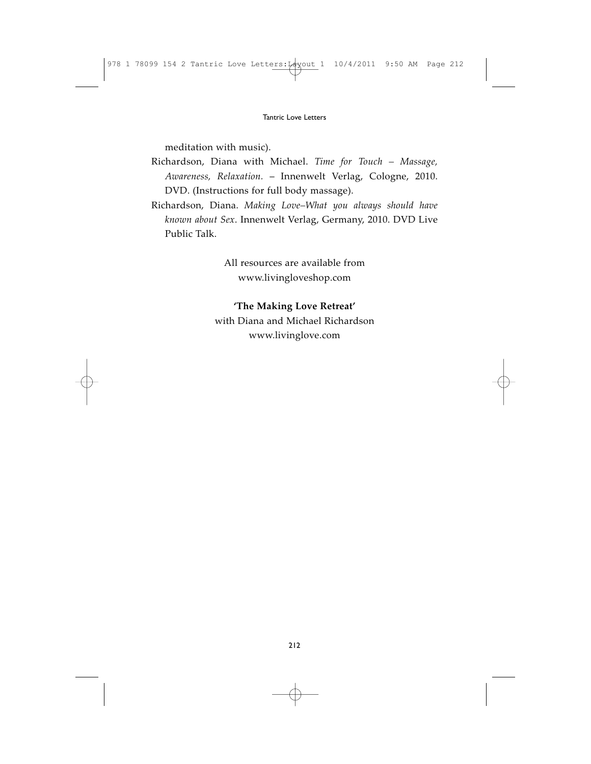meditation with music).

Richardson, Diana with Michael. *Time for Touch – Massage, Awareness, Relaxation.* – Innenwelt Verlag, Cologne, 2010. DVD. (Instructions for full body massage).

Richardson, Diana. *Making Love–What you always should have known about Sex*. Innenwelt Verlag, Germany, 2010. DVD Live Public Talk.

All resources are available from
www.livingloveshop.com

**'The Making Love Retreat'**
with Diana and Michael Richardson
www.livinglove.com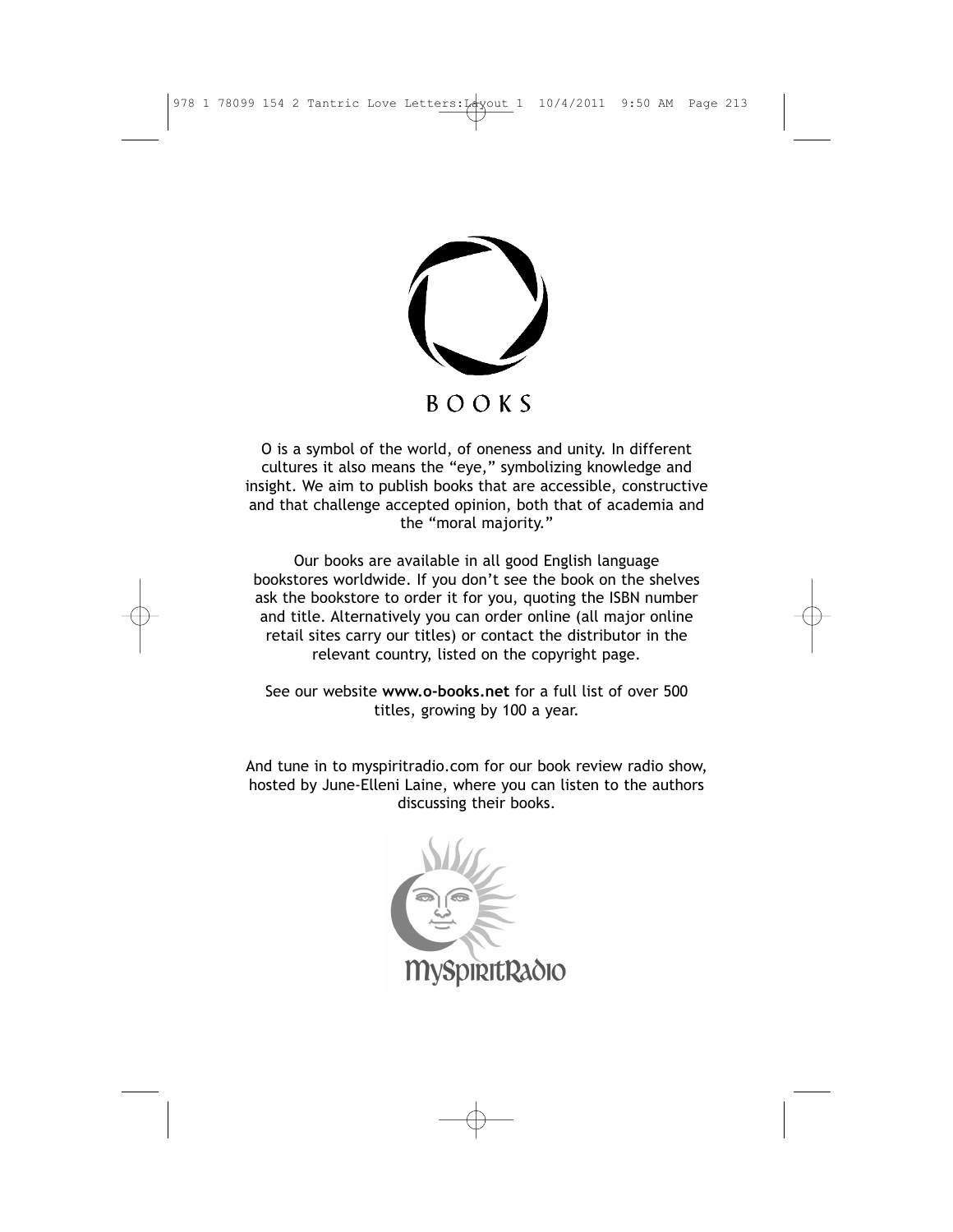BOOKS

O is a symbol of the world, of oneness and unity. In different cultures it also means the "eye," symbolizing knowledge and insight. We aim to publish books that are accessible, constructive and that challenge accepted opinion, both that of academia and the "moral majority."

Our books are available in all good English language bookstores worldwide. If you don't see the book on the shelves ask the bookstore to order it for you, quoting the ISBN number and title. Alternatively you can order online (all major online retail sites carry our titles) or contact the distributor in the relevant country, listed on the copyright page.

See our website **www.o-books.net** for a full list of over 500 titles, growing by 100 a year.

And tune in to myspiritradio.com for our book review radio show, hosted by June-Elleni Laine, where you can listen to the authors discussing their books.

MySpiritRadio